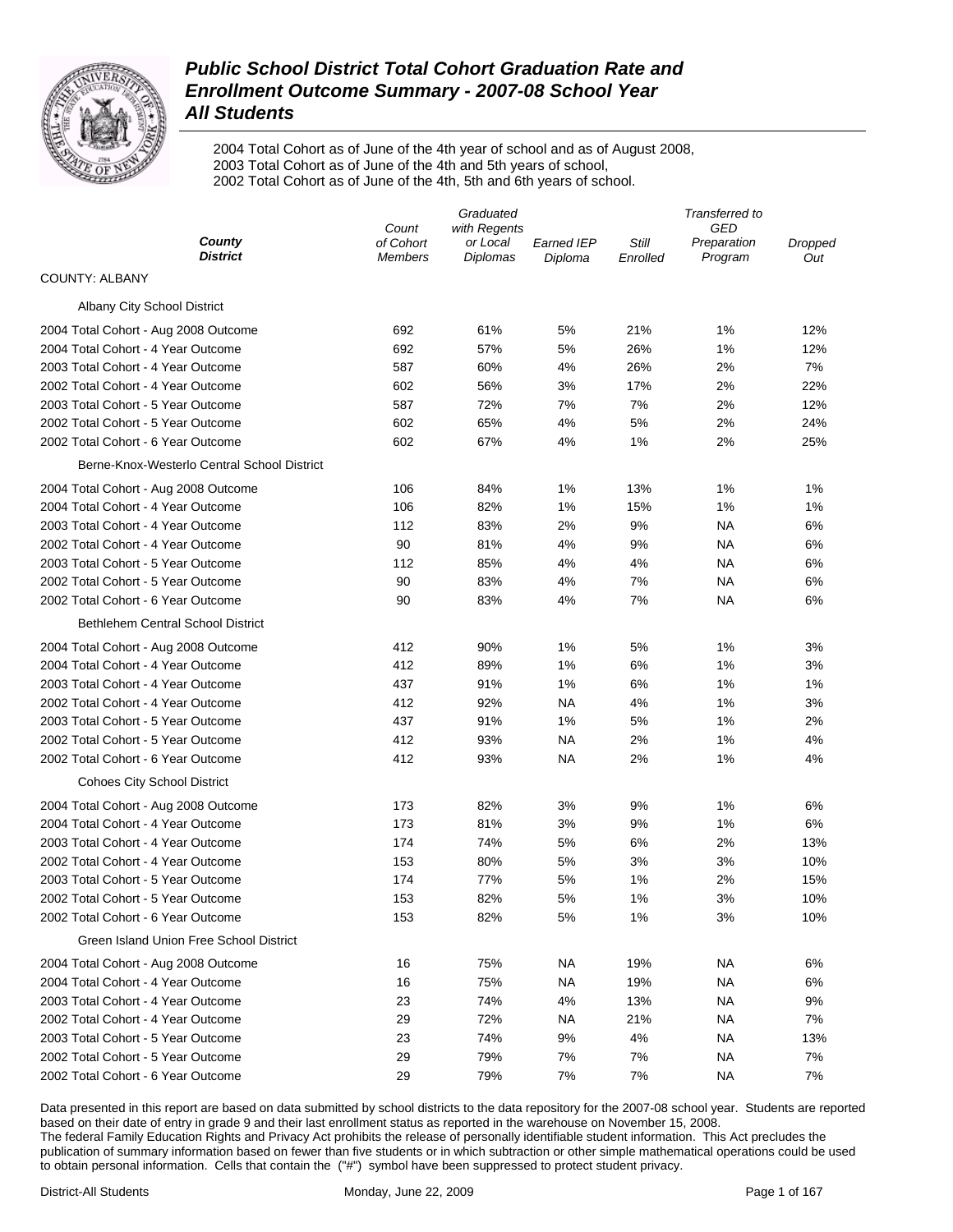# *Public School District Total Cohort Graduation Rate and Enrollment Outcome Summary - 2007-08 School Year*
## *All Students*

2004 Total Cohort as of June of the 4th year of school and as of August 2008,
2003 Total Cohort as of June of the 4th and 5th years of school,
2002 Total Cohort as of June of the 4th, 5th and 6th years of school.

| *County District* | *Count of Cohort Members* | *Graduated with Regents or Local Diplomas* | *Earned IEP Diploma* | *Still Enrolled* | *Transferred to GED Preparation Program* | *Dropped Out* |
|---|---|---|---|---|---|---|
| COUNTY: ALBANY | | | | | | |
| Albany City School District | | | | | | |
| 2004 Total Cohort - Aug 2008 Outcome | 692 | 61% | 5% | 21% | 1% | 12% |
| 2004 Total Cohort - 4 Year Outcome | 692 | 57% | 5% | 26% | 1% | 12% |
| 2003 Total Cohort - 4 Year Outcome | 587 | 60% | 4% | 26% | 2% | 7% |
| 2002 Total Cohort - 4 Year Outcome | 602 | 56% | 3% | 17% | 2% | 22% |
| 2003 Total Cohort - 5 Year Outcome | 587 | 72% | 7% | 7% | 2% | 12% |
| 2002 Total Cohort - 5 Year Outcome | 602 | 65% | 4% | 5% | 2% | 24% |
| 2002 Total Cohort - 6 Year Outcome | 602 | 67% | 4% | 1% | 2% | 25% |
| Berne-Knox-Westerlo Central School District | | | | | | |
| 2004 Total Cohort - Aug 2008 Outcome | 106 | 84% | 1% | 13% | 1% | 1% |
| 2004 Total Cohort - 4 Year Outcome | 106 | 82% | 1% | 15% | 1% | 1% |
| 2003 Total Cohort - 4 Year Outcome | 112 | 83% | 2% | 9% | NA | 6% |
| 2002 Total Cohort - 4 Year Outcome | 90 | 81% | 4% | 9% | NA | 6% |
| 2003 Total Cohort - 5 Year Outcome | 112 | 85% | 4% | 4% | NA | 6% |
| 2002 Total Cohort - 5 Year Outcome | 90 | 83% | 4% | 7% | NA | 6% |
| 2002 Total Cohort - 6 Year Outcome | 90 | 83% | 4% | 7% | NA | 6% |
| Bethlehem Central School District | | | | | | |
| 2004 Total Cohort - Aug 2008 Outcome | 412 | 90% | 1% | 5% | 1% | 3% |
| 2004 Total Cohort - 4 Year Outcome | 412 | 89% | 1% | 6% | 1% | 3% |
| 2003 Total Cohort - 4 Year Outcome | 437 | 91% | 1% | 6% | 1% | 1% |
| 2002 Total Cohort - 4 Year Outcome | 412 | 92% | NA | 4% | 1% | 3% |
| 2003 Total Cohort - 5 Year Outcome | 437 | 91% | 1% | 5% | 1% | 2% |
| 2002 Total Cohort - 5 Year Outcome | 412 | 93% | NA | 2% | 1% | 4% |
| 2002 Total Cohort - 6 Year Outcome | 412 | 93% | NA | 2% | 1% | 4% |
| Cohoes City School District | | | | | | |
| 2004 Total Cohort - Aug 2008 Outcome | 173 | 82% | 3% | 9% | 1% | 6% |
| 2004 Total Cohort - 4 Year Outcome | 173 | 81% | 3% | 9% | 1% | 6% |
| 2003 Total Cohort - 4 Year Outcome | 174 | 74% | 5% | 6% | 2% | 13% |
| 2002 Total Cohort - 4 Year Outcome | 153 | 80% | 5% | 3% | 3% | 10% |
| 2003 Total Cohort - 5 Year Outcome | 174 | 77% | 5% | 1% | 2% | 15% |
| 2002 Total Cohort - 5 Year Outcome | 153 | 82% | 5% | 1% | 3% | 10% |
| 2002 Total Cohort - 6 Year Outcome | 153 | 82% | 5% | 1% | 3% | 10% |
| Green Island Union Free School District | | | | | | |
| 2004 Total Cohort - Aug 2008 Outcome | 16 | 75% | NA | 19% | NA | 6% |
| 2004 Total Cohort - 4 Year Outcome | 16 | 75% | NA | 19% | NA | 6% |
| 2003 Total Cohort - 4 Year Outcome | 23 | 74% | 4% | 13% | NA | 9% |
| 2002 Total Cohort - 4 Year Outcome | 29 | 72% | NA | 21% | NA | 7% |
| 2003 Total Cohort - 5 Year Outcome | 23 | 74% | 9% | 4% | NA | 13% |
| 2002 Total Cohort - 5 Year Outcome | 29 | 79% | 7% | 7% | NA | 7% |
| 2002 Total Cohort - 6 Year Outcome | 29 | 79% | 7% | 7% | NA | 7% |

Data presented in this report are based on data submitted by school districts to the data repository for the 2007-08 school year. Students are reported based on their date of entry in grade 9 and their last enrollment status as reported in the warehouse on November 15, 2008.
The federal Family Education Rights and Privacy Act prohibits the release of personally identifiable student information. This Act precludes the publication of summary information based on fewer than five students or in which subtraction or other simple mathematical operations could be used to obtain personal information. Cells that contain the ("#") symbol have been suppressed to protect student privacy.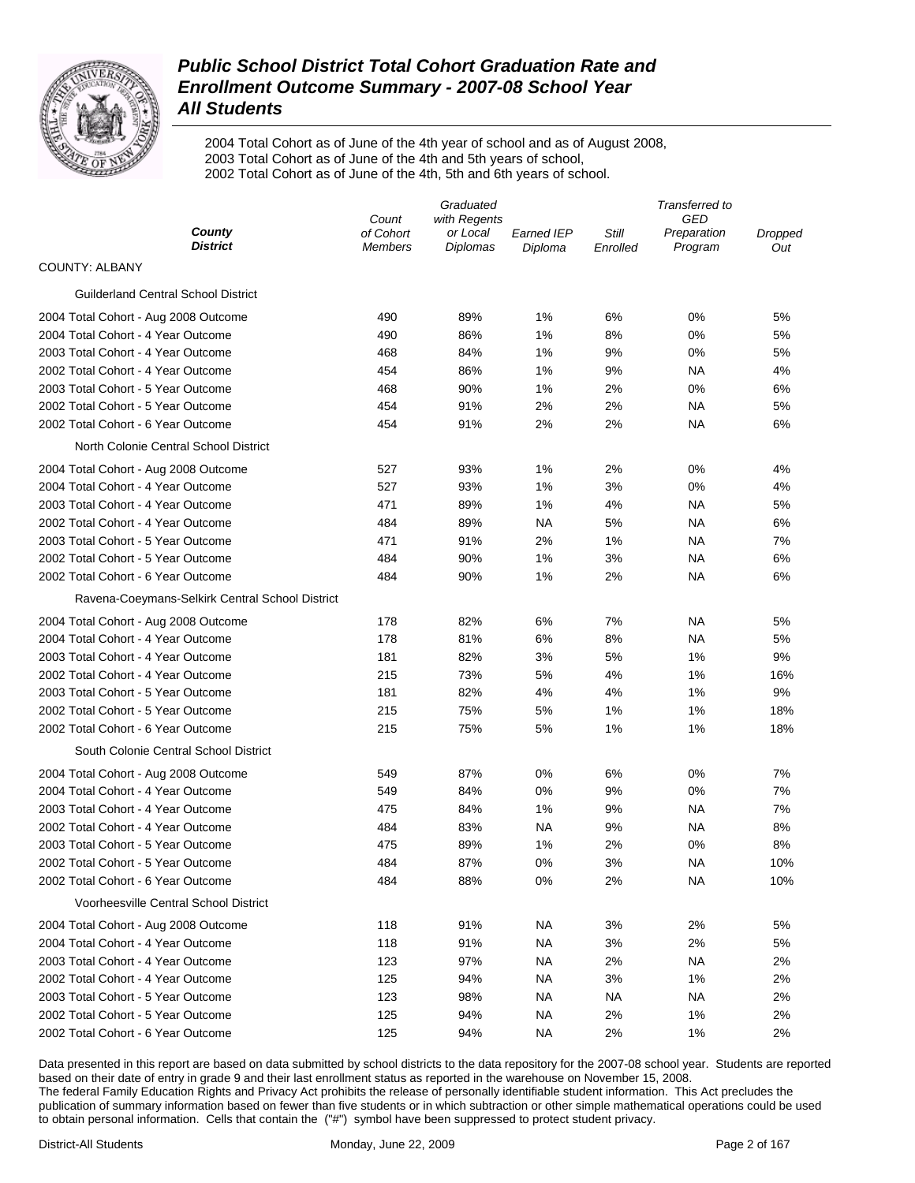# Public School District Total Cohort Graduation Rate and Enrollment Outcome Summary - 2007-08 School Year
## All Students

2004 Total Cohort as of June of the 4th year of school and as of August 2008,
2003 Total Cohort as of June of the 4th and 5th years of school,
2002 Total Cohort as of June of the 4th, 5th and 6th years of school.

| County / District | Count of Cohort Members | Graduated with Regents or Local Diplomas | Earned IEP Diploma | Still Enrolled | Transferred to GED Preparation Program | Dropped Out |
|---|---|---|---|---|---|---|
| COUNTY: ALBANY | | | | | | |
| Guilderland Central School District | | | | | | |
| 2004 Total Cohort - Aug 2008 Outcome | 490 | 89% | 1% | 6% | 0% | 5% |
| 2004 Total Cohort - 4 Year Outcome | 490 | 86% | 1% | 8% | 0% | 5% |
| 2003 Total Cohort - 4 Year Outcome | 468 | 84% | 1% | 9% | 0% | 5% |
| 2002 Total Cohort - 4 Year Outcome | 454 | 86% | 1% | 9% | NA | 4% |
| 2003 Total Cohort - 5 Year Outcome | 468 | 90% | 1% | 2% | 0% | 6% |
| 2002 Total Cohort - 5 Year Outcome | 454 | 91% | 2% | 2% | NA | 5% |
| 2002 Total Cohort - 6 Year Outcome | 454 | 91% | 2% | 2% | NA | 6% |
| North Colonie Central School District | | | | | | |
| 2004 Total Cohort - Aug 2008 Outcome | 527 | 93% | 1% | 2% | 0% | 4% |
| 2004 Total Cohort - 4 Year Outcome | 527 | 93% | 1% | 3% | 0% | 4% |
| 2003 Total Cohort - 4 Year Outcome | 471 | 89% | 1% | 4% | NA | 5% |
| 2002 Total Cohort - 4 Year Outcome | 484 | 89% | NA | 5% | NA | 6% |
| 2003 Total Cohort - 5 Year Outcome | 471 | 91% | 2% | 1% | NA | 7% |
| 2002 Total Cohort - 5 Year Outcome | 484 | 90% | 1% | 3% | NA | 6% |
| 2002 Total Cohort - 6 Year Outcome | 484 | 90% | 1% | 2% | NA | 6% |
| Ravena-Coeymans-Selkirk Central School District | | | | | | |
| 2004 Total Cohort - Aug 2008 Outcome | 178 | 82% | 6% | 7% | NA | 5% |
| 2004 Total Cohort - 4 Year Outcome | 178 | 81% | 6% | 8% | NA | 5% |
| 2003 Total Cohort - 4 Year Outcome | 181 | 82% | 3% | 5% | 1% | 9% |
| 2002 Total Cohort - 4 Year Outcome | 215 | 73% | 5% | 4% | 1% | 16% |
| 2003 Total Cohort - 5 Year Outcome | 181 | 82% | 4% | 4% | 1% | 9% |
| 2002 Total Cohort - 5 Year Outcome | 215 | 75% | 5% | 1% | 1% | 18% |
| 2002 Total Cohort - 6 Year Outcome | 215 | 75% | 5% | 1% | 1% | 18% |
| South Colonie Central School District | | | | | | |
| 2004 Total Cohort - Aug 2008 Outcome | 549 | 87% | 0% | 6% | 0% | 7% |
| 2004 Total Cohort - 4 Year Outcome | 549 | 84% | 0% | 9% | 0% | 7% |
| 2003 Total Cohort - 4 Year Outcome | 475 | 84% | 1% | 9% | NA | 7% |
| 2002 Total Cohort - 4 Year Outcome | 484 | 83% | NA | 9% | NA | 8% |
| 2003 Total Cohort - 5 Year Outcome | 475 | 89% | 1% | 2% | 0% | 8% |
| 2002 Total Cohort - 5 Year Outcome | 484 | 87% | 0% | 3% | NA | 10% |
| 2002 Total Cohort - 6 Year Outcome | 484 | 88% | 0% | 2% | NA | 10% |
| Voorheesville Central School District | | | | | | |
| 2004 Total Cohort - Aug 2008 Outcome | 118 | 91% | NA | 3% | 2% | 5% |
| 2004 Total Cohort - 4 Year Outcome | 118 | 91% | NA | 3% | 2% | 5% |
| 2003 Total Cohort - 4 Year Outcome | 123 | 97% | NA | 2% | NA | 2% |
| 2002 Total Cohort - 4 Year Outcome | 125 | 94% | NA | 3% | 1% | 2% |
| 2003 Total Cohort - 5 Year Outcome | 123 | 98% | NA | NA | NA | 2% |
| 2002 Total Cohort - 5 Year Outcome | 125 | 94% | NA | 2% | 1% | 2% |
| 2002 Total Cohort - 6 Year Outcome | 125 | 94% | NA | 2% | 1% | 2% |

Data presented in this report are based on data submitted by school districts to the data repository for the 2007-08 school year. Students are reported based on their date of entry in grade 9 and their last enrollment status as reported in the warehouse on November 15, 2008.
The federal Family Education Rights and Privacy Act prohibits the release of personally identifiable student information. This Act precludes the publication of summary information based on fewer than five students or in which subtraction or other simple mathematical operations could be used to obtain personal information. Cells that contain the ("#") symbol have been suppressed to protect student privacy.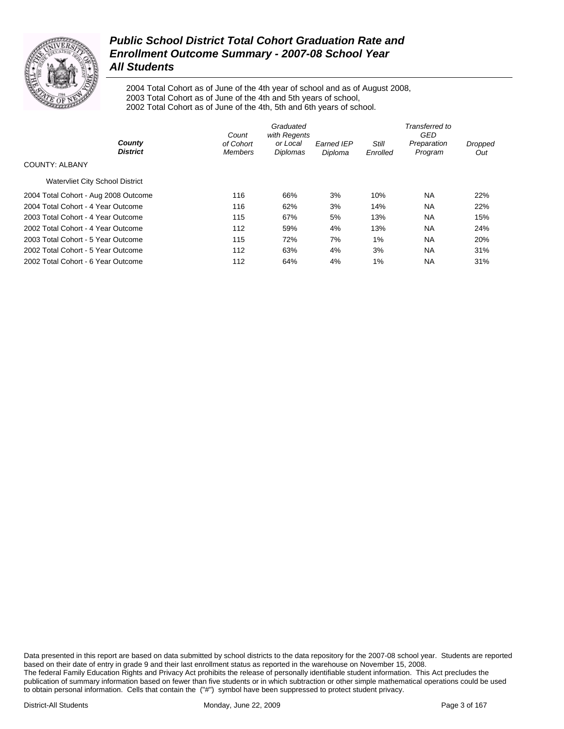# Public School District Total Cohort Graduation Rate and Enrollment Outcome Summary - 2007-08 School Year

## All Students

2004 Total Cohort as of June of the 4th year of school and as of August 2008,
2003 Total Cohort as of June of the 4th and 5th years of school,
2002 Total Cohort as of June of the 4th, 5th and 6th years of school.

| County / District | Count of Cohort Members | Graduated with Regents or Local Diplomas | Earned IEP Diploma | Still Enrolled | Transferred to GED Preparation Program | Dropped Out |
|---|---|---|---|---|---|---|
| COUNTY: ALBANY | | | | | | |
| Watervliet City School District | | | | | | |
| 2004 Total Cohort - Aug 2008 Outcome | 116 | 66% | 3% | 10% | NA | 22% |
| 2004 Total Cohort - 4 Year Outcome | 116 | 62% | 3% | 14% | NA | 22% |
| 2003 Total Cohort - 4 Year Outcome | 115 | 67% | 5% | 13% | NA | 15% |
| 2002 Total Cohort - 4 Year Outcome | 112 | 59% | 4% | 13% | NA | 24% |
| 2003 Total Cohort - 5 Year Outcome | 115 | 72% | 7% | 1% | NA | 20% |
| 2002 Total Cohort - 5 Year Outcome | 112 | 63% | 4% | 3% | NA | 31% |
| 2002 Total Cohort - 6 Year Outcome | 112 | 64% | 4% | 1% | NA | 31% |

Data presented in this report are based on data submitted by school districts to the data repository for the 2007-08 school year. Students are reported based on their date of entry in grade 9 and their last enrollment status as reported in the warehouse on November 15, 2008. The federal Family Education Rights and Privacy Act prohibits the release of personally identifiable student information. This Act precludes the publication of summary information based on fewer than five students or in which subtraction or other simple mathematical operations could be used to obtain personal information. Cells that contain the ("#") symbol have been suppressed to protect student privacy.

District-All Students Monday, June 22, 2009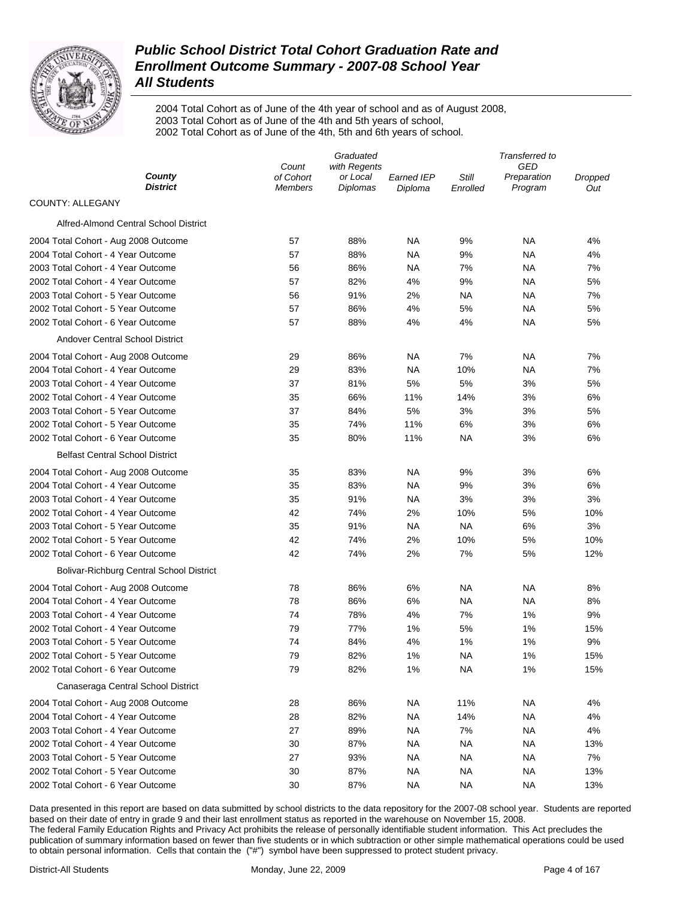# Public School District Total Cohort Graduation Rate and Enrollment Outcome Summary - 2007-08 School Year

## All Students

2004 Total Cohort as of June of the 4th year of school and as of August 2008,
2003 Total Cohort as of June of the 4th and 5th years of school,
2002 Total Cohort as of June of the 4th, 5th and 6th years of school.

| *County District* | *Count of Cohort Members* | *Graduated with Regents or Local Diplomas* | *Earned IEP Diploma* | *Still Enrolled* | *Transferred to GED Preparation Program* | *Dropped Out* |
|---|---|---|---|---|---|---|
| COUNTY: ALLEGANY | | | | | | |
| Alfred-Almond Central School District | | | | | | |
| 2004 Total Cohort - Aug 2008 Outcome | 57 | 88% | NA | 9% | NA | 4% |
| 2004 Total Cohort - 4 Year Outcome | 57 | 88% | NA | 9% | NA | 4% |
| 2003 Total Cohort - 4 Year Outcome | 56 | 86% | NA | 7% | NA | 7% |
| 2002 Total Cohort - 4 Year Outcome | 57 | 82% | 4% | 9% | NA | 5% |
| 2003 Total Cohort - 5 Year Outcome | 56 | 91% | 2% | NA | NA | 7% |
| 2002 Total Cohort - 5 Year Outcome | 57 | 86% | 4% | 5% | NA | 5% |
| 2002 Total Cohort - 6 Year Outcome | 57 | 88% | 4% | 4% | NA | 5% |
| Andover Central School District | | | | | | |
| 2004 Total Cohort - Aug 2008 Outcome | 29 | 86% | NA | 7% | NA | 7% |
| 2004 Total Cohort - 4 Year Outcome | 29 | 83% | NA | 10% | NA | 7% |
| 2003 Total Cohort - 4 Year Outcome | 37 | 81% | 5% | 5% | 3% | 5% |
| 2002 Total Cohort - 4 Year Outcome | 35 | 66% | 11% | 14% | 3% | 6% |
| 2003 Total Cohort - 5 Year Outcome | 37 | 84% | 5% | 3% | 3% | 5% |
| 2002 Total Cohort - 5 Year Outcome | 35 | 74% | 11% | 6% | 3% | 6% |
| 2002 Total Cohort - 6 Year Outcome | 35 | 80% | 11% | NA | 3% | 6% |
| Belfast Central School District | | | | | | |
| 2004 Total Cohort - Aug 2008 Outcome | 35 | 83% | NA | 9% | 3% | 6% |
| 2004 Total Cohort - 4 Year Outcome | 35 | 83% | NA | 9% | 3% | 6% |
| 2003 Total Cohort - 4 Year Outcome | 35 | 91% | NA | 3% | 3% | 3% |
| 2002 Total Cohort - 4 Year Outcome | 42 | 74% | 2% | 10% | 5% | 10% |
| 2003 Total Cohort - 5 Year Outcome | 35 | 91% | NA | NA | 6% | 3% |
| 2002 Total Cohort - 5 Year Outcome | 42 | 74% | 2% | 10% | 5% | 10% |
| 2002 Total Cohort - 6 Year Outcome | 42 | 74% | 2% | 7% | 5% | 12% |
| Bolivar-Richburg Central School District | | | | | | |
| 2004 Total Cohort - Aug 2008 Outcome | 78 | 86% | 6% | NA | NA | 8% |
| 2004 Total Cohort - 4 Year Outcome | 78 | 86% | 6% | NA | NA | 8% |
| 2003 Total Cohort - 4 Year Outcome | 74 | 78% | 4% | 7% | 1% | 9% |
| 2002 Total Cohort - 4 Year Outcome | 79 | 77% | 1% | 5% | 1% | 15% |
| 2003 Total Cohort - 5 Year Outcome | 74 | 84% | 4% | 1% | 1% | 9% |
| 2002 Total Cohort - 5 Year Outcome | 79 | 82% | 1% | NA | 1% | 15% |
| 2002 Total Cohort - 6 Year Outcome | 79 | 82% | 1% | NA | 1% | 15% |
| Canaseraga Central School District | | | | | | |
| 2004 Total Cohort - Aug 2008 Outcome | 28 | 86% | NA | 11% | NA | 4% |
| 2004 Total Cohort - 4 Year Outcome | 28 | 82% | NA | 14% | NA | 4% |
| 2003 Total Cohort - 4 Year Outcome | 27 | 89% | NA | 7% | NA | 4% |
| 2002 Total Cohort - 4 Year Outcome | 30 | 87% | NA | NA | NA | 13% |
| 2003 Total Cohort - 5 Year Outcome | 27 | 93% | NA | NA | NA | 7% |
| 2002 Total Cohort - 5 Year Outcome | 30 | 87% | NA | NA | NA | 13% |
| 2002 Total Cohort - 6 Year Outcome | 30 | 87% | NA | NA | NA | 13% |

Data presented in this report are based on data submitted by school districts to the data repository for the 2007-08 school year. Students are reported based on their date of entry in grade 9 and their last enrollment status as reported in the warehouse on November 15, 2008.
The federal Family Education Rights and Privacy Act prohibits the release of personally identifiable student information. This Act precludes the publication of summary information based on fewer than five students or in which subtraction or other simple mathematical operations could be used to obtain personal information. Cells that contain the ("#") symbol have been suppressed to protect student privacy.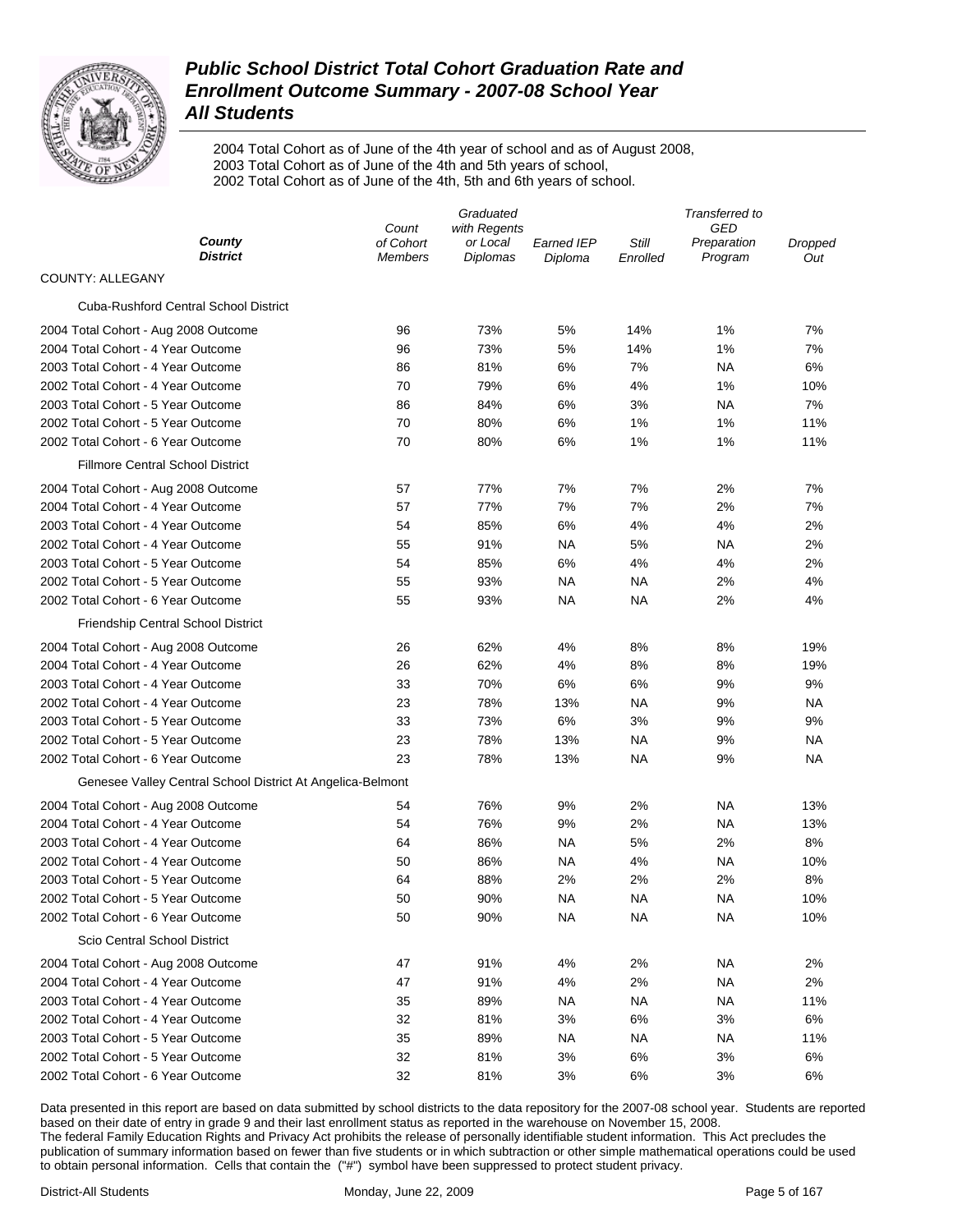# *Public School District Total Cohort Graduation Rate and Enrollment Outcome Summary - 2007-08 School Year*
## *All Students*

2004 Total Cohort as of June of the 4th year of school and as of August 2008,
2003 Total Cohort as of June of the 4th and 5th years of school,
2002 Total Cohort as of June of the 4th, 5th and 6th years of school.

| *County District* | *Count of Cohort Members* | *Graduated with Regents or Local Diplomas* | *Earned IEP Diploma* | *Still Enrolled* | *Transferred to GED Preparation Program* | *Dropped Out* |
|---|---|---|---|---|---|---|
| COUNTY: ALLEGANY | | | | | | |
| Cuba-Rushford Central School District | | | | | | |
| 2004 Total Cohort - Aug 2008 Outcome | 96 | 73% | 5% | 14% | 1% | 7% |
| 2004 Total Cohort - 4 Year Outcome | 96 | 73% | 5% | 14% | 1% | 7% |
| 2003 Total Cohort - 4 Year Outcome | 86 | 81% | 6% | 7% | NA | 6% |
| 2002 Total Cohort - 4 Year Outcome | 70 | 79% | 6% | 4% | 1% | 10% |
| 2003 Total Cohort - 5 Year Outcome | 86 | 84% | 6% | 3% | NA | 7% |
| 2002 Total Cohort - 5 Year Outcome | 70 | 80% | 6% | 1% | 1% | 11% |
| 2002 Total Cohort - 6 Year Outcome | 70 | 80% | 6% | 1% | 1% | 11% |
| Fillmore Central School District | | | | | | |
| 2004 Total Cohort - Aug 2008 Outcome | 57 | 77% | 7% | 7% | 2% | 7% |
| 2004 Total Cohort - 4 Year Outcome | 57 | 77% | 7% | 7% | 2% | 7% |
| 2003 Total Cohort - 4 Year Outcome | 54 | 85% | 6% | 4% | 4% | 2% |
| 2002 Total Cohort - 4 Year Outcome | 55 | 91% | NA | 5% | NA | 2% |
| 2003 Total Cohort - 5 Year Outcome | 54 | 85% | 6% | 4% | 4% | 2% |
| 2002 Total Cohort - 5 Year Outcome | 55 | 93% | NA | NA | 2% | 4% |
| 2002 Total Cohort - 6 Year Outcome | 55 | 93% | NA | NA | 2% | 4% |
| Friendship Central School District | | | | | | |
| 2004 Total Cohort - Aug 2008 Outcome | 26 | 62% | 4% | 8% | 8% | 19% |
| 2004 Total Cohort - 4 Year Outcome | 26 | 62% | 4% | 8% | 8% | 19% |
| 2003 Total Cohort - 4 Year Outcome | 33 | 70% | 6% | 6% | 9% | 9% |
| 2002 Total Cohort - 4 Year Outcome | 23 | 78% | 13% | NA | 9% | NA |
| 2003 Total Cohort - 5 Year Outcome | 33 | 73% | 6% | 3% | 9% | 9% |
| 2002 Total Cohort - 5 Year Outcome | 23 | 78% | 13% | NA | 9% | NA |
| 2002 Total Cohort - 6 Year Outcome | 23 | 78% | 13% | NA | 9% | NA |
| Genesee Valley Central School District At Angelica-Belmont | | | | | | |
| 2004 Total Cohort - Aug 2008 Outcome | 54 | 76% | 9% | 2% | NA | 13% |
| 2004 Total Cohort - 4 Year Outcome | 54 | 76% | 9% | 2% | NA | 13% |
| 2003 Total Cohort - 4 Year Outcome | 64 | 86% | NA | 5% | 2% | 8% |
| 2002 Total Cohort - 4 Year Outcome | 50 | 86% | NA | 4% | NA | 10% |
| 2003 Total Cohort - 5 Year Outcome | 64 | 88% | 2% | 2% | 2% | 8% |
| 2002 Total Cohort - 5 Year Outcome | 50 | 90% | NA | NA | NA | 10% |
| 2002 Total Cohort - 6 Year Outcome | 50 | 90% | NA | NA | NA | 10% |
| Scio Central School District | | | | | | |
| 2004 Total Cohort - Aug 2008 Outcome | 47 | 91% | 4% | 2% | NA | 2% |
| 2004 Total Cohort - 4 Year Outcome | 47 | 91% | 4% | 2% | NA | 2% |
| 2003 Total Cohort - 4 Year Outcome | 35 | 89% | NA | NA | NA | 11% |
| 2002 Total Cohort - 4 Year Outcome | 32 | 81% | 3% | 6% | 3% | 6% |
| 2003 Total Cohort - 5 Year Outcome | 35 | 89% | NA | NA | NA | 11% |
| 2002 Total Cohort - 5 Year Outcome | 32 | 81% | 3% | 6% | 3% | 6% |
| 2002 Total Cohort - 6 Year Outcome | 32 | 81% | 3% | 6% | 3% | 6% |

Data presented in this report are based on data submitted by school districts to the data repository for the 2007-08 school year. Students are reported based on their date of entry in grade 9 and their last enrollment status as reported in the warehouse on November 15, 2008.
The federal Family Education Rights and Privacy Act prohibits the release of personally identifiable student information. This Act precludes the publication of summary information based on fewer than five students or in which subtraction or other simple mathematical operations could be used to obtain personal information. Cells that contain the ("#") symbol have been suppressed to protect student privacy.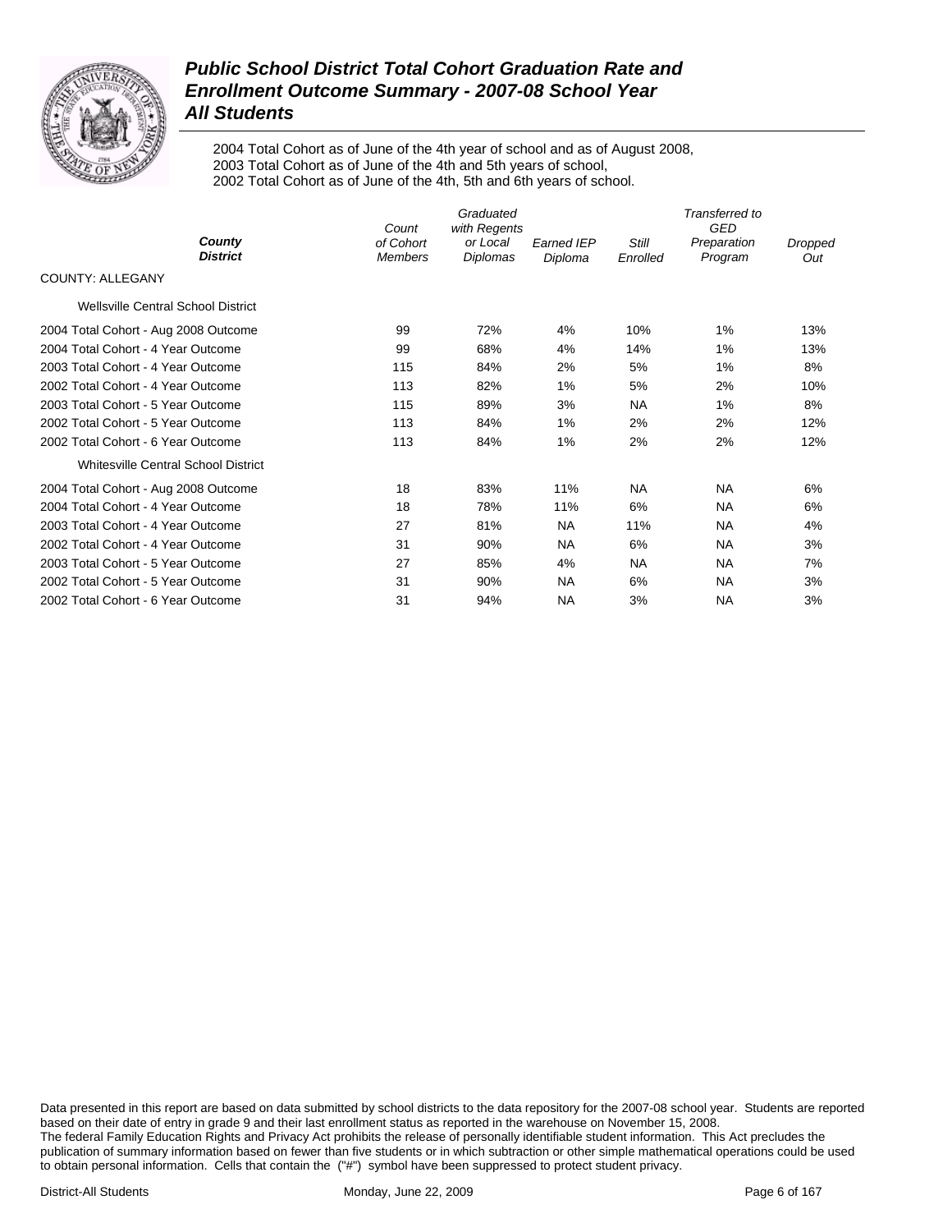# Public School District Total Cohort Graduation Rate and Enrollment Outcome Summary - 2007-08 School Year
## All Students

2004 Total Cohort as of June of the 4th year of school and as of August 2008,
2003 Total Cohort as of June of the 4th and 5th years of school,
2002 Total Cohort as of June of the 4th, 5th and 6th years of school.

| County / District | Count of Cohort Members | Graduated with Regents or Local Diplomas | Earned IEP Diploma | Still Enrolled | Transferred to GED Preparation Program | Dropped Out |
|---|---|---|---|---|---|---|
| COUNTY: ALLEGANY | | | | | | |
| Wellsville Central School District | | | | | | |
| 2004 Total Cohort - Aug 2008 Outcome | 99 | 72% | 4% | 10% | 1% | 13% |
| 2004 Total Cohort - 4 Year Outcome | 99 | 68% | 4% | 14% | 1% | 13% |
| 2003 Total Cohort - 4 Year Outcome | 115 | 84% | 2% | 5% | 1% | 8% |
| 2002 Total Cohort - 4 Year Outcome | 113 | 82% | 1% | 5% | 2% | 10% |
| 2003 Total Cohort - 5 Year Outcome | 115 | 89% | 3% | NA | 1% | 8% |
| 2002 Total Cohort - 5 Year Outcome | 113 | 84% | 1% | 2% | 2% | 12% |
| 2002 Total Cohort - 6 Year Outcome | 113 | 84% | 1% | 2% | 2% | 12% |
| Whitesville Central School District | | | | | | |
| 2004 Total Cohort - Aug 2008 Outcome | 18 | 83% | 11% | NA | NA | 6% |
| 2004 Total Cohort - 4 Year Outcome | 18 | 78% | 11% | 6% | NA | 6% |
| 2003 Total Cohort - 4 Year Outcome | 27 | 81% | NA | 11% | NA | 4% |
| 2002 Total Cohort - 4 Year Outcome | 31 | 90% | NA | 6% | NA | 3% |
| 2003 Total Cohort - 5 Year Outcome | 27 | 85% | 4% | NA | NA | 7% |
| 2002 Total Cohort - 5 Year Outcome | 31 | 90% | NA | 6% | NA | 3% |
| 2002 Total Cohort - 6 Year Outcome | 31 | 94% | NA | 3% | NA | 3% |

Data presented in this report are based on data submitted by school districts to the data repository for the 2007-08 school year. Students are reported based on their date of entry in grade 9 and their last enrollment status as reported in the warehouse on November 15, 2008.
The federal Family Education Rights and Privacy Act prohibits the release of personally identifiable student information. This Act precludes the publication of summary information based on fewer than five students or in which subtraction or other simple mathematical operations could be used to obtain personal information. Cells that contain the ("#") symbol have been suppressed to protect student privacy.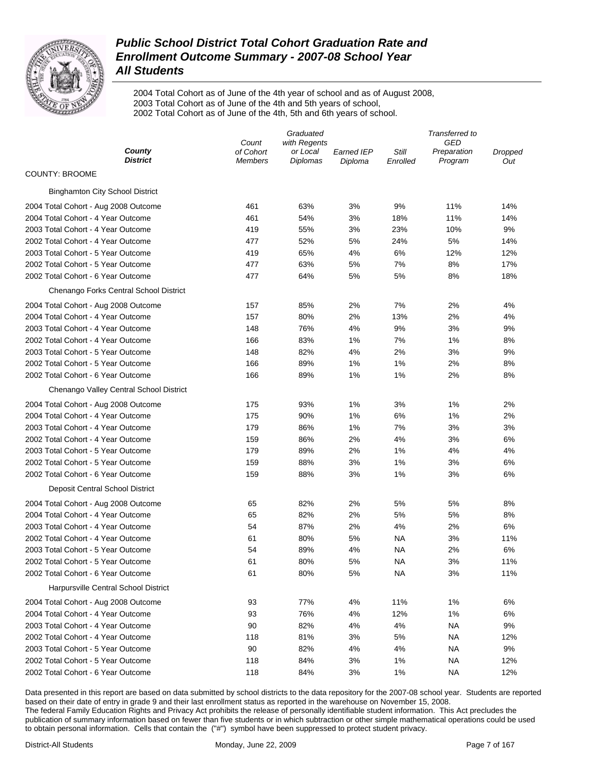# *Public School District Total Cohort Graduation Rate and Enrollment Outcome Summary - 2007-08 School Year*
## *All Students*

2004 Total Cohort as of June of the 4th year of school and as of August 2008,
2003 Total Cohort as of June of the 4th and 5th years of school,
2002 Total Cohort as of June of the 4th, 5th and 6th years of school.

| *County* *District* | *Count of Cohort Members* | *Graduated with Regents or Local Diplomas* | *Earned IEP Diploma* | *Still Enrolled* | *Transferred to GED Preparation Program* | *Dropped Out* |
|---|---|---|---|---|---|---|
| COUNTY: BROOME | | | | | | |
| Binghamton City School District | | | | | | |
| 2004 Total Cohort - Aug 2008 Outcome | 461 | 63% | 3% | 9% | 11% | 14% |
| 2004 Total Cohort - 4 Year Outcome | 461 | 54% | 3% | 18% | 11% | 14% |
| 2003 Total Cohort - 4 Year Outcome | 419 | 55% | 3% | 23% | 10% | 9% |
| 2002 Total Cohort - 4 Year Outcome | 477 | 52% | 5% | 24% | 5% | 14% |
| 2003 Total Cohort - 5 Year Outcome | 419 | 65% | 4% | 6% | 12% | 12% |
| 2002 Total Cohort - 5 Year Outcome | 477 | 63% | 5% | 7% | 8% | 17% |
| 2002 Total Cohort - 6 Year Outcome | 477 | 64% | 5% | 5% | 8% | 18% |
| Chenango Forks Central School District | | | | | | |
| 2004 Total Cohort - Aug 2008 Outcome | 157 | 85% | 2% | 7% | 2% | 4% |
| 2004 Total Cohort - 4 Year Outcome | 157 | 80% | 2% | 13% | 2% | 4% |
| 2003 Total Cohort - 4 Year Outcome | 148 | 76% | 4% | 9% | 3% | 9% |
| 2002 Total Cohort - 4 Year Outcome | 166 | 83% | 1% | 7% | 1% | 8% |
| 2003 Total Cohort - 5 Year Outcome | 148 | 82% | 4% | 2% | 3% | 9% |
| 2002 Total Cohort - 5 Year Outcome | 166 | 89% | 1% | 1% | 2% | 8% |
| 2002 Total Cohort - 6 Year Outcome | 166 | 89% | 1% | 1% | 2% | 8% |
| Chenango Valley Central School District | | | | | | |
| 2004 Total Cohort - Aug 2008 Outcome | 175 | 93% | 1% | 3% | 1% | 2% |
| 2004 Total Cohort - 4 Year Outcome | 175 | 90% | 1% | 6% | 1% | 2% |
| 2003 Total Cohort - 4 Year Outcome | 179 | 86% | 1% | 7% | 3% | 3% |
| 2002 Total Cohort - 4 Year Outcome | 159 | 86% | 2% | 4% | 3% | 6% |
| 2003 Total Cohort - 5 Year Outcome | 179 | 89% | 2% | 1% | 4% | 4% |
| 2002 Total Cohort - 5 Year Outcome | 159 | 88% | 3% | 1% | 3% | 6% |
| 2002 Total Cohort - 6 Year Outcome | 159 | 88% | 3% | 1% | 3% | 6% |
| Deposit Central School District | | | | | | |
| 2004 Total Cohort - Aug 2008 Outcome | 65 | 82% | 2% | 5% | 5% | 8% |
| 2004 Total Cohort - 4 Year Outcome | 65 | 82% | 2% | 5% | 5% | 8% |
| 2003 Total Cohort - 4 Year Outcome | 54 | 87% | 2% | 4% | 2% | 6% |
| 2002 Total Cohort - 4 Year Outcome | 61 | 80% | 5% | NA | 3% | 11% |
| 2003 Total Cohort - 5 Year Outcome | 54 | 89% | 4% | NA | 2% | 6% |
| 2002 Total Cohort - 5 Year Outcome | 61 | 80% | 5% | NA | 3% | 11% |
| 2002 Total Cohort - 6 Year Outcome | 61 | 80% | 5% | NA | 3% | 11% |
| Harpursville Central School District | | | | | | |
| 2004 Total Cohort - Aug 2008 Outcome | 93 | 77% | 4% | 11% | 1% | 6% |
| 2004 Total Cohort - 4 Year Outcome | 93 | 76% | 4% | 12% | 1% | 6% |
| 2003 Total Cohort - 4 Year Outcome | 90 | 82% | 4% | 4% | NA | 9% |
| 2002 Total Cohort - 4 Year Outcome | 118 | 81% | 3% | 5% | NA | 12% |
| 2003 Total Cohort - 5 Year Outcome | 90 | 82% | 4% | 4% | NA | 9% |
| 2002 Total Cohort - 5 Year Outcome | 118 | 84% | 3% | 1% | NA | 12% |
| 2002 Total Cohort - 6 Year Outcome | 118 | 84% | 3% | 1% | NA | 12% |

Data presented in this report are based on data submitted by school districts to the data repository for the 2007-08 school year. Students are reported based on their date of entry in grade 9 and their last enrollment status as reported in the warehouse on November 15, 2008.
The federal Family Education Rights and Privacy Act prohibits the release of personally identifiable student information. This Act precludes the publication of summary information based on fewer than five students or in which subtraction or other simple mathematical operations could be used to obtain personal information. Cells that contain the ("#") symbol have been suppressed to protect student privacy.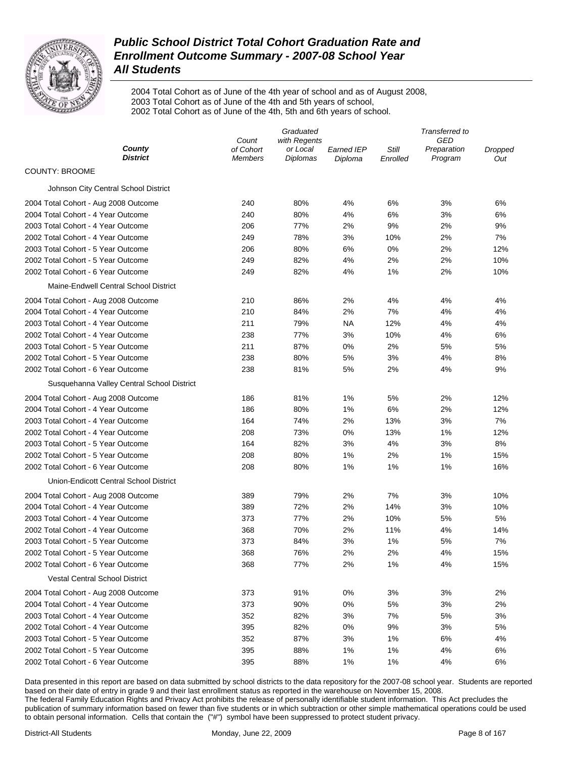# Public School District Total Cohort Graduation Rate and Enrollment Outcome Summary - 2007-08 School Year
## All Students

2004 Total Cohort as of June of the 4th year of school and as of August 2008,
2003 Total Cohort as of June of the 4th and 5th years of school,
2002 Total Cohort as of June of the 4th, 5th and 6th years of school.

| County / District | Count of Cohort Members | Graduated with Regents or Local Diplomas | Earned IEP Diploma | Still Enrolled | Transferred to GED Preparation Program | Dropped Out |
|---|---|---|---|---|---|---|
| **COUNTY: BROOME** | | | | | | |
| Johnson City Central School District | | | | | | |
| 2004 Total Cohort - Aug 2008 Outcome | 240 | 80% | 4% | 6% | 3% | 6% |
| 2004 Total Cohort - 4 Year Outcome | 240 | 80% | 4% | 6% | 3% | 6% |
| 2003 Total Cohort - 4 Year Outcome | 206 | 77% | 2% | 9% | 2% | 9% |
| 2002 Total Cohort - 4 Year Outcome | 249 | 78% | 3% | 10% | 2% | 7% |
| 2003 Total Cohort - 5 Year Outcome | 206 | 80% | 6% | 0% | 2% | 12% |
| 2002 Total Cohort - 5 Year Outcome | 249 | 82% | 4% | 2% | 2% | 10% |
| 2002 Total Cohort - 6 Year Outcome | 249 | 82% | 4% | 1% | 2% | 10% |
| Maine-Endwell Central School District | | | | | | |
| 2004 Total Cohort - Aug 2008 Outcome | 210 | 86% | 2% | 4% | 4% | 4% |
| 2004 Total Cohort - 4 Year Outcome | 210 | 84% | 2% | 7% | 4% | 4% |
| 2003 Total Cohort - 4 Year Outcome | 211 | 79% | NA | 12% | 4% | 4% |
| 2002 Total Cohort - 4 Year Outcome | 238 | 77% | 3% | 10% | 4% | 6% |
| 2003 Total Cohort - 5 Year Outcome | 211 | 87% | 0% | 2% | 5% | 5% |
| 2002 Total Cohort - 5 Year Outcome | 238 | 80% | 5% | 3% | 4% | 8% |
| 2002 Total Cohort - 6 Year Outcome | 238 | 81% | 5% | 2% | 4% | 9% |
| Susquehanna Valley Central School District | | | | | | |
| 2004 Total Cohort - Aug 2008 Outcome | 186 | 81% | 1% | 5% | 2% | 12% |
| 2004 Total Cohort - 4 Year Outcome | 186 | 80% | 1% | 6% | 2% | 12% |
| 2003 Total Cohort - 4 Year Outcome | 164 | 74% | 2% | 13% | 3% | 7% |
| 2002 Total Cohort - 4 Year Outcome | 208 | 73% | 0% | 13% | 1% | 12% |
| 2003 Total Cohort - 5 Year Outcome | 164 | 82% | 3% | 4% | 3% | 8% |
| 2002 Total Cohort - 5 Year Outcome | 208 | 80% | 1% | 2% | 1% | 15% |
| 2002 Total Cohort - 6 Year Outcome | 208 | 80% | 1% | 1% | 1% | 16% |
| Union-Endicott Central School District | | | | | | |
| 2004 Total Cohort - Aug 2008 Outcome | 389 | 79% | 2% | 7% | 3% | 10% |
| 2004 Total Cohort - 4 Year Outcome | 389 | 72% | 2% | 14% | 3% | 10% |
| 2003 Total Cohort - 4 Year Outcome | 373 | 77% | 2% | 10% | 5% | 5% |
| 2002 Total Cohort - 4 Year Outcome | 368 | 70% | 2% | 11% | 4% | 14% |
| 2003 Total Cohort - 5 Year Outcome | 373 | 84% | 3% | 1% | 5% | 7% |
| 2002 Total Cohort - 5 Year Outcome | 368 | 76% | 2% | 2% | 4% | 15% |
| 2002 Total Cohort - 6 Year Outcome | 368 | 77% | 2% | 1% | 4% | 15% |
| Vestal Central School District | | | | | | |
| 2004 Total Cohort - Aug 2008 Outcome | 373 | 91% | 0% | 3% | 3% | 2% |
| 2004 Total Cohort - 4 Year Outcome | 373 | 90% | 0% | 5% | 3% | 2% |
| 2003 Total Cohort - 4 Year Outcome | 352 | 82% | 3% | 7% | 5% | 3% |
| 2002 Total Cohort - 4 Year Outcome | 395 | 82% | 0% | 9% | 3% | 5% |
| 2003 Total Cohort - 5 Year Outcome | 352 | 87% | 3% | 1% | 6% | 4% |
| 2002 Total Cohort - 5 Year Outcome | 395 | 88% | 1% | 1% | 4% | 6% |
| 2002 Total Cohort - 6 Year Outcome | 395 | 88% | 1% | 1% | 4% | 6% |

Data presented in this report are based on data submitted by school districts to the data repository for the 2007-08 school year. Students are reported based on their date of entry in grade 9 and their last enrollment status as reported in the warehouse on November 15, 2008.
The federal Family Education Rights and Privacy Act prohibits the release of personally identifiable student information. This Act precludes the publication of summary information based on fewer than five students or in which subtraction or other simple mathematical operations could be used to obtain personal information. Cells that contain the ("#") symbol have been suppressed to protect student privacy.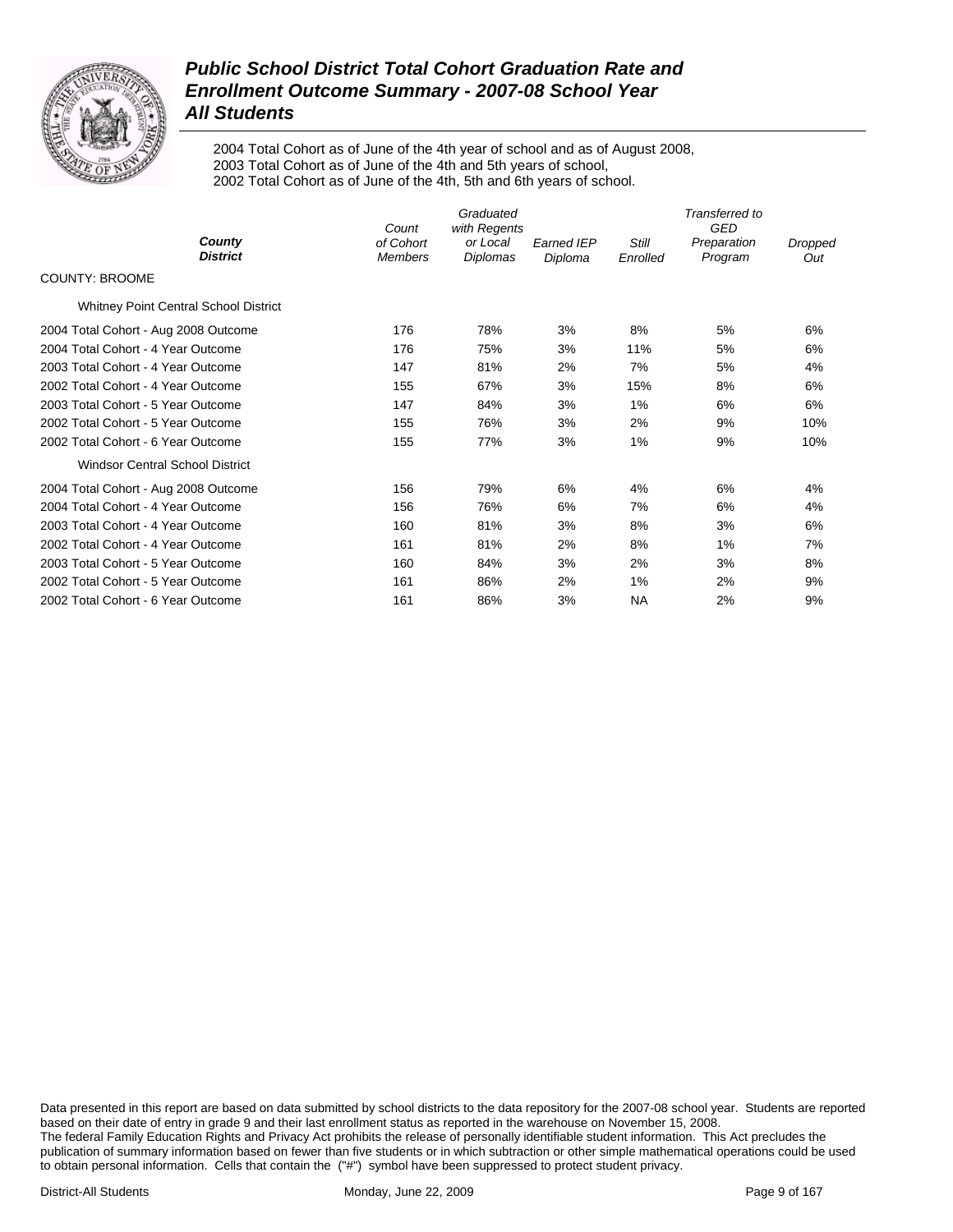# *Public School District Total Cohort Graduation Rate and Enrollment Outcome Summary - 2007-08 School Year*
# *All Students*

2004 Total Cohort as of June of the 4th year of school and as of August 2008,
2003 Total Cohort as of June of the 4th and 5th years of school,
2002 Total Cohort as of June of the 4th, 5th and 6th years of school.

| ***County*** ***District*** | *Count of Cohort Members* | *Graduated with Regents or Local Diplomas* | *Earned IEP Diploma* | *Still Enrolled* | *Transferred to GED Preparation Program* | *Dropped Out* |
|---|---|---|---|---|---|---|
| COUNTY: BROOME | | | | | | |
| Whitney Point Central School District | | | | | | |
| 2004 Total Cohort - Aug 2008 Outcome | 176 | 78% | 3% | 8% | 5% | 6% |
| 2004 Total Cohort - 4 Year Outcome | 176 | 75% | 3% | 11% | 5% | 6% |
| 2003 Total Cohort - 4 Year Outcome | 147 | 81% | 2% | 7% | 5% | 4% |
| 2002 Total Cohort - 4 Year Outcome | 155 | 67% | 3% | 15% | 8% | 6% |
| 2003 Total Cohort - 5 Year Outcome | 147 | 84% | 3% | 1% | 6% | 6% |
| 2002 Total Cohort - 5 Year Outcome | 155 | 76% | 3% | 2% | 9% | 10% |
| 2002 Total Cohort - 6 Year Outcome | 155 | 77% | 3% | 1% | 9% | 10% |
| Windsor Central School District | | | | | | |
| 2004 Total Cohort - Aug 2008 Outcome | 156 | 79% | 6% | 4% | 6% | 4% |
| 2004 Total Cohort - 4 Year Outcome | 156 | 76% | 6% | 7% | 6% | 4% |
| 2003 Total Cohort - 4 Year Outcome | 160 | 81% | 3% | 8% | 3% | 6% |
| 2002 Total Cohort - 4 Year Outcome | 161 | 81% | 2% | 8% | 1% | 7% |
| 2003 Total Cohort - 5 Year Outcome | 160 | 84% | 3% | 2% | 3% | 8% |
| 2002 Total Cohort - 5 Year Outcome | 161 | 86% | 2% | 1% | 2% | 9% |
| 2002 Total Cohort - 6 Year Outcome | 161 | 86% | 3% | NA | 2% | 9% |

Data presented in this report are based on data submitted by school districts to the data repository for the 2007-08 school year. Students are reported based on their date of entry in grade 9 and their last enrollment status as reported in the warehouse on November 15, 2008.
The federal Family Education Rights and Privacy Act prohibits the release of personally identifiable student information. This Act precludes the publication of summary information based on fewer than five students or in which subtraction or other simple mathematical operations could be used to obtain personal information. Cells that contain the ("#") symbol have been suppressed to protect student privacy.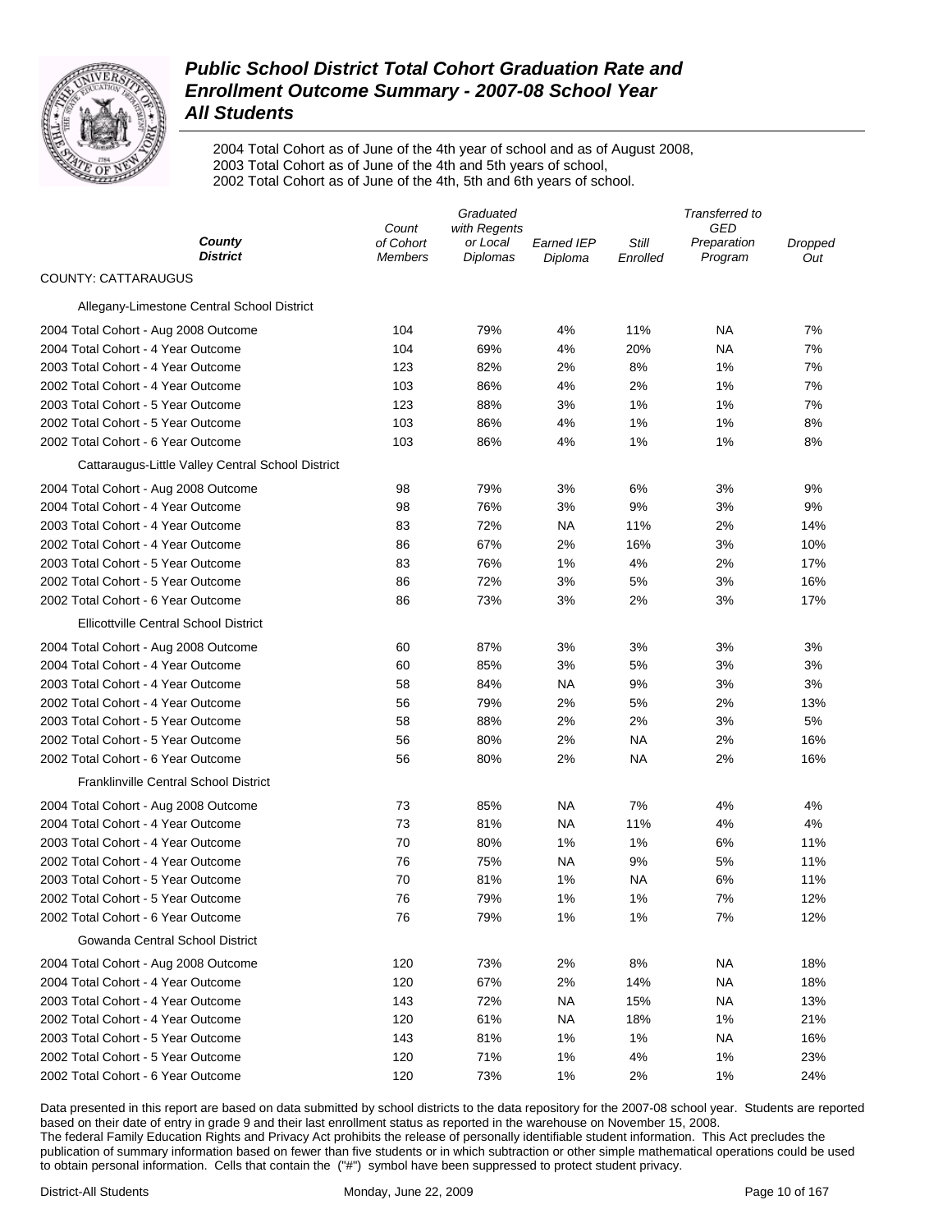# Public School District Total Cohort Graduation Rate and Enrollment Outcome Summary - 2007-08 School Year
## All Students

2004 Total Cohort as of June of the 4th year of school and as of August 2008,
2003 Total Cohort as of June of the 4th and 5th years of school,
2002 Total Cohort as of June of the 4th, 5th and 6th years of school.

| County / District | Count of Cohort Members | Graduated with Regents or Local Diplomas | Earned IEP Diploma | Still Enrolled | Transferred to GED Preparation Program | Dropped Out |
|---|---|---|---|---|---|---|
| **COUNTY: CATTARAUGUS** | | | | | | |
| Allegany-Limestone Central School District | | | | | | |
| 2004 Total Cohort - Aug 2008 Outcome | 104 | 79% | 4% | 11% | NA | 7% |
| 2004 Total Cohort - 4 Year Outcome | 104 | 69% | 4% | 20% | NA | 7% |
| 2003 Total Cohort - 4 Year Outcome | 123 | 82% | 2% | 8% | 1% | 7% |
| 2002 Total Cohort - 4 Year Outcome | 103 | 86% | 4% | 2% | 1% | 7% |
| 2003 Total Cohort - 5 Year Outcome | 123 | 88% | 3% | 1% | 1% | 7% |
| 2002 Total Cohort - 5 Year Outcome | 103 | 86% | 4% | 1% | 1% | 8% |
| 2002 Total Cohort - 6 Year Outcome | 103 | 86% | 4% | 1% | 1% | 8% |
| Cattaraugus-Little Valley Central School District | | | | | | |
| 2004 Total Cohort - Aug 2008 Outcome | 98 | 79% | 3% | 6% | 3% | 9% |
| 2004 Total Cohort - 4 Year Outcome | 98 | 76% | 3% | 9% | 3% | 9% |
| 2003 Total Cohort - 4 Year Outcome | 83 | 72% | NA | 11% | 2% | 14% |
| 2002 Total Cohort - 4 Year Outcome | 86 | 67% | 2% | 16% | 3% | 10% |
| 2003 Total Cohort - 5 Year Outcome | 83 | 76% | 1% | 4% | 2% | 17% |
| 2002 Total Cohort - 5 Year Outcome | 86 | 72% | 3% | 5% | 3% | 16% |
| 2002 Total Cohort - 6 Year Outcome | 86 | 73% | 3% | 2% | 3% | 17% |
| Ellicottville Central School District | | | | | | |
| 2004 Total Cohort - Aug 2008 Outcome | 60 | 87% | 3% | 3% | 3% | 3% |
| 2004 Total Cohort - 4 Year Outcome | 60 | 85% | 3% | 5% | 3% | 3% |
| 2003 Total Cohort - 4 Year Outcome | 58 | 84% | NA | 9% | 3% | 3% |
| 2002 Total Cohort - 4 Year Outcome | 56 | 79% | 2% | 5% | 2% | 13% |
| 2003 Total Cohort - 5 Year Outcome | 58 | 88% | 2% | 2% | 3% | 5% |
| 2002 Total Cohort - 5 Year Outcome | 56 | 80% | 2% | NA | 2% | 16% |
| 2002 Total Cohort - 6 Year Outcome | 56 | 80% | 2% | NA | 2% | 16% |
| Franklinville Central School District | | | | | | |
| 2004 Total Cohort - Aug 2008 Outcome | 73 | 85% | NA | 7% | 4% | 4% |
| 2004 Total Cohort - 4 Year Outcome | 73 | 81% | NA | 11% | 4% | 4% |
| 2003 Total Cohort - 4 Year Outcome | 70 | 80% | 1% | 1% | 6% | 11% |
| 2002 Total Cohort - 4 Year Outcome | 76 | 75% | NA | 9% | 5% | 11% |
| 2003 Total Cohort - 5 Year Outcome | 70 | 81% | 1% | NA | 6% | 11% |
| 2002 Total Cohort - 5 Year Outcome | 76 | 79% | 1% | 1% | 7% | 12% |
| 2002 Total Cohort - 6 Year Outcome | 76 | 79% | 1% | 1% | 7% | 12% |
| Gowanda Central School District | | | | | | |
| 2004 Total Cohort - Aug 2008 Outcome | 120 | 73% | 2% | 8% | NA | 18% |
| 2004 Total Cohort - 4 Year Outcome | 120 | 67% | 2% | 14% | NA | 18% |
| 2003 Total Cohort - 4 Year Outcome | 143 | 72% | NA | 15% | NA | 13% |
| 2002 Total Cohort - 4 Year Outcome | 120 | 61% | NA | 18% | 1% | 21% |
| 2003 Total Cohort - 5 Year Outcome | 143 | 81% | 1% | 1% | NA | 16% |
| 2002 Total Cohort - 5 Year Outcome | 120 | 71% | 1% | 4% | 1% | 23% |
| 2002 Total Cohort - 6 Year Outcome | 120 | 73% | 1% | 2% | 1% | 24% |

Data presented in this report are based on data submitted by school districts to the data repository for the 2007-08 school year. Students are reported based on their date of entry in grade 9 and their last enrollment status as reported in the warehouse on November 15, 2008.
The federal Family Education Rights and Privacy Act prohibits the release of personally identifiable student information. This Act precludes the publication of summary information based on fewer than five students or in which subtraction or other simple mathematical operations could be used to obtain personal information. Cells that contain the ("#") symbol have been suppressed to protect student privacy.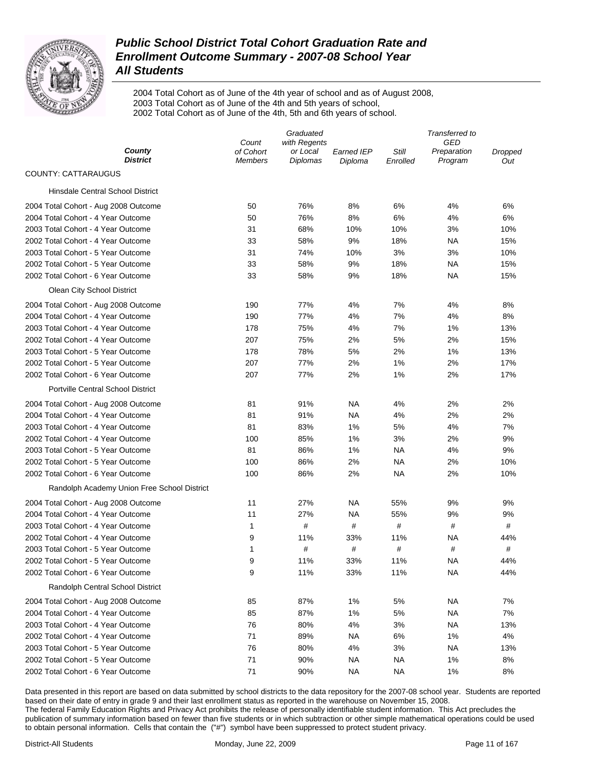# Public School District Total Cohort Graduation Rate and Enrollment Outcome Summary - 2007-08 School Year
## All Students

2004 Total Cohort as of June of the 4th year of school and as of August 2008,
2003 Total Cohort as of June of the 4th and 5th years of school,
2002 Total Cohort as of June of the 4th, 5th and 6th years of school.

| County / District | Count of Cohort Members | Graduated with Regents or Local Diplomas | Earned IEP Diploma | Still Enrolled | Transferred to GED Preparation Program | Dropped Out |
|---|---|---|---|---|---|---|
| **COUNTY: CATTARAUGUS** | | | | | | |
| Hinsdale Central School District | | | | | | |
| 2004 Total Cohort - Aug 2008 Outcome | 50 | 76% | 8% | 6% | 4% | 6% |
| 2004 Total Cohort - 4 Year Outcome | 50 | 76% | 8% | 6% | 4% | 6% |
| 2003 Total Cohort - 4 Year Outcome | 31 | 68% | 10% | 10% | 3% | 10% |
| 2002 Total Cohort - 4 Year Outcome | 33 | 58% | 9% | 18% | NA | 15% |
| 2003 Total Cohort - 5 Year Outcome | 31 | 74% | 10% | 3% | 3% | 10% |
| 2002 Total Cohort - 5 Year Outcome | 33 | 58% | 9% | 18% | NA | 15% |
| 2002 Total Cohort - 6 Year Outcome | 33 | 58% | 9% | 18% | NA | 15% |
| Olean City School District | | | | | | |
| 2004 Total Cohort - Aug 2008 Outcome | 190 | 77% | 4% | 7% | 4% | 8% |
| 2004 Total Cohort - 4 Year Outcome | 190 | 77% | 4% | 7% | 4% | 8% |
| 2003 Total Cohort - 4 Year Outcome | 178 | 75% | 4% | 7% | 1% | 13% |
| 2002 Total Cohort - 4 Year Outcome | 207 | 75% | 2% | 5% | 2% | 15% |
| 2003 Total Cohort - 5 Year Outcome | 178 | 78% | 5% | 2% | 1% | 13% |
| 2002 Total Cohort - 5 Year Outcome | 207 | 77% | 2% | 1% | 2% | 17% |
| 2002 Total Cohort - 6 Year Outcome | 207 | 77% | 2% | 1% | 2% | 17% |
| Portville Central School District | | | | | | |
| 2004 Total Cohort - Aug 2008 Outcome | 81 | 91% | NA | 4% | 2% | 2% |
| 2004 Total Cohort - 4 Year Outcome | 81 | 91% | NA | 4% | 2% | 2% |
| 2003 Total Cohort - 4 Year Outcome | 81 | 83% | 1% | 5% | 4% | 7% |
| 2002 Total Cohort - 4 Year Outcome | 100 | 85% | 1% | 3% | 2% | 9% |
| 2003 Total Cohort - 5 Year Outcome | 81 | 86% | 1% | NA | 4% | 9% |
| 2002 Total Cohort - 5 Year Outcome | 100 | 86% | 2% | NA | 2% | 10% |
| 2002 Total Cohort - 6 Year Outcome | 100 | 86% | 2% | NA | 2% | 10% |
| Randolph Academy Union Free School District | | | | | | |
| 2004 Total Cohort - Aug 2008 Outcome | 11 | 27% | NA | 55% | 9% | 9% |
| 2004 Total Cohort - 4 Year Outcome | 11 | 27% | NA | 55% | 9% | 9% |
| 2003 Total Cohort - 4 Year Outcome | 1 | # | # | # | # | # |
| 2002 Total Cohort - 4 Year Outcome | 9 | 11% | 33% | 11% | NA | 44% |
| 2003 Total Cohort - 5 Year Outcome | 1 | # | # | # | # | # |
| 2002 Total Cohort - 5 Year Outcome | 9 | 11% | 33% | 11% | NA | 44% |
| 2002 Total Cohort - 6 Year Outcome | 9 | 11% | 33% | 11% | NA | 44% |
| Randolph Central School District | | | | | | |
| 2004 Total Cohort - Aug 2008 Outcome | 85 | 87% | 1% | 5% | NA | 7% |
| 2004 Total Cohort - 4 Year Outcome | 85 | 87% | 1% | 5% | NA | 7% |
| 2003 Total Cohort - 4 Year Outcome | 76 | 80% | 4% | 3% | NA | 13% |
| 2002 Total Cohort - 4 Year Outcome | 71 | 89% | NA | 6% | 1% | 4% |
| 2003 Total Cohort - 5 Year Outcome | 76 | 80% | 4% | 3% | NA | 13% |
| 2002 Total Cohort - 5 Year Outcome | 71 | 90% | NA | NA | 1% | 8% |
| 2002 Total Cohort - 6 Year Outcome | 71 | 90% | NA | NA | 1% | 8% |

Data presented in this report are based on data submitted by school districts to the data repository for the 2007-08 school year. Students are reported based on their date of entry in grade 9 and their last enrollment status as reported in the warehouse on November 15, 2008.
The federal Family Education Rights and Privacy Act prohibits the release of personally identifiable student information. This Act precludes the publication of summary information based on fewer than five students or in which subtraction or other simple mathematical operations could be used to obtain personal information. Cells that contain the ("#") symbol have been suppressed to protect student privacy.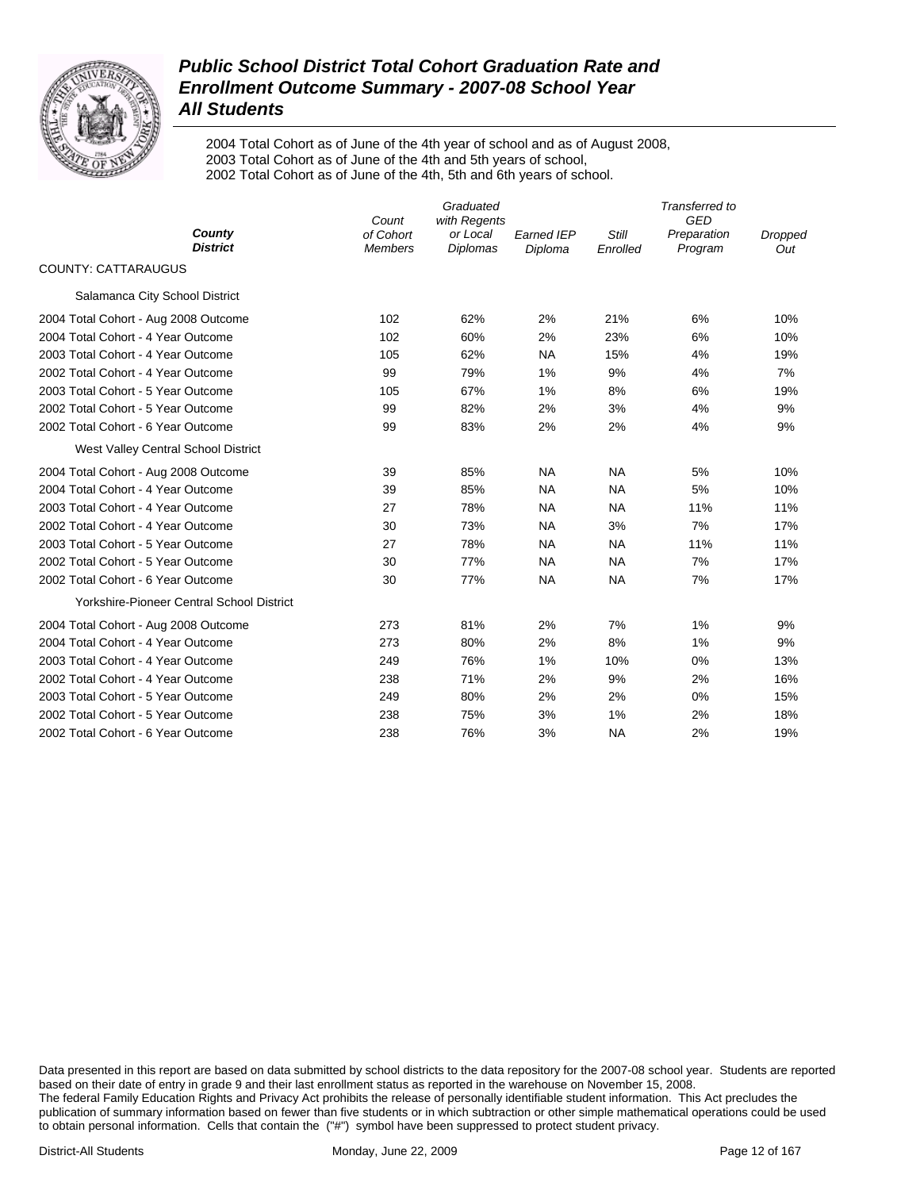# Public School District Total Cohort Graduation Rate and Enrollment Outcome Summary - 2007-08 School Year
## All Students

2004 Total Cohort as of June of the 4th year of school and as of August 2008,
2003 Total Cohort as of June of the 4th and 5th years of school,
2002 Total Cohort as of June of the 4th, 5th and 6th years of school.

| County / District | Count of Cohort Members | Graduated with Regents or Local Diplomas | Earned IEP Diploma | Still Enrolled | Transferred to GED Preparation Program | Dropped Out |
|---|---|---|---|---|---|---|
| COUNTY: CATTARAUGUS | | | | | | |
| Salamanca City School District | | | | | | |
| 2004 Total Cohort - Aug 2008 Outcome | 102 | 62% | 2% | 21% | 6% | 10% |
| 2004 Total Cohort - 4 Year Outcome | 102 | 60% | 2% | 23% | 6% | 10% |
| 2003 Total Cohort - 4 Year Outcome | 105 | 62% | NA | 15% | 4% | 19% |
| 2002 Total Cohort - 4 Year Outcome | 99 | 79% | 1% | 9% | 4% | 7% |
| 2003 Total Cohort - 5 Year Outcome | 105 | 67% | 1% | 8% | 6% | 19% |
| 2002 Total Cohort - 5 Year Outcome | 99 | 82% | 2% | 3% | 4% | 9% |
| 2002 Total Cohort - 6 Year Outcome | 99 | 83% | 2% | 2% | 4% | 9% |
| West Valley Central School District | | | | | | |
| 2004 Total Cohort - Aug 2008 Outcome | 39 | 85% | NA | NA | 5% | 10% |
| 2004 Total Cohort - 4 Year Outcome | 39 | 85% | NA | NA | 5% | 10% |
| 2003 Total Cohort - 4 Year Outcome | 27 | 78% | NA | NA | 11% | 11% |
| 2002 Total Cohort - 4 Year Outcome | 30 | 73% | NA | 3% | 7% | 17% |
| 2003 Total Cohort - 5 Year Outcome | 27 | 78% | NA | NA | 11% | 11% |
| 2002 Total Cohort - 5 Year Outcome | 30 | 77% | NA | NA | 7% | 17% |
| 2002 Total Cohort - 6 Year Outcome | 30 | 77% | NA | NA | 7% | 17% |
| Yorkshire-Pioneer Central School District | | | | | | |
| 2004 Total Cohort - Aug 2008 Outcome | 273 | 81% | 2% | 7% | 1% | 9% |
| 2004 Total Cohort - 4 Year Outcome | 273 | 80% | 2% | 8% | 1% | 9% |
| 2003 Total Cohort - 4 Year Outcome | 249 | 76% | 1% | 10% | 0% | 13% |
| 2002 Total Cohort - 4 Year Outcome | 238 | 71% | 2% | 9% | 2% | 16% |
| 2003 Total Cohort - 5 Year Outcome | 249 | 80% | 2% | 2% | 0% | 15% |
| 2002 Total Cohort - 5 Year Outcome | 238 | 75% | 3% | 1% | 2% | 18% |
| 2002 Total Cohort - 6 Year Outcome | 238 | 76% | 3% | NA | 2% | 19% |

Data presented in this report are based on data submitted by school districts to the data repository for the 2007-08 school year. Students are reported based on their date of entry in grade 9 and their last enrollment status as reported in the warehouse on November 15, 2008. The federal Family Education Rights and Privacy Act prohibits the release of personally identifiable student information. This Act precludes the publication of summary information based on fewer than five students or in which subtraction or other simple mathematical operations could be used to obtain personal information. Cells that contain the ("#") symbol have been suppressed to protect student privacy.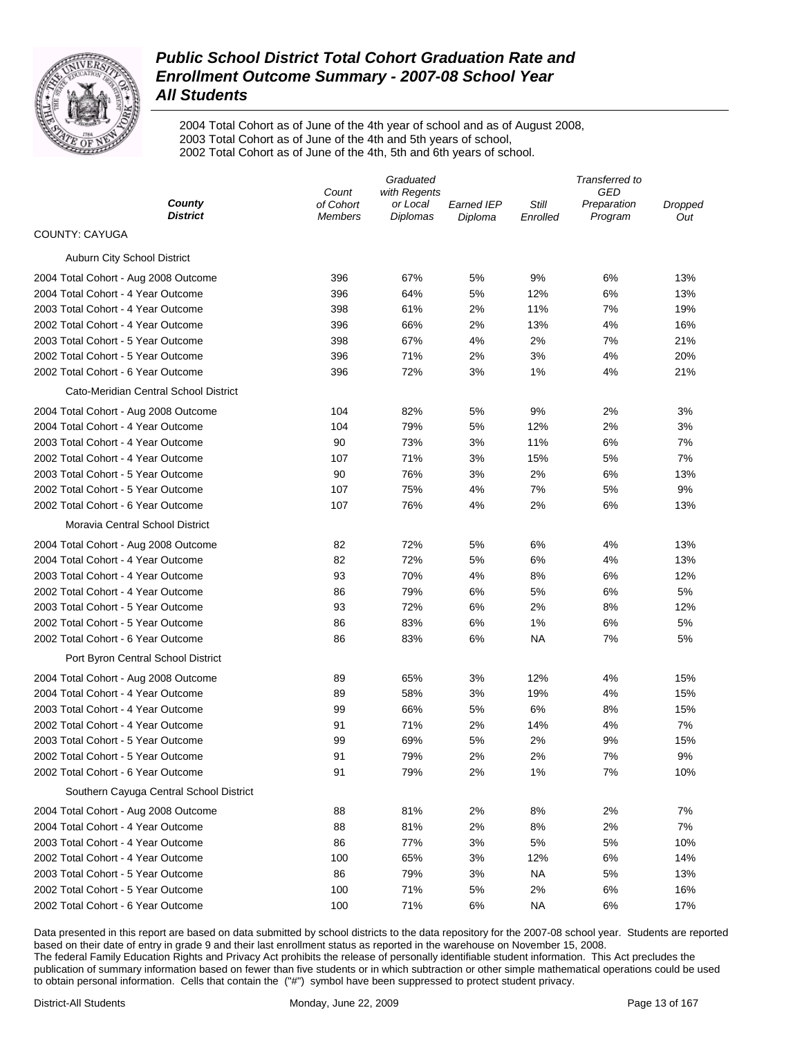# Public School District Total Cohort Graduation Rate and Enrollment Outcome Summary - 2007-08 School Year

## All Students

2004 Total Cohort as of June of the 4th year of school and as of August 2008,
2003 Total Cohort as of June of the 4th and 5th years of school,
2002 Total Cohort as of June of the 4th, 5th and 6th years of school.

| County / District | Count of Cohort Members | Graduated with Regents or Local Diplomas | Earned IEP Diploma | Still Enrolled | Transferred to GED Preparation Program | Dropped Out |
|---|---|---|---|---|---|---|
| COUNTY: CAYUGA | | | | | | |
| Auburn City School District | | | | | | |
| 2004 Total Cohort - Aug 2008 Outcome | 396 | 67% | 5% | 9% | 6% | 13% |
| 2004 Total Cohort - 4 Year Outcome | 396 | 64% | 5% | 12% | 6% | 13% |
| 2003 Total Cohort - 4 Year Outcome | 398 | 61% | 2% | 11% | 7% | 19% |
| 2002 Total Cohort - 4 Year Outcome | 396 | 66% | 2% | 13% | 4% | 16% |
| 2003 Total Cohort - 5 Year Outcome | 398 | 67% | 4% | 2% | 7% | 21% |
| 2002 Total Cohort - 5 Year Outcome | 396 | 71% | 2% | 3% | 4% | 20% |
| 2002 Total Cohort - 6 Year Outcome | 396 | 72% | 3% | 1% | 4% | 21% |
| Cato-Meridian Central School District | | | | | | |
| 2004 Total Cohort - Aug 2008 Outcome | 104 | 82% | 5% | 9% | 2% | 3% |
| 2004 Total Cohort - 4 Year Outcome | 104 | 79% | 5% | 12% | 2% | 3% |
| 2003 Total Cohort - 4 Year Outcome | 90 | 73% | 3% | 11% | 6% | 7% |
| 2002 Total Cohort - 4 Year Outcome | 107 | 71% | 3% | 15% | 5% | 7% |
| 2003 Total Cohort - 5 Year Outcome | 90 | 76% | 3% | 2% | 6% | 13% |
| 2002 Total Cohort - 5 Year Outcome | 107 | 75% | 4% | 7% | 5% | 9% |
| 2002 Total Cohort - 6 Year Outcome | 107 | 76% | 4% | 2% | 6% | 13% |
| Moravia Central School District | | | | | | |
| 2004 Total Cohort - Aug 2008 Outcome | 82 | 72% | 5% | 6% | 4% | 13% |
| 2004 Total Cohort - 4 Year Outcome | 82 | 72% | 5% | 6% | 4% | 13% |
| 2003 Total Cohort - 4 Year Outcome | 93 | 70% | 4% | 8% | 6% | 12% |
| 2002 Total Cohort - 4 Year Outcome | 86 | 79% | 6% | 5% | 6% | 5% |
| 2003 Total Cohort - 5 Year Outcome | 93 | 72% | 6% | 2% | 8% | 12% |
| 2002 Total Cohort - 5 Year Outcome | 86 | 83% | 6% | 1% | 6% | 5% |
| 2002 Total Cohort - 6 Year Outcome | 86 | 83% | 6% | NA | 7% | 5% |
| Port Byron Central School District | | | | | | |
| 2004 Total Cohort - Aug 2008 Outcome | 89 | 65% | 3% | 12% | 4% | 15% |
| 2004 Total Cohort - 4 Year Outcome | 89 | 58% | 3% | 19% | 4% | 15% |
| 2003 Total Cohort - 4 Year Outcome | 99 | 66% | 5% | 6% | 8% | 15% |
| 2002 Total Cohort - 4 Year Outcome | 91 | 71% | 2% | 14% | 4% | 7% |
| 2003 Total Cohort - 5 Year Outcome | 99 | 69% | 5% | 2% | 9% | 15% |
| 2002 Total Cohort - 5 Year Outcome | 91 | 79% | 2% | 2% | 7% | 9% |
| 2002 Total Cohort - 6 Year Outcome | 91 | 79% | 2% | 1% | 7% | 10% |
| Southern Cayuga Central School District | | | | | | |
| 2004 Total Cohort - Aug 2008 Outcome | 88 | 81% | 2% | 8% | 2% | 7% |
| 2004 Total Cohort - 4 Year Outcome | 88 | 81% | 2% | 8% | 2% | 7% |
| 2003 Total Cohort - 4 Year Outcome | 86 | 77% | 3% | 5% | 5% | 10% |
| 2002 Total Cohort - 4 Year Outcome | 100 | 65% | 3% | 12% | 6% | 14% |
| 2003 Total Cohort - 5 Year Outcome | 86 | 79% | 3% | NA | 5% | 13% |
| 2002 Total Cohort - 5 Year Outcome | 100 | 71% | 5% | 2% | 6% | 16% |
| 2002 Total Cohort - 6 Year Outcome | 100 | 71% | 6% | NA | 6% | 17% |

Data presented in this report are based on data submitted by school districts to the data repository for the 2007-08 school year. Students are reported based on their date of entry in grade 9 and their last enrollment status as reported in the warehouse on November 15, 2008.
The federal Family Education Rights and Privacy Act prohibits the release of personally identifiable student information. This Act precludes the publication of summary information based on fewer than five students or in which subtraction or other simple mathematical operations could be used to obtain personal information. Cells that contain the ("#") symbol have been suppressed to protect student privacy.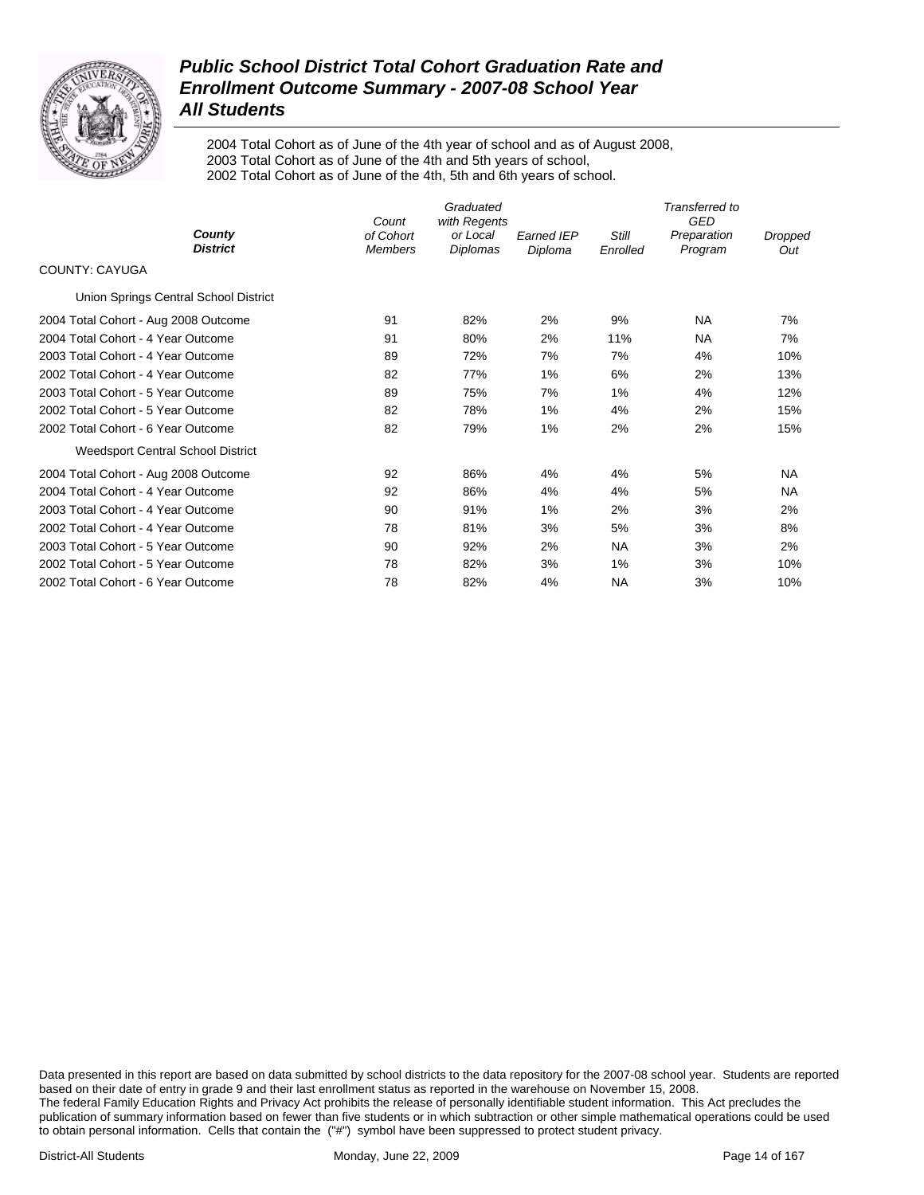# Public School District Total Cohort Graduation Rate and Enrollment Outcome Summary - 2007-08 School Year

## All Students

2004 Total Cohort as of June of the 4th year of school and as of August 2008,
2003 Total Cohort as of June of the 4th and 5th years of school,
2002 Total Cohort as of June of the 4th, 5th and 6th years of school.

| *County* / *District* | *Count of Cohort Members* | *Graduated with Regents or Local Diplomas* | *Earned IEP Diploma* | *Still Enrolled* | *Transferred to GED Preparation Program* | *Dropped Out* |
|---|---|---|---|---|---|---|
| COUNTY: CAYUGA | | | | | | |
| Union Springs Central School District | | | | | | |
| 2004 Total Cohort - Aug 2008 Outcome | 91 | 82% | 2% | 9% | NA | 7% |
| 2004 Total Cohort - 4 Year Outcome | 91 | 80% | 2% | 11% | NA | 7% |
| 2003 Total Cohort - 4 Year Outcome | 89 | 72% | 7% | 7% | 4% | 10% |
| 2002 Total Cohort - 4 Year Outcome | 82 | 77% | 1% | 6% | 2% | 13% |
| 2003 Total Cohort - 5 Year Outcome | 89 | 75% | 7% | 1% | 4% | 12% |
| 2002 Total Cohort - 5 Year Outcome | 82 | 78% | 1% | 4% | 2% | 15% |
| 2002 Total Cohort - 6 Year Outcome | 82 | 79% | 1% | 2% | 2% | 15% |
| Weedsport Central School District | | | | | | |
| 2004 Total Cohort - Aug 2008 Outcome | 92 | 86% | 4% | 4% | 5% | NA |
| 2004 Total Cohort - 4 Year Outcome | 92 | 86% | 4% | 4% | 5% | NA |
| 2003 Total Cohort - 4 Year Outcome | 90 | 91% | 1% | 2% | 3% | 2% |
| 2002 Total Cohort - 4 Year Outcome | 78 | 81% | 3% | 5% | 3% | 8% |
| 2003 Total Cohort - 5 Year Outcome | 90 | 92% | 2% | NA | 3% | 2% |
| 2002 Total Cohort - 5 Year Outcome | 78 | 82% | 3% | 1% | 3% | 10% |
| 2002 Total Cohort - 6 Year Outcome | 78 | 82% | 4% | NA | 3% | 10% |

Data presented in this report are based on data submitted by school districts to the data repository for the 2007-08 school year. Students are reported based on their date of entry in grade 9 and their last enrollment status as reported in the warehouse on November 15, 2008.
The federal Family Education Rights and Privacy Act prohibits the release of personally identifiable student information. This Act precludes the publication of summary information based on fewer than five students or in which subtraction or other simple mathematical operations could be used to obtain personal information. Cells that contain the ("#") symbol have been suppressed to protect student privacy.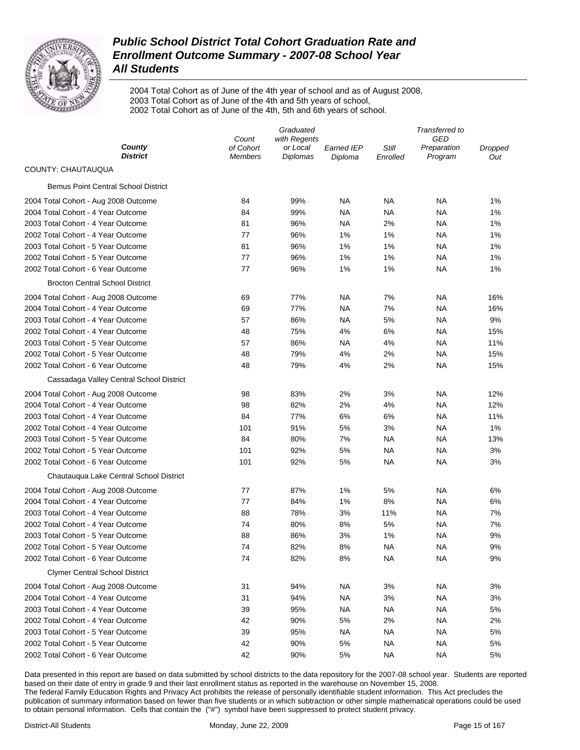# *Public School District Total Cohort Graduation Rate and Enrollment Outcome Summary - 2007-08 School Year*
## *All Students*

2004 Total Cohort as of June of the 4th year of school and as of August 2008,
2003 Total Cohort as of June of the 4th and 5th years of school,
2002 Total Cohort as of June of the 4th, 5th and 6th years of school.

| *County* *District* | *Count of Cohort Members* | *Graduated with Regents or Local Diplomas* | *Earned IEP Diploma* | *Still Enrolled* | *Transferred to GED Preparation Program* | *Dropped Out* |
|---|---|---|---|---|---|---|
| COUNTY: CHAUTAUQUA | | | | | | |
| Bemus Point Central School District | | | | | | |
| 2004 Total Cohort - Aug 2008 Outcome | 84 | 99% | NA | NA | NA | 1% |
| 2004 Total Cohort - 4 Year Outcome | 84 | 99% | NA | NA | NA | 1% |
| 2003 Total Cohort - 4 Year Outcome | 81 | 96% | NA | 2% | NA | 1% |
| 2002 Total Cohort - 4 Year Outcome | 77 | 96% | 1% | 1% | NA | 1% |
| 2003 Total Cohort - 5 Year Outcome | 81 | 96% | 1% | 1% | NA | 1% |
| 2002 Total Cohort - 5 Year Outcome | 77 | 96% | 1% | 1% | NA | 1% |
| 2002 Total Cohort - 6 Year Outcome | 77 | 96% | 1% | 1% | NA | 1% |
| Brocton Central School District | | | | | | |
| 2004 Total Cohort - Aug 2008 Outcome | 69 | 77% | NA | 7% | NA | 16% |
| 2004 Total Cohort - 4 Year Outcome | 69 | 77% | NA | 7% | NA | 16% |
| 2003 Total Cohort - 4 Year Outcome | 57 | 86% | NA | 5% | NA | 9% |
| 2002 Total Cohort - 4 Year Outcome | 48 | 75% | 4% | 6% | NA | 15% |
| 2003 Total Cohort - 5 Year Outcome | 57 | 86% | NA | 4% | NA | 11% |
| 2002 Total Cohort - 5 Year Outcome | 48 | 79% | 4% | 2% | NA | 15% |
| 2002 Total Cohort - 6 Year Outcome | 48 | 79% | 4% | 2% | NA | 15% |
| Cassadaga Valley Central School District | | | | | | |
| 2004 Total Cohort - Aug 2008 Outcome | 98 | 83% | 2% | 3% | NA | 12% |
| 2004 Total Cohort - 4 Year Outcome | 98 | 82% | 2% | 4% | NA | 12% |
| 2003 Total Cohort - 4 Year Outcome | 84 | 77% | 6% | 6% | NA | 11% |
| 2002 Total Cohort - 4 Year Outcome | 101 | 91% | 5% | 3% | NA | 1% |
| 2003 Total Cohort - 5 Year Outcome | 84 | 80% | 7% | NA | NA | 13% |
| 2002 Total Cohort - 5 Year Outcome | 101 | 92% | 5% | NA | NA | 3% |
| 2002 Total Cohort - 6 Year Outcome | 101 | 92% | 5% | NA | NA | 3% |
| Chautauqua Lake Central School District | | | | | | |
| 2004 Total Cohort - Aug 2008 Outcome | 77 | 87% | 1% | 5% | NA | 6% |
| 2004 Total Cohort - 4 Year Outcome | 77 | 84% | 1% | 8% | NA | 6% |
| 2003 Total Cohort - 4 Year Outcome | 88 | 78% | 3% | 11% | NA | 7% |
| 2002 Total Cohort - 4 Year Outcome | 74 | 80% | 8% | 5% | NA | 7% |
| 2003 Total Cohort - 5 Year Outcome | 88 | 86% | 3% | 1% | NA | 9% |
| 2002 Total Cohort - 5 Year Outcome | 74 | 82% | 8% | NA | NA | 9% |
| 2002 Total Cohort - 6 Year Outcome | 74 | 82% | 8% | NA | NA | 9% |
| Clymer Central School District | | | | | | |
| 2004 Total Cohort - Aug 2008 Outcome | 31 | 94% | NA | 3% | NA | 3% |
| 2004 Total Cohort - 4 Year Outcome | 31 | 94% | NA | 3% | NA | 3% |
| 2003 Total Cohort - 4 Year Outcome | 39 | 95% | NA | NA | NA | 5% |
| 2002 Total Cohort - 4 Year Outcome | 42 | 90% | 5% | 2% | NA | 2% |
| 2003 Total Cohort - 5 Year Outcome | 39 | 95% | NA | NA | NA | 5% |
| 2002 Total Cohort - 5 Year Outcome | 42 | 90% | 5% | NA | NA | 5% |
| 2002 Total Cohort - 6 Year Outcome | 42 | 90% | 5% | NA | NA | 5% |

Data presented in this report are based on data submitted by school districts to the data repository for the 2007-08 school year. Students are reported based on their date of entry in grade 9 and their last enrollment status as reported in the warehouse on November 15, 2008.
The federal Family Education Rights and Privacy Act prohibits the release of personally identifiable student information. This Act precludes the publication of summary information based on fewer than five students or in which subtraction or other simple mathematical operations could be used to obtain personal information. Cells that contain the ("#") symbol have been suppressed to protect student privacy.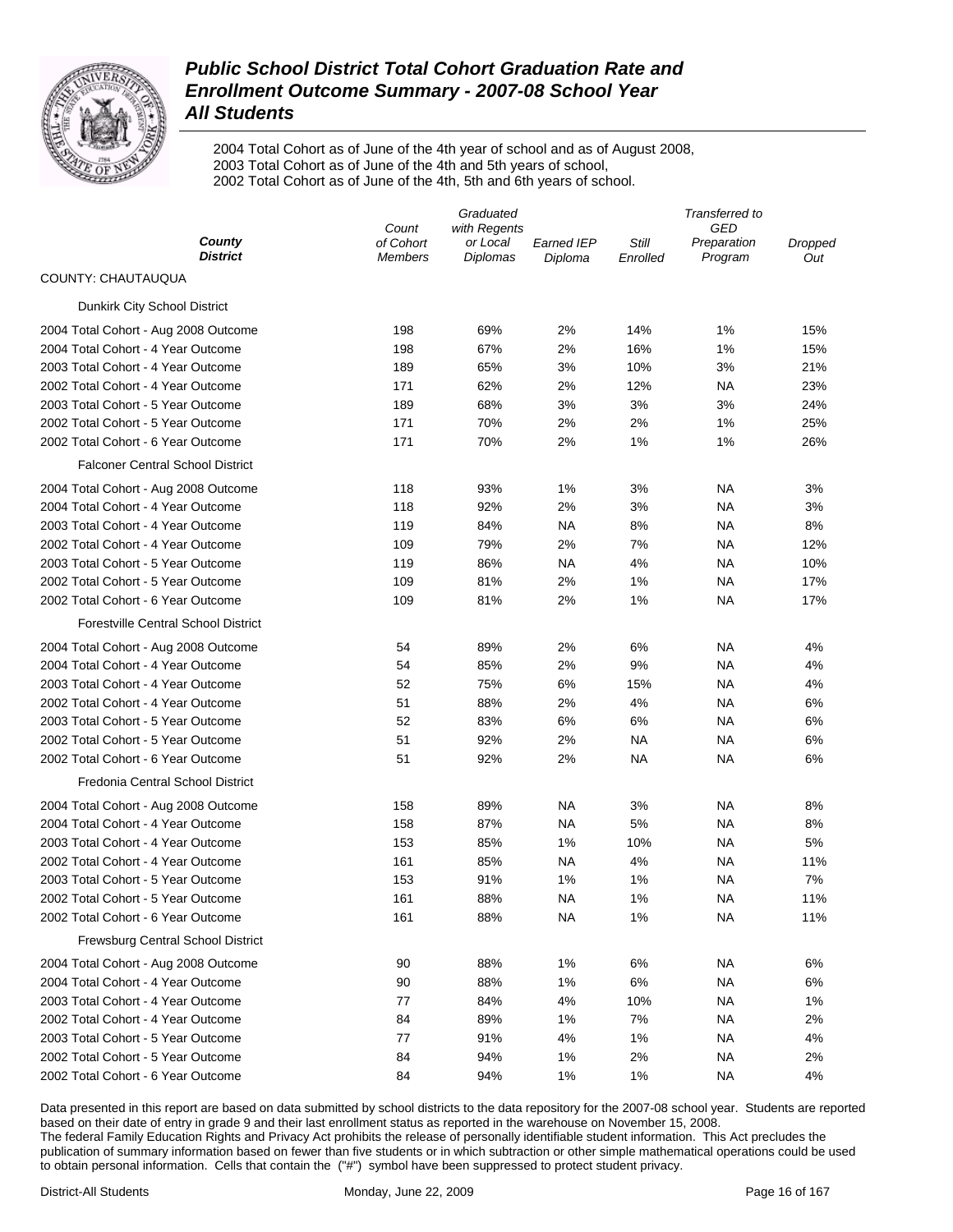# *Public School District Total Cohort Graduation Rate and Enrollment Outcome Summary - 2007-08 School Year*
## *All Students*

2004 Total Cohort as of June of the 4th year of school and as of August 2008,
2003 Total Cohort as of June of the 4th and 5th years of school,
2002 Total Cohort as of June of the 4th, 5th and 6th years of school.

| *County District* | *Count of Cohort Members* | *Graduated with Regents or Local Diplomas* | *Earned IEP Diploma* | *Still Enrolled* | *Transferred to GED Preparation Program* | *Dropped Out* |
|---|---|---|---|---|---|---|
| COUNTY: CHAUTAUQUA | | | | | | |
| Dunkirk City School District | | | | | | |
| 2004 Total Cohort - Aug 2008 Outcome | 198 | 69% | 2% | 14% | 1% | 15% |
| 2004 Total Cohort - 4 Year Outcome | 198 | 67% | 2% | 16% | 1% | 15% |
| 2003 Total Cohort - 4 Year Outcome | 189 | 65% | 3% | 10% | 3% | 21% |
| 2002 Total Cohort - 4 Year Outcome | 171 | 62% | 2% | 12% | NA | 23% |
| 2003 Total Cohort - 5 Year Outcome | 189 | 68% | 3% | 3% | 3% | 24% |
| 2002 Total Cohort - 5 Year Outcome | 171 | 70% | 2% | 2% | 1% | 25% |
| 2002 Total Cohort - 6 Year Outcome | 171 | 70% | 2% | 1% | 1% | 26% |
| Falconer Central School District | | | | | | |
| 2004 Total Cohort - Aug 2008 Outcome | 118 | 93% | 1% | 3% | NA | 3% |
| 2004 Total Cohort - 4 Year Outcome | 118 | 92% | 2% | 3% | NA | 3% |
| 2003 Total Cohort - 4 Year Outcome | 119 | 84% | NA | 8% | NA | 8% |
| 2002 Total Cohort - 4 Year Outcome | 109 | 79% | 2% | 7% | NA | 12% |
| 2003 Total Cohort - 5 Year Outcome | 119 | 86% | NA | 4% | NA | 10% |
| 2002 Total Cohort - 5 Year Outcome | 109 | 81% | 2% | 1% | NA | 17% |
| 2002 Total Cohort - 6 Year Outcome | 109 | 81% | 2% | 1% | NA | 17% |
| Forestville Central School District | | | | | | |
| 2004 Total Cohort - Aug 2008 Outcome | 54 | 89% | 2% | 6% | NA | 4% |
| 2004 Total Cohort - 4 Year Outcome | 54 | 85% | 2% | 9% | NA | 4% |
| 2003 Total Cohort - 4 Year Outcome | 52 | 75% | 6% | 15% | NA | 4% |
| 2002 Total Cohort - 4 Year Outcome | 51 | 88% | 2% | 4% | NA | 6% |
| 2003 Total Cohort - 5 Year Outcome | 52 | 83% | 6% | 6% | NA | 6% |
| 2002 Total Cohort - 5 Year Outcome | 51 | 92% | 2% | NA | NA | 6% |
| 2002 Total Cohort - 6 Year Outcome | 51 | 92% | 2% | NA | NA | 6% |
| Fredonia Central School District | | | | | | |
| 2004 Total Cohort - Aug 2008 Outcome | 158 | 89% | NA | 3% | NA | 8% |
| 2004 Total Cohort - 4 Year Outcome | 158 | 87% | NA | 5% | NA | 8% |
| 2003 Total Cohort - 4 Year Outcome | 153 | 85% | 1% | 10% | NA | 5% |
| 2002 Total Cohort - 4 Year Outcome | 161 | 85% | NA | 4% | NA | 11% |
| 2003 Total Cohort - 5 Year Outcome | 153 | 91% | 1% | 1% | NA | 7% |
| 2002 Total Cohort - 5 Year Outcome | 161 | 88% | NA | 1% | NA | 11% |
| 2002 Total Cohort - 6 Year Outcome | 161 | 88% | NA | 1% | NA | 11% |
| Frewsburg Central School District | | | | | | |
| 2004 Total Cohort - Aug 2008 Outcome | 90 | 88% | 1% | 6% | NA | 6% |
| 2004 Total Cohort - 4 Year Outcome | 90 | 88% | 1% | 6% | NA | 6% |
| 2003 Total Cohort - 4 Year Outcome | 77 | 84% | 4% | 10% | NA | 1% |
| 2002 Total Cohort - 4 Year Outcome | 84 | 89% | 1% | 7% | NA | 2% |
| 2003 Total Cohort - 5 Year Outcome | 77 | 91% | 4% | 1% | NA | 4% |
| 2002 Total Cohort - 5 Year Outcome | 84 | 94% | 1% | 2% | NA | 2% |
| 2002 Total Cohort - 6 Year Outcome | 84 | 94% | 1% | 1% | NA | 4% |

Data presented in this report are based on data submitted by school districts to the data repository for the 2007-08 school year. Students are reported based on their date of entry in grade 9 and their last enrollment status as reported in the warehouse on November 15, 2008.
The federal Family Education Rights and Privacy Act prohibits the release of personally identifiable student information. This Act precludes the publication of summary information based on fewer than five students or in which subtraction or other simple mathematical operations could be used to obtain personal information. Cells that contain the ("#") symbol have been suppressed to protect student privacy.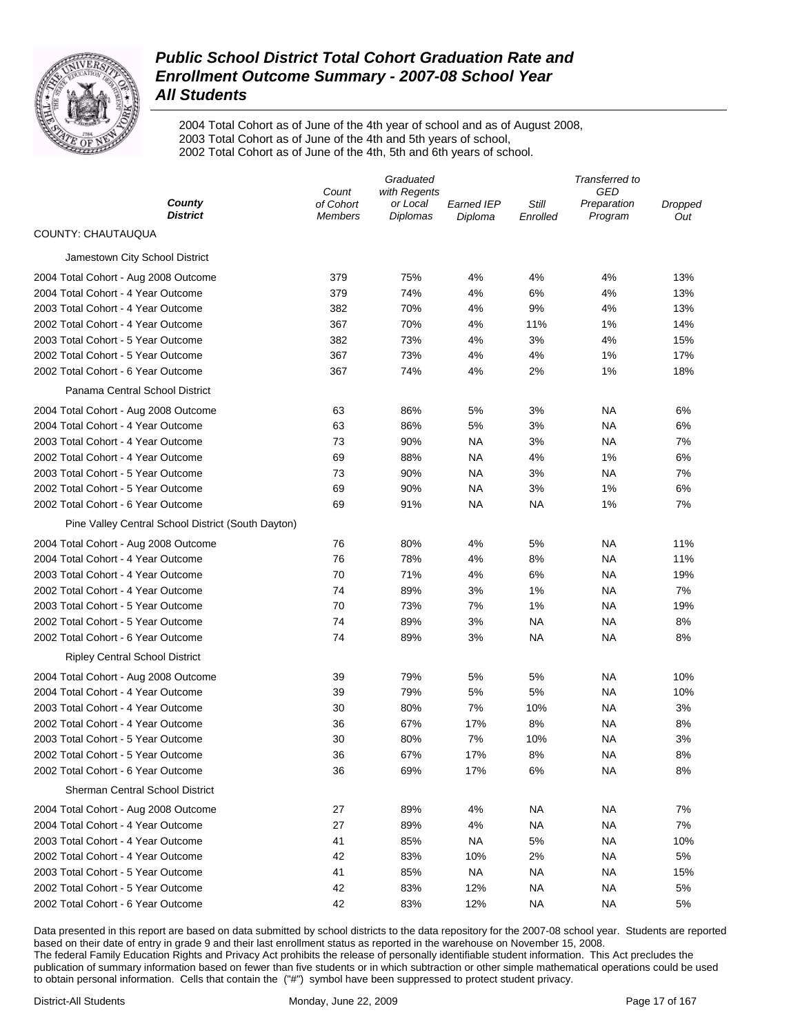# Public School District Total Cohort Graduation Rate and Enrollment Outcome Summary - 2007-08 School Year
## All Students

2004 Total Cohort as of June of the 4th year of school and as of August 2008,
2003 Total Cohort as of June of the 4th and 5th years of school,
2002 Total Cohort as of June of the 4th, 5th and 6th years of school.

| *County* *District* | *Count of Cohort Members* | *Graduated with Regents or Local Diplomas* | *Earned IEP Diploma* | *Still Enrolled* | *Transferred to GED Preparation Program* | *Dropped Out* |
|---|---|---|---|---|---|---|
| COUNTY: CHAUTAUQUA | | | | | | |
| Jamestown City School District | | | | | | |
| 2004 Total Cohort - Aug 2008 Outcome | 379 | 75% | 4% | 4% | 4% | 13% |
| 2004 Total Cohort - 4 Year Outcome | 379 | 74% | 4% | 6% | 4% | 13% |
| 2003 Total Cohort - 4 Year Outcome | 382 | 70% | 4% | 9% | 4% | 13% |
| 2002 Total Cohort - 4 Year Outcome | 367 | 70% | 4% | 11% | 1% | 14% |
| 2003 Total Cohort - 5 Year Outcome | 382 | 73% | 4% | 3% | 4% | 15% |
| 2002 Total Cohort - 5 Year Outcome | 367 | 73% | 4% | 4% | 1% | 17% |
| 2002 Total Cohort - 6 Year Outcome | 367 | 74% | 4% | 2% | 1% | 18% |
| Panama Central School District | | | | | | |
| 2004 Total Cohort - Aug 2008 Outcome | 63 | 86% | 5% | 3% | NA | 6% |
| 2004 Total Cohort - 4 Year Outcome | 63 | 86% | 5% | 3% | NA | 6% |
| 2003 Total Cohort - 4 Year Outcome | 73 | 90% | NA | 3% | NA | 7% |
| 2002 Total Cohort - 4 Year Outcome | 69 | 88% | NA | 4% | 1% | 6% |
| 2003 Total Cohort - 5 Year Outcome | 73 | 90% | NA | 3% | NA | 7% |
| 2002 Total Cohort - 5 Year Outcome | 69 | 90% | NA | 3% | 1% | 6% |
| 2002 Total Cohort - 6 Year Outcome | 69 | 91% | NA | NA | 1% | 7% |
| Pine Valley Central School District (South Dayton) | | | | | | |
| 2004 Total Cohort - Aug 2008 Outcome | 76 | 80% | 4% | 5% | NA | 11% |
| 2004 Total Cohort - 4 Year Outcome | 76 | 78% | 4% | 8% | NA | 11% |
| 2003 Total Cohort - 4 Year Outcome | 70 | 71% | 4% | 6% | NA | 19% |
| 2002 Total Cohort - 4 Year Outcome | 74 | 89% | 3% | 1% | NA | 7% |
| 2003 Total Cohort - 5 Year Outcome | 70 | 73% | 7% | 1% | NA | 19% |
| 2002 Total Cohort - 5 Year Outcome | 74 | 89% | 3% | NA | NA | 8% |
| 2002 Total Cohort - 6 Year Outcome | 74 | 89% | 3% | NA | NA | 8% |
| Ripley Central School District | | | | | | |
| 2004 Total Cohort - Aug 2008 Outcome | 39 | 79% | 5% | 5% | NA | 10% |
| 2004 Total Cohort - 4 Year Outcome | 39 | 79% | 5% | 5% | NA | 10% |
| 2003 Total Cohort - 4 Year Outcome | 30 | 80% | 7% | 10% | NA | 3% |
| 2002 Total Cohort - 4 Year Outcome | 36 | 67% | 17% | 8% | NA | 8% |
| 2003 Total Cohort - 5 Year Outcome | 30 | 80% | 7% | 10% | NA | 3% |
| 2002 Total Cohort - 5 Year Outcome | 36 | 67% | 17% | 8% | NA | 8% |
| 2002 Total Cohort - 6 Year Outcome | 36 | 69% | 17% | 6% | NA | 8% |
| Sherman Central School District | | | | | | |
| 2004 Total Cohort - Aug 2008 Outcome | 27 | 89% | 4% | NA | NA | 7% |
| 2004 Total Cohort - 4 Year Outcome | 27 | 89% | 4% | NA | NA | 7% |
| 2003 Total Cohort - 4 Year Outcome | 41 | 85% | NA | 5% | NA | 10% |
| 2002 Total Cohort - 4 Year Outcome | 42 | 83% | 10% | 2% | NA | 5% |
| 2003 Total Cohort - 5 Year Outcome | 41 | 85% | NA | NA | NA | 15% |
| 2002 Total Cohort - 5 Year Outcome | 42 | 83% | 12% | NA | NA | 5% |
| 2002 Total Cohort - 6 Year Outcome | 42 | 83% | 12% | NA | NA | 5% |

Data presented in this report are based on data submitted by school districts to the data repository for the 2007-08 school year. Students are reported based on their date of entry in grade 9 and their last enrollment status as reported in the warehouse on November 15, 2008.
The federal Family Education Rights and Privacy Act prohibits the release of personally identifiable student information. This Act precludes the publication of summary information based on fewer than five students or in which subtraction or other simple mathematical operations could be used to obtain personal information. Cells that contain the ("#") symbol have been suppressed to protect student privacy.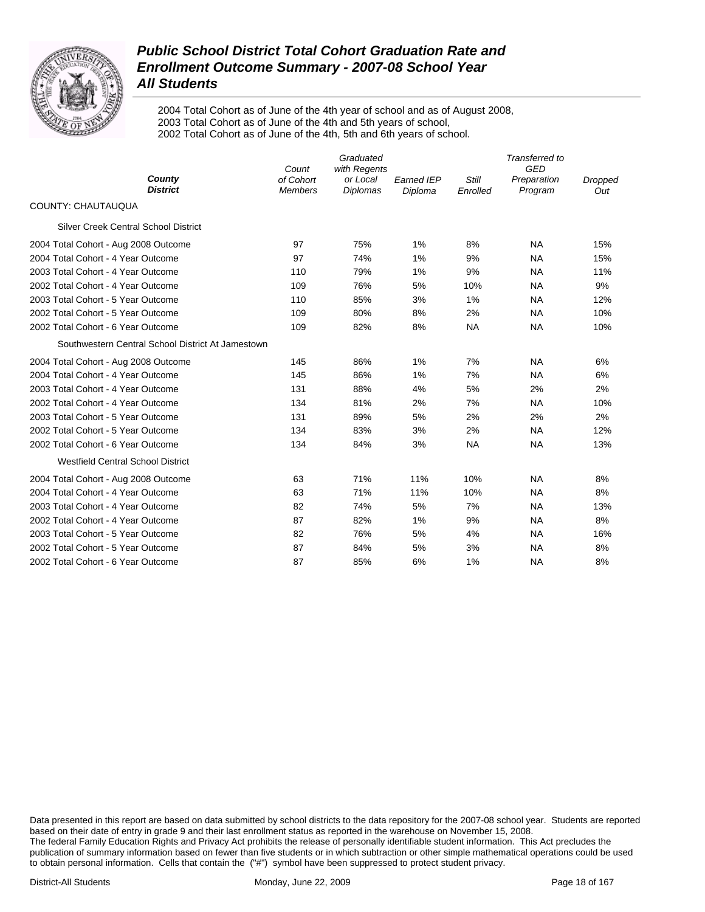# Public School District Total Cohort Graduation Rate and Enrollment Outcome Summary - 2007-08 School Year

## All Students

2004 Total Cohort as of June of the 4th year of school and as of August 2008,
2003 Total Cohort as of June of the 4th and 5th years of school,
2002 Total Cohort as of June of the 4th, 5th and 6th years of school.

| County / District | Count of Cohort Members | Graduated with Regents or Local Diplomas | Earned IEP Diploma | Still Enrolled | Transferred to GED Preparation Program | Dropped Out |
|---|---|---|---|---|---|---|
| COUNTY: CHAUTAUQUA | | | | | | |
| Silver Creek Central School District | | | | | | |
| 2004 Total Cohort - Aug 2008 Outcome | 97 | 75% | 1% | 8% | NA | 15% |
| 2004 Total Cohort - 4 Year Outcome | 97 | 74% | 1% | 9% | NA | 15% |
| 2003 Total Cohort - 4 Year Outcome | 110 | 79% | 1% | 9% | NA | 11% |
| 2002 Total Cohort - 4 Year Outcome | 109 | 76% | 5% | 10% | NA | 9% |
| 2003 Total Cohort - 5 Year Outcome | 110 | 85% | 3% | 1% | NA | 12% |
| 2002 Total Cohort - 5 Year Outcome | 109 | 80% | 8% | 2% | NA | 10% |
| 2002 Total Cohort - 6 Year Outcome | 109 | 82% | 8% | NA | NA | 10% |
| Southwestern Central School District At Jamestown | | | | | | |
| 2004 Total Cohort - Aug 2008 Outcome | 145 | 86% | 1% | 7% | NA | 6% |
| 2004 Total Cohort - 4 Year Outcome | 145 | 86% | 1% | 7% | NA | 6% |
| 2003 Total Cohort - 4 Year Outcome | 131 | 88% | 4% | 5% | 2% | 2% |
| 2002 Total Cohort - 4 Year Outcome | 134 | 81% | 2% | 7% | NA | 10% |
| 2003 Total Cohort - 5 Year Outcome | 131 | 89% | 5% | 2% | 2% | 2% |
| 2002 Total Cohort - 5 Year Outcome | 134 | 83% | 3% | 2% | NA | 12% |
| 2002 Total Cohort - 6 Year Outcome | 134 | 84% | 3% | NA | NA | 13% |
| Westfield Central School District | | | | | | |
| 2004 Total Cohort - Aug 2008 Outcome | 63 | 71% | 11% | 10% | NA | 8% |
| 2004 Total Cohort - 4 Year Outcome | 63 | 71% | 11% | 10% | NA | 8% |
| 2003 Total Cohort - 4 Year Outcome | 82 | 74% | 5% | 7% | NA | 13% |
| 2002 Total Cohort - 4 Year Outcome | 87 | 82% | 1% | 9% | NA | 8% |
| 2003 Total Cohort - 5 Year Outcome | 82 | 76% | 5% | 4% | NA | 16% |
| 2002 Total Cohort - 5 Year Outcome | 87 | 84% | 5% | 3% | NA | 8% |
| 2002 Total Cohort - 6 Year Outcome | 87 | 85% | 6% | 1% | NA | 8% |

Data presented in this report are based on data submitted by school districts to the data repository for the 2007-08 school year. Students are reported based on their date of entry in grade 9 and their last enrollment status as reported in the warehouse on November 15, 2008. The federal Family Education Rights and Privacy Act prohibits the release of personally identifiable student information. This Act precludes the publication of summary information based on fewer than five students or in which subtraction or other simple mathematical operations could be used to obtain personal information. Cells that contain the ("#") symbol have been suppressed to protect student privacy.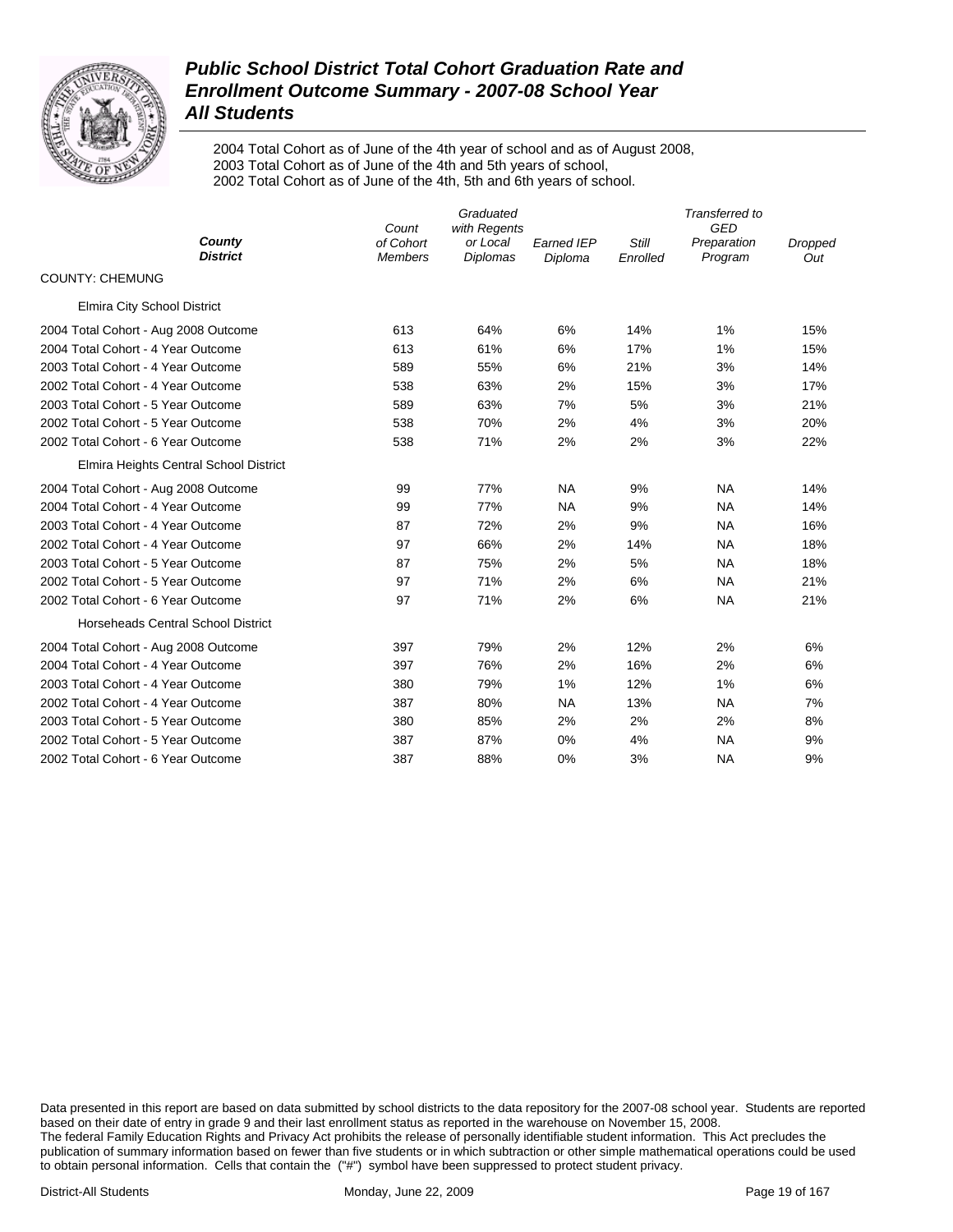# *Public School District Total Cohort Graduation Rate and Enrollment Outcome Summary - 2007-08 School Year*
# *All Students*

2004 Total Cohort as of June of the 4th year of school and as of August 2008,
2003 Total Cohort as of June of the 4th and 5th years of school,
2002 Total Cohort as of June of the 4th, 5th and 6th years of school.

| County / District | Count of Cohort Members | Graduated with Regents or Local Diplomas | Earned IEP Diploma | Still Enrolled | Transferred to GED Preparation Program | Dropped Out |
|---|---|---|---|---|---|---|
| COUNTY: CHEMUNG | | | | | | |
| Elmira City School District | | | | | | |
| 2004 Total Cohort - Aug 2008 Outcome | 613 | 64% | 6% | 14% | 1% | 15% |
| 2004 Total Cohort - 4 Year Outcome | 613 | 61% | 6% | 17% | 1% | 15% |
| 2003 Total Cohort - 4 Year Outcome | 589 | 55% | 6% | 21% | 3% | 14% |
| 2002 Total Cohort - 4 Year Outcome | 538 | 63% | 2% | 15% | 3% | 17% |
| 2003 Total Cohort - 5 Year Outcome | 589 | 63% | 7% | 5% | 3% | 21% |
| 2002 Total Cohort - 5 Year Outcome | 538 | 70% | 2% | 4% | 3% | 20% |
| 2002 Total Cohort - 6 Year Outcome | 538 | 71% | 2% | 2% | 3% | 22% |
| Elmira Heights Central School District | | | | | | |
| 2004 Total Cohort - Aug 2008 Outcome | 99 | 77% | NA | 9% | NA | 14% |
| 2004 Total Cohort - 4 Year Outcome | 99 | 77% | NA | 9% | NA | 14% |
| 2003 Total Cohort - 4 Year Outcome | 87 | 72% | 2% | 9% | NA | 16% |
| 2002 Total Cohort - 4 Year Outcome | 97 | 66% | 2% | 14% | NA | 18% |
| 2003 Total Cohort - 5 Year Outcome | 87 | 75% | 2% | 5% | NA | 18% |
| 2002 Total Cohort - 5 Year Outcome | 97 | 71% | 2% | 6% | NA | 21% |
| 2002 Total Cohort - 6 Year Outcome | 97 | 71% | 2% | 6% | NA | 21% |
| Horseheads Central School District | | | | | | |
| 2004 Total Cohort - Aug 2008 Outcome | 397 | 79% | 2% | 12% | 2% | 6% |
| 2004 Total Cohort - 4 Year Outcome | 397 | 76% | 2% | 16% | 2% | 6% |
| 2003 Total Cohort - 4 Year Outcome | 380 | 79% | 1% | 12% | 1% | 6% |
| 2002 Total Cohort - 4 Year Outcome | 387 | 80% | NA | 13% | NA | 7% |
| 2003 Total Cohort - 5 Year Outcome | 380 | 85% | 2% | 2% | 2% | 8% |
| 2002 Total Cohort - 5 Year Outcome | 387 | 87% | 0% | 4% | NA | 9% |
| 2002 Total Cohort - 6 Year Outcome | 387 | 88% | 0% | 3% | NA | 9% |

Data presented in this report are based on data submitted by school districts to the data repository for the 2007-08 school year. Students are reported based on their date of entry in grade 9 and their last enrollment status as reported in the warehouse on November 15, 2008.
The federal Family Education Rights and Privacy Act prohibits the release of personally identifiable student information. This Act precludes the publication of summary information based on fewer than five students or in which subtraction or other simple mathematical operations could be used to obtain personal information. Cells that contain the ("#") symbol have been suppressed to protect student privacy.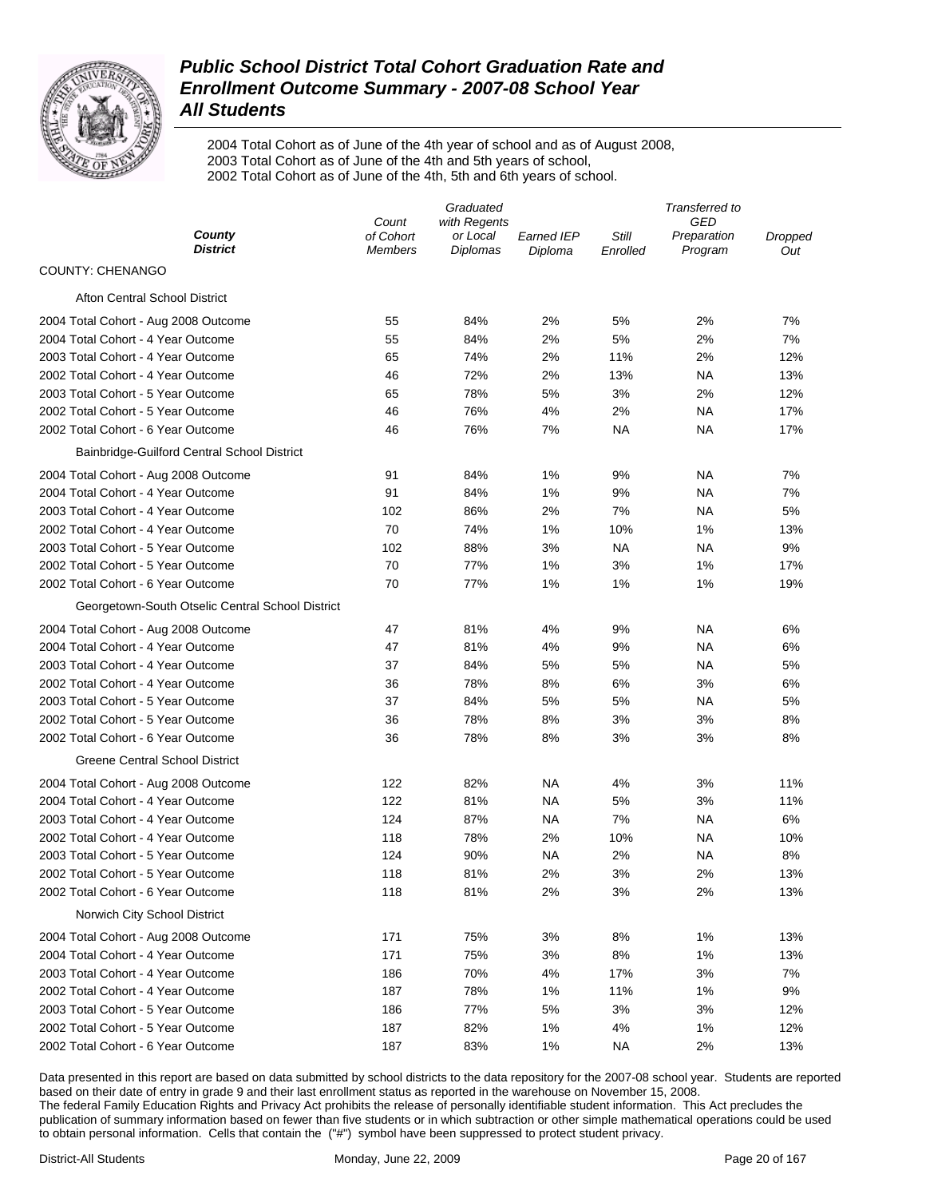# Public School District Total Cohort Graduation Rate and Enrollment Outcome Summary - 2007-08 School Year
## All Students

2004 Total Cohort as of June of the 4th year of school and as of August 2008,
2003 Total Cohort as of June of the 4th and 5th years of school,
2002 Total Cohort as of June of the 4th, 5th and 6th years of school.

| *County* *District* | *Count of Cohort Members* | *Graduated with Regents or Local Diplomas* | *Earned IEP Diploma* | *Still Enrolled* | *Transferred to GED Preparation Program* | *Dropped Out* |
|---|---|---|---|---|---|---|
| COUNTY: CHENANGO | | | | | | |
| Afton Central School District | | | | | | |
| 2004 Total Cohort - Aug 2008 Outcome | 55 | 84% | 2% | 5% | 2% | 7% |
| 2004 Total Cohort - 4 Year Outcome | 55 | 84% | 2% | 5% | 2% | 7% |
| 2003 Total Cohort - 4 Year Outcome | 65 | 74% | 2% | 11% | 2% | 12% |
| 2002 Total Cohort - 4 Year Outcome | 46 | 72% | 2% | 13% | NA | 13% |
| 2003 Total Cohort - 5 Year Outcome | 65 | 78% | 5% | 3% | 2% | 12% |
| 2002 Total Cohort - 5 Year Outcome | 46 | 76% | 4% | 2% | NA | 17% |
| 2002 Total Cohort - 6 Year Outcome | 46 | 76% | 7% | NA | NA | 17% |
| Bainbridge-Guilford Central School District | | | | | | |
| 2004 Total Cohort - Aug 2008 Outcome | 91 | 84% | 1% | 9% | NA | 7% |
| 2004 Total Cohort - 4 Year Outcome | 91 | 84% | 1% | 9% | NA | 7% |
| 2003 Total Cohort - 4 Year Outcome | 102 | 86% | 2% | 7% | NA | 5% |
| 2002 Total Cohort - 4 Year Outcome | 70 | 74% | 1% | 10% | 1% | 13% |
| 2003 Total Cohort - 5 Year Outcome | 102 | 88% | 3% | NA | NA | 9% |
| 2002 Total Cohort - 5 Year Outcome | 70 | 77% | 1% | 3% | 1% | 17% |
| 2002 Total Cohort - 6 Year Outcome | 70 | 77% | 1% | 1% | 1% | 19% |
| Georgetown-South Otselic Central School District | | | | | | |
| 2004 Total Cohort - Aug 2008 Outcome | 47 | 81% | 4% | 9% | NA | 6% |
| 2004 Total Cohort - 4 Year Outcome | 47 | 81% | 4% | 9% | NA | 6% |
| 2003 Total Cohort - 4 Year Outcome | 37 | 84% | 5% | 5% | NA | 5% |
| 2002 Total Cohort - 4 Year Outcome | 36 | 78% | 8% | 6% | 3% | 6% |
| 2003 Total Cohort - 5 Year Outcome | 37 | 84% | 5% | 5% | NA | 5% |
| 2002 Total Cohort - 5 Year Outcome | 36 | 78% | 8% | 3% | 3% | 8% |
| 2002 Total Cohort - 6 Year Outcome | 36 | 78% | 8% | 3% | 3% | 8% |
| Greene Central School District | | | | | | |
| 2004 Total Cohort - Aug 2008 Outcome | 122 | 82% | NA | 4% | 3% | 11% |
| 2004 Total Cohort - 4 Year Outcome | 122 | 81% | NA | 5% | 3% | 11% |
| 2003 Total Cohort - 4 Year Outcome | 124 | 87% | NA | 7% | NA | 6% |
| 2002 Total Cohort - 4 Year Outcome | 118 | 78% | 2% | 10% | NA | 10% |
| 2003 Total Cohort - 5 Year Outcome | 124 | 90% | NA | 2% | NA | 8% |
| 2002 Total Cohort - 5 Year Outcome | 118 | 81% | 2% | 3% | 2% | 13% |
| 2002 Total Cohort - 6 Year Outcome | 118 | 81% | 2% | 3% | 2% | 13% |
| Norwich City School District | | | | | | |
| 2004 Total Cohort - Aug 2008 Outcome | 171 | 75% | 3% | 8% | 1% | 13% |
| 2004 Total Cohort - 4 Year Outcome | 171 | 75% | 3% | 8% | 1% | 13% |
| 2003 Total Cohort - 4 Year Outcome | 186 | 70% | 4% | 17% | 3% | 7% |
| 2002 Total Cohort - 4 Year Outcome | 187 | 78% | 1% | 11% | 1% | 9% |
| 2003 Total Cohort - 5 Year Outcome | 186 | 77% | 5% | 3% | 3% | 12% |
| 2002 Total Cohort - 5 Year Outcome | 187 | 82% | 1% | 4% | 1% | 12% |
| 2002 Total Cohort - 6 Year Outcome | 187 | 83% | 1% | NA | 2% | 13% |

Data presented in this report are based on data submitted by school districts to the data repository for the 2007-08 school year. Students are reported based on their date of entry in grade 9 and their last enrollment status as reported in the warehouse on November 15, 2008.
The federal Family Education Rights and Privacy Act prohibits the release of personally identifiable student information. This Act precludes the publication of summary information based on fewer than five students or in which subtraction or other simple mathematical operations could be used to obtain personal information. Cells that contain the ("#") symbol have been suppressed to protect student privacy.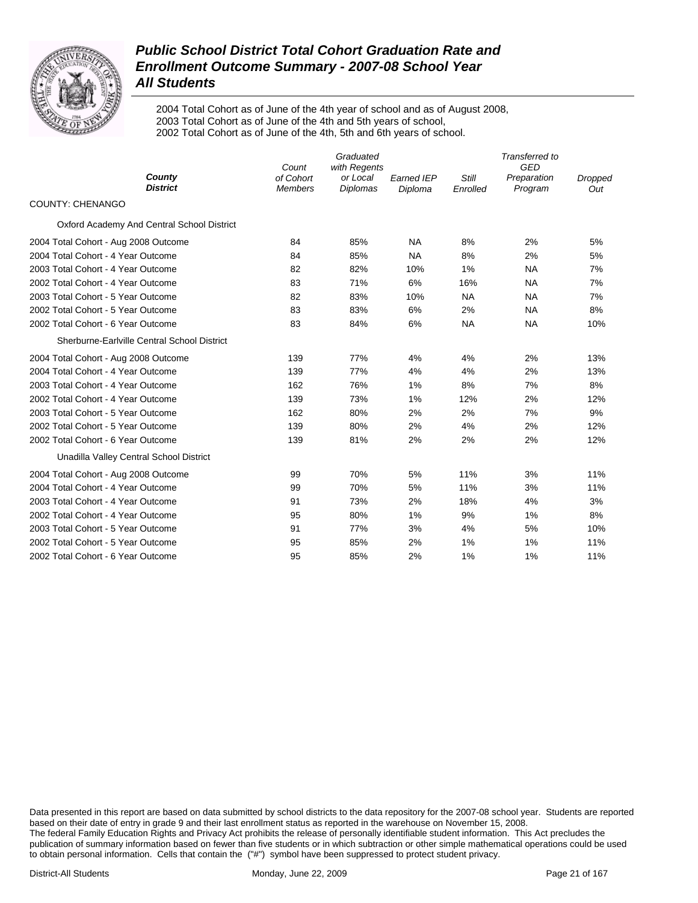# Public School District Total Cohort Graduation Rate and Enrollment Outcome Summary - 2007-08 School Year

## All Students

2004 Total Cohort as of June of the 4th year of school and as of August 2008,
2003 Total Cohort as of June of the 4th and 5th years of school,
2002 Total Cohort as of June of the 4th, 5th and 6th years of school.

| *County* *District* | *Count of Cohort Members* | *Graduated with Regents or Local Diplomas* | *Earned IEP Diploma* | *Still Enrolled* | *Transferred to GED Preparation Program* | *Dropped Out* |
|---|---|---|---|---|---|---|
| COUNTY: CHENANGO | | | | | | |
| Oxford Academy And Central School District | | | | | | |
| 2004 Total Cohort - Aug 2008 Outcome | 84 | 85% | NA | 8% | 2% | 5% |
| 2004 Total Cohort - 4 Year Outcome | 84 | 85% | NA | 8% | 2% | 5% |
| 2003 Total Cohort - 4 Year Outcome | 82 | 82% | 10% | 1% | NA | 7% |
| 2002 Total Cohort - 4 Year Outcome | 83 | 71% | 6% | 16% | NA | 7% |
| 2003 Total Cohort - 5 Year Outcome | 82 | 83% | 10% | NA | NA | 7% |
| 2002 Total Cohort - 5 Year Outcome | 83 | 83% | 6% | 2% | NA | 8% |
| 2002 Total Cohort - 6 Year Outcome | 83 | 84% | 6% | NA | NA | 10% |
| Sherburne-Earlville Central School District | | | | | | |
| 2004 Total Cohort - Aug 2008 Outcome | 139 | 77% | 4% | 4% | 2% | 13% |
| 2004 Total Cohort - 4 Year Outcome | 139 | 77% | 4% | 4% | 2% | 13% |
| 2003 Total Cohort - 4 Year Outcome | 162 | 76% | 1% | 8% | 7% | 8% |
| 2002 Total Cohort - 4 Year Outcome | 139 | 73% | 1% | 12% | 2% | 12% |
| 2003 Total Cohort - 5 Year Outcome | 162 | 80% | 2% | 2% | 7% | 9% |
| 2002 Total Cohort - 5 Year Outcome | 139 | 80% | 2% | 4% | 2% | 12% |
| 2002 Total Cohort - 6 Year Outcome | 139 | 81% | 2% | 2% | 2% | 12% |
| Unadilla Valley Central School District | | | | | | |
| 2004 Total Cohort - Aug 2008 Outcome | 99 | 70% | 5% | 11% | 3% | 11% |
| 2004 Total Cohort - 4 Year Outcome | 99 | 70% | 5% | 11% | 3% | 11% |
| 2003 Total Cohort - 4 Year Outcome | 91 | 73% | 2% | 18% | 4% | 3% |
| 2002 Total Cohort - 4 Year Outcome | 95 | 80% | 1% | 9% | 1% | 8% |
| 2003 Total Cohort - 5 Year Outcome | 91 | 77% | 3% | 4% | 5% | 10% |
| 2002 Total Cohort - 5 Year Outcome | 95 | 85% | 2% | 1% | 1% | 11% |
| 2002 Total Cohort - 6 Year Outcome | 95 | 85% | 2% | 1% | 1% | 11% |

Data presented in this report are based on data submitted by school districts to the data repository for the 2007-08 school year. Students are reported based on their date of entry in grade 9 and their last enrollment status as reported in the warehouse on November 15, 2008.
The federal Family Education Rights and Privacy Act prohibits the release of personally identifiable student information. This Act precludes the publication of summary information based on fewer than five students or in which subtraction or other simple mathematical operations could be used to obtain personal information. Cells that contain the ("#") symbol have been suppressed to protect student privacy.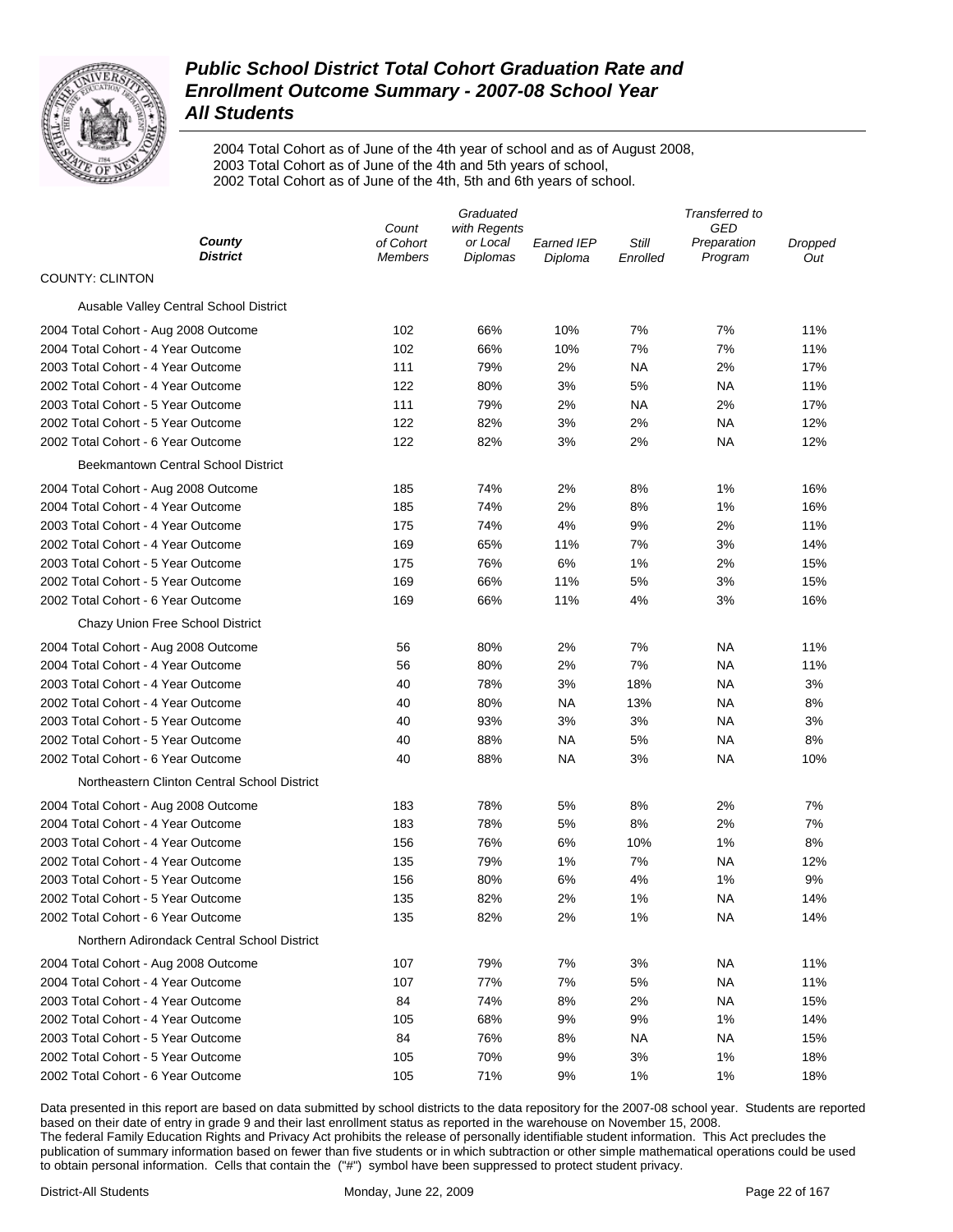# *Public School District Total Cohort Graduation Rate and Enrollment Outcome Summary - 2007-08 School Year*
# *All Students*

2004 Total Cohort as of June of the 4th year of school and as of August 2008,
2003 Total Cohort as of June of the 4th and 5th years of school,
2002 Total Cohort as of June of the 4th, 5th and 6th years of school.

| *County* *District* | *Count of Cohort Members* | *Graduated with Regents or Local Diplomas* | *Earned IEP Diploma* | *Still Enrolled* | *Transferred to GED Preparation Program* | *Dropped Out* |
|---|---|---|---|---|---|---|
| COUNTY: CLINTON | | | | | | |
| Ausable Valley Central School District | | | | | | |
| 2004 Total Cohort - Aug 2008 Outcome | 102 | 66% | 10% | 7% | 7% | 11% |
| 2004 Total Cohort - 4 Year Outcome | 102 | 66% | 10% | 7% | 7% | 11% |
| 2003 Total Cohort - 4 Year Outcome | 111 | 79% | 2% | NA | 2% | 17% |
| 2002 Total Cohort - 4 Year Outcome | 122 | 80% | 3% | 5% | NA | 11% |
| 2003 Total Cohort - 5 Year Outcome | 111 | 79% | 2% | NA | 2% | 17% |
| 2002 Total Cohort - 5 Year Outcome | 122 | 82% | 3% | 2% | NA | 12% |
| 2002 Total Cohort - 6 Year Outcome | 122 | 82% | 3% | 2% | NA | 12% |
| Beekmantown Central School District | | | | | | |
| 2004 Total Cohort - Aug 2008 Outcome | 185 | 74% | 2% | 8% | 1% | 16% |
| 2004 Total Cohort - 4 Year Outcome | 185 | 74% | 2% | 8% | 1% | 16% |
| 2003 Total Cohort - 4 Year Outcome | 175 | 74% | 4% | 9% | 2% | 11% |
| 2002 Total Cohort - 4 Year Outcome | 169 | 65% | 11% | 7% | 3% | 14% |
| 2003 Total Cohort - 5 Year Outcome | 175 | 76% | 6% | 1% | 2% | 15% |
| 2002 Total Cohort - 5 Year Outcome | 169 | 66% | 11% | 5% | 3% | 15% |
| 2002 Total Cohort - 6 Year Outcome | 169 | 66% | 11% | 4% | 3% | 16% |
| Chazy Union Free School District | | | | | | |
| 2004 Total Cohort - Aug 2008 Outcome | 56 | 80% | 2% | 7% | NA | 11% |
| 2004 Total Cohort - 4 Year Outcome | 56 | 80% | 2% | 7% | NA | 11% |
| 2003 Total Cohort - 4 Year Outcome | 40 | 78% | 3% | 18% | NA | 3% |
| 2002 Total Cohort - 4 Year Outcome | 40 | 80% | NA | 13% | NA | 8% |
| 2003 Total Cohort - 5 Year Outcome | 40 | 93% | 3% | 3% | NA | 3% |
| 2002 Total Cohort - 5 Year Outcome | 40 | 88% | NA | 5% | NA | 8% |
| 2002 Total Cohort - 6 Year Outcome | 40 | 88% | NA | 3% | NA | 10% |
| Northeastern Clinton Central School District | | | | | | |
| 2004 Total Cohort - Aug 2008 Outcome | 183 | 78% | 5% | 8% | 2% | 7% |
| 2004 Total Cohort - 4 Year Outcome | 183 | 78% | 5% | 8% | 2% | 7% |
| 2003 Total Cohort - 4 Year Outcome | 156 | 76% | 6% | 10% | 1% | 8% |
| 2002 Total Cohort - 4 Year Outcome | 135 | 79% | 1% | 7% | NA | 12% |
| 2003 Total Cohort - 5 Year Outcome | 156 | 80% | 6% | 4% | 1% | 9% |
| 2002 Total Cohort - 5 Year Outcome | 135 | 82% | 2% | 1% | NA | 14% |
| 2002 Total Cohort - 6 Year Outcome | 135 | 82% | 2% | 1% | NA | 14% |
| Northern Adirondack Central School District | | | | | | |
| 2004 Total Cohort - Aug 2008 Outcome | 107 | 79% | 7% | 3% | NA | 11% |
| 2004 Total Cohort - 4 Year Outcome | 107 | 77% | 7% | 5% | NA | 11% |
| 2003 Total Cohort - 4 Year Outcome | 84 | 74% | 8% | 2% | NA | 15% |
| 2002 Total Cohort - 4 Year Outcome | 105 | 68% | 9% | 9% | 1% | 14% |
| 2003 Total Cohort - 5 Year Outcome | 84 | 76% | 8% | NA | NA | 15% |
| 2002 Total Cohort - 5 Year Outcome | 105 | 70% | 9% | 3% | 1% | 18% |
| 2002 Total Cohort - 6 Year Outcome | 105 | 71% | 9% | 1% | 1% | 18% |

Data presented in this report are based on data submitted by school districts to the data repository for the 2007-08 school year. Students are reported based on their date of entry in grade 9 and their last enrollment status as reported in the warehouse on November 15, 2008.
The federal Family Education Rights and Privacy Act prohibits the release of personally identifiable student information. This Act precludes the publication of summary information based on fewer than five students or in which subtraction or other simple mathematical operations could be used to obtain personal information. Cells that contain the ("#") symbol have been suppressed to protect student privacy.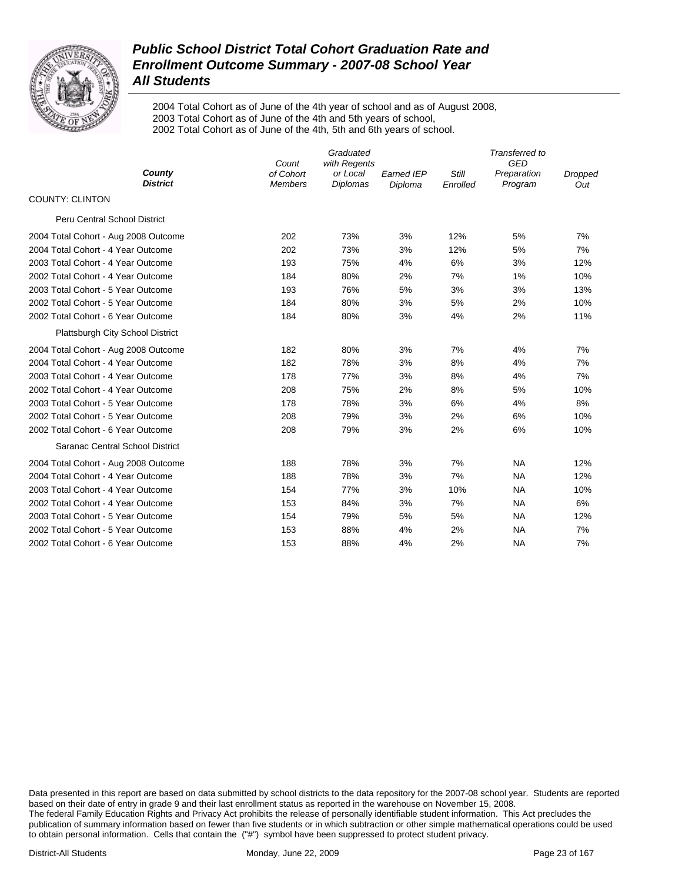# Public School District Total Cohort Graduation Rate and Enrollment Outcome Summary - 2007-08 School Year
## All Students

2004 Total Cohort as of June of the 4th year of school and as of August 2008,
2003 Total Cohort as of June of the 4th and 5th years of school,
2002 Total Cohort as of June of the 4th, 5th and 6th years of school.

| County / District | Count of Cohort Members | Graduated with Regents or Local Diplomas | Earned IEP Diploma | Still Enrolled | Transferred to GED Preparation Program | Dropped Out |
|---|---|---|---|---|---|---|
| **COUNTY: CLINTON** | | | | | | |
| Peru Central School District | | | | | | |
| 2004 Total Cohort - Aug 2008 Outcome | 202 | 73% | 3% | 12% | 5% | 7% |
| 2004 Total Cohort - 4 Year Outcome | 202 | 73% | 3% | 12% | 5% | 7% |
| 2003 Total Cohort - 4 Year Outcome | 193 | 75% | 4% | 6% | 3% | 12% |
| 2002 Total Cohort - 4 Year Outcome | 184 | 80% | 2% | 7% | 1% | 10% |
| 2003 Total Cohort - 5 Year Outcome | 193 | 76% | 5% | 3% | 3% | 13% |
| 2002 Total Cohort - 5 Year Outcome | 184 | 80% | 3% | 5% | 2% | 10% |
| 2002 Total Cohort - 6 Year Outcome | 184 | 80% | 3% | 4% | 2% | 11% |
| Plattsburgh City School District | | | | | | |
| 2004 Total Cohort - Aug 2008 Outcome | 182 | 80% | 3% | 7% | 4% | 7% |
| 2004 Total Cohort - 4 Year Outcome | 182 | 78% | 3% | 8% | 4% | 7% |
| 2003 Total Cohort - 4 Year Outcome | 178 | 77% | 3% | 8% | 4% | 7% |
| 2002 Total Cohort - 4 Year Outcome | 208 | 75% | 2% | 8% | 5% | 10% |
| 2003 Total Cohort - 5 Year Outcome | 178 | 78% | 3% | 6% | 4% | 8% |
| 2002 Total Cohort - 5 Year Outcome | 208 | 79% | 3% | 2% | 6% | 10% |
| 2002 Total Cohort - 6 Year Outcome | 208 | 79% | 3% | 2% | 6% | 10% |
| Saranac Central School District | | | | | | |
| 2004 Total Cohort - Aug 2008 Outcome | 188 | 78% | 3% | 7% | NA | 12% |
| 2004 Total Cohort - 4 Year Outcome | 188 | 78% | 3% | 7% | NA | 12% |
| 2003 Total Cohort - 4 Year Outcome | 154 | 77% | 3% | 10% | NA | 10% |
| 2002 Total Cohort - 4 Year Outcome | 153 | 84% | 3% | 7% | NA | 6% |
| 2003 Total Cohort - 5 Year Outcome | 154 | 79% | 5% | 5% | NA | 12% |
| 2002 Total Cohort - 5 Year Outcome | 153 | 88% | 4% | 2% | NA | 7% |
| 2002 Total Cohort - 6 Year Outcome | 153 | 88% | 4% | 2% | NA | 7% |

Data presented in this report are based on data submitted by school districts to the data repository for the 2007-08 school year. Students are reported based on their date of entry in grade 9 and their last enrollment status as reported in the warehouse on November 15, 2008.
The federal Family Education Rights and Privacy Act prohibits the release of personally identifiable student information. This Act precludes the publication of summary information based on fewer than five students or in which subtraction or other simple mathematical operations could be used to obtain personal information. Cells that contain the ("#") symbol have been suppressed to protect student privacy.

District-All Students | Monday, June 22, 2009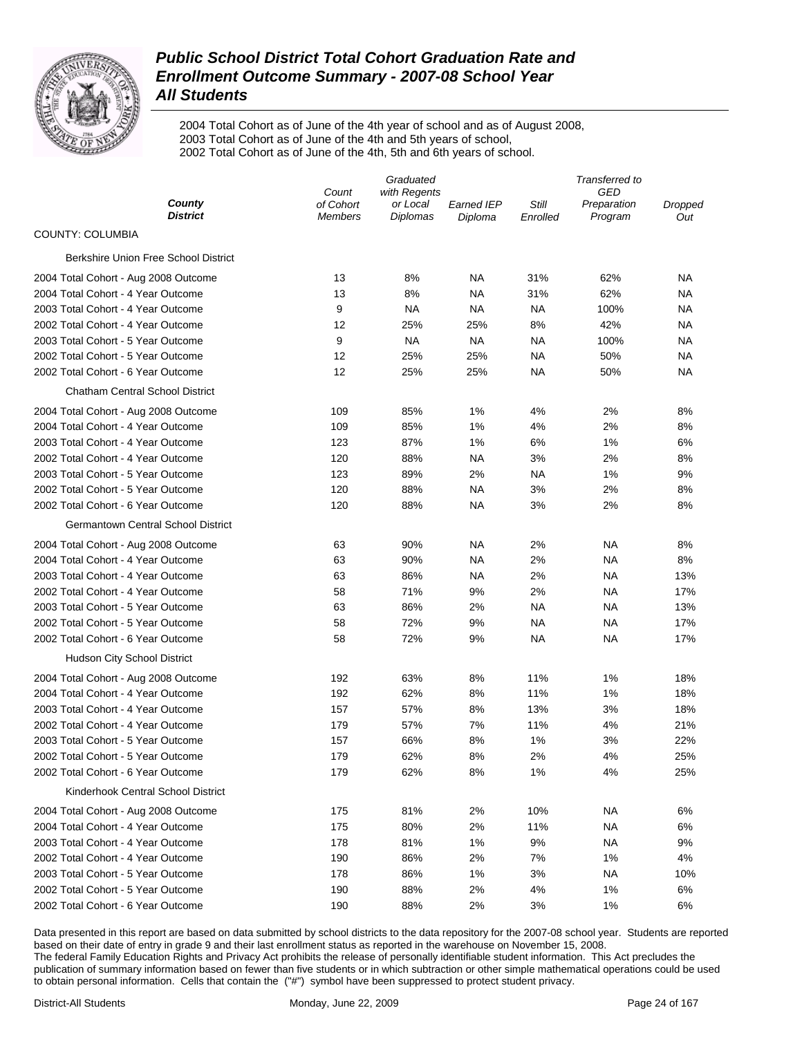# Public School District Total Cohort Graduation Rate and Enrollment Outcome Summary - 2007-08 School Year

## All Students

2004 Total Cohort as of June of the 4th year of school and as of August 2008,
2003 Total Cohort as of June of the 4th and 5th years of school,
2002 Total Cohort as of June of the 4th, 5th and 6th years of school.

| *County* *District* | *Count of Cohort Members* | *Graduated with Regents or Local Diplomas* | *Earned IEP Diploma* | *Still Enrolled* | *Transferred to GED Preparation Program* | *Dropped Out* |
|---|---|---|---|---|---|---|
| COUNTY: COLUMBIA | | | | | | |
| Berkshire Union Free School District | | | | | | |
| 2004 Total Cohort - Aug 2008 Outcome | 13 | 8% | NA | 31% | 62% | NA |
| 2004 Total Cohort - 4 Year Outcome | 13 | 8% | NA | 31% | 62% | NA |
| 2003 Total Cohort - 4 Year Outcome | 9 | NA | NA | NA | 100% | NA |
| 2002 Total Cohort - 4 Year Outcome | 12 | 25% | 25% | 8% | 42% | NA |
| 2003 Total Cohort - 5 Year Outcome | 9 | NA | NA | NA | 100% | NA |
| 2002 Total Cohort - 5 Year Outcome | 12 | 25% | 25% | NA | 50% | NA |
| 2002 Total Cohort - 6 Year Outcome | 12 | 25% | 25% | NA | 50% | NA |
| Chatham Central School District | | | | | | |
| 2004 Total Cohort - Aug 2008 Outcome | 109 | 85% | 1% | 4% | 2% | 8% |
| 2004 Total Cohort - 4 Year Outcome | 109 | 85% | 1% | 4% | 2% | 8% |
| 2003 Total Cohort - 4 Year Outcome | 123 | 87% | 1% | 6% | 1% | 6% |
| 2002 Total Cohort - 4 Year Outcome | 120 | 88% | NA | 3% | 2% | 8% |
| 2003 Total Cohort - 5 Year Outcome | 123 | 89% | 2% | NA | 1% | 9% |
| 2002 Total Cohort - 5 Year Outcome | 120 | 88% | NA | 3% | 2% | 8% |
| 2002 Total Cohort - 6 Year Outcome | 120 | 88% | NA | 3% | 2% | 8% |
| Germantown Central School District | | | | | | |
| 2004 Total Cohort - Aug 2008 Outcome | 63 | 90% | NA | 2% | NA | 8% |
| 2004 Total Cohort - 4 Year Outcome | 63 | 90% | NA | 2% | NA | 8% |
| 2003 Total Cohort - 4 Year Outcome | 63 | 86% | NA | 2% | NA | 13% |
| 2002 Total Cohort - 4 Year Outcome | 58 | 71% | 9% | 2% | NA | 17% |
| 2003 Total Cohort - 5 Year Outcome | 63 | 86% | 2% | NA | NA | 13% |
| 2002 Total Cohort - 5 Year Outcome | 58 | 72% | 9% | NA | NA | 17% |
| 2002 Total Cohort - 6 Year Outcome | 58 | 72% | 9% | NA | NA | 17% |
| Hudson City School District | | | | | | |
| 2004 Total Cohort - Aug 2008 Outcome | 192 | 63% | 8% | 11% | 1% | 18% |
| 2004 Total Cohort - 4 Year Outcome | 192 | 62% | 8% | 11% | 1% | 18% |
| 2003 Total Cohort - 4 Year Outcome | 157 | 57% | 8% | 13% | 3% | 18% |
| 2002 Total Cohort - 4 Year Outcome | 179 | 57% | 7% | 11% | 4% | 21% |
| 2003 Total Cohort - 5 Year Outcome | 157 | 66% | 8% | 1% | 3% | 22% |
| 2002 Total Cohort - 5 Year Outcome | 179 | 62% | 8% | 2% | 4% | 25% |
| 2002 Total Cohort - 6 Year Outcome | 179 | 62% | 8% | 1% | 4% | 25% |
| Kinderhook Central School District | | | | | | |
| 2004 Total Cohort - Aug 2008 Outcome | 175 | 81% | 2% | 10% | NA | 6% |
| 2004 Total Cohort - 4 Year Outcome | 175 | 80% | 2% | 11% | NA | 6% |
| 2003 Total Cohort - 4 Year Outcome | 178 | 81% | 1% | 9% | NA | 9% |
| 2002 Total Cohort - 4 Year Outcome | 190 | 86% | 2% | 7% | 1% | 4% |
| 2003 Total Cohort - 5 Year Outcome | 178 | 86% | 1% | 3% | NA | 10% |
| 2002 Total Cohort - 5 Year Outcome | 190 | 88% | 2% | 4% | 1% | 6% |
| 2002 Total Cohort - 6 Year Outcome | 190 | 88% | 2% | 3% | 1% | 6% |

Data presented in this report are based on data submitted by school districts to the data repository for the 2007-08 school year. Students are reported based on their date of entry in grade 9 and their last enrollment status as reported in the warehouse on November 15, 2008.
The federal Family Education Rights and Privacy Act prohibits the release of personally identifiable student information. This Act precludes the publication of summary information based on fewer than five students or in which subtraction or other simple mathematical operations could be used to obtain personal information. Cells that contain the ("#") symbol have been suppressed to protect student privacy.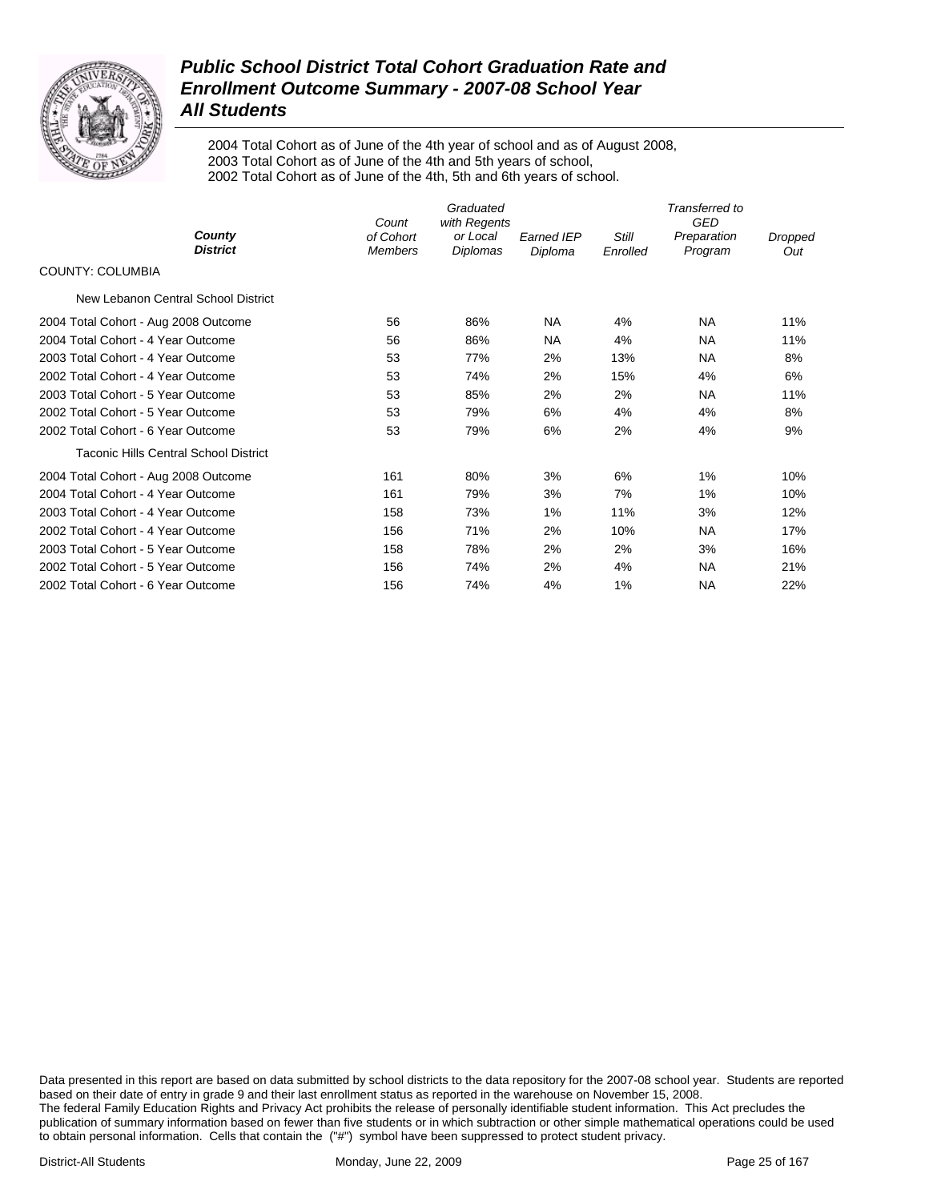# Public School District Total Cohort Graduation Rate and Enrollment Outcome Summary - 2007-08 School Year
## All Students

2004 Total Cohort as of June of the 4th year of school and as of August 2008,
2003 Total Cohort as of June of the 4th and 5th years of school,
2002 Total Cohort as of June of the 4th, 5th and 6th years of school.

| County / District | Count of Cohort Members | Graduated with Regents or Local Diplomas | Earned IEP Diploma | Still Enrolled | Transferred to GED Preparation Program | Dropped Out |
|---|---|---|---|---|---|---|
| COUNTY: COLUMBIA | | | | | | |
| New Lebanon Central School District | | | | | | |
| 2004 Total Cohort - Aug 2008 Outcome | 56 | 86% | NA | 4% | NA | 11% |
| 2004 Total Cohort - 4 Year Outcome | 56 | 86% | NA | 4% | NA | 11% |
| 2003 Total Cohort - 4 Year Outcome | 53 | 77% | 2% | 13% | NA | 8% |
| 2002 Total Cohort - 4 Year Outcome | 53 | 74% | 2% | 15% | 4% | 6% |
| 2003 Total Cohort - 5 Year Outcome | 53 | 85% | 2% | 2% | NA | 11% |
| 2002 Total Cohort - 5 Year Outcome | 53 | 79% | 6% | 4% | 4% | 8% |
| 2002 Total Cohort - 6 Year Outcome | 53 | 79% | 6% | 2% | 4% | 9% |
| Taconic Hills Central School District | | | | | | |
| 2004 Total Cohort - Aug 2008 Outcome | 161 | 80% | 3% | 6% | 1% | 10% |
| 2004 Total Cohort - 4 Year Outcome | 161 | 79% | 3% | 7% | 1% | 10% |
| 2003 Total Cohort - 4 Year Outcome | 158 | 73% | 1% | 11% | 3% | 12% |
| 2002 Total Cohort - 4 Year Outcome | 156 | 71% | 2% | 10% | NA | 17% |
| 2003 Total Cohort - 5 Year Outcome | 158 | 78% | 2% | 2% | 3% | 16% |
| 2002 Total Cohort - 5 Year Outcome | 156 | 74% | 2% | 4% | NA | 21% |
| 2002 Total Cohort - 6 Year Outcome | 156 | 74% | 4% | 1% | NA | 22% |

Data presented in this report are based on data submitted by school districts to the data repository for the 2007-08 school year. Students are reported based on their date of entry in grade 9 and their last enrollment status as reported in the warehouse on November 15, 2008.
The federal Family Education Rights and Privacy Act prohibits the release of personally identifiable student information. This Act precludes the publication of summary information based on fewer than five students or in which subtraction or other simple mathematical operations could be used to obtain personal information. Cells that contain the ("#") symbol have been suppressed to protect student privacy.

District-All Students | Monday, June 22, 2009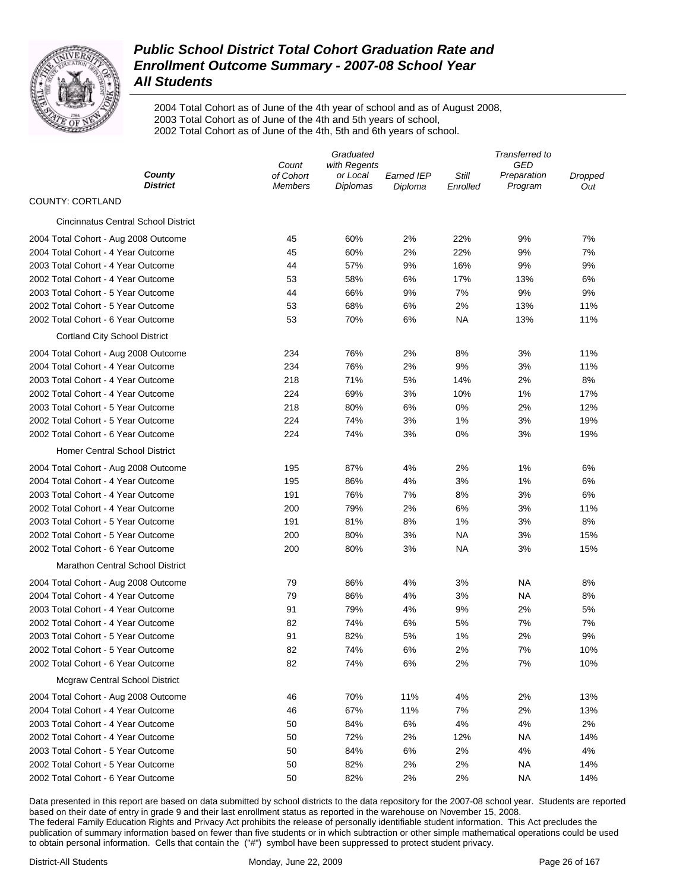# Public School District Total Cohort Graduation Rate and Enrollment Outcome Summary - 2007-08 School Year
## All Students

2004 Total Cohort as of June of the 4th year of school and as of August 2008,
2003 Total Cohort as of June of the 4th and 5th years of school,
2002 Total Cohort as of June of the 4th, 5th and 6th years of school.

| County / District | Count of Cohort Members | Graduated with Regents or Local Diplomas | Earned IEP Diploma | Still Enrolled | Transferred to GED Preparation Program | Dropped Out |
|---|---|---|---|---|---|---|
| **COUNTY: CORTLAND** | | | | | | |
| Cincinnatus Central School District | | | | | | |
| 2004 Total Cohort - Aug 2008 Outcome | 45 | 60% | 2% | 22% | 9% | 7% |
| 2004 Total Cohort - 4 Year Outcome | 45 | 60% | 2% | 22% | 9% | 7% |
| 2003 Total Cohort - 4 Year Outcome | 44 | 57% | 9% | 16% | 9% | 9% |
| 2002 Total Cohort - 4 Year Outcome | 53 | 58% | 6% | 17% | 13% | 6% |
| 2003 Total Cohort - 5 Year Outcome | 44 | 66% | 9% | 7% | 9% | 9% |
| 2002 Total Cohort - 5 Year Outcome | 53 | 68% | 6% | 2% | 13% | 11% |
| 2002 Total Cohort - 6 Year Outcome | 53 | 70% | 6% | NA | 13% | 11% |
| Cortland City School District | | | | | | |
| 2004 Total Cohort - Aug 2008 Outcome | 234 | 76% | 2% | 8% | 3% | 11% |
| 2004 Total Cohort - 4 Year Outcome | 234 | 76% | 2% | 9% | 3% | 11% |
| 2003 Total Cohort - 4 Year Outcome | 218 | 71% | 5% | 14% | 2% | 8% |
| 2002 Total Cohort - 4 Year Outcome | 224 | 69% | 3% | 10% | 1% | 17% |
| 2003 Total Cohort - 5 Year Outcome | 218 | 80% | 6% | 0% | 2% | 12% |
| 2002 Total Cohort - 5 Year Outcome | 224 | 74% | 3% | 1% | 3% | 19% |
| 2002 Total Cohort - 6 Year Outcome | 224 | 74% | 3% | 0% | 3% | 19% |
| Homer Central School District | | | | | | |
| 2004 Total Cohort - Aug 2008 Outcome | 195 | 87% | 4% | 2% | 1% | 6% |
| 2004 Total Cohort - 4 Year Outcome | 195 | 86% | 4% | 3% | 1% | 6% |
| 2003 Total Cohort - 4 Year Outcome | 191 | 76% | 7% | 8% | 3% | 6% |
| 2002 Total Cohort - 4 Year Outcome | 200 | 79% | 2% | 6% | 3% | 11% |
| 2003 Total Cohort - 5 Year Outcome | 191 | 81% | 8% | 1% | 3% | 8% |
| 2002 Total Cohort - 5 Year Outcome | 200 | 80% | 3% | NA | 3% | 15% |
| 2002 Total Cohort - 6 Year Outcome | 200 | 80% | 3% | NA | 3% | 15% |
| Marathon Central School District | | | | | | |
| 2004 Total Cohort - Aug 2008 Outcome | 79 | 86% | 4% | 3% | NA | 8% |
| 2004 Total Cohort - 4 Year Outcome | 79 | 86% | 4% | 3% | NA | 8% |
| 2003 Total Cohort - 4 Year Outcome | 91 | 79% | 4% | 9% | 2% | 5% |
| 2002 Total Cohort - 4 Year Outcome | 82 | 74% | 6% | 5% | 7% | 7% |
| 2003 Total Cohort - 5 Year Outcome | 91 | 82% | 5% | 1% | 2% | 9% |
| 2002 Total Cohort - 5 Year Outcome | 82 | 74% | 6% | 2% | 7% | 10% |
| 2002 Total Cohort - 6 Year Outcome | 82 | 74% | 6% | 2% | 7% | 10% |
| Mcgraw Central School District | | | | | | |
| 2004 Total Cohort - Aug 2008 Outcome | 46 | 70% | 11% | 4% | 2% | 13% |
| 2004 Total Cohort - 4 Year Outcome | 46 | 67% | 11% | 7% | 2% | 13% |
| 2003 Total Cohort - 4 Year Outcome | 50 | 84% | 6% | 4% | 4% | 2% |
| 2002 Total Cohort - 4 Year Outcome | 50 | 72% | 2% | 12% | NA | 14% |
| 2003 Total Cohort - 5 Year Outcome | 50 | 84% | 6% | 2% | 4% | 4% |
| 2002 Total Cohort - 5 Year Outcome | 50 | 82% | 2% | 2% | NA | 14% |
| 2002 Total Cohort - 6 Year Outcome | 50 | 82% | 2% | 2% | NA | 14% |

Data presented in this report are based on data submitted by school districts to the data repository for the 2007-08 school year. Students are reported based on their date of entry in grade 9 and their last enrollment status as reported in the warehouse on November 15, 2008.
The federal Family Education Rights and Privacy Act prohibits the release of personally identifiable student information. This Act precludes the publication of summary information based on fewer than five students or in which subtraction or other simple mathematical operations could be used to obtain personal information. Cells that contain the ("#") symbol have been suppressed to protect student privacy.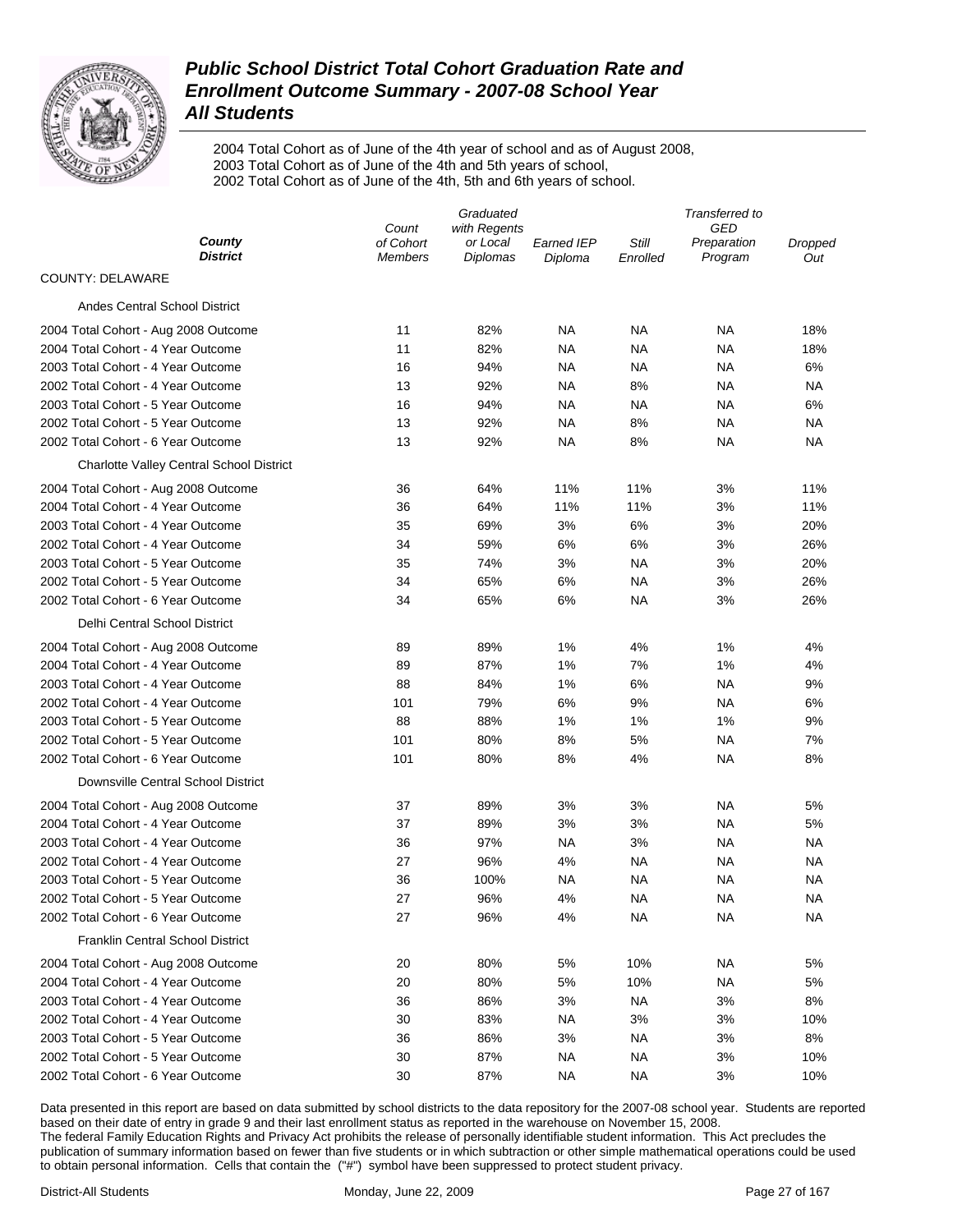# Public School District Total Cohort Graduation Rate and Enrollment Outcome Summary - 2007-08 School Year

## All Students

2004 Total Cohort as of June of the 4th year of school and as of August 2008,
2003 Total Cohort as of June of the 4th and 5th years of school,
2002 Total Cohort as of June of the 4th, 5th and 6th years of school.

| County / District | Count of Cohort Members | Graduated with Regents or Local Diplomas | Earned IEP Diploma | Still Enrolled | Transferred to GED Preparation Program | Dropped Out |
|---|---|---|---|---|---|---|
| COUNTY: DELAWARE | | | | | | |
| Andes Central School District | | | | | | |
| 2004 Total Cohort - Aug 2008 Outcome | 11 | 82% | NA | NA | NA | 18% |
| 2004 Total Cohort - 4 Year Outcome | 11 | 82% | NA | NA | NA | 18% |
| 2003 Total Cohort - 4 Year Outcome | 16 | 94% | NA | NA | NA | 6% |
| 2002 Total Cohort - 4 Year Outcome | 13 | 92% | NA | 8% | NA | NA |
| 2003 Total Cohort - 5 Year Outcome | 16 | 94% | NA | NA | NA | 6% |
| 2002 Total Cohort - 5 Year Outcome | 13 | 92% | NA | 8% | NA | NA |
| 2002 Total Cohort - 6 Year Outcome | 13 | 92% | NA | 8% | NA | NA |
| Charlotte Valley Central School District | | | | | | |
| 2004 Total Cohort - Aug 2008 Outcome | 36 | 64% | 11% | 11% | 3% | 11% |
| 2004 Total Cohort - 4 Year Outcome | 36 | 64% | 11% | 11% | 3% | 11% |
| 2003 Total Cohort - 4 Year Outcome | 35 | 69% | 3% | 6% | 3% | 20% |
| 2002 Total Cohort - 4 Year Outcome | 34 | 59% | 6% | 6% | 3% | 26% |
| 2003 Total Cohort - 5 Year Outcome | 35 | 74% | 3% | NA | 3% | 20% |
| 2002 Total Cohort - 5 Year Outcome | 34 | 65% | 6% | NA | 3% | 26% |
| 2002 Total Cohort - 6 Year Outcome | 34 | 65% | 6% | NA | 3% | 26% |
| Delhi Central School District | | | | | | |
| 2004 Total Cohort - Aug 2008 Outcome | 89 | 89% | 1% | 4% | 1% | 4% |
| 2004 Total Cohort - 4 Year Outcome | 89 | 87% | 1% | 7% | 1% | 4% |
| 2003 Total Cohort - 4 Year Outcome | 88 | 84% | 1% | 6% | NA | 9% |
| 2002 Total Cohort - 4 Year Outcome | 101 | 79% | 6% | 9% | NA | 6% |
| 2003 Total Cohort - 5 Year Outcome | 88 | 88% | 1% | 1% | 1% | 9% |
| 2002 Total Cohort - 5 Year Outcome | 101 | 80% | 8% | 5% | NA | 7% |
| 2002 Total Cohort - 6 Year Outcome | 101 | 80% | 8% | 4% | NA | 8% |
| Downsville Central School District | | | | | | |
| 2004 Total Cohort - Aug 2008 Outcome | 37 | 89% | 3% | 3% | NA | 5% |
| 2004 Total Cohort - 4 Year Outcome | 37 | 89% | 3% | 3% | NA | 5% |
| 2003 Total Cohort - 4 Year Outcome | 36 | 97% | NA | 3% | NA | NA |
| 2002 Total Cohort - 4 Year Outcome | 27 | 96% | 4% | NA | NA | NA |
| 2003 Total Cohort - 5 Year Outcome | 36 | 100% | NA | NA | NA | NA |
| 2002 Total Cohort - 5 Year Outcome | 27 | 96% | 4% | NA | NA | NA |
| 2002 Total Cohort - 6 Year Outcome | 27 | 96% | 4% | NA | NA | NA |
| Franklin Central School District | | | | | | |
| 2004 Total Cohort - Aug 2008 Outcome | 20 | 80% | 5% | 10% | NA | 5% |
| 2004 Total Cohort - 4 Year Outcome | 20 | 80% | 5% | 10% | NA | 5% |
| 2003 Total Cohort - 4 Year Outcome | 36 | 86% | 3% | NA | 3% | 8% |
| 2002 Total Cohort - 4 Year Outcome | 30 | 83% | NA | 3% | 3% | 10% |
| 2003 Total Cohort - 5 Year Outcome | 36 | 86% | 3% | NA | 3% | 8% |
| 2002 Total Cohort - 5 Year Outcome | 30 | 87% | NA | NA | 3% | 10% |
| 2002 Total Cohort - 6 Year Outcome | 30 | 87% | NA | NA | 3% | 10% |

Data presented in this report are based on data submitted by school districts to the data repository for the 2007-08 school year. Students are reported based on their date of entry in grade 9 and their last enrollment status as reported in the warehouse on November 15, 2008.
The federal Family Education Rights and Privacy Act prohibits the release of personally identifiable student information. This Act precludes the publication of summary information based on fewer than five students or in which subtraction or other simple mathematical operations could be used to obtain personal information. Cells that contain the ("#") symbol have been suppressed to protect student privacy.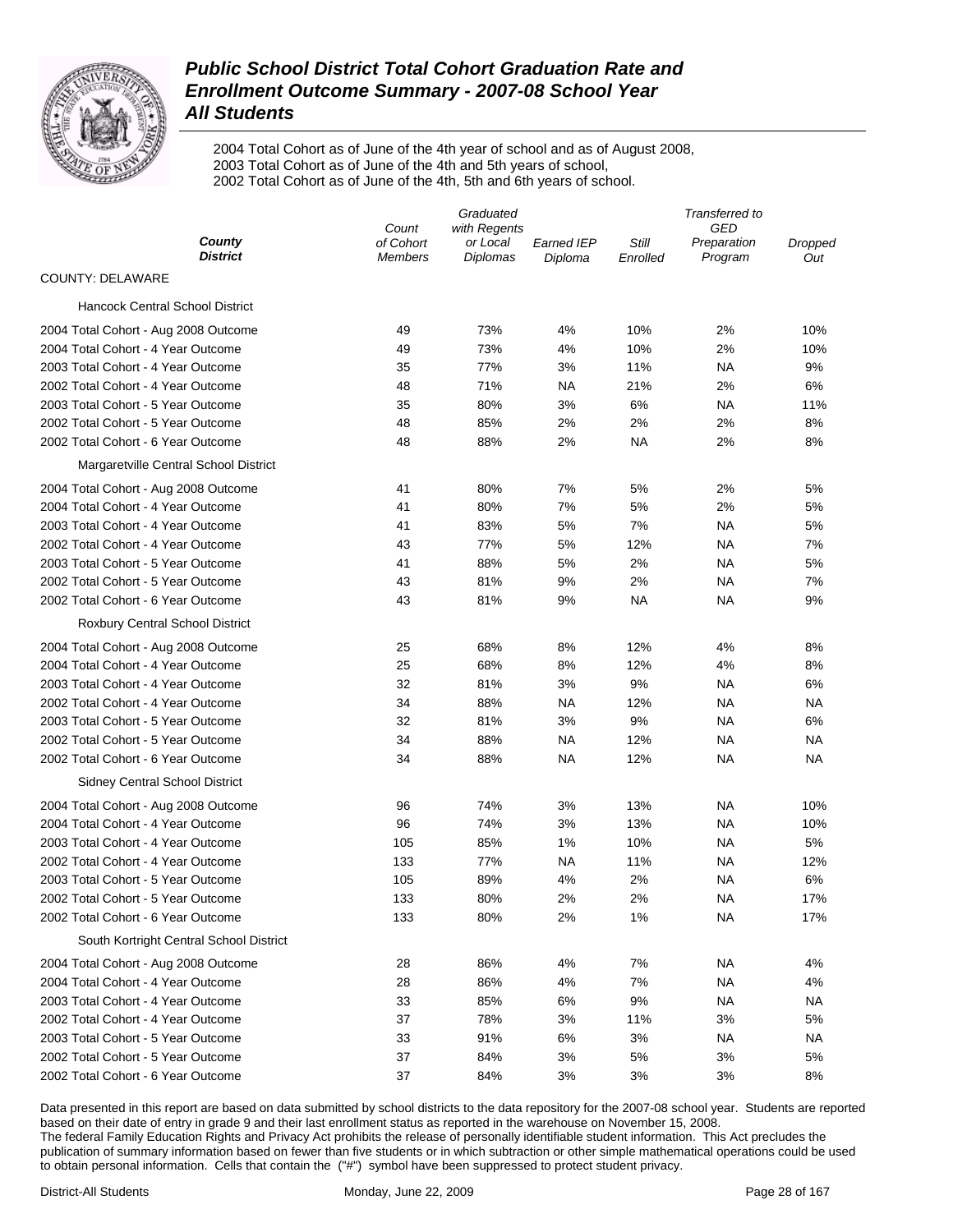# Public School District Total Cohort Graduation Rate and Enrollment Outcome Summary - 2007-08 School Year
## All Students

2004 Total Cohort as of June of the 4th year of school and as of August 2008,
2003 Total Cohort as of June of the 4th and 5th years of school,
2002 Total Cohort as of June of the 4th, 5th and 6th years of school.

| County / District | Count of Cohort Members | Graduated with Regents or Local Diplomas | Earned IEP Diploma | Still Enrolled | Transferred to GED Preparation Program | Dropped Out |
|---|---|---|---|---|---|---|
| COUNTY: DELAWARE | | | | | | |
| **Hancock Central School District** | | | | | | |
| 2004 Total Cohort - Aug 2008 Outcome | 49 | 73% | 4% | 10% | 2% | 10% |
| 2004 Total Cohort - 4 Year Outcome | 49 | 73% | 4% | 10% | 2% | 10% |
| 2003 Total Cohort - 4 Year Outcome | 35 | 77% | 3% | 11% | NA | 9% |
| 2002 Total Cohort - 4 Year Outcome | 48 | 71% | NA | 21% | 2% | 6% |
| 2003 Total Cohort - 5 Year Outcome | 35 | 80% | 3% | 6% | NA | 11% |
| 2002 Total Cohort - 5 Year Outcome | 48 | 85% | 2% | 2% | 2% | 8% |
| 2002 Total Cohort - 6 Year Outcome | 48 | 88% | 2% | NA | 2% | 8% |
| **Margaretville Central School District** | | | | | | |
| 2004 Total Cohort - Aug 2008 Outcome | 41 | 80% | 7% | 5% | 2% | 5% |
| 2004 Total Cohort - 4 Year Outcome | 41 | 80% | 7% | 5% | 2% | 5% |
| 2003 Total Cohort - 4 Year Outcome | 41 | 83% | 5% | 7% | NA | 5% |
| 2002 Total Cohort - 4 Year Outcome | 43 | 77% | 5% | 12% | NA | 7% |
| 2003 Total Cohort - 5 Year Outcome | 41 | 88% | 5% | 2% | NA | 5% |
| 2002 Total Cohort - 5 Year Outcome | 43 | 81% | 9% | 2% | NA | 7% |
| 2002 Total Cohort - 6 Year Outcome | 43 | 81% | 9% | NA | NA | 9% |
| **Roxbury Central School District** | | | | | | |
| 2004 Total Cohort - Aug 2008 Outcome | 25 | 68% | 8% | 12% | 4% | 8% |
| 2004 Total Cohort - 4 Year Outcome | 25 | 68% | 8% | 12% | 4% | 8% |
| 2003 Total Cohort - 4 Year Outcome | 32 | 81% | 3% | 9% | NA | 6% |
| 2002 Total Cohort - 4 Year Outcome | 34 | 88% | NA | 12% | NA | NA |
| 2003 Total Cohort - 5 Year Outcome | 32 | 81% | 3% | 9% | NA | 6% |
| 2002 Total Cohort - 5 Year Outcome | 34 | 88% | NA | 12% | NA | NA |
| 2002 Total Cohort - 6 Year Outcome | 34 | 88% | NA | 12% | NA | NA |
| **Sidney Central School District** | | | | | | |
| 2004 Total Cohort - Aug 2008 Outcome | 96 | 74% | 3% | 13% | NA | 10% |
| 2004 Total Cohort - 4 Year Outcome | 96 | 74% | 3% | 13% | NA | 10% |
| 2003 Total Cohort - 4 Year Outcome | 105 | 85% | 1% | 10% | NA | 5% |
| 2002 Total Cohort - 4 Year Outcome | 133 | 77% | NA | 11% | NA | 12% |
| 2003 Total Cohort - 5 Year Outcome | 105 | 89% | 4% | 2% | NA | 6% |
| 2002 Total Cohort - 5 Year Outcome | 133 | 80% | 2% | 2% | NA | 17% |
| 2002 Total Cohort - 6 Year Outcome | 133 | 80% | 2% | 1% | NA | 17% |
| **South Kortright Central School District** | | | | | | |
| 2004 Total Cohort - Aug 2008 Outcome | 28 | 86% | 4% | 7% | NA | 4% |
| 2004 Total Cohort - 4 Year Outcome | 28 | 86% | 4% | 7% | NA | 4% |
| 2003 Total Cohort - 4 Year Outcome | 33 | 85% | 6% | 9% | NA | NA |
| 2002 Total Cohort - 4 Year Outcome | 37 | 78% | 3% | 11% | 3% | 5% |
| 2003 Total Cohort - 5 Year Outcome | 33 | 91% | 6% | 3% | NA | NA |
| 2002 Total Cohort - 5 Year Outcome | 37 | 84% | 3% | 5% | 3% | 5% |
| 2002 Total Cohort - 6 Year Outcome | 37 | 84% | 3% | 3% | 3% | 8% |

Data presented in this report are based on data submitted by school districts to the data repository for the 2007-08 school year. Students are reported based on their date of entry in grade 9 and their last enrollment status as reported in the warehouse on November 15, 2008.
The federal Family Education Rights and Privacy Act prohibits the release of personally identifiable student information. This Act precludes the publication of summary information based on fewer than five students or in which subtraction or other simple mathematical operations could be used to obtain personal information. Cells that contain the ("#") symbol have been suppressed to protect student privacy.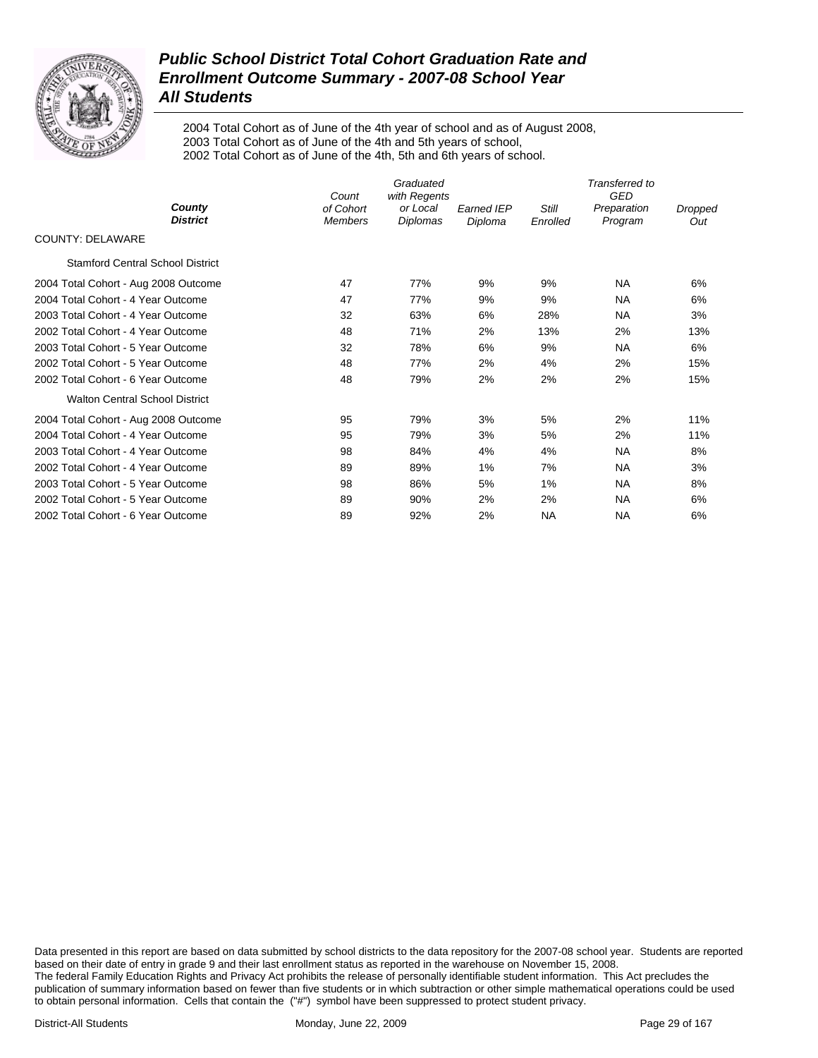# Public School District Total Cohort Graduation Rate and Enrollment Outcome Summary - 2007-08 School Year

## All Students

2004 Total Cohort as of June of the 4th year of school and as of August 2008,
2003 Total Cohort as of June of the 4th and 5th years of school,
2002 Total Cohort as of June of the 4th, 5th and 6th years of school.

| County / District | Count of Cohort Members | Graduated with Regents or Local Diplomas | Earned IEP Diploma | Still Enrolled | Transferred to GED Preparation Program | Dropped Out |
|---|---|---|---|---|---|---|
| COUNTY: DELAWARE | | | | | | |
| Stamford Central School District | | | | | | |
| 2004 Total Cohort - Aug 2008 Outcome | 47 | 77% | 9% | 9% | NA | 6% |
| 2004 Total Cohort - 4 Year Outcome | 47 | 77% | 9% | 9% | NA | 6% |
| 2003 Total Cohort - 4 Year Outcome | 32 | 63% | 6% | 28% | NA | 3% |
| 2002 Total Cohort - 4 Year Outcome | 48 | 71% | 2% | 13% | 2% | 13% |
| 2003 Total Cohort - 5 Year Outcome | 32 | 78% | 6% | 9% | NA | 6% |
| 2002 Total Cohort - 5 Year Outcome | 48 | 77% | 2% | 4% | 2% | 15% |
| 2002 Total Cohort - 6 Year Outcome | 48 | 79% | 2% | 2% | 2% | 15% |
| Walton Central School District | | | | | | |
| 2004 Total Cohort - Aug 2008 Outcome | 95 | 79% | 3% | 5% | 2% | 11% |
| 2004 Total Cohort - 4 Year Outcome | 95 | 79% | 3% | 5% | 2% | 11% |
| 2003 Total Cohort - 4 Year Outcome | 98 | 84% | 4% | 4% | NA | 8% |
| 2002 Total Cohort - 4 Year Outcome | 89 | 89% | 1% | 7% | NA | 3% |
| 2003 Total Cohort - 5 Year Outcome | 98 | 86% | 5% | 1% | NA | 8% |
| 2002 Total Cohort - 5 Year Outcome | 89 | 90% | 2% | 2% | NA | 6% |
| 2002 Total Cohort - 6 Year Outcome | 89 | 92% | 2% | NA | NA | 6% |

Data presented in this report are based on data submitted by school districts to the data repository for the 2007-08 school year. Students are reported based on their date of entry in grade 9 and their last enrollment status as reported in the warehouse on November 15, 2008.
The federal Family Education Rights and Privacy Act prohibits the release of personally identifiable student information. This Act precludes the publication of summary information based on fewer than five students or in which subtraction or other simple mathematical operations could be used to obtain personal information. Cells that contain the ("#") symbol have been suppressed to protect student privacy.

District-All Students | Monday, June 22, 2009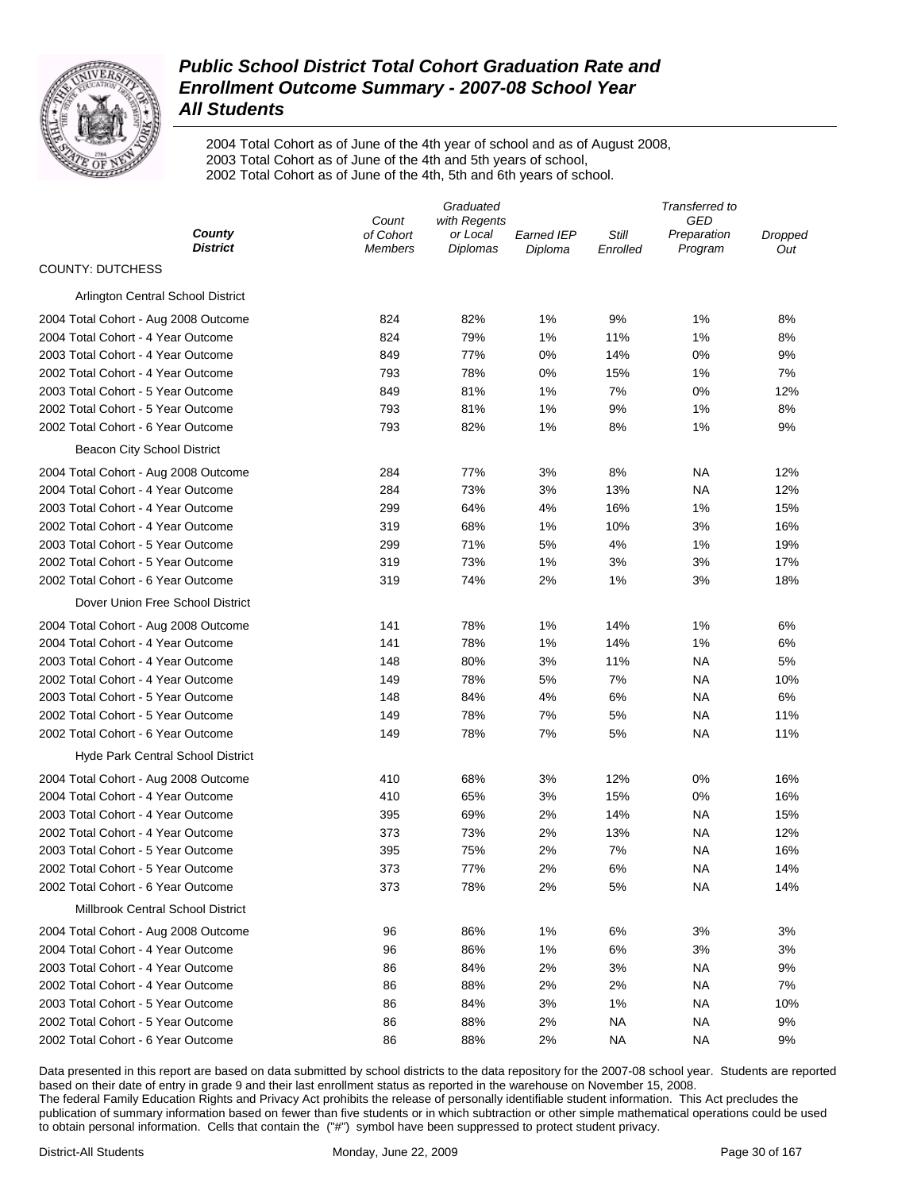# Public School District Total Cohort Graduation Rate and Enrollment Outcome Summary - 2007-08 School Year

## All Students

2004 Total Cohort as of June of the 4th year of school and as of August 2008,
2003 Total Cohort as of June of the 4th and 5th years of school,
2002 Total Cohort as of June of the 4th, 5th and 6th years of school.

| *County* / *District* | *Count of Cohort Members* | *Graduated with Regents or Local Diplomas* | *Earned IEP Diploma* | *Still Enrolled* | *Transferred to GED Preparation Program* | *Dropped Out* |
|---|---|---|---|---|---|---|
| COUNTY: DUTCHESS | | | | | | |
| Arlington Central School District | | | | | | |
| 2004 Total Cohort - Aug 2008 Outcome | 824 | 82% | 1% | 9% | 1% | 8% |
| 2004 Total Cohort - 4 Year Outcome | 824 | 79% | 1% | 11% | 1% | 8% |
| 2003 Total Cohort - 4 Year Outcome | 849 | 77% | 0% | 14% | 0% | 9% |
| 2002 Total Cohort - 4 Year Outcome | 793 | 78% | 0% | 15% | 1% | 7% |
| 2003 Total Cohort - 5 Year Outcome | 849 | 81% | 1% | 7% | 0% | 12% |
| 2002 Total Cohort - 5 Year Outcome | 793 | 81% | 1% | 9% | 1% | 8% |
| 2002 Total Cohort - 6 Year Outcome | 793 | 82% | 1% | 8% | 1% | 9% |
| Beacon City School District | | | | | | |
| 2004 Total Cohort - Aug 2008 Outcome | 284 | 77% | 3% | 8% | NA | 12% |
| 2004 Total Cohort - 4 Year Outcome | 284 | 73% | 3% | 13% | NA | 12% |
| 2003 Total Cohort - 4 Year Outcome | 299 | 64% | 4% | 16% | 1% | 15% |
| 2002 Total Cohort - 4 Year Outcome | 319 | 68% | 1% | 10% | 3% | 16% |
| 2003 Total Cohort - 5 Year Outcome | 299 | 71% | 5% | 4% | 1% | 19% |
| 2002 Total Cohort - 5 Year Outcome | 319 | 73% | 1% | 3% | 3% | 17% |
| 2002 Total Cohort - 6 Year Outcome | 319 | 74% | 2% | 1% | 3% | 18% |
| Dover Union Free School District | | | | | | |
| 2004 Total Cohort - Aug 2008 Outcome | 141 | 78% | 1% | 14% | 1% | 6% |
| 2004 Total Cohort - 4 Year Outcome | 141 | 78% | 1% | 14% | 1% | 6% |
| 2003 Total Cohort - 4 Year Outcome | 148 | 80% | 3% | 11% | NA | 5% |
| 2002 Total Cohort - 4 Year Outcome | 149 | 78% | 5% | 7% | NA | 10% |
| 2003 Total Cohort - 5 Year Outcome | 148 | 84% | 4% | 6% | NA | 6% |
| 2002 Total Cohort - 5 Year Outcome | 149 | 78% | 7% | 5% | NA | 11% |
| 2002 Total Cohort - 6 Year Outcome | 149 | 78% | 7% | 5% | NA | 11% |
| Hyde Park Central School District | | | | | | |
| 2004 Total Cohort - Aug 2008 Outcome | 410 | 68% | 3% | 12% | 0% | 16% |
| 2004 Total Cohort - 4 Year Outcome | 410 | 65% | 3% | 15% | 0% | 16% |
| 2003 Total Cohort - 4 Year Outcome | 395 | 69% | 2% | 14% | NA | 15% |
| 2002 Total Cohort - 4 Year Outcome | 373 | 73% | 2% | 13% | NA | 12% |
| 2003 Total Cohort - 5 Year Outcome | 395 | 75% | 2% | 7% | NA | 16% |
| 2002 Total Cohort - 5 Year Outcome | 373 | 77% | 2% | 6% | NA | 14% |
| 2002 Total Cohort - 6 Year Outcome | 373 | 78% | 2% | 5% | NA | 14% |
| Millbrook Central School District | | | | | | |
| 2004 Total Cohort - Aug 2008 Outcome | 96 | 86% | 1% | 6% | 3% | 3% |
| 2004 Total Cohort - 4 Year Outcome | 96 | 86% | 1% | 6% | 3% | 3% |
| 2003 Total Cohort - 4 Year Outcome | 86 | 84% | 2% | 3% | NA | 9% |
| 2002 Total Cohort - 4 Year Outcome | 86 | 88% | 2% | 2% | NA | 7% |
| 2003 Total Cohort - 5 Year Outcome | 86 | 84% | 3% | 1% | NA | 10% |
| 2002 Total Cohort - 5 Year Outcome | 86 | 88% | 2% | NA | NA | 9% |
| 2002 Total Cohort - 6 Year Outcome | 86 | 88% | 2% | NA | NA | 9% |

Data presented in this report are based on data submitted by school districts to the data repository for the 2007-08 school year. Students are reported based on their date of entry in grade 9 and their last enrollment status as reported in the warehouse on November 15, 2008.
The federal Family Education Rights and Privacy Act prohibits the release of personally identifiable student information. This Act precludes the publication of summary information based on fewer than five students or in which subtraction or other simple mathematical operations could be used to obtain personal information. Cells that contain the ("#") symbol have been suppressed to protect student privacy.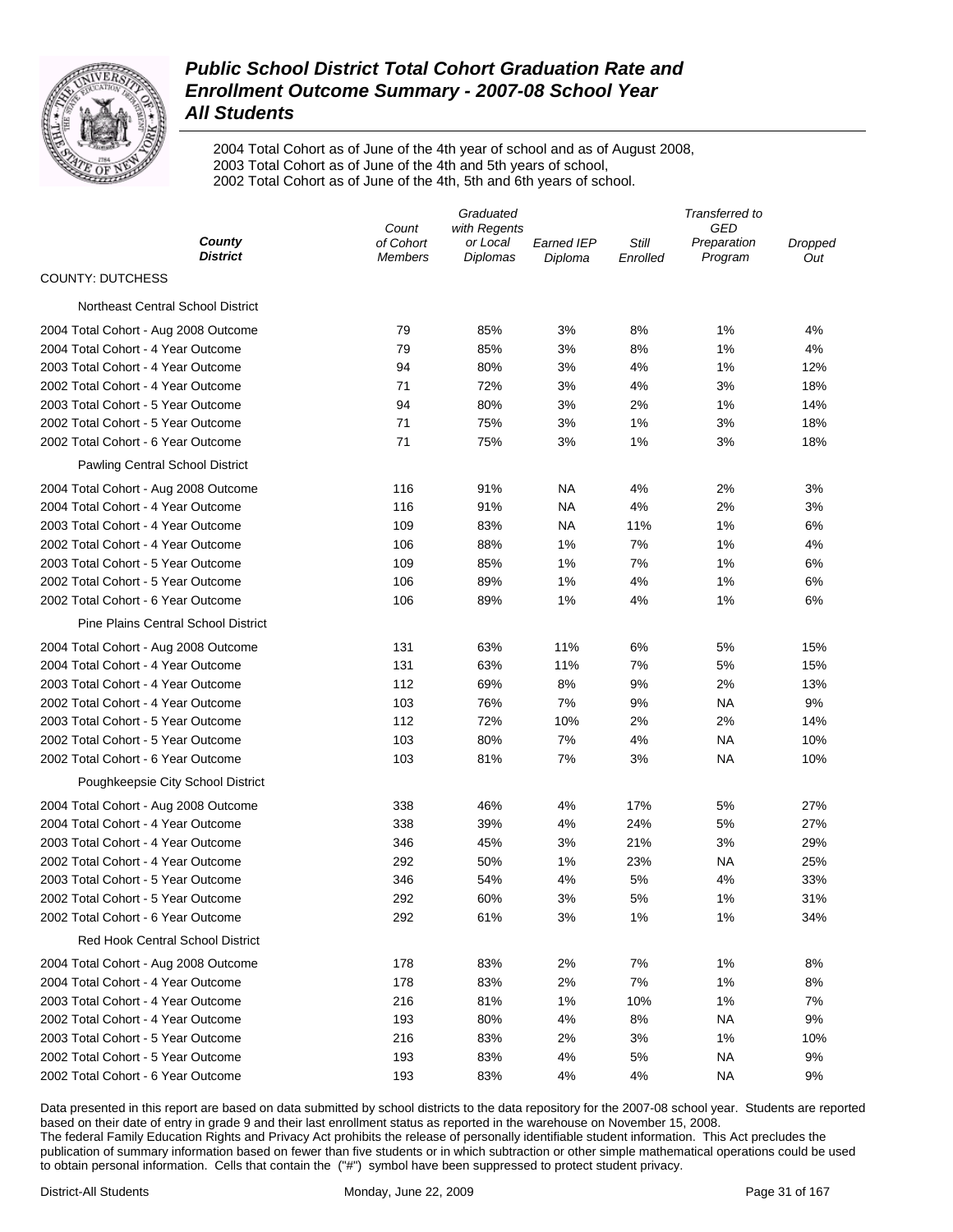# Public School District Total Cohort Graduation Rate and Enrollment Outcome Summary - 2007-08 School Year
## All Students

2004 Total Cohort as of June of the 4th year of school and as of August 2008,
2003 Total Cohort as of June of the 4th and 5th years of school,
2002 Total Cohort as of June of the 4th, 5th and 6th years of school.

| County / District | Count of Cohort Members | Graduated with Regents or Local Diplomas | Earned IEP Diploma | Still Enrolled | Transferred to GED Preparation Program | Dropped Out |
|---|---|---|---|---|---|---|
| **COUNTY: DUTCHESS** | | | | | | |
| Northeast Central School District | | | | | | |
| 2004 Total Cohort - Aug 2008 Outcome | 79 | 85% | 3% | 8% | 1% | 4% |
| 2004 Total Cohort - 4 Year Outcome | 79 | 85% | 3% | 8% | 1% | 4% |
| 2003 Total Cohort - 4 Year Outcome | 94 | 80% | 3% | 4% | 1% | 12% |
| 2002 Total Cohort - 4 Year Outcome | 71 | 72% | 3% | 4% | 3% | 18% |
| 2003 Total Cohort - 5 Year Outcome | 94 | 80% | 3% | 2% | 1% | 14% |
| 2002 Total Cohort - 5 Year Outcome | 71 | 75% | 3% | 1% | 3% | 18% |
| 2002 Total Cohort - 6 Year Outcome | 71 | 75% | 3% | 1% | 3% | 18% |
| Pawling Central School District | | | | | | |
| 2004 Total Cohort - Aug 2008 Outcome | 116 | 91% | NA | 4% | 2% | 3% |
| 2004 Total Cohort - 4 Year Outcome | 116 | 91% | NA | 4% | 2% | 3% |
| 2003 Total Cohort - 4 Year Outcome | 109 | 83% | NA | 11% | 1% | 6% |
| 2002 Total Cohort - 4 Year Outcome | 106 | 88% | 1% | 7% | 1% | 4% |
| 2003 Total Cohort - 5 Year Outcome | 109 | 85% | 1% | 7% | 1% | 6% |
| 2002 Total Cohort - 5 Year Outcome | 106 | 89% | 1% | 4% | 1% | 6% |
| 2002 Total Cohort - 6 Year Outcome | 106 | 89% | 1% | 4% | 1% | 6% |
| Pine Plains Central School District | | | | | | |
| 2004 Total Cohort - Aug 2008 Outcome | 131 | 63% | 11% | 6% | 5% | 15% |
| 2004 Total Cohort - 4 Year Outcome | 131 | 63% | 11% | 7% | 5% | 15% |
| 2003 Total Cohort - 4 Year Outcome | 112 | 69% | 8% | 9% | 2% | 13% |
| 2002 Total Cohort - 4 Year Outcome | 103 | 76% | 7% | 9% | NA | 9% |
| 2003 Total Cohort - 5 Year Outcome | 112 | 72% | 10% | 2% | 2% | 14% |
| 2002 Total Cohort - 5 Year Outcome | 103 | 80% | 7% | 4% | NA | 10% |
| 2002 Total Cohort - 6 Year Outcome | 103 | 81% | 7% | 3% | NA | 10% |
| Poughkeepsie City School District | | | | | | |
| 2004 Total Cohort - Aug 2008 Outcome | 338 | 46% | 4% | 17% | 5% | 27% |
| 2004 Total Cohort - 4 Year Outcome | 338 | 39% | 4% | 24% | 5% | 27% |
| 2003 Total Cohort - 4 Year Outcome | 346 | 45% | 3% | 21% | 3% | 29% |
| 2002 Total Cohort - 4 Year Outcome | 292 | 50% | 1% | 23% | NA | 25% |
| 2003 Total Cohort - 5 Year Outcome | 346 | 54% | 4% | 5% | 4% | 33% |
| 2002 Total Cohort - 5 Year Outcome | 292 | 60% | 3% | 5% | 1% | 31% |
| 2002 Total Cohort - 6 Year Outcome | 292 | 61% | 3% | 1% | 1% | 34% |
| Red Hook Central School District | | | | | | |
| 2004 Total Cohort - Aug 2008 Outcome | 178 | 83% | 2% | 7% | 1% | 8% |
| 2004 Total Cohort - 4 Year Outcome | 178 | 83% | 2% | 7% | 1% | 8% |
| 2003 Total Cohort - 4 Year Outcome | 216 | 81% | 1% | 10% | 1% | 7% |
| 2002 Total Cohort - 4 Year Outcome | 193 | 80% | 4% | 8% | NA | 9% |
| 2003 Total Cohort - 5 Year Outcome | 216 | 83% | 2% | 3% | 1% | 10% |
| 2002 Total Cohort - 5 Year Outcome | 193 | 83% | 4% | 5% | NA | 9% |
| 2002 Total Cohort - 6 Year Outcome | 193 | 83% | 4% | 4% | NA | 9% |

Data presented in this report are based on data submitted by school districts to the data repository for the 2007-08 school year. Students are reported based on their date of entry in grade 9 and their last enrollment status as reported in the warehouse on November 15, 2008.
The federal Family Education Rights and Privacy Act prohibits the release of personally identifiable student information. This Act precludes the publication of summary information based on fewer than five students or in which subtraction or other simple mathematical operations could be used to obtain personal information. Cells that contain the ("#") symbol have been suppressed to protect student privacy.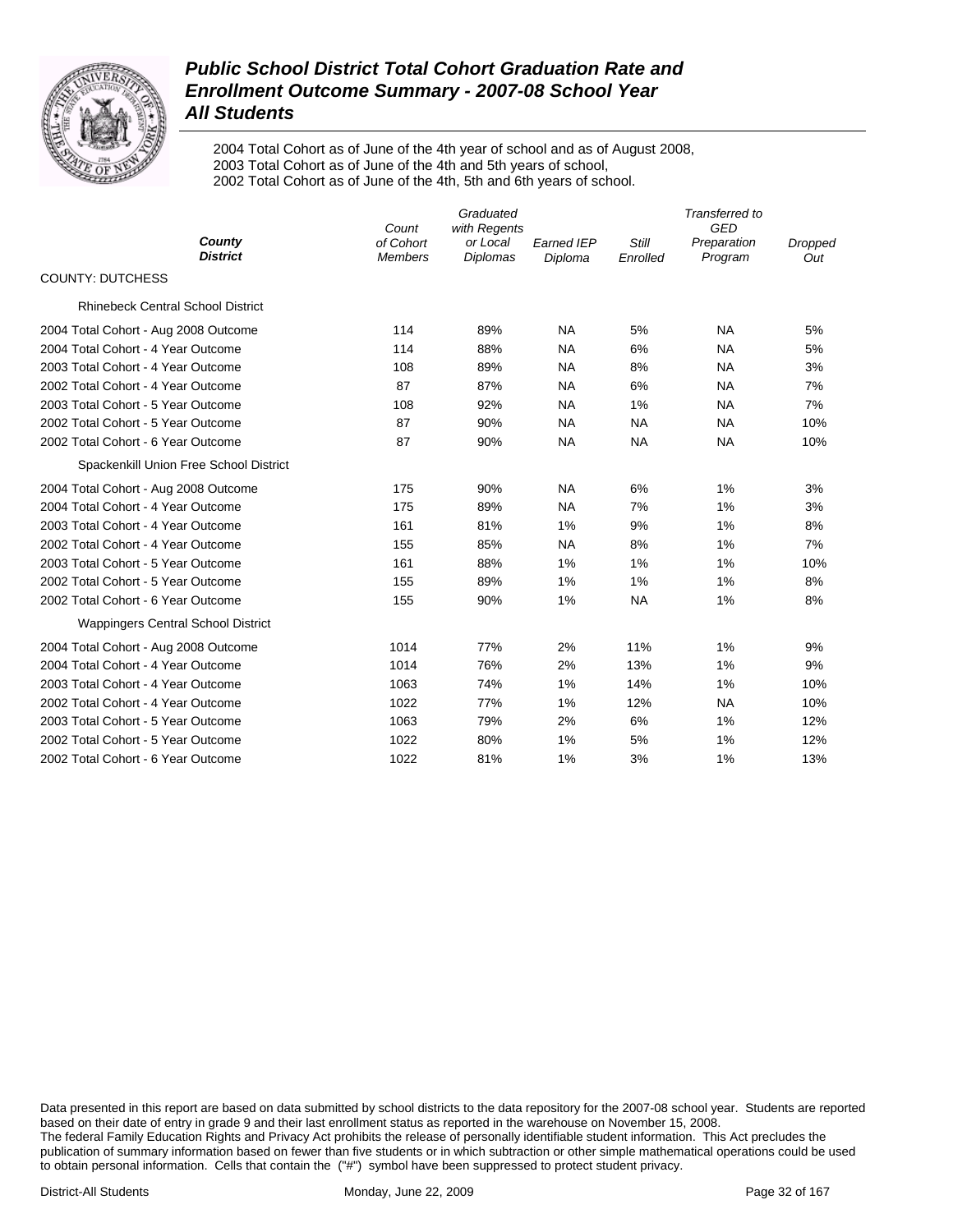# Public School District Total Cohort Graduation Rate and Enrollment Outcome Summary - 2007-08 School Year

## All Students

2004 Total Cohort as of June of the 4th year of school and as of August 2008,
2003 Total Cohort as of June of the 4th and 5th years of school,
2002 Total Cohort as of June of the 4th, 5th and 6th years of school.

| County / District | Count of Cohort Members | Graduated with Regents or Local Diplomas | Earned IEP Diploma | Still Enrolled | Transferred to GED Preparation Program | Dropped Out |
|---|---|---|---|---|---|---|
| **COUNTY: DUTCHESS** | | | | | | |
| Rhinebeck Central School District | | | | | | |
| 2004 Total Cohort - Aug 2008 Outcome | 114 | 89% | NA | 5% | NA | 5% |
| 2004 Total Cohort - 4 Year Outcome | 114 | 88% | NA | 6% | NA | 5% |
| 2003 Total Cohort - 4 Year Outcome | 108 | 89% | NA | 8% | NA | 3% |
| 2002 Total Cohort - 4 Year Outcome | 87 | 87% | NA | 6% | NA | 7% |
| 2003 Total Cohort - 5 Year Outcome | 108 | 92% | NA | 1% | NA | 7% |
| 2002 Total Cohort - 5 Year Outcome | 87 | 90% | NA | NA | NA | 10% |
| 2002 Total Cohort - 6 Year Outcome | 87 | 90% | NA | NA | NA | 10% |
| Spackenkill Union Free School District | | | | | | |
| 2004 Total Cohort - Aug 2008 Outcome | 175 | 90% | NA | 6% | 1% | 3% |
| 2004 Total Cohort - 4 Year Outcome | 175 | 89% | NA | 7% | 1% | 3% |
| 2003 Total Cohort - 4 Year Outcome | 161 | 81% | 1% | 9% | 1% | 8% |
| 2002 Total Cohort - 4 Year Outcome | 155 | 85% | NA | 8% | 1% | 7% |
| 2003 Total Cohort - 5 Year Outcome | 161 | 88% | 1% | 1% | 1% | 10% |
| 2002 Total Cohort - 5 Year Outcome | 155 | 89% | 1% | 1% | 1% | 8% |
| 2002 Total Cohort - 6 Year Outcome | 155 | 90% | 1% | NA | 1% | 8% |
| Wappingers Central School District | | | | | | |
| 2004 Total Cohort - Aug 2008 Outcome | 1014 | 77% | 2% | 11% | 1% | 9% |
| 2004 Total Cohort - 4 Year Outcome | 1014 | 76% | 2% | 13% | 1% | 9% |
| 2003 Total Cohort - 4 Year Outcome | 1063 | 74% | 1% | 14% | 1% | 10% |
| 2002 Total Cohort - 4 Year Outcome | 1022 | 77% | 1% | 12% | NA | 10% |
| 2003 Total Cohort - 5 Year Outcome | 1063 | 79% | 2% | 6% | 1% | 12% |
| 2002 Total Cohort - 5 Year Outcome | 1022 | 80% | 1% | 5% | 1% | 12% |
| 2002 Total Cohort - 6 Year Outcome | 1022 | 81% | 1% | 3% | 1% | 13% |

Data presented in this report are based on data submitted by school districts to the data repository for the 2007-08 school year. Students are reported based on their date of entry in grade 9 and their last enrollment status as reported in the warehouse on November 15, 2008.
The federal Family Education Rights and Privacy Act prohibits the release of personally identifiable student information. This Act precludes the publication of summary information based on fewer than five students or in which subtraction or other simple mathematical operations could be used to obtain personal information. Cells that contain the ("#") symbol have been suppressed to protect student privacy.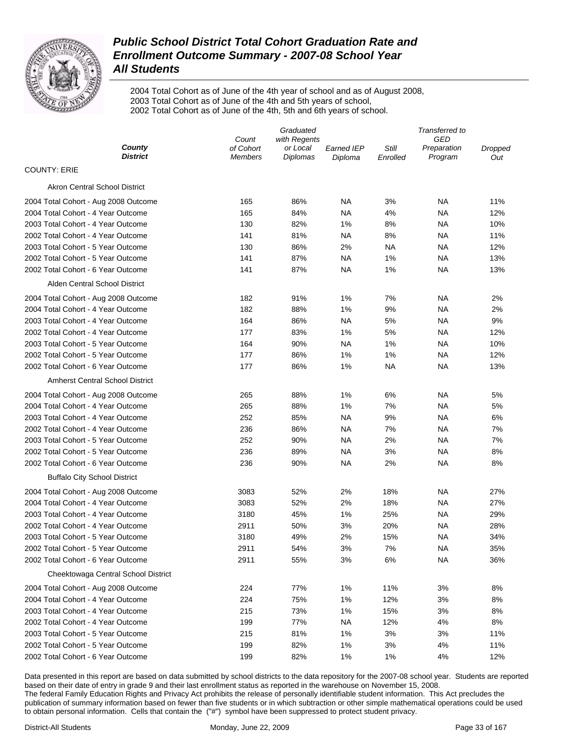# Public School District Total Cohort Graduation Rate and Enrollment Outcome Summary - 2007-08 School Year

## All Students

2004 Total Cohort as of June of the 4th year of school and as of August 2008,
2003 Total Cohort as of June of the 4th and 5th years of school,
2002 Total Cohort as of June of the 4th, 5th and 6th years of school.

| County / District | Count of Cohort Members | Graduated with Regents or Local Diplomas | Earned IEP Diploma | Still Enrolled | Transferred to GED Preparation Program | Dropped Out |
|---|---|---|---|---|---|---|
| **COUNTY: ERIE** | | | | | | |
| Akron Central School District | | | | | | |
| 2004 Total Cohort - Aug 2008 Outcome | 165 | 86% | NA | 3% | NA | 11% |
| 2004 Total Cohort - 4 Year Outcome | 165 | 84% | NA | 4% | NA | 12% |
| 2003 Total Cohort - 4 Year Outcome | 130 | 82% | 1% | 8% | NA | 10% |
| 2002 Total Cohort - 4 Year Outcome | 141 | 81% | NA | 8% | NA | 11% |
| 2003 Total Cohort - 5 Year Outcome | 130 | 86% | 2% | NA | NA | 12% |
| 2002 Total Cohort - 5 Year Outcome | 141 | 87% | NA | 1% | NA | 13% |
| 2002 Total Cohort - 6 Year Outcome | 141 | 87% | NA | 1% | NA | 13% |
| Alden Central School District | | | | | | |
| 2004 Total Cohort - Aug 2008 Outcome | 182 | 91% | 1% | 7% | NA | 2% |
| 2004 Total Cohort - 4 Year Outcome | 182 | 88% | 1% | 9% | NA | 2% |
| 2003 Total Cohort - 4 Year Outcome | 164 | 86% | NA | 5% | NA | 9% |
| 2002 Total Cohort - 4 Year Outcome | 177 | 83% | 1% | 5% | NA | 12% |
| 2003 Total Cohort - 5 Year Outcome | 164 | 90% | NA | 1% | NA | 10% |
| 2002 Total Cohort - 5 Year Outcome | 177 | 86% | 1% | 1% | NA | 12% |
| 2002 Total Cohort - 6 Year Outcome | 177 | 86% | 1% | NA | NA | 13% |
| Amherst Central School District | | | | | | |
| 2004 Total Cohort - Aug 2008 Outcome | 265 | 88% | 1% | 6% | NA | 5% |
| 2004 Total Cohort - 4 Year Outcome | 265 | 88% | 1% | 7% | NA | 5% |
| 2003 Total Cohort - 4 Year Outcome | 252 | 85% | NA | 9% | NA | 6% |
| 2002 Total Cohort - 4 Year Outcome | 236 | 86% | NA | 7% | NA | 7% |
| 2003 Total Cohort - 5 Year Outcome | 252 | 90% | NA | 2% | NA | 7% |
| 2002 Total Cohort - 5 Year Outcome | 236 | 89% | NA | 3% | NA | 8% |
| 2002 Total Cohort - 6 Year Outcome | 236 | 90% | NA | 2% | NA | 8% |
| Buffalo City School District | | | | | | |
| 2004 Total Cohort - Aug 2008 Outcome | 3083 | 52% | 2% | 18% | NA | 27% |
| 2004 Total Cohort - 4 Year Outcome | 3083 | 52% | 2% | 18% | NA | 27% |
| 2003 Total Cohort - 4 Year Outcome | 3180 | 45% | 1% | 25% | NA | 29% |
| 2002 Total Cohort - 4 Year Outcome | 2911 | 50% | 3% | 20% | NA | 28% |
| 2003 Total Cohort - 5 Year Outcome | 3180 | 49% | 2% | 15% | NA | 34% |
| 2002 Total Cohort - 5 Year Outcome | 2911 | 54% | 3% | 7% | NA | 35% |
| 2002 Total Cohort - 6 Year Outcome | 2911 | 55% | 3% | 6% | NA | 36% |
| Cheektowaga Central School District | | | | | | |
| 2004 Total Cohort - Aug 2008 Outcome | 224 | 77% | 1% | 11% | 3% | 8% |
| 2004 Total Cohort - 4 Year Outcome | 224 | 75% | 1% | 12% | 3% | 8% |
| 2003 Total Cohort - 4 Year Outcome | 215 | 73% | 1% | 15% | 3% | 8% |
| 2002 Total Cohort - 4 Year Outcome | 199 | 77% | NA | 12% | 4% | 8% |
| 2003 Total Cohort - 5 Year Outcome | 215 | 81% | 1% | 3% | 3% | 11% |
| 2002 Total Cohort - 5 Year Outcome | 199 | 82% | 1% | 3% | 4% | 11% |
| 2002 Total Cohort - 6 Year Outcome | 199 | 82% | 1% | 1% | 4% | 12% |

Data presented in this report are based on data submitted by school districts to the data repository for the 2007-08 school year. Students are reported based on their date of entry in grade 9 and their last enrollment status as reported in the warehouse on November 15, 2008.
The federal Family Education Rights and Privacy Act prohibits the release of personally identifiable student information. This Act precludes the publication of summary information based on fewer than five students or in which subtraction or other simple mathematical operations could be used to obtain personal information. Cells that contain the ("#") symbol have been suppressed to protect student privacy.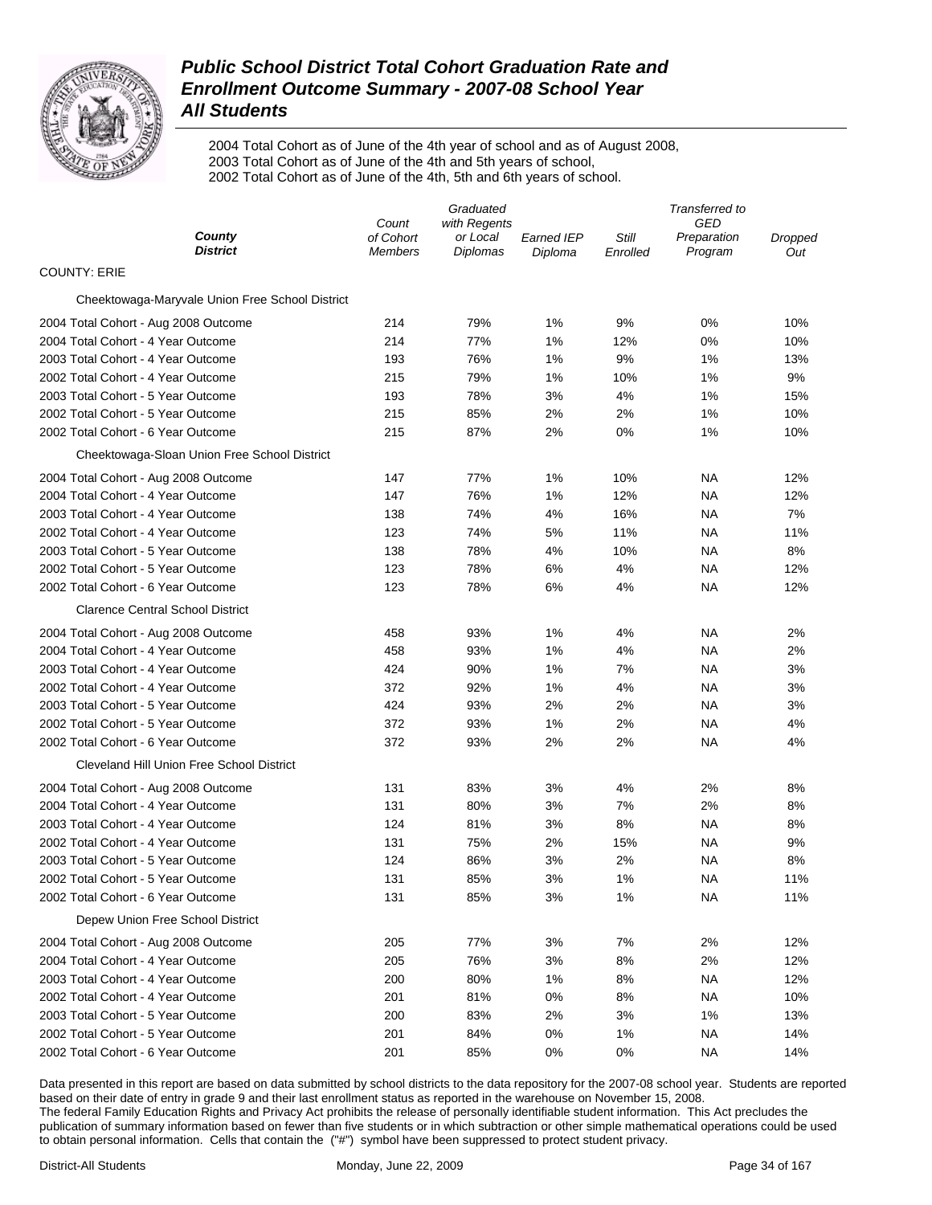# Public School District Total Cohort Graduation Rate and Enrollment Outcome Summary - 2007-08 School Year
## All Students

2004 Total Cohort as of June of the 4th year of school and as of August 2008,
2003 Total Cohort as of June of the 4th and 5th years of school,
2002 Total Cohort as of June of the 4th, 5th and 6th years of school.

| County / District | Count of Cohort Members | Graduated with Regents or Local Diplomas | Earned IEP Diploma | Still Enrolled | Transferred to GED Preparation Program | Dropped Out |
|---|---|---|---|---|---|---|
| COUNTY: ERIE | | | | | | |
| Cheektowaga-Maryvale Union Free School District | | | | | | |
| 2004 Total Cohort - Aug 2008 Outcome | 214 | 79% | 1% | 9% | 0% | 10% |
| 2004 Total Cohort - 4 Year Outcome | 214 | 77% | 1% | 12% | 0% | 10% |
| 2003 Total Cohort - 4 Year Outcome | 193 | 76% | 1% | 9% | 1% | 13% |
| 2002 Total Cohort - 4 Year Outcome | 215 | 79% | 1% | 10% | 1% | 9% |
| 2003 Total Cohort - 5 Year Outcome | 193 | 78% | 3% | 4% | 1% | 15% |
| 2002 Total Cohort - 5 Year Outcome | 215 | 85% | 2% | 2% | 1% | 10% |
| 2002 Total Cohort - 6 Year Outcome | 215 | 87% | 2% | 0% | 1% | 10% |
| Cheektowaga-Sloan Union Free School District | | | | | | |
| 2004 Total Cohort - Aug 2008 Outcome | 147 | 77% | 1% | 10% | NA | 12% |
| 2004 Total Cohort - 4 Year Outcome | 147 | 76% | 1% | 12% | NA | 12% |
| 2003 Total Cohort - 4 Year Outcome | 138 | 74% | 4% | 16% | NA | 7% |
| 2002 Total Cohort - 4 Year Outcome | 123 | 74% | 5% | 11% | NA | 11% |
| 2003 Total Cohort - 5 Year Outcome | 138 | 78% | 4% | 10% | NA | 8% |
| 2002 Total Cohort - 5 Year Outcome | 123 | 78% | 6% | 4% | NA | 12% |
| 2002 Total Cohort - 6 Year Outcome | 123 | 78% | 6% | 4% | NA | 12% |
| Clarence Central School District | | | | | | |
| 2004 Total Cohort - Aug 2008 Outcome | 458 | 93% | 1% | 4% | NA | 2% |
| 2004 Total Cohort - 4 Year Outcome | 458 | 93% | 1% | 4% | NA | 2% |
| 2003 Total Cohort - 4 Year Outcome | 424 | 90% | 1% | 7% | NA | 3% |
| 2002 Total Cohort - 4 Year Outcome | 372 | 92% | 1% | 4% | NA | 3% |
| 2003 Total Cohort - 5 Year Outcome | 424 | 93% | 2% | 2% | NA | 3% |
| 2002 Total Cohort - 5 Year Outcome | 372 | 93% | 1% | 2% | NA | 4% |
| 2002 Total Cohort - 6 Year Outcome | 372 | 93% | 2% | 2% | NA | 4% |
| Cleveland Hill Union Free School District | | | | | | |
| 2004 Total Cohort - Aug 2008 Outcome | 131 | 83% | 3% | 4% | 2% | 8% |
| 2004 Total Cohort - 4 Year Outcome | 131 | 80% | 3% | 7% | 2% | 8% |
| 2003 Total Cohort - 4 Year Outcome | 124 | 81% | 3% | 8% | NA | 8% |
| 2002 Total Cohort - 4 Year Outcome | 131 | 75% | 2% | 15% | NA | 9% |
| 2003 Total Cohort - 5 Year Outcome | 124 | 86% | 3% | 2% | NA | 8% |
| 2002 Total Cohort - 5 Year Outcome | 131 | 85% | 3% | 1% | NA | 11% |
| 2002 Total Cohort - 6 Year Outcome | 131 | 85% | 3% | 1% | NA | 11% |
| Depew Union Free School District | | | | | | |
| 2004 Total Cohort - Aug 2008 Outcome | 205 | 77% | 3% | 7% | 2% | 12% |
| 2004 Total Cohort - 4 Year Outcome | 205 | 76% | 3% | 8% | 2% | 12% |
| 2003 Total Cohort - 4 Year Outcome | 200 | 80% | 1% | 8% | NA | 12% |
| 2002 Total Cohort - 4 Year Outcome | 201 | 81% | 0% | 8% | NA | 10% |
| 2003 Total Cohort - 5 Year Outcome | 200 | 83% | 2% | 3% | 1% | 13% |
| 2002 Total Cohort - 5 Year Outcome | 201 | 84% | 0% | 1% | NA | 14% |
| 2002 Total Cohort - 6 Year Outcome | 201 | 85% | 0% | 0% | NA | 14% |

Data presented in this report are based on data submitted by school districts to the data repository for the 2007-08 school year. Students are reported based on their date of entry in grade 9 and their last enrollment status as reported in the warehouse on November 15, 2008.
The federal Family Education Rights and Privacy Act prohibits the release of personally identifiable student information. This Act precludes the publication of summary information based on fewer than five students or in which subtraction or other simple mathematical operations could be used to obtain personal information. Cells that contain the ("#") symbol have been suppressed to protect student privacy.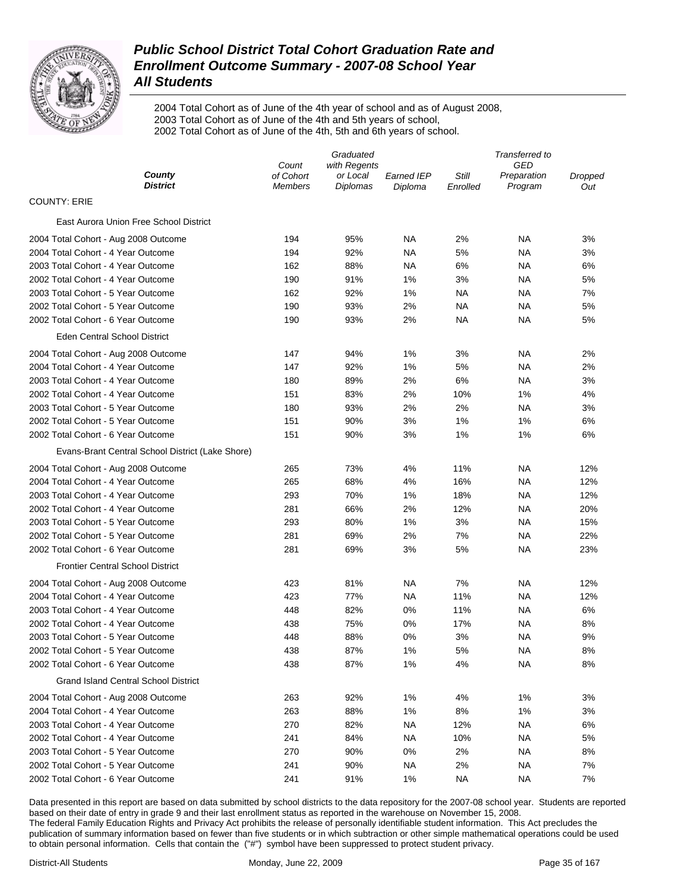# *Public School District Total Cohort Graduation Rate and Enrollment Outcome Summary - 2007-08 School Year*
# *All Students*

2004 Total Cohort as of June of the 4th year of school and as of August 2008,
2003 Total Cohort as of June of the 4th and 5th years of school,
2002 Total Cohort as of June of the 4th, 5th and 6th years of school.

| *County* *District* | *Count of Cohort Members* | *Graduated with Regents or Local Diplomas* | *Earned IEP Diploma* | *Still Enrolled* | *Transferred to GED Preparation Program* | *Dropped Out* |
|---|---|---|---|---|---|---|
| COUNTY: ERIE | | | | | | |
| East Aurora Union Free School District | | | | | | |
| 2004 Total Cohort - Aug 2008 Outcome | 194 | 95% | NA | 2% | NA | 3% |
| 2004 Total Cohort - 4 Year Outcome | 194 | 92% | NA | 5% | NA | 3% |
| 2003 Total Cohort - 4 Year Outcome | 162 | 88% | NA | 6% | NA | 6% |
| 2002 Total Cohort - 4 Year Outcome | 190 | 91% | 1% | 3% | NA | 5% |
| 2003 Total Cohort - 5 Year Outcome | 162 | 92% | 1% | NA | NA | 7% |
| 2002 Total Cohort - 5 Year Outcome | 190 | 93% | 2% | NA | NA | 5% |
| 2002 Total Cohort - 6 Year Outcome | 190 | 93% | 2% | NA | NA | 5% |
| Eden Central School District | | | | | | |
| 2004 Total Cohort - Aug 2008 Outcome | 147 | 94% | 1% | 3% | NA | 2% |
| 2004 Total Cohort - 4 Year Outcome | 147 | 92% | 1% | 5% | NA | 2% |
| 2003 Total Cohort - 4 Year Outcome | 180 | 89% | 2% | 6% | NA | 3% |
| 2002 Total Cohort - 4 Year Outcome | 151 | 83% | 2% | 10% | 1% | 4% |
| 2003 Total Cohort - 5 Year Outcome | 180 | 93% | 2% | 2% | NA | 3% |
| 2002 Total Cohort - 5 Year Outcome | 151 | 90% | 3% | 1% | 1% | 6% |
| 2002 Total Cohort - 6 Year Outcome | 151 | 90% | 3% | 1% | 1% | 6% |
| Evans-Brant Central School District (Lake Shore) | | | | | | |
| 2004 Total Cohort - Aug 2008 Outcome | 265 | 73% | 4% | 11% | NA | 12% |
| 2004 Total Cohort - 4 Year Outcome | 265 | 68% | 4% | 16% | NA | 12% |
| 2003 Total Cohort - 4 Year Outcome | 293 | 70% | 1% | 18% | NA | 12% |
| 2002 Total Cohort - 4 Year Outcome | 281 | 66% | 2% | 12% | NA | 20% |
| 2003 Total Cohort - 5 Year Outcome | 293 | 80% | 1% | 3% | NA | 15% |
| 2002 Total Cohort - 5 Year Outcome | 281 | 69% | 2% | 7% | NA | 22% |
| 2002 Total Cohort - 6 Year Outcome | 281 | 69% | 3% | 5% | NA | 23% |
| Frontier Central School District | | | | | | |
| 2004 Total Cohort - Aug 2008 Outcome | 423 | 81% | NA | 7% | NA | 12% |
| 2004 Total Cohort - 4 Year Outcome | 423 | 77% | NA | 11% | NA | 12% |
| 2003 Total Cohort - 4 Year Outcome | 448 | 82% | 0% | 11% | NA | 6% |
| 2002 Total Cohort - 4 Year Outcome | 438 | 75% | 0% | 17% | NA | 8% |
| 2003 Total Cohort - 5 Year Outcome | 448 | 88% | 0% | 3% | NA | 9% |
| 2002 Total Cohort - 5 Year Outcome | 438 | 87% | 1% | 5% | NA | 8% |
| 2002 Total Cohort - 6 Year Outcome | 438 | 87% | 1% | 4% | NA | 8% |
| Grand Island Central School District | | | | | | |
| 2004 Total Cohort - Aug 2008 Outcome | 263 | 92% | 1% | 4% | 1% | 3% |
| 2004 Total Cohort - 4 Year Outcome | 263 | 88% | 1% | 8% | 1% | 3% |
| 2003 Total Cohort - 4 Year Outcome | 270 | 82% | NA | 12% | NA | 6% |
| 2002 Total Cohort - 4 Year Outcome | 241 | 84% | NA | 10% | NA | 5% |
| 2003 Total Cohort - 5 Year Outcome | 270 | 90% | 0% | 2% | NA | 8% |
| 2002 Total Cohort - 5 Year Outcome | 241 | 90% | NA | 2% | NA | 7% |
| 2002 Total Cohort - 6 Year Outcome | 241 | 91% | 1% | NA | NA | 7% |

Data presented in this report are based on data submitted by school districts to the data repository for the 2007-08 school year. Students are reported based on their date of entry in grade 9 and their last enrollment status as reported in the warehouse on November 15, 2008.
The federal Family Education Rights and Privacy Act prohibits the release of personally identifiable student information. This Act precludes the publication of summary information based on fewer than five students or in which subtraction or other simple mathematical operations could be used to obtain personal information. Cells that contain the ("#") symbol have been suppressed to protect student privacy.

District-All Students | Monday, June 22, 2009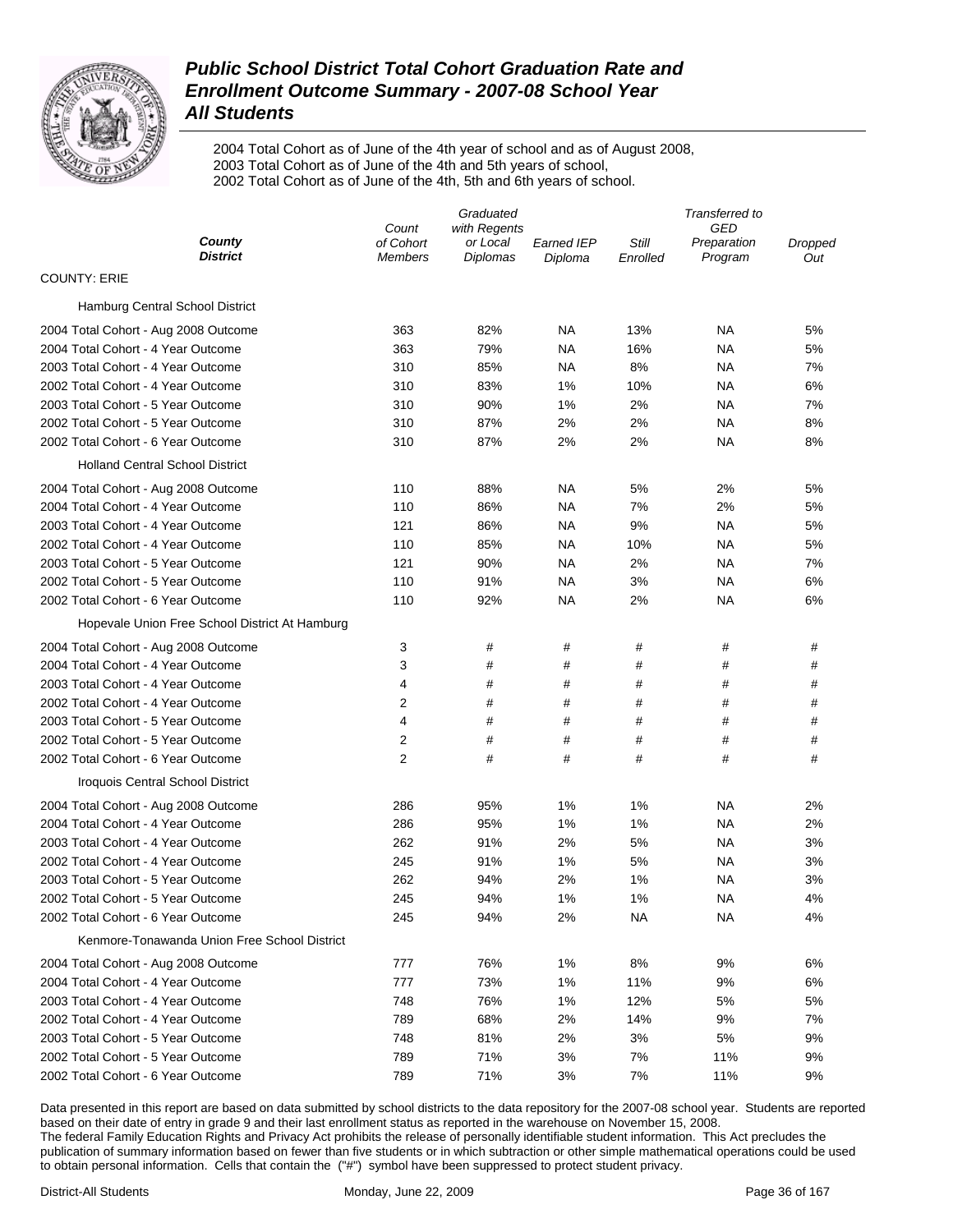# Public School District Total Cohort Graduation Rate and Enrollment Outcome Summary - 2007-08 School Year
## All Students

2004 Total Cohort as of June of the 4th year of school and as of August 2008,
2003 Total Cohort as of June of the 4th and 5th years of school,
2002 Total Cohort as of June of the 4th, 5th and 6th years of school.

| County / District | Count of Cohort Members | Graduated with Regents or Local Diplomas | Earned IEP Diploma | Still Enrolled | Transferred to GED Preparation Program | Dropped Out |
|---|---|---|---|---|---|---|
| **COUNTY: ERIE** | | | | | | |
| **Hamburg Central School District** | | | | | | |
| 2004 Total Cohort - Aug 2008 Outcome | 363 | 82% | NA | 13% | NA | 5% |
| 2004 Total Cohort - 4 Year Outcome | 363 | 79% | NA | 16% | NA | 5% |
| 2003 Total Cohort - 4 Year Outcome | 310 | 85% | NA | 8% | NA | 7% |
| 2002 Total Cohort - 4 Year Outcome | 310 | 83% | 1% | 10% | NA | 6% |
| 2003 Total Cohort - 5 Year Outcome | 310 | 90% | 1% | 2% | NA | 7% |
| 2002 Total Cohort - 5 Year Outcome | 310 | 87% | 2% | 2% | NA | 8% |
| 2002 Total Cohort - 6 Year Outcome | 310 | 87% | 2% | 2% | NA | 8% |
| **Holland Central School District** | | | | | | |
| 2004 Total Cohort - Aug 2008 Outcome | 110 | 88% | NA | 5% | 2% | 5% |
| 2004 Total Cohort - 4 Year Outcome | 110 | 86% | NA | 7% | 2% | 5% |
| 2003 Total Cohort - 4 Year Outcome | 121 | 86% | NA | 9% | NA | 5% |
| 2002 Total Cohort - 4 Year Outcome | 110 | 85% | NA | 10% | NA | 5% |
| 2003 Total Cohort - 5 Year Outcome | 121 | 90% | NA | 2% | NA | 7% |
| 2002 Total Cohort - 5 Year Outcome | 110 | 91% | NA | 3% | NA | 6% |
| 2002 Total Cohort - 6 Year Outcome | 110 | 92% | NA | 2% | NA | 6% |
| **Hopevale Union Free School District At Hamburg** | | | | | | |
| 2004 Total Cohort - Aug 2008 Outcome | 3 | # | # | # | # | # |
| 2004 Total Cohort - 4 Year Outcome | 3 | # | # | # | # | # |
| 2003 Total Cohort - 4 Year Outcome | 4 | # | # | # | # | # |
| 2002 Total Cohort - 4 Year Outcome | 2 | # | # | # | # | # |
| 2003 Total Cohort - 5 Year Outcome | 4 | # | # | # | # | # |
| 2002 Total Cohort - 5 Year Outcome | 2 | # | # | # | # | # |
| 2002 Total Cohort - 6 Year Outcome | 2 | # | # | # | # | # |
| **Iroquois Central School District** | | | | | | |
| 2004 Total Cohort - Aug 2008 Outcome | 286 | 95% | 1% | 1% | NA | 2% |
| 2004 Total Cohort - 4 Year Outcome | 286 | 95% | 1% | 1% | NA | 2% |
| 2003 Total Cohort - 4 Year Outcome | 262 | 91% | 2% | 5% | NA | 3% |
| 2002 Total Cohort - 4 Year Outcome | 245 | 91% | 1% | 5% | NA | 3% |
| 2003 Total Cohort - 5 Year Outcome | 262 | 94% | 2% | 1% | NA | 3% |
| 2002 Total Cohort - 5 Year Outcome | 245 | 94% | 1% | 1% | NA | 4% |
| 2002 Total Cohort - 6 Year Outcome | 245 | 94% | 2% | NA | NA | 4% |
| **Kenmore-Tonawanda Union Free School District** | | | | | | |
| 2004 Total Cohort - Aug 2008 Outcome | 777 | 76% | 1% | 8% | 9% | 6% |
| 2004 Total Cohort - 4 Year Outcome | 777 | 73% | 1% | 11% | 9% | 6% |
| 2003 Total Cohort - 4 Year Outcome | 748 | 76% | 1% | 12% | 5% | 5% |
| 2002 Total Cohort - 4 Year Outcome | 789 | 68% | 2% | 14% | 9% | 7% |
| 2003 Total Cohort - 5 Year Outcome | 748 | 81% | 2% | 3% | 5% | 9% |
| 2002 Total Cohort - 5 Year Outcome | 789 | 71% | 3% | 7% | 11% | 9% |
| 2002 Total Cohort - 6 Year Outcome | 789 | 71% | 3% | 7% | 11% | 9% |

Data presented in this report are based on data submitted by school districts to the data repository for the 2007-08 school year. Students are reported based on their date of entry in grade 9 and their last enrollment status as reported in the warehouse on November 15, 2008.
The federal Family Education Rights and Privacy Act prohibits the release of personally identifiable student information. This Act precludes the publication of summary information based on fewer than five students or in which subtraction or other simple mathematical operations could be used to obtain personal information. Cells that contain the ("#") symbol have been suppressed to protect student privacy.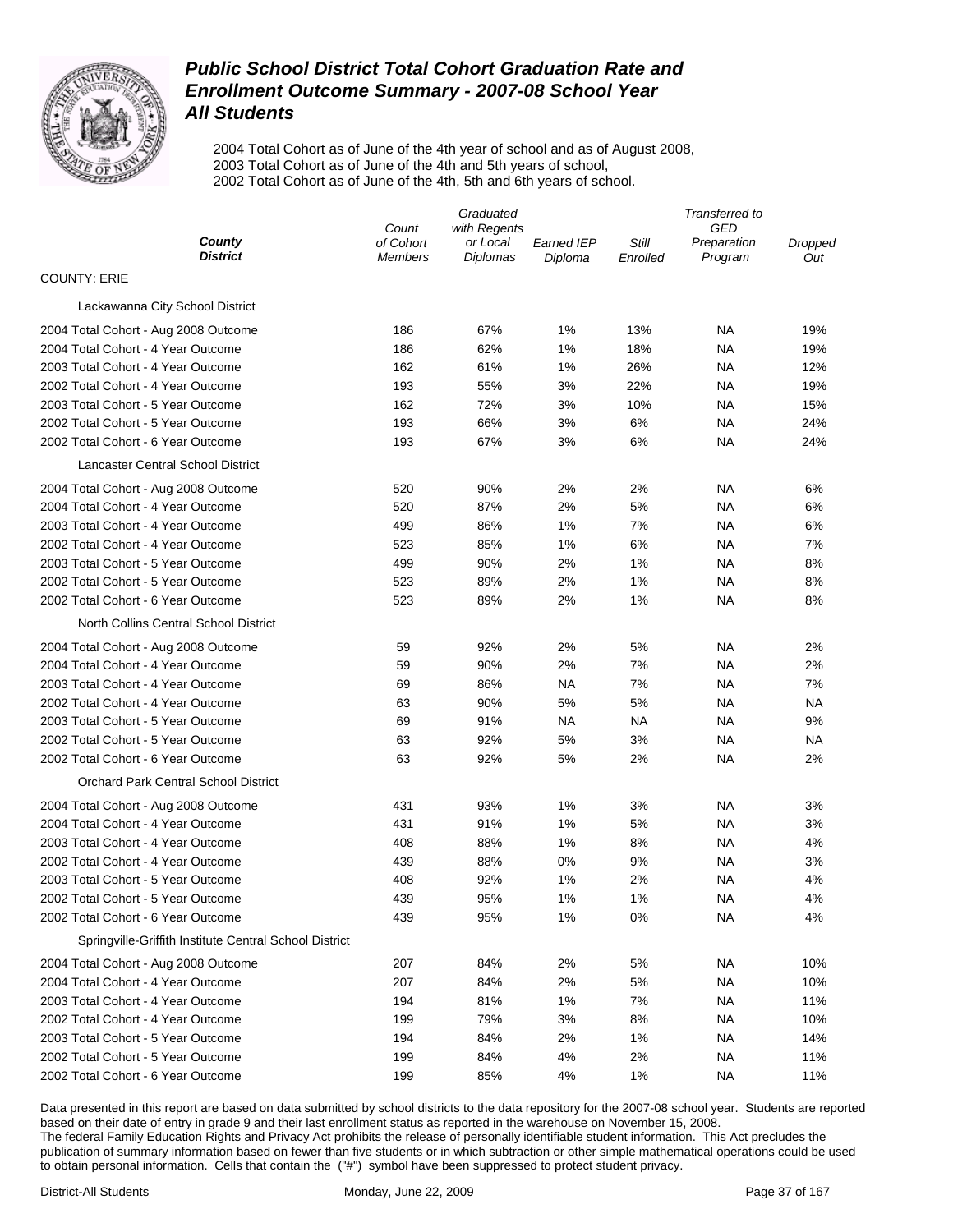# Public School District Total Cohort Graduation Rate and Enrollment Outcome Summary - 2007-08 School Year
## All Students

2004 Total Cohort as of June of the 4th year of school and as of August 2008,
2003 Total Cohort as of June of the 4th and 5th years of school,
2002 Total Cohort as of June of the 4th, 5th and 6th years of school.

| *County District* | *Count of Cohort Members* | *Graduated with Regents or Local Diplomas* | *Earned IEP Diploma* | *Still Enrolled* | *Transferred to GED Preparation Program* | *Dropped Out* |
|---|---|---|---|---|---|---|
| COUNTY: ERIE | | | | | | |
| Lackawanna City School District | | | | | | |
| 2004 Total Cohort - Aug 2008 Outcome | 186 | 67% | 1% | 13% | NA | 19% |
| 2004 Total Cohort - 4 Year Outcome | 186 | 62% | 1% | 18% | NA | 19% |
| 2003 Total Cohort - 4 Year Outcome | 162 | 61% | 1% | 26% | NA | 12% |
| 2002 Total Cohort - 4 Year Outcome | 193 | 55% | 3% | 22% | NA | 19% |
| 2003 Total Cohort - 5 Year Outcome | 162 | 72% | 3% | 10% | NA | 15% |
| 2002 Total Cohort - 5 Year Outcome | 193 | 66% | 3% | 6% | NA | 24% |
| 2002 Total Cohort - 6 Year Outcome | 193 | 67% | 3% | 6% | NA | 24% |
| Lancaster Central School District | | | | | | |
| 2004 Total Cohort - Aug 2008 Outcome | 520 | 90% | 2% | 2% | NA | 6% |
| 2004 Total Cohort - 4 Year Outcome | 520 | 87% | 2% | 5% | NA | 6% |
| 2003 Total Cohort - 4 Year Outcome | 499 | 86% | 1% | 7% | NA | 6% |
| 2002 Total Cohort - 4 Year Outcome | 523 | 85% | 1% | 6% | NA | 7% |
| 2003 Total Cohort - 5 Year Outcome | 499 | 90% | 2% | 1% | NA | 8% |
| 2002 Total Cohort - 5 Year Outcome | 523 | 89% | 2% | 1% | NA | 8% |
| 2002 Total Cohort - 6 Year Outcome | 523 | 89% | 2% | 1% | NA | 8% |
| North Collins Central School District | | | | | | |
| 2004 Total Cohort - Aug 2008 Outcome | 59 | 92% | 2% | 5% | NA | 2% |
| 2004 Total Cohort - 4 Year Outcome | 59 | 90% | 2% | 7% | NA | 2% |
| 2003 Total Cohort - 4 Year Outcome | 69 | 86% | NA | 7% | NA | 7% |
| 2002 Total Cohort - 4 Year Outcome | 63 | 90% | 5% | 5% | NA | NA |
| 2003 Total Cohort - 5 Year Outcome | 69 | 91% | NA | NA | NA | 9% |
| 2002 Total Cohort - 5 Year Outcome | 63 | 92% | 5% | 3% | NA | NA |
| 2002 Total Cohort - 6 Year Outcome | 63 | 92% | 5% | 2% | NA | 2% |
| Orchard Park Central School District | | | | | | |
| 2004 Total Cohort - Aug 2008 Outcome | 431 | 93% | 1% | 3% | NA | 3% |
| 2004 Total Cohort - 4 Year Outcome | 431 | 91% | 1% | 5% | NA | 3% |
| 2003 Total Cohort - 4 Year Outcome | 408 | 88% | 1% | 8% | NA | 4% |
| 2002 Total Cohort - 4 Year Outcome | 439 | 88% | 0% | 9% | NA | 3% |
| 2003 Total Cohort - 5 Year Outcome | 408 | 92% | 1% | 2% | NA | 4% |
| 2002 Total Cohort - 5 Year Outcome | 439 | 95% | 1% | 1% | NA | 4% |
| 2002 Total Cohort - 6 Year Outcome | 439 | 95% | 1% | 0% | NA | 4% |
| Springville-Griffith Institute Central School District | | | | | | |
| 2004 Total Cohort - Aug 2008 Outcome | 207 | 84% | 2% | 5% | NA | 10% |
| 2004 Total Cohort - 4 Year Outcome | 207 | 84% | 2% | 5% | NA | 10% |
| 2003 Total Cohort - 4 Year Outcome | 194 | 81% | 1% | 7% | NA | 11% |
| 2002 Total Cohort - 4 Year Outcome | 199 | 79% | 3% | 8% | NA | 10% |
| 2003 Total Cohort - 5 Year Outcome | 194 | 84% | 2% | 1% | NA | 14% |
| 2002 Total Cohort - 5 Year Outcome | 199 | 84% | 4% | 2% | NA | 11% |
| 2002 Total Cohort - 6 Year Outcome | 199 | 85% | 4% | 1% | NA | 11% |

Data presented in this report are based on data submitted by school districts to the data repository for the 2007-08 school year. Students are reported based on their date of entry in grade 9 and their last enrollment status as reported in the warehouse on November 15, 2008.
The federal Family Education Rights and Privacy Act prohibits the release of personally identifiable student information. This Act precludes the publication of summary information based on fewer than five students or in which subtraction or other simple mathematical operations could be used to obtain personal information. Cells that contain the ("#") symbol have been suppressed to protect student privacy.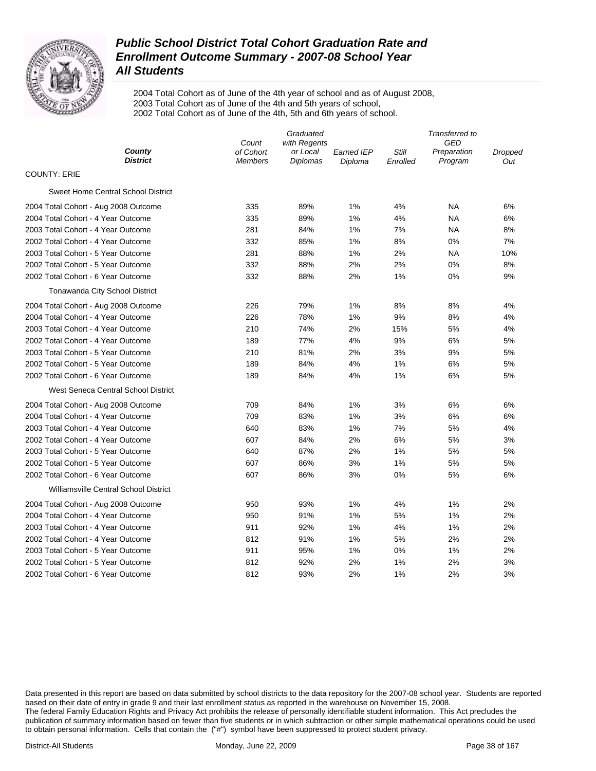# Public School District Total Cohort Graduation Rate and Enrollment Outcome Summary - 2007-08 School Year
## All Students

2004 Total Cohort as of June of the 4th year of school and as of August 2008,
2003 Total Cohort as of June of the 4th and 5th years of school,
2002 Total Cohort as of June of the 4th, 5th and 6th years of school.

| County / District | Count of Cohort Members | Graduated with Regents or Local Diplomas | Earned IEP Diploma | Still Enrolled | Transferred to GED Preparation Program | Dropped Out |
|---|---|---|---|---|---|---|
| COUNTY: ERIE | | | | | | |
| Sweet Home Central School District | | | | | | |
| 2004 Total Cohort - Aug 2008 Outcome | 335 | 89% | 1% | 4% | NA | 6% |
| 2004 Total Cohort - 4 Year Outcome | 335 | 89% | 1% | 4% | NA | 6% |
| 2003 Total Cohort - 4 Year Outcome | 281 | 84% | 1% | 7% | NA | 8% |
| 2002 Total Cohort - 4 Year Outcome | 332 | 85% | 1% | 8% | 0% | 7% |
| 2003 Total Cohort - 5 Year Outcome | 281 | 88% | 1% | 2% | NA | 10% |
| 2002 Total Cohort - 5 Year Outcome | 332 | 88% | 2% | 2% | 0% | 8% |
| 2002 Total Cohort - 6 Year Outcome | 332 | 88% | 2% | 1% | 0% | 9% |
| Tonawanda City School District | | | | | | |
| 2004 Total Cohort - Aug 2008 Outcome | 226 | 79% | 1% | 8% | 8% | 4% |
| 2004 Total Cohort - 4 Year Outcome | 226 | 78% | 1% | 9% | 8% | 4% |
| 2003 Total Cohort - 4 Year Outcome | 210 | 74% | 2% | 15% | 5% | 4% |
| 2002 Total Cohort - 4 Year Outcome | 189 | 77% | 4% | 9% | 6% | 5% |
| 2003 Total Cohort - 5 Year Outcome | 210 | 81% | 2% | 3% | 9% | 5% |
| 2002 Total Cohort - 5 Year Outcome | 189 | 84% | 4% | 1% | 6% | 5% |
| 2002 Total Cohort - 6 Year Outcome | 189 | 84% | 4% | 1% | 6% | 5% |
| West Seneca Central School District | | | | | | |
| 2004 Total Cohort - Aug 2008 Outcome | 709 | 84% | 1% | 3% | 6% | 6% |
| 2004 Total Cohort - 4 Year Outcome | 709 | 83% | 1% | 3% | 6% | 6% |
| 2003 Total Cohort - 4 Year Outcome | 640 | 83% | 1% | 7% | 5% | 4% |
| 2002 Total Cohort - 4 Year Outcome | 607 | 84% | 2% | 6% | 5% | 3% |
| 2003 Total Cohort - 5 Year Outcome | 640 | 87% | 2% | 1% | 5% | 5% |
| 2002 Total Cohort - 5 Year Outcome | 607 | 86% | 3% | 1% | 5% | 5% |
| 2002 Total Cohort - 6 Year Outcome | 607 | 86% | 3% | 0% | 5% | 6% |
| Williamsville Central School District | | | | | | |
| 2004 Total Cohort - Aug 2008 Outcome | 950 | 93% | 1% | 4% | 1% | 2% |
| 2004 Total Cohort - 4 Year Outcome | 950 | 91% | 1% | 5% | 1% | 2% |
| 2003 Total Cohort - 4 Year Outcome | 911 | 92% | 1% | 4% | 1% | 2% |
| 2002 Total Cohort - 4 Year Outcome | 812 | 91% | 1% | 5% | 2% | 2% |
| 2003 Total Cohort - 5 Year Outcome | 911 | 95% | 1% | 0% | 1% | 2% |
| 2002 Total Cohort - 5 Year Outcome | 812 | 92% | 2% | 1% | 2% | 3% |
| 2002 Total Cohort - 6 Year Outcome | 812 | 93% | 2% | 1% | 2% | 3% |

Data presented in this report are based on data submitted by school districts to the data repository for the 2007-08 school year. Students are reported based on their date of entry in grade 9 and their last enrollment status as reported in the warehouse on November 15, 2008.
The federal Family Education Rights and Privacy Act prohibits the release of personally identifiable student information. This Act precludes the publication of summary information based on fewer than five students or in which subtraction or other simple mathematical operations could be used to obtain personal information. Cells that contain the ("#") symbol have been suppressed to protect student privacy.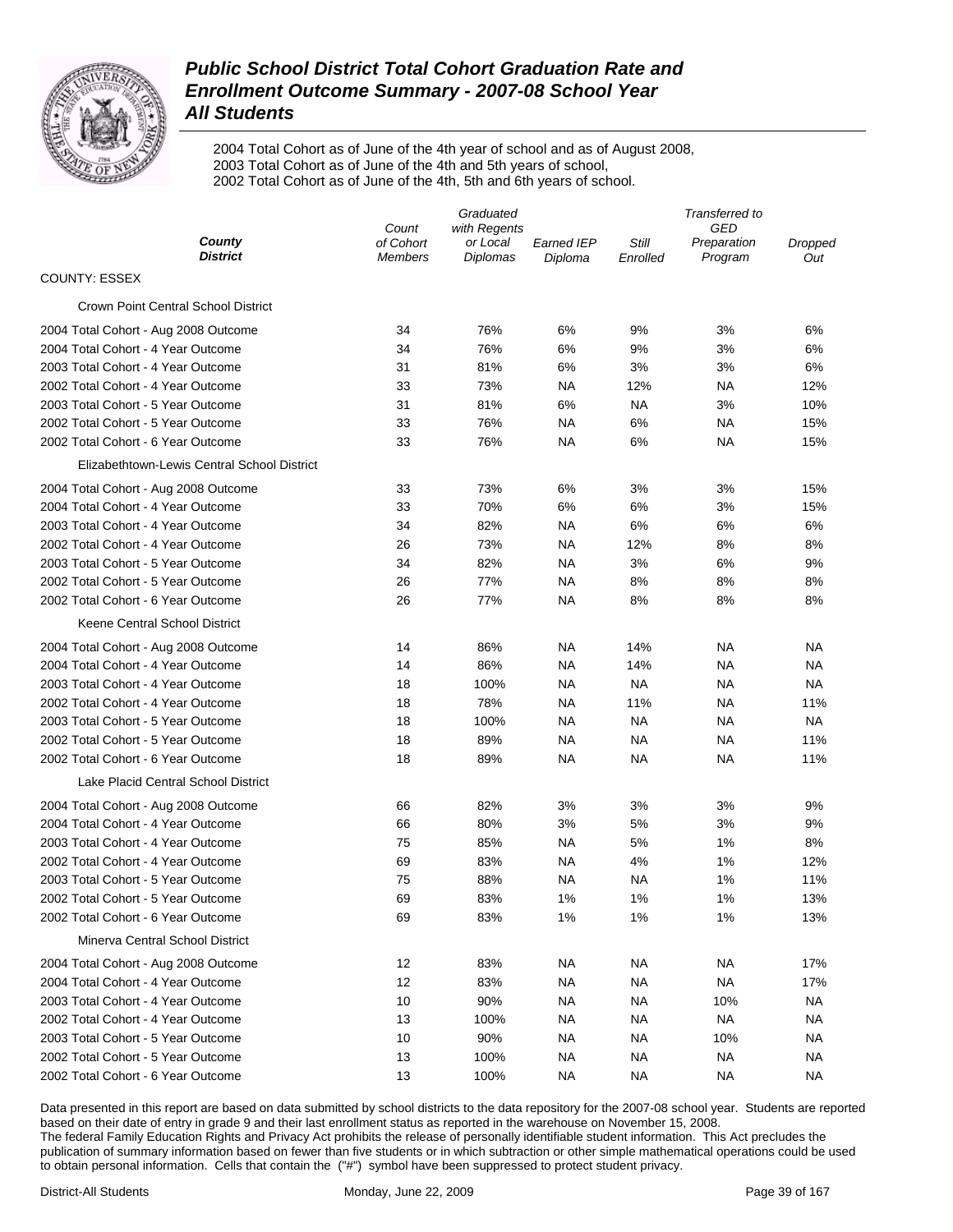# Public School District Total Cohort Graduation Rate and Enrollment Outcome Summary - 2007-08 School Year

## All Students

2004 Total Cohort as of June of the 4th year of school and as of August 2008,
2003 Total Cohort as of June of the 4th and 5th years of school,
2002 Total Cohort as of June of the 4th, 5th and 6th years of school.

| County / District | Count of Cohort Members | Graduated with Regents or Local Diplomas | Earned IEP Diploma | Still Enrolled | Transferred to GED Preparation Program | Dropped Out |
|---|---|---|---|---|---|---|
| **COUNTY: ESSEX** | | | | | | |
| Crown Point Central School District | | | | | | |
| 2004 Total Cohort - Aug 2008 Outcome | 34 | 76% | 6% | 9% | 3% | 6% |
| 2004 Total Cohort - 4 Year Outcome | 34 | 76% | 6% | 9% | 3% | 6% |
| 2003 Total Cohort - 4 Year Outcome | 31 | 81% | 6% | 3% | 3% | 6% |
| 2002 Total Cohort - 4 Year Outcome | 33 | 73% | NA | 12% | NA | 12% |
| 2003 Total Cohort - 5 Year Outcome | 31 | 81% | 6% | NA | 3% | 10% |
| 2002 Total Cohort - 5 Year Outcome | 33 | 76% | NA | 6% | NA | 15% |
| 2002 Total Cohort - 6 Year Outcome | 33 | 76% | NA | 6% | NA | 15% |
| Elizabethtown-Lewis Central School District | | | | | | |
| 2004 Total Cohort - Aug 2008 Outcome | 33 | 73% | 6% | 3% | 3% | 15% |
| 2004 Total Cohort - 4 Year Outcome | 33 | 70% | 6% | 6% | 3% | 15% |
| 2003 Total Cohort - 4 Year Outcome | 34 | 82% | NA | 6% | 6% | 6% |
| 2002 Total Cohort - 4 Year Outcome | 26 | 73% | NA | 12% | 8% | 8% |
| 2003 Total Cohort - 5 Year Outcome | 34 | 82% | NA | 3% | 6% | 9% |
| 2002 Total Cohort - 5 Year Outcome | 26 | 77% | NA | 8% | 8% | 8% |
| 2002 Total Cohort - 6 Year Outcome | 26 | 77% | NA | 8% | 8% | 8% |
| Keene Central School District | | | | | | |
| 2004 Total Cohort - Aug 2008 Outcome | 14 | 86% | NA | 14% | NA | NA |
| 2004 Total Cohort - 4 Year Outcome | 14 | 86% | NA | 14% | NA | NA |
| 2003 Total Cohort - 4 Year Outcome | 18 | 100% | NA | NA | NA | NA |
| 2002 Total Cohort - 4 Year Outcome | 18 | 78% | NA | 11% | NA | 11% |
| 2003 Total Cohort - 5 Year Outcome | 18 | 100% | NA | NA | NA | NA |
| 2002 Total Cohort - 5 Year Outcome | 18 | 89% | NA | NA | NA | 11% |
| 2002 Total Cohort - 6 Year Outcome | 18 | 89% | NA | NA | NA | 11% |
| Lake Placid Central School District | | | | | | |
| 2004 Total Cohort - Aug 2008 Outcome | 66 | 82% | 3% | 3% | 3% | 9% |
| 2004 Total Cohort - 4 Year Outcome | 66 | 80% | 3% | 5% | 3% | 9% |
| 2003 Total Cohort - 4 Year Outcome | 75 | 85% | NA | 5% | 1% | 8% |
| 2002 Total Cohort - 4 Year Outcome | 69 | 83% | NA | 4% | 1% | 12% |
| 2003 Total Cohort - 5 Year Outcome | 75 | 88% | NA | NA | 1% | 11% |
| 2002 Total Cohort - 5 Year Outcome | 69 | 83% | 1% | 1% | 1% | 13% |
| 2002 Total Cohort - 6 Year Outcome | 69 | 83% | 1% | 1% | 1% | 13% |
| Minerva Central School District | | | | | | |
| 2004 Total Cohort - Aug 2008 Outcome | 12 | 83% | NA | NA | NA | 17% |
| 2004 Total Cohort - 4 Year Outcome | 12 | 83% | NA | NA | NA | 17% |
| 2003 Total Cohort - 4 Year Outcome | 10 | 90% | NA | NA | 10% | NA |
| 2002 Total Cohort - 4 Year Outcome | 13 | 100% | NA | NA | NA | NA |
| 2003 Total Cohort - 5 Year Outcome | 10 | 90% | NA | NA | 10% | NA |
| 2002 Total Cohort - 5 Year Outcome | 13 | 100% | NA | NA | NA | NA |
| 2002 Total Cohort - 6 Year Outcome | 13 | 100% | NA | NA | NA | NA |

Data presented in this report are based on data submitted by school districts to the data repository for the 2007-08 school year. Students are reported based on their date of entry in grade 9 and their last enrollment status as reported in the warehouse on November 15, 2008.
The federal Family Education Rights and Privacy Act prohibits the release of personally identifiable student information. This Act precludes the publication of summary information based on fewer than five students or in which subtraction or other simple mathematical operations could be used to obtain personal information. Cells that contain the ("#") symbol have been suppressed to protect student privacy.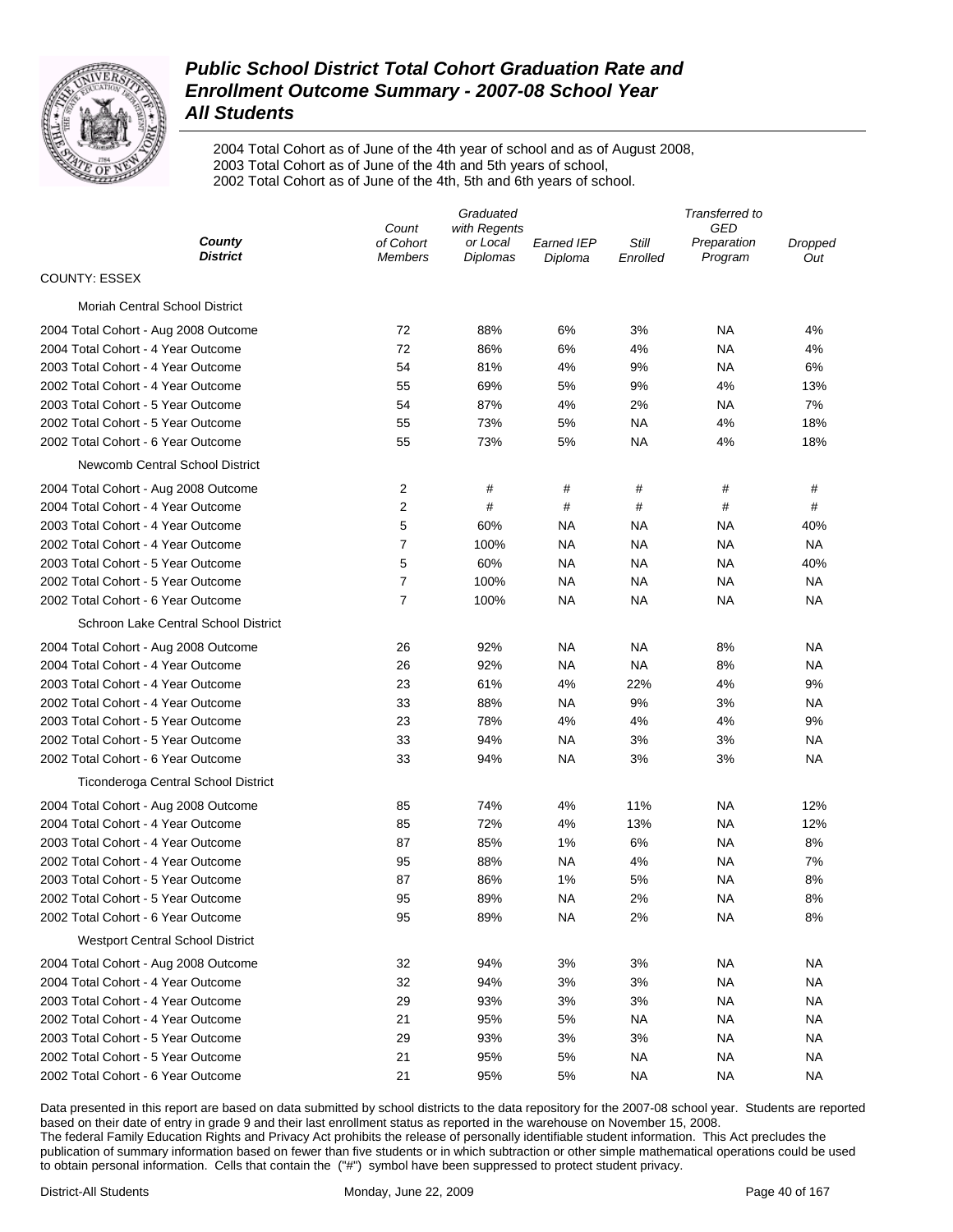# Public School District Total Cohort Graduation Rate and Enrollment Outcome Summary - 2007-08 School Year

## All Students

2004 Total Cohort as of June of the 4th year of school and as of August 2008,
2003 Total Cohort as of June of the 4th and 5th years of school,
2002 Total Cohort as of June of the 4th, 5th and 6th years of school.

| County / District | Count of Cohort Members | Graduated with Regents or Local Diplomas | Earned IEP Diploma | Still Enrolled | Transferred to GED Preparation Program | Dropped Out |
|---|---|---|---|---|---|---|
| COUNTY: ESSEX | | | | | | |
| Moriah Central School District | | | | | | |
| 2004 Total Cohort - Aug 2008 Outcome | 72 | 88% | 6% | 3% | NA | 4% |
| 2004 Total Cohort - 4 Year Outcome | 72 | 86% | 6% | 4% | NA | 4% |
| 2003 Total Cohort - 4 Year Outcome | 54 | 81% | 4% | 9% | NA | 6% |
| 2002 Total Cohort - 4 Year Outcome | 55 | 69% | 5% | 9% | 4% | 13% |
| 2003 Total Cohort - 5 Year Outcome | 54 | 87% | 4% | 2% | NA | 7% |
| 2002 Total Cohort - 5 Year Outcome | 55 | 73% | 5% | NA | 4% | 18% |
| 2002 Total Cohort - 6 Year Outcome | 55 | 73% | 5% | NA | 4% | 18% |
| Newcomb Central School District | | | | | | |
| 2004 Total Cohort - Aug 2008 Outcome | 2 | # | # | # | # | # |
| 2004 Total Cohort - 4 Year Outcome | 2 | # | # | # | # | # |
| 2003 Total Cohort - 4 Year Outcome | 5 | 60% | NA | NA | NA | 40% |
| 2002 Total Cohort - 4 Year Outcome | 7 | 100% | NA | NA | NA | NA |
| 2003 Total Cohort - 5 Year Outcome | 5 | 60% | NA | NA | NA | 40% |
| 2002 Total Cohort - 5 Year Outcome | 7 | 100% | NA | NA | NA | NA |
| 2002 Total Cohort - 6 Year Outcome | 7 | 100% | NA | NA | NA | NA |
| Schroon Lake Central School District | | | | | | |
| 2004 Total Cohort - Aug 2008 Outcome | 26 | 92% | NA | NA | 8% | NA |
| 2004 Total Cohort - 4 Year Outcome | 26 | 92% | NA | NA | 8% | NA |
| 2003 Total Cohort - 4 Year Outcome | 23 | 61% | 4% | 22% | 4% | 9% |
| 2002 Total Cohort - 4 Year Outcome | 33 | 88% | NA | 9% | 3% | NA |
| 2003 Total Cohort - 5 Year Outcome | 23 | 78% | 4% | 4% | 4% | 9% |
| 2002 Total Cohort - 5 Year Outcome | 33 | 94% | NA | 3% | 3% | NA |
| 2002 Total Cohort - 6 Year Outcome | 33 | 94% | NA | 3% | 3% | NA |
| Ticonderoga Central School District | | | | | | |
| 2004 Total Cohort - Aug 2008 Outcome | 85 | 74% | 4% | 11% | NA | 12% |
| 2004 Total Cohort - 4 Year Outcome | 85 | 72% | 4% | 13% | NA | 12% |
| 2003 Total Cohort - 4 Year Outcome | 87 | 85% | 1% | 6% | NA | 8% |
| 2002 Total Cohort - 4 Year Outcome | 95 | 88% | NA | 4% | NA | 7% |
| 2003 Total Cohort - 5 Year Outcome | 87 | 86% | 1% | 5% | NA | 8% |
| 2002 Total Cohort - 5 Year Outcome | 95 | 89% | NA | 2% | NA | 8% |
| 2002 Total Cohort - 6 Year Outcome | 95 | 89% | NA | 2% | NA | 8% |
| Westport Central School District | | | | | | |
| 2004 Total Cohort - Aug 2008 Outcome | 32 | 94% | 3% | 3% | NA | NA |
| 2004 Total Cohort - 4 Year Outcome | 32 | 94% | 3% | 3% | NA | NA |
| 2003 Total Cohort - 4 Year Outcome | 29 | 93% | 3% | 3% | NA | NA |
| 2002 Total Cohort - 4 Year Outcome | 21 | 95% | 5% | NA | NA | NA |
| 2003 Total Cohort - 5 Year Outcome | 29 | 93% | 3% | 3% | NA | NA |
| 2002 Total Cohort - 5 Year Outcome | 21 | 95% | 5% | NA | NA | NA |
| 2002 Total Cohort - 6 Year Outcome | 21 | 95% | 5% | NA | NA | NA |

Data presented in this report are based on data submitted by school districts to the data repository for the 2007-08 school year. Students are reported based on their date of entry in grade 9 and their last enrollment status as reported in the warehouse on November 15, 2008.
The federal Family Education Rights and Privacy Act prohibits the release of personally identifiable student information. This Act precludes the publication of summary information based on fewer than five students or in which subtraction or other simple mathematical operations could be used to obtain personal information. Cells that contain the ("#") symbol have been suppressed to protect student privacy.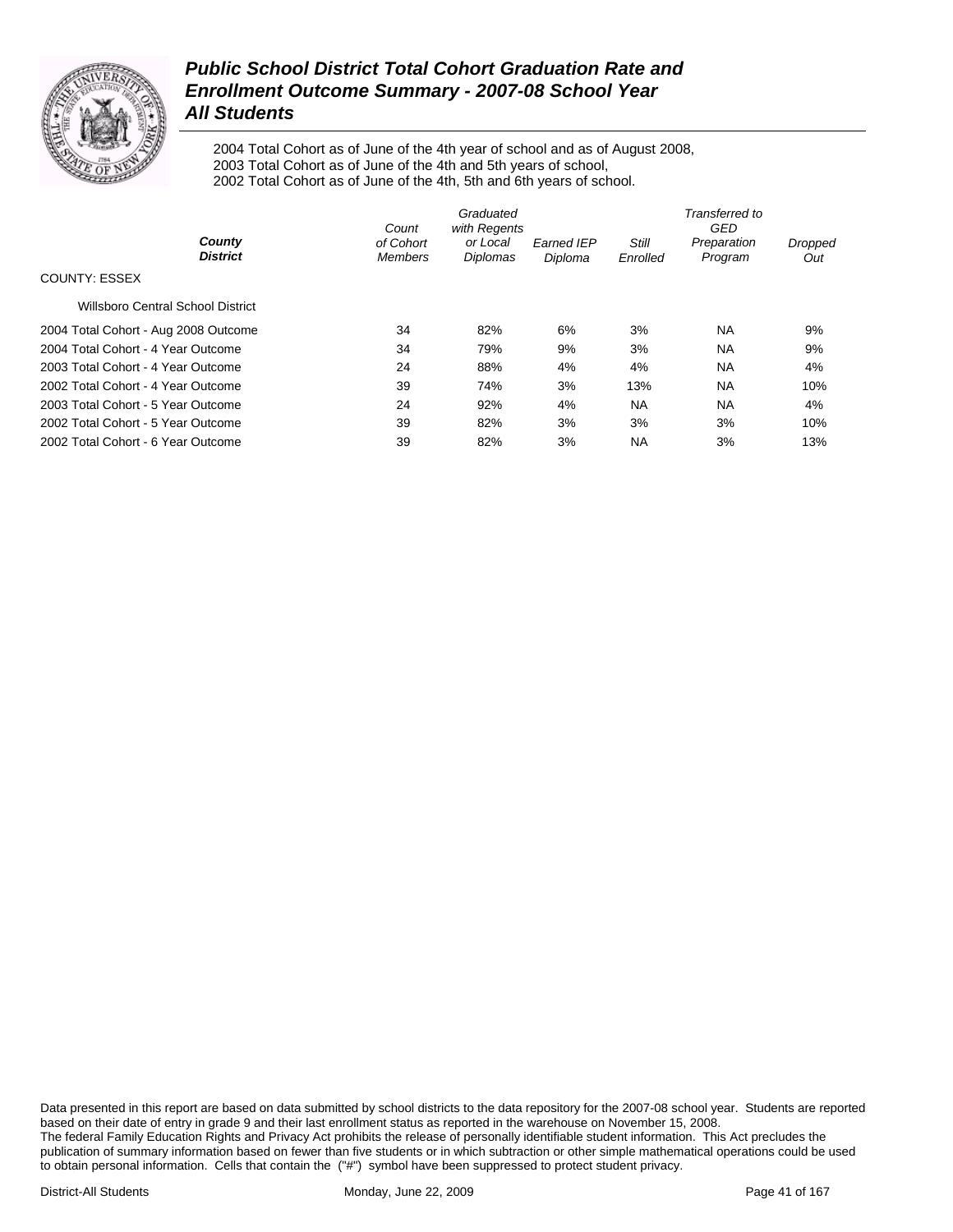# Public School District Total Cohort Graduation Rate and Enrollment Outcome Summary - 2007-08 School Year
## All Students

2004 Total Cohort as of June of the 4th year of school and as of August 2008,
2003 Total Cohort as of June of the 4th and 5th years of school,
2002 Total Cohort as of June of the 4th, 5th and 6th years of school.

| County / District | Count of Cohort Members | Graduated with Regents or Local Diplomas | Earned IEP Diploma | Still Enrolled | Transferred to GED Preparation Program | Dropped Out |
|---|---|---|---|---|---|---|
| COUNTY: ESSEX | | | | | | |
| Willsboro Central School District | | | | | | |
| 2004 Total Cohort - Aug 2008 Outcome | 34 | 82% | 6% | 3% | NA | 9% |
| 2004 Total Cohort - 4 Year Outcome | 34 | 79% | 9% | 3% | NA | 9% |
| 2003 Total Cohort - 4 Year Outcome | 24 | 88% | 4% | 4% | NA | 4% |
| 2002 Total Cohort - 4 Year Outcome | 39 | 74% | 3% | 13% | NA | 10% |
| 2003 Total Cohort - 5 Year Outcome | 24 | 92% | 4% | NA | NA | 4% |
| 2002 Total Cohort - 5 Year Outcome | 39 | 82% | 3% | 3% | 3% | 10% |
| 2002 Total Cohort - 6 Year Outcome | 39 | 82% | 3% | NA | 3% | 13% |

Data presented in this report are based on data submitted by school districts to the data repository for the 2007-08 school year. Students are reported based on their date of entry in grade 9 and their last enrollment status as reported in the warehouse on November 15, 2008. The federal Family Education Rights and Privacy Act prohibits the release of personally identifiable student information. This Act precludes the publication of summary information based on fewer than five students or in which subtraction or other simple mathematical operations could be used to obtain personal information. Cells that contain the ("#") symbol have been suppressed to protect student privacy.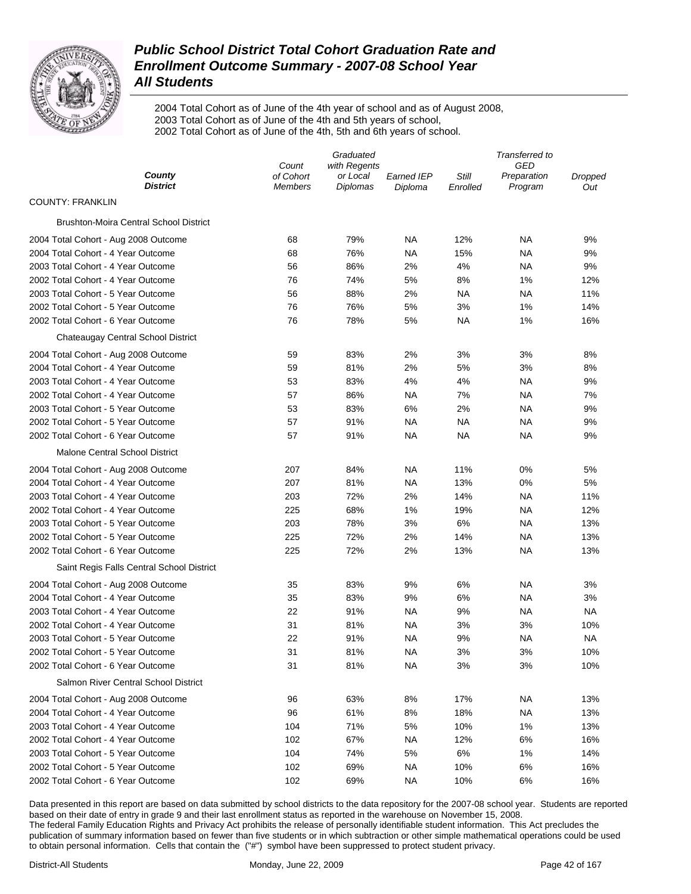# Public School District Total Cohort Graduation Rate and Enrollment Outcome Summary - 2007-08 School Year

## All Students

2004 Total Cohort as of June of the 4th year of school and as of August 2008,
2003 Total Cohort as of June of the 4th and 5th years of school,
2002 Total Cohort as of June of the 4th, 5th and 6th years of school.

| County / District | Count of Cohort Members | Graduated with Regents or Local Diplomas | Earned IEP Diploma | Still Enrolled | Transferred to GED Preparation Program | Dropped Out |
|---|---|---|---|---|---|---|
| **COUNTY: FRANKLIN** | | | | | | |
| Brushton-Moira Central School District | | | | | | |
| 2004 Total Cohort - Aug 2008 Outcome | 68 | 79% | NA | 12% | NA | 9% |
| 2004 Total Cohort - 4 Year Outcome | 68 | 76% | NA | 15% | NA | 9% |
| 2003 Total Cohort - 4 Year Outcome | 56 | 86% | 2% | 4% | NA | 9% |
| 2002 Total Cohort - 4 Year Outcome | 76 | 74% | 5% | 8% | 1% | 12% |
| 2003 Total Cohort - 5 Year Outcome | 56 | 88% | 2% | NA | NA | 11% |
| 2002 Total Cohort - 5 Year Outcome | 76 | 76% | 5% | 3% | 1% | 14% |
| 2002 Total Cohort - 6 Year Outcome | 76 | 78% | 5% | NA | 1% | 16% |
| Chateaugay Central School District | | | | | | |
| 2004 Total Cohort - Aug 2008 Outcome | 59 | 83% | 2% | 3% | 3% | 8% |
| 2004 Total Cohort - 4 Year Outcome | 59 | 81% | 2% | 5% | 3% | 8% |
| 2003 Total Cohort - 4 Year Outcome | 53 | 83% | 4% | 4% | NA | 9% |
| 2002 Total Cohort - 4 Year Outcome | 57 | 86% | NA | 7% | NA | 7% |
| 2003 Total Cohort - 5 Year Outcome | 53 | 83% | 6% | 2% | NA | 9% |
| 2002 Total Cohort - 5 Year Outcome | 57 | 91% | NA | NA | NA | 9% |
| 2002 Total Cohort - 6 Year Outcome | 57 | 91% | NA | NA | NA | 9% |
| Malone Central School District | | | | | | |
| 2004 Total Cohort - Aug 2008 Outcome | 207 | 84% | NA | 11% | 0% | 5% |
| 2004 Total Cohort - 4 Year Outcome | 207 | 81% | NA | 13% | 0% | 5% |
| 2003 Total Cohort - 4 Year Outcome | 203 | 72% | 2% | 14% | NA | 11% |
| 2002 Total Cohort - 4 Year Outcome | 225 | 68% | 1% | 19% | NA | 12% |
| 2003 Total Cohort - 5 Year Outcome | 203 | 78% | 3% | 6% | NA | 13% |
| 2002 Total Cohort - 5 Year Outcome | 225 | 72% | 2% | 14% | NA | 13% |
| 2002 Total Cohort - 6 Year Outcome | 225 | 72% | 2% | 13% | NA | 13% |
| Saint Regis Falls Central School District | | | | | | |
| 2004 Total Cohort - Aug 2008 Outcome | 35 | 83% | 9% | 6% | NA | 3% |
| 2004 Total Cohort - 4 Year Outcome | 35 | 83% | 9% | 6% | NA | 3% |
| 2003 Total Cohort - 4 Year Outcome | 22 | 91% | NA | 9% | NA | NA |
| 2002 Total Cohort - 4 Year Outcome | 31 | 81% | NA | 3% | 3% | 10% |
| 2003 Total Cohort - 5 Year Outcome | 22 | 91% | NA | 9% | NA | NA |
| 2002 Total Cohort - 5 Year Outcome | 31 | 81% | NA | 3% | 3% | 10% |
| 2002 Total Cohort - 6 Year Outcome | 31 | 81% | NA | 3% | 3% | 10% |
| Salmon River Central School District | | | | | | |
| 2004 Total Cohort - Aug 2008 Outcome | 96 | 63% | 8% | 17% | NA | 13% |
| 2004 Total Cohort - 4 Year Outcome | 96 | 61% | 8% | 18% | NA | 13% |
| 2003 Total Cohort - 4 Year Outcome | 104 | 71% | 5% | 10% | 1% | 13% |
| 2002 Total Cohort - 4 Year Outcome | 102 | 67% | NA | 12% | 6% | 16% |
| 2003 Total Cohort - 5 Year Outcome | 104 | 74% | 5% | 6% | 1% | 14% |
| 2002 Total Cohort - 5 Year Outcome | 102 | 69% | NA | 10% | 6% | 16% |
| 2002 Total Cohort - 6 Year Outcome | 102 | 69% | NA | 10% | 6% | 16% |

Data presented in this report are based on data submitted by school districts to the data repository for the 2007-08 school year. Students are reported based on their date of entry in grade 9 and their last enrollment status as reported in the warehouse on November 15, 2008.
The federal Family Education Rights and Privacy Act prohibits the release of personally identifiable student information. This Act precludes the publication of summary information based on fewer than five students or in which subtraction or other simple mathematical operations could be used to obtain personal information. Cells that contain the ("#") symbol have been suppressed to protect student privacy.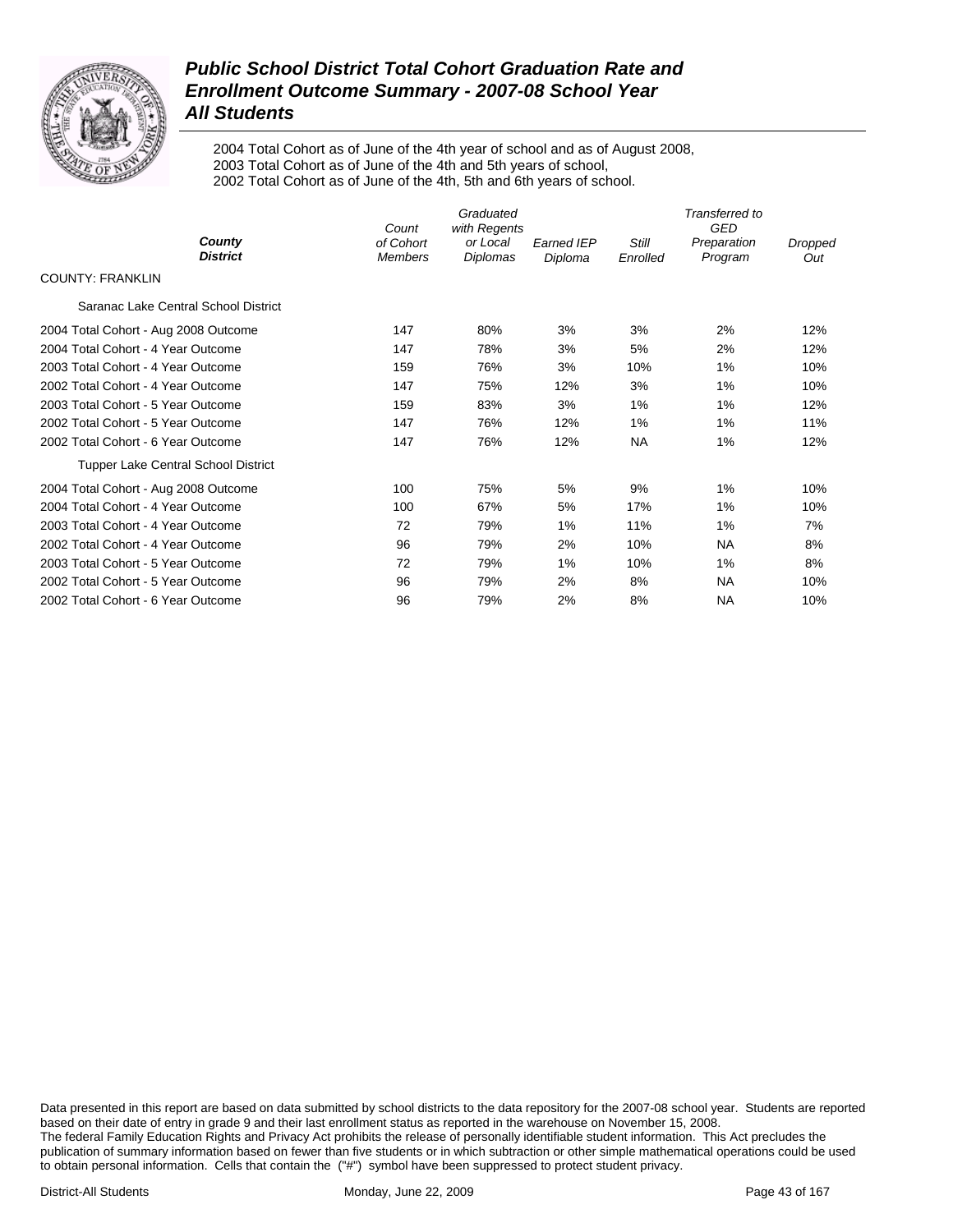# *Public School District Total Cohort Graduation Rate and Enrollment Outcome Summary - 2007-08 School Year All Students*

2004 Total Cohort as of June of the 4th year of school and as of August 2008,
2003 Total Cohort as of June of the 4th and 5th years of school,
2002 Total Cohort as of June of the 4th, 5th and 6th years of school.

| County / District | Count of Cohort Members | Graduated with Regents or Local Diplomas | Earned IEP Diploma | Still Enrolled | Transferred to GED Preparation Program | Dropped Out |
|---|---|---|---|---|---|---|
| COUNTY: FRANKLIN | | | | | | |
| Saranac Lake Central School District | | | | | | |
| 2004 Total Cohort - Aug 2008 Outcome | 147 | 80% | 3% | 3% | 2% | 12% |
| 2004 Total Cohort - 4 Year Outcome | 147 | 78% | 3% | 5% | 2% | 12% |
| 2003 Total Cohort - 4 Year Outcome | 159 | 76% | 3% | 10% | 1% | 10% |
| 2002 Total Cohort - 4 Year Outcome | 147 | 75% | 12% | 3% | 1% | 10% |
| 2003 Total Cohort - 5 Year Outcome | 159 | 83% | 3% | 1% | 1% | 12% |
| 2002 Total Cohort - 5 Year Outcome | 147 | 76% | 12% | 1% | 1% | 11% |
| 2002 Total Cohort - 6 Year Outcome | 147 | 76% | 12% | NA | 1% | 12% |
| Tupper Lake Central School District | | | | | | |
| 2004 Total Cohort - Aug 2008 Outcome | 100 | 75% | 5% | 9% | 1% | 10% |
| 2004 Total Cohort - 4 Year Outcome | 100 | 67% | 5% | 17% | 1% | 10% |
| 2003 Total Cohort - 4 Year Outcome | 72 | 79% | 1% | 11% | 1% | 7% |
| 2002 Total Cohort - 4 Year Outcome | 96 | 79% | 2% | 10% | NA | 8% |
| 2003 Total Cohort - 5 Year Outcome | 72 | 79% | 1% | 10% | 1% | 8% |
| 2002 Total Cohort - 5 Year Outcome | 96 | 79% | 2% | 8% | NA | 10% |
| 2002 Total Cohort - 6 Year Outcome | 96 | 79% | 2% | 8% | NA | 10% |

Data presented in this report are based on data submitted by school districts to the data repository for the 2007-08 school year. Students are reported based on their date of entry in grade 9 and their last enrollment status as reported in the warehouse on November 15, 2008.
The federal Family Education Rights and Privacy Act prohibits the release of personally identifiable student information. This Act precludes the publication of summary information based on fewer than five students or in which subtraction or other simple mathematical operations could be used to obtain personal information. Cells that contain the ("#") symbol have been suppressed to protect student privacy.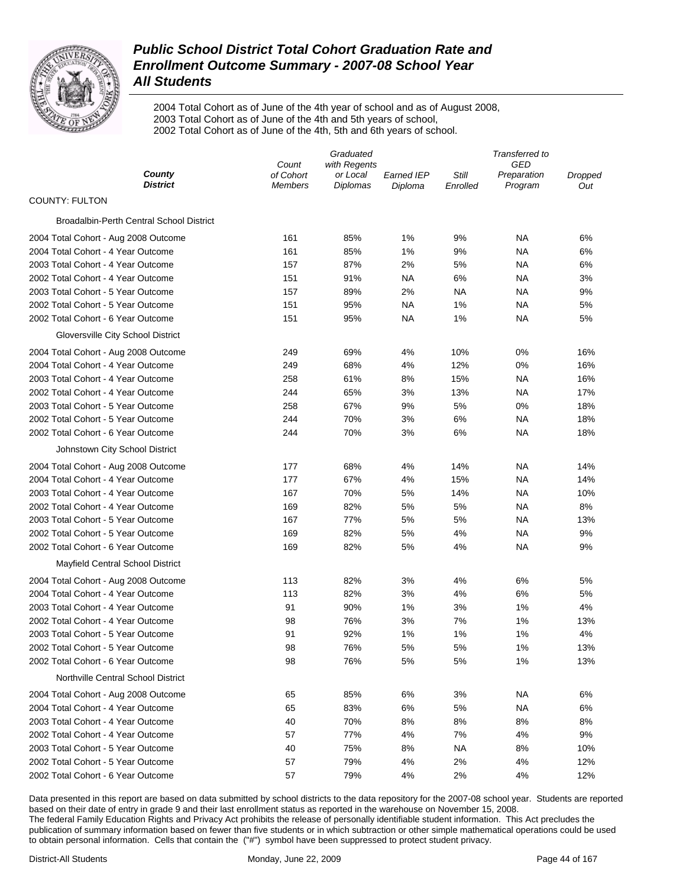# *Public School District Total Cohort Graduation Rate and Enrollment Outcome Summary - 2007-08 School Year*
## *All Students*

2004 Total Cohort as of June of the 4th year of school and as of August 2008,
2003 Total Cohort as of June of the 4th and 5th years of school,
2002 Total Cohort as of June of the 4th, 5th and 6th years of school.

| County<br>District | Count of Cohort Members | Graduated with Regents or Local Diplomas | Earned IEP Diploma | Still Enrolled | Transferred to GED Preparation Program | Dropped Out |
|---|---|---|---|---|---|---|
| COUNTY: FULTON | | | | | | |
| Broadalbin-Perth Central School District | | | | | | |
| 2004 Total Cohort - Aug 2008 Outcome | 161 | 85% | 1% | 9% | NA | 6% |
| 2004 Total Cohort - 4 Year Outcome | 161 | 85% | 1% | 9% | NA | 6% |
| 2003 Total Cohort - 4 Year Outcome | 157 | 87% | 2% | 5% | NA | 6% |
| 2002 Total Cohort - 4 Year Outcome | 151 | 91% | NA | 6% | NA | 3% |
| 2003 Total Cohort - 5 Year Outcome | 157 | 89% | 2% | NA | NA | 9% |
| 2002 Total Cohort - 5 Year Outcome | 151 | 95% | NA | 1% | NA | 5% |
| 2002 Total Cohort - 6 Year Outcome | 151 | 95% | NA | 1% | NA | 5% |
| Gloversville City School District | | | | | | |
| 2004 Total Cohort - Aug 2008 Outcome | 249 | 69% | 4% | 10% | 0% | 16% |
| 2004 Total Cohort - 4 Year Outcome | 249 | 68% | 4% | 12% | 0% | 16% |
| 2003 Total Cohort - 4 Year Outcome | 258 | 61% | 8% | 15% | NA | 16% |
| 2002 Total Cohort - 4 Year Outcome | 244 | 65% | 3% | 13% | NA | 17% |
| 2003 Total Cohort - 5 Year Outcome | 258 | 67% | 9% | 5% | 0% | 18% |
| 2002 Total Cohort - 5 Year Outcome | 244 | 70% | 3% | 6% | NA | 18% |
| 2002 Total Cohort - 6 Year Outcome | 244 | 70% | 3% | 6% | NA | 18% |
| Johnstown City School District | | | | | | |
| 2004 Total Cohort - Aug 2008 Outcome | 177 | 68% | 4% | 14% | NA | 14% |
| 2004 Total Cohort - 4 Year Outcome | 177 | 67% | 4% | 15% | NA | 14% |
| 2003 Total Cohort - 4 Year Outcome | 167 | 70% | 5% | 14% | NA | 10% |
| 2002 Total Cohort - 4 Year Outcome | 169 | 82% | 5% | 5% | NA | 8% |
| 2003 Total Cohort - 5 Year Outcome | 167 | 77% | 5% | 5% | NA | 13% |
| 2002 Total Cohort - 5 Year Outcome | 169 | 82% | 5% | 4% | NA | 9% |
| 2002 Total Cohort - 6 Year Outcome | 169 | 82% | 5% | 4% | NA | 9% |
| Mayfield Central School District | | | | | | |
| 2004 Total Cohort - Aug 2008 Outcome | 113 | 82% | 3% | 4% | 6% | 5% |
| 2004 Total Cohort - 4 Year Outcome | 113 | 82% | 3% | 4% | 6% | 5% |
| 2003 Total Cohort - 4 Year Outcome | 91 | 90% | 1% | 3% | 1% | 4% |
| 2002 Total Cohort - 4 Year Outcome | 98 | 76% | 3% | 7% | 1% | 13% |
| 2003 Total Cohort - 5 Year Outcome | 91 | 92% | 1% | 1% | 1% | 4% |
| 2002 Total Cohort - 5 Year Outcome | 98 | 76% | 5% | 5% | 1% | 13% |
| 2002 Total Cohort - 6 Year Outcome | 98 | 76% | 5% | 5% | 1% | 13% |
| Northville Central School District | | | | | | |
| 2004 Total Cohort - Aug 2008 Outcome | 65 | 85% | 6% | 3% | NA | 6% |
| 2004 Total Cohort - 4 Year Outcome | 65 | 83% | 6% | 5% | NA | 6% |
| 2003 Total Cohort - 4 Year Outcome | 40 | 70% | 8% | 8% | 8% | 8% |
| 2002 Total Cohort - 4 Year Outcome | 57 | 77% | 4% | 7% | 4% | 9% |
| 2003 Total Cohort - 5 Year Outcome | 40 | 75% | 8% | NA | 8% | 10% |
| 2002 Total Cohort - 5 Year Outcome | 57 | 79% | 4% | 2% | 4% | 12% |
| 2002 Total Cohort - 6 Year Outcome | 57 | 79% | 4% | 2% | 4% | 12% |

Data presented in this report are based on data submitted by school districts to the data repository for the 2007-08 school year. Students are reported based on their date of entry in grade 9 and their last enrollment status as reported in the warehouse on November 15, 2008.
The federal Family Education Rights and Privacy Act prohibits the release of personally identifiable student information. This Act precludes the publication of summary information based on fewer than five students or in which subtraction or other simple mathematical operations could be used to obtain personal information. Cells that contain the ("#") symbol have been suppressed to protect student privacy.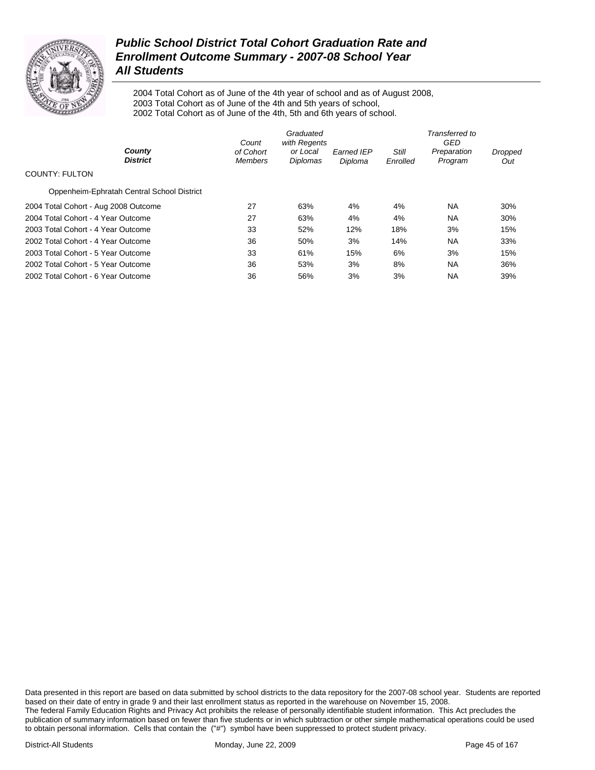# *Public School District Total Cohort Graduation Rate and Enrollment Outcome Summary - 2007-08 School Year*
## *All Students*

2004 Total Cohort as of June of the 4th year of school and as of August 2008,
2003 Total Cohort as of June of the 4th and 5th years of school,
2002 Total Cohort as of June of the 4th, 5th and 6th years of school.

| County / District | Count of Cohort Members | Graduated with Regents or Local Diplomas | Earned IEP Diploma | Still Enrolled | Transferred to GED Preparation Program | Dropped Out |
|---|---|---|---|---|---|---|
| COUNTY: FULTON | | | | | | |
| Oppenheim-Ephratah Central School District | | | | | | |
| 2004 Total Cohort - Aug 2008 Outcome | 27 | 63% | 4% | 4% | NA | 30% |
| 2004 Total Cohort - 4 Year Outcome | 27 | 63% | 4% | 4% | NA | 30% |
| 2003 Total Cohort - 4 Year Outcome | 33 | 52% | 12% | 18% | 3% | 15% |
| 2002 Total Cohort - 4 Year Outcome | 36 | 50% | 3% | 14% | NA | 33% |
| 2003 Total Cohort - 5 Year Outcome | 33 | 61% | 15% | 6% | 3% | 15% |
| 2002 Total Cohort - 5 Year Outcome | 36 | 53% | 3% | 8% | NA | 36% |
| 2002 Total Cohort - 6 Year Outcome | 36 | 56% | 3% | 3% | NA | 39% |

Data presented in this report are based on data submitted by school districts to the data repository for the 2007-08 school year. Students are reported based on their date of entry in grade 9 and their last enrollment status as reported in the warehouse on November 15, 2008. The federal Family Education Rights and Privacy Act prohibits the release of personally identifiable student information. This Act precludes the publication of summary information based on fewer than five students or in which subtraction or other simple mathematical operations could be used to obtain personal information. Cells that contain the ("#") symbol have been suppressed to protect student privacy.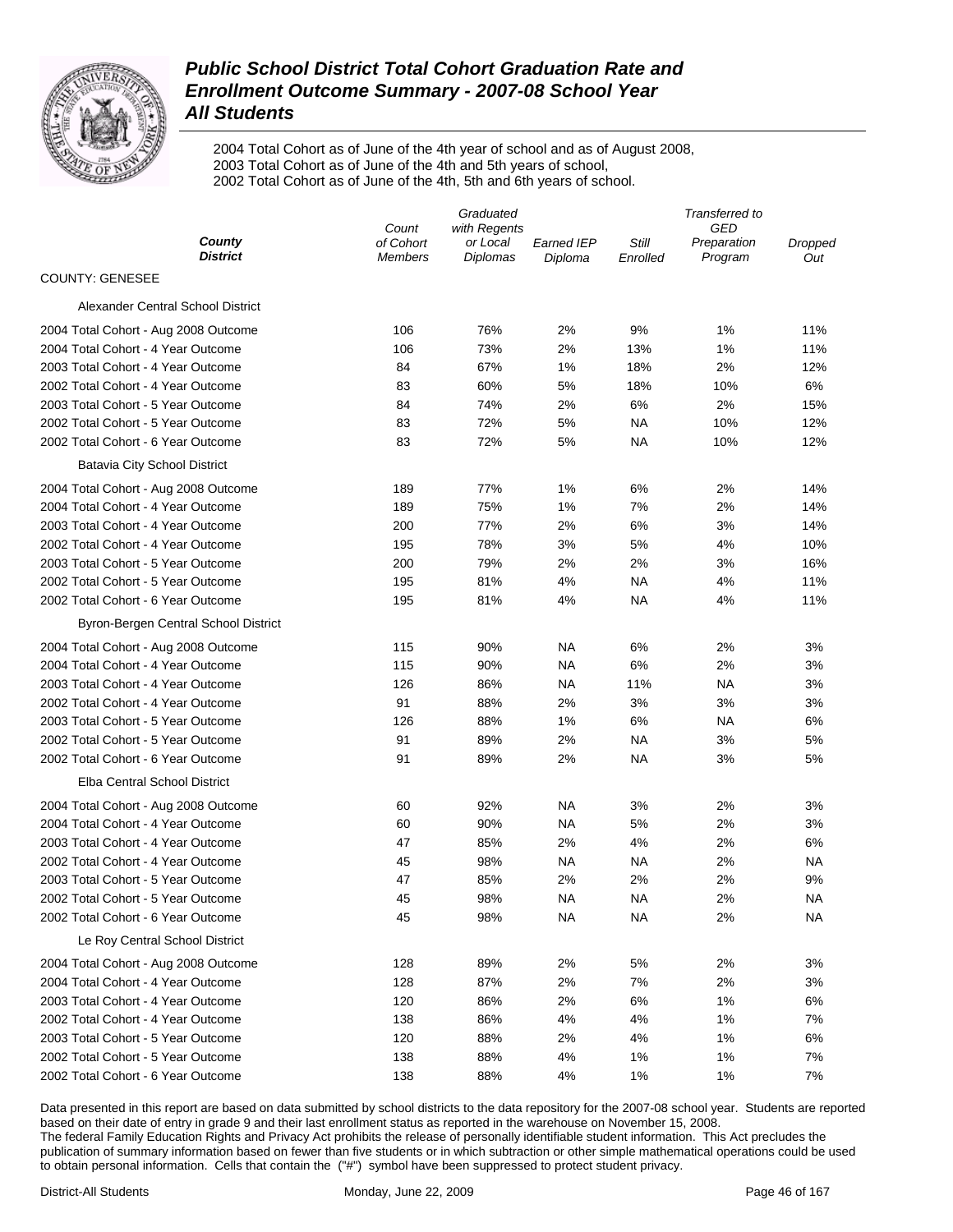# Public School District Total Cohort Graduation Rate and Enrollment Outcome Summary - 2007-08 School Year

## All Students

2004 Total Cohort as of June of the 4th year of school and as of August 2008,
2003 Total Cohort as of June of the 4th and 5th years of school,
2002 Total Cohort as of June of the 4th, 5th and 6th years of school.

| County / District | Count of Cohort Members | Graduated with Regents or Local Diplomas | Earned IEP Diploma | Still Enrolled | Transferred to GED Preparation Program | Dropped Out |
|---|---|---|---|---|---|---|
| **COUNTY: GENESEE** | | | | | | |
| Alexander Central School District | | | | | | |
| 2004 Total Cohort - Aug 2008 Outcome | 106 | 76% | 2% | 9% | 1% | 11% |
| 2004 Total Cohort - 4 Year Outcome | 106 | 73% | 2% | 13% | 1% | 11% |
| 2003 Total Cohort - 4 Year Outcome | 84 | 67% | 1% | 18% | 2% | 12% |
| 2002 Total Cohort - 4 Year Outcome | 83 | 60% | 5% | 18% | 10% | 6% |
| 2003 Total Cohort - 5 Year Outcome | 84 | 74% | 2% | 6% | 2% | 15% |
| 2002 Total Cohort - 5 Year Outcome | 83 | 72% | 5% | NA | 10% | 12% |
| 2002 Total Cohort - 6 Year Outcome | 83 | 72% | 5% | NA | 10% | 12% |
| Batavia City School District | | | | | | |
| 2004 Total Cohort - Aug 2008 Outcome | 189 | 77% | 1% | 6% | 2% | 14% |
| 2004 Total Cohort - 4 Year Outcome | 189 | 75% | 1% | 7% | 2% | 14% |
| 2003 Total Cohort - 4 Year Outcome | 200 | 77% | 2% | 6% | 3% | 14% |
| 2002 Total Cohort - 4 Year Outcome | 195 | 78% | 3% | 5% | 4% | 10% |
| 2003 Total Cohort - 5 Year Outcome | 200 | 79% | 2% | 2% | 3% | 16% |
| 2002 Total Cohort - 5 Year Outcome | 195 | 81% | 4% | NA | 4% | 11% |
| 2002 Total Cohort - 6 Year Outcome | 195 | 81% | 4% | NA | 4% | 11% |
| Byron-Bergen Central School District | | | | | | |
| 2004 Total Cohort - Aug 2008 Outcome | 115 | 90% | NA | 6% | 2% | 3% |
| 2004 Total Cohort - 4 Year Outcome | 115 | 90% | NA | 6% | 2% | 3% |
| 2003 Total Cohort - 4 Year Outcome | 126 | 86% | NA | 11% | NA | 3% |
| 2002 Total Cohort - 4 Year Outcome | 91 | 88% | 2% | 3% | 3% | 3% |
| 2003 Total Cohort - 5 Year Outcome | 126 | 88% | 1% | 6% | NA | 6% |
| 2002 Total Cohort - 5 Year Outcome | 91 | 89% | 2% | NA | 3% | 5% |
| 2002 Total Cohort - 6 Year Outcome | 91 | 89% | 2% | NA | 3% | 5% |
| Elba Central School District | | | | | | |
| 2004 Total Cohort - Aug 2008 Outcome | 60 | 92% | NA | 3% | 2% | 3% |
| 2004 Total Cohort - 4 Year Outcome | 60 | 90% | NA | 5% | 2% | 3% |
| 2003 Total Cohort - 4 Year Outcome | 47 | 85% | 2% | 4% | 2% | 6% |
| 2002 Total Cohort - 4 Year Outcome | 45 | 98% | NA | NA | 2% | NA |
| 2003 Total Cohort - 5 Year Outcome | 47 | 85% | 2% | 2% | 2% | 9% |
| 2002 Total Cohort - 5 Year Outcome | 45 | 98% | NA | NA | 2% | NA |
| 2002 Total Cohort - 6 Year Outcome | 45 | 98% | NA | NA | 2% | NA |
| Le Roy Central School District | | | | | | |
| 2004 Total Cohort - Aug 2008 Outcome | 128 | 89% | 2% | 5% | 2% | 3% |
| 2004 Total Cohort - 4 Year Outcome | 128 | 87% | 2% | 7% | 2% | 3% |
| 2003 Total Cohort - 4 Year Outcome | 120 | 86% | 2% | 6% | 1% | 6% |
| 2002 Total Cohort - 4 Year Outcome | 138 | 86% | 4% | 4% | 1% | 7% |
| 2003 Total Cohort - 5 Year Outcome | 120 | 88% | 2% | 4% | 1% | 6% |
| 2002 Total Cohort - 5 Year Outcome | 138 | 88% | 4% | 1% | 1% | 7% |
| 2002 Total Cohort - 6 Year Outcome | 138 | 88% | 4% | 1% | 1% | 7% |

Data presented in this report are based on data submitted by school districts to the data repository for the 2007-08 school year. Students are reported based on their date of entry in grade 9 and their last enrollment status as reported in the warehouse on November 15, 2008.
The federal Family Education Rights and Privacy Act prohibits the release of personally identifiable student information. This Act precludes the publication of summary information based on fewer than five students or in which subtraction or other simple mathematical operations could be used to obtain personal information. Cells that contain the ("#") symbol have been suppressed to protect student privacy.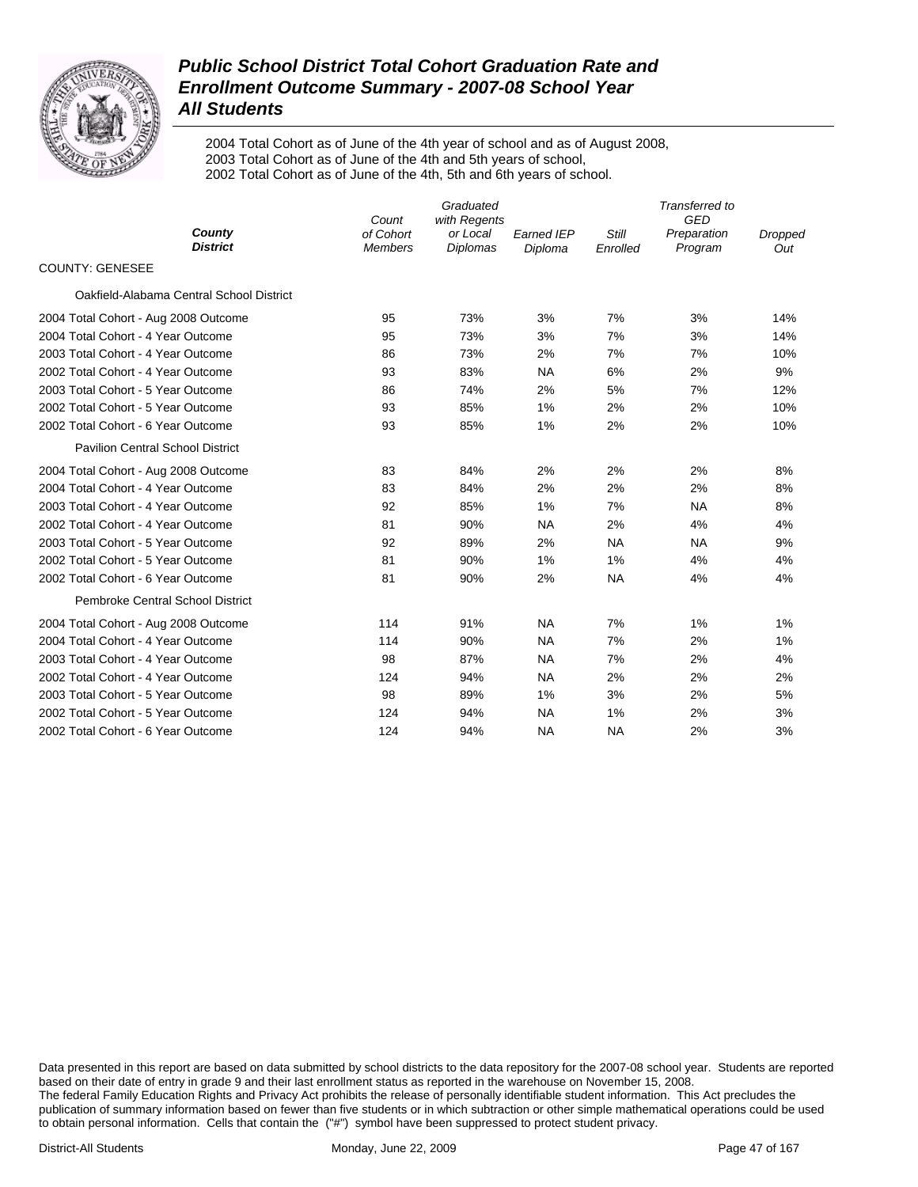# *Public School District Total Cohort Graduation Rate and Enrollment Outcome Summary - 2007-08 School Year*
# *All Students*

2004 Total Cohort as of June of the 4th year of school and as of August 2008,
2003 Total Cohort as of June of the 4th and 5th years of school,
2002 Total Cohort as of June of the 4th, 5th and 6th years of school.

| ***County District*** | *Count of Cohort Members* | *Graduated with Regents or Local Diplomas* | *Earned IEP Diploma* | *Still Enrolled* | *Transferred to GED Preparation Program* | *Dropped Out* |
|---|---|---|---|---|---|---|
| COUNTY: GENESEE | | | | | | |
| Oakfield-Alabama Central School District | | | | | | |
| 2004 Total Cohort - Aug 2008 Outcome | 95 | 73% | 3% | 7% | 3% | 14% |
| 2004 Total Cohort - 4 Year Outcome | 95 | 73% | 3% | 7% | 3% | 14% |
| 2003 Total Cohort - 4 Year Outcome | 86 | 73% | 2% | 7% | 7% | 10% |
| 2002 Total Cohort - 4 Year Outcome | 93 | 83% | NA | 6% | 2% | 9% |
| 2003 Total Cohort - 5 Year Outcome | 86 | 74% | 2% | 5% | 7% | 12% |
| 2002 Total Cohort - 5 Year Outcome | 93 | 85% | 1% | 2% | 2% | 10% |
| 2002 Total Cohort - 6 Year Outcome | 93 | 85% | 1% | 2% | 2% | 10% |
| Pavilion Central School District | | | | | | |
| 2004 Total Cohort - Aug 2008 Outcome | 83 | 84% | 2% | 2% | 2% | 8% |
| 2004 Total Cohort - 4 Year Outcome | 83 | 84% | 2% | 2% | 2% | 8% |
| 2003 Total Cohort - 4 Year Outcome | 92 | 85% | 1% | 7% | NA | 8% |
| 2002 Total Cohort - 4 Year Outcome | 81 | 90% | NA | 2% | 4% | 4% |
| 2003 Total Cohort - 5 Year Outcome | 92 | 89% | 2% | NA | NA | 9% |
| 2002 Total Cohort - 5 Year Outcome | 81 | 90% | 1% | 1% | 4% | 4% |
| 2002 Total Cohort - 6 Year Outcome | 81 | 90% | 2% | NA | 4% | 4% |
| Pembroke Central School District | | | | | | |
| 2004 Total Cohort - Aug 2008 Outcome | 114 | 91% | NA | 7% | 1% | 1% |
| 2004 Total Cohort - 4 Year Outcome | 114 | 90% | NA | 7% | 2% | 1% |
| 2003 Total Cohort - 4 Year Outcome | 98 | 87% | NA | 7% | 2% | 4% |
| 2002 Total Cohort - 4 Year Outcome | 124 | 94% | NA | 2% | 2% | 2% |
| 2003 Total Cohort - 5 Year Outcome | 98 | 89% | 1% | 3% | 2% | 5% |
| 2002 Total Cohort - 5 Year Outcome | 124 | 94% | NA | 1% | 2% | 3% |
| 2002 Total Cohort - 6 Year Outcome | 124 | 94% | NA | NA | 2% | 3% |

Data presented in this report are based on data submitted by school districts to the data repository for the 2007-08 school year. Students are reported based on their date of entry in grade 9 and their last enrollment status as reported in the warehouse on November 15, 2008.
The federal Family Education Rights and Privacy Act prohibits the release of personally identifiable student information. This Act precludes the publication of summary information based on fewer than five students or in which subtraction or other simple mathematical operations could be used to obtain personal information. Cells that contain the ("#") symbol have been suppressed to protect student privacy.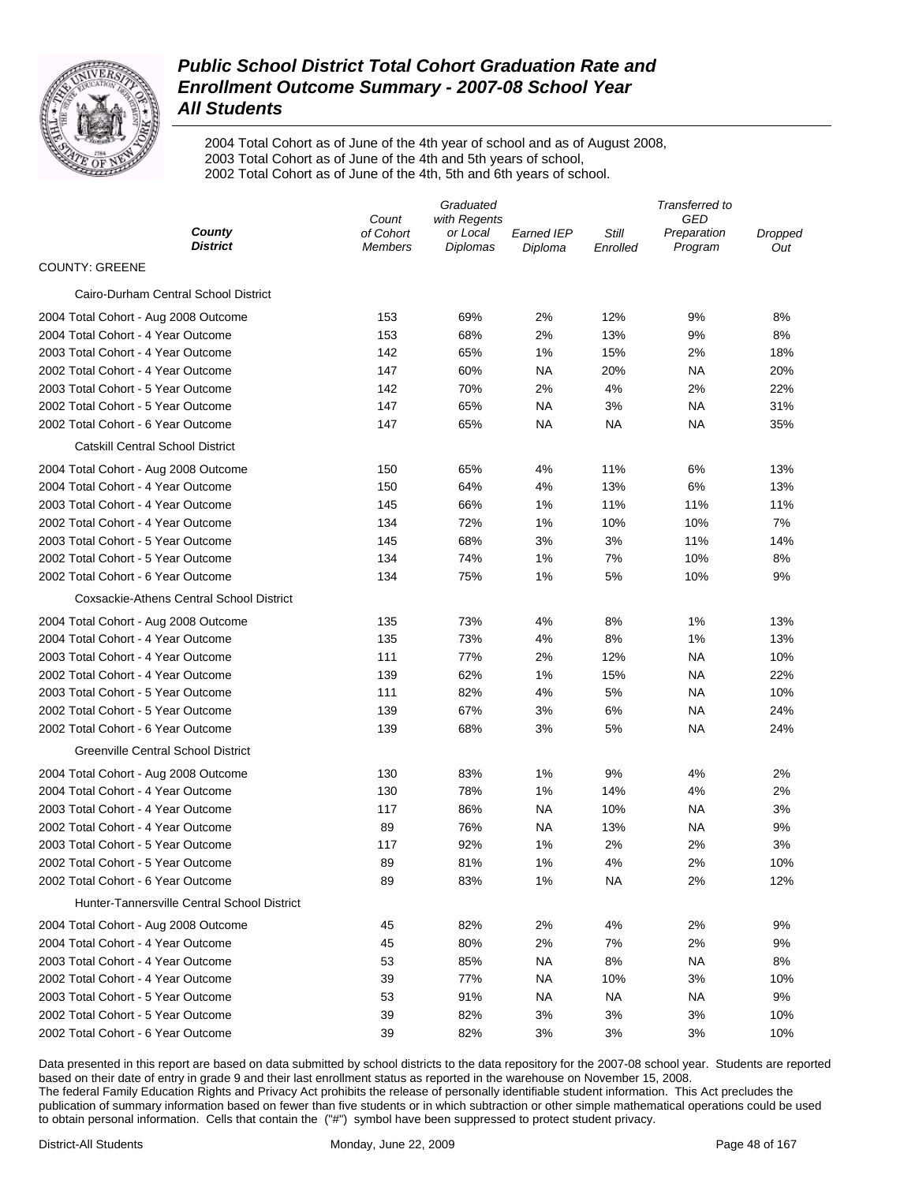# Public School District Total Cohort Graduation Rate and Enrollment Outcome Summary - 2007-08 School Year

## All Students

2004 Total Cohort as of June of the 4th year of school and as of August 2008,
2003 Total Cohort as of June of the 4th and 5th years of school,
2002 Total Cohort as of June of the 4th, 5th and 6th years of school.

| *County District* | *Count of Cohort Members* | *Graduated with Regents or Local Diplomas* | *Earned IEP Diploma* | *Still Enrolled* | *Transferred to GED Preparation Program* | *Dropped Out* |
|---|---|---|---|---|---|---|
| COUNTY: GREENE | | | | | | |
| Cairo-Durham Central School District | | | | | | |
| 2004 Total Cohort - Aug 2008 Outcome | 153 | 69% | 2% | 12% | 9% | 8% |
| 2004 Total Cohort - 4 Year Outcome | 153 | 68% | 2% | 13% | 9% | 8% |
| 2003 Total Cohort - 4 Year Outcome | 142 | 65% | 1% | 15% | 2% | 18% |
| 2002 Total Cohort - 4 Year Outcome | 147 | 60% | NA | 20% | NA | 20% |
| 2003 Total Cohort - 5 Year Outcome | 142 | 70% | 2% | 4% | 2% | 22% |
| 2002 Total Cohort - 5 Year Outcome | 147 | 65% | NA | 3% | NA | 31% |
| 2002 Total Cohort - 6 Year Outcome | 147 | 65% | NA | NA | NA | 35% |
| Catskill Central School District | | | | | | |
| 2004 Total Cohort - Aug 2008 Outcome | 150 | 65% | 4% | 11% | 6% | 13% |
| 2004 Total Cohort - 4 Year Outcome | 150 | 64% | 4% | 13% | 6% | 13% |
| 2003 Total Cohort - 4 Year Outcome | 145 | 66% | 1% | 11% | 11% | 11% |
| 2002 Total Cohort - 4 Year Outcome | 134 | 72% | 1% | 10% | 10% | 7% |
| 2003 Total Cohort - 5 Year Outcome | 145 | 68% | 3% | 3% | 11% | 14% |
| 2002 Total Cohort - 5 Year Outcome | 134 | 74% | 1% | 7% | 10% | 8% |
| 2002 Total Cohort - 6 Year Outcome | 134 | 75% | 1% | 5% | 10% | 9% |
| Coxsackie-Athens Central School District | | | | | | |
| 2004 Total Cohort - Aug 2008 Outcome | 135 | 73% | 4% | 8% | 1% | 13% |
| 2004 Total Cohort - 4 Year Outcome | 135 | 73% | 4% | 8% | 1% | 13% |
| 2003 Total Cohort - 4 Year Outcome | 111 | 77% | 2% | 12% | NA | 10% |
| 2002 Total Cohort - 4 Year Outcome | 139 | 62% | 1% | 15% | NA | 22% |
| 2003 Total Cohort - 5 Year Outcome | 111 | 82% | 4% | 5% | NA | 10% |
| 2002 Total Cohort - 5 Year Outcome | 139 | 67% | 3% | 6% | NA | 24% |
| 2002 Total Cohort - 6 Year Outcome | 139 | 68% | 3% | 5% | NA | 24% |
| Greenville Central School District | | | | | | |
| 2004 Total Cohort - Aug 2008 Outcome | 130 | 83% | 1% | 9% | 4% | 2% |
| 2004 Total Cohort - 4 Year Outcome | 130 | 78% | 1% | 14% | 4% | 2% |
| 2003 Total Cohort - 4 Year Outcome | 117 | 86% | NA | 10% | NA | 3% |
| 2002 Total Cohort - 4 Year Outcome | 89 | 76% | NA | 13% | NA | 9% |
| 2003 Total Cohort - 5 Year Outcome | 117 | 92% | 1% | 2% | 2% | 3% |
| 2002 Total Cohort - 5 Year Outcome | 89 | 81% | 1% | 4% | 2% | 10% |
| 2002 Total Cohort - 6 Year Outcome | 89 | 83% | 1% | NA | 2% | 12% |
| Hunter-Tannersville Central School District | | | | | | |
| 2004 Total Cohort - Aug 2008 Outcome | 45 | 82% | 2% | 4% | 2% | 9% |
| 2004 Total Cohort - 4 Year Outcome | 45 | 80% | 2% | 7% | 2% | 9% |
| 2003 Total Cohort - 4 Year Outcome | 53 | 85% | NA | 8% | NA | 8% |
| 2002 Total Cohort - 4 Year Outcome | 39 | 77% | NA | 10% | 3% | 10% |
| 2003 Total Cohort - 5 Year Outcome | 53 | 91% | NA | NA | NA | 9% |
| 2002 Total Cohort - 5 Year Outcome | 39 | 82% | 3% | 3% | 3% | 10% |
| 2002 Total Cohort - 6 Year Outcome | 39 | 82% | 3% | 3% | 3% | 10% |

Data presented in this report are based on data submitted by school districts to the data repository for the 2007-08 school year. Students are reported based on their date of entry in grade 9 and their last enrollment status as reported in the warehouse on November 15, 2008.
The federal Family Education Rights and Privacy Act prohibits the release of personally identifiable student information. This Act precludes the publication of summary information based on fewer than five students or in which subtraction or other simple mathematical operations could be used to obtain personal information. Cells that contain the ("#") symbol have been suppressed to protect student privacy.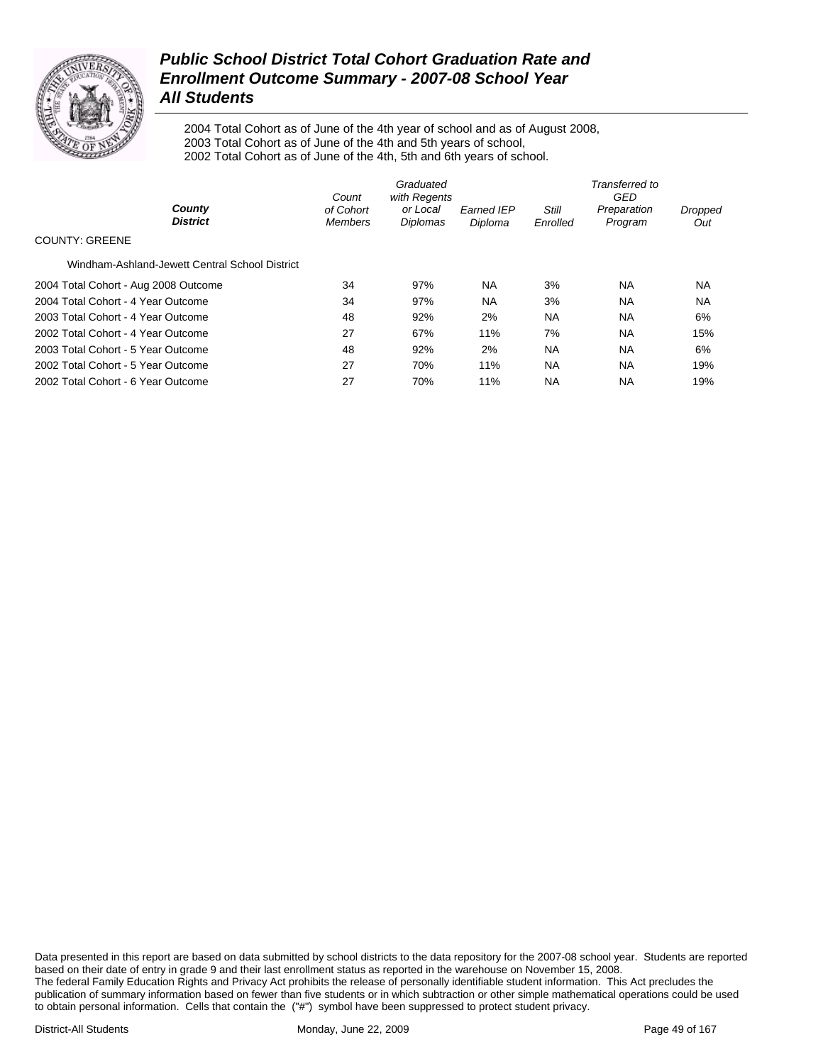# Public School District Total Cohort Graduation Rate and Enrollment Outcome Summary - 2007-08 School Year
## All Students

2004 Total Cohort as of June of the 4th year of school and as of August 2008,
2003 Total Cohort as of June of the 4th and 5th years of school,
2002 Total Cohort as of June of the 4th, 5th and 6th years of school.

| *County* / *District* | *Count of Cohort Members* | *Graduated with Regents or Local Diplomas* | *Earned IEP Diploma* | *Still Enrolled* | *Transferred to GED Preparation Program* | *Dropped Out* |
|---|---|---|---|---|---|---|
| COUNTY: GREENE | | | | | | |
| Windham-Ashland-Jewett Central School District | | | | | | |
| 2004 Total Cohort - Aug 2008 Outcome | 34 | 97% | NA | 3% | NA | NA |
| 2004 Total Cohort - 4 Year Outcome | 34 | 97% | NA | 3% | NA | NA |
| 2003 Total Cohort - 4 Year Outcome | 48 | 92% | 2% | NA | NA | 6% |
| 2002 Total Cohort - 4 Year Outcome | 27 | 67% | 11% | 7% | NA | 15% |
| 2003 Total Cohort - 5 Year Outcome | 48 | 92% | 2% | NA | NA | 6% |
| 2002 Total Cohort - 5 Year Outcome | 27 | 70% | 11% | NA | NA | 19% |
| 2002 Total Cohort - 6 Year Outcome | 27 | 70% | 11% | NA | NA | 19% |

Data presented in this report are based on data submitted by school districts to the data repository for the 2007-08 school year. Students are reported based on their date of entry in grade 9 and their last enrollment status as reported in the warehouse on November 15, 2008.
The federal Family Education Rights and Privacy Act prohibits the release of personally identifiable student information. This Act precludes the publication of summary information based on fewer than five students or in which subtraction or other simple mathematical operations could be used to obtain personal information. Cells that contain the ("#") symbol have been suppressed to protect student privacy.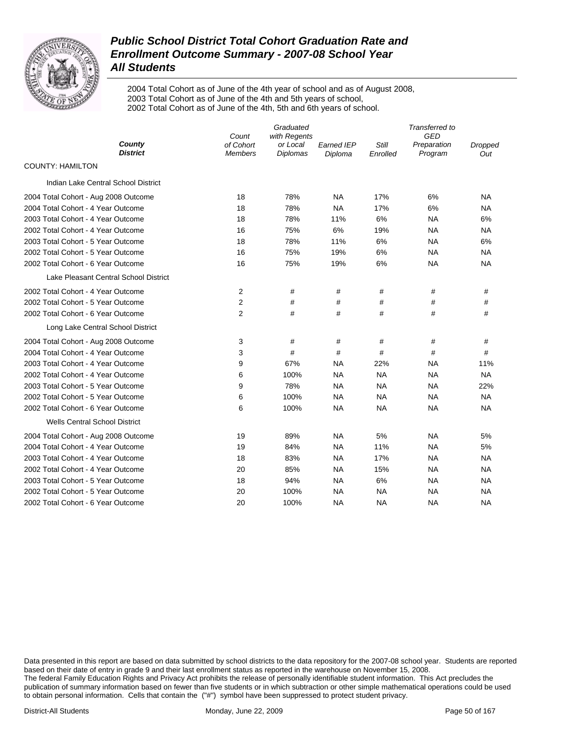# Public School District Total Cohort Graduation Rate and Enrollment Outcome Summary - 2007-08 School Year

## All Students

2004 Total Cohort as of June of the 4th year of school and as of August 2008,
2003 Total Cohort as of June of the 4th and 5th years of school,
2002 Total Cohort as of June of the 4th, 5th and 6th years of school.

| *County* / *District* | *Count of Cohort Members* | *Graduated with Regents or Local Diplomas* | *Earned IEP Diploma* | *Still Enrolled* | *Transferred to GED Preparation Program* | *Dropped Out* |
|---|---|---|---|---|---|---|
| COUNTY: HAMILTON | | | | | | |
| Indian Lake Central School District | | | | | | |
| 2004 Total Cohort - Aug 2008 Outcome | 18 | 78% | NA | 17% | 6% | NA |
| 2004 Total Cohort - 4 Year Outcome | 18 | 78% | NA | 17% | 6% | NA |
| 2003 Total Cohort - 4 Year Outcome | 18 | 78% | 11% | 6% | NA | 6% |
| 2002 Total Cohort - 4 Year Outcome | 16 | 75% | 6% | 19% | NA | NA |
| 2003 Total Cohort - 5 Year Outcome | 18 | 78% | 11% | 6% | NA | 6% |
| 2002 Total Cohort - 5 Year Outcome | 16 | 75% | 19% | 6% | NA | NA |
| 2002 Total Cohort - 6 Year Outcome | 16 | 75% | 19% | 6% | NA | NA |
| Lake Pleasant Central School District | | | | | | |
| 2002 Total Cohort - 4 Year Outcome | 2 | # | # | # | # | # |
| 2002 Total Cohort - 5 Year Outcome | 2 | # | # | # | # | # |
| 2002 Total Cohort - 6 Year Outcome | 2 | # | # | # | # | # |
| Long Lake Central School District | | | | | | |
| 2004 Total Cohort - Aug 2008 Outcome | 3 | # | # | # | # | # |
| 2004 Total Cohort - 4 Year Outcome | 3 | # | # | # | # | # |
| 2003 Total Cohort - 4 Year Outcome | 9 | 67% | NA | 22% | NA | 11% |
| 2002 Total Cohort - 4 Year Outcome | 6 | 100% | NA | NA | NA | NA |
| 2003 Total Cohort - 5 Year Outcome | 9 | 78% | NA | NA | NA | 22% |
| 2002 Total Cohort - 5 Year Outcome | 6 | 100% | NA | NA | NA | NA |
| 2002 Total Cohort - 6 Year Outcome | 6 | 100% | NA | NA | NA | NA |
| Wells Central School District | | | | | | |
| 2004 Total Cohort - Aug 2008 Outcome | 19 | 89% | NA | 5% | NA | 5% |
| 2004 Total Cohort - 4 Year Outcome | 19 | 84% | NA | 11% | NA | 5% |
| 2003 Total Cohort - 4 Year Outcome | 18 | 83% | NA | 17% | NA | NA |
| 2002 Total Cohort - 4 Year Outcome | 20 | 85% | NA | 15% | NA | NA |
| 2003 Total Cohort - 5 Year Outcome | 18 | 94% | NA | 6% | NA | NA |
| 2002 Total Cohort - 5 Year Outcome | 20 | 100% | NA | NA | NA | NA |
| 2002 Total Cohort - 6 Year Outcome | 20 | 100% | NA | NA | NA | NA |

Data presented in this report are based on data submitted by school districts to the data repository for the 2007-08 school year. Students are reported based on their date of entry in grade 9 and their last enrollment status as reported in the warehouse on November 15, 2008.
The federal Family Education Rights and Privacy Act prohibits the release of personally identifiable student information. This Act precludes the publication of summary information based on fewer than five students or in which subtraction or other simple mathematical operations could be used to obtain personal information. Cells that contain the ("#") symbol have been suppressed to protect student privacy.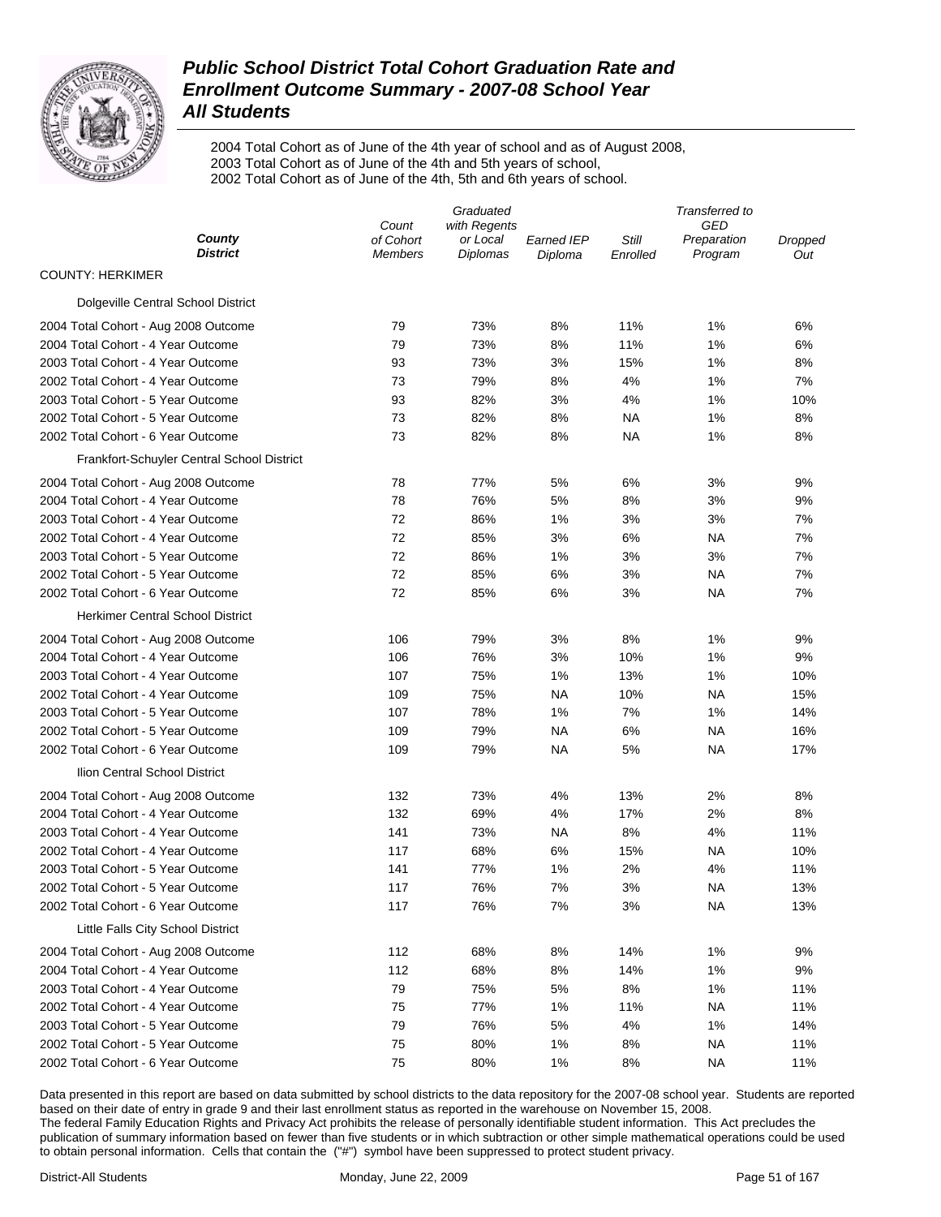# Public School District Total Cohort Graduation Rate and Enrollment Outcome Summary - 2007-08 School Year
## All Students

2004 Total Cohort as of June of the 4th year of school and as of August 2008,
2003 Total Cohort as of June of the 4th and 5th years of school,
2002 Total Cohort as of June of the 4th, 5th and 6th years of school.

| County / District | Count of Cohort Members | Graduated with Regents or Local Diplomas | Earned IEP Diploma | Still Enrolled | Transferred to GED Preparation Program | Dropped Out |
|---|---|---|---|---|---|---|
| **COUNTY: HERKIMER** | | | | | | |
| Dolgeville Central School District | | | | | | |
| 2004 Total Cohort - Aug 2008 Outcome | 79 | 73% | 8% | 11% | 1% | 6% |
| 2004 Total Cohort - 4 Year Outcome | 79 | 73% | 8% | 11% | 1% | 6% |
| 2003 Total Cohort - 4 Year Outcome | 93 | 73% | 3% | 15% | 1% | 8% |
| 2002 Total Cohort - 4 Year Outcome | 73 | 79% | 8% | 4% | 1% | 7% |
| 2003 Total Cohort - 5 Year Outcome | 93 | 82% | 3% | 4% | 1% | 10% |
| 2002 Total Cohort - 5 Year Outcome | 73 | 82% | 8% | NA | 1% | 8% |
| 2002 Total Cohort - 6 Year Outcome | 73 | 82% | 8% | NA | 1% | 8% |
| Frankfort-Schuyler Central School District | | | | | | |
| 2004 Total Cohort - Aug 2008 Outcome | 78 | 77% | 5% | 6% | 3% | 9% |
| 2004 Total Cohort - 4 Year Outcome | 78 | 76% | 5% | 8% | 3% | 9% |
| 2003 Total Cohort - 4 Year Outcome | 72 | 86% | 1% | 3% | 3% | 7% |
| 2002 Total Cohort - 4 Year Outcome | 72 | 85% | 3% | 6% | NA | 7% |
| 2003 Total Cohort - 5 Year Outcome | 72 | 86% | 1% | 3% | 3% | 7% |
| 2002 Total Cohort - 5 Year Outcome | 72 | 85% | 6% | 3% | NA | 7% |
| 2002 Total Cohort - 6 Year Outcome | 72 | 85% | 6% | 3% | NA | 7% |
| Herkimer Central School District | | | | | | |
| 2004 Total Cohort - Aug 2008 Outcome | 106 | 79% | 3% | 8% | 1% | 9% |
| 2004 Total Cohort - 4 Year Outcome | 106 | 76% | 3% | 10% | 1% | 9% |
| 2003 Total Cohort - 4 Year Outcome | 107 | 75% | 1% | 13% | 1% | 10% |
| 2002 Total Cohort - 4 Year Outcome | 109 | 75% | NA | 10% | NA | 15% |
| 2003 Total Cohort - 5 Year Outcome | 107 | 78% | 1% | 7% | 1% | 14% |
| 2002 Total Cohort - 5 Year Outcome | 109 | 79% | NA | 6% | NA | 16% |
| 2002 Total Cohort - 6 Year Outcome | 109 | 79% | NA | 5% | NA | 17% |
| Ilion Central School District | | | | | | |
| 2004 Total Cohort - Aug 2008 Outcome | 132 | 73% | 4% | 13% | 2% | 8% |
| 2004 Total Cohort - 4 Year Outcome | 132 | 69% | 4% | 17% | 2% | 8% |
| 2003 Total Cohort - 4 Year Outcome | 141 | 73% | NA | 8% | 4% | 11% |
| 2002 Total Cohort - 4 Year Outcome | 117 | 68% | 6% | 15% | NA | 10% |
| 2003 Total Cohort - 5 Year Outcome | 141 | 77% | 1% | 2% | 4% | 11% |
| 2002 Total Cohort - 5 Year Outcome | 117 | 76% | 7% | 3% | NA | 13% |
| 2002 Total Cohort - 6 Year Outcome | 117 | 76% | 7% | 3% | NA | 13% |
| Little Falls City School District | | | | | | |
| 2004 Total Cohort - Aug 2008 Outcome | 112 | 68% | 8% | 14% | 1% | 9% |
| 2004 Total Cohort - 4 Year Outcome | 112 | 68% | 8% | 14% | 1% | 9% |
| 2003 Total Cohort - 4 Year Outcome | 79 | 75% | 5% | 8% | 1% | 11% |
| 2002 Total Cohort - 4 Year Outcome | 75 | 77% | 1% | 11% | NA | 11% |
| 2003 Total Cohort - 5 Year Outcome | 79 | 76% | 5% | 4% | 1% | 14% |
| 2002 Total Cohort - 5 Year Outcome | 75 | 80% | 1% | 8% | NA | 11% |
| 2002 Total Cohort - 6 Year Outcome | 75 | 80% | 1% | 8% | NA | 11% |

Data presented in this report are based on data submitted by school districts to the data repository for the 2007-08 school year. Students are reported based on their date of entry in grade 9 and their last enrollment status as reported in the warehouse on November 15, 2008.
The federal Family Education Rights and Privacy Act prohibits the release of personally identifiable student information. This Act precludes the publication of summary information based on fewer than five students or in which subtraction or other simple mathematical operations could be used to obtain personal information. Cells that contain the ("#") symbol have been suppressed to protect student privacy.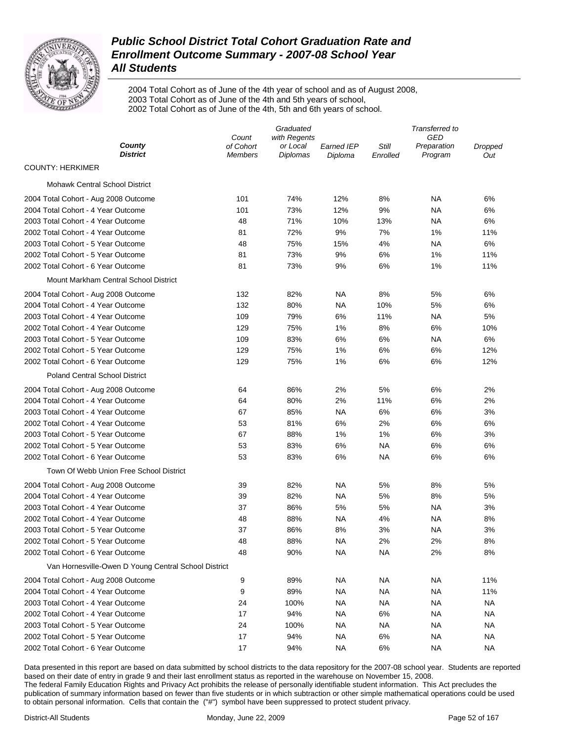# *Public School District Total Cohort Graduation Rate and Enrollment Outcome Summary - 2007-08 School Year*
# *All Students*

2004 Total Cohort as of June of the 4th year of school and as of August 2008,
2003 Total Cohort as of June of the 4th and 5th years of school,
2002 Total Cohort as of June of the 4th, 5th and 6th years of school.

| *County* *District* | *Count of Cohort Members* | *Graduated with Regents or Local Diplomas* | *Earned IEP Diploma* | *Still Enrolled* | *Transferred to GED Preparation Program* | *Dropped Out* |
|---|---|---|---|---|---|---|
| COUNTY: HERKIMER | | | | | | |
| Mohawk Central School District | | | | | | |
| 2004 Total Cohort - Aug 2008 Outcome | 101 | 74% | 12% | 8% | NA | 6% |
| 2004 Total Cohort - 4 Year Outcome | 101 | 73% | 12% | 9% | NA | 6% |
| 2003 Total Cohort - 4 Year Outcome | 48 | 71% | 10% | 13% | NA | 6% |
| 2002 Total Cohort - 4 Year Outcome | 81 | 72% | 9% | 7% | 1% | 11% |
| 2003 Total Cohort - 5 Year Outcome | 48 | 75% | 15% | 4% | NA | 6% |
| 2002 Total Cohort - 5 Year Outcome | 81 | 73% | 9% | 6% | 1% | 11% |
| 2002 Total Cohort - 6 Year Outcome | 81 | 73% | 9% | 6% | 1% | 11% |
| Mount Markham Central School District | | | | | | |
| 2004 Total Cohort - Aug 2008 Outcome | 132 | 82% | NA | 8% | 5% | 6% |
| 2004 Total Cohort - 4 Year Outcome | 132 | 80% | NA | 10% | 5% | 6% |
| 2003 Total Cohort - 4 Year Outcome | 109 | 79% | 6% | 11% | NA | 5% |
| 2002 Total Cohort - 4 Year Outcome | 129 | 75% | 1% | 8% | 6% | 10% |
| 2003 Total Cohort - 5 Year Outcome | 109 | 83% | 6% | 6% | NA | 6% |
| 2002 Total Cohort - 5 Year Outcome | 129 | 75% | 1% | 6% | 6% | 12% |
| 2002 Total Cohort - 6 Year Outcome | 129 | 75% | 1% | 6% | 6% | 12% |
| Poland Central School District | | | | | | |
| 2004 Total Cohort - Aug 2008 Outcome | 64 | 86% | 2% | 5% | 6% | 2% |
| 2004 Total Cohort - 4 Year Outcome | 64 | 80% | 2% | 11% | 6% | 2% |
| 2003 Total Cohort - 4 Year Outcome | 67 | 85% | NA | 6% | 6% | 3% |
| 2002 Total Cohort - 4 Year Outcome | 53 | 81% | 6% | 2% | 6% | 6% |
| 2003 Total Cohort - 5 Year Outcome | 67 | 88% | 1% | 1% | 6% | 3% |
| 2002 Total Cohort - 5 Year Outcome | 53 | 83% | 6% | NA | 6% | 6% |
| 2002 Total Cohort - 6 Year Outcome | 53 | 83% | 6% | NA | 6% | 6% |
| Town Of Webb Union Free School District | | | | | | |
| 2004 Total Cohort - Aug 2008 Outcome | 39 | 82% | NA | 5% | 8% | 5% |
| 2004 Total Cohort - 4 Year Outcome | 39 | 82% | NA | 5% | 8% | 5% |
| 2003 Total Cohort - 4 Year Outcome | 37 | 86% | 5% | 5% | NA | 3% |
| 2002 Total Cohort - 4 Year Outcome | 48 | 88% | NA | 4% | NA | 8% |
| 2003 Total Cohort - 5 Year Outcome | 37 | 86% | 8% | 3% | NA | 3% |
| 2002 Total Cohort - 5 Year Outcome | 48 | 88% | NA | 2% | 2% | 8% |
| 2002 Total Cohort - 6 Year Outcome | 48 | 90% | NA | NA | 2% | 8% |
| Van Hornesville-Owen D Young Central School District | | | | | | |
| 2004 Total Cohort - Aug 2008 Outcome | 9 | 89% | NA | NA | NA | 11% |
| 2004 Total Cohort - 4 Year Outcome | 9 | 89% | NA | NA | NA | 11% |
| 2003 Total Cohort - 4 Year Outcome | 24 | 100% | NA | NA | NA | NA |
| 2002 Total Cohort - 4 Year Outcome | 17 | 94% | NA | 6% | NA | NA |
| 2003 Total Cohort - 5 Year Outcome | 24 | 100% | NA | NA | NA | NA |
| 2002 Total Cohort - 5 Year Outcome | 17 | 94% | NA | 6% | NA | NA |
| 2002 Total Cohort - 6 Year Outcome | 17 | 94% | NA | 6% | NA | NA |

Data presented in this report are based on data submitted by school districts to the data repository for the 2007-08 school year. Students are reported based on their date of entry in grade 9 and their last enrollment status as reported in the warehouse on November 15, 2008.
The federal Family Education Rights and Privacy Act prohibits the release of personally identifiable student information. This Act precludes the publication of summary information based on fewer than five students or in which subtraction or other simple mathematical operations could be used to obtain personal information. Cells that contain the ("#") symbol have been suppressed to protect student privacy.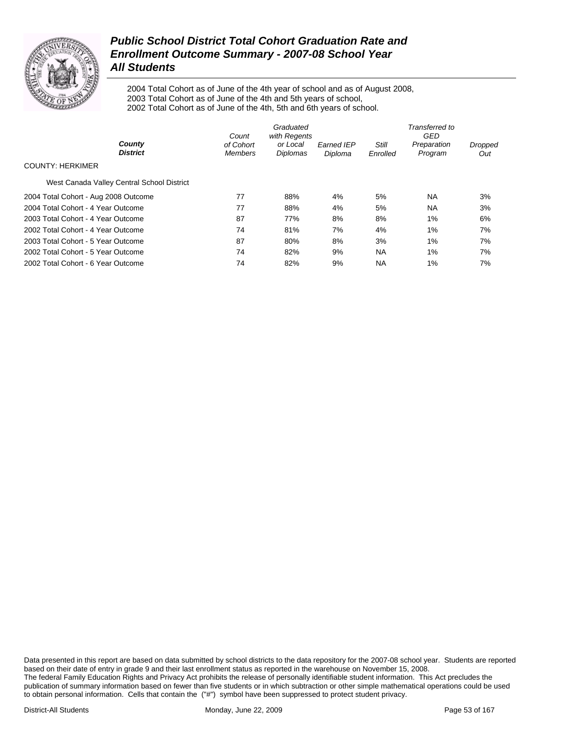# *Public School District Total Cohort Graduation Rate and Enrollment Outcome Summary - 2007-08 School Year*
# *All Students*

2004 Total Cohort as of June of the 4th year of school and as of August 2008,
2003 Total Cohort as of June of the 4th and 5th years of school,
2002 Total Cohort as of June of the 4th, 5th and 6th years of school.

| ***County*** ***District*** | *Count of Cohort Members* | *Graduated with Regents or Local Diplomas* | *Earned IEP Diploma* | *Still Enrolled* | *Transferred to GED Preparation Program* | *Dropped Out* |
|---|---|---|---|---|---|---|
| COUNTY: HERKIMER | | | | | | |
| West Canada Valley Central School District | | | | | | |
| 2004 Total Cohort - Aug 2008 Outcome | 77 | 88% | 4% | 5% | NA | 3% |
| 2004 Total Cohort - 4 Year Outcome | 77 | 88% | 4% | 5% | NA | 3% |
| 2003 Total Cohort - 4 Year Outcome | 87 | 77% | 8% | 8% | 1% | 6% |
| 2002 Total Cohort - 4 Year Outcome | 74 | 81% | 7% | 4% | 1% | 7% |
| 2003 Total Cohort - 5 Year Outcome | 87 | 80% | 8% | 3% | 1% | 7% |
| 2002 Total Cohort - 5 Year Outcome | 74 | 82% | 9% | NA | 1% | 7% |
| 2002 Total Cohort - 6 Year Outcome | 74 | 82% | 9% | NA | 1% | 7% |

Data presented in this report are based on data submitted by school districts to the data repository for the 2007-08 school year. Students are reported based on their date of entry in grade 9 and their last enrollment status as reported in the warehouse on November 15, 2008.
The federal Family Education Rights and Privacy Act prohibits the release of personally identifiable student information. This Act precludes the publication of summary information based on fewer than five students or in which subtraction or other simple mathematical operations could be used to obtain personal information. Cells that contain the ("#") symbol have been suppressed to protect student privacy.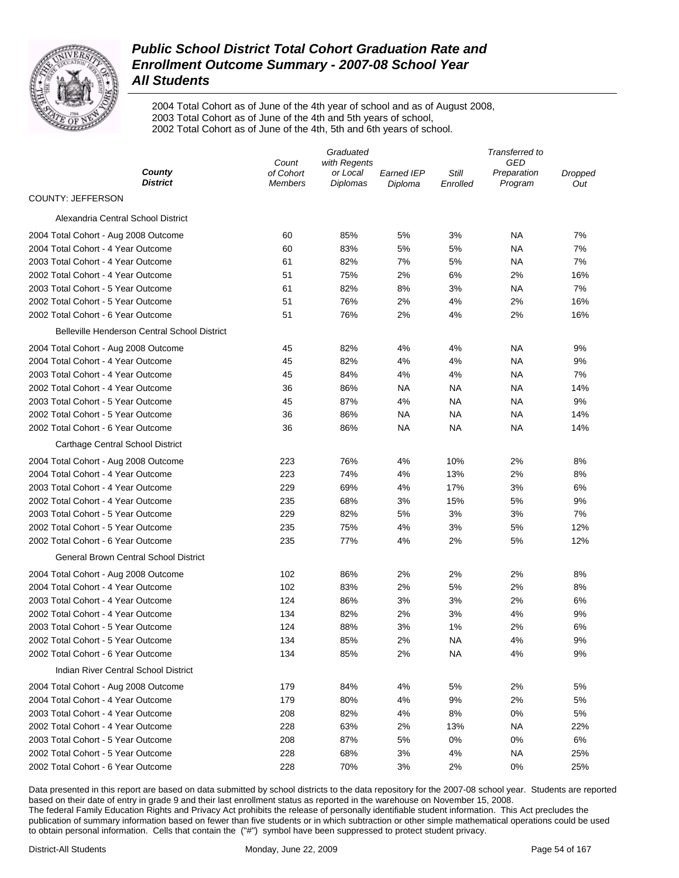# Public School District Total Cohort Graduation Rate and Enrollment Outcome Summary - 2007-08 School Year
## All Students

2004 Total Cohort as of June of the 4th year of school and as of August 2008,
2003 Total Cohort as of June of the 4th and 5th years of school,
2002 Total Cohort as of June of the 4th, 5th and 6th years of school.

| County / District | Count of Cohort Members | Graduated with Regents or Local Diplomas | Earned IEP Diploma | Still Enrolled | Transferred to GED Preparation Program | Dropped Out |
|---|---|---|---|---|---|---|
| COUNTY: JEFFERSON | | | | | | |
| Alexandria Central School District | | | | | | |
| 2004 Total Cohort - Aug 2008 Outcome | 60 | 85% | 5% | 3% | NA | 7% |
| 2004 Total Cohort - 4 Year Outcome | 60 | 83% | 5% | 5% | NA | 7% |
| 2003 Total Cohort - 4 Year Outcome | 61 | 82% | 7% | 5% | NA | 7% |
| 2002 Total Cohort - 4 Year Outcome | 51 | 75% | 2% | 6% | 2% | 16% |
| 2003 Total Cohort - 5 Year Outcome | 61 | 82% | 8% | 3% | NA | 7% |
| 2002 Total Cohort - 5 Year Outcome | 51 | 76% | 2% | 4% | 2% | 16% |
| 2002 Total Cohort - 6 Year Outcome | 51 | 76% | 2% | 4% | 2% | 16% |
| Belleville Henderson Central School District | | | | | | |
| 2004 Total Cohort - Aug 2008 Outcome | 45 | 82% | 4% | 4% | NA | 9% |
| 2004 Total Cohort - 4 Year Outcome | 45 | 82% | 4% | 4% | NA | 9% |
| 2003 Total Cohort - 4 Year Outcome | 45 | 84% | 4% | 4% | NA | 7% |
| 2002 Total Cohort - 4 Year Outcome | 36 | 86% | NA | NA | NA | 14% |
| 2003 Total Cohort - 5 Year Outcome | 45 | 87% | 4% | NA | NA | 9% |
| 2002 Total Cohort - 5 Year Outcome | 36 | 86% | NA | NA | NA | 14% |
| 2002 Total Cohort - 6 Year Outcome | 36 | 86% | NA | NA | NA | 14% |
| Carthage Central School District | | | | | | |
| 2004 Total Cohort - Aug 2008 Outcome | 223 | 76% | 4% | 10% | 2% | 8% |
| 2004 Total Cohort - 4 Year Outcome | 223 | 74% | 4% | 13% | 2% | 8% |
| 2003 Total Cohort - 4 Year Outcome | 229 | 69% | 4% | 17% | 3% | 6% |
| 2002 Total Cohort - 4 Year Outcome | 235 | 68% | 3% | 15% | 5% | 9% |
| 2003 Total Cohort - 5 Year Outcome | 229 | 82% | 5% | 3% | 3% | 7% |
| 2002 Total Cohort - 5 Year Outcome | 235 | 75% | 4% | 3% | 5% | 12% |
| 2002 Total Cohort - 6 Year Outcome | 235 | 77% | 4% | 2% | 5% | 12% |
| General Brown Central School District | | | | | | |
| 2004 Total Cohort - Aug 2008 Outcome | 102 | 86% | 2% | 2% | 2% | 8% |
| 2004 Total Cohort - 4 Year Outcome | 102 | 83% | 2% | 5% | 2% | 8% |
| 2003 Total Cohort - 4 Year Outcome | 124 | 86% | 3% | 3% | 2% | 6% |
| 2002 Total Cohort - 4 Year Outcome | 134 | 82% | 2% | 3% | 4% | 9% |
| 2003 Total Cohort - 5 Year Outcome | 124 | 88% | 3% | 1% | 2% | 6% |
| 2002 Total Cohort - 5 Year Outcome | 134 | 85% | 2% | NA | 4% | 9% |
| 2002 Total Cohort - 6 Year Outcome | 134 | 85% | 2% | NA | 4% | 9% |
| Indian River Central School District | | | | | | |
| 2004 Total Cohort - Aug 2008 Outcome | 179 | 84% | 4% | 5% | 2% | 5% |
| 2004 Total Cohort - 4 Year Outcome | 179 | 80% | 4% | 9% | 2% | 5% |
| 2003 Total Cohort - 4 Year Outcome | 208 | 82% | 4% | 8% | 0% | 5% |
| 2002 Total Cohort - 4 Year Outcome | 228 | 63% | 2% | 13% | NA | 22% |
| 2003 Total Cohort - 5 Year Outcome | 208 | 87% | 5% | 0% | 0% | 6% |
| 2002 Total Cohort - 5 Year Outcome | 228 | 68% | 3% | 4% | NA | 25% |
| 2002 Total Cohort - 6 Year Outcome | 228 | 70% | 3% | 2% | 0% | 25% |

Data presented in this report are based on data submitted by school districts to the data repository for the 2007-08 school year. Students are reported based on their date of entry in grade 9 and their last enrollment status as reported in the warehouse on November 15, 2008.
The federal Family Education Rights and Privacy Act prohibits the release of personally identifiable student information. This Act precludes the publication of summary information based on fewer than five students or in which subtraction or other simple mathematical operations could be used to obtain personal information. Cells that contain the ("#") symbol have been suppressed to protect student privacy.

District-All Students | Monday, June 22, 2009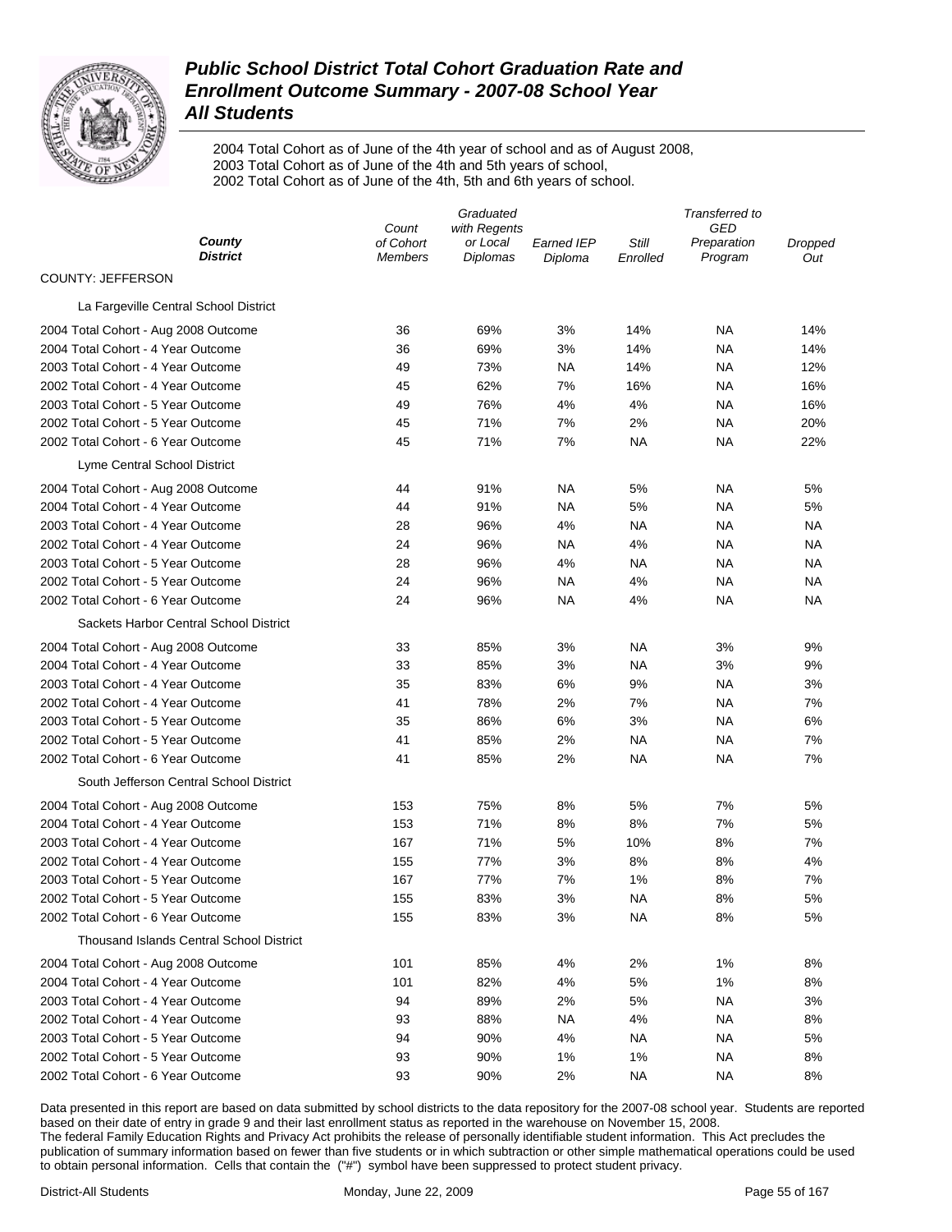# Public School District Total Cohort Graduation Rate and Enrollment Outcome Summary - 2007-08 School Year

## All Students

2004 Total Cohort as of June of the 4th year of school and as of August 2008,
2003 Total Cohort as of June of the 4th and 5th years of school,
2002 Total Cohort as of June of the 4th, 5th and 6th years of school.

| County / District | Count of Cohort Members | Graduated with Regents or Local Diplomas | Earned IEP Diploma | Still Enrolled | Transferred to GED Preparation Program | Dropped Out |
|---|---|---|---|---|---|---|
| **COUNTY: JEFFERSON** | | | | | | |
| La Fargeville Central School District | | | | | | |
| 2004 Total Cohort - Aug 2008 Outcome | 36 | 69% | 3% | 14% | NA | 14% |
| 2004 Total Cohort - 4 Year Outcome | 36 | 69% | 3% | 14% | NA | 14% |
| 2003 Total Cohort - 4 Year Outcome | 49 | 73% | NA | 14% | NA | 12% |
| 2002 Total Cohort - 4 Year Outcome | 45 | 62% | 7% | 16% | NA | 16% |
| 2003 Total Cohort - 5 Year Outcome | 49 | 76% | 4% | 4% | NA | 16% |
| 2002 Total Cohort - 5 Year Outcome | 45 | 71% | 7% | 2% | NA | 20% |
| 2002 Total Cohort - 6 Year Outcome | 45 | 71% | 7% | NA | NA | 22% |
| Lyme Central School District | | | | | | |
| 2004 Total Cohort - Aug 2008 Outcome | 44 | 91% | NA | 5% | NA | 5% |
| 2004 Total Cohort - 4 Year Outcome | 44 | 91% | NA | 5% | NA | 5% |
| 2003 Total Cohort - 4 Year Outcome | 28 | 96% | 4% | NA | NA | NA |
| 2002 Total Cohort - 4 Year Outcome | 24 | 96% | NA | 4% | NA | NA |
| 2003 Total Cohort - 5 Year Outcome | 28 | 96% | 4% | NA | NA | NA |
| 2002 Total Cohort - 5 Year Outcome | 24 | 96% | NA | 4% | NA | NA |
| 2002 Total Cohort - 6 Year Outcome | 24 | 96% | NA | 4% | NA | NA |
| Sackets Harbor Central School District | | | | | | |
| 2004 Total Cohort - Aug 2008 Outcome | 33 | 85% | 3% | NA | 3% | 9% |
| 2004 Total Cohort - 4 Year Outcome | 33 | 85% | 3% | NA | 3% | 9% |
| 2003 Total Cohort - 4 Year Outcome | 35 | 83% | 6% | 9% | NA | 3% |
| 2002 Total Cohort - 4 Year Outcome | 41 | 78% | 2% | 7% | NA | 7% |
| 2003 Total Cohort - 5 Year Outcome | 35 | 86% | 6% | 3% | NA | 6% |
| 2002 Total Cohort - 5 Year Outcome | 41 | 85% | 2% | NA | NA | 7% |
| 2002 Total Cohort - 6 Year Outcome | 41 | 85% | 2% | NA | NA | 7% |
| South Jefferson Central School District | | | | | | |
| 2004 Total Cohort - Aug 2008 Outcome | 153 | 75% | 8% | 5% | 7% | 5% |
| 2004 Total Cohort - 4 Year Outcome | 153 | 71% | 8% | 8% | 7% | 5% |
| 2003 Total Cohort - 4 Year Outcome | 167 | 71% | 5% | 10% | 8% | 7% |
| 2002 Total Cohort - 4 Year Outcome | 155 | 77% | 3% | 8% | 8% | 4% |
| 2003 Total Cohort - 5 Year Outcome | 167 | 77% | 7% | 1% | 8% | 7% |
| 2002 Total Cohort - 5 Year Outcome | 155 | 83% | 3% | NA | 8% | 5% |
| 2002 Total Cohort - 6 Year Outcome | 155 | 83% | 3% | NA | 8% | 5% |
| Thousand Islands Central School District | | | | | | |
| 2004 Total Cohort - Aug 2008 Outcome | 101 | 85% | 4% | 2% | 1% | 8% |
| 2004 Total Cohort - 4 Year Outcome | 101 | 82% | 4% | 5% | 1% | 8% |
| 2003 Total Cohort - 4 Year Outcome | 94 | 89% | 2% | 5% | NA | 3% |
| 2002 Total Cohort - 4 Year Outcome | 93 | 88% | NA | 4% | NA | 8% |
| 2003 Total Cohort - 5 Year Outcome | 94 | 90% | 4% | NA | NA | 5% |
| 2002 Total Cohort - 5 Year Outcome | 93 | 90% | 1% | 1% | NA | 8% |
| 2002 Total Cohort - 6 Year Outcome | 93 | 90% | 2% | NA | NA | 8% |

Data presented in this report are based on data submitted by school districts to the data repository for the 2007-08 school year. Students are reported based on their date of entry in grade 9 and their last enrollment status as reported in the warehouse on November 15, 2008.
The federal Family Education Rights and Privacy Act prohibits the release of personally identifiable student information. This Act precludes the publication of summary information based on fewer than five students or in which subtraction or other simple mathematical operations could be used to obtain personal information. Cells that contain the ("#") symbol have been suppressed to protect student privacy.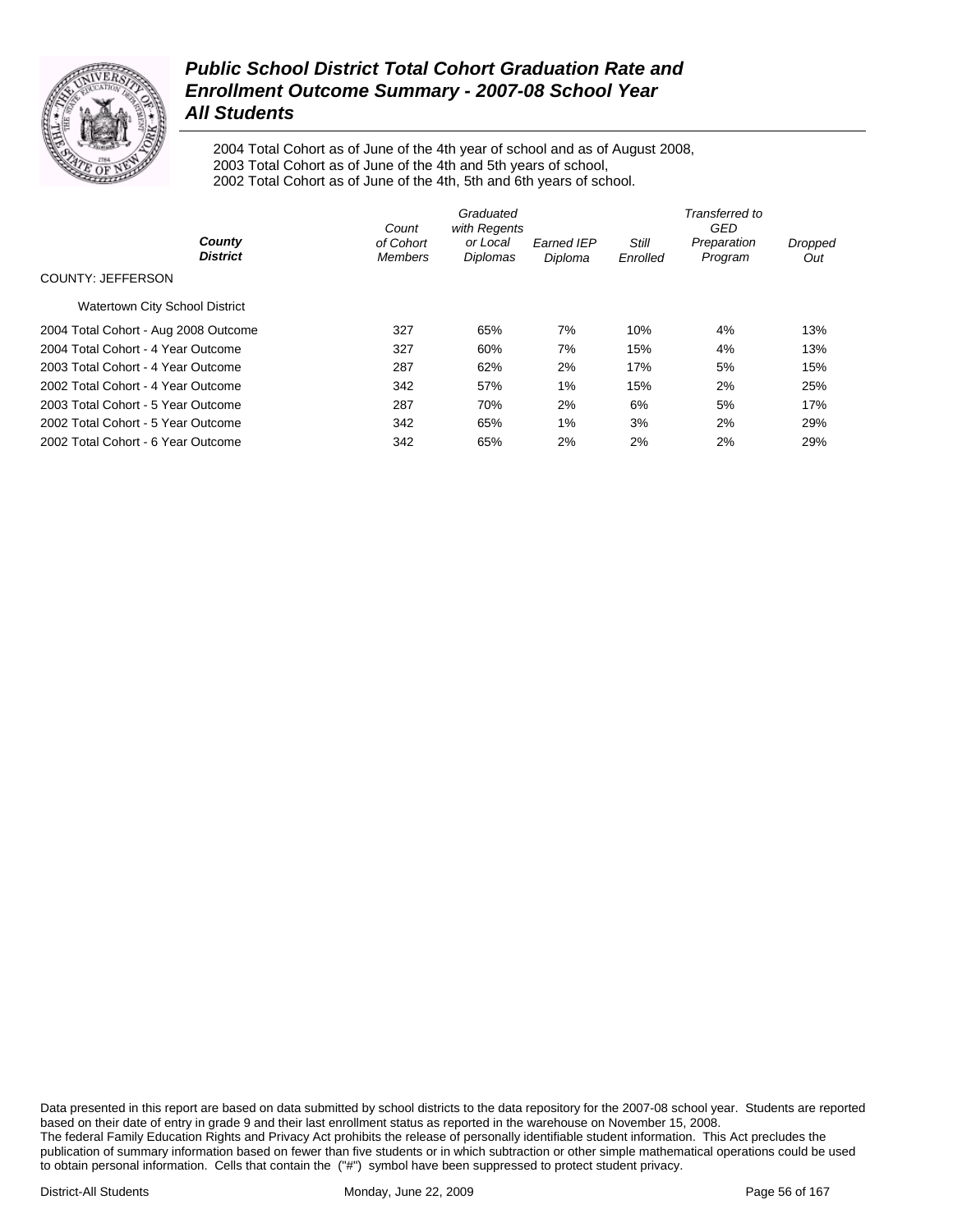# *Public School District Total Cohort Graduation Rate and Enrollment Outcome Summary - 2007-08 School Year All Students*

2004 Total Cohort as of June of the 4th year of school and as of August 2008,
2003 Total Cohort as of June of the 4th and 5th years of school,
2002 Total Cohort as of June of the 4th, 5th and 6th years of school.

| County District | Count of Cohort Members | Graduated with Regents or Local Diplomas | Earned IEP Diploma | Still Enrolled | Transferred to GED Preparation Program | Dropped Out |
|---|---|---|---|---|---|---|
| COUNTY: JEFFERSON | | | | | | |
| Watertown City School District | | | | | | |
| 2004 Total Cohort - Aug 2008 Outcome | 327 | 65% | 7% | 10% | 4% | 13% |
| 2004 Total Cohort - 4 Year Outcome | 327 | 60% | 7% | 15% | 4% | 13% |
| 2003 Total Cohort - 4 Year Outcome | 287 | 62% | 2% | 17% | 5% | 15% |
| 2002 Total Cohort - 4 Year Outcome | 342 | 57% | 1% | 15% | 2% | 25% |
| 2003 Total Cohort - 5 Year Outcome | 287 | 70% | 2% | 6% | 5% | 17% |
| 2002 Total Cohort - 5 Year Outcome | 342 | 65% | 1% | 3% | 2% | 29% |
| 2002 Total Cohort - 6 Year Outcome | 342 | 65% | 2% | 2% | 2% | 29% |

Data presented in this report are based on data submitted by school districts to the data repository for the 2007-08 school year. Students are reported based on their date of entry in grade 9 and their last enrollment status as reported in the warehouse on November 15, 2008.
The federal Family Education Rights and Privacy Act prohibits the release of personally identifiable student information. This Act precludes the publication of summary information based on fewer than five students or in which subtraction or other simple mathematical operations could be used to obtain personal information. Cells that contain the ("#") symbol have been suppressed to protect student privacy.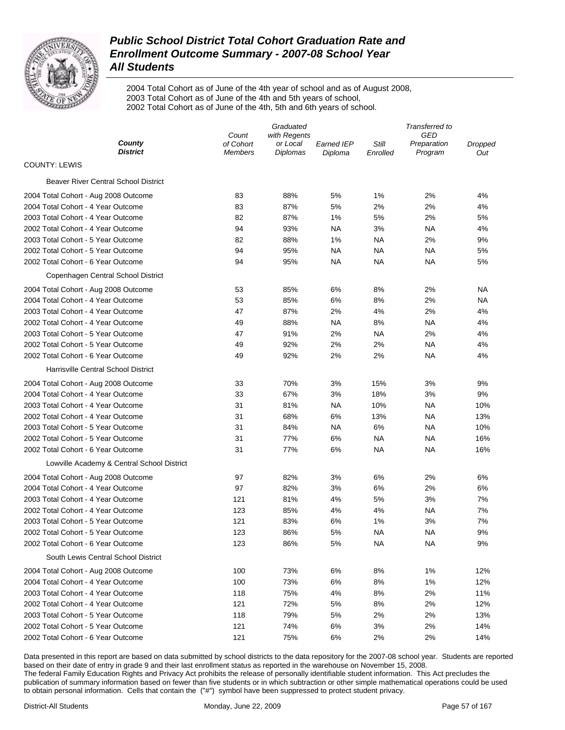# *Public School District Total Cohort Graduation Rate and Enrollment Outcome Summary - 2007-08 School Year*
## *All Students*

2004 Total Cohort as of June of the 4th year of school and as of August 2008,
2003 Total Cohort as of June of the 4th and 5th years of school,
2002 Total Cohort as of June of the 4th, 5th and 6th years of school.

| *County* *District* | *Count of Cohort Members* | *Graduated with Regents or Local Diplomas* | *Earned IEP Diploma* | *Still Enrolled* | *Transferred to GED Preparation Program* | *Dropped Out* |
|---|---|---|---|---|---|---|
| COUNTY: LEWIS | | | | | | |
| Beaver River Central School District | | | | | | |
| 2004 Total Cohort - Aug 2008 Outcome | 83 | 88% | 5% | 1% | 2% | 4% |
| 2004 Total Cohort - 4 Year Outcome | 83 | 87% | 5% | 2% | 2% | 4% |
| 2003 Total Cohort - 4 Year Outcome | 82 | 87% | 1% | 5% | 2% | 5% |
| 2002 Total Cohort - 4 Year Outcome | 94 | 93% | NA | 3% | NA | 4% |
| 2003 Total Cohort - 5 Year Outcome | 82 | 88% | 1% | NA | 2% | 9% |
| 2002 Total Cohort - 5 Year Outcome | 94 | 95% | NA | NA | NA | 5% |
| 2002 Total Cohort - 6 Year Outcome | 94 | 95% | NA | NA | NA | 5% |
| Copenhagen Central School District | | | | | | |
| 2004 Total Cohort - Aug 2008 Outcome | 53 | 85% | 6% | 8% | 2% | NA |
| 2004 Total Cohort - 4 Year Outcome | 53 | 85% | 6% | 8% | 2% | NA |
| 2003 Total Cohort - 4 Year Outcome | 47 | 87% | 2% | 4% | 2% | 4% |
| 2002 Total Cohort - 4 Year Outcome | 49 | 88% | NA | 8% | NA | 4% |
| 2003 Total Cohort - 5 Year Outcome | 47 | 91% | 2% | NA | 2% | 4% |
| 2002 Total Cohort - 5 Year Outcome | 49 | 92% | 2% | 2% | NA | 4% |
| 2002 Total Cohort - 6 Year Outcome | 49 | 92% | 2% | 2% | NA | 4% |
| Harrisville Central School District | | | | | | |
| 2004 Total Cohort - Aug 2008 Outcome | 33 | 70% | 3% | 15% | 3% | 9% |
| 2004 Total Cohort - 4 Year Outcome | 33 | 67% | 3% | 18% | 3% | 9% |
| 2003 Total Cohort - 4 Year Outcome | 31 | 81% | NA | 10% | NA | 10% |
| 2002 Total Cohort - 4 Year Outcome | 31 | 68% | 6% | 13% | NA | 13% |
| 2003 Total Cohort - 5 Year Outcome | 31 | 84% | NA | 6% | NA | 10% |
| 2002 Total Cohort - 5 Year Outcome | 31 | 77% | 6% | NA | NA | 16% |
| 2002 Total Cohort - 6 Year Outcome | 31 | 77% | 6% | NA | NA | 16% |
| Lowville Academy & Central School District | | | | | | |
| 2004 Total Cohort - Aug 2008 Outcome | 97 | 82% | 3% | 6% | 2% | 6% |
| 2004 Total Cohort - 4 Year Outcome | 97 | 82% | 3% | 6% | 2% | 6% |
| 2003 Total Cohort - 4 Year Outcome | 121 | 81% | 4% | 5% | 3% | 7% |
| 2002 Total Cohort - 4 Year Outcome | 123 | 85% | 4% | 4% | NA | 7% |
| 2003 Total Cohort - 5 Year Outcome | 121 | 83% | 6% | 1% | 3% | 7% |
| 2002 Total Cohort - 5 Year Outcome | 123 | 86% | 5% | NA | NA | 9% |
| 2002 Total Cohort - 6 Year Outcome | 123 | 86% | 5% | NA | NA | 9% |
| South Lewis Central School District | | | | | | |
| 2004 Total Cohort - Aug 2008 Outcome | 100 | 73% | 6% | 8% | 1% | 12% |
| 2004 Total Cohort - 4 Year Outcome | 100 | 73% | 6% | 8% | 1% | 12% |
| 2003 Total Cohort - 4 Year Outcome | 118 | 75% | 4% | 8% | 2% | 11% |
| 2002 Total Cohort - 4 Year Outcome | 121 | 72% | 5% | 8% | 2% | 12% |
| 2003 Total Cohort - 5 Year Outcome | 118 | 79% | 5% | 2% | 2% | 13% |
| 2002 Total Cohort - 5 Year Outcome | 121 | 74% | 6% | 3% | 2% | 14% |
| 2002 Total Cohort - 6 Year Outcome | 121 | 75% | 6% | 2% | 2% | 14% |

Data presented in this report are based on data submitted by school districts to the data repository for the 2007-08 school year. Students are reported based on their date of entry in grade 9 and their last enrollment status as reported in the warehouse on November 15, 2008.
The federal Family Education Rights and Privacy Act prohibits the release of personally identifiable student information. This Act precludes the publication of summary information based on fewer than five students or in which subtraction or other simple mathematical operations could be used to obtain personal information. Cells that contain the ("#") symbol have been suppressed to protect student privacy.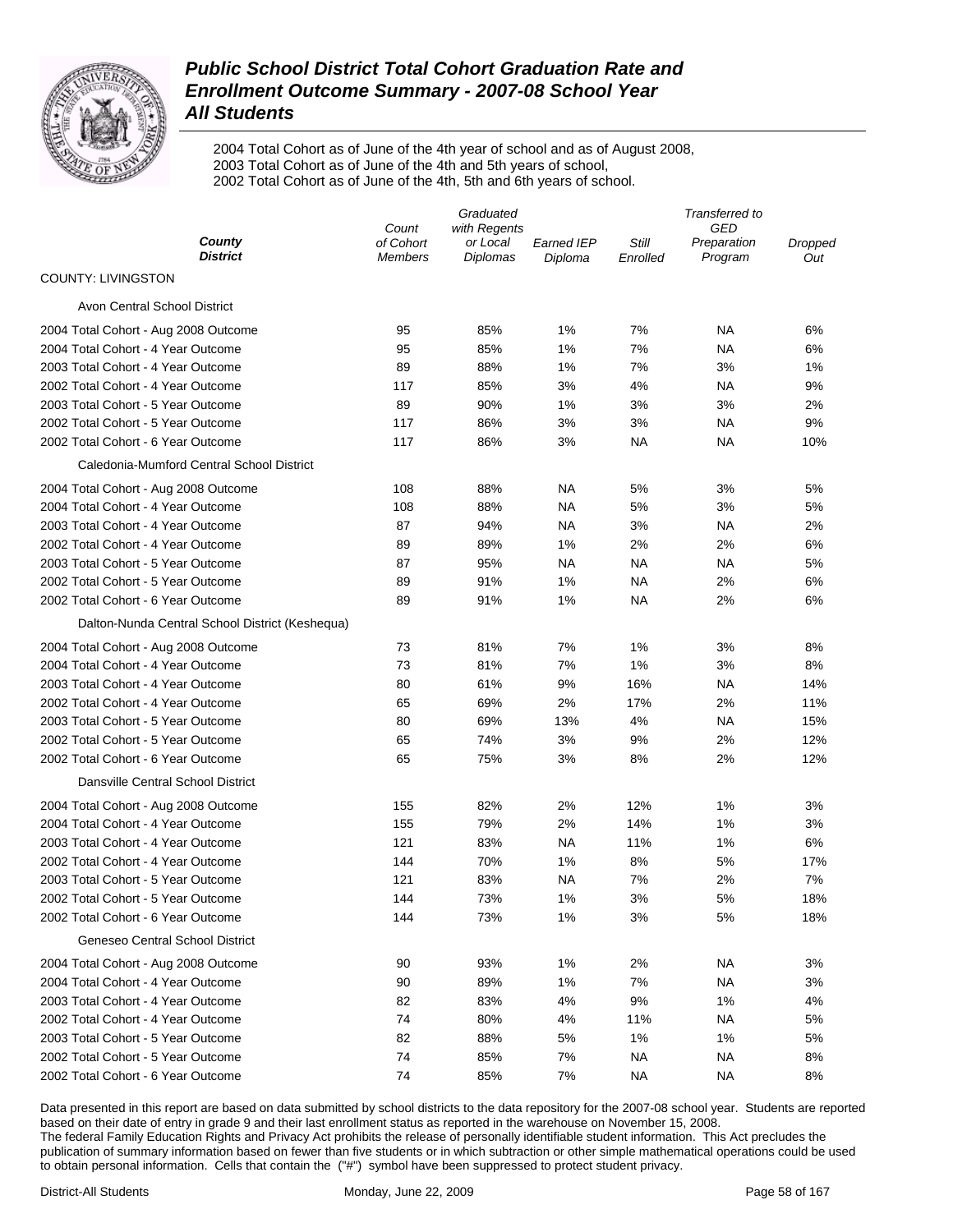# Public School District Total Cohort Graduation Rate and Enrollment Outcome Summary - 2007-08 School Year

## All Students

2004 Total Cohort as of June of the 4th year of school and as of August 2008,
2003 Total Cohort as of June of the 4th and 5th years of school,
2002 Total Cohort as of June of the 4th, 5th and 6th years of school.

| County / District | Count of Cohort Members | Graduated with Regents or Local Diplomas | Earned IEP Diploma | Still Enrolled | Transferred to GED Preparation Program | Dropped Out |
|---|---|---|---|---|---|---|
| **COUNTY: LIVINGSTON** | | | | | | |
| Avon Central School District | | | | | | |
| 2004 Total Cohort - Aug 2008 Outcome | 95 | 85% | 1% | 7% | NA | 6% |
| 2004 Total Cohort - 4 Year Outcome | 95 | 85% | 1% | 7% | NA | 6% |
| 2003 Total Cohort - 4 Year Outcome | 89 | 88% | 1% | 7% | 3% | 1% |
| 2002 Total Cohort - 4 Year Outcome | 117 | 85% | 3% | 4% | NA | 9% |
| 2003 Total Cohort - 5 Year Outcome | 89 | 90% | 1% | 3% | 3% | 2% |
| 2002 Total Cohort - 5 Year Outcome | 117 | 86% | 3% | 3% | NA | 9% |
| 2002 Total Cohort - 6 Year Outcome | 117 | 86% | 3% | NA | NA | 10% |
| Caledonia-Mumford Central School District | | | | | | |
| 2004 Total Cohort - Aug 2008 Outcome | 108 | 88% | NA | 5% | 3% | 5% |
| 2004 Total Cohort - 4 Year Outcome | 108 | 88% | NA | 5% | 3% | 5% |
| 2003 Total Cohort - 4 Year Outcome | 87 | 94% | NA | 3% | NA | 2% |
| 2002 Total Cohort - 4 Year Outcome | 89 | 89% | 1% | 2% | 2% | 6% |
| 2003 Total Cohort - 5 Year Outcome | 87 | 95% | NA | NA | NA | 5% |
| 2002 Total Cohort - 5 Year Outcome | 89 | 91% | 1% | NA | 2% | 6% |
| 2002 Total Cohort - 6 Year Outcome | 89 | 91% | 1% | NA | 2% | 6% |
| Dalton-Nunda Central School District (Keshequa) | | | | | | |
| 2004 Total Cohort - Aug 2008 Outcome | 73 | 81% | 7% | 1% | 3% | 8% |
| 2004 Total Cohort - 4 Year Outcome | 73 | 81% | 7% | 1% | 3% | 8% |
| 2003 Total Cohort - 4 Year Outcome | 80 | 61% | 9% | 16% | NA | 14% |
| 2002 Total Cohort - 4 Year Outcome | 65 | 69% | 2% | 17% | 2% | 11% |
| 2003 Total Cohort - 5 Year Outcome | 80 | 69% | 13% | 4% | NA | 15% |
| 2002 Total Cohort - 5 Year Outcome | 65 | 74% | 3% | 9% | 2% | 12% |
| 2002 Total Cohort - 6 Year Outcome | 65 | 75% | 3% | 8% | 2% | 12% |
| Dansville Central School District | | | | | | |
| 2004 Total Cohort - Aug 2008 Outcome | 155 | 82% | 2% | 12% | 1% | 3% |
| 2004 Total Cohort - 4 Year Outcome | 155 | 79% | 2% | 14% | 1% | 3% |
| 2003 Total Cohort - 4 Year Outcome | 121 | 83% | NA | 11% | 1% | 6% |
| 2002 Total Cohort - 4 Year Outcome | 144 | 70% | 1% | 8% | 5% | 17% |
| 2003 Total Cohort - 5 Year Outcome | 121 | 83% | NA | 7% | 2% | 7% |
| 2002 Total Cohort - 5 Year Outcome | 144 | 73% | 1% | 3% | 5% | 18% |
| 2002 Total Cohort - 6 Year Outcome | 144 | 73% | 1% | 3% | 5% | 18% |
| Geneseo Central School District | | | | | | |
| 2004 Total Cohort - Aug 2008 Outcome | 90 | 93% | 1% | 2% | NA | 3% |
| 2004 Total Cohort - 4 Year Outcome | 90 | 89% | 1% | 7% | NA | 3% |
| 2003 Total Cohort - 4 Year Outcome | 82 | 83% | 4% | 9% | 1% | 4% |
| 2002 Total Cohort - 4 Year Outcome | 74 | 80% | 4% | 11% | NA | 5% |
| 2003 Total Cohort - 5 Year Outcome | 82 | 88% | 5% | 1% | 1% | 5% |
| 2002 Total Cohort - 5 Year Outcome | 74 | 85% | 7% | NA | NA | 8% |
| 2002 Total Cohort - 6 Year Outcome | 74 | 85% | 7% | NA | NA | 8% |

Data presented in this report are based on data submitted by school districts to the data repository for the 2007-08 school year. Students are reported based on their date of entry in grade 9 and their last enrollment status as reported in the warehouse on November 15, 2008.
The federal Family Education Rights and Privacy Act prohibits the release of personally identifiable student information. This Act precludes the publication of summary information based on fewer than five students or in which subtraction or other simple mathematical operations could be used to obtain personal information. Cells that contain the ("#") symbol have been suppressed to protect student privacy.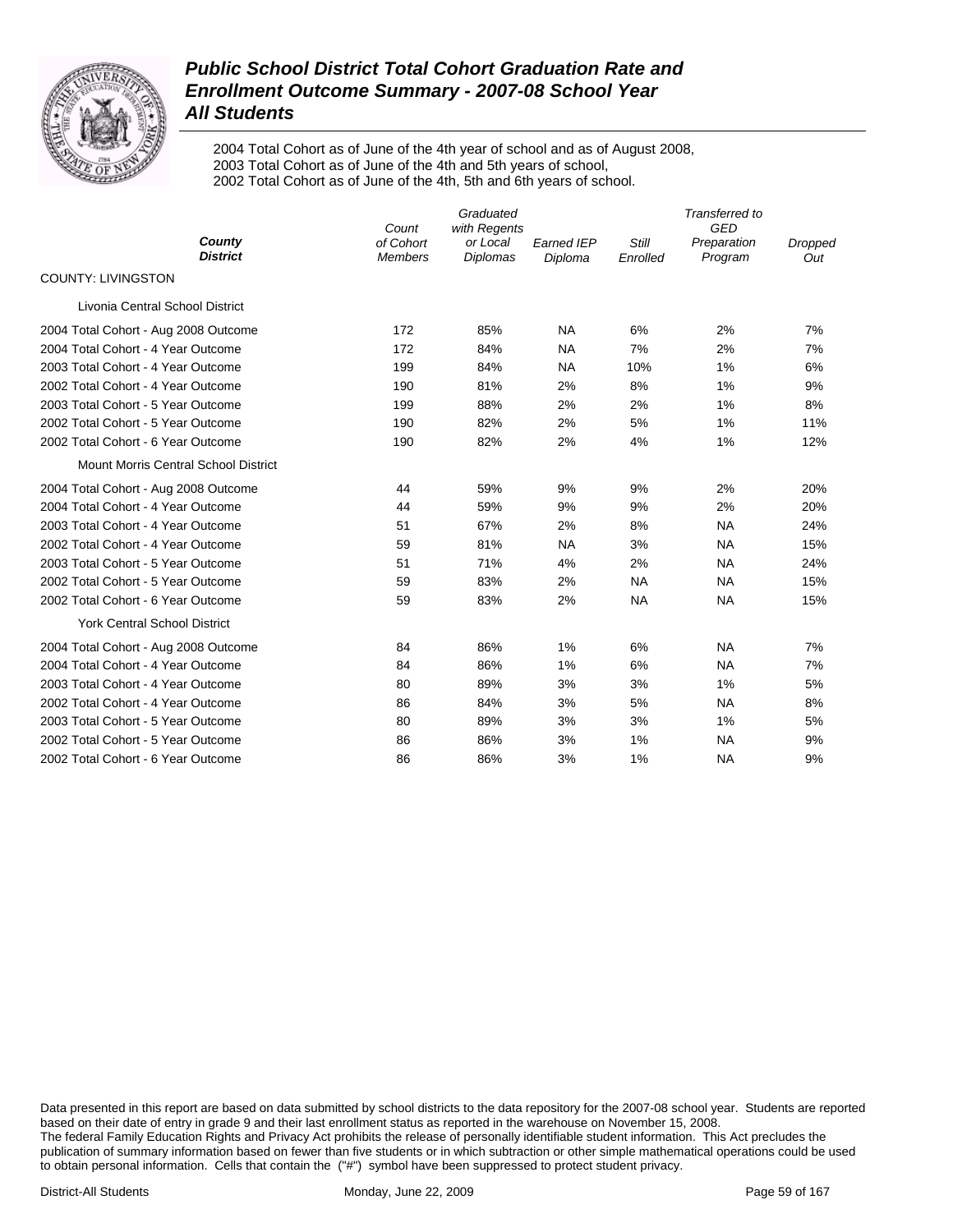# Public School District Total Cohort Graduation Rate and Enrollment Outcome Summary - 2007-08 School Year
## All Students

2004 Total Cohort as of June of the 4th year of school and as of August 2008,
2003 Total Cohort as of June of the 4th and 5th years of school,
2002 Total Cohort as of June of the 4th, 5th and 6th years of school.

| County / District | Count of Cohort Members | Graduated with Regents or Local Diplomas | Earned IEP Diploma | Still Enrolled | Transferred to GED Preparation Program | Dropped Out |
|---|---|---|---|---|---|---|
| COUNTY: LIVINGSTON | | | | | | |
| Livonia Central School District | | | | | | |
| 2004 Total Cohort - Aug 2008 Outcome | 172 | 85% | NA | 6% | 2% | 7% |
| 2004 Total Cohort - 4 Year Outcome | 172 | 84% | NA | 7% | 2% | 7% |
| 2003 Total Cohort - 4 Year Outcome | 199 | 84% | NA | 10% | 1% | 6% |
| 2002 Total Cohort - 4 Year Outcome | 190 | 81% | 2% | 8% | 1% | 9% |
| 2003 Total Cohort - 5 Year Outcome | 199 | 88% | 2% | 2% | 1% | 8% |
| 2002 Total Cohort - 5 Year Outcome | 190 | 82% | 2% | 5% | 1% | 11% |
| 2002 Total Cohort - 6 Year Outcome | 190 | 82% | 2% | 4% | 1% | 12% |
| Mount Morris Central School District | | | | | | |
| 2004 Total Cohort - Aug 2008 Outcome | 44 | 59% | 9% | 9% | 2% | 20% |
| 2004 Total Cohort - 4 Year Outcome | 44 | 59% | 9% | 9% | 2% | 20% |
| 2003 Total Cohort - 4 Year Outcome | 51 | 67% | 2% | 8% | NA | 24% |
| 2002 Total Cohort - 4 Year Outcome | 59 | 81% | NA | 3% | NA | 15% |
| 2003 Total Cohort - 5 Year Outcome | 51 | 71% | 4% | 2% | NA | 24% |
| 2002 Total Cohort - 5 Year Outcome | 59 | 83% | 2% | NA | NA | 15% |
| 2002 Total Cohort - 6 Year Outcome | 59 | 83% | 2% | NA | NA | 15% |
| York Central School District | | | | | | |
| 2004 Total Cohort - Aug 2008 Outcome | 84 | 86% | 1% | 6% | NA | 7% |
| 2004 Total Cohort - 4 Year Outcome | 84 | 86% | 1% | 6% | NA | 7% |
| 2003 Total Cohort - 4 Year Outcome | 80 | 89% | 3% | 3% | 1% | 5% |
| 2002 Total Cohort - 4 Year Outcome | 86 | 84% | 3% | 5% | NA | 8% |
| 2003 Total Cohort - 5 Year Outcome | 80 | 89% | 3% | 3% | 1% | 5% |
| 2002 Total Cohort - 5 Year Outcome | 86 | 86% | 3% | 1% | NA | 9% |
| 2002 Total Cohort - 6 Year Outcome | 86 | 86% | 3% | 1% | NA | 9% |

Data presented in this report are based on data submitted by school districts to the data repository for the 2007-08 school year. Students are reported based on their date of entry in grade 9 and their last enrollment status as reported in the warehouse on November 15, 2008.
The federal Family Education Rights and Privacy Act prohibits the release of personally identifiable student information. This Act precludes the publication of summary information based on fewer than five students or in which subtraction or other simple mathematical operations could be used to obtain personal information. Cells that contain the ("#") symbol have been suppressed to protect student privacy.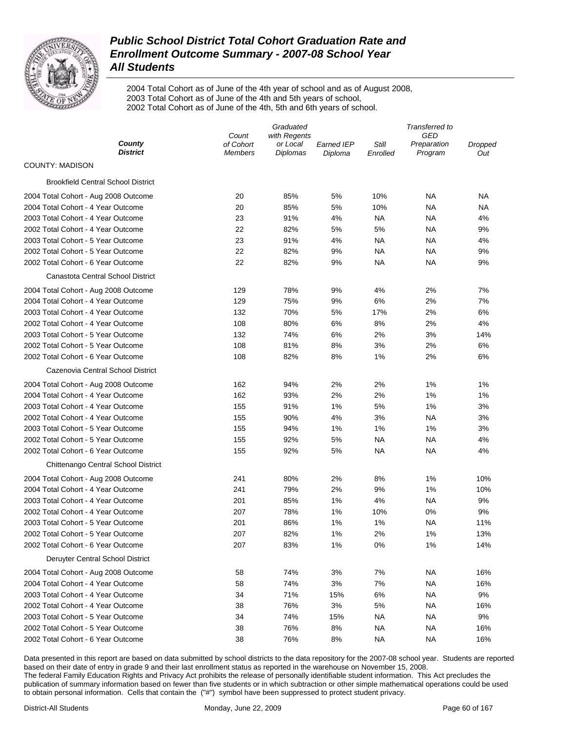# Public School District Total Cohort Graduation Rate and Enrollment Outcome Summary - 2007-08 School Year

## All Students

2004 Total Cohort as of June of the 4th year of school and as of August 2008,
2003 Total Cohort as of June of the 4th and 5th years of school,
2002 Total Cohort as of June of the 4th, 5th and 6th years of school.

| County / District | Count of Cohort Members | Graduated with Regents or Local Diplomas | Earned IEP Diploma | Still Enrolled | Transferred to GED Preparation Program | Dropped Out |
|---|---|---|---|---|---|---|
| COUNTY: MADISON | | | | | | |
| Brookfield Central School District | | | | | | |
| 2004 Total Cohort - Aug 2008 Outcome | 20 | 85% | 5% | 10% | NA | NA |
| 2004 Total Cohort - 4 Year Outcome | 20 | 85% | 5% | 10% | NA | NA |
| 2003 Total Cohort - 4 Year Outcome | 23 | 91% | 4% | NA | NA | 4% |
| 2002 Total Cohort - 4 Year Outcome | 22 | 82% | 5% | 5% | NA | 9% |
| 2003 Total Cohort - 5 Year Outcome | 23 | 91% | 4% | NA | NA | 4% |
| 2002 Total Cohort - 5 Year Outcome | 22 | 82% | 9% | NA | NA | 9% |
| 2002 Total Cohort - 6 Year Outcome | 22 | 82% | 9% | NA | NA | 9% |
| Canastota Central School District | | | | | | |
| 2004 Total Cohort - Aug 2008 Outcome | 129 | 78% | 9% | 4% | 2% | 7% |
| 2004 Total Cohort - 4 Year Outcome | 129 | 75% | 9% | 6% | 2% | 7% |
| 2003 Total Cohort - 4 Year Outcome | 132 | 70% | 5% | 17% | 2% | 6% |
| 2002 Total Cohort - 4 Year Outcome | 108 | 80% | 6% | 8% | 2% | 4% |
| 2003 Total Cohort - 5 Year Outcome | 132 | 74% | 6% | 2% | 3% | 14% |
| 2002 Total Cohort - 5 Year Outcome | 108 | 81% | 8% | 3% | 2% | 6% |
| 2002 Total Cohort - 6 Year Outcome | 108 | 82% | 8% | 1% | 2% | 6% |
| Cazenovia Central School District | | | | | | |
| 2004 Total Cohort - Aug 2008 Outcome | 162 | 94% | 2% | 2% | 1% | 1% |
| 2004 Total Cohort - 4 Year Outcome | 162 | 93% | 2% | 2% | 1% | 1% |
| 2003 Total Cohort - 4 Year Outcome | 155 | 91% | 1% | 5% | 1% | 3% |
| 2002 Total Cohort - 4 Year Outcome | 155 | 90% | 4% | 3% | NA | 3% |
| 2003 Total Cohort - 5 Year Outcome | 155 | 94% | 1% | 1% | 1% | 3% |
| 2002 Total Cohort - 5 Year Outcome | 155 | 92% | 5% | NA | NA | 4% |
| 2002 Total Cohort - 6 Year Outcome | 155 | 92% | 5% | NA | NA | 4% |
| Chittenango Central School District | | | | | | |
| 2004 Total Cohort - Aug 2008 Outcome | 241 | 80% | 2% | 8% | 1% | 10% |
| 2004 Total Cohort - 4 Year Outcome | 241 | 79% | 2% | 9% | 1% | 10% |
| 2003 Total Cohort - 4 Year Outcome | 201 | 85% | 1% | 4% | NA | 9% |
| 2002 Total Cohort - 4 Year Outcome | 207 | 78% | 1% | 10% | 0% | 9% |
| 2003 Total Cohort - 5 Year Outcome | 201 | 86% | 1% | 1% | NA | 11% |
| 2002 Total Cohort - 5 Year Outcome | 207 | 82% | 1% | 2% | 1% | 13% |
| 2002 Total Cohort - 6 Year Outcome | 207 | 83% | 1% | 0% | 1% | 14% |
| Deruyter Central School District | | | | | | |
| 2004 Total Cohort - Aug 2008 Outcome | 58 | 74% | 3% | 7% | NA | 16% |
| 2004 Total Cohort - 4 Year Outcome | 58 | 74% | 3% | 7% | NA | 16% |
| 2003 Total Cohort - 4 Year Outcome | 34 | 71% | 15% | 6% | NA | 9% |
| 2002 Total Cohort - 4 Year Outcome | 38 | 76% | 3% | 5% | NA | 16% |
| 2003 Total Cohort - 5 Year Outcome | 34 | 74% | 15% | NA | NA | 9% |
| 2002 Total Cohort - 5 Year Outcome | 38 | 76% | 8% | NA | NA | 16% |
| 2002 Total Cohort - 6 Year Outcome | 38 | 76% | 8% | NA | NA | 16% |

Data presented in this report are based on data submitted by school districts to the data repository for the 2007-08 school year. Students are reported based on their date of entry in grade 9 and their last enrollment status as reported in the warehouse on November 15, 2008.
The federal Family Education Rights and Privacy Act prohibits the release of personally identifiable student information. This Act precludes the publication of summary information based on fewer than five students or in which subtraction or other simple mathematical operations could be used to obtain personal information. Cells that contain the ("#") symbol have been suppressed to protect student privacy.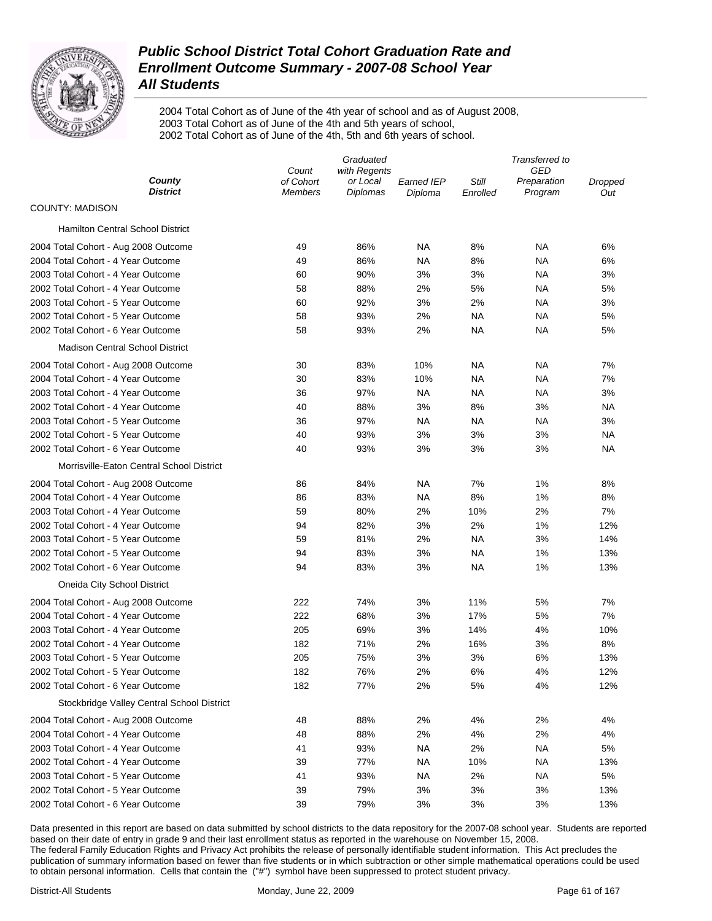# Public School District Total Cohort Graduation Rate and Enrollment Outcome Summary - 2007-08 School Year
## All Students

2004 Total Cohort as of June of the 4th year of school and as of August 2008,
2003 Total Cohort as of June of the 4th and 5th years of school,
2002 Total Cohort as of June of the 4th, 5th and 6th years of school.

| *County District* | *Count of Cohort Members* | *Graduated with Regents or Local Diplomas* | *Earned IEP Diploma* | *Still Enrolled* | *Transferred to GED Preparation Program* | *Dropped Out* |
|---|---|---|---|---|---|---|
| COUNTY: MADISON | | | | | | |
| Hamilton Central School District | | | | | | |
| 2004 Total Cohort - Aug 2008 Outcome | 49 | 86% | NA | 8% | NA | 6% |
| 2004 Total Cohort - 4 Year Outcome | 49 | 86% | NA | 8% | NA | 6% |
| 2003 Total Cohort - 4 Year Outcome | 60 | 90% | 3% | 3% | NA | 3% |
| 2002 Total Cohort - 4 Year Outcome | 58 | 88% | 2% | 5% | NA | 5% |
| 2003 Total Cohort - 5 Year Outcome | 60 | 92% | 3% | 2% | NA | 3% |
| 2002 Total Cohort - 5 Year Outcome | 58 | 93% | 2% | NA | NA | 5% |
| 2002 Total Cohort - 6 Year Outcome | 58 | 93% | 2% | NA | NA | 5% |
| Madison Central School District | | | | | | |
| 2004 Total Cohort - Aug 2008 Outcome | 30 | 83% | 10% | NA | NA | 7% |
| 2004 Total Cohort - 4 Year Outcome | 30 | 83% | 10% | NA | NA | 7% |
| 2003 Total Cohort - 4 Year Outcome | 36 | 97% | NA | NA | NA | 3% |
| 2002 Total Cohort - 4 Year Outcome | 40 | 88% | 3% | 8% | 3% | NA |
| 2003 Total Cohort - 5 Year Outcome | 36 | 97% | NA | NA | NA | 3% |
| 2002 Total Cohort - 5 Year Outcome | 40 | 93% | 3% | 3% | 3% | NA |
| 2002 Total Cohort - 6 Year Outcome | 40 | 93% | 3% | 3% | 3% | NA |
| Morrisville-Eaton Central School District | | | | | | |
| 2004 Total Cohort - Aug 2008 Outcome | 86 | 84% | NA | 7% | 1% | 8% |
| 2004 Total Cohort - 4 Year Outcome | 86 | 83% | NA | 8% | 1% | 8% |
| 2003 Total Cohort - 4 Year Outcome | 59 | 80% | 2% | 10% | 2% | 7% |
| 2002 Total Cohort - 4 Year Outcome | 94 | 82% | 3% | 2% | 1% | 12% |
| 2003 Total Cohort - 5 Year Outcome | 59 | 81% | 2% | NA | 3% | 14% |
| 2002 Total Cohort - 5 Year Outcome | 94 | 83% | 3% | NA | 1% | 13% |
| 2002 Total Cohort - 6 Year Outcome | 94 | 83% | 3% | NA | 1% | 13% |
| Oneida City School District | | | | | | |
| 2004 Total Cohort - Aug 2008 Outcome | 222 | 74% | 3% | 11% | 5% | 7% |
| 2004 Total Cohort - 4 Year Outcome | 222 | 68% | 3% | 17% | 5% | 7% |
| 2003 Total Cohort - 4 Year Outcome | 205 | 69% | 3% | 14% | 4% | 10% |
| 2002 Total Cohort - 4 Year Outcome | 182 | 71% | 2% | 16% | 3% | 8% |
| 2003 Total Cohort - 5 Year Outcome | 205 | 75% | 3% | 3% | 6% | 13% |
| 2002 Total Cohort - 5 Year Outcome | 182 | 76% | 2% | 6% | 4% | 12% |
| 2002 Total Cohort - 6 Year Outcome | 182 | 77% | 2% | 5% | 4% | 12% |
| Stockbridge Valley Central School District | | | | | | |
| 2004 Total Cohort - Aug 2008 Outcome | 48 | 88% | 2% | 4% | 2% | 4% |
| 2004 Total Cohort - 4 Year Outcome | 48 | 88% | 2% | 4% | 2% | 4% |
| 2003 Total Cohort - 4 Year Outcome | 41 | 93% | NA | 2% | NA | 5% |
| 2002 Total Cohort - 4 Year Outcome | 39 | 77% | NA | 10% | NA | 13% |
| 2003 Total Cohort - 5 Year Outcome | 41 | 93% | NA | 2% | NA | 5% |
| 2002 Total Cohort - 5 Year Outcome | 39 | 79% | 3% | 3% | 3% | 13% |
| 2002 Total Cohort - 6 Year Outcome | 39 | 79% | 3% | 3% | 3% | 13% |

Data presented in this report are based on data submitted by school districts to the data repository for the 2007-08 school year. Students are reported based on their date of entry in grade 9 and their last enrollment status as reported in the warehouse on November 15, 2008.
The federal Family Education Rights and Privacy Act prohibits the release of personally identifiable student information. This Act precludes the publication of summary information based on fewer than five students or in which subtraction or other simple mathematical operations could be used to obtain personal information. Cells that contain the ("#") symbol have been suppressed to protect student privacy.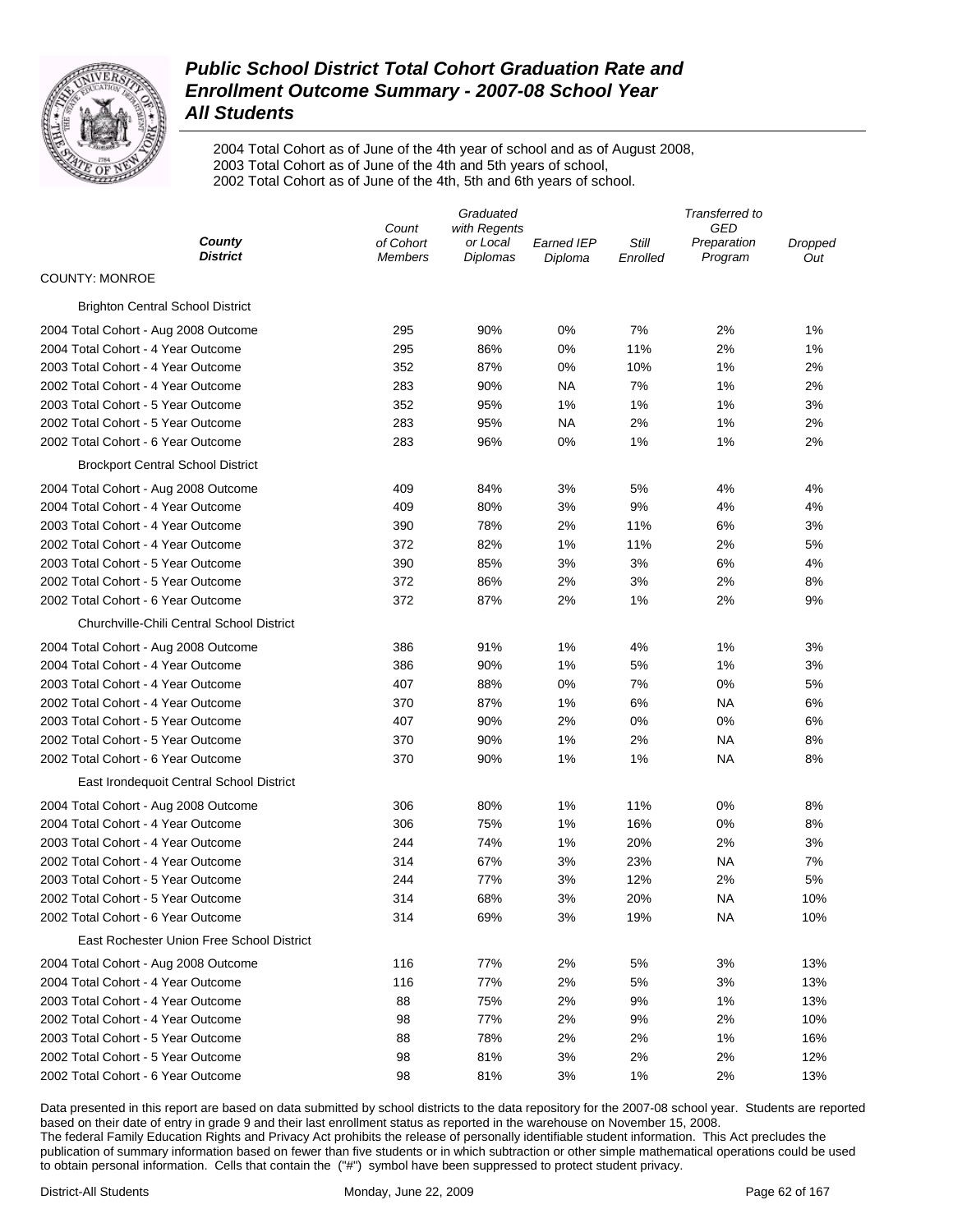# Public School District Total Cohort Graduation Rate and Enrollment Outcome Summary - 2007-08 School Year
## All Students

2004 Total Cohort as of June of the 4th year of school and as of August 2008,
2003 Total Cohort as of June of the 4th and 5th years of school,
2002 Total Cohort as of June of the 4th, 5th and 6th years of school.

| County / District | Count of Cohort Members | Graduated with Regents or Local Diplomas | Earned IEP Diploma | Still Enrolled | Transferred to GED Preparation Program | Dropped Out |
|---|---|---|---|---|---|---|
| COUNTY: MONROE | | | | | | |
| Brighton Central School District | | | | | | |
| 2004 Total Cohort - Aug 2008 Outcome | 295 | 90% | 0% | 7% | 2% | 1% |
| 2004 Total Cohort - 4 Year Outcome | 295 | 86% | 0% | 11% | 2% | 1% |
| 2003 Total Cohort - 4 Year Outcome | 352 | 87% | 0% | 10% | 1% | 2% |
| 2002 Total Cohort - 4 Year Outcome | 283 | 90% | NA | 7% | 1% | 2% |
| 2003 Total Cohort - 5 Year Outcome | 352 | 95% | 1% | 1% | 1% | 3% |
| 2002 Total Cohort - 5 Year Outcome | 283 | 95% | NA | 2% | 1% | 2% |
| 2002 Total Cohort - 6 Year Outcome | 283 | 96% | 0% | 1% | 1% | 2% |
| Brockport Central School District | | | | | | |
| 2004 Total Cohort - Aug 2008 Outcome | 409 | 84% | 3% | 5% | 4% | 4% |
| 2004 Total Cohort - 4 Year Outcome | 409 | 80% | 3% | 9% | 4% | 4% |
| 2003 Total Cohort - 4 Year Outcome | 390 | 78% | 2% | 11% | 6% | 3% |
| 2002 Total Cohort - 4 Year Outcome | 372 | 82% | 1% | 11% | 2% | 5% |
| 2003 Total Cohort - 5 Year Outcome | 390 | 85% | 3% | 3% | 6% | 4% |
| 2002 Total Cohort - 5 Year Outcome | 372 | 86% | 2% | 3% | 2% | 8% |
| 2002 Total Cohort - 6 Year Outcome | 372 | 87% | 2% | 1% | 2% | 9% |
| Churchville-Chili Central School District | | | | | | |
| 2004 Total Cohort - Aug 2008 Outcome | 386 | 91% | 1% | 4% | 1% | 3% |
| 2004 Total Cohort - 4 Year Outcome | 386 | 90% | 1% | 5% | 1% | 3% |
| 2003 Total Cohort - 4 Year Outcome | 407 | 88% | 0% | 7% | 0% | 5% |
| 2002 Total Cohort - 4 Year Outcome | 370 | 87% | 1% | 6% | NA | 6% |
| 2003 Total Cohort - 5 Year Outcome | 407 | 90% | 2% | 0% | 0% | 6% |
| 2002 Total Cohort - 5 Year Outcome | 370 | 90% | 1% | 2% | NA | 8% |
| 2002 Total Cohort - 6 Year Outcome | 370 | 90% | 1% | 1% | NA | 8% |
| East Irondequoit Central School District | | | | | | |
| 2004 Total Cohort - Aug 2008 Outcome | 306 | 80% | 1% | 11% | 0% | 8% |
| 2004 Total Cohort - 4 Year Outcome | 306 | 75% | 1% | 16% | 0% | 8% |
| 2003 Total Cohort - 4 Year Outcome | 244 | 74% | 1% | 20% | 2% | 3% |
| 2002 Total Cohort - 4 Year Outcome | 314 | 67% | 3% | 23% | NA | 7% |
| 2003 Total Cohort - 5 Year Outcome | 244 | 77% | 3% | 12% | 2% | 5% |
| 2002 Total Cohort - 5 Year Outcome | 314 | 68% | 3% | 20% | NA | 10% |
| 2002 Total Cohort - 6 Year Outcome | 314 | 69% | 3% | 19% | NA | 10% |
| East Rochester Union Free School District | | | | | | |
| 2004 Total Cohort - Aug 2008 Outcome | 116 | 77% | 2% | 5% | 3% | 13% |
| 2004 Total Cohort - 4 Year Outcome | 116 | 77% | 2% | 5% | 3% | 13% |
| 2003 Total Cohort - 4 Year Outcome | 88 | 75% | 2% | 9% | 1% | 13% |
| 2002 Total Cohort - 4 Year Outcome | 98 | 77% | 2% | 9% | 2% | 10% |
| 2003 Total Cohort - 5 Year Outcome | 88 | 78% | 2% | 2% | 1% | 16% |
| 2002 Total Cohort - 5 Year Outcome | 98 | 81% | 3% | 2% | 2% | 12% |
| 2002 Total Cohort - 6 Year Outcome | 98 | 81% | 3% | 1% | 2% | 13% |

Data presented in this report are based on data submitted by school districts to the data repository for the 2007-08 school year. Students are reported based on their date of entry in grade 9 and their last enrollment status as reported in the warehouse on November 15, 2008.
The federal Family Education Rights and Privacy Act prohibits the release of personally identifiable student information. This Act precludes the publication of summary information based on fewer than five students or in which subtraction or other simple mathematical operations could be used to obtain personal information. Cells that contain the ("#") symbol have been suppressed to protect student privacy.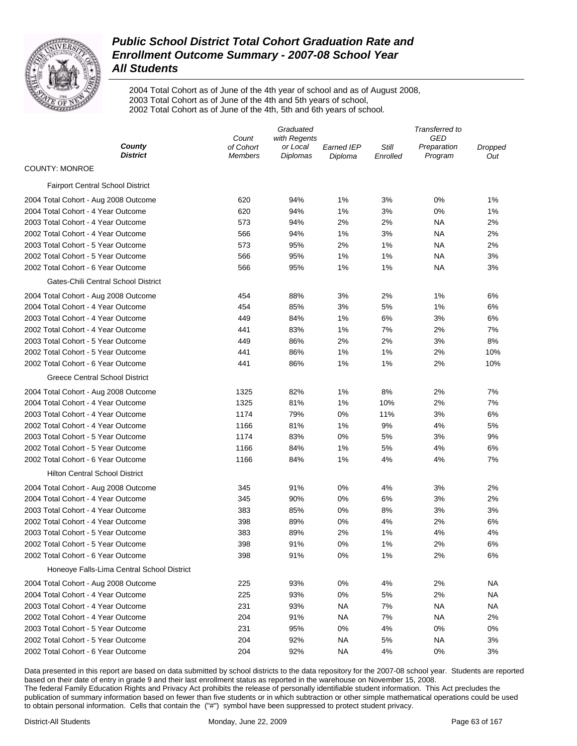# Public School District Total Cohort Graduation Rate and Enrollment Outcome Summary - 2007-08 School Year
## All Students

2004 Total Cohort as of June of the 4th year of school and as of August 2008,
2003 Total Cohort as of June of the 4th and 5th years of school,
2002 Total Cohort as of June of the 4th, 5th and 6th years of school.

| *County* *District* | *Count of Cohort Members* | *Graduated with Regents or Local Diplomas* | *Earned IEP Diploma* | *Still Enrolled* | *Transferred to GED Preparation Program* | *Dropped Out* |
|---|---|---|---|---|---|---|
| COUNTY: MONROE | | | | | | |
| Fairport Central School District | | | | | | |
| 2004 Total Cohort - Aug 2008 Outcome | 620 | 94% | 1% | 3% | 0% | 1% |
| 2004 Total Cohort - 4 Year Outcome | 620 | 94% | 1% | 3% | 0% | 1% |
| 2003 Total Cohort - 4 Year Outcome | 573 | 94% | 2% | 2% | NA | 2% |
| 2002 Total Cohort - 4 Year Outcome | 566 | 94% | 1% | 3% | NA | 2% |
| 2003 Total Cohort - 5 Year Outcome | 573 | 95% | 2% | 1% | NA | 2% |
| 2002 Total Cohort - 5 Year Outcome | 566 | 95% | 1% | 1% | NA | 3% |
| 2002 Total Cohort - 6 Year Outcome | 566 | 95% | 1% | 1% | NA | 3% |
| Gates-Chili Central School District | | | | | | |
| 2004 Total Cohort - Aug 2008 Outcome | 454 | 88% | 3% | 2% | 1% | 6% |
| 2004 Total Cohort - 4 Year Outcome | 454 | 85% | 3% | 5% | 1% | 6% |
| 2003 Total Cohort - 4 Year Outcome | 449 | 84% | 1% | 6% | 3% | 6% |
| 2002 Total Cohort - 4 Year Outcome | 441 | 83% | 1% | 7% | 2% | 7% |
| 2003 Total Cohort - 5 Year Outcome | 449 | 86% | 2% | 2% | 3% | 8% |
| 2002 Total Cohort - 5 Year Outcome | 441 | 86% | 1% | 1% | 2% | 10% |
| 2002 Total Cohort - 6 Year Outcome | 441 | 86% | 1% | 1% | 2% | 10% |
| Greece Central School District | | | | | | |
| 2004 Total Cohort - Aug 2008 Outcome | 1325 | 82% | 1% | 8% | 2% | 7% |
| 2004 Total Cohort - 4 Year Outcome | 1325 | 81% | 1% | 10% | 2% | 7% |
| 2003 Total Cohort - 4 Year Outcome | 1174 | 79% | 0% | 11% | 3% | 6% |
| 2002 Total Cohort - 4 Year Outcome | 1166 | 81% | 1% | 9% | 4% | 5% |
| 2003 Total Cohort - 5 Year Outcome | 1174 | 83% | 0% | 5% | 3% | 9% |
| 2002 Total Cohort - 5 Year Outcome | 1166 | 84% | 1% | 5% | 4% | 6% |
| 2002 Total Cohort - 6 Year Outcome | 1166 | 84% | 1% | 4% | 4% | 7% |
| Hilton Central School District | | | | | | |
| 2004 Total Cohort - Aug 2008 Outcome | 345 | 91% | 0% | 4% | 3% | 2% |
| 2004 Total Cohort - 4 Year Outcome | 345 | 90% | 0% | 6% | 3% | 2% |
| 2003 Total Cohort - 4 Year Outcome | 383 | 85% | 0% | 8% | 3% | 3% |
| 2002 Total Cohort - 4 Year Outcome | 398 | 89% | 0% | 4% | 2% | 6% |
| 2003 Total Cohort - 5 Year Outcome | 383 | 89% | 2% | 1% | 4% | 4% |
| 2002 Total Cohort - 5 Year Outcome | 398 | 91% | 0% | 1% | 2% | 6% |
| 2002 Total Cohort - 6 Year Outcome | 398 | 91% | 0% | 1% | 2% | 6% |
| Honeoye Falls-Lima Central School District | | | | | | |
| 2004 Total Cohort - Aug 2008 Outcome | 225 | 93% | 0% | 4% | 2% | NA |
| 2004 Total Cohort - 4 Year Outcome | 225 | 93% | 0% | 5% | 2% | NA |
| 2003 Total Cohort - 4 Year Outcome | 231 | 93% | NA | 7% | NA | NA |
| 2002 Total Cohort - 4 Year Outcome | 204 | 91% | NA | 7% | NA | 2% |
| 2003 Total Cohort - 5 Year Outcome | 231 | 95% | 0% | 4% | 0% | 0% |
| 2002 Total Cohort - 5 Year Outcome | 204 | 92% | NA | 5% | NA | 3% |
| 2002 Total Cohort - 6 Year Outcome | 204 | 92% | NA | 4% | 0% | 3% |

Data presented in this report are based on data submitted by school districts to the data repository for the 2007-08 school year. Students are reported based on their date of entry in grade 9 and their last enrollment status as reported in the warehouse on November 15, 2008.
The federal Family Education Rights and Privacy Act prohibits the release of personally identifiable student information. This Act precludes the publication of summary information based on fewer than five students or in which subtraction or other simple mathematical operations could be used to obtain personal information. Cells that contain the ("#") symbol have been suppressed to protect student privacy.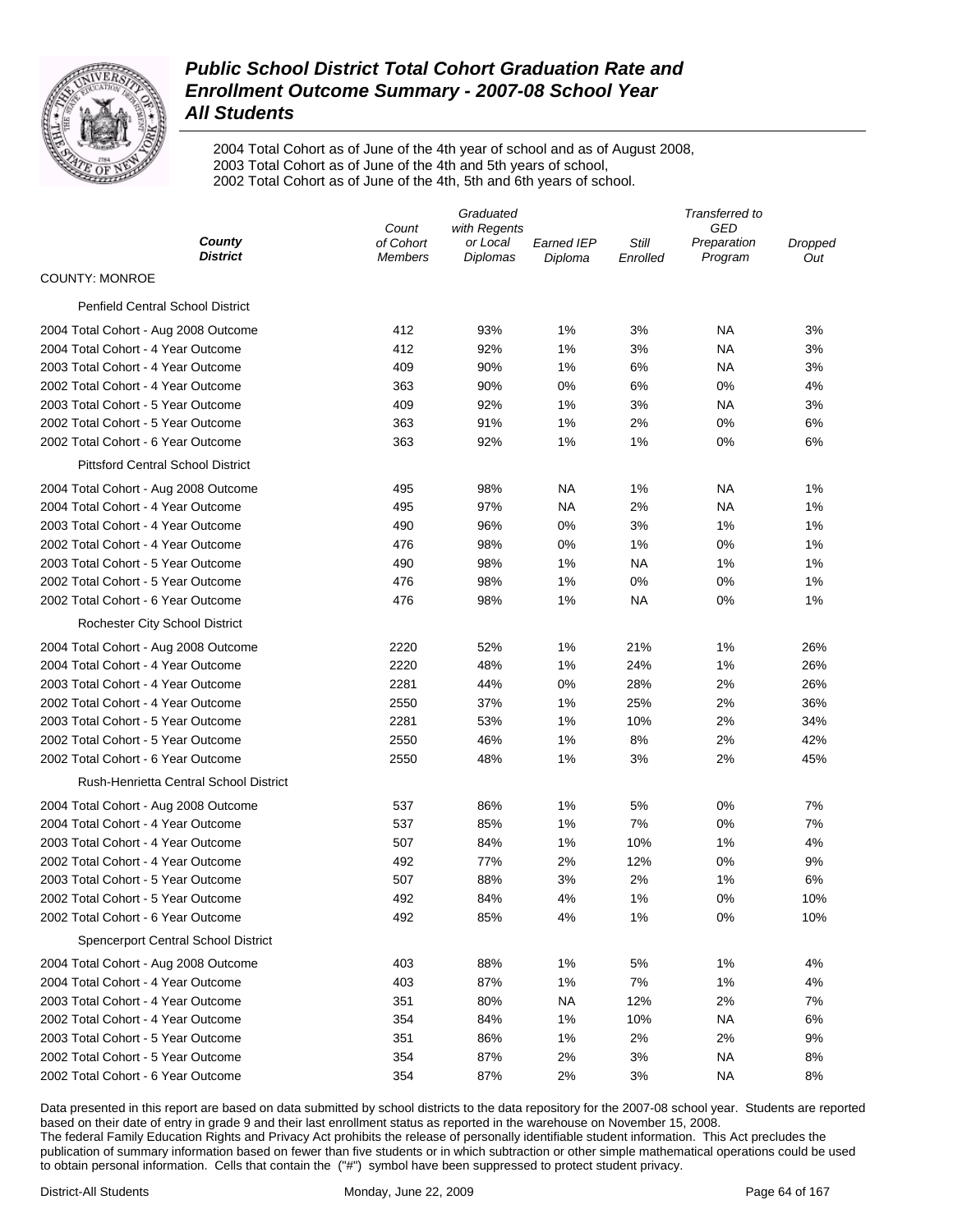# Public School District Total Cohort Graduation Rate and Enrollment Outcome Summary - 2007-08 School Year

## All Students

2004 Total Cohort as of June of the 4th year of school and as of August 2008,
2003 Total Cohort as of June of the 4th and 5th years of school,
2002 Total Cohort as of June of the 4th, 5th and 6th years of school.

| *County District* | *Count of Cohort Members* | *Graduated with Regents or Local Diplomas* | *Earned IEP Diploma* | *Still Enrolled* | *Transferred to GED Preparation Program* | *Dropped Out* |
|---|---|---|---|---|---|---|
| COUNTY: MONROE | | | | | | |
| Penfield Central School District | | | | | | |
| 2004 Total Cohort - Aug 2008 Outcome | 412 | 93% | 1% | 3% | NA | 3% |
| 2004 Total Cohort - 4 Year Outcome | 412 | 92% | 1% | 3% | NA | 3% |
| 2003 Total Cohort - 4 Year Outcome | 409 | 90% | 1% | 6% | NA | 3% |
| 2002 Total Cohort - 4 Year Outcome | 363 | 90% | 0% | 6% | 0% | 4% |
| 2003 Total Cohort - 5 Year Outcome | 409 | 92% | 1% | 3% | NA | 3% |
| 2002 Total Cohort - 5 Year Outcome | 363 | 91% | 1% | 2% | 0% | 6% |
| 2002 Total Cohort - 6 Year Outcome | 363 | 92% | 1% | 1% | 0% | 6% |
| Pittsford Central School District | | | | | | |
| 2004 Total Cohort - Aug 2008 Outcome | 495 | 98% | NA | 1% | NA | 1% |
| 2004 Total Cohort - 4 Year Outcome | 495 | 97% | NA | 2% | NA | 1% |
| 2003 Total Cohort - 4 Year Outcome | 490 | 96% | 0% | 3% | 1% | 1% |
| 2002 Total Cohort - 4 Year Outcome | 476 | 98% | 0% | 1% | 0% | 1% |
| 2003 Total Cohort - 5 Year Outcome | 490 | 98% | 1% | NA | 1% | 1% |
| 2002 Total Cohort - 5 Year Outcome | 476 | 98% | 1% | 0% | 0% | 1% |
| 2002 Total Cohort - 6 Year Outcome | 476 | 98% | 1% | NA | 0% | 1% |
| Rochester City School District | | | | | | |
| 2004 Total Cohort - Aug 2008 Outcome | 2220 | 52% | 1% | 21% | 1% | 26% |
| 2004 Total Cohort - 4 Year Outcome | 2220 | 48% | 1% | 24% | 1% | 26% |
| 2003 Total Cohort - 4 Year Outcome | 2281 | 44% | 0% | 28% | 2% | 26% |
| 2002 Total Cohort - 4 Year Outcome | 2550 | 37% | 1% | 25% | 2% | 36% |
| 2003 Total Cohort - 5 Year Outcome | 2281 | 53% | 1% | 10% | 2% | 34% |
| 2002 Total Cohort - 5 Year Outcome | 2550 | 46% | 1% | 8% | 2% | 42% |
| 2002 Total Cohort - 6 Year Outcome | 2550 | 48% | 1% | 3% | 2% | 45% |
| Rush-Henrietta Central School District | | | | | | |
| 2004 Total Cohort - Aug 2008 Outcome | 537 | 86% | 1% | 5% | 0% | 7% |
| 2004 Total Cohort - 4 Year Outcome | 537 | 85% | 1% | 7% | 0% | 7% |
| 2003 Total Cohort - 4 Year Outcome | 507 | 84% | 1% | 10% | 1% | 4% |
| 2002 Total Cohort - 4 Year Outcome | 492 | 77% | 2% | 12% | 0% | 9% |
| 2003 Total Cohort - 5 Year Outcome | 507 | 88% | 3% | 2% | 1% | 6% |
| 2002 Total Cohort - 5 Year Outcome | 492 | 84% | 4% | 1% | 0% | 10% |
| 2002 Total Cohort - 6 Year Outcome | 492 | 85% | 4% | 1% | 0% | 10% |
| Spencerport Central School District | | | | | | |
| 2004 Total Cohort - Aug 2008 Outcome | 403 | 88% | 1% | 5% | 1% | 4% |
| 2004 Total Cohort - 4 Year Outcome | 403 | 87% | 1% | 7% | 1% | 4% |
| 2003 Total Cohort - 4 Year Outcome | 351 | 80% | NA | 12% | 2% | 7% |
| 2002 Total Cohort - 4 Year Outcome | 354 | 84% | 1% | 10% | NA | 6% |
| 2003 Total Cohort - 5 Year Outcome | 351 | 86% | 1% | 2% | 2% | 9% |
| 2002 Total Cohort - 5 Year Outcome | 354 | 87% | 2% | 3% | NA | 8% |
| 2002 Total Cohort - 6 Year Outcome | 354 | 87% | 2% | 3% | NA | 8% |

Data presented in this report are based on data submitted by school districts to the data repository for the 2007-08 school year. Students are reported based on their date of entry in grade 9 and their last enrollment status as reported in the warehouse on November 15, 2008.
The federal Family Education Rights and Privacy Act prohibits the release of personally identifiable student information. This Act precludes the publication of summary information based on fewer than five students or in which subtraction or other simple mathematical operations could be used to obtain personal information. Cells that contain the ("#") symbol have been suppressed to protect student privacy.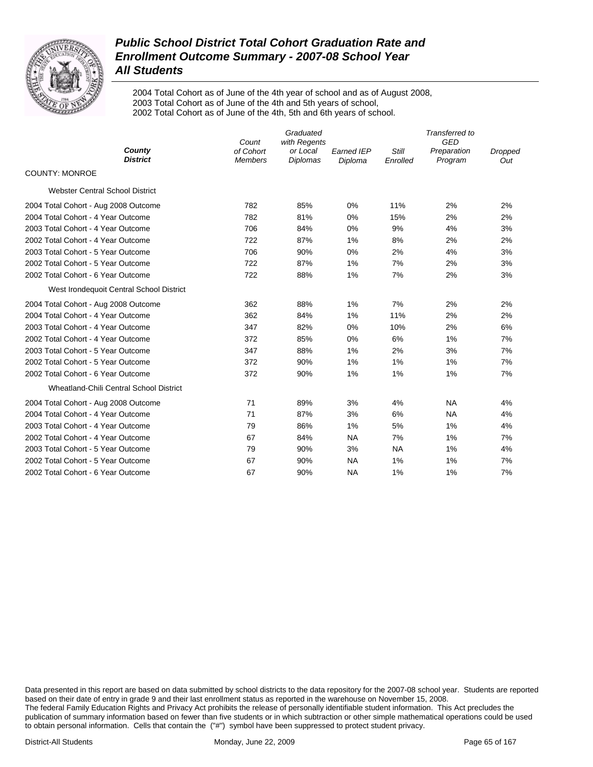# *Public School District Total Cohort Graduation Rate and Enrollment Outcome Summary - 2007-08 School Year*
# *All Students*

2004 Total Cohort as of June of the 4th year of school and as of August 2008,
2003 Total Cohort as of June of the 4th and 5th years of school,
2002 Total Cohort as of June of the 4th, 5th and 6th years of school.

| ***County*** ***District*** | *Count of Cohort Members* | *Graduated with Regents or Local Diplomas* | *Earned IEP Diploma* | *Still Enrolled* | *Transferred to GED Preparation Program* | *Dropped Out* |
|---|---|---|---|---|---|---|
| COUNTY: MONROE | | | | | | |
| Webster Central School District | | | | | | |
| 2004 Total Cohort - Aug 2008 Outcome | 782 | 85% | 0% | 11% | 2% | 2% |
| 2004 Total Cohort - 4 Year Outcome | 782 | 81% | 0% | 15% | 2% | 2% |
| 2003 Total Cohort - 4 Year Outcome | 706 | 84% | 0% | 9% | 4% | 3% |
| 2002 Total Cohort - 4 Year Outcome | 722 | 87% | 1% | 8% | 2% | 2% |
| 2003 Total Cohort - 5 Year Outcome | 706 | 90% | 0% | 2% | 4% | 3% |
| 2002 Total Cohort - 5 Year Outcome | 722 | 87% | 1% | 7% | 2% | 3% |
| 2002 Total Cohort - 6 Year Outcome | 722 | 88% | 1% | 7% | 2% | 3% |
| West Irondequoit Central School District | | | | | | |
| 2004 Total Cohort - Aug 2008 Outcome | 362 | 88% | 1% | 7% | 2% | 2% |
| 2004 Total Cohort - 4 Year Outcome | 362 | 84% | 1% | 11% | 2% | 2% |
| 2003 Total Cohort - 4 Year Outcome | 347 | 82% | 0% | 10% | 2% | 6% |
| 2002 Total Cohort - 4 Year Outcome | 372 | 85% | 0% | 6% | 1% | 7% |
| 2003 Total Cohort - 5 Year Outcome | 347 | 88% | 1% | 2% | 3% | 7% |
| 2002 Total Cohort - 5 Year Outcome | 372 | 90% | 1% | 1% | 1% | 7% |
| 2002 Total Cohort - 6 Year Outcome | 372 | 90% | 1% | 1% | 1% | 7% |
| Wheatland-Chili Central School District | | | | | | |
| 2004 Total Cohort - Aug 2008 Outcome | 71 | 89% | 3% | 4% | NA | 4% |
| 2004 Total Cohort - 4 Year Outcome | 71 | 87% | 3% | 6% | NA | 4% |
| 2003 Total Cohort - 4 Year Outcome | 79 | 86% | 1% | 5% | 1% | 4% |
| 2002 Total Cohort - 4 Year Outcome | 67 | 84% | NA | 7% | 1% | 7% |
| 2003 Total Cohort - 5 Year Outcome | 79 | 90% | 3% | NA | 1% | 4% |
| 2002 Total Cohort - 5 Year Outcome | 67 | 90% | NA | 1% | 1% | 7% |
| 2002 Total Cohort - 6 Year Outcome | 67 | 90% | NA | 1% | 1% | 7% |

Data presented in this report are based on data submitted by school districts to the data repository for the 2007-08 school year. Students are reported based on their date of entry in grade 9 and their last enrollment status as reported in the warehouse on November 15, 2008.
The federal Family Education Rights and Privacy Act prohibits the release of personally identifiable student information. This Act precludes the publication of summary information based on fewer than five students or in which subtraction or other simple mathematical operations could be used to obtain personal information. Cells that contain the ("#") symbol have been suppressed to protect student privacy.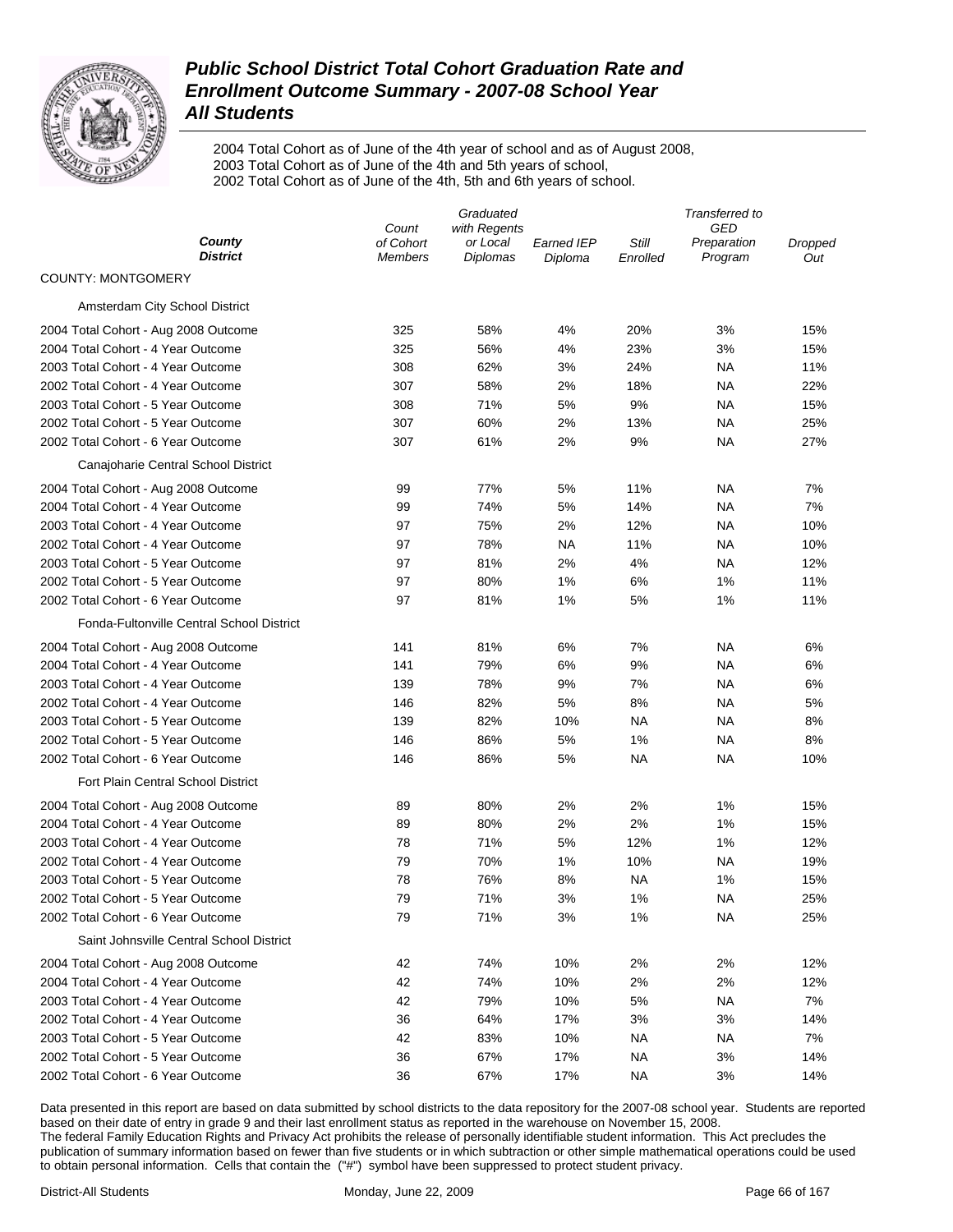# Public School District Total Cohort Graduation Rate and Enrollment Outcome Summary - 2007-08 School Year

## All Students

2004 Total Cohort as of June of the 4th year of school and as of August 2008,
2003 Total Cohort as of June of the 4th and 5th years of school,
2002 Total Cohort as of June of the 4th, 5th and 6th years of school.

| County / District | Count of Cohort Members | Graduated with Regents or Local Diplomas | Earned IEP Diploma | Still Enrolled | Transferred to GED Preparation Program | Dropped Out |
|---|---|---|---|---|---|---|
| **COUNTY: MONTGOMERY** | | | | | | |
| Amsterdam City School District | | | | | | |
| 2004 Total Cohort - Aug 2008 Outcome | 325 | 58% | 4% | 20% | 3% | 15% |
| 2004 Total Cohort - 4 Year Outcome | 325 | 56% | 4% | 23% | 3% | 15% |
| 2003 Total Cohort - 4 Year Outcome | 308 | 62% | 3% | 24% | NA | 11% |
| 2002 Total Cohort - 4 Year Outcome | 307 | 58% | 2% | 18% | NA | 22% |
| 2003 Total Cohort - 5 Year Outcome | 308 | 71% | 5% | 9% | NA | 15% |
| 2002 Total Cohort - 5 Year Outcome | 307 | 60% | 2% | 13% | NA | 25% |
| 2002 Total Cohort - 6 Year Outcome | 307 | 61% | 2% | 9% | NA | 27% |
| Canajoharie Central School District | | | | | | |
| 2004 Total Cohort - Aug 2008 Outcome | 99 | 77% | 5% | 11% | NA | 7% |
| 2004 Total Cohort - 4 Year Outcome | 99 | 74% | 5% | 14% | NA | 7% |
| 2003 Total Cohort - 4 Year Outcome | 97 | 75% | 2% | 12% | NA | 10% |
| 2002 Total Cohort - 4 Year Outcome | 97 | 78% | NA | 11% | NA | 10% |
| 2003 Total Cohort - 5 Year Outcome | 97 | 81% | 2% | 4% | NA | 12% |
| 2002 Total Cohort - 5 Year Outcome | 97 | 80% | 1% | 6% | 1% | 11% |
| 2002 Total Cohort - 6 Year Outcome | 97 | 81% | 1% | 5% | 1% | 11% |
| Fonda-Fultonville Central School District | | | | | | |
| 2004 Total Cohort - Aug 2008 Outcome | 141 | 81% | 6% | 7% | NA | 6% |
| 2004 Total Cohort - 4 Year Outcome | 141 | 79% | 6% | 9% | NA | 6% |
| 2003 Total Cohort - 4 Year Outcome | 139 | 78% | 9% | 7% | NA | 6% |
| 2002 Total Cohort - 4 Year Outcome | 146 | 82% | 5% | 8% | NA | 5% |
| 2003 Total Cohort - 5 Year Outcome | 139 | 82% | 10% | NA | NA | 8% |
| 2002 Total Cohort - 5 Year Outcome | 146 | 86% | 5% | 1% | NA | 8% |
| 2002 Total Cohort - 6 Year Outcome | 146 | 86% | 5% | NA | NA | 10% |
| Fort Plain Central School District | | | | | | |
| 2004 Total Cohort - Aug 2008 Outcome | 89 | 80% | 2% | 2% | 1% | 15% |
| 2004 Total Cohort - 4 Year Outcome | 89 | 80% | 2% | 2% | 1% | 15% |
| 2003 Total Cohort - 4 Year Outcome | 78 | 71% | 5% | 12% | 1% | 12% |
| 2002 Total Cohort - 4 Year Outcome | 79 | 70% | 1% | 10% | NA | 19% |
| 2003 Total Cohort - 5 Year Outcome | 78 | 76% | 8% | NA | 1% | 15% |
| 2002 Total Cohort - 5 Year Outcome | 79 | 71% | 3% | 1% | NA | 25% |
| 2002 Total Cohort - 6 Year Outcome | 79 | 71% | 3% | 1% | NA | 25% |
| Saint Johnsville Central School District | | | | | | |
| 2004 Total Cohort - Aug 2008 Outcome | 42 | 74% | 10% | 2% | 2% | 12% |
| 2004 Total Cohort - 4 Year Outcome | 42 | 74% | 10% | 2% | 2% | 12% |
| 2003 Total Cohort - 4 Year Outcome | 42 | 79% | 10% | 5% | NA | 7% |
| 2002 Total Cohort - 4 Year Outcome | 36 | 64% | 17% | 3% | 3% | 14% |
| 2003 Total Cohort - 5 Year Outcome | 42 | 83% | 10% | NA | NA | 7% |
| 2002 Total Cohort - 5 Year Outcome | 36 | 67% | 17% | NA | 3% | 14% |
| 2002 Total Cohort - 6 Year Outcome | 36 | 67% | 17% | NA | 3% | 14% |

Data presented in this report are based on data submitted by school districts to the data repository for the 2007-08 school year. Students are reported based on their date of entry in grade 9 and their last enrollment status as reported in the warehouse on November 15, 2008.
The federal Family Education Rights and Privacy Act prohibits the release of personally identifiable student information. This Act precludes the publication of summary information based on fewer than five students or in which subtraction or other simple mathematical operations could be used to obtain personal information. Cells that contain the ("#") symbol have been suppressed to protect student privacy.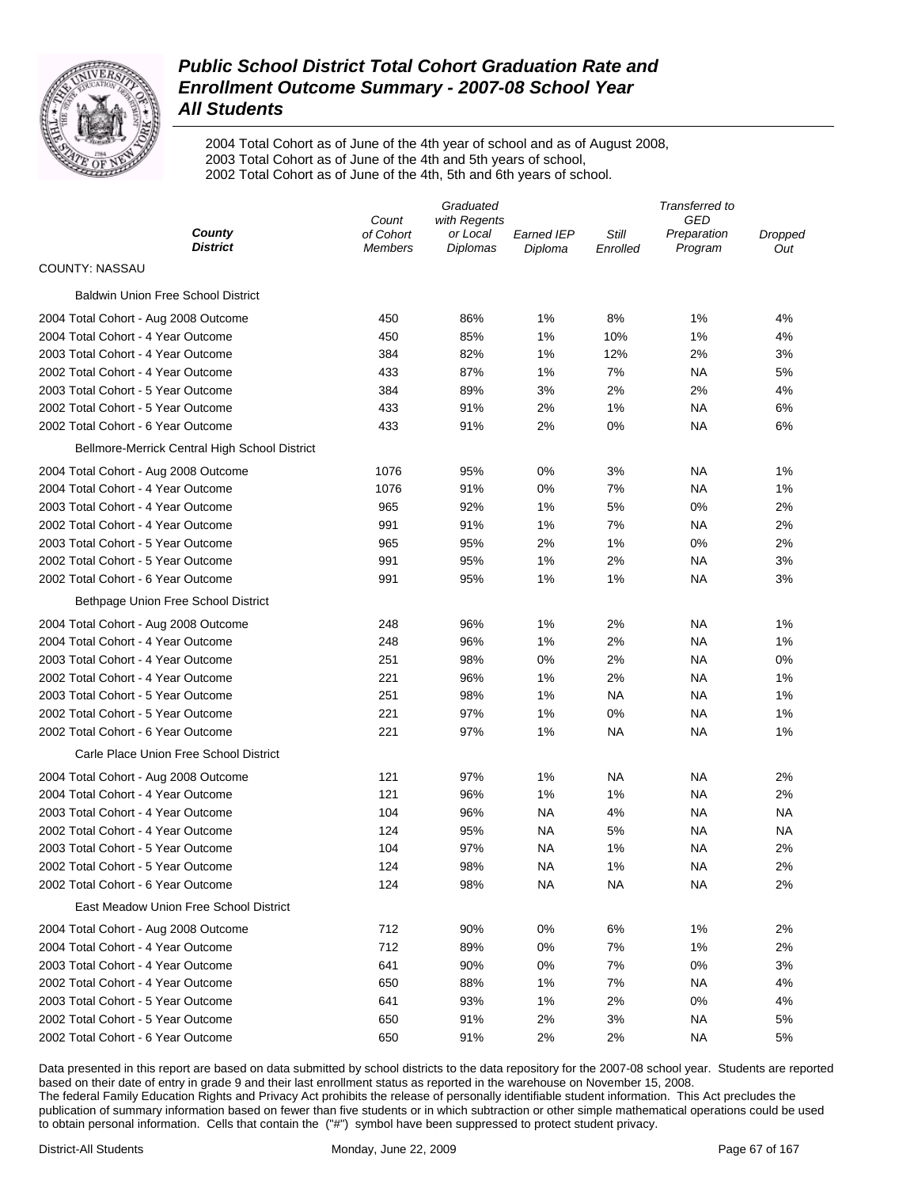# Public School District Total Cohort Graduation Rate and Enrollment Outcome Summary - 2007-08 School Year
## All Students

2004 Total Cohort as of June of the 4th year of school and as of August 2008,
2003 Total Cohort as of June of the 4th and 5th years of school,
2002 Total Cohort as of June of the 4th, 5th and 6th years of school.

| County / District | Count of Cohort Members | Graduated with Regents or Local Diplomas | Earned IEP Diploma | Still Enrolled | Transferred to GED Preparation Program | Dropped Out |
|---|---|---|---|---|---|---|
| **COUNTY: NASSAU** | | | | | | |
| **Baldwin Union Free School District** | | | | | | |
| 2004 Total Cohort - Aug 2008 Outcome | 450 | 86% | 1% | 8% | 1% | 4% |
| 2004 Total Cohort - 4 Year Outcome | 450 | 85% | 1% | 10% | 1% | 4% |
| 2003 Total Cohort - 4 Year Outcome | 384 | 82% | 1% | 12% | 2% | 3% |
| 2002 Total Cohort - 4 Year Outcome | 433 | 87% | 1% | 7% | NA | 5% |
| 2003 Total Cohort - 5 Year Outcome | 384 | 89% | 3% | 2% | 2% | 4% |
| 2002 Total Cohort - 5 Year Outcome | 433 | 91% | 2% | 1% | NA | 6% |
| 2002 Total Cohort - 6 Year Outcome | 433 | 91% | 2% | 0% | NA | 6% |
| **Bellmore-Merrick Central High School District** | | | | | | |
| 2004 Total Cohort - Aug 2008 Outcome | 1076 | 95% | 0% | 3% | NA | 1% |
| 2004 Total Cohort - 4 Year Outcome | 1076 | 91% | 0% | 7% | NA | 1% |
| 2003 Total Cohort - 4 Year Outcome | 965 | 92% | 1% | 5% | 0% | 2% |
| 2002 Total Cohort - 4 Year Outcome | 991 | 91% | 1% | 7% | NA | 2% |
| 2003 Total Cohort - 5 Year Outcome | 965 | 95% | 2% | 1% | 0% | 2% |
| 2002 Total Cohort - 5 Year Outcome | 991 | 95% | 1% | 2% | NA | 3% |
| 2002 Total Cohort - 6 Year Outcome | 991 | 95% | 1% | 1% | NA | 3% |
| **Bethpage Union Free School District** | | | | | | |
| 2004 Total Cohort - Aug 2008 Outcome | 248 | 96% | 1% | 2% | NA | 1% |
| 2004 Total Cohort - 4 Year Outcome | 248 | 96% | 1% | 2% | NA | 1% |
| 2003 Total Cohort - 4 Year Outcome | 251 | 98% | 0% | 2% | NA | 0% |
| 2002 Total Cohort - 4 Year Outcome | 221 | 96% | 1% | 2% | NA | 1% |
| 2003 Total Cohort - 5 Year Outcome | 251 | 98% | 1% | NA | NA | 1% |
| 2002 Total Cohort - 5 Year Outcome | 221 | 97% | 1% | 0% | NA | 1% |
| 2002 Total Cohort - 6 Year Outcome | 221 | 97% | 1% | NA | NA | 1% |
| **Carle Place Union Free School District** | | | | | | |
| 2004 Total Cohort - Aug 2008 Outcome | 121 | 97% | 1% | NA | NA | 2% |
| 2004 Total Cohort - 4 Year Outcome | 121 | 96% | 1% | 1% | NA | 2% |
| 2003 Total Cohort - 4 Year Outcome | 104 | 96% | NA | 4% | NA | NA |
| 2002 Total Cohort - 4 Year Outcome | 124 | 95% | NA | 5% | NA | NA |
| 2003 Total Cohort - 5 Year Outcome | 104 | 97% | NA | 1% | NA | 2% |
| 2002 Total Cohort - 5 Year Outcome | 124 | 98% | NA | 1% | NA | 2% |
| 2002 Total Cohort - 6 Year Outcome | 124 | 98% | NA | NA | NA | 2% |
| **East Meadow Union Free School District** | | | | | | |
| 2004 Total Cohort - Aug 2008 Outcome | 712 | 90% | 0% | 6% | 1% | 2% |
| 2004 Total Cohort - 4 Year Outcome | 712 | 89% | 0% | 7% | 1% | 2% |
| 2003 Total Cohort - 4 Year Outcome | 641 | 90% | 0% | 7% | 0% | 3% |
| 2002 Total Cohort - 4 Year Outcome | 650 | 88% | 1% | 7% | NA | 4% |
| 2003 Total Cohort - 5 Year Outcome | 641 | 93% | 1% | 2% | 0% | 4% |
| 2002 Total Cohort - 5 Year Outcome | 650 | 91% | 2% | 3% | NA | 5% |
| 2002 Total Cohort - 6 Year Outcome | 650 | 91% | 2% | 2% | NA | 5% |

Data presented in this report are based on data submitted by school districts to the data repository for the 2007-08 school year. Students are reported based on their date of entry in grade 9 and their last enrollment status as reported in the warehouse on November 15, 2008.
The federal Family Education Rights and Privacy Act prohibits the release of personally identifiable student information. This Act precludes the publication of summary information based on fewer than five students or in which subtraction or other simple mathematical operations could be used to obtain personal information. Cells that contain the ("#") symbol have been suppressed to protect student privacy.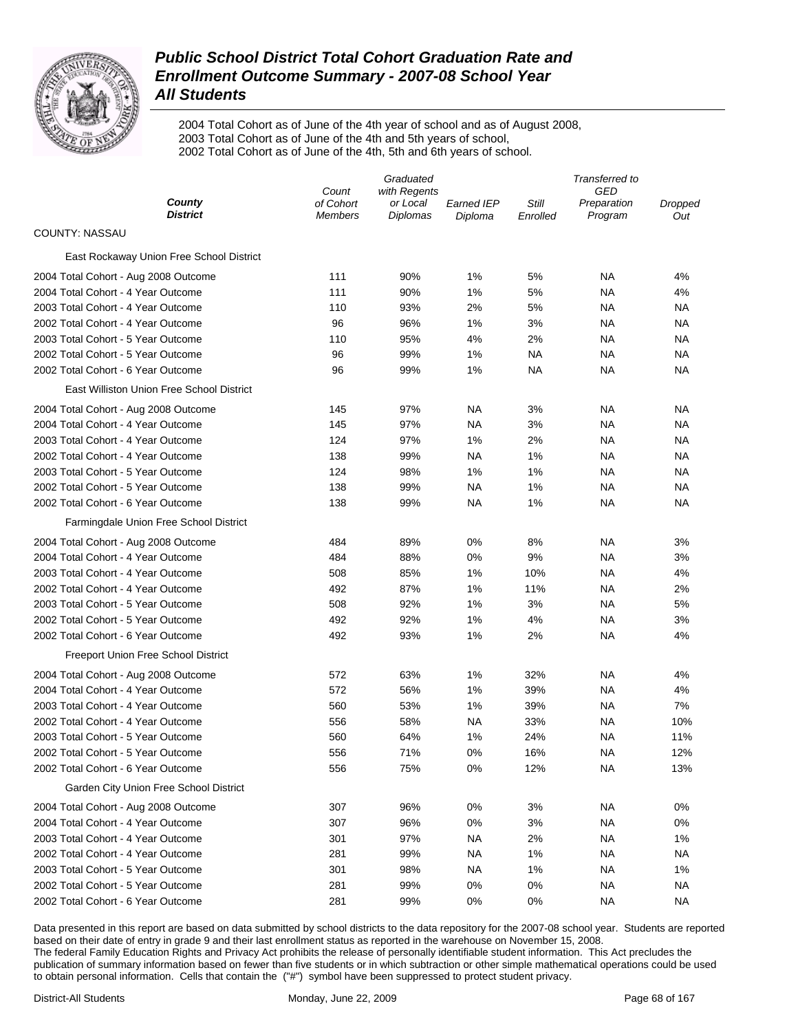# Public School District Total Cohort Graduation Rate and Enrollment Outcome Summary - 2007-08 School Year
## All Students

2004 Total Cohort as of June of the 4th year of school and as of August 2008,
2003 Total Cohort as of June of the 4th and 5th years of school,
2002 Total Cohort as of June of the 4th, 5th and 6th years of school.

| County / District | Count of Cohort Members | Graduated with Regents or Local Diplomas | Earned IEP Diploma | Still Enrolled | Transferred to GED Preparation Program | Dropped Out |
|---|---|---|---|---|---|---|
| **COUNTY: NASSAU** | | | | | | |
| *East Rockaway Union Free School District* | | | | | | |
| 2004 Total Cohort - Aug 2008 Outcome | 111 | 90% | 1% | 5% | NA | 4% |
| 2004 Total Cohort - 4 Year Outcome | 111 | 90% | 1% | 5% | NA | 4% |
| 2003 Total Cohort - 4 Year Outcome | 110 | 93% | 2% | 5% | NA | NA |
| 2002 Total Cohort - 4 Year Outcome | 96 | 96% | 1% | 3% | NA | NA |
| 2003 Total Cohort - 5 Year Outcome | 110 | 95% | 4% | 2% | NA | NA |
| 2002 Total Cohort - 5 Year Outcome | 96 | 99% | 1% | NA | NA | NA |
| 2002 Total Cohort - 6 Year Outcome | 96 | 99% | 1% | NA | NA | NA |
| *East Williston Union Free School District* | | | | | | |
| 2004 Total Cohort - Aug 2008 Outcome | 145 | 97% | NA | 3% | NA | NA |
| 2004 Total Cohort - 4 Year Outcome | 145 | 97% | NA | 3% | NA | NA |
| 2003 Total Cohort - 4 Year Outcome | 124 | 97% | 1% | 2% | NA | NA |
| 2002 Total Cohort - 4 Year Outcome | 138 | 99% | NA | 1% | NA | NA |
| 2003 Total Cohort - 5 Year Outcome | 124 | 98% | 1% | 1% | NA | NA |
| 2002 Total Cohort - 5 Year Outcome | 138 | 99% | NA | 1% | NA | NA |
| 2002 Total Cohort - 6 Year Outcome | 138 | 99% | NA | 1% | NA | NA |
| *Farmingdale Union Free School District* | | | | | | |
| 2004 Total Cohort - Aug 2008 Outcome | 484 | 89% | 0% | 8% | NA | 3% |
| 2004 Total Cohort - 4 Year Outcome | 484 | 88% | 0% | 9% | NA | 3% |
| 2003 Total Cohort - 4 Year Outcome | 508 | 85% | 1% | 10% | NA | 4% |
| 2002 Total Cohort - 4 Year Outcome | 492 | 87% | 1% | 11% | NA | 2% |
| 2003 Total Cohort - 5 Year Outcome | 508 | 92% | 1% | 3% | NA | 5% |
| 2002 Total Cohort - 5 Year Outcome | 492 | 92% | 1% | 4% | NA | 3% |
| 2002 Total Cohort - 6 Year Outcome | 492 | 93% | 1% | 2% | NA | 4% |
| *Freeport Union Free School District* | | | | | | |
| 2004 Total Cohort - Aug 2008 Outcome | 572 | 63% | 1% | 32% | NA | 4% |
| 2004 Total Cohort - 4 Year Outcome | 572 | 56% | 1% | 39% | NA | 4% |
| 2003 Total Cohort - 4 Year Outcome | 560 | 53% | 1% | 39% | NA | 7% |
| 2002 Total Cohort - 4 Year Outcome | 556 | 58% | NA | 33% | NA | 10% |
| 2003 Total Cohort - 5 Year Outcome | 560 | 64% | 1% | 24% | NA | 11% |
| 2002 Total Cohort - 5 Year Outcome | 556 | 71% | 0% | 16% | NA | 12% |
| 2002 Total Cohort - 6 Year Outcome | 556 | 75% | 0% | 12% | NA | 13% |
| *Garden City Union Free School District* | | | | | | |
| 2004 Total Cohort - Aug 2008 Outcome | 307 | 96% | 0% | 3% | NA | 0% |
| 2004 Total Cohort - 4 Year Outcome | 307 | 96% | 0% | 3% | NA | 0% |
| 2003 Total Cohort - 4 Year Outcome | 301 | 97% | NA | 2% | NA | 1% |
| 2002 Total Cohort - 4 Year Outcome | 281 | 99% | NA | 1% | NA | NA |
| 2003 Total Cohort - 5 Year Outcome | 301 | 98% | NA | 1% | NA | 1% |
| 2002 Total Cohort - 5 Year Outcome | 281 | 99% | 0% | 0% | NA | NA |
| 2002 Total Cohort - 6 Year Outcome | 281 | 99% | 0% | 0% | NA | NA |

Data presented in this report are based on data submitted by school districts to the data repository for the 2007-08 school year. Students are reported based on their date of entry in grade 9 and their last enrollment status as reported in the warehouse on November 15, 2008.
The federal Family Education Rights and Privacy Act prohibits the release of personally identifiable student information. This Act precludes the publication of summary information based on fewer than five students or in which subtraction or other simple mathematical operations could be used to obtain personal information. Cells that contain the ("#") symbol have been suppressed to protect student privacy.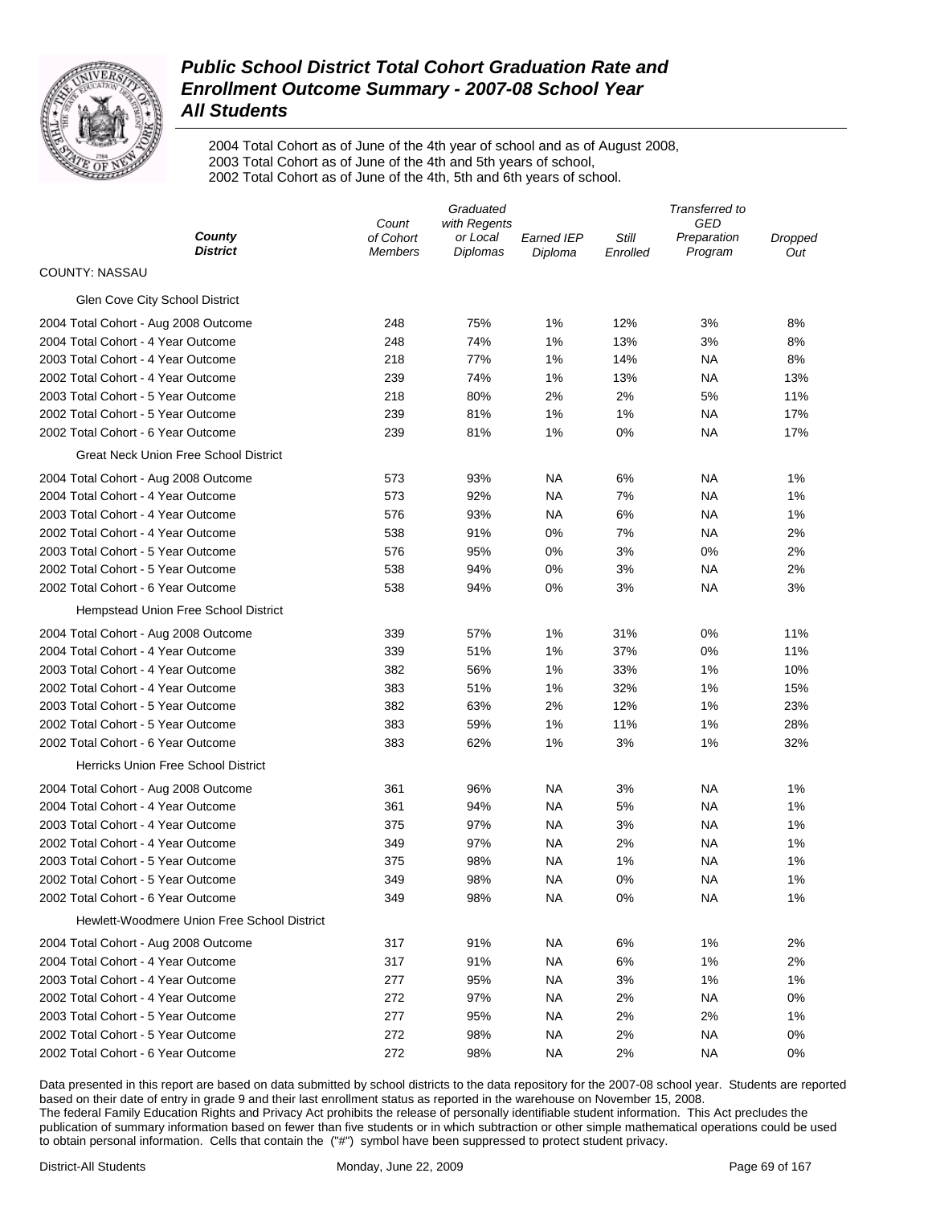# *Public School District Total Cohort Graduation Rate and Enrollment Outcome Summary - 2007-08 School Year*
# *All Students*

2004 Total Cohort as of June of the 4th year of school and as of August 2008,
2003 Total Cohort as of June of the 4th and 5th years of school,
2002 Total Cohort as of June of the 4th, 5th and 6th years of school.

| *County* *District* | *Count of Cohort Members* | *Graduated with Regents or Local Diplomas* | *Earned IEP Diploma* | *Still Enrolled* | *Transferred to GED Preparation Program* | *Dropped Out* |
|---|---|---|---|---|---|---|
| COUNTY: NASSAU | | | | | | |
| Glen Cove City School District | | | | | | |
| 2004 Total Cohort - Aug 2008 Outcome | 248 | 75% | 1% | 12% | 3% | 8% |
| 2004 Total Cohort - 4 Year Outcome | 248 | 74% | 1% | 13% | 3% | 8% |
| 2003 Total Cohort - 4 Year Outcome | 218 | 77% | 1% | 14% | NA | 8% |
| 2002 Total Cohort - 4 Year Outcome | 239 | 74% | 1% | 13% | NA | 13% |
| 2003 Total Cohort - 5 Year Outcome | 218 | 80% | 2% | 2% | 5% | 11% |
| 2002 Total Cohort - 5 Year Outcome | 239 | 81% | 1% | 1% | NA | 17% |
| 2002 Total Cohort - 6 Year Outcome | 239 | 81% | 1% | 0% | NA | 17% |
| Great Neck Union Free School District | | | | | | |
| 2004 Total Cohort - Aug 2008 Outcome | 573 | 93% | NA | 6% | NA | 1% |
| 2004 Total Cohort - 4 Year Outcome | 573 | 92% | NA | 7% | NA | 1% |
| 2003 Total Cohort - 4 Year Outcome | 576 | 93% | NA | 6% | NA | 1% |
| 2002 Total Cohort - 4 Year Outcome | 538 | 91% | 0% | 7% | NA | 2% |
| 2003 Total Cohort - 5 Year Outcome | 576 | 95% | 0% | 3% | 0% | 2% |
| 2002 Total Cohort - 5 Year Outcome | 538 | 94% | 0% | 3% | NA | 2% |
| 2002 Total Cohort - 6 Year Outcome | 538 | 94% | 0% | 3% | NA | 3% |
| Hempstead Union Free School District | | | | | | |
| 2004 Total Cohort - Aug 2008 Outcome | 339 | 57% | 1% | 31% | 0% | 11% |
| 2004 Total Cohort - 4 Year Outcome | 339 | 51% | 1% | 37% | 0% | 11% |
| 2003 Total Cohort - 4 Year Outcome | 382 | 56% | 1% | 33% | 1% | 10% |
| 2002 Total Cohort - 4 Year Outcome | 383 | 51% | 1% | 32% | 1% | 15% |
| 2003 Total Cohort - 5 Year Outcome | 382 | 63% | 2% | 12% | 1% | 23% |
| 2002 Total Cohort - 5 Year Outcome | 383 | 59% | 1% | 11% | 1% | 28% |
| 2002 Total Cohort - 6 Year Outcome | 383 | 62% | 1% | 3% | 1% | 32% |
| Herricks Union Free School District | | | | | | |
| 2004 Total Cohort - Aug 2008 Outcome | 361 | 96% | NA | 3% | NA | 1% |
| 2004 Total Cohort - 4 Year Outcome | 361 | 94% | NA | 5% | NA | 1% |
| 2003 Total Cohort - 4 Year Outcome | 375 | 97% | NA | 3% | NA | 1% |
| 2002 Total Cohort - 4 Year Outcome | 349 | 97% | NA | 2% | NA | 1% |
| 2003 Total Cohort - 5 Year Outcome | 375 | 98% | NA | 1% | NA | 1% |
| 2002 Total Cohort - 5 Year Outcome | 349 | 98% | NA | 0% | NA | 1% |
| 2002 Total Cohort - 6 Year Outcome | 349 | 98% | NA | 0% | NA | 1% |
| Hewlett-Woodmere Union Free School District | | | | | | |
| 2004 Total Cohort - Aug 2008 Outcome | 317 | 91% | NA | 6% | 1% | 2% |
| 2004 Total Cohort - 4 Year Outcome | 317 | 91% | NA | 6% | 1% | 2% |
| 2003 Total Cohort - 4 Year Outcome | 277 | 95% | NA | 3% | 1% | 1% |
| 2002 Total Cohort - 4 Year Outcome | 272 | 97% | NA | 2% | NA | 0% |
| 2003 Total Cohort - 5 Year Outcome | 277 | 95% | NA | 2% | 2% | 1% |
| 2002 Total Cohort - 5 Year Outcome | 272 | 98% | NA | 2% | NA | 0% |
| 2002 Total Cohort - 6 Year Outcome | 272 | 98% | NA | 2% | NA | 0% |

Data presented in this report are based on data submitted by school districts to the data repository for the 2007-08 school year. Students are reported based on their date of entry in grade 9 and their last enrollment status as reported in the warehouse on November 15, 2008.
The federal Family Education Rights and Privacy Act prohibits the release of personally identifiable student information. This Act precludes the publication of summary information based on fewer than five students or in which subtraction or other simple mathematical operations could be used to obtain personal information. Cells that contain the ("#") symbol have been suppressed to protect student privacy.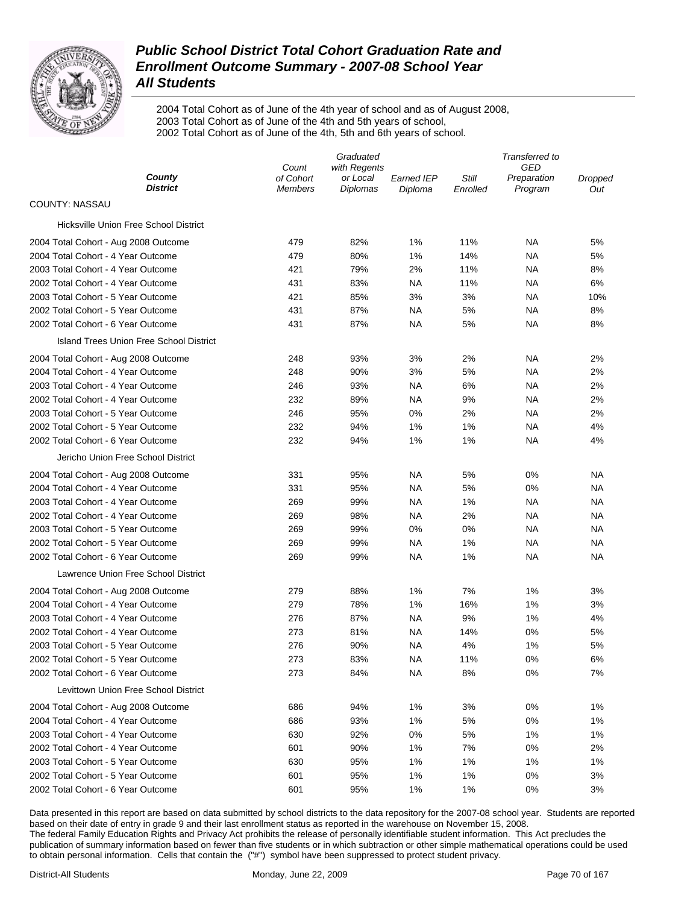# *Public School District Total Cohort Graduation Rate and Enrollment Outcome Summary - 2007-08 School Year*
# *All Students*

2004 Total Cohort as of June of the 4th year of school and as of August 2008,
2003 Total Cohort as of June of the 4th and 5th years of school,
2002 Total Cohort as of June of the 4th, 5th and 6th years of school.

| *County* *District* | *Count of Cohort Members* | *Graduated with Regents or Local Diplomas* | *Earned IEP Diploma* | *Still Enrolled* | *Transferred to GED Preparation Program* | *Dropped Out* |
|---|---|---|---|---|---|---|
| COUNTY: NASSAU | | | | | | |
| Hicksville Union Free School District | | | | | | |
| 2004 Total Cohort - Aug 2008 Outcome | 479 | 82% | 1% | 11% | NA | 5% |
| 2004 Total Cohort - 4 Year Outcome | 479 | 80% | 1% | 14% | NA | 5% |
| 2003 Total Cohort - 4 Year Outcome | 421 | 79% | 2% | 11% | NA | 8% |
| 2002 Total Cohort - 4 Year Outcome | 431 | 83% | NA | 11% | NA | 6% |
| 2003 Total Cohort - 5 Year Outcome | 421 | 85% | 3% | 3% | NA | 10% |
| 2002 Total Cohort - 5 Year Outcome | 431 | 87% | NA | 5% | NA | 8% |
| 2002 Total Cohort - 6 Year Outcome | 431 | 87% | NA | 5% | NA | 8% |
| Island Trees Union Free School District | | | | | | |
| 2004 Total Cohort - Aug 2008 Outcome | 248 | 93% | 3% | 2% | NA | 2% |
| 2004 Total Cohort - 4 Year Outcome | 248 | 90% | 3% | 5% | NA | 2% |
| 2003 Total Cohort - 4 Year Outcome | 246 | 93% | NA | 6% | NA | 2% |
| 2002 Total Cohort - 4 Year Outcome | 232 | 89% | NA | 9% | NA | 2% |
| 2003 Total Cohort - 5 Year Outcome | 246 | 95% | 0% | 2% | NA | 2% |
| 2002 Total Cohort - 5 Year Outcome | 232 | 94% | 1% | 1% | NA | 4% |
| 2002 Total Cohort - 6 Year Outcome | 232 | 94% | 1% | 1% | NA | 4% |
| Jericho Union Free School District | | | | | | |
| 2004 Total Cohort - Aug 2008 Outcome | 331 | 95% | NA | 5% | 0% | NA |
| 2004 Total Cohort - 4 Year Outcome | 331 | 95% | NA | 5% | 0% | NA |
| 2003 Total Cohort - 4 Year Outcome | 269 | 99% | NA | 1% | NA | NA |
| 2002 Total Cohort - 4 Year Outcome | 269 | 98% | NA | 2% | NA | NA |
| 2003 Total Cohort - 5 Year Outcome | 269 | 99% | 0% | 0% | NA | NA |
| 2002 Total Cohort - 5 Year Outcome | 269 | 99% | NA | 1% | NA | NA |
| 2002 Total Cohort - 6 Year Outcome | 269 | 99% | NA | 1% | NA | NA |
| Lawrence Union Free School District | | | | | | |
| 2004 Total Cohort - Aug 2008 Outcome | 279 | 88% | 1% | 7% | 1% | 3% |
| 2004 Total Cohort - 4 Year Outcome | 279 | 78% | 1% | 16% | 1% | 3% |
| 2003 Total Cohort - 4 Year Outcome | 276 | 87% | NA | 9% | 1% | 4% |
| 2002 Total Cohort - 4 Year Outcome | 273 | 81% | NA | 14% | 0% | 5% |
| 2003 Total Cohort - 5 Year Outcome | 276 | 90% | NA | 4% | 1% | 5% |
| 2002 Total Cohort - 5 Year Outcome | 273 | 83% | NA | 11% | 0% | 6% |
| 2002 Total Cohort - 6 Year Outcome | 273 | 84% | NA | 8% | 0% | 7% |
| Levittown Union Free School District | | | | | | |
| 2004 Total Cohort - Aug 2008 Outcome | 686 | 94% | 1% | 3% | 0% | 1% |
| 2004 Total Cohort - 4 Year Outcome | 686 | 93% | 1% | 5% | 0% | 1% |
| 2003 Total Cohort - 4 Year Outcome | 630 | 92% | 0% | 5% | 1% | 1% |
| 2002 Total Cohort - 4 Year Outcome | 601 | 90% | 1% | 7% | 0% | 2% |
| 2003 Total Cohort - 5 Year Outcome | 630 | 95% | 1% | 1% | 1% | 1% |
| 2002 Total Cohort - 5 Year Outcome | 601 | 95% | 1% | 1% | 0% | 3% |
| 2002 Total Cohort - 6 Year Outcome | 601 | 95% | 1% | 1% | 0% | 3% |

Data presented in this report are based on data submitted by school districts to the data repository for the 2007-08 school year. Students are reported based on their date of entry in grade 9 and their last enrollment status as reported in the warehouse on November 15, 2008.
The federal Family Education Rights and Privacy Act prohibits the release of personally identifiable student information. This Act precludes the publication of summary information based on fewer than five students or in which subtraction or other simple mathematical operations could be used to obtain personal information. Cells that contain the ("#") symbol have been suppressed to protect student privacy.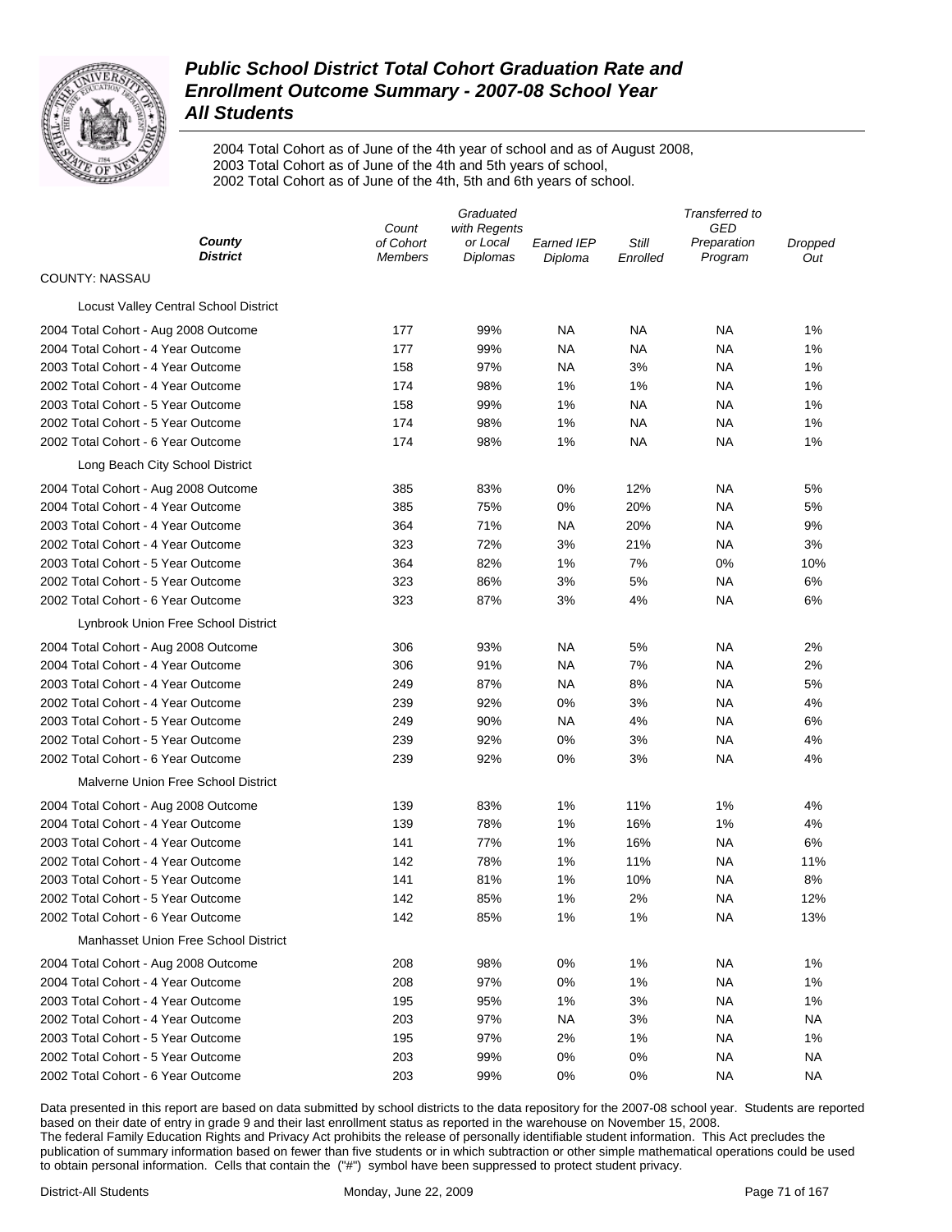# Public School District Total Cohort Graduation Rate and Enrollment Outcome Summary - 2007-08 School Year

## All Students

2004 Total Cohort as of June of the 4th year of school and as of August 2008,
2003 Total Cohort as of June of the 4th and 5th years of school,
2002 Total Cohort as of June of the 4th, 5th and 6th years of school.

| County / District | Count of Cohort Members | Graduated with Regents or Local Diplomas | Earned IEP Diploma | Still Enrolled | Transferred to GED Preparation Program | Dropped Out |
|---|---|---|---|---|---|---|
| COUNTY: NASSAU | | | | | | |
| Locust Valley Central School District | | | | | | |
| 2004 Total Cohort - Aug 2008 Outcome | 177 | 99% | NA | NA | NA | 1% |
| 2004 Total Cohort - 4 Year Outcome | 177 | 99% | NA | NA | NA | 1% |
| 2003 Total Cohort - 4 Year Outcome | 158 | 97% | NA | 3% | NA | 1% |
| 2002 Total Cohort - 4 Year Outcome | 174 | 98% | 1% | 1% | NA | 1% |
| 2003 Total Cohort - 5 Year Outcome | 158 | 99% | 1% | NA | NA | 1% |
| 2002 Total Cohort - 5 Year Outcome | 174 | 98% | 1% | NA | NA | 1% |
| 2002 Total Cohort - 6 Year Outcome | 174 | 98% | 1% | NA | NA | 1% |
| Long Beach City School District | | | | | | |
| 2004 Total Cohort - Aug 2008 Outcome | 385 | 83% | 0% | 12% | NA | 5% |
| 2004 Total Cohort - 4 Year Outcome | 385 | 75% | 0% | 20% | NA | 5% |
| 2003 Total Cohort - 4 Year Outcome | 364 | 71% | NA | 20% | NA | 9% |
| 2002 Total Cohort - 4 Year Outcome | 323 | 72% | 3% | 21% | NA | 3% |
| 2003 Total Cohort - 5 Year Outcome | 364 | 82% | 1% | 7% | 0% | 10% |
| 2002 Total Cohort - 5 Year Outcome | 323 | 86% | 3% | 5% | NA | 6% |
| 2002 Total Cohort - 6 Year Outcome | 323 | 87% | 3% | 4% | NA | 6% |
| Lynbrook Union Free School District | | | | | | |
| 2004 Total Cohort - Aug 2008 Outcome | 306 | 93% | NA | 5% | NA | 2% |
| 2004 Total Cohort - 4 Year Outcome | 306 | 91% | NA | 7% | NA | 2% |
| 2003 Total Cohort - 4 Year Outcome | 249 | 87% | NA | 8% | NA | 5% |
| 2002 Total Cohort - 4 Year Outcome | 239 | 92% | 0% | 3% | NA | 4% |
| 2003 Total Cohort - 5 Year Outcome | 249 | 90% | NA | 4% | NA | 6% |
| 2002 Total Cohort - 5 Year Outcome | 239 | 92% | 0% | 3% | NA | 4% |
| 2002 Total Cohort - 6 Year Outcome | 239 | 92% | 0% | 3% | NA | 4% |
| Malverne Union Free School District | | | | | | |
| 2004 Total Cohort - Aug 2008 Outcome | 139 | 83% | 1% | 11% | 1% | 4% |
| 2004 Total Cohort - 4 Year Outcome | 139 | 78% | 1% | 16% | 1% | 4% |
| 2003 Total Cohort - 4 Year Outcome | 141 | 77% | 1% | 16% | NA | 6% |
| 2002 Total Cohort - 4 Year Outcome | 142 | 78% | 1% | 11% | NA | 11% |
| 2003 Total Cohort - 5 Year Outcome | 141 | 81% | 1% | 10% | NA | 8% |
| 2002 Total Cohort - 5 Year Outcome | 142 | 85% | 1% | 2% | NA | 12% |
| 2002 Total Cohort - 6 Year Outcome | 142 | 85% | 1% | 1% | NA | 13% |
| Manhasset Union Free School District | | | | | | |
| 2004 Total Cohort - Aug 2008 Outcome | 208 | 98% | 0% | 1% | NA | 1% |
| 2004 Total Cohort - 4 Year Outcome | 208 | 97% | 0% | 1% | NA | 1% |
| 2003 Total Cohort - 4 Year Outcome | 195 | 95% | 1% | 3% | NA | 1% |
| 2002 Total Cohort - 4 Year Outcome | 203 | 97% | NA | 3% | NA | NA |
| 2003 Total Cohort - 5 Year Outcome | 195 | 97% | 2% | 1% | NA | 1% |
| 2002 Total Cohort - 5 Year Outcome | 203 | 99% | 0% | 0% | NA | NA |
| 2002 Total Cohort - 6 Year Outcome | 203 | 99% | 0% | 0% | NA | NA |

Data presented in this report are based on data submitted by school districts to the data repository for the 2007-08 school year. Students are reported based on their date of entry in grade 9 and their last enrollment status as reported in the warehouse on November 15, 2008.
The federal Family Education Rights and Privacy Act prohibits the release of personally identifiable student information. This Act precludes the publication of summary information based on fewer than five students or in which subtraction or other simple mathematical operations could be used to obtain personal information. Cells that contain the ("#") symbol have been suppressed to protect student privacy.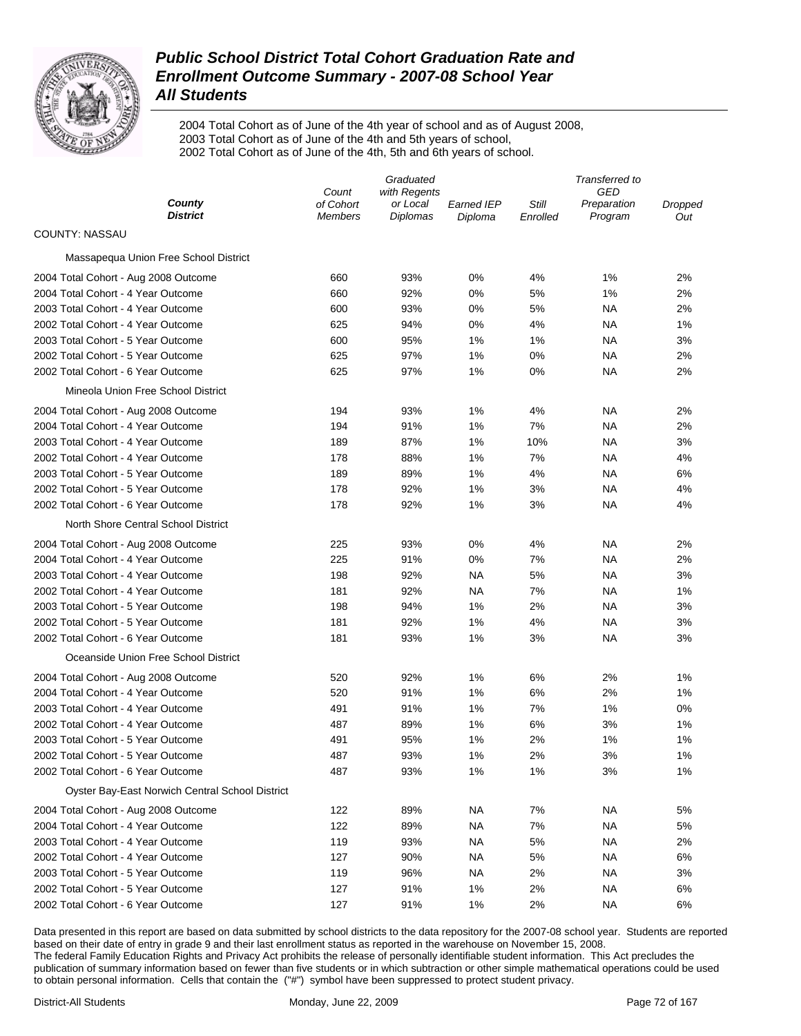# Public School District Total Cohort Graduation Rate and Enrollment Outcome Summary - 2007-08 School Year
## All Students

2004 Total Cohort as of June of the 4th year of school and as of August 2008,
2003 Total Cohort as of June of the 4th and 5th years of school,
2002 Total Cohort as of June of the 4th, 5th and 6th years of school.

| County / District | Count of Cohort Members | Graduated with Regents or Local Diplomas | Earned IEP Diploma | Still Enrolled | Transferred to GED Preparation Program | Dropped Out |
|---|---|---|---|---|---|---|
| COUNTY: NASSAU | | | | | | |
| Massapequa Union Free School District | | | | | | |
| 2004 Total Cohort - Aug 2008 Outcome | 660 | 93% | 0% | 4% | 1% | 2% |
| 2004 Total Cohort - 4 Year Outcome | 660 | 92% | 0% | 5% | 1% | 2% |
| 2003 Total Cohort - 4 Year Outcome | 600 | 93% | 0% | 5% | NA | 2% |
| 2002 Total Cohort - 4 Year Outcome | 625 | 94% | 0% | 4% | NA | 1% |
| 2003 Total Cohort - 5 Year Outcome | 600 | 95% | 1% | 1% | NA | 3% |
| 2002 Total Cohort - 5 Year Outcome | 625 | 97% | 1% | 0% | NA | 2% |
| 2002 Total Cohort - 6 Year Outcome | 625 | 97% | 1% | 0% | NA | 2% |
| Mineola Union Free School District | | | | | | |
| 2004 Total Cohort - Aug 2008 Outcome | 194 | 93% | 1% | 4% | NA | 2% |
| 2004 Total Cohort - 4 Year Outcome | 194 | 91% | 1% | 7% | NA | 2% |
| 2003 Total Cohort - 4 Year Outcome | 189 | 87% | 1% | 10% | NA | 3% |
| 2002 Total Cohort - 4 Year Outcome | 178 | 88% | 1% | 7% | NA | 4% |
| 2003 Total Cohort - 5 Year Outcome | 189 | 89% | 1% | 4% | NA | 6% |
| 2002 Total Cohort - 5 Year Outcome | 178 | 92% | 1% | 3% | NA | 4% |
| 2002 Total Cohort - 6 Year Outcome | 178 | 92% | 1% | 3% | NA | 4% |
| North Shore Central School District | | | | | | |
| 2004 Total Cohort - Aug 2008 Outcome | 225 | 93% | 0% | 4% | NA | 2% |
| 2004 Total Cohort - 4 Year Outcome | 225 | 91% | 0% | 7% | NA | 2% |
| 2003 Total Cohort - 4 Year Outcome | 198 | 92% | NA | 5% | NA | 3% |
| 2002 Total Cohort - 4 Year Outcome | 181 | 92% | NA | 7% | NA | 1% |
| 2003 Total Cohort - 5 Year Outcome | 198 | 94% | 1% | 2% | NA | 3% |
| 2002 Total Cohort - 5 Year Outcome | 181 | 92% | 1% | 4% | NA | 3% |
| 2002 Total Cohort - 6 Year Outcome | 181 | 93% | 1% | 3% | NA | 3% |
| Oceanside Union Free School District | | | | | | |
| 2004 Total Cohort - Aug 2008 Outcome | 520 | 92% | 1% | 6% | 2% | 1% |
| 2004 Total Cohort - 4 Year Outcome | 520 | 91% | 1% | 6% | 2% | 1% |
| 2003 Total Cohort - 4 Year Outcome | 491 | 91% | 1% | 7% | 1% | 0% |
| 2002 Total Cohort - 4 Year Outcome | 487 | 89% | 1% | 6% | 3% | 1% |
| 2003 Total Cohort - 5 Year Outcome | 491 | 95% | 1% | 2% | 1% | 1% |
| 2002 Total Cohort - 5 Year Outcome | 487 | 93% | 1% | 2% | 3% | 1% |
| 2002 Total Cohort - 6 Year Outcome | 487 | 93% | 1% | 1% | 3% | 1% |
| Oyster Bay-East Norwich Central School District | | | | | | |
| 2004 Total Cohort - Aug 2008 Outcome | 122 | 89% | NA | 7% | NA | 5% |
| 2004 Total Cohort - 4 Year Outcome | 122 | 89% | NA | 7% | NA | 5% |
| 2003 Total Cohort - 4 Year Outcome | 119 | 93% | NA | 5% | NA | 2% |
| 2002 Total Cohort - 4 Year Outcome | 127 | 90% | NA | 5% | NA | 6% |
| 2003 Total Cohort - 5 Year Outcome | 119 | 96% | NA | 2% | NA | 3% |
| 2002 Total Cohort - 5 Year Outcome | 127 | 91% | 1% | 2% | NA | 6% |
| 2002 Total Cohort - 6 Year Outcome | 127 | 91% | 1% | 2% | NA | 6% |

Data presented in this report are based on data submitted by school districts to the data repository for the 2007-08 school year. Students are reported based on their date of entry in grade 9 and their last enrollment status as reported in the warehouse on November 15, 2008.
The federal Family Education Rights and Privacy Act prohibits the release of personally identifiable student information. This Act precludes the publication of summary information based on fewer than five students or in which subtraction or other simple mathematical operations could be used to obtain personal information. Cells that contain the ("#") symbol have been suppressed to protect student privacy.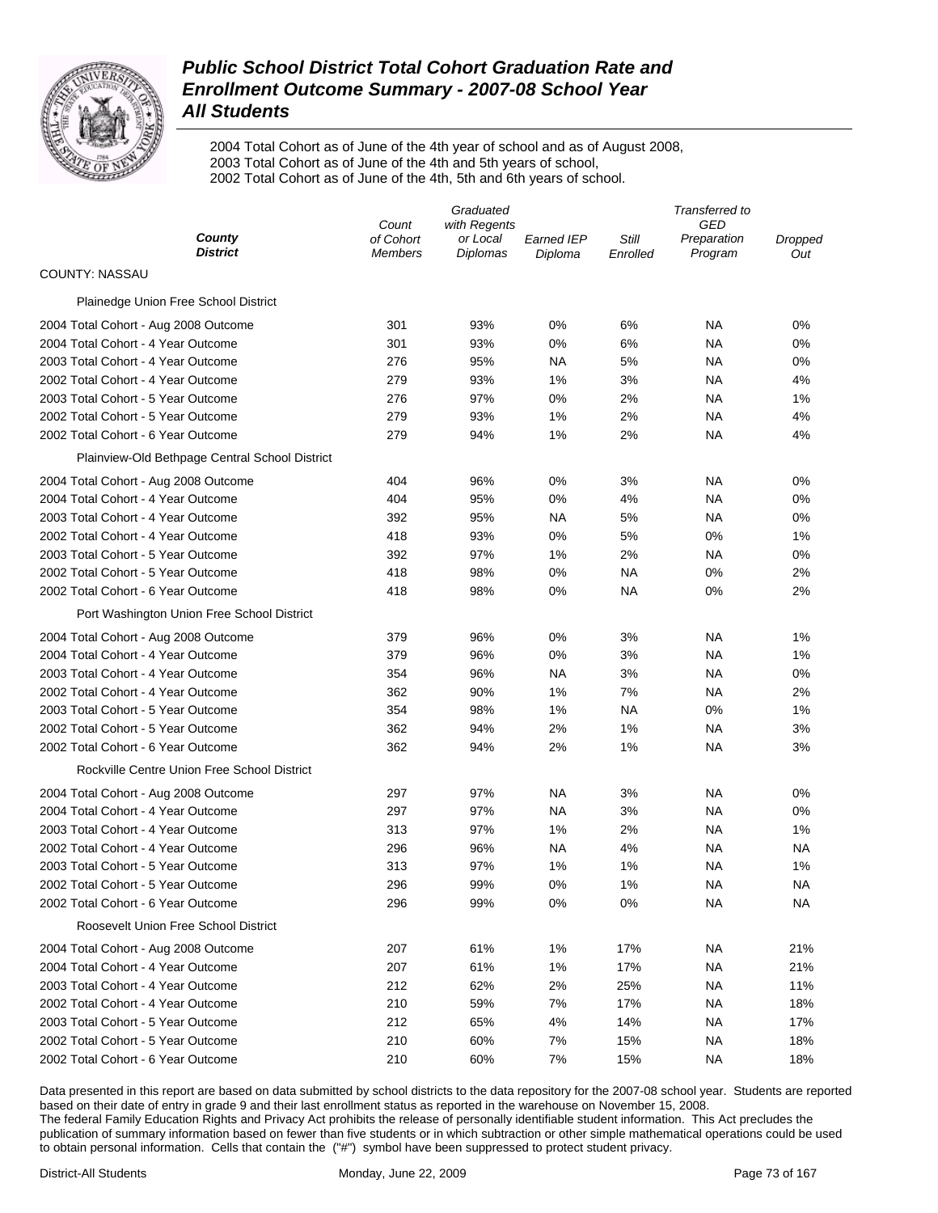# *Public School District Total Cohort Graduation Rate and Enrollment Outcome Summary - 2007-08 School Year*
# *All Students*

2004 Total Cohort as of June of the 4th year of school and as of August 2008,
2003 Total Cohort as of June of the 4th and 5th years of school,
2002 Total Cohort as of June of the 4th, 5th and 6th years of school.

| *County* / *District* | *Count of Cohort Members* | *Graduated with Regents or Local Diplomas* | *Earned IEP Diploma* | *Still Enrolled* | *Transferred to GED Preparation Program* | *Dropped Out* |
|---|---|---|---|---|---|---|
| COUNTY: NASSAU | | | | | | |
| Plainedge Union Free School District | | | | | | |
| 2004 Total Cohort - Aug 2008 Outcome | 301 | 93% | 0% | 6% | NA | 0% |
| 2004 Total Cohort - 4 Year Outcome | 301 | 93% | 0% | 6% | NA | 0% |
| 2003 Total Cohort - 4 Year Outcome | 276 | 95% | NA | 5% | NA | 0% |
| 2002 Total Cohort - 4 Year Outcome | 279 | 93% | 1% | 3% | NA | 4% |
| 2003 Total Cohort - 5 Year Outcome | 276 | 97% | 0% | 2% | NA | 1% |
| 2002 Total Cohort - 5 Year Outcome | 279 | 93% | 1% | 2% | NA | 4% |
| 2002 Total Cohort - 6 Year Outcome | 279 | 94% | 1% | 2% | NA | 4% |
| Plainview-Old Bethpage Central School District | | | | | | |
| 2004 Total Cohort - Aug 2008 Outcome | 404 | 96% | 0% | 3% | NA | 0% |
| 2004 Total Cohort - 4 Year Outcome | 404 | 95% | 0% | 4% | NA | 0% |
| 2003 Total Cohort - 4 Year Outcome | 392 | 95% | NA | 5% | NA | 0% |
| 2002 Total Cohort - 4 Year Outcome | 418 | 93% | 0% | 5% | 0% | 1% |
| 2003 Total Cohort - 5 Year Outcome | 392 | 97% | 1% | 2% | NA | 0% |
| 2002 Total Cohort - 5 Year Outcome | 418 | 98% | 0% | NA | 0% | 2% |
| 2002 Total Cohort - 6 Year Outcome | 418 | 98% | 0% | NA | 0% | 2% |
| Port Washington Union Free School District | | | | | | |
| 2004 Total Cohort - Aug 2008 Outcome | 379 | 96% | 0% | 3% | NA | 1% |
| 2004 Total Cohort - 4 Year Outcome | 379 | 96% | 0% | 3% | NA | 1% |
| 2003 Total Cohort - 4 Year Outcome | 354 | 96% | NA | 3% | NA | 0% |
| 2002 Total Cohort - 4 Year Outcome | 362 | 90% | 1% | 7% | NA | 2% |
| 2003 Total Cohort - 5 Year Outcome | 354 | 98% | 1% | NA | 0% | 1% |
| 2002 Total Cohort - 5 Year Outcome | 362 | 94% | 2% | 1% | NA | 3% |
| 2002 Total Cohort - 6 Year Outcome | 362 | 94% | 2% | 1% | NA | 3% |
| Rockville Centre Union Free School District | | | | | | |
| 2004 Total Cohort - Aug 2008 Outcome | 297 | 97% | NA | 3% | NA | 0% |
| 2004 Total Cohort - 4 Year Outcome | 297 | 97% | NA | 3% | NA | 0% |
| 2003 Total Cohort - 4 Year Outcome | 313 | 97% | 1% | 2% | NA | 1% |
| 2002 Total Cohort - 4 Year Outcome | 296 | 96% | NA | 4% | NA | NA |
| 2003 Total Cohort - 5 Year Outcome | 313 | 97% | 1% | 1% | NA | 1% |
| 2002 Total Cohort - 5 Year Outcome | 296 | 99% | 0% | 1% | NA | NA |
| 2002 Total Cohort - 6 Year Outcome | 296 | 99% | 0% | 0% | NA | NA |
| Roosevelt Union Free School District | | | | | | |
| 2004 Total Cohort - Aug 2008 Outcome | 207 | 61% | 1% | 17% | NA | 21% |
| 2004 Total Cohort - 4 Year Outcome | 207 | 61% | 1% | 17% | NA | 21% |
| 2003 Total Cohort - 4 Year Outcome | 212 | 62% | 2% | 25% | NA | 11% |
| 2002 Total Cohort - 4 Year Outcome | 210 | 59% | 7% | 17% | NA | 18% |
| 2003 Total Cohort - 5 Year Outcome | 212 | 65% | 4% | 14% | NA | 17% |
| 2002 Total Cohort - 5 Year Outcome | 210 | 60% | 7% | 15% | NA | 18% |
| 2002 Total Cohort - 6 Year Outcome | 210 | 60% | 7% | 15% | NA | 18% |

Data presented in this report are based on data submitted by school districts to the data repository for the 2007-08 school year. Students are reported based on their date of entry in grade 9 and their last enrollment status as reported in the warehouse on November 15, 2008.
The federal Family Education Rights and Privacy Act prohibits the release of personally identifiable student information. This Act precludes the publication of summary information based on fewer than five students or in which subtraction or other simple mathematical operations could be used to obtain personal information. Cells that contain the ("#") symbol have been suppressed to protect student privacy.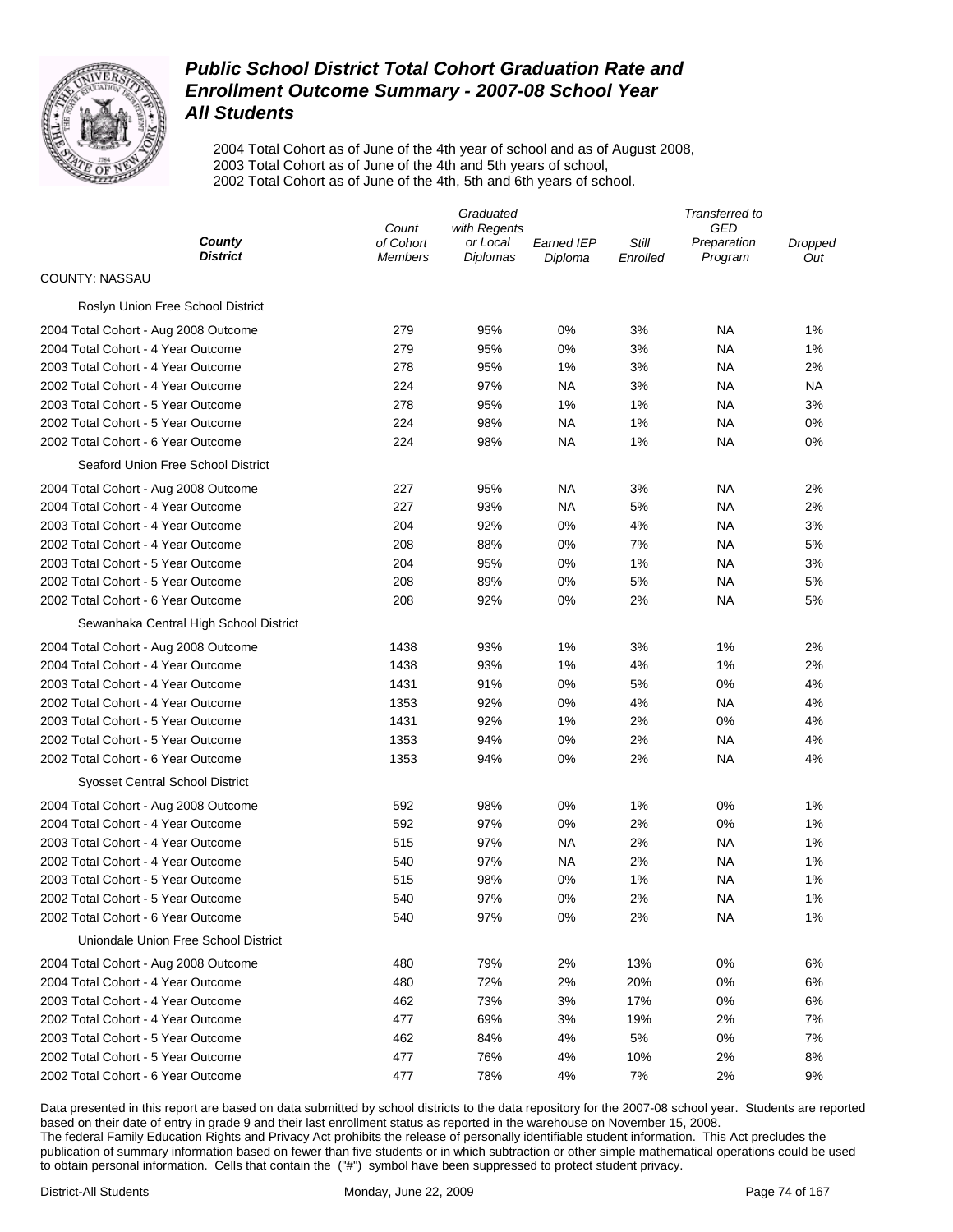# Public School District Total Cohort Graduation Rate and Enrollment Outcome Summary - 2007-08 School Year

## All Students

2004 Total Cohort as of June of the 4th year of school and as of August 2008,
2003 Total Cohort as of June of the 4th and 5th years of school,
2002 Total Cohort as of June of the 4th, 5th and 6th years of school.

| County / District | Count of Cohort Members | Graduated with Regents or Local Diplomas | Earned IEP Diploma | Still Enrolled | Transferred to GED Preparation Program | Dropped Out |
|---|---|---|---|---|---|---|
| COUNTY: NASSAU | | | | | | |
| Roslyn Union Free School District | | | | | | |
| 2004 Total Cohort - Aug 2008 Outcome | 279 | 95% | 0% | 3% | NA | 1% |
| 2004 Total Cohort - 4 Year Outcome | 279 | 95% | 0% | 3% | NA | 1% |
| 2003 Total Cohort - 4 Year Outcome | 278 | 95% | 1% | 3% | NA | 2% |
| 2002 Total Cohort - 4 Year Outcome | 224 | 97% | NA | 3% | NA | NA |
| 2003 Total Cohort - 5 Year Outcome | 278 | 95% | 1% | 1% | NA | 3% |
| 2002 Total Cohort - 5 Year Outcome | 224 | 98% | NA | 1% | NA | 0% |
| 2002 Total Cohort - 6 Year Outcome | 224 | 98% | NA | 1% | NA | 0% |
| Seaford Union Free School District | | | | | | |
| 2004 Total Cohort - Aug 2008 Outcome | 227 | 95% | NA | 3% | NA | 2% |
| 2004 Total Cohort - 4 Year Outcome | 227 | 93% | NA | 5% | NA | 2% |
| 2003 Total Cohort - 4 Year Outcome | 204 | 92% | 0% | 4% | NA | 3% |
| 2002 Total Cohort - 4 Year Outcome | 208 | 88% | 0% | 7% | NA | 5% |
| 2003 Total Cohort - 5 Year Outcome | 204 | 95% | 0% | 1% | NA | 3% |
| 2002 Total Cohort - 5 Year Outcome | 208 | 89% | 0% | 5% | NA | 5% |
| 2002 Total Cohort - 6 Year Outcome | 208 | 92% | 0% | 2% | NA | 5% |
| Sewanhaka Central High School District | | | | | | |
| 2004 Total Cohort - Aug 2008 Outcome | 1438 | 93% | 1% | 3% | 1% | 2% |
| 2004 Total Cohort - 4 Year Outcome | 1438 | 93% | 1% | 4% | 1% | 2% |
| 2003 Total Cohort - 4 Year Outcome | 1431 | 91% | 0% | 5% | 0% | 4% |
| 2002 Total Cohort - 4 Year Outcome | 1353 | 92% | 0% | 4% | NA | 4% |
| 2003 Total Cohort - 5 Year Outcome | 1431 | 92% | 1% | 2% | 0% | 4% |
| 2002 Total Cohort - 5 Year Outcome | 1353 | 94% | 0% | 2% | NA | 4% |
| 2002 Total Cohort - 6 Year Outcome | 1353 | 94% | 0% | 2% | NA | 4% |
| Syosset Central School District | | | | | | |
| 2004 Total Cohort - Aug 2008 Outcome | 592 | 98% | 0% | 1% | 0% | 1% |
| 2004 Total Cohort - 4 Year Outcome | 592 | 97% | 0% | 2% | 0% | 1% |
| 2003 Total Cohort - 4 Year Outcome | 515 | 97% | NA | 2% | NA | 1% |
| 2002 Total Cohort - 4 Year Outcome | 540 | 97% | NA | 2% | NA | 1% |
| 2003 Total Cohort - 5 Year Outcome | 515 | 98% | 0% | 1% | NA | 1% |
| 2002 Total Cohort - 5 Year Outcome | 540 | 97% | 0% | 2% | NA | 1% |
| 2002 Total Cohort - 6 Year Outcome | 540 | 97% | 0% | 2% | NA | 1% |
| Uniondale Union Free School District | | | | | | |
| 2004 Total Cohort - Aug 2008 Outcome | 480 | 79% | 2% | 13% | 0% | 6% |
| 2004 Total Cohort - 4 Year Outcome | 480 | 72% | 2% | 20% | 0% | 6% |
| 2003 Total Cohort - 4 Year Outcome | 462 | 73% | 3% | 17% | 0% | 6% |
| 2002 Total Cohort - 4 Year Outcome | 477 | 69% | 3% | 19% | 2% | 7% |
| 2003 Total Cohort - 5 Year Outcome | 462 | 84% | 4% | 5% | 0% | 7% |
| 2002 Total Cohort - 5 Year Outcome | 477 | 76% | 4% | 10% | 2% | 8% |
| 2002 Total Cohort - 6 Year Outcome | 477 | 78% | 4% | 7% | 2% | 9% |

Data presented in this report are based on data submitted by school districts to the data repository for the 2007-08 school year. Students are reported based on their date of entry in grade 9 and their last enrollment status as reported in the warehouse on November 15, 2008.
The federal Family Education Rights and Privacy Act prohibits the release of personally identifiable student information. This Act precludes the publication of summary information based on fewer than five students or in which subtraction or other simple mathematical operations could be used to obtain personal information. Cells that contain the ("#") symbol have been suppressed to protect student privacy.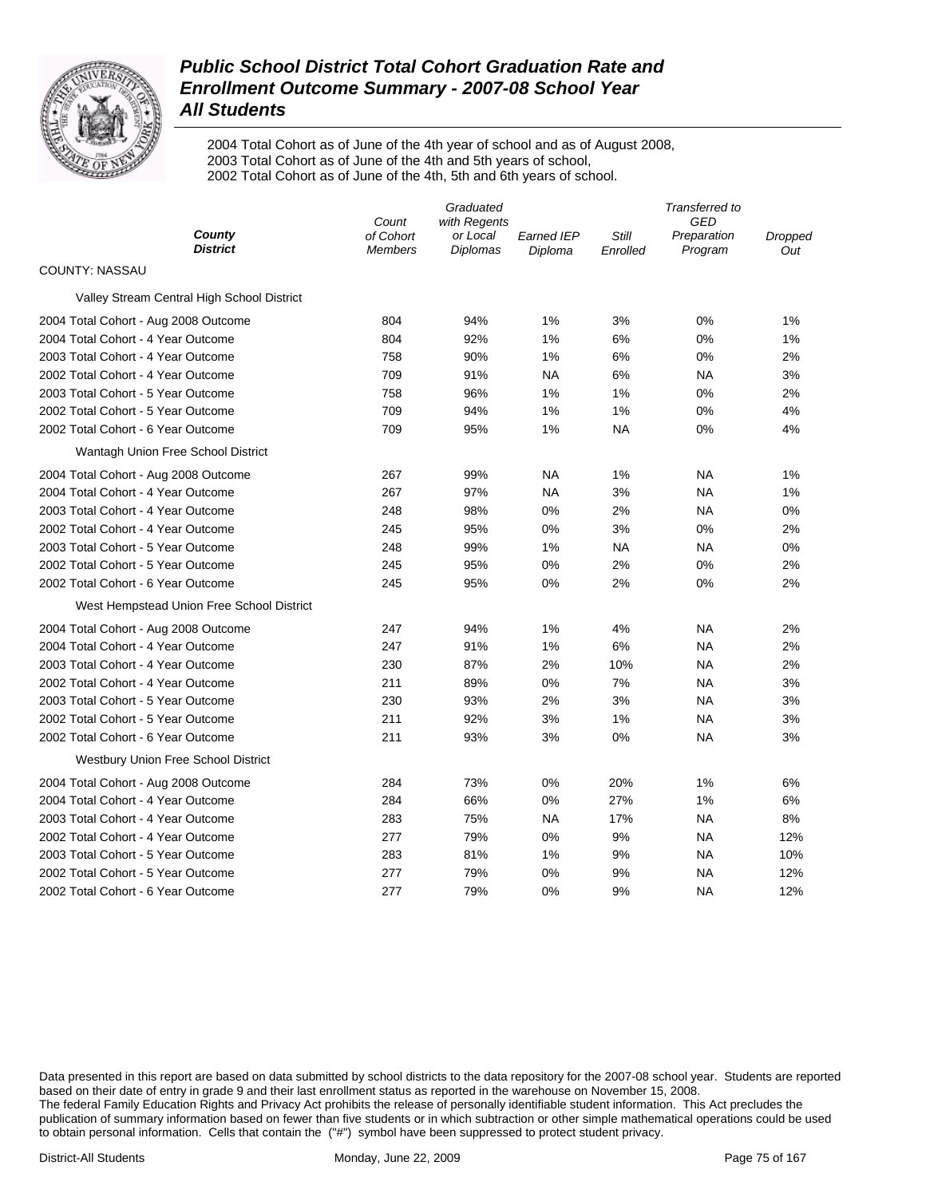# *Public School District Total Cohort Graduation Rate and Enrollment Outcome Summary - 2007-08 School Year All Students*

2004 Total Cohort as of June of the 4th year of school and as of August 2008,
2003 Total Cohort as of June of the 4th and 5th years of school,
2002 Total Cohort as of June of the 4th, 5th and 6th years of school.

| *County District* | *Count of Cohort Members* | *Graduated with Regents or Local Diplomas* | *Earned IEP Diploma* | *Still Enrolled* | *Transferred to GED Preparation Program* | *Dropped Out* |
|---|---|---|---|---|---|---|
| COUNTY: NASSAU | | | | | | |
| Valley Stream Central High School District | | | | | | |
| 2004 Total Cohort - Aug 2008 Outcome | 804 | 94% | 1% | 3% | 0% | 1% |
| 2004 Total Cohort - 4 Year Outcome | 804 | 92% | 1% | 6% | 0% | 1% |
| 2003 Total Cohort - 4 Year Outcome | 758 | 90% | 1% | 6% | 0% | 2% |
| 2002 Total Cohort - 4 Year Outcome | 709 | 91% | NA | 6% | NA | 3% |
| 2003 Total Cohort - 5 Year Outcome | 758 | 96% | 1% | 1% | 0% | 2% |
| 2002 Total Cohort - 5 Year Outcome | 709 | 94% | 1% | 1% | 0% | 4% |
| 2002 Total Cohort - 6 Year Outcome | 709 | 95% | 1% | NA | 0% | 4% |
| Wantagh Union Free School District | | | | | | |
| 2004 Total Cohort - Aug 2008 Outcome | 267 | 99% | NA | 1% | NA | 1% |
| 2004 Total Cohort - 4 Year Outcome | 267 | 97% | NA | 3% | NA | 1% |
| 2003 Total Cohort - 4 Year Outcome | 248 | 98% | 0% | 2% | NA | 0% |
| 2002 Total Cohort - 4 Year Outcome | 245 | 95% | 0% | 3% | 0% | 2% |
| 2003 Total Cohort - 5 Year Outcome | 248 | 99% | 1% | NA | NA | 0% |
| 2002 Total Cohort - 5 Year Outcome | 245 | 95% | 0% | 2% | 0% | 2% |
| 2002 Total Cohort - 6 Year Outcome | 245 | 95% | 0% | 2% | 0% | 2% |
| West Hempstead Union Free School District | | | | | | |
| 2004 Total Cohort - Aug 2008 Outcome | 247 | 94% | 1% | 4% | NA | 2% |
| 2004 Total Cohort - 4 Year Outcome | 247 | 91% | 1% | 6% | NA | 2% |
| 2003 Total Cohort - 4 Year Outcome | 230 | 87% | 2% | 10% | NA | 2% |
| 2002 Total Cohort - 4 Year Outcome | 211 | 89% | 0% | 7% | NA | 3% |
| 2003 Total Cohort - 5 Year Outcome | 230 | 93% | 2% | 3% | NA | 3% |
| 2002 Total Cohort - 5 Year Outcome | 211 | 92% | 3% | 1% | NA | 3% |
| 2002 Total Cohort - 6 Year Outcome | 211 | 93% | 3% | 0% | NA | 3% |
| Westbury Union Free School District | | | | | | |
| 2004 Total Cohort - Aug 2008 Outcome | 284 | 73% | 0% | 20% | 1% | 6% |
| 2004 Total Cohort - 4 Year Outcome | 284 | 66% | 0% | 27% | 1% | 6% |
| 2003 Total Cohort - 4 Year Outcome | 283 | 75% | NA | 17% | NA | 8% |
| 2002 Total Cohort - 4 Year Outcome | 277 | 79% | 0% | 9% | NA | 12% |
| 2003 Total Cohort - 5 Year Outcome | 283 | 81% | 1% | 9% | NA | 10% |
| 2002 Total Cohort - 5 Year Outcome | 277 | 79% | 0% | 9% | NA | 12% |
| 2002 Total Cohort - 6 Year Outcome | 277 | 79% | 0% | 9% | NA | 12% |

Data presented in this report are based on data submitted by school districts to the data repository for the 2007-08 school year. Students are reported based on their date of entry in grade 9 and their last enrollment status as reported in the warehouse on November 15, 2008.
The federal Family Education Rights and Privacy Act prohibits the release of personally identifiable student information. This Act precludes the publication of summary information based on fewer than five students or in which subtraction or other simple mathematical operations could be used to obtain personal information. Cells that contain the ("#") symbol have been suppressed to protect student privacy.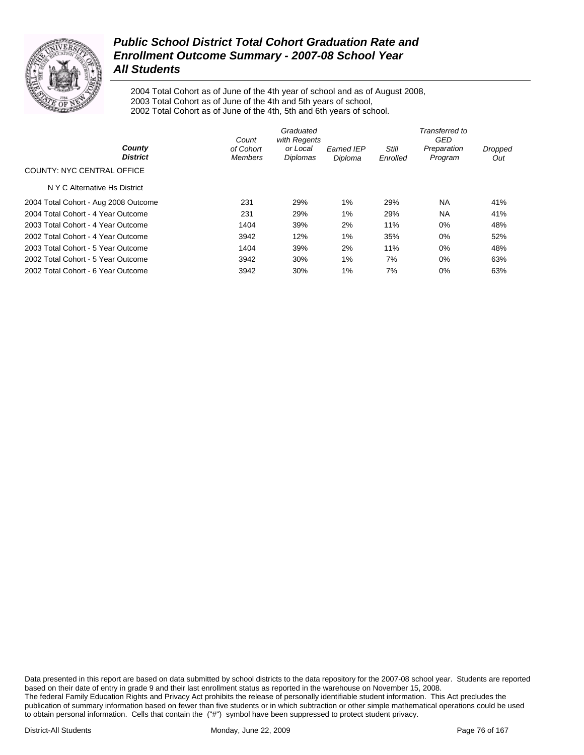# Public School District Total Cohort Graduation Rate and Enrollment Outcome Summary - 2007-08 School Year
## All Students

2004 Total Cohort as of June of the 4th year of school and as of August 2008,
2003 Total Cohort as of June of the 4th and 5th years of school,
2002 Total Cohort as of June of the 4th, 5th and 6th years of school.

| County<br>District | Count of Cohort Members | Graduated with Regents or Local Diplomas | Earned IEP Diploma | Still Enrolled | Transferred to GED Preparation Program | Dropped Out |
|---|---|---|---|---|---|---|
| COUNTY: NYC CENTRAL OFFICE | | | | | | |
| N Y C Alternative Hs District | | | | | | |
| 2004 Total Cohort - Aug 2008 Outcome | 231 | 29% | 1% | 29% | NA | 41% |
| 2004 Total Cohort - 4 Year Outcome | 231 | 29% | 1% | 29% | NA | 41% |
| 2003 Total Cohort - 4 Year Outcome | 1404 | 39% | 2% | 11% | 0% | 48% |
| 2002 Total Cohort - 4 Year Outcome | 3942 | 12% | 1% | 35% | 0% | 52% |
| 2003 Total Cohort - 5 Year Outcome | 1404 | 39% | 2% | 11% | 0% | 48% |
| 2002 Total Cohort - 5 Year Outcome | 3942 | 30% | 1% | 7% | 0% | 63% |
| 2002 Total Cohort - 6 Year Outcome | 3942 | 30% | 1% | 7% | 0% | 63% |

Data presented in this report are based on data submitted by school districts to the data repository for the 2007-08 school year. Students are reported based on their date of entry in grade 9 and their last enrollment status as reported in the warehouse on November 15, 2008.
The federal Family Education Rights and Privacy Act prohibits the release of personally identifiable student information. This Act precludes the publication of summary information based on fewer than five students or in which subtraction or other simple mathematical operations could be used to obtain personal information. Cells that contain the ("#") symbol have been suppressed to protect student privacy.

District-All Students Monday, June 22, 2009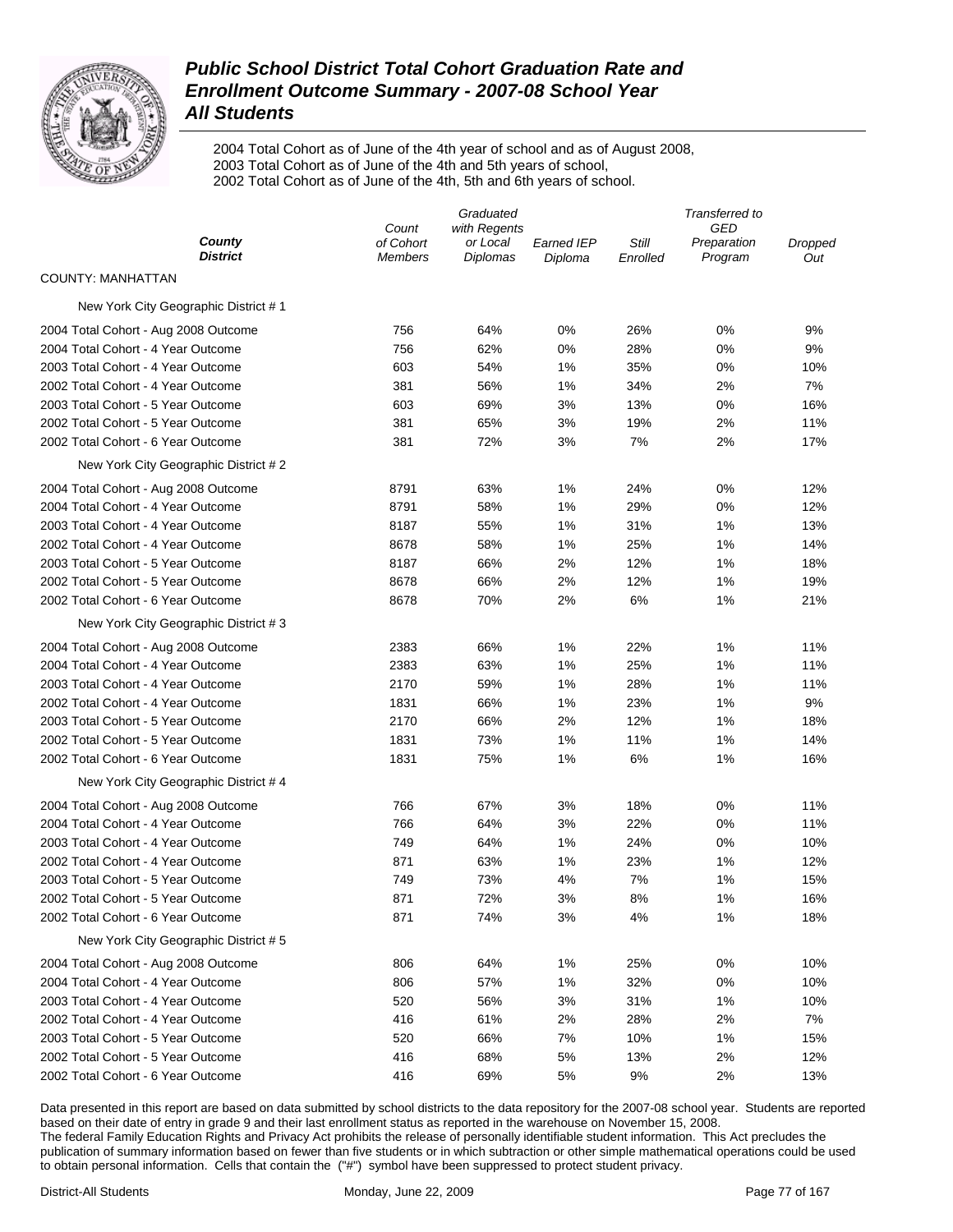# Public School District Total Cohort Graduation Rate and Enrollment Outcome Summary - 2007-08 School Year

## All Students

2004 Total Cohort as of June of the 4th year of school and as of August 2008,
2003 Total Cohort as of June of the 4th and 5th years of school,
2002 Total Cohort as of June of the 4th, 5th and 6th years of school.

| County / District | Count of Cohort Members | Graduated with Regents or Local Diplomas | Earned IEP Diploma | Still Enrolled | Transferred to GED Preparation Program | Dropped Out |
|---|---|---|---|---|---|---|
| **COUNTY: MANHATTAN** | | | | | | |
| New York City Geographic District # 1 | | | | | | |
| 2004 Total Cohort - Aug 2008 Outcome | 756 | 64% | 0% | 26% | 0% | 9% |
| 2004 Total Cohort - 4 Year Outcome | 756 | 62% | 0% | 28% | 0% | 9% |
| 2003 Total Cohort - 4 Year Outcome | 603 | 54% | 1% | 35% | 0% | 10% |
| 2002 Total Cohort - 4 Year Outcome | 381 | 56% | 1% | 34% | 2% | 7% |
| 2003 Total Cohort - 5 Year Outcome | 603 | 69% | 3% | 13% | 0% | 16% |
| 2002 Total Cohort - 5 Year Outcome | 381 | 65% | 3% | 19% | 2% | 11% |
| 2002 Total Cohort - 6 Year Outcome | 381 | 72% | 3% | 7% | 2% | 17% |
| New York City Geographic District # 2 | | | | | | |
| 2004 Total Cohort - Aug 2008 Outcome | 8791 | 63% | 1% | 24% | 0% | 12% |
| 2004 Total Cohort - 4 Year Outcome | 8791 | 58% | 1% | 29% | 0% | 12% |
| 2003 Total Cohort - 4 Year Outcome | 8187 | 55% | 1% | 31% | 1% | 13% |
| 2002 Total Cohort - 4 Year Outcome | 8678 | 58% | 1% | 25% | 1% | 14% |
| 2003 Total Cohort - 5 Year Outcome | 8187 | 66% | 2% | 12% | 1% | 18% |
| 2002 Total Cohort - 5 Year Outcome | 8678 | 66% | 2% | 12% | 1% | 19% |
| 2002 Total Cohort - 6 Year Outcome | 8678 | 70% | 2% | 6% | 1% | 21% |
| New York City Geographic District # 3 | | | | | | |
| 2004 Total Cohort - Aug 2008 Outcome | 2383 | 66% | 1% | 22% | 1% | 11% |
| 2004 Total Cohort - 4 Year Outcome | 2383 | 63% | 1% | 25% | 1% | 11% |
| 2003 Total Cohort - 4 Year Outcome | 2170 | 59% | 1% | 28% | 1% | 11% |
| 2002 Total Cohort - 4 Year Outcome | 1831 | 66% | 1% | 23% | 1% | 9% |
| 2003 Total Cohort - 5 Year Outcome | 2170 | 66% | 2% | 12% | 1% | 18% |
| 2002 Total Cohort - 5 Year Outcome | 1831 | 73% | 1% | 11% | 1% | 14% |
| 2002 Total Cohort - 6 Year Outcome | 1831 | 75% | 1% | 6% | 1% | 16% |
| New York City Geographic District # 4 | | | | | | |
| 2004 Total Cohort - Aug 2008 Outcome | 766 | 67% | 3% | 18% | 0% | 11% |
| 2004 Total Cohort - 4 Year Outcome | 766 | 64% | 3% | 22% | 0% | 11% |
| 2003 Total Cohort - 4 Year Outcome | 749 | 64% | 1% | 24% | 0% | 10% |
| 2002 Total Cohort - 4 Year Outcome | 871 | 63% | 1% | 23% | 1% | 12% |
| 2003 Total Cohort - 5 Year Outcome | 749 | 73% | 4% | 7% | 1% | 15% |
| 2002 Total Cohort - 5 Year Outcome | 871 | 72% | 3% | 8% | 1% | 16% |
| 2002 Total Cohort - 6 Year Outcome | 871 | 74% | 3% | 4% | 1% | 18% |
| New York City Geographic District # 5 | | | | | | |
| 2004 Total Cohort - Aug 2008 Outcome | 806 | 64% | 1% | 25% | 0% | 10% |
| 2004 Total Cohort - 4 Year Outcome | 806 | 57% | 1% | 32% | 0% | 10% |
| 2003 Total Cohort - 4 Year Outcome | 520 | 56% | 3% | 31% | 1% | 10% |
| 2002 Total Cohort - 4 Year Outcome | 416 | 61% | 2% | 28% | 2% | 7% |
| 2003 Total Cohort - 5 Year Outcome | 520 | 66% | 7% | 10% | 1% | 15% |
| 2002 Total Cohort - 5 Year Outcome | 416 | 68% | 5% | 13% | 2% | 12% |
| 2002 Total Cohort - 6 Year Outcome | 416 | 69% | 5% | 9% | 2% | 13% |

Data presented in this report are based on data submitted by school districts to the data repository for the 2007-08 school year. Students are reported based on their date of entry in grade 9 and their last enrollment status as reported in the warehouse on November 15, 2008.
The federal Family Education Rights and Privacy Act prohibits the release of personally identifiable student information. This Act precludes the publication of summary information based on fewer than five students or in which subtraction or other simple mathematical operations could be used to obtain personal information. Cells that contain the ("#") symbol have been suppressed to protect student privacy.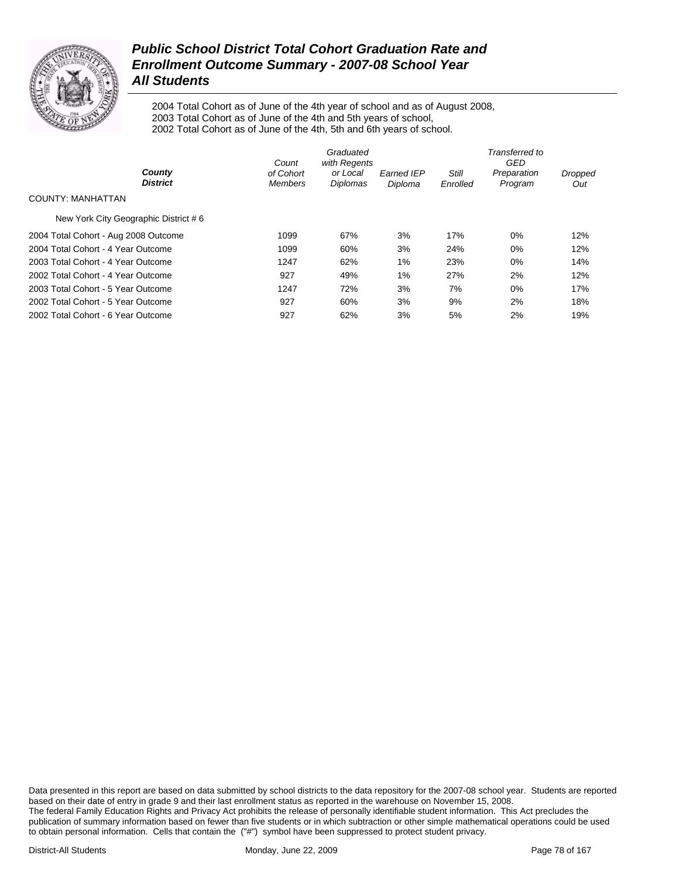# *Public School District Total Cohort Graduation Rate and Enrollment Outcome Summary - 2007-08 School Year All Students*

2004 Total Cohort as of June of the 4th year of school and as of August 2008,
2003 Total Cohort as of June of the 4th and 5th years of school,
2002 Total Cohort as of June of the 4th, 5th and 6th years of school.

| ***County*** / ***District*** | *Count of Cohort Members* | *Graduated with Regents or Local Diplomas* | *Earned IEP Diploma* | *Still Enrolled* | *Transferred to GED Preparation Program* | *Dropped Out* |
|---|---|---|---|---|---|---|
| COUNTY: MANHATTAN | | | | | | |
| New York City Geographic District # 6 | | | | | | |
| 2004 Total Cohort - Aug 2008 Outcome | 1099 | 67% | 3% | 17% | 0% | 12% |
| 2004 Total Cohort - 4 Year Outcome | 1099 | 60% | 3% | 24% | 0% | 12% |
| 2003 Total Cohort - 4 Year Outcome | 1247 | 62% | 1% | 23% | 0% | 14% |
| 2002 Total Cohort - 4 Year Outcome | 927 | 49% | 1% | 27% | 2% | 12% |
| 2003 Total Cohort - 5 Year Outcome | 1247 | 72% | 3% | 7% | 0% | 17% |
| 2002 Total Cohort - 5 Year Outcome | 927 | 60% | 3% | 9% | 2% | 18% |
| 2002 Total Cohort - 6 Year Outcome | 927 | 62% | 3% | 5% | 2% | 19% |

Data presented in this report are based on data submitted by school districts to the data repository for the 2007-08 school year. Students are reported based on their date of entry in grade 9 and their last enrollment status as reported in the warehouse on November 15, 2008.
The federal Family Education Rights and Privacy Act prohibits the release of personally identifiable student information. This Act precludes the publication of summary information based on fewer than five students or in which subtraction or other simple mathematical operations could be used to obtain personal information. Cells that contain the ("#") symbol have been suppressed to protect student privacy.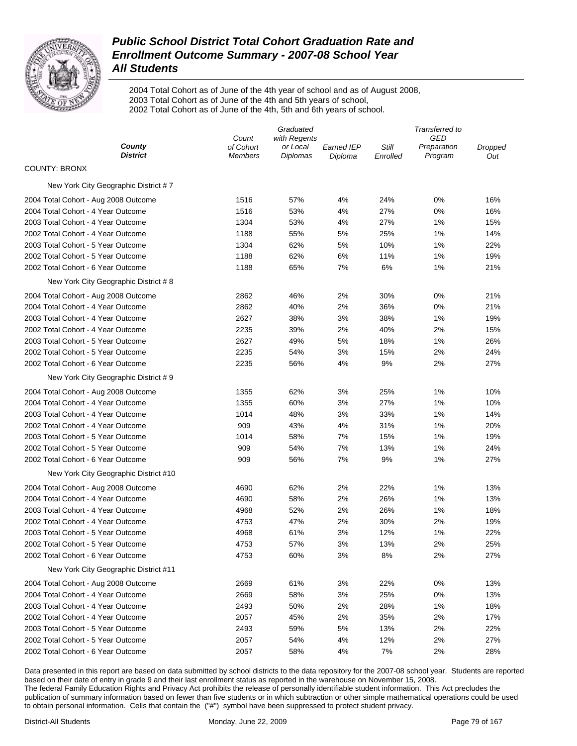# Public School District Total Cohort Graduation Rate and Enrollment Outcome Summary - 2007-08 School Year

## All Students

2004 Total Cohort as of June of the 4th year of school and as of August 2008,
2003 Total Cohort as of June of the 4th and 5th years of school,
2002 Total Cohort as of June of the 4th, 5th and 6th years of school.

| County / District | Count of Cohort Members | Graduated with Regents or Local Diplomas | Earned IEP Diploma | Still Enrolled | Transferred to GED Preparation Program | Dropped Out |
|---|---|---|---|---|---|---|
| **COUNTY: BRONX** | | | | | | |
| New York City Geographic District # 7 | | | | | | |
| 2004 Total Cohort - Aug 2008 Outcome | 1516 | 57% | 4% | 24% | 0% | 16% |
| 2004 Total Cohort - 4 Year Outcome | 1516 | 53% | 4% | 27% | 0% | 16% |
| 2003 Total Cohort - 4 Year Outcome | 1304 | 53% | 4% | 27% | 1% | 15% |
| 2002 Total Cohort - 4 Year Outcome | 1188 | 55% | 5% | 25% | 1% | 14% |
| 2003 Total Cohort - 5 Year Outcome | 1304 | 62% | 5% | 10% | 1% | 22% |
| 2002 Total Cohort - 5 Year Outcome | 1188 | 62% | 6% | 11% | 1% | 19% |
| 2002 Total Cohort - 6 Year Outcome | 1188 | 65% | 7% | 6% | 1% | 21% |
| New York City Geographic District # 8 | | | | | | |
| 2004 Total Cohort - Aug 2008 Outcome | 2862 | 46% | 2% | 30% | 0% | 21% |
| 2004 Total Cohort - 4 Year Outcome | 2862 | 40% | 2% | 36% | 0% | 21% |
| 2003 Total Cohort - 4 Year Outcome | 2627 | 38% | 3% | 38% | 1% | 19% |
| 2002 Total Cohort - 4 Year Outcome | 2235 | 39% | 2% | 40% | 2% | 15% |
| 2003 Total Cohort - 5 Year Outcome | 2627 | 49% | 5% | 18% | 1% | 26% |
| 2002 Total Cohort - 5 Year Outcome | 2235 | 54% | 3% | 15% | 2% | 24% |
| 2002 Total Cohort - 6 Year Outcome | 2235 | 56% | 4% | 9% | 2% | 27% |
| New York City Geographic District # 9 | | | | | | |
| 2004 Total Cohort - Aug 2008 Outcome | 1355 | 62% | 3% | 25% | 1% | 10% |
| 2004 Total Cohort - 4 Year Outcome | 1355 | 60% | 3% | 27% | 1% | 10% |
| 2003 Total Cohort - 4 Year Outcome | 1014 | 48% | 3% | 33% | 1% | 14% |
| 2002 Total Cohort - 4 Year Outcome | 909 | 43% | 4% | 31% | 1% | 20% |
| 2003 Total Cohort - 5 Year Outcome | 1014 | 58% | 7% | 15% | 1% | 19% |
| 2002 Total Cohort - 5 Year Outcome | 909 | 54% | 7% | 13% | 1% | 24% |
| 2002 Total Cohort - 6 Year Outcome | 909 | 56% | 7% | 9% | 1% | 27% |
| New York City Geographic District #10 | | | | | | |
| 2004 Total Cohort - Aug 2008 Outcome | 4690 | 62% | 2% | 22% | 1% | 13% |
| 2004 Total Cohort - 4 Year Outcome | 4690 | 58% | 2% | 26% | 1% | 13% |
| 2003 Total Cohort - 4 Year Outcome | 4968 | 52% | 2% | 26% | 1% | 18% |
| 2002 Total Cohort - 4 Year Outcome | 4753 | 47% | 2% | 30% | 2% | 19% |
| 2003 Total Cohort - 5 Year Outcome | 4968 | 61% | 3% | 12% | 1% | 22% |
| 2002 Total Cohort - 5 Year Outcome | 4753 | 57% | 3% | 13% | 2% | 25% |
| 2002 Total Cohort - 6 Year Outcome | 4753 | 60% | 3% | 8% | 2% | 27% |
| New York City Geographic District #11 | | | | | | |
| 2004 Total Cohort - Aug 2008 Outcome | 2669 | 61% | 3% | 22% | 0% | 13% |
| 2004 Total Cohort - 4 Year Outcome | 2669 | 58% | 3% | 25% | 0% | 13% |
| 2003 Total Cohort - 4 Year Outcome | 2493 | 50% | 2% | 28% | 1% | 18% |
| 2002 Total Cohort - 4 Year Outcome | 2057 | 45% | 2% | 35% | 2% | 17% |
| 2003 Total Cohort - 5 Year Outcome | 2493 | 59% | 5% | 13% | 2% | 22% |
| 2002 Total Cohort - 5 Year Outcome | 2057 | 54% | 4% | 12% | 2% | 27% |
| 2002 Total Cohort - 6 Year Outcome | 2057 | 58% | 4% | 7% | 2% | 28% |

Data presented in this report are based on data submitted by school districts to the data repository for the 2007-08 school year. Students are reported based on their date of entry in grade 9 and their last enrollment status as reported in the warehouse on November 15, 2008.
The federal Family Education Rights and Privacy Act prohibits the release of personally identifiable student information. This Act precludes the publication of summary information based on fewer than five students or in which subtraction or other simple mathematical operations could be used to obtain personal information. Cells that contain the ("#") symbol have been suppressed to protect student privacy.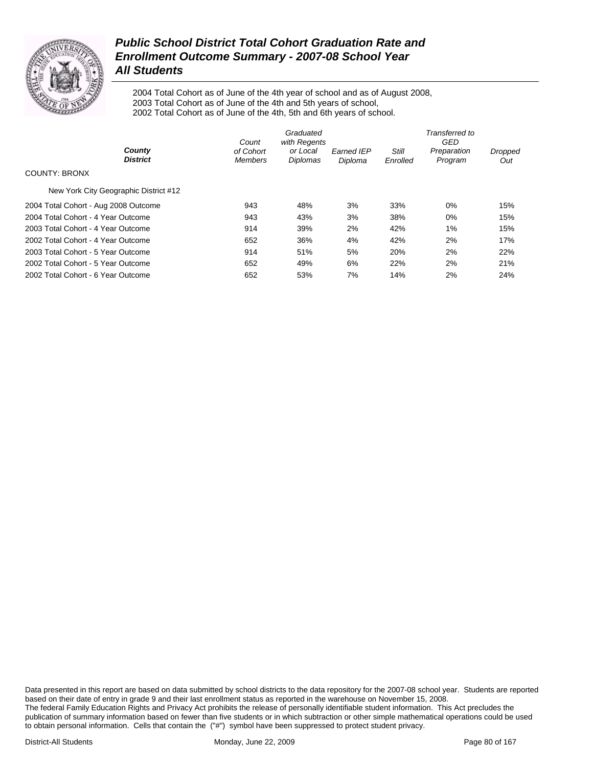# *Public School District Total Cohort Graduation Rate and Enrollment Outcome Summary - 2007-08 School Year All Students*

2004 Total Cohort as of June of the 4th year of school and as of August 2008,
2003 Total Cohort as of June of the 4th and 5th years of school,
2002 Total Cohort as of June of the 4th, 5th and 6th years of school.

| *County* *District* | *Count of Cohort Members* | *Graduated with Regents or Local Diplomas* | *Earned IEP Diploma* | *Still Enrolled* | *Transferred to GED Preparation Program* | *Dropped Out* |
|---|---|---|---|---|---|---|
| COUNTY: BRONX | | | | | | |
| New York City Geographic District #12 | | | | | | |
| 2004 Total Cohort - Aug 2008 Outcome | 943 | 48% | 3% | 33% | 0% | 15% |
| 2004 Total Cohort - 4 Year Outcome | 943 | 43% | 3% | 38% | 0% | 15% |
| 2003 Total Cohort - 4 Year Outcome | 914 | 39% | 2% | 42% | 1% | 15% |
| 2002 Total Cohort - 4 Year Outcome | 652 | 36% | 4% | 42% | 2% | 17% |
| 2003 Total Cohort - 5 Year Outcome | 914 | 51% | 5% | 20% | 2% | 22% |
| 2002 Total Cohort - 5 Year Outcome | 652 | 49% | 6% | 22% | 2% | 21% |
| 2002 Total Cohort - 6 Year Outcome | 652 | 53% | 7% | 14% | 2% | 24% |

Data presented in this report are based on data submitted by school districts to the data repository for the 2007-08 school year. Students are reported based on their date of entry in grade 9 and their last enrollment status as reported in the warehouse on November 15, 2008.
The federal Family Education Rights and Privacy Act prohibits the release of personally identifiable student information. This Act precludes the publication of summary information based on fewer than five students or in which subtraction or other simple mathematical operations could be used to obtain personal information. Cells that contain the ("#") symbol have been suppressed to protect student privacy.

District-All Students | Monday, June 22, 2009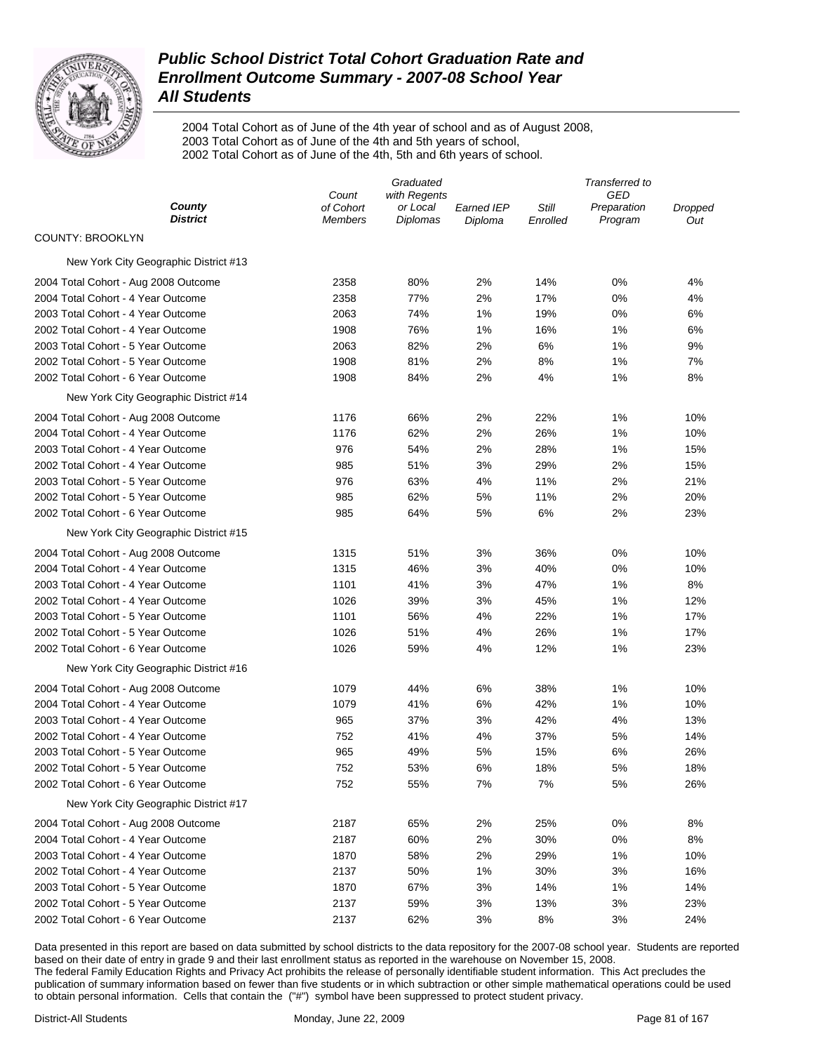# Public School District Total Cohort Graduation Rate and Enrollment Outcome Summary - 2007-08 School Year

## All Students

2004 Total Cohort as of June of the 4th year of school and as of August 2008,
2003 Total Cohort as of June of the 4th and 5th years of school,
2002 Total Cohort as of June of the 4th, 5th and 6th years of school.

| County / District | Count of Cohort Members | Graduated with Regents or Local Diplomas | Earned IEP Diploma | Still Enrolled | Transferred to GED Preparation Program | Dropped Out |
|---|---|---|---|---|---|---|
| COUNTY: BROOKLYN | | | | | | |
| New York City Geographic District #13 | | | | | | |
| 2004 Total Cohort - Aug 2008 Outcome | 2358 | 80% | 2% | 14% | 0% | 4% |
| 2004 Total Cohort - 4 Year Outcome | 2358 | 77% | 2% | 17% | 0% | 4% |
| 2003 Total Cohort - 4 Year Outcome | 2063 | 74% | 1% | 19% | 0% | 6% |
| 2002 Total Cohort - 4 Year Outcome | 1908 | 76% | 1% | 16% | 1% | 6% |
| 2003 Total Cohort - 5 Year Outcome | 2063 | 82% | 2% | 6% | 1% | 9% |
| 2002 Total Cohort - 5 Year Outcome | 1908 | 81% | 2% | 8% | 1% | 7% |
| 2002 Total Cohort - 6 Year Outcome | 1908 | 84% | 2% | 4% | 1% | 8% |
| New York City Geographic District #14 | | | | | | |
| 2004 Total Cohort - Aug 2008 Outcome | 1176 | 66% | 2% | 22% | 1% | 10% |
| 2004 Total Cohort - 4 Year Outcome | 1176 | 62% | 2% | 26% | 1% | 10% |
| 2003 Total Cohort - 4 Year Outcome | 976 | 54% | 2% | 28% | 1% | 15% |
| 2002 Total Cohort - 4 Year Outcome | 985 | 51% | 3% | 29% | 2% | 15% |
| 2003 Total Cohort - 5 Year Outcome | 976 | 63% | 4% | 11% | 2% | 21% |
| 2002 Total Cohort - 5 Year Outcome | 985 | 62% | 5% | 11% | 2% | 20% |
| 2002 Total Cohort - 6 Year Outcome | 985 | 64% | 5% | 6% | 2% | 23% |
| New York City Geographic District #15 | | | | | | |
| 2004 Total Cohort - Aug 2008 Outcome | 1315 | 51% | 3% | 36% | 0% | 10% |
| 2004 Total Cohort - 4 Year Outcome | 1315 | 46% | 3% | 40% | 0% | 10% |
| 2003 Total Cohort - 4 Year Outcome | 1101 | 41% | 3% | 47% | 1% | 8% |
| 2002 Total Cohort - 4 Year Outcome | 1026 | 39% | 3% | 45% | 1% | 12% |
| 2003 Total Cohort - 5 Year Outcome | 1101 | 56% | 4% | 22% | 1% | 17% |
| 2002 Total Cohort - 5 Year Outcome | 1026 | 51% | 4% | 26% | 1% | 17% |
| 2002 Total Cohort - 6 Year Outcome | 1026 | 59% | 4% | 12% | 1% | 23% |
| New York City Geographic District #16 | | | | | | |
| 2004 Total Cohort - Aug 2008 Outcome | 1079 | 44% | 6% | 38% | 1% | 10% |
| 2004 Total Cohort - 4 Year Outcome | 1079 | 41% | 6% | 42% | 1% | 10% |
| 2003 Total Cohort - 4 Year Outcome | 965 | 37% | 3% | 42% | 4% | 13% |
| 2002 Total Cohort - 4 Year Outcome | 752 | 41% | 4% | 37% | 5% | 14% |
| 2003 Total Cohort - 5 Year Outcome | 965 | 49% | 5% | 15% | 6% | 26% |
| 2002 Total Cohort - 5 Year Outcome | 752 | 53% | 6% | 18% | 5% | 18% |
| 2002 Total Cohort - 6 Year Outcome | 752 | 55% | 7% | 7% | 5% | 26% |
| New York City Geographic District #17 | | | | | | |
| 2004 Total Cohort - Aug 2008 Outcome | 2187 | 65% | 2% | 25% | 0% | 8% |
| 2004 Total Cohort - 4 Year Outcome | 2187 | 60% | 2% | 30% | 0% | 8% |
| 2003 Total Cohort - 4 Year Outcome | 1870 | 58% | 2% | 29% | 1% | 10% |
| 2002 Total Cohort - 4 Year Outcome | 2137 | 50% | 1% | 30% | 3% | 16% |
| 2003 Total Cohort - 5 Year Outcome | 1870 | 67% | 3% | 14% | 1% | 14% |
| 2002 Total Cohort - 5 Year Outcome | 2137 | 59% | 3% | 13% | 3% | 23% |
| 2002 Total Cohort - 6 Year Outcome | 2137 | 62% | 3% | 8% | 3% | 24% |

Data presented in this report are based on data submitted by school districts to the data repository for the 2007-08 school year. Students are reported based on their date of entry in grade 9 and their last enrollment status as reported in the warehouse on November 15, 2008.
The federal Family Education Rights and Privacy Act prohibits the release of personally identifiable student information. This Act precludes the publication of summary information based on fewer than five students or in which subtraction or other simple mathematical operations could be used to obtain personal information. Cells that contain the ("#") symbol have been suppressed to protect student privacy.

District-All Students Monday, June 22, 2009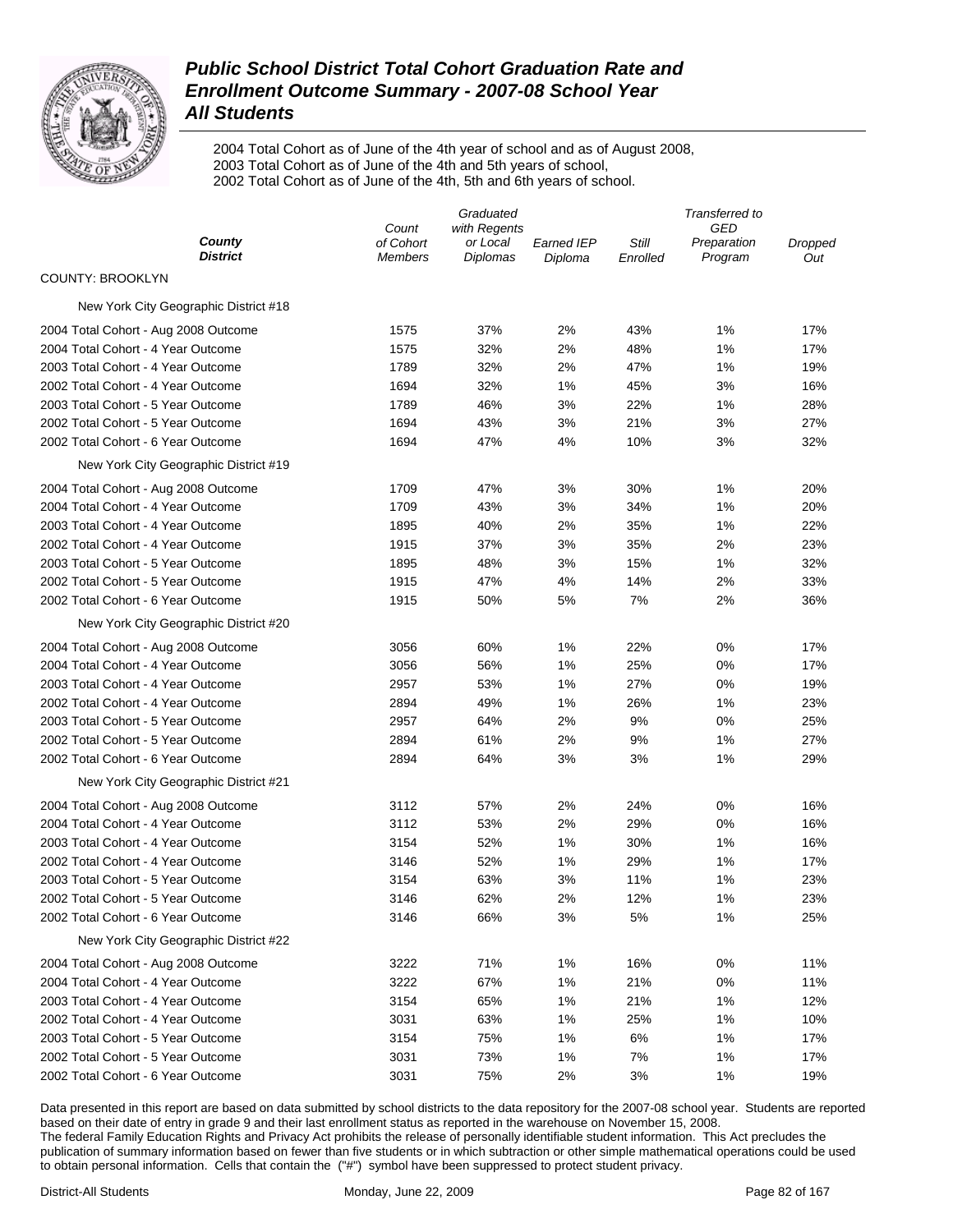# *Public School District Total Cohort Graduation Rate and Enrollment Outcome Summary - 2007-08 School Year*
## *All Students*

2004 Total Cohort as of June of the 4th year of school and as of August 2008,
2003 Total Cohort as of June of the 4th and 5th years of school,
2002 Total Cohort as of June of the 4th, 5th and 6th years of school.

| *County* *District* | *Count of Cohort Members* | *Graduated with Regents or Local Diplomas* | *Earned IEP Diploma* | *Still Enrolled* | *Transferred to GED Preparation Program* | *Dropped Out* |
|---|---|---|---|---|---|---|
| COUNTY: BROOKLYN | | | | | | |
| New York City Geographic District #18 | | | | | | |
| 2004 Total Cohort - Aug 2008 Outcome | 1575 | 37% | 2% | 43% | 1% | 17% |
| 2004 Total Cohort - 4 Year Outcome | 1575 | 32% | 2% | 48% | 1% | 17% |
| 2003 Total Cohort - 4 Year Outcome | 1789 | 32% | 2% | 47% | 1% | 19% |
| 2002 Total Cohort - 4 Year Outcome | 1694 | 32% | 1% | 45% | 3% | 16% |
| 2003 Total Cohort - 5 Year Outcome | 1789 | 46% | 3% | 22% | 1% | 28% |
| 2002 Total Cohort - 5 Year Outcome | 1694 | 43% | 3% | 21% | 3% | 27% |
| 2002 Total Cohort - 6 Year Outcome | 1694 | 47% | 4% | 10% | 3% | 32% |
| New York City Geographic District #19 | | | | | | |
| 2004 Total Cohort - Aug 2008 Outcome | 1709 | 47% | 3% | 30% | 1% | 20% |
| 2004 Total Cohort - 4 Year Outcome | 1709 | 43% | 3% | 34% | 1% | 20% |
| 2003 Total Cohort - 4 Year Outcome | 1895 | 40% | 2% | 35% | 1% | 22% |
| 2002 Total Cohort - 4 Year Outcome | 1915 | 37% | 3% | 35% | 2% | 23% |
| 2003 Total Cohort - 5 Year Outcome | 1895 | 48% | 3% | 15% | 1% | 32% |
| 2002 Total Cohort - 5 Year Outcome | 1915 | 47% | 4% | 14% | 2% | 33% |
| 2002 Total Cohort - 6 Year Outcome | 1915 | 50% | 5% | 7% | 2% | 36% |
| New York City Geographic District #20 | | | | | | |
| 2004 Total Cohort - Aug 2008 Outcome | 3056 | 60% | 1% | 22% | 0% | 17% |
| 2004 Total Cohort - 4 Year Outcome | 3056 | 56% | 1% | 25% | 0% | 17% |
| 2003 Total Cohort - 4 Year Outcome | 2957 | 53% | 1% | 27% | 0% | 19% |
| 2002 Total Cohort - 4 Year Outcome | 2894 | 49% | 1% | 26% | 1% | 23% |
| 2003 Total Cohort - 5 Year Outcome | 2957 | 64% | 2% | 9% | 0% | 25% |
| 2002 Total Cohort - 5 Year Outcome | 2894 | 61% | 2% | 9% | 1% | 27% |
| 2002 Total Cohort - 6 Year Outcome | 2894 | 64% | 3% | 3% | 1% | 29% |
| New York City Geographic District #21 | | | | | | |
| 2004 Total Cohort - Aug 2008 Outcome | 3112 | 57% | 2% | 24% | 0% | 16% |
| 2004 Total Cohort - 4 Year Outcome | 3112 | 53% | 2% | 29% | 0% | 16% |
| 2003 Total Cohort - 4 Year Outcome | 3154 | 52% | 1% | 30% | 1% | 16% |
| 2002 Total Cohort - 4 Year Outcome | 3146 | 52% | 1% | 29% | 1% | 17% |
| 2003 Total Cohort - 5 Year Outcome | 3154 | 63% | 3% | 11% | 1% | 23% |
| 2002 Total Cohort - 5 Year Outcome | 3146 | 62% | 2% | 12% | 1% | 23% |
| 2002 Total Cohort - 6 Year Outcome | 3146 | 66% | 3% | 5% | 1% | 25% |
| New York City Geographic District #22 | | | | | | |
| 2004 Total Cohort - Aug 2008 Outcome | 3222 | 71% | 1% | 16% | 0% | 11% |
| 2004 Total Cohort - 4 Year Outcome | 3222 | 67% | 1% | 21% | 0% | 11% |
| 2003 Total Cohort - 4 Year Outcome | 3154 | 65% | 1% | 21% | 1% | 12% |
| 2002 Total Cohort - 4 Year Outcome | 3031 | 63% | 1% | 25% | 1% | 10% |
| 2003 Total Cohort - 5 Year Outcome | 3154 | 75% | 1% | 6% | 1% | 17% |
| 2002 Total Cohort - 5 Year Outcome | 3031 | 73% | 1% | 7% | 1% | 17% |
| 2002 Total Cohort - 6 Year Outcome | 3031 | 75% | 2% | 3% | 1% | 19% |

Data presented in this report are based on data submitted by school districts to the data repository for the 2007-08 school year. Students are reported based on their date of entry in grade 9 and their last enrollment status as reported in the warehouse on November 15, 2008.
The federal Family Education Rights and Privacy Act prohibits the release of personally identifiable student information. This Act precludes the publication of summary information based on fewer than five students or in which subtraction or other simple mathematical operations could be used to obtain personal information. Cells that contain the ("#") symbol have been suppressed to protect student privacy.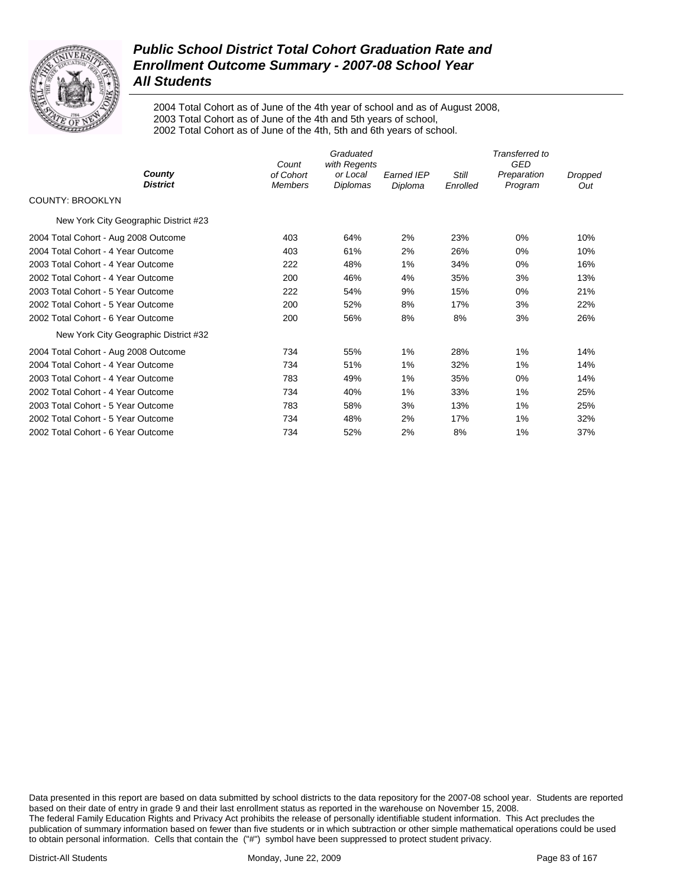# Public School District Total Cohort Graduation Rate and Enrollment Outcome Summary - 2007-08 School Year

## All Students

2004 Total Cohort as of June of the 4th year of school and as of August 2008,
2003 Total Cohort as of June of the 4th and 5th years of school,
2002 Total Cohort as of June of the 4th, 5th and 6th years of school.

| County / District | Count of Cohort Members | Graduated with Regents or Local Diplomas | Earned IEP Diploma | Still Enrolled | Transferred to GED Preparation Program | Dropped Out |
|---|---|---|---|---|---|---|
| COUNTY: BROOKLYN | | | | | | |
| New York City Geographic District #23 | | | | | | |
| 2004 Total Cohort - Aug 2008 Outcome | 403 | 64% | 2% | 23% | 0% | 10% |
| 2004 Total Cohort - 4 Year Outcome | 403 | 61% | 2% | 26% | 0% | 10% |
| 2003 Total Cohort - 4 Year Outcome | 222 | 48% | 1% | 34% | 0% | 16% |
| 2002 Total Cohort - 4 Year Outcome | 200 | 46% | 4% | 35% | 3% | 13% |
| 2003 Total Cohort - 5 Year Outcome | 222 | 54% | 9% | 15% | 0% | 21% |
| 2002 Total Cohort - 5 Year Outcome | 200 | 52% | 8% | 17% | 3% | 22% |
| 2002 Total Cohort - 6 Year Outcome | 200 | 56% | 8% | 8% | 3% | 26% |
| New York City Geographic District #32 | | | | | | |
| 2004 Total Cohort - Aug 2008 Outcome | 734 | 55% | 1% | 28% | 1% | 14% |
| 2004 Total Cohort - 4 Year Outcome | 734 | 51% | 1% | 32% | 1% | 14% |
| 2003 Total Cohort - 4 Year Outcome | 783 | 49% | 1% | 35% | 0% | 14% |
| 2002 Total Cohort - 4 Year Outcome | 734 | 40% | 1% | 33% | 1% | 25% |
| 2003 Total Cohort - 5 Year Outcome | 783 | 58% | 3% | 13% | 1% | 25% |
| 2002 Total Cohort - 5 Year Outcome | 734 | 48% | 2% | 17% | 1% | 32% |
| 2002 Total Cohort - 6 Year Outcome | 734 | 52% | 2% | 8% | 1% | 37% |

Data presented in this report are based on data submitted by school districts to the data repository for the 2007-08 school year. Students are reported based on their date of entry in grade 9 and their last enrollment status as reported in the warehouse on November 15, 2008. The federal Family Education Rights and Privacy Act prohibits the release of personally identifiable student information. This Act precludes the publication of summary information based on fewer than five students or in which subtraction or other simple mathematical operations could be used to obtain personal information. Cells that contain the ("#") symbol have been suppressed to protect student privacy.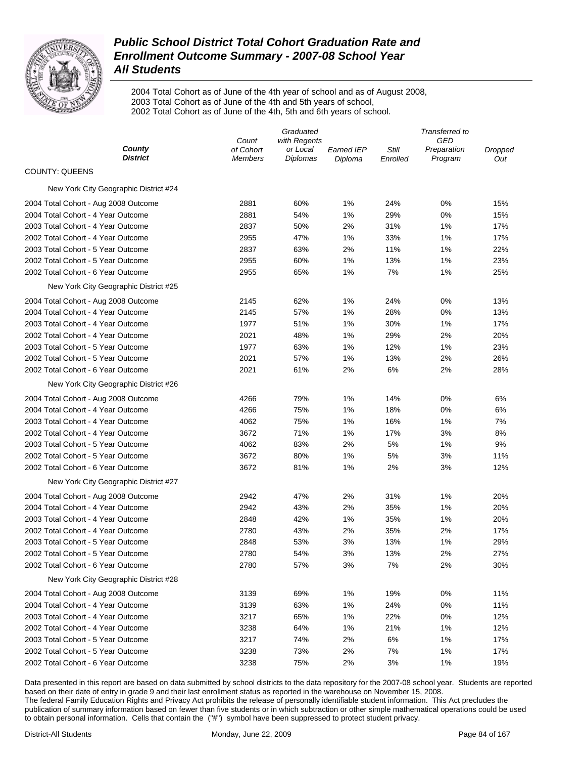# Public School District Total Cohort Graduation Rate and Enrollment Outcome Summary - 2007-08 School Year

## All Students

2004 Total Cohort as of June of the 4th year of school and as of August 2008,
2003 Total Cohort as of June of the 4th and 5th years of school,
2002 Total Cohort as of June of the 4th, 5th and 6th years of school.

| County / District | Count of Cohort Members | Graduated with Regents or Local Diplomas | Earned IEP Diploma | Still Enrolled | Transferred to GED Preparation Program | Dropped Out |
|---|---|---|---|---|---|---|
| **COUNTY: QUEENS** | | | | | | |
| New York City Geographic District #24 | | | | | | |
| 2004 Total Cohort - Aug 2008 Outcome | 2881 | 60% | 1% | 24% | 0% | 15% |
| 2004 Total Cohort - 4 Year Outcome | 2881 | 54% | 1% | 29% | 0% | 15% |
| 2003 Total Cohort - 4 Year Outcome | 2837 | 50% | 2% | 31% | 1% | 17% |
| 2002 Total Cohort - 4 Year Outcome | 2955 | 47% | 1% | 33% | 1% | 17% |
| 2003 Total Cohort - 5 Year Outcome | 2837 | 63% | 2% | 11% | 1% | 22% |
| 2002 Total Cohort - 5 Year Outcome | 2955 | 60% | 1% | 13% | 1% | 23% |
| 2002 Total Cohort - 6 Year Outcome | 2955 | 65% | 1% | 7% | 1% | 25% |
| New York City Geographic District #25 | | | | | | |
| 2004 Total Cohort - Aug 2008 Outcome | 2145 | 62% | 1% | 24% | 0% | 13% |
| 2004 Total Cohort - 4 Year Outcome | 2145 | 57% | 1% | 28% | 0% | 13% |
| 2003 Total Cohort - 4 Year Outcome | 1977 | 51% | 1% | 30% | 1% | 17% |
| 2002 Total Cohort - 4 Year Outcome | 2021 | 48% | 1% | 29% | 2% | 20% |
| 2003 Total Cohort - 5 Year Outcome | 1977 | 63% | 1% | 12% | 1% | 23% |
| 2002 Total Cohort - 5 Year Outcome | 2021 | 57% | 1% | 13% | 2% | 26% |
| 2002 Total Cohort - 6 Year Outcome | 2021 | 61% | 2% | 6% | 2% | 28% |
| New York City Geographic District #26 | | | | | | |
| 2004 Total Cohort - Aug 2008 Outcome | 4266 | 79% | 1% | 14% | 0% | 6% |
| 2004 Total Cohort - 4 Year Outcome | 4266 | 75% | 1% | 18% | 0% | 6% |
| 2003 Total Cohort - 4 Year Outcome | 4062 | 75% | 1% | 16% | 1% | 7% |
| 2002 Total Cohort - 4 Year Outcome | 3672 | 71% | 1% | 17% | 3% | 8% |
| 2003 Total Cohort - 5 Year Outcome | 4062 | 83% | 2% | 5% | 1% | 9% |
| 2002 Total Cohort - 5 Year Outcome | 3672 | 80% | 1% | 5% | 3% | 11% |
| 2002 Total Cohort - 6 Year Outcome | 3672 | 81% | 1% | 2% | 3% | 12% |
| New York City Geographic District #27 | | | | | | |
| 2004 Total Cohort - Aug 2008 Outcome | 2942 | 47% | 2% | 31% | 1% | 20% |
| 2004 Total Cohort - 4 Year Outcome | 2942 | 43% | 2% | 35% | 1% | 20% |
| 2003 Total Cohort - 4 Year Outcome | 2848 | 42% | 1% | 35% | 1% | 20% |
| 2002 Total Cohort - 4 Year Outcome | 2780 | 43% | 2% | 35% | 2% | 17% |
| 2003 Total Cohort - 5 Year Outcome | 2848 | 53% | 3% | 13% | 1% | 29% |
| 2002 Total Cohort - 5 Year Outcome | 2780 | 54% | 3% | 13% | 2% | 27% |
| 2002 Total Cohort - 6 Year Outcome | 2780 | 57% | 3% | 7% | 2% | 30% |
| New York City Geographic District #28 | | | | | | |
| 2004 Total Cohort - Aug 2008 Outcome | 3139 | 69% | 1% | 19% | 0% | 11% |
| 2004 Total Cohort - 4 Year Outcome | 3139 | 63% | 1% | 24% | 0% | 11% |
| 2003 Total Cohort - 4 Year Outcome | 3217 | 65% | 1% | 22% | 0% | 12% |
| 2002 Total Cohort - 4 Year Outcome | 3238 | 64% | 1% | 21% | 1% | 12% |
| 2003 Total Cohort - 5 Year Outcome | 3217 | 74% | 2% | 6% | 1% | 17% |
| 2002 Total Cohort - 5 Year Outcome | 3238 | 73% | 2% | 7% | 1% | 17% |
| 2002 Total Cohort - 6 Year Outcome | 3238 | 75% | 2% | 3% | 1% | 19% |

Data presented in this report are based on data submitted by school districts to the data repository for the 2007-08 school year. Students are reported based on their date of entry in grade 9 and their last enrollment status as reported in the warehouse on November 15, 2008.
The federal Family Education Rights and Privacy Act prohibits the release of personally identifiable student information. This Act precludes the publication of summary information based on fewer than five students or in which subtraction or other simple mathematical operations could be used to obtain personal information. Cells that contain the ("#") symbol have been suppressed to protect student privacy.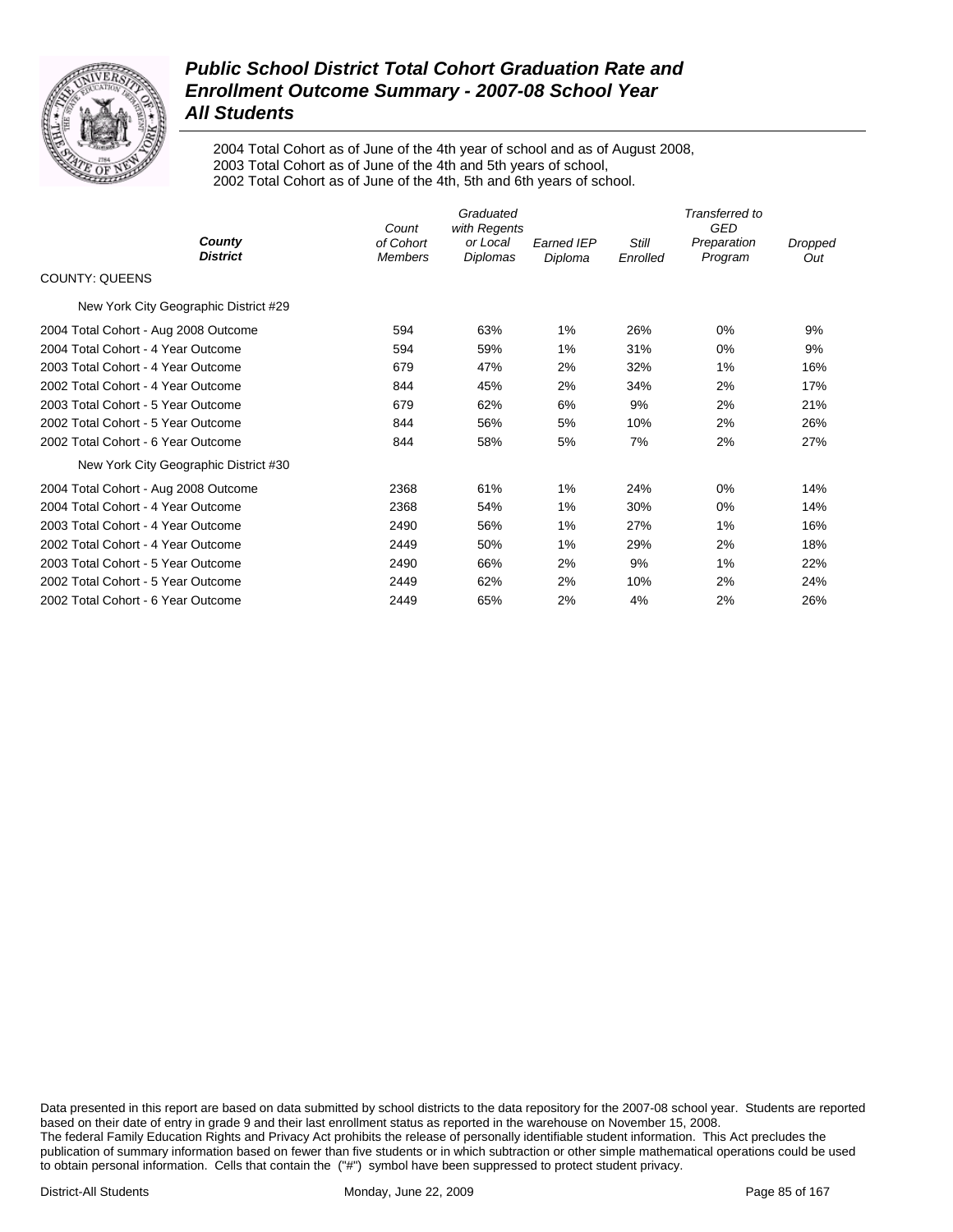# Public School District Total Cohort Graduation Rate and Enrollment Outcome Summary - 2007-08 School Year
## All Students

2004 Total Cohort as of June of the 4th year of school and as of August 2008,
2003 Total Cohort as of June of the 4th and 5th years of school,
2002 Total Cohort as of June of the 4th, 5th and 6th years of school.

| *County District* | *Count of Cohort Members* | *Graduated with Regents or Local Diplomas* | *Earned IEP Diploma* | *Still Enrolled* | *Transferred to GED Preparation Program* | *Dropped Out* |
|---|---|---|---|---|---|---|
| COUNTY: QUEENS | | | | | | |
| New York City Geographic District #29 | | | | | | |
| 2004 Total Cohort - Aug 2008 Outcome | 594 | 63% | 1% | 26% | 0% | 9% |
| 2004 Total Cohort - 4 Year Outcome | 594 | 59% | 1% | 31% | 0% | 9% |
| 2003 Total Cohort - 4 Year Outcome | 679 | 47% | 2% | 32% | 1% | 16% |
| 2002 Total Cohort - 4 Year Outcome | 844 | 45% | 2% | 34% | 2% | 17% |
| 2003 Total Cohort - 5 Year Outcome | 679 | 62% | 6% | 9% | 2% | 21% |
| 2002 Total Cohort - 5 Year Outcome | 844 | 56% | 5% | 10% | 2% | 26% |
| 2002 Total Cohort - 6 Year Outcome | 844 | 58% | 5% | 7% | 2% | 27% |
| New York City Geographic District #30 | | | | | | |
| 2004 Total Cohort - Aug 2008 Outcome | 2368 | 61% | 1% | 24% | 0% | 14% |
| 2004 Total Cohort - 4 Year Outcome | 2368 | 54% | 1% | 30% | 0% | 14% |
| 2003 Total Cohort - 4 Year Outcome | 2490 | 56% | 1% | 27% | 1% | 16% |
| 2002 Total Cohort - 4 Year Outcome | 2449 | 50% | 1% | 29% | 2% | 18% |
| 2003 Total Cohort - 5 Year Outcome | 2490 | 66% | 2% | 9% | 1% | 22% |
| 2002 Total Cohort - 5 Year Outcome | 2449 | 62% | 2% | 10% | 2% | 24% |
| 2002 Total Cohort - 6 Year Outcome | 2449 | 65% | 2% | 4% | 2% | 26% |

Data presented in this report are based on data submitted by school districts to the data repository for the 2007-08 school year. Students are reported based on their date of entry in grade 9 and their last enrollment status as reported in the warehouse on November 15, 2008.
The federal Family Education Rights and Privacy Act prohibits the release of personally identifiable student information. This Act precludes the publication of summary information based on fewer than five students or in which subtraction or other simple mathematical operations could be used to obtain personal information. Cells that contain the ("#") symbol have been suppressed to protect student privacy.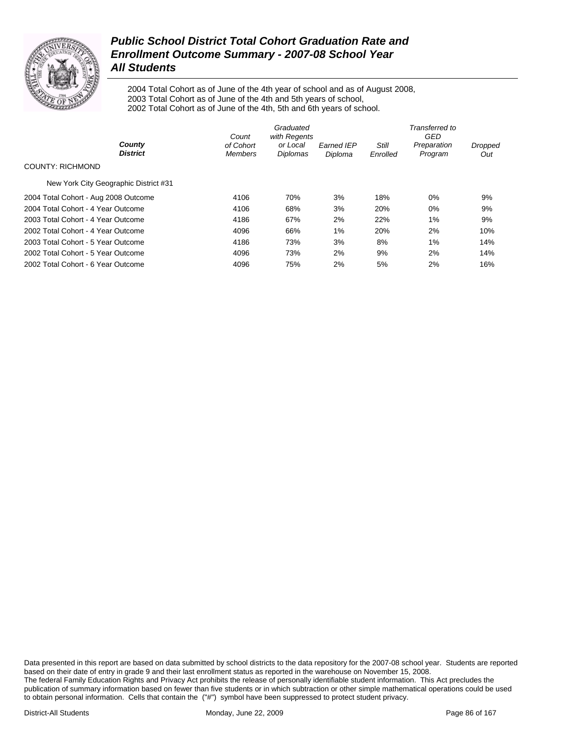# Public School District Total Cohort Graduation Rate and Enrollment Outcome Summary - 2007-08 School Year

## All Students

2004 Total Cohort as of June of the 4th year of school and as of August 2008,
2003 Total Cohort as of June of the 4th and 5th years of school,
2002 Total Cohort as of June of the 4th, 5th and 6th years of school.

| County / District | Count of Cohort Members | Graduated with Regents or Local Diplomas | Earned IEP Diploma | Still Enrolled | Transferred to GED Preparation Program | Dropped Out |
|---|---|---|---|---|---|---|
| COUNTY: RICHMOND | | | | | | |
| New York City Geographic District #31 | | | | | | |
| 2004 Total Cohort - Aug 2008 Outcome | 4106 | 70% | 3% | 18% | 0% | 9% |
| 2004 Total Cohort - 4 Year Outcome | 4106 | 68% | 3% | 20% | 0% | 9% |
| 2003 Total Cohort - 4 Year Outcome | 4186 | 67% | 2% | 22% | 1% | 9% |
| 2002 Total Cohort - 4 Year Outcome | 4096 | 66% | 1% | 20% | 2% | 10% |
| 2003 Total Cohort - 5 Year Outcome | 4186 | 73% | 3% | 8% | 1% | 14% |
| 2002 Total Cohort - 5 Year Outcome | 4096 | 73% | 2% | 9% | 2% | 14% |
| 2002 Total Cohort - 6 Year Outcome | 4096 | 75% | 2% | 5% | 2% | 16% |

Data presented in this report are based on data submitted by school districts to the data repository for the 2007-08 school year. Students are reported based on their date of entry in grade 9 and their last enrollment status as reported in the warehouse on November 15, 2008.
The federal Family Education Rights and Privacy Act prohibits the release of personally identifiable student information. This Act precludes the publication of summary information based on fewer than five students or in which subtraction or other simple mathematical operations could be used to obtain personal information. Cells that contain the ("#") symbol have been suppressed to protect student privacy.

District-All Students    Monday, June 22, 2009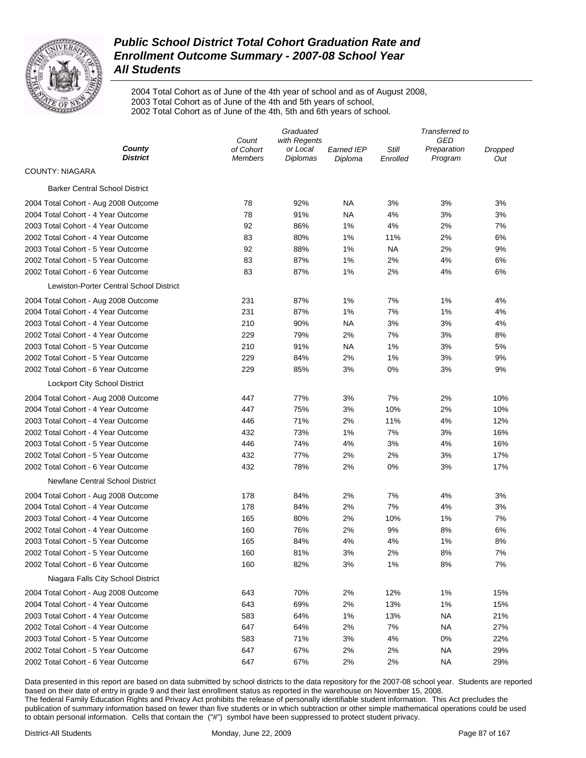# Public School District Total Cohort Graduation Rate and Enrollment Outcome Summary - 2007-08 School Year

## All Students

2004 Total Cohort as of June of the 4th year of school and as of August 2008,
2003 Total Cohort as of June of the 4th and 5th years of school,
2002 Total Cohort as of June of the 4th, 5th and 6th years of school.

| County / District | Count of Cohort Members | Graduated with Regents or Local Diplomas | Earned IEP Diploma | Still Enrolled | Transferred to GED Preparation Program | Dropped Out |
|---|---|---|---|---|---|---|
| COUNTY: NIAGARA | | | | | | |
| Barker Central School District | | | | | | |
| 2004 Total Cohort - Aug 2008 Outcome | 78 | 92% | NA | 3% | 3% | 3% |
| 2004 Total Cohort - 4 Year Outcome | 78 | 91% | NA | 4% | 3% | 3% |
| 2003 Total Cohort - 4 Year Outcome | 92 | 86% | 1% | 4% | 2% | 7% |
| 2002 Total Cohort - 4 Year Outcome | 83 | 80% | 1% | 11% | 2% | 6% |
| 2003 Total Cohort - 5 Year Outcome | 92 | 88% | 1% | NA | 2% | 9% |
| 2002 Total Cohort - 5 Year Outcome | 83 | 87% | 1% | 2% | 4% | 6% |
| 2002 Total Cohort - 6 Year Outcome | 83 | 87% | 1% | 2% | 4% | 6% |
| Lewiston-Porter Central School District | | | | | | |
| 2004 Total Cohort - Aug 2008 Outcome | 231 | 87% | 1% | 7% | 1% | 4% |
| 2004 Total Cohort - 4 Year Outcome | 231 | 87% | 1% | 7% | 1% | 4% |
| 2003 Total Cohort - 4 Year Outcome | 210 | 90% | NA | 3% | 3% | 4% |
| 2002 Total Cohort - 4 Year Outcome | 229 | 79% | 2% | 7% | 3% | 8% |
| 2003 Total Cohort - 5 Year Outcome | 210 | 91% | NA | 1% | 3% | 5% |
| 2002 Total Cohort - 5 Year Outcome | 229 | 84% | 2% | 1% | 3% | 9% |
| 2002 Total Cohort - 6 Year Outcome | 229 | 85% | 3% | 0% | 3% | 9% |
| Lockport City School District | | | | | | |
| 2004 Total Cohort - Aug 2008 Outcome | 447 | 77% | 3% | 7% | 2% | 10% |
| 2004 Total Cohort - 4 Year Outcome | 447 | 75% | 3% | 10% | 2% | 10% |
| 2003 Total Cohort - 4 Year Outcome | 446 | 71% | 2% | 11% | 4% | 12% |
| 2002 Total Cohort - 4 Year Outcome | 432 | 73% | 1% | 7% | 3% | 16% |
| 2003 Total Cohort - 5 Year Outcome | 446 | 74% | 4% | 3% | 4% | 16% |
| 2002 Total Cohort - 5 Year Outcome | 432 | 77% | 2% | 2% | 3% | 17% |
| 2002 Total Cohort - 6 Year Outcome | 432 | 78% | 2% | 0% | 3% | 17% |
| Newfane Central School District | | | | | | |
| 2004 Total Cohort - Aug 2008 Outcome | 178 | 84% | 2% | 7% | 4% | 3% |
| 2004 Total Cohort - 4 Year Outcome | 178 | 84% | 2% | 7% | 4% | 3% |
| 2003 Total Cohort - 4 Year Outcome | 165 | 80% | 2% | 10% | 1% | 7% |
| 2002 Total Cohort - 4 Year Outcome | 160 | 76% | 2% | 9% | 8% | 6% |
| 2003 Total Cohort - 5 Year Outcome | 165 | 84% | 4% | 4% | 1% | 8% |
| 2002 Total Cohort - 5 Year Outcome | 160 | 81% | 3% | 2% | 8% | 7% |
| 2002 Total Cohort - 6 Year Outcome | 160 | 82% | 3% | 1% | 8% | 7% |
| Niagara Falls City School District | | | | | | |
| 2004 Total Cohort - Aug 2008 Outcome | 643 | 70% | 2% | 12% | 1% | 15% |
| 2004 Total Cohort - 4 Year Outcome | 643 | 69% | 2% | 13% | 1% | 15% |
| 2003 Total Cohort - 4 Year Outcome | 583 | 64% | 1% | 13% | NA | 21% |
| 2002 Total Cohort - 4 Year Outcome | 647 | 64% | 2% | 7% | NA | 27% |
| 2003 Total Cohort - 5 Year Outcome | 583 | 71% | 3% | 4% | 0% | 22% |
| 2002 Total Cohort - 5 Year Outcome | 647 | 67% | 2% | 2% | NA | 29% |
| 2002 Total Cohort - 6 Year Outcome | 647 | 67% | 2% | 2% | NA | 29% |

Data presented in this report are based on data submitted by school districts to the data repository for the 2007-08 school year. Students are reported based on their date of entry in grade 9 and their last enrollment status as reported in the warehouse on November 15, 2008.
The federal Family Education Rights and Privacy Act prohibits the release of personally identifiable student information. This Act precludes the publication of summary information based on fewer than five students or in which subtraction or other simple mathematical operations could be used to obtain personal information. Cells that contain the ("#") symbol have been suppressed to protect student privacy.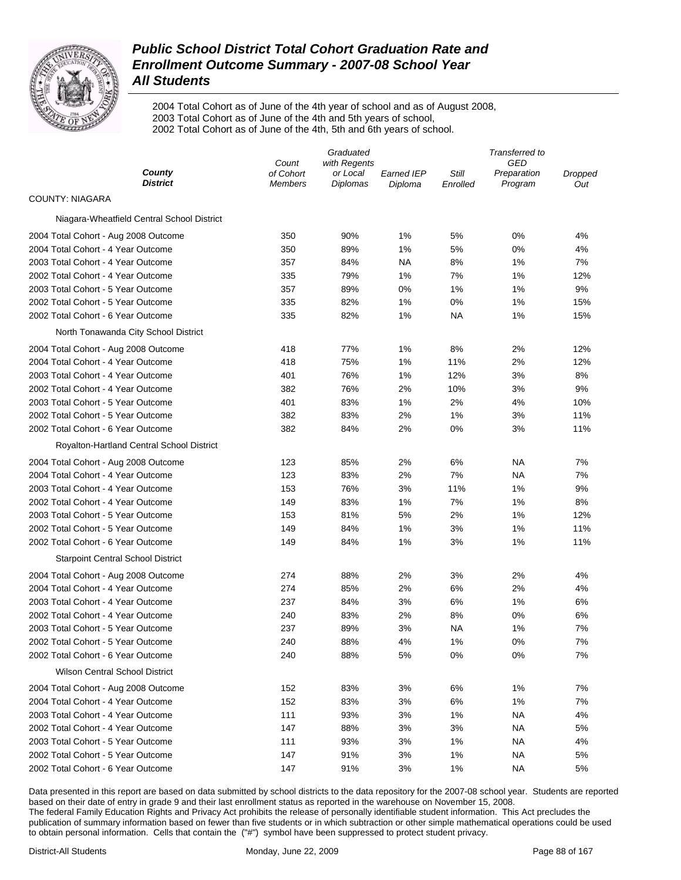# *Public School District Total Cohort Graduation Rate and Enrollment Outcome Summary - 2007-08 School Year*
## *All Students*

2004 Total Cohort as of June of the 4th year of school and as of August 2008,
2003 Total Cohort as of June of the 4th and 5th years of school,
2002 Total Cohort as of June of the 4th, 5th and 6th years of school.

| *County* *District* | *Count of Cohort Members* | *Graduated with Regents or Local Diplomas* | *Earned IEP Diploma* | *Still Enrolled* | *Transferred to GED Preparation Program* | *Dropped Out* |
|---|---|---|---|---|---|---|
| COUNTY: NIAGARA | | | | | | |
| Niagara-Wheatfield Central School District | | | | | | |
| 2004 Total Cohort - Aug 2008 Outcome | 350 | 90% | 1% | 5% | 0% | 4% |
| 2004 Total Cohort - 4 Year Outcome | 350 | 89% | 1% | 5% | 0% | 4% |
| 2003 Total Cohort - 4 Year Outcome | 357 | 84% | NA | 8% | 1% | 7% |
| 2002 Total Cohort - 4 Year Outcome | 335 | 79% | 1% | 7% | 1% | 12% |
| 2003 Total Cohort - 5 Year Outcome | 357 | 89% | 0% | 1% | 1% | 9% |
| 2002 Total Cohort - 5 Year Outcome | 335 | 82% | 1% | 0% | 1% | 15% |
| 2002 Total Cohort - 6 Year Outcome | 335 | 82% | 1% | NA | 1% | 15% |
| North Tonawanda City School District | | | | | | |
| 2004 Total Cohort - Aug 2008 Outcome | 418 | 77% | 1% | 8% | 2% | 12% |
| 2004 Total Cohort - 4 Year Outcome | 418 | 75% | 1% | 11% | 2% | 12% |
| 2003 Total Cohort - 4 Year Outcome | 401 | 76% | 1% | 12% | 3% | 8% |
| 2002 Total Cohort - 4 Year Outcome | 382 | 76% | 2% | 10% | 3% | 9% |
| 2003 Total Cohort - 5 Year Outcome | 401 | 83% | 1% | 2% | 4% | 10% |
| 2002 Total Cohort - 5 Year Outcome | 382 | 83% | 2% | 1% | 3% | 11% |
| 2002 Total Cohort - 6 Year Outcome | 382 | 84% | 2% | 0% | 3% | 11% |
| Royalton-Hartland Central School District | | | | | | |
| 2004 Total Cohort - Aug 2008 Outcome | 123 | 85% | 2% | 6% | NA | 7% |
| 2004 Total Cohort - 4 Year Outcome | 123 | 83% | 2% | 7% | NA | 7% |
| 2003 Total Cohort - 4 Year Outcome | 153 | 76% | 3% | 11% | 1% | 9% |
| 2002 Total Cohort - 4 Year Outcome | 149 | 83% | 1% | 7% | 1% | 8% |
| 2003 Total Cohort - 5 Year Outcome | 153 | 81% | 5% | 2% | 1% | 12% |
| 2002 Total Cohort - 5 Year Outcome | 149 | 84% | 1% | 3% | 1% | 11% |
| 2002 Total Cohort - 6 Year Outcome | 149 | 84% | 1% | 3% | 1% | 11% |
| Starpoint Central School District | | | | | | |
| 2004 Total Cohort - Aug 2008 Outcome | 274 | 88% | 2% | 3% | 2% | 4% |
| 2004 Total Cohort - 4 Year Outcome | 274 | 85% | 2% | 6% | 2% | 4% |
| 2003 Total Cohort - 4 Year Outcome | 237 | 84% | 3% | 6% | 1% | 6% |
| 2002 Total Cohort - 4 Year Outcome | 240 | 83% | 2% | 8% | 0% | 6% |
| 2003 Total Cohort - 5 Year Outcome | 237 | 89% | 3% | NA | 1% | 7% |
| 2002 Total Cohort - 5 Year Outcome | 240 | 88% | 4% | 1% | 0% | 7% |
| 2002 Total Cohort - 6 Year Outcome | 240 | 88% | 5% | 0% | 0% | 7% |
| Wilson Central School District | | | | | | |
| 2004 Total Cohort - Aug 2008 Outcome | 152 | 83% | 3% | 6% | 1% | 7% |
| 2004 Total Cohort - 4 Year Outcome | 152 | 83% | 3% | 6% | 1% | 7% |
| 2003 Total Cohort - 4 Year Outcome | 111 | 93% | 3% | 1% | NA | 4% |
| 2002 Total Cohort - 4 Year Outcome | 147 | 88% | 3% | 3% | NA | 5% |
| 2003 Total Cohort - 5 Year Outcome | 111 | 93% | 3% | 1% | NA | 4% |
| 2002 Total Cohort - 5 Year Outcome | 147 | 91% | 3% | 1% | NA | 5% |
| 2002 Total Cohort - 6 Year Outcome | 147 | 91% | 3% | 1% | NA | 5% |

Data presented in this report are based on data submitted by school districts to the data repository for the 2007-08 school year. Students are reported based on their date of entry in grade 9 and their last enrollment status as reported in the warehouse on November 15, 2008.
The federal Family Education Rights and Privacy Act prohibits the release of personally identifiable student information. This Act precludes the publication of summary information based on fewer than five students or in which subtraction or other simple mathematical operations could be used to obtain personal information. Cells that contain the ("#") symbol have been suppressed to protect student privacy.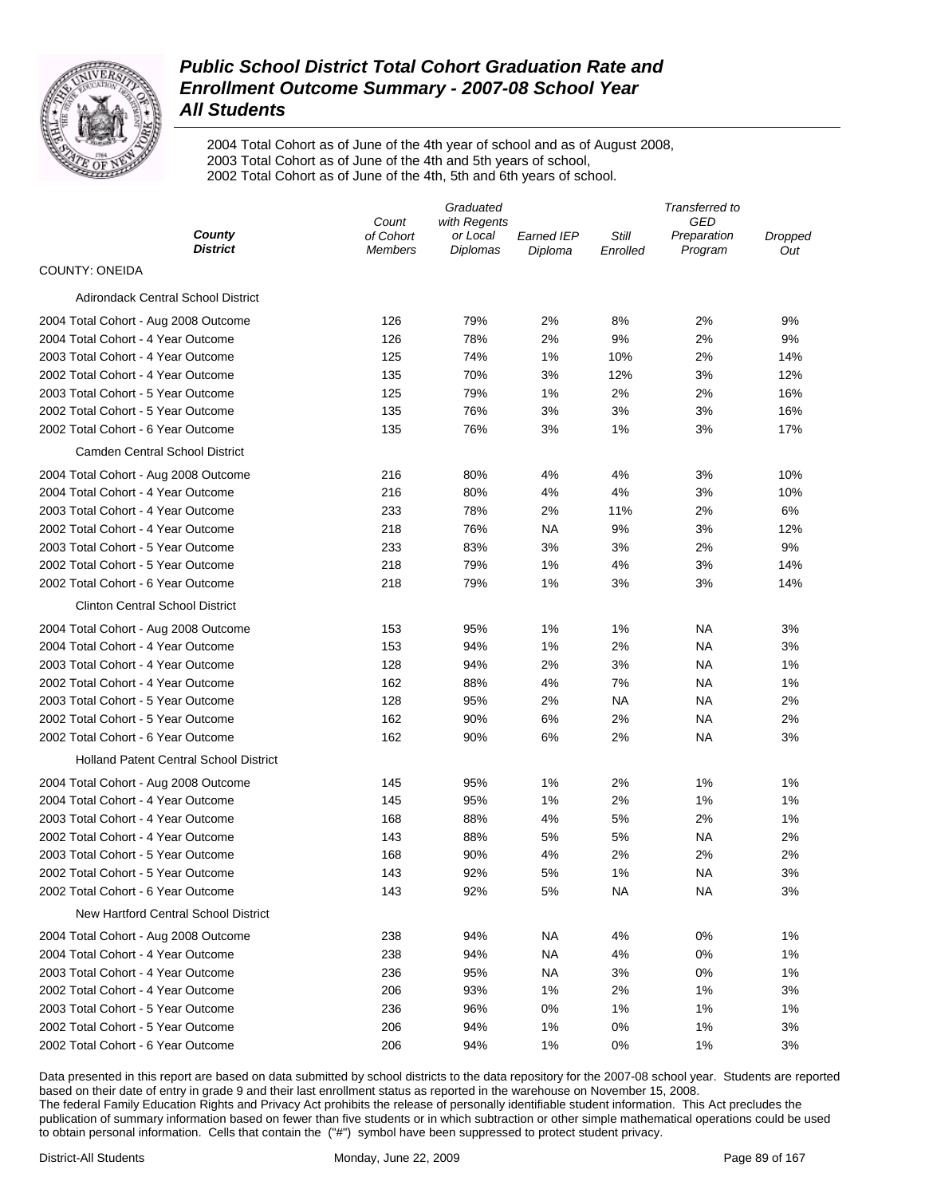# Public School District Total Cohort Graduation Rate and Enrollment Outcome Summary - 2007-08 School Year
## All Students

2004 Total Cohort as of June of the 4th year of school and as of August 2008,
2003 Total Cohort as of June of the 4th and 5th years of school,
2002 Total Cohort as of June of the 4th, 5th and 6th years of school.

| County / District | Count of Cohort Members | Graduated with Regents or Local Diplomas | Earned IEP Diploma | Still Enrolled | Transferred to GED Preparation Program | Dropped Out |
|---|---|---|---|---|---|---|
| **COUNTY: ONEIDA** | | | | | | |
| Adirondack Central School District | | | | | | |
| 2004 Total Cohort - Aug 2008 Outcome | 126 | 79% | 2% | 8% | 2% | 9% |
| 2004 Total Cohort - 4 Year Outcome | 126 | 78% | 2% | 9% | 2% | 9% |
| 2003 Total Cohort - 4 Year Outcome | 125 | 74% | 1% | 10% | 2% | 14% |
| 2002 Total Cohort - 4 Year Outcome | 135 | 70% | 3% | 12% | 3% | 12% |
| 2003 Total Cohort - 5 Year Outcome | 125 | 79% | 1% | 2% | 2% | 16% |
| 2002 Total Cohort - 5 Year Outcome | 135 | 76% | 3% | 3% | 3% | 16% |
| 2002 Total Cohort - 6 Year Outcome | 135 | 76% | 3% | 1% | 3% | 17% |
| Camden Central School District | | | | | | |
| 2004 Total Cohort - Aug 2008 Outcome | 216 | 80% | 4% | 4% | 3% | 10% |
| 2004 Total Cohort - 4 Year Outcome | 216 | 80% | 4% | 4% | 3% | 10% |
| 2003 Total Cohort - 4 Year Outcome | 233 | 78% | 2% | 11% | 2% | 6% |
| 2002 Total Cohort - 4 Year Outcome | 218 | 76% | NA | 9% | 3% | 12% |
| 2003 Total Cohort - 5 Year Outcome | 233 | 83% | 3% | 3% | 2% | 9% |
| 2002 Total Cohort - 5 Year Outcome | 218 | 79% | 1% | 4% | 3% | 14% |
| 2002 Total Cohort - 6 Year Outcome | 218 | 79% | 1% | 3% | 3% | 14% |
| Clinton Central School District | | | | | | |
| 2004 Total Cohort - Aug 2008 Outcome | 153 | 95% | 1% | 1% | NA | 3% |
| 2004 Total Cohort - 4 Year Outcome | 153 | 94% | 1% | 2% | NA | 3% |
| 2003 Total Cohort - 4 Year Outcome | 128 | 94% | 2% | 3% | NA | 1% |
| 2002 Total Cohort - 4 Year Outcome | 162 | 88% | 4% | 7% | NA | 1% |
| 2003 Total Cohort - 5 Year Outcome | 128 | 95% | 2% | NA | NA | 2% |
| 2002 Total Cohort - 5 Year Outcome | 162 | 90% | 6% | 2% | NA | 2% |
| 2002 Total Cohort - 6 Year Outcome | 162 | 90% | 6% | 2% | NA | 3% |
| Holland Patent Central School District | | | | | | |
| 2004 Total Cohort - Aug 2008 Outcome | 145 | 95% | 1% | 2% | 1% | 1% |
| 2004 Total Cohort - 4 Year Outcome | 145 | 95% | 1% | 2% | 1% | 1% |
| 2003 Total Cohort - 4 Year Outcome | 168 | 88% | 4% | 5% | 2% | 1% |
| 2002 Total Cohort - 4 Year Outcome | 143 | 88% | 5% | 5% | NA | 2% |
| 2003 Total Cohort - 5 Year Outcome | 168 | 90% | 4% | 2% | 2% | 2% |
| 2002 Total Cohort - 5 Year Outcome | 143 | 92% | 5% | 1% | NA | 3% |
| 2002 Total Cohort - 6 Year Outcome | 143 | 92% | 5% | NA | NA | 3% |
| New Hartford Central School District | | | | | | |
| 2004 Total Cohort - Aug 2008 Outcome | 238 | 94% | NA | 4% | 0% | 1% |
| 2004 Total Cohort - 4 Year Outcome | 238 | 94% | NA | 4% | 0% | 1% |
| 2003 Total Cohort - 4 Year Outcome | 236 | 95% | NA | 3% | 0% | 1% |
| 2002 Total Cohort - 4 Year Outcome | 206 | 93% | 1% | 2% | 1% | 3% |
| 2003 Total Cohort - 5 Year Outcome | 236 | 96% | 0% | 1% | 1% | 1% |
| 2002 Total Cohort - 5 Year Outcome | 206 | 94% | 1% | 0% | 1% | 3% |
| 2002 Total Cohort - 6 Year Outcome | 206 | 94% | 1% | 0% | 1% | 3% |

Data presented in this report are based on data submitted by school districts to the data repository for the 2007-08 school year. Students are reported based on their date of entry in grade 9 and their last enrollment status as reported in the warehouse on November 15, 2008.
The federal Family Education Rights and Privacy Act prohibits the release of personally identifiable student information. This Act precludes the publication of summary information based on fewer than five students or in which subtraction or other simple mathematical operations could be used to obtain personal information. Cells that contain the ("#") symbol have been suppressed to protect student privacy.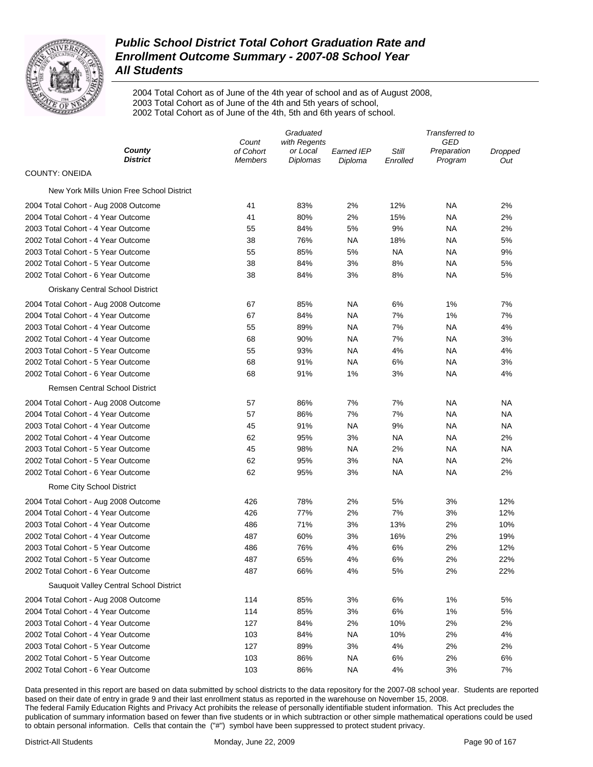# Public School District Total Cohort Graduation Rate and Enrollment Outcome Summary - 2007-08 School Year

## All Students

2004 Total Cohort as of June of the 4th year of school and as of August 2008,
2003 Total Cohort as of June of the 4th and 5th years of school,
2002 Total Cohort as of June of the 4th, 5th and 6th years of school.

| County / District | Count of Cohort Members | Graduated with Regents or Local Diplomas | Earned IEP Diploma | Still Enrolled | Transferred to GED Preparation Program | Dropped Out |
|---|---|---|---|---|---|---|
| **COUNTY: ONEIDA** | | | | | | |
| New York Mills Union Free School District | | | | | | |
| 2004 Total Cohort - Aug 2008 Outcome | 41 | 83% | 2% | 12% | NA | 2% |
| 2004 Total Cohort - 4 Year Outcome | 41 | 80% | 2% | 15% | NA | 2% |
| 2003 Total Cohort - 4 Year Outcome | 55 | 84% | 5% | 9% | NA | 2% |
| 2002 Total Cohort - 4 Year Outcome | 38 | 76% | NA | 18% | NA | 5% |
| 2003 Total Cohort - 5 Year Outcome | 55 | 85% | 5% | NA | NA | 9% |
| 2002 Total Cohort - 5 Year Outcome | 38 | 84% | 3% | 8% | NA | 5% |
| 2002 Total Cohort - 6 Year Outcome | 38 | 84% | 3% | 8% | NA | 5% |
| Oriskany Central School District | | | | | | |
| 2004 Total Cohort - Aug 2008 Outcome | 67 | 85% | NA | 6% | 1% | 7% |
| 2004 Total Cohort - 4 Year Outcome | 67 | 84% | NA | 7% | 1% | 7% |
| 2003 Total Cohort - 4 Year Outcome | 55 | 89% | NA | 7% | NA | 4% |
| 2002 Total Cohort - 4 Year Outcome | 68 | 90% | NA | 7% | NA | 3% |
| 2003 Total Cohort - 5 Year Outcome | 55 | 93% | NA | 4% | NA | 4% |
| 2002 Total Cohort - 5 Year Outcome | 68 | 91% | NA | 6% | NA | 3% |
| 2002 Total Cohort - 6 Year Outcome | 68 | 91% | 1% | 3% | NA | 4% |
| Remsen Central School District | | | | | | |
| 2004 Total Cohort - Aug 2008 Outcome | 57 | 86% | 7% | 7% | NA | NA |
| 2004 Total Cohort - 4 Year Outcome | 57 | 86% | 7% | 7% | NA | NA |
| 2003 Total Cohort - 4 Year Outcome | 45 | 91% | NA | 9% | NA | NA |
| 2002 Total Cohort - 4 Year Outcome | 62 | 95% | 3% | NA | NA | 2% |
| 2003 Total Cohort - 5 Year Outcome | 45 | 98% | NA | 2% | NA | NA |
| 2002 Total Cohort - 5 Year Outcome | 62 | 95% | 3% | NA | NA | 2% |
| 2002 Total Cohort - 6 Year Outcome | 62 | 95% | 3% | NA | NA | 2% |
| Rome City School District | | | | | | |
| 2004 Total Cohort - Aug 2008 Outcome | 426 | 78% | 2% | 5% | 3% | 12% |
| 2004 Total Cohort - 4 Year Outcome | 426 | 77% | 2% | 7% | 3% | 12% |
| 2003 Total Cohort - 4 Year Outcome | 486 | 71% | 3% | 13% | 2% | 10% |
| 2002 Total Cohort - 4 Year Outcome | 487 | 60% | 3% | 16% | 2% | 19% |
| 2003 Total Cohort - 5 Year Outcome | 486 | 76% | 4% | 6% | 2% | 12% |
| 2002 Total Cohort - 5 Year Outcome | 487 | 65% | 4% | 6% | 2% | 22% |
| 2002 Total Cohort - 6 Year Outcome | 487 | 66% | 4% | 5% | 2% | 22% |
| Sauquoit Valley Central School District | | | | | | |
| 2004 Total Cohort - Aug 2008 Outcome | 114 | 85% | 3% | 6% | 1% | 5% |
| 2004 Total Cohort - 4 Year Outcome | 114 | 85% | 3% | 6% | 1% | 5% |
| 2003 Total Cohort - 4 Year Outcome | 127 | 84% | 2% | 10% | 2% | 2% |
| 2002 Total Cohort - 4 Year Outcome | 103 | 84% | NA | 10% | 2% | 4% |
| 2003 Total Cohort - 5 Year Outcome | 127 | 89% | 3% | 4% | 2% | 2% |
| 2002 Total Cohort - 5 Year Outcome | 103 | 86% | NA | 6% | 2% | 6% |
| 2002 Total Cohort - 6 Year Outcome | 103 | 86% | NA | 4% | 3% | 7% |

Data presented in this report are based on data submitted by school districts to the data repository for the 2007-08 school year. Students are reported based on their date of entry in grade 9 and their last enrollment status as reported in the warehouse on November 15, 2008.
The federal Family Education Rights and Privacy Act prohibits the release of personally identifiable student information. This Act precludes the publication of summary information based on fewer than five students or in which subtraction or other simple mathematical operations could be used to obtain personal information. Cells that contain the ("#") symbol have been suppressed to protect student privacy.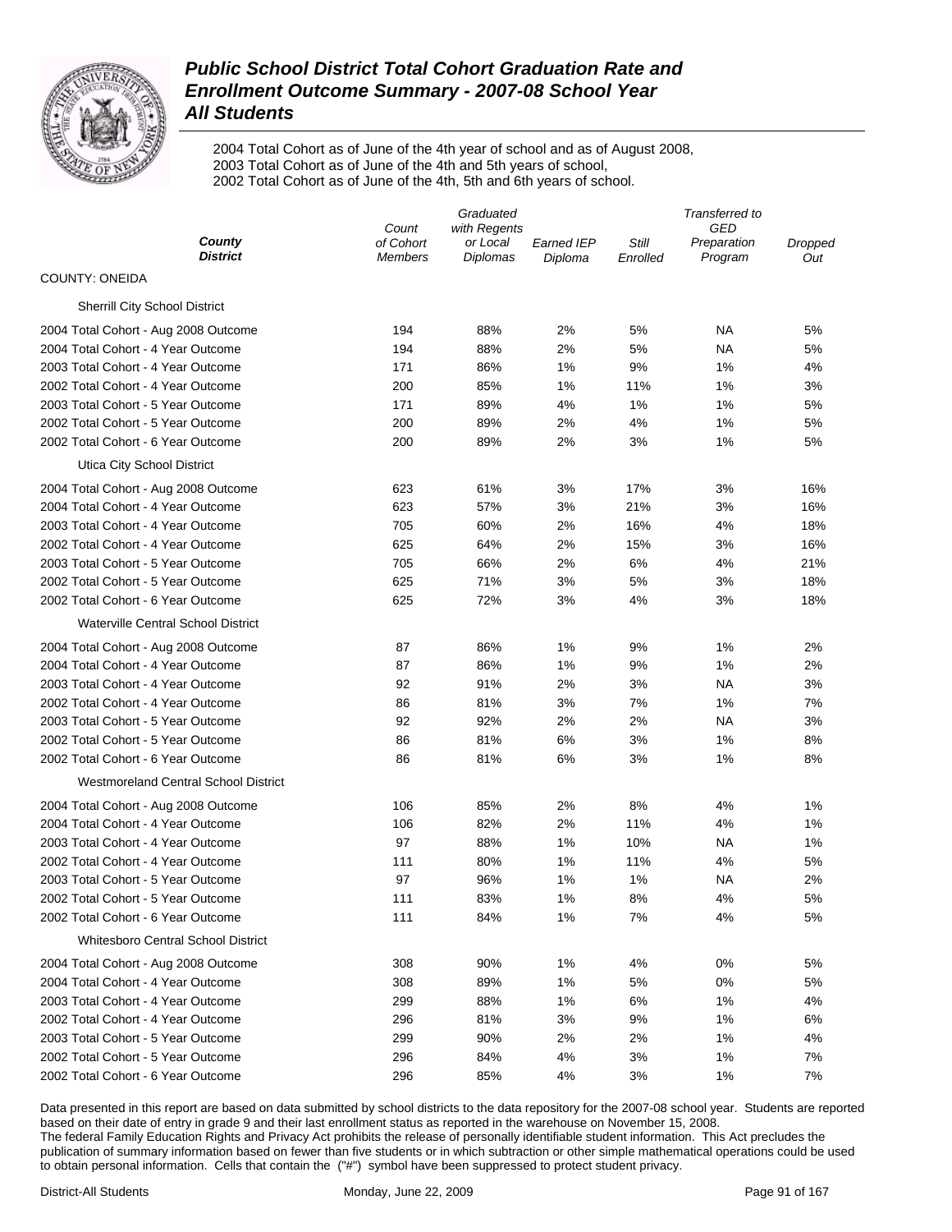# Public School District Total Cohort Graduation Rate and Enrollment Outcome Summary - 2007-08 School Year
## All Students

2004 Total Cohort as of June of the 4th year of school and as of August 2008,
2003 Total Cohort as of June of the 4th and 5th years of school,
2002 Total Cohort as of June of the 4th, 5th and 6th years of school.

| *County District* | *Count of Cohort Members* | *Graduated with Regents or Local Diplomas* | *Earned IEP Diploma* | *Still Enrolled* | *Transferred to GED Preparation Program* | *Dropped Out* |
|---|---|---|---|---|---|---|
| COUNTY: ONEIDA | | | | | | |
| Sherrill City School District | | | | | | |
| 2004 Total Cohort - Aug 2008 Outcome | 194 | 88% | 2% | 5% | NA | 5% |
| 2004 Total Cohort - 4 Year Outcome | 194 | 88% | 2% | 5% | NA | 5% |
| 2003 Total Cohort - 4 Year Outcome | 171 | 86% | 1% | 9% | 1% | 4% |
| 2002 Total Cohort - 4 Year Outcome | 200 | 85% | 1% | 11% | 1% | 3% |
| 2003 Total Cohort - 5 Year Outcome | 171 | 89% | 4% | 1% | 1% | 5% |
| 2002 Total Cohort - 5 Year Outcome | 200 | 89% | 2% | 4% | 1% | 5% |
| 2002 Total Cohort - 6 Year Outcome | 200 | 89% | 2% | 3% | 1% | 5% |
| Utica City School District | | | | | | |
| 2004 Total Cohort - Aug 2008 Outcome | 623 | 61% | 3% | 17% | 3% | 16% |
| 2004 Total Cohort - 4 Year Outcome | 623 | 57% | 3% | 21% | 3% | 16% |
| 2003 Total Cohort - 4 Year Outcome | 705 | 60% | 2% | 16% | 4% | 18% |
| 2002 Total Cohort - 4 Year Outcome | 625 | 64% | 2% | 15% | 3% | 16% |
| 2003 Total Cohort - 5 Year Outcome | 705 | 66% | 2% | 6% | 4% | 21% |
| 2002 Total Cohort - 5 Year Outcome | 625 | 71% | 3% | 5% | 3% | 18% |
| 2002 Total Cohort - 6 Year Outcome | 625 | 72% | 3% | 4% | 3% | 18% |
| Waterville Central School District | | | | | | |
| 2004 Total Cohort - Aug 2008 Outcome | 87 | 86% | 1% | 9% | 1% | 2% |
| 2004 Total Cohort - 4 Year Outcome | 87 | 86% | 1% | 9% | 1% | 2% |
| 2003 Total Cohort - 4 Year Outcome | 92 | 91% | 2% | 3% | NA | 3% |
| 2002 Total Cohort - 4 Year Outcome | 86 | 81% | 3% | 7% | 1% | 7% |
| 2003 Total Cohort - 5 Year Outcome | 92 | 92% | 2% | 2% | NA | 3% |
| 2002 Total Cohort - 5 Year Outcome | 86 | 81% | 6% | 3% | 1% | 8% |
| 2002 Total Cohort - 6 Year Outcome | 86 | 81% | 6% | 3% | 1% | 8% |
| Westmoreland Central School District | | | | | | |
| 2004 Total Cohort - Aug 2008 Outcome | 106 | 85% | 2% | 8% | 4% | 1% |
| 2004 Total Cohort - 4 Year Outcome | 106 | 82% | 2% | 11% | 4% | 1% |
| 2003 Total Cohort - 4 Year Outcome | 97 | 88% | 1% | 10% | NA | 1% |
| 2002 Total Cohort - 4 Year Outcome | 111 | 80% | 1% | 11% | 4% | 5% |
| 2003 Total Cohort - 5 Year Outcome | 97 | 96% | 1% | 1% | NA | 2% |
| 2002 Total Cohort - 5 Year Outcome | 111 | 83% | 1% | 8% | 4% | 5% |
| 2002 Total Cohort - 6 Year Outcome | 111 | 84% | 1% | 7% | 4% | 5% |
| Whitesboro Central School District | | | | | | |
| 2004 Total Cohort - Aug 2008 Outcome | 308 | 90% | 1% | 4% | 0% | 5% |
| 2004 Total Cohort - 4 Year Outcome | 308 | 89% | 1% | 5% | 0% | 5% |
| 2003 Total Cohort - 4 Year Outcome | 299 | 88% | 1% | 6% | 1% | 4% |
| 2002 Total Cohort - 4 Year Outcome | 296 | 81% | 3% | 9% | 1% | 6% |
| 2003 Total Cohort - 5 Year Outcome | 299 | 90% | 2% | 2% | 1% | 4% |
| 2002 Total Cohort - 5 Year Outcome | 296 | 84% | 4% | 3% | 1% | 7% |
| 2002 Total Cohort - 6 Year Outcome | 296 | 85% | 4% | 3% | 1% | 7% |

Data presented in this report are based on data submitted by school districts to the data repository for the 2007-08 school year. Students are reported based on their date of entry in grade 9 and their last enrollment status as reported in the warehouse on November 15, 2008.
The federal Family Education Rights and Privacy Act prohibits the release of personally identifiable student information. This Act precludes the publication of summary information based on fewer than five students or in which subtraction or other simple mathematical operations could be used to obtain personal information. Cells that contain the ("#") symbol have been suppressed to protect student privacy.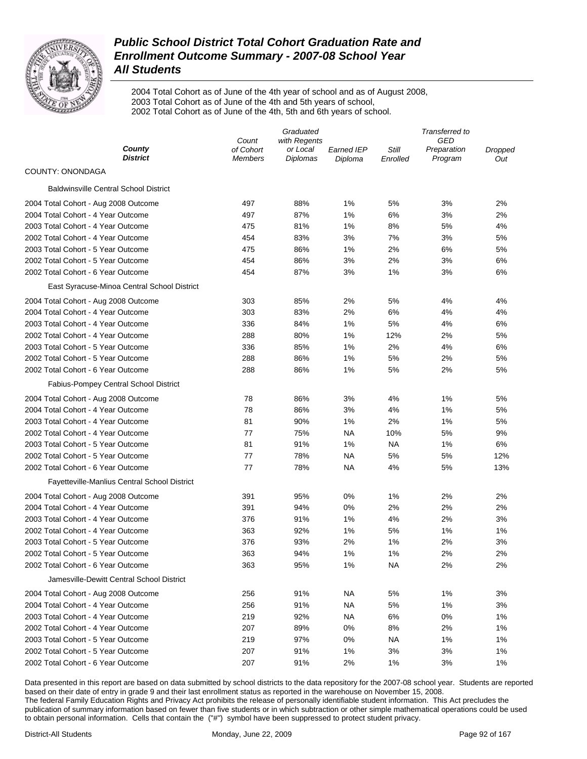# Public School District Total Cohort Graduation Rate and Enrollment Outcome Summary - 2007-08 School Year

## All Students

2004 Total Cohort as of June of the 4th year of school and as of August 2008,
2003 Total Cohort as of June of the 4th and 5th years of school,
2002 Total Cohort as of June of the 4th, 5th and 6th years of school.

| County / District | Count of Cohort Members | Graduated with Regents or Local Diplomas | Earned IEP Diploma | Still Enrolled | Transferred to GED Preparation Program | Dropped Out |
|---|---|---|---|---|---|---|
| **COUNTY: ONONDAGA** | | | | | | |
| **Baldwinsville Central School District** | | | | | | |
| 2004 Total Cohort - Aug 2008 Outcome | 497 | 88% | 1% | 5% | 3% | 2% |
| 2004 Total Cohort - 4 Year Outcome | 497 | 87% | 1% | 6% | 3% | 2% |
| 2003 Total Cohort - 4 Year Outcome | 475 | 81% | 1% | 8% | 5% | 4% |
| 2002 Total Cohort - 4 Year Outcome | 454 | 83% | 3% | 7% | 3% | 5% |
| 2003 Total Cohort - 5 Year Outcome | 475 | 86% | 1% | 2% | 6% | 5% |
| 2002 Total Cohort - 5 Year Outcome | 454 | 86% | 3% | 2% | 3% | 6% |
| 2002 Total Cohort - 6 Year Outcome | 454 | 87% | 3% | 1% | 3% | 6% |
| **East Syracuse-Minoa Central School District** | | | | | | |
| 2004 Total Cohort - Aug 2008 Outcome | 303 | 85% | 2% | 5% | 4% | 4% |
| 2004 Total Cohort - 4 Year Outcome | 303 | 83% | 2% | 6% | 4% | 4% |
| 2003 Total Cohort - 4 Year Outcome | 336 | 84% | 1% | 5% | 4% | 6% |
| 2002 Total Cohort - 4 Year Outcome | 288 | 80% | 1% | 12% | 2% | 5% |
| 2003 Total Cohort - 5 Year Outcome | 336 | 85% | 1% | 2% | 4% | 6% |
| 2002 Total Cohort - 5 Year Outcome | 288 | 86% | 1% | 5% | 2% | 5% |
| 2002 Total Cohort - 6 Year Outcome | 288 | 86% | 1% | 5% | 2% | 5% |
| **Fabius-Pompey Central School District** | | | | | | |
| 2004 Total Cohort - Aug 2008 Outcome | 78 | 86% | 3% | 4% | 1% | 5% |
| 2004 Total Cohort - 4 Year Outcome | 78 | 86% | 3% | 4% | 1% | 5% |
| 2003 Total Cohort - 4 Year Outcome | 81 | 90% | 1% | 2% | 1% | 5% |
| 2002 Total Cohort - 4 Year Outcome | 77 | 75% | NA | 10% | 5% | 9% |
| 2003 Total Cohort - 5 Year Outcome | 81 | 91% | 1% | NA | 1% | 6% |
| 2002 Total Cohort - 5 Year Outcome | 77 | 78% | NA | 5% | 5% | 12% |
| 2002 Total Cohort - 6 Year Outcome | 77 | 78% | NA | 4% | 5% | 13% |
| **Fayetteville-Manlius Central School District** | | | | | | |
| 2004 Total Cohort - Aug 2008 Outcome | 391 | 95% | 0% | 1% | 2% | 2% |
| 2004 Total Cohort - 4 Year Outcome | 391 | 94% | 0% | 2% | 2% | 2% |
| 2003 Total Cohort - 4 Year Outcome | 376 | 91% | 1% | 4% | 2% | 3% |
| 2002 Total Cohort - 4 Year Outcome | 363 | 92% | 1% | 5% | 1% | 1% |
| 2003 Total Cohort - 5 Year Outcome | 376 | 93% | 2% | 1% | 2% | 3% |
| 2002 Total Cohort - 5 Year Outcome | 363 | 94% | 1% | 1% | 2% | 2% |
| 2002 Total Cohort - 6 Year Outcome | 363 | 95% | 1% | NA | 2% | 2% |
| **Jamesville-Dewitt Central School District** | | | | | | |
| 2004 Total Cohort - Aug 2008 Outcome | 256 | 91% | NA | 5% | 1% | 3% |
| 2004 Total Cohort - 4 Year Outcome | 256 | 91% | NA | 5% | 1% | 3% |
| 2003 Total Cohort - 4 Year Outcome | 219 | 92% | NA | 6% | 0% | 1% |
| 2002 Total Cohort - 4 Year Outcome | 207 | 89% | 0% | 8% | 2% | 1% |
| 2003 Total Cohort - 5 Year Outcome | 219 | 97% | 0% | NA | 1% | 1% |
| 2002 Total Cohort - 5 Year Outcome | 207 | 91% | 1% | 3% | 3% | 1% |
| 2002 Total Cohort - 6 Year Outcome | 207 | 91% | 2% | 1% | 3% | 1% |

Data presented in this report are based on data submitted by school districts to the data repository for the 2007-08 school year. Students are reported based on their date of entry in grade 9 and their last enrollment status as reported in the warehouse on November 15, 2008.
The federal Family Education Rights and Privacy Act prohibits the release of personally identifiable student information. This Act precludes the publication of summary information based on fewer than five students or in which subtraction or other simple mathematical operations could be used to obtain personal information. Cells that contain the ("#") symbol have been suppressed to protect student privacy.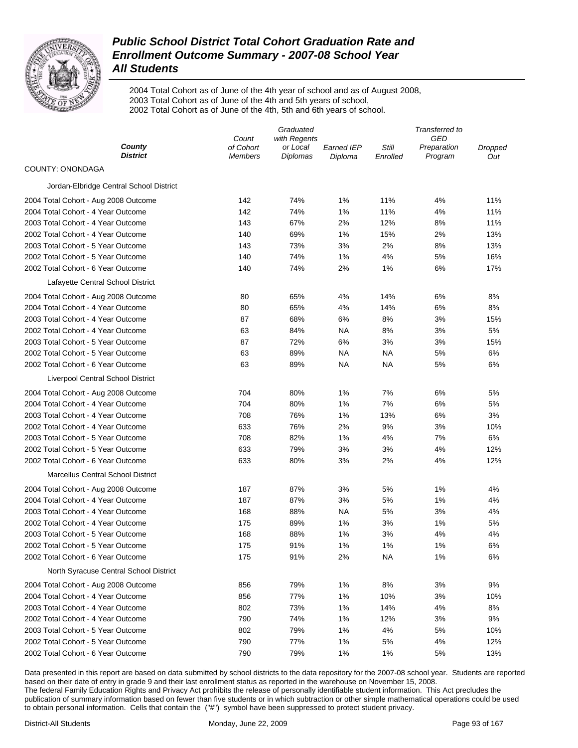# Public School District Total Cohort Graduation Rate and Enrollment Outcome Summary - 2007-08 School Year

## All Students

2004 Total Cohort as of June of the 4th year of school and as of August 2008,
2003 Total Cohort as of June of the 4th and 5th years of school,
2002 Total Cohort as of June of the 4th, 5th and 6th years of school.

| *County* *District* | *Count of Cohort Members* | *Graduated with Regents or Local Diplomas* | *Earned IEP Diploma* | *Still Enrolled* | *Transferred to GED Preparation Program* | *Dropped Out* |
|---|---|---|---|---|---|---|
| COUNTY: ONONDAGA | | | | | | |
| Jordan-Elbridge Central School District | | | | | | |
| 2004 Total Cohort - Aug 2008 Outcome | 142 | 74% | 1% | 11% | 4% | 11% |
| 2004 Total Cohort - 4 Year Outcome | 142 | 74% | 1% | 11% | 4% | 11% |
| 2003 Total Cohort - 4 Year Outcome | 143 | 67% | 2% | 12% | 8% | 11% |
| 2002 Total Cohort - 4 Year Outcome | 140 | 69% | 1% | 15% | 2% | 13% |
| 2003 Total Cohort - 5 Year Outcome | 143 | 73% | 3% | 2% | 8% | 13% |
| 2002 Total Cohort - 5 Year Outcome | 140 | 74% | 1% | 4% | 5% | 16% |
| 2002 Total Cohort - 6 Year Outcome | 140 | 74% | 2% | 1% | 6% | 17% |
| Lafayette Central School District | | | | | | |
| 2004 Total Cohort - Aug 2008 Outcome | 80 | 65% | 4% | 14% | 6% | 8% |
| 2004 Total Cohort - 4 Year Outcome | 80 | 65% | 4% | 14% | 6% | 8% |
| 2003 Total Cohort - 4 Year Outcome | 87 | 68% | 6% | 8% | 3% | 15% |
| 2002 Total Cohort - 4 Year Outcome | 63 | 84% | NA | 8% | 3% | 5% |
| 2003 Total Cohort - 5 Year Outcome | 87 | 72% | 6% | 3% | 3% | 15% |
| 2002 Total Cohort - 5 Year Outcome | 63 | 89% | NA | NA | 5% | 6% |
| 2002 Total Cohort - 6 Year Outcome | 63 | 89% | NA | NA | 5% | 6% |
| Liverpool Central School District | | | | | | |
| 2004 Total Cohort - Aug 2008 Outcome | 704 | 80% | 1% | 7% | 6% | 5% |
| 2004 Total Cohort - 4 Year Outcome | 704 | 80% | 1% | 7% | 6% | 5% |
| 2003 Total Cohort - 4 Year Outcome | 708 | 76% | 1% | 13% | 6% | 3% |
| 2002 Total Cohort - 4 Year Outcome | 633 | 76% | 2% | 9% | 3% | 10% |
| 2003 Total Cohort - 5 Year Outcome | 708 | 82% | 1% | 4% | 7% | 6% |
| 2002 Total Cohort - 5 Year Outcome | 633 | 79% | 3% | 3% | 4% | 12% |
| 2002 Total Cohort - 6 Year Outcome | 633 | 80% | 3% | 2% | 4% | 12% |
| Marcellus Central School District | | | | | | |
| 2004 Total Cohort - Aug 2008 Outcome | 187 | 87% | 3% | 5% | 1% | 4% |
| 2004 Total Cohort - 4 Year Outcome | 187 | 87% | 3% | 5% | 1% | 4% |
| 2003 Total Cohort - 4 Year Outcome | 168 | 88% | NA | 5% | 3% | 4% |
| 2002 Total Cohort - 4 Year Outcome | 175 | 89% | 1% | 3% | 1% | 5% |
| 2003 Total Cohort - 5 Year Outcome | 168 | 88% | 1% | 3% | 4% | 4% |
| 2002 Total Cohort - 5 Year Outcome | 175 | 91% | 1% | 1% | 1% | 6% |
| 2002 Total Cohort - 6 Year Outcome | 175 | 91% | 2% | NA | 1% | 6% |
| North Syracuse Central School District | | | | | | |
| 2004 Total Cohort - Aug 2008 Outcome | 856 | 79% | 1% | 8% | 3% | 9% |
| 2004 Total Cohort - 4 Year Outcome | 856 | 77% | 1% | 10% | 3% | 10% |
| 2003 Total Cohort - 4 Year Outcome | 802 | 73% | 1% | 14% | 4% | 8% |
| 2002 Total Cohort - 4 Year Outcome | 790 | 74% | 1% | 12% | 3% | 9% |
| 2003 Total Cohort - 5 Year Outcome | 802 | 79% | 1% | 4% | 5% | 10% |
| 2002 Total Cohort - 5 Year Outcome | 790 | 77% | 1% | 5% | 4% | 12% |
| 2002 Total Cohort - 6 Year Outcome | 790 | 79% | 1% | 1% | 5% | 13% |

Data presented in this report are based on data submitted by school districts to the data repository for the 2007-08 school year. Students are reported based on their date of entry in grade 9 and their last enrollment status as reported in the warehouse on November 15, 2008.
The federal Family Education Rights and Privacy Act prohibits the release of personally identifiable student information. This Act precludes the publication of summary information based on fewer than five students or in which subtraction or other simple mathematical operations could be used to obtain personal information. Cells that contain the ("#") symbol have been suppressed to protect student privacy.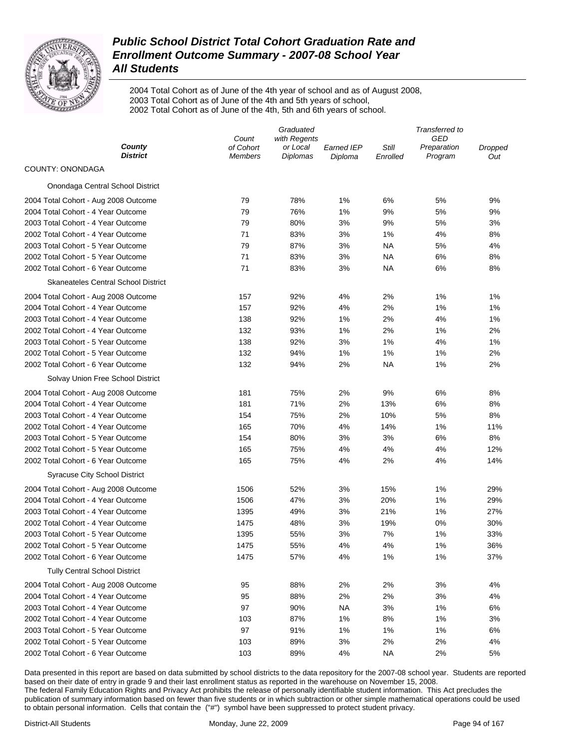# Public School District Total Cohort Graduation Rate and Enrollment Outcome Summary - 2007-08 School Year

## All Students

2004 Total Cohort as of June of the 4th year of school and as of August 2008,
2003 Total Cohort as of June of the 4th and 5th years of school,
2002 Total Cohort as of June of the 4th, 5th and 6th years of school.

| County District | Count of Cohort Members | Graduated with Regents or Local Diplomas | Earned IEP Diploma | Still Enrolled | Transferred to GED Preparation Program | Dropped Out |
|---|---|---|---|---|---|---|
| COUNTY: ONONDAGA | | | | | | |
| Onondaga Central School District | | | | | | |
| 2004 Total Cohort - Aug 2008 Outcome | 79 | 78% | 1% | 6% | 5% | 9% |
| 2004 Total Cohort - 4 Year Outcome | 79 | 76% | 1% | 9% | 5% | 9% |
| 2003 Total Cohort - 4 Year Outcome | 79 | 80% | 3% | 9% | 5% | 3% |
| 2002 Total Cohort - 4 Year Outcome | 71 | 83% | 3% | 1% | 4% | 8% |
| 2003 Total Cohort - 5 Year Outcome | 79 | 87% | 3% | NA | 5% | 4% |
| 2002 Total Cohort - 5 Year Outcome | 71 | 83% | 3% | NA | 6% | 8% |
| 2002 Total Cohort - 6 Year Outcome | 71 | 83% | 3% | NA | 6% | 8% |
| Skaneateles Central School District | | | | | | |
| 2004 Total Cohort - Aug 2008 Outcome | 157 | 92% | 4% | 2% | 1% | 1% |
| 2004 Total Cohort - 4 Year Outcome | 157 | 92% | 4% | 2% | 1% | 1% |
| 2003 Total Cohort - 4 Year Outcome | 138 | 92% | 1% | 2% | 4% | 1% |
| 2002 Total Cohort - 4 Year Outcome | 132 | 93% | 1% | 2% | 1% | 2% |
| 2003 Total Cohort - 5 Year Outcome | 138 | 92% | 3% | 1% | 4% | 1% |
| 2002 Total Cohort - 5 Year Outcome | 132 | 94% | 1% | 1% | 1% | 2% |
| 2002 Total Cohort - 6 Year Outcome | 132 | 94% | 2% | NA | 1% | 2% |
| Solvay Union Free School District | | | | | | |
| 2004 Total Cohort - Aug 2008 Outcome | 181 | 75% | 2% | 9% | 6% | 8% |
| 2004 Total Cohort - 4 Year Outcome | 181 | 71% | 2% | 13% | 6% | 8% |
| 2003 Total Cohort - 4 Year Outcome | 154 | 75% | 2% | 10% | 5% | 8% |
| 2002 Total Cohort - 4 Year Outcome | 165 | 70% | 4% | 14% | 1% | 11% |
| 2003 Total Cohort - 5 Year Outcome | 154 | 80% | 3% | 3% | 6% | 8% |
| 2002 Total Cohort - 5 Year Outcome | 165 | 75% | 4% | 4% | 4% | 12% |
| 2002 Total Cohort - 6 Year Outcome | 165 | 75% | 4% | 2% | 4% | 14% |
| Syracuse City School District | | | | | | |
| 2004 Total Cohort - Aug 2008 Outcome | 1506 | 52% | 3% | 15% | 1% | 29% |
| 2004 Total Cohort - 4 Year Outcome | 1506 | 47% | 3% | 20% | 1% | 29% |
| 2003 Total Cohort - 4 Year Outcome | 1395 | 49% | 3% | 21% | 1% | 27% |
| 2002 Total Cohort - 4 Year Outcome | 1475 | 48% | 3% | 19% | 0% | 30% |
| 2003 Total Cohort - 5 Year Outcome | 1395 | 55% | 3% | 7% | 1% | 33% |
| 2002 Total Cohort - 5 Year Outcome | 1475 | 55% | 4% | 4% | 1% | 36% |
| 2002 Total Cohort - 6 Year Outcome | 1475 | 57% | 4% | 1% | 1% | 37% |
| Tully Central School District | | | | | | |
| 2004 Total Cohort - Aug 2008 Outcome | 95 | 88% | 2% | 2% | 3% | 4% |
| 2004 Total Cohort - 4 Year Outcome | 95 | 88% | 2% | 2% | 3% | 4% |
| 2003 Total Cohort - 4 Year Outcome | 97 | 90% | NA | 3% | 1% | 6% |
| 2002 Total Cohort - 4 Year Outcome | 103 | 87% | 1% | 8% | 1% | 3% |
| 2003 Total Cohort - 5 Year Outcome | 97 | 91% | 1% | 1% | 1% | 6% |
| 2002 Total Cohort - 5 Year Outcome | 103 | 89% | 3% | 2% | 2% | 4% |
| 2002 Total Cohort - 6 Year Outcome | 103 | 89% | 4% | NA | 2% | 5% |

Data presented in this report are based on data submitted by school districts to the data repository for the 2007-08 school year. Students are reported based on their date of entry in grade 9 and their last enrollment status as reported in the warehouse on November 15, 2008.
The federal Family Education Rights and Privacy Act prohibits the release of personally identifiable student information. This Act precludes the publication of summary information based on fewer than five students or in which subtraction or other simple mathematical operations could be used to obtain personal information. Cells that contain the ("#") symbol have been suppressed to protect student privacy.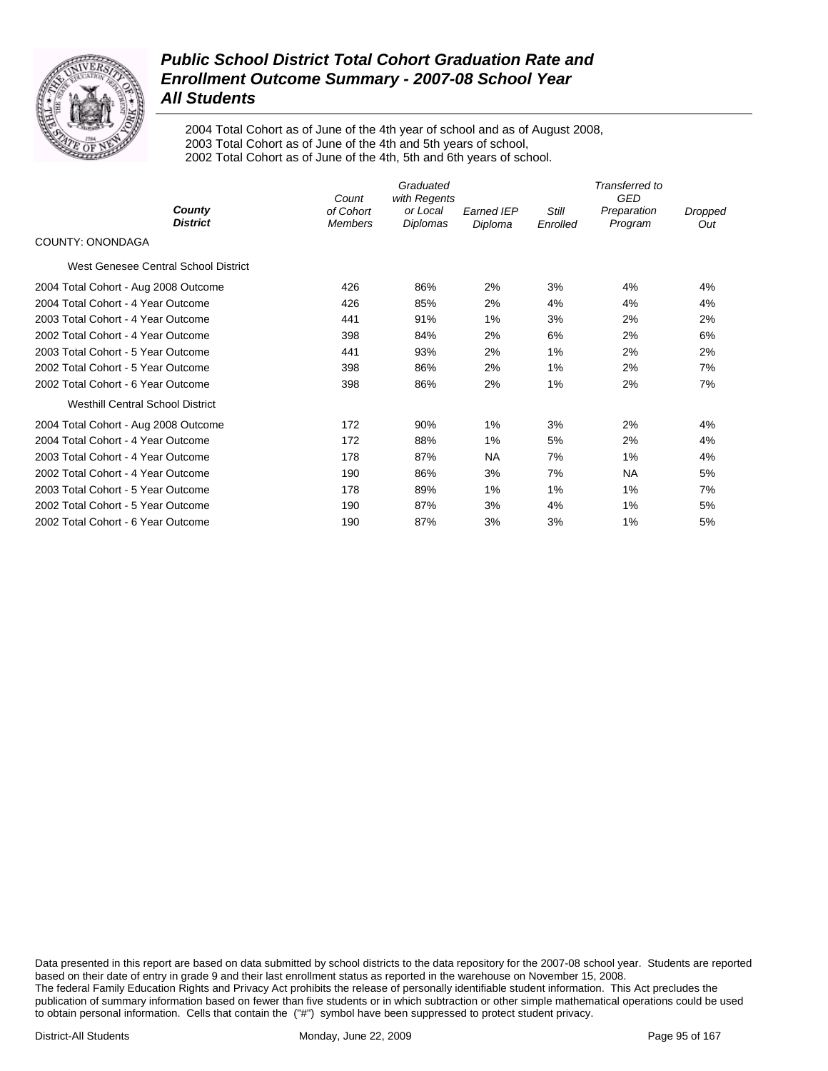# Public School District Total Cohort Graduation Rate and Enrollment Outcome Summary - 2007-08 School Year
## All Students

2004 Total Cohort as of June of the 4th year of school and as of August 2008,
2003 Total Cohort as of June of the 4th and 5th years of school,
2002 Total Cohort as of June of the 4th, 5th and 6th years of school.

| *County* / *District* | *Count of Cohort Members* | *Graduated with Regents or Local Diplomas* | *Earned IEP Diploma* | *Still Enrolled* | *Transferred to GED Preparation Program* | *Dropped Out* |
|---|---|---|---|---|---|---|
| COUNTY: ONONDAGA | | | | | | |
| West Genesee Central School District | | | | | | |
| 2004 Total Cohort - Aug 2008 Outcome | 426 | 86% | 2% | 3% | 4% | 4% |
| 2004 Total Cohort - 4 Year Outcome | 426 | 85% | 2% | 4% | 4% | 4% |
| 2003 Total Cohort - 4 Year Outcome | 441 | 91% | 1% | 3% | 2% | 2% |
| 2002 Total Cohort - 4 Year Outcome | 398 | 84% | 2% | 6% | 2% | 6% |
| 2003 Total Cohort - 5 Year Outcome | 441 | 93% | 2% | 1% | 2% | 2% |
| 2002 Total Cohort - 5 Year Outcome | 398 | 86% | 2% | 1% | 2% | 7% |
| 2002 Total Cohort - 6 Year Outcome | 398 | 86% | 2% | 1% | 2% | 7% |
| Westhill Central School District | | | | | | |
| 2004 Total Cohort - Aug 2008 Outcome | 172 | 90% | 1% | 3% | 2% | 4% |
| 2004 Total Cohort - 4 Year Outcome | 172 | 88% | 1% | 5% | 2% | 4% |
| 2003 Total Cohort - 4 Year Outcome | 178 | 87% | NA | 7% | 1% | 4% |
| 2002 Total Cohort - 4 Year Outcome | 190 | 86% | 3% | 7% | NA | 5% |
| 2003 Total Cohort - 5 Year Outcome | 178 | 89% | 1% | 1% | 1% | 7% |
| 2002 Total Cohort - 5 Year Outcome | 190 | 87% | 3% | 4% | 1% | 5% |
| 2002 Total Cohort - 6 Year Outcome | 190 | 87% | 3% | 3% | 1% | 5% |

Data presented in this report are based on data submitted by school districts to the data repository for the 2007-08 school year. Students are reported based on their date of entry in grade 9 and their last enrollment status as reported in the warehouse on November 15, 2008.
The federal Family Education Rights and Privacy Act prohibits the release of personally identifiable student information. This Act precludes the publication of summary information based on fewer than five students or in which subtraction or other simple mathematical operations could be used to obtain personal information. Cells that contain the ("#") symbol have been suppressed to protect student privacy.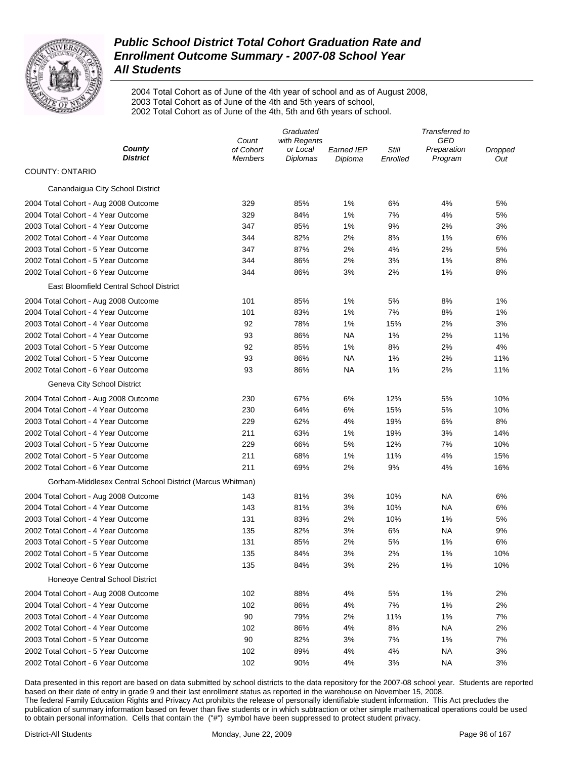# *Public School District Total Cohort Graduation Rate and Enrollment Outcome Summary - 2007-08 School Year*
## *All Students*

2004 Total Cohort as of June of the 4th year of school and as of August 2008,
2003 Total Cohort as of June of the 4th and 5th years of school,
2002 Total Cohort as of June of the 4th, 5th and 6th years of school.

| *County* *District* | *Count of Cohort Members* | *Graduated with Regents or Local Diplomas* | *Earned IEP Diploma* | *Still Enrolled* | *Transferred to GED Preparation Program* | *Dropped Out* |
|---|---|---|---|---|---|---|
| COUNTY: ONTARIO | | | | | | |
| Canandaigua City School District | | | | | | |
| 2004 Total Cohort - Aug 2008 Outcome | 329 | 85% | 1% | 6% | 4% | 5% |
| 2004 Total Cohort - 4 Year Outcome | 329 | 84% | 1% | 7% | 4% | 5% |
| 2003 Total Cohort - 4 Year Outcome | 347 | 85% | 1% | 9% | 2% | 3% |
| 2002 Total Cohort - 4 Year Outcome | 344 | 82% | 2% | 8% | 1% | 6% |
| 2003 Total Cohort - 5 Year Outcome | 347 | 87% | 2% | 4% | 2% | 5% |
| 2002 Total Cohort - 5 Year Outcome | 344 | 86% | 2% | 3% | 1% | 8% |
| 2002 Total Cohort - 6 Year Outcome | 344 | 86% | 3% | 2% | 1% | 8% |
| East Bloomfield Central School District | | | | | | |
| 2004 Total Cohort - Aug 2008 Outcome | 101 | 85% | 1% | 5% | 8% | 1% |
| 2004 Total Cohort - 4 Year Outcome | 101 | 83% | 1% | 7% | 8% | 1% |
| 2003 Total Cohort - 4 Year Outcome | 92 | 78% | 1% | 15% | 2% | 3% |
| 2002 Total Cohort - 4 Year Outcome | 93 | 86% | NA | 1% | 2% | 11% |
| 2003 Total Cohort - 5 Year Outcome | 92 | 85% | 1% | 8% | 2% | 4% |
| 2002 Total Cohort - 5 Year Outcome | 93 | 86% | NA | 1% | 2% | 11% |
| 2002 Total Cohort - 6 Year Outcome | 93 | 86% | NA | 1% | 2% | 11% |
| Geneva City School District | | | | | | |
| 2004 Total Cohort - Aug 2008 Outcome | 230 | 67% | 6% | 12% | 5% | 10% |
| 2004 Total Cohort - 4 Year Outcome | 230 | 64% | 6% | 15% | 5% | 10% |
| 2003 Total Cohort - 4 Year Outcome | 229 | 62% | 4% | 19% | 6% | 8% |
| 2002 Total Cohort - 4 Year Outcome | 211 | 63% | 1% | 19% | 3% | 14% |
| 2003 Total Cohort - 5 Year Outcome | 229 | 66% | 5% | 12% | 7% | 10% |
| 2002 Total Cohort - 5 Year Outcome | 211 | 68% | 1% | 11% | 4% | 15% |
| 2002 Total Cohort - 6 Year Outcome | 211 | 69% | 2% | 9% | 4% | 16% |
| Gorham-Middlesex Central School District (Marcus Whitman) | | | | | | |
| 2004 Total Cohort - Aug 2008 Outcome | 143 | 81% | 3% | 10% | NA | 6% |
| 2004 Total Cohort - 4 Year Outcome | 143 | 81% | 3% | 10% | NA | 6% |
| 2003 Total Cohort - 4 Year Outcome | 131 | 83% | 2% | 10% | 1% | 5% |
| 2002 Total Cohort - 4 Year Outcome | 135 | 82% | 3% | 6% | NA | 9% |
| 2003 Total Cohort - 5 Year Outcome | 131 | 85% | 2% | 5% | 1% | 6% |
| 2002 Total Cohort - 5 Year Outcome | 135 | 84% | 3% | 2% | 1% | 10% |
| 2002 Total Cohort - 6 Year Outcome | 135 | 84% | 3% | 2% | 1% | 10% |
| Honeoye Central School District | | | | | | |
| 2004 Total Cohort - Aug 2008 Outcome | 102 | 88% | 4% | 5% | 1% | 2% |
| 2004 Total Cohort - 4 Year Outcome | 102 | 86% | 4% | 7% | 1% | 2% |
| 2003 Total Cohort - 4 Year Outcome | 90 | 79% | 2% | 11% | 1% | 7% |
| 2002 Total Cohort - 4 Year Outcome | 102 | 86% | 4% | 8% | NA | 2% |
| 2003 Total Cohort - 5 Year Outcome | 90 | 82% | 3% | 7% | 1% | 7% |
| 2002 Total Cohort - 5 Year Outcome | 102 | 89% | 4% | 4% | NA | 3% |
| 2002 Total Cohort - 6 Year Outcome | 102 | 90% | 4% | 3% | NA | 3% |

Data presented in this report are based on data submitted by school districts to the data repository for the 2007-08 school year. Students are reported based on their date of entry in grade 9 and their last enrollment status as reported in the warehouse on November 15, 2008.
The federal Family Education Rights and Privacy Act prohibits the release of personally identifiable student information. This Act precludes the publication of summary information based on fewer than five students or in which subtraction or other simple mathematical operations could be used to obtain personal information. Cells that contain the ("#") symbol have been suppressed to protect student privacy.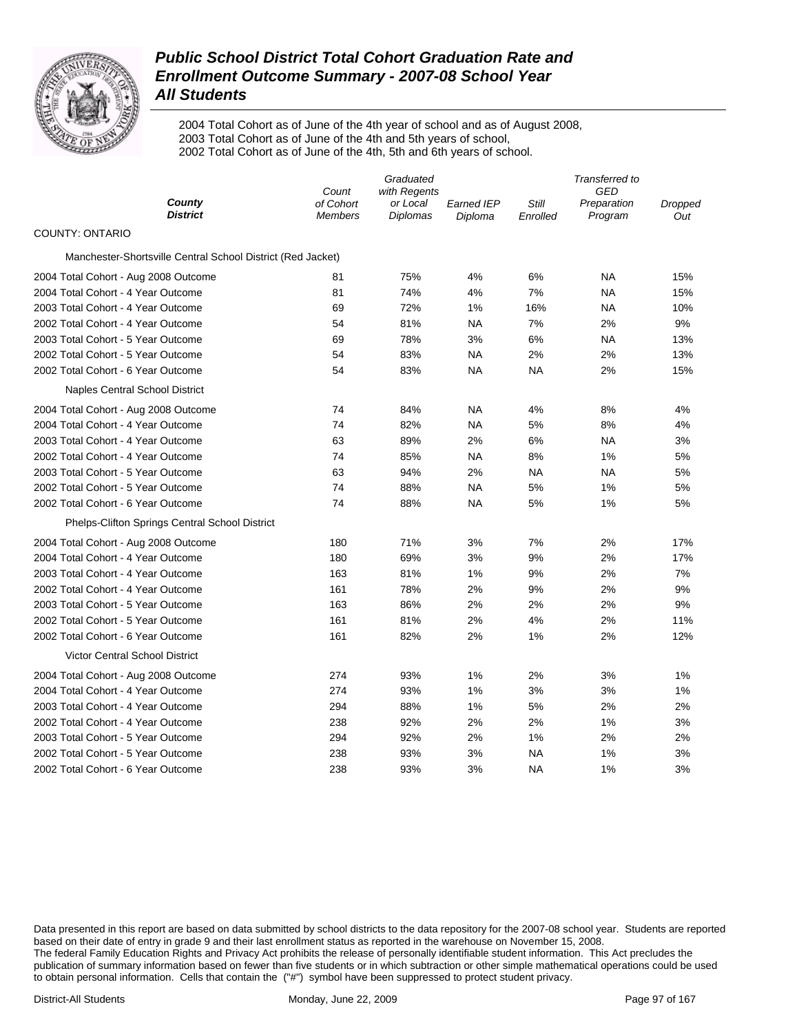# *Public School District Total Cohort Graduation Rate and Enrollment Outcome Summary - 2007-08 School Year*
## *All Students*

2004 Total Cohort as of June of the 4th year of school and as of August 2008,
2003 Total Cohort as of June of the 4th and 5th years of school,
2002 Total Cohort as of June of the 4th, 5th and 6th years of school.

| *County* / *District* | *Count of Cohort Members* | *Graduated with Regents or Local Diplomas* | *Earned IEP Diploma* | *Still Enrolled* | *Transferred to GED Preparation Program* | *Dropped Out* |
|---|---|---|---|---|---|---|
| COUNTY: ONTARIO | | | | | | |
| Manchester-Shortsville Central School District (Red Jacket) | | | | | | |
| 2004 Total Cohort - Aug 2008 Outcome | 81 | 75% | 4% | 6% | NA | 15% |
| 2004 Total Cohort - 4 Year Outcome | 81 | 74% | 4% | 7% | NA | 15% |
| 2003 Total Cohort - 4 Year Outcome | 69 | 72% | 1% | 16% | NA | 10% |
| 2002 Total Cohort - 4 Year Outcome | 54 | 81% | NA | 7% | 2% | 9% |
| 2003 Total Cohort - 5 Year Outcome | 69 | 78% | 3% | 6% | NA | 13% |
| 2002 Total Cohort - 5 Year Outcome | 54 | 83% | NA | 2% | 2% | 13% |
| 2002 Total Cohort - 6 Year Outcome | 54 | 83% | NA | NA | 2% | 15% |
| Naples Central School District | | | | | | |
| 2004 Total Cohort - Aug 2008 Outcome | 74 | 84% | NA | 4% | 8% | 4% |
| 2004 Total Cohort - 4 Year Outcome | 74 | 82% | NA | 5% | 8% | 4% |
| 2003 Total Cohort - 4 Year Outcome | 63 | 89% | 2% | 6% | NA | 3% |
| 2002 Total Cohort - 4 Year Outcome | 74 | 85% | NA | 8% | 1% | 5% |
| 2003 Total Cohort - 5 Year Outcome | 63 | 94% | 2% | NA | NA | 5% |
| 2002 Total Cohort - 5 Year Outcome | 74 | 88% | NA | 5% | 1% | 5% |
| 2002 Total Cohort - 6 Year Outcome | 74 | 88% | NA | 5% | 1% | 5% |
| Phelps-Clifton Springs Central School District | | | | | | |
| 2004 Total Cohort - Aug 2008 Outcome | 180 | 71% | 3% | 7% | 2% | 17% |
| 2004 Total Cohort - 4 Year Outcome | 180 | 69% | 3% | 9% | 2% | 17% |
| 2003 Total Cohort - 4 Year Outcome | 163 | 81% | 1% | 9% | 2% | 7% |
| 2002 Total Cohort - 4 Year Outcome | 161 | 78% | 2% | 9% | 2% | 9% |
| 2003 Total Cohort - 5 Year Outcome | 163 | 86% | 2% | 2% | 2% | 9% |
| 2002 Total Cohort - 5 Year Outcome | 161 | 81% | 2% | 4% | 2% | 11% |
| 2002 Total Cohort - 6 Year Outcome | 161 | 82% | 2% | 1% | 2% | 12% |
| Victor Central School District | | | | | | |
| 2004 Total Cohort - Aug 2008 Outcome | 274 | 93% | 1% | 2% | 3% | 1% |
| 2004 Total Cohort - 4 Year Outcome | 274 | 93% | 1% | 3% | 3% | 1% |
| 2003 Total Cohort - 4 Year Outcome | 294 | 88% | 1% | 5% | 2% | 2% |
| 2002 Total Cohort - 4 Year Outcome | 238 | 92% | 2% | 2% | 1% | 3% |
| 2003 Total Cohort - 5 Year Outcome | 294 | 92% | 2% | 1% | 2% | 2% |
| 2002 Total Cohort - 5 Year Outcome | 238 | 93% | 3% | NA | 1% | 3% |
| 2002 Total Cohort - 6 Year Outcome | 238 | 93% | 3% | NA | 1% | 3% |

Data presented in this report are based on data submitted by school districts to the data repository for the 2007-08 school year. Students are reported based on their date of entry in grade 9 and their last enrollment status as reported in the warehouse on November 15, 2008.
The federal Family Education Rights and Privacy Act prohibits the release of personally identifiable student information. This Act precludes the publication of summary information based on fewer than five students or in which subtraction or other simple mathematical operations could be used to obtain personal information. Cells that contain the ("#") symbol have been suppressed to protect student privacy.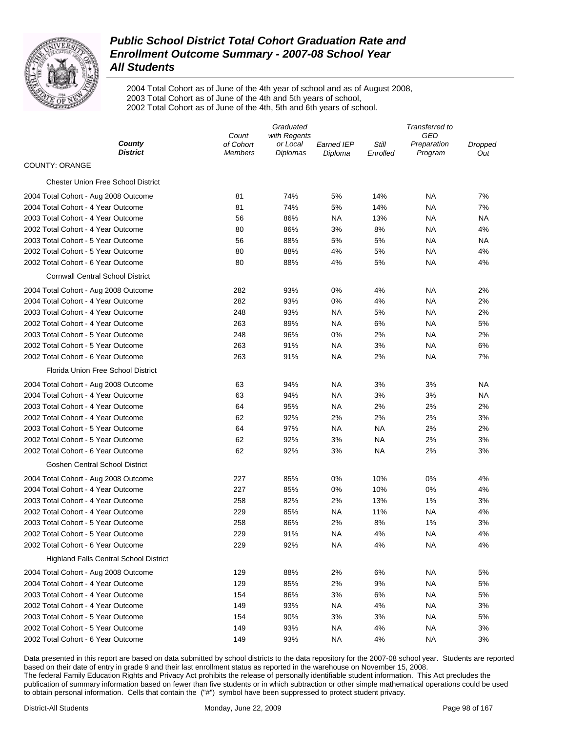# Public School District Total Cohort Graduation Rate and Enrollment Outcome Summary - 2007-08 School Year

## All Students

2004 Total Cohort as of June of the 4th year of school and as of August 2008,
2003 Total Cohort as of June of the 4th and 5th years of school,
2002 Total Cohort as of June of the 4th, 5th and 6th years of school.

| County / District | Count of Cohort Members | Graduated with Regents or Local Diplomas | Earned IEP Diploma | Still Enrolled | Transferred to GED Preparation Program | Dropped Out |
|---|---|---|---|---|---|---|
| COUNTY: ORANGE | | | | | | |
| **Chester Union Free School District** | | | | | | |
| 2004 Total Cohort - Aug 2008 Outcome | 81 | 74% | 5% | 14% | NA | 7% |
| 2004 Total Cohort - 4 Year Outcome | 81 | 74% | 5% | 14% | NA | 7% |
| 2003 Total Cohort - 4 Year Outcome | 56 | 86% | NA | 13% | NA | NA |
| 2002 Total Cohort - 4 Year Outcome | 80 | 86% | 3% | 8% | NA | 4% |
| 2003 Total Cohort - 5 Year Outcome | 56 | 88% | 5% | 5% | NA | NA |
| 2002 Total Cohort - 5 Year Outcome | 80 | 88% | 4% | 5% | NA | 4% |
| 2002 Total Cohort - 6 Year Outcome | 80 | 88% | 4% | 5% | NA | 4% |
| **Cornwall Central School District** | | | | | | |
| 2004 Total Cohort - Aug 2008 Outcome | 282 | 93% | 0% | 4% | NA | 2% |
| 2004 Total Cohort - 4 Year Outcome | 282 | 93% | 0% | 4% | NA | 2% |
| 2003 Total Cohort - 4 Year Outcome | 248 | 93% | NA | 5% | NA | 2% |
| 2002 Total Cohort - 4 Year Outcome | 263 | 89% | NA | 6% | NA | 5% |
| 2003 Total Cohort - 5 Year Outcome | 248 | 96% | 0% | 2% | NA | 2% |
| 2002 Total Cohort - 5 Year Outcome | 263 | 91% | NA | 3% | NA | 6% |
| 2002 Total Cohort - 6 Year Outcome | 263 | 91% | NA | 2% | NA | 7% |
| **Florida Union Free School District** | | | | | | |
| 2004 Total Cohort - Aug 2008 Outcome | 63 | 94% | NA | 3% | 3% | NA |
| 2004 Total Cohort - 4 Year Outcome | 63 | 94% | NA | 3% | 3% | NA |
| 2003 Total Cohort - 4 Year Outcome | 64 | 95% | NA | 2% | 2% | 2% |
| 2002 Total Cohort - 4 Year Outcome | 62 | 92% | 2% | 2% | 2% | 3% |
| 2003 Total Cohort - 5 Year Outcome | 64 | 97% | NA | NA | 2% | 2% |
| 2002 Total Cohort - 5 Year Outcome | 62 | 92% | 3% | NA | 2% | 3% |
| 2002 Total Cohort - 6 Year Outcome | 62 | 92% | 3% | NA | 2% | 3% |
| **Goshen Central School District** | | | | | | |
| 2004 Total Cohort - Aug 2008 Outcome | 227 | 85% | 0% | 10% | 0% | 4% |
| 2004 Total Cohort - 4 Year Outcome | 227 | 85% | 0% | 10% | 0% | 4% |
| 2003 Total Cohort - 4 Year Outcome | 258 | 82% | 2% | 13% | 1% | 3% |
| 2002 Total Cohort - 4 Year Outcome | 229 | 85% | NA | 11% | NA | 4% |
| 2003 Total Cohort - 5 Year Outcome | 258 | 86% | 2% | 8% | 1% | 3% |
| 2002 Total Cohort - 5 Year Outcome | 229 | 91% | NA | 4% | NA | 4% |
| 2002 Total Cohort - 6 Year Outcome | 229 | 92% | NA | 4% | NA | 4% |
| **Highland Falls Central School District** | | | | | | |
| 2004 Total Cohort - Aug 2008 Outcome | 129 | 88% | 2% | 6% | NA | 5% |
| 2004 Total Cohort - 4 Year Outcome | 129 | 85% | 2% | 9% | NA | 5% |
| 2003 Total Cohort - 4 Year Outcome | 154 | 86% | 3% | 6% | NA | 5% |
| 2002 Total Cohort - 4 Year Outcome | 149 | 93% | NA | 4% | NA | 3% |
| 2003 Total Cohort - 5 Year Outcome | 154 | 90% | 3% | 3% | NA | 5% |
| 2002 Total Cohort - 5 Year Outcome | 149 | 93% | NA | 4% | NA | 3% |
| 2002 Total Cohort - 6 Year Outcome | 149 | 93% | NA | 4% | NA | 3% |

Data presented in this report are based on data submitted by school districts to the data repository for the 2007-08 school year. Students are reported based on their date of entry in grade 9 and their last enrollment status as reported in the warehouse on November 15, 2008.
The federal Family Education Rights and Privacy Act prohibits the release of personally identifiable student information. This Act precludes the publication of summary information based on fewer than five students or in which subtraction or other simple mathematical operations could be used to obtain personal information. Cells that contain the ("#") symbol have been suppressed to protect student privacy.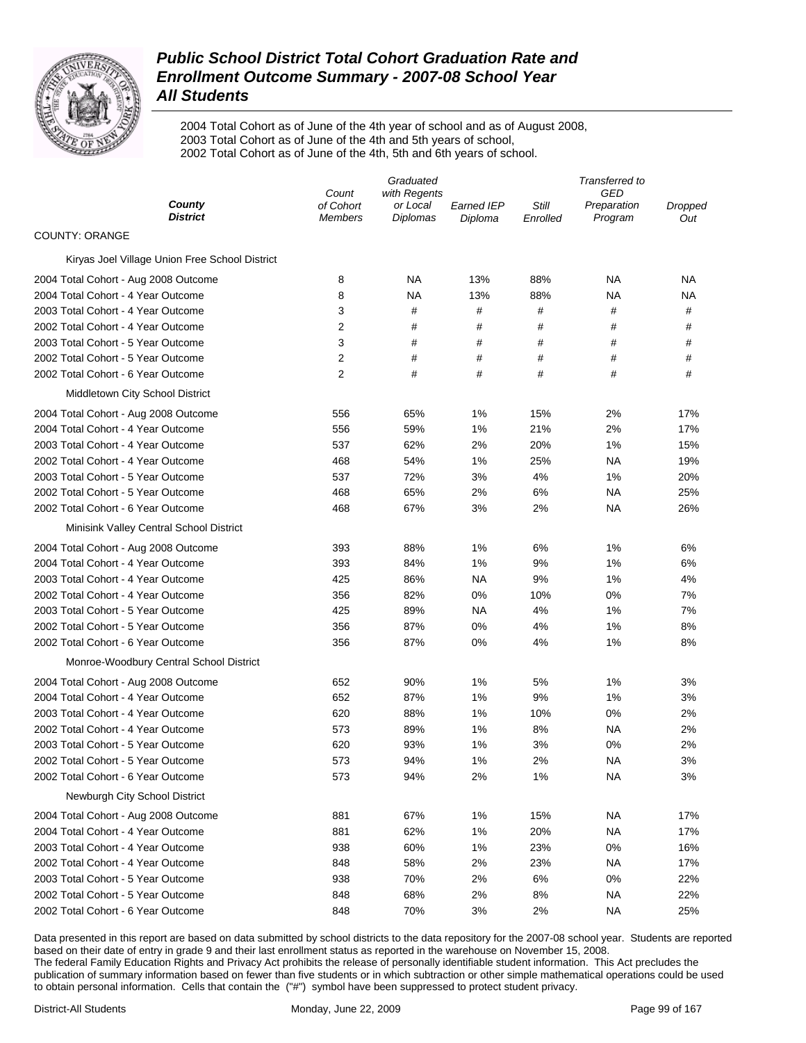# Public School District Total Cohort Graduation Rate and Enrollment Outcome Summary - 2007-08 School Year

## All Students

2004 Total Cohort as of June of the 4th year of school and as of August 2008,
2003 Total Cohort as of June of the 4th and 5th years of school,
2002 Total Cohort as of June of the 4th, 5th and 6th years of school.

| County / District | Count of Cohort Members | Graduated with Regents or Local Diplomas | Earned IEP Diploma | Still Enrolled | Transferred to GED Preparation Program | Dropped Out |
|---|---|---|---|---|---|---|
| **COUNTY: ORANGE** | | | | | | |
| Kiryas Joel Village Union Free School District | | | | | | |
| 2004 Total Cohort - Aug 2008 Outcome | 8 | NA | 13% | 88% | NA | NA |
| 2004 Total Cohort - 4 Year Outcome | 8 | NA | 13% | 88% | NA | NA |
| 2003 Total Cohort - 4 Year Outcome | 3 | # | # | # | # | # |
| 2002 Total Cohort - 4 Year Outcome | 2 | # | # | # | # | # |
| 2003 Total Cohort - 5 Year Outcome | 3 | # | # | # | # | # |
| 2002 Total Cohort - 5 Year Outcome | 2 | # | # | # | # | # |
| 2002 Total Cohort - 6 Year Outcome | 2 | # | # | # | # | # |
| Middletown City School District | | | | | | |
| 2004 Total Cohort - Aug 2008 Outcome | 556 | 65% | 1% | 15% | 2% | 17% |
| 2004 Total Cohort - 4 Year Outcome | 556 | 59% | 1% | 21% | 2% | 17% |
| 2003 Total Cohort - 4 Year Outcome | 537 | 62% | 2% | 20% | 1% | 15% |
| 2002 Total Cohort - 4 Year Outcome | 468 | 54% | 1% | 25% | NA | 19% |
| 2003 Total Cohort - 5 Year Outcome | 537 | 72% | 3% | 4% | 1% | 20% |
| 2002 Total Cohort - 5 Year Outcome | 468 | 65% | 2% | 6% | NA | 25% |
| 2002 Total Cohort - 6 Year Outcome | 468 | 67% | 3% | 2% | NA | 26% |
| Minisink Valley Central School District | | | | | | |
| 2004 Total Cohort - Aug 2008 Outcome | 393 | 88% | 1% | 6% | 1% | 6% |
| 2004 Total Cohort - 4 Year Outcome | 393 | 84% | 1% | 9% | 1% | 6% |
| 2003 Total Cohort - 4 Year Outcome | 425 | 86% | NA | 9% | 1% | 4% |
| 2002 Total Cohort - 4 Year Outcome | 356 | 82% | 0% | 10% | 0% | 7% |
| 2003 Total Cohort - 5 Year Outcome | 425 | 89% | NA | 4% | 1% | 7% |
| 2002 Total Cohort - 5 Year Outcome | 356 | 87% | 0% | 4% | 1% | 8% |
| 2002 Total Cohort - 6 Year Outcome | 356 | 87% | 0% | 4% | 1% | 8% |
| Monroe-Woodbury Central School District | | | | | | |
| 2004 Total Cohort - Aug 2008 Outcome | 652 | 90% | 1% | 5% | 1% | 3% |
| 2004 Total Cohort - 4 Year Outcome | 652 | 87% | 1% | 9% | 1% | 3% |
| 2003 Total Cohort - 4 Year Outcome | 620 | 88% | 1% | 10% | 0% | 2% |
| 2002 Total Cohort - 4 Year Outcome | 573 | 89% | 1% | 8% | NA | 2% |
| 2003 Total Cohort - 5 Year Outcome | 620 | 93% | 1% | 3% | 0% | 2% |
| 2002 Total Cohort - 5 Year Outcome | 573 | 94% | 1% | 2% | NA | 3% |
| 2002 Total Cohort - 6 Year Outcome | 573 | 94% | 2% | 1% | NA | 3% |
| Newburgh City School District | | | | | | |
| 2004 Total Cohort - Aug 2008 Outcome | 881 | 67% | 1% | 15% | NA | 17% |
| 2004 Total Cohort - 4 Year Outcome | 881 | 62% | 1% | 20% | NA | 17% |
| 2003 Total Cohort - 4 Year Outcome | 938 | 60% | 1% | 23% | 0% | 16% |
| 2002 Total Cohort - 4 Year Outcome | 848 | 58% | 2% | 23% | NA | 17% |
| 2003 Total Cohort - 5 Year Outcome | 938 | 70% | 2% | 6% | 0% | 22% |
| 2002 Total Cohort - 5 Year Outcome | 848 | 68% | 2% | 8% | NA | 22% |
| 2002 Total Cohort - 6 Year Outcome | 848 | 70% | 3% | 2% | NA | 25% |

Data presented in this report are based on data submitted by school districts to the data repository for the 2007-08 school year. Students are reported based on their date of entry in grade 9 and their last enrollment status as reported in the warehouse on November 15, 2008.
The federal Family Education Rights and Privacy Act prohibits the release of personally identifiable student information. This Act precludes the publication of summary information based on fewer than five students or in which subtraction or other simple mathematical operations could be used to obtain personal information. Cells that contain the ("#") symbol have been suppressed to protect student privacy.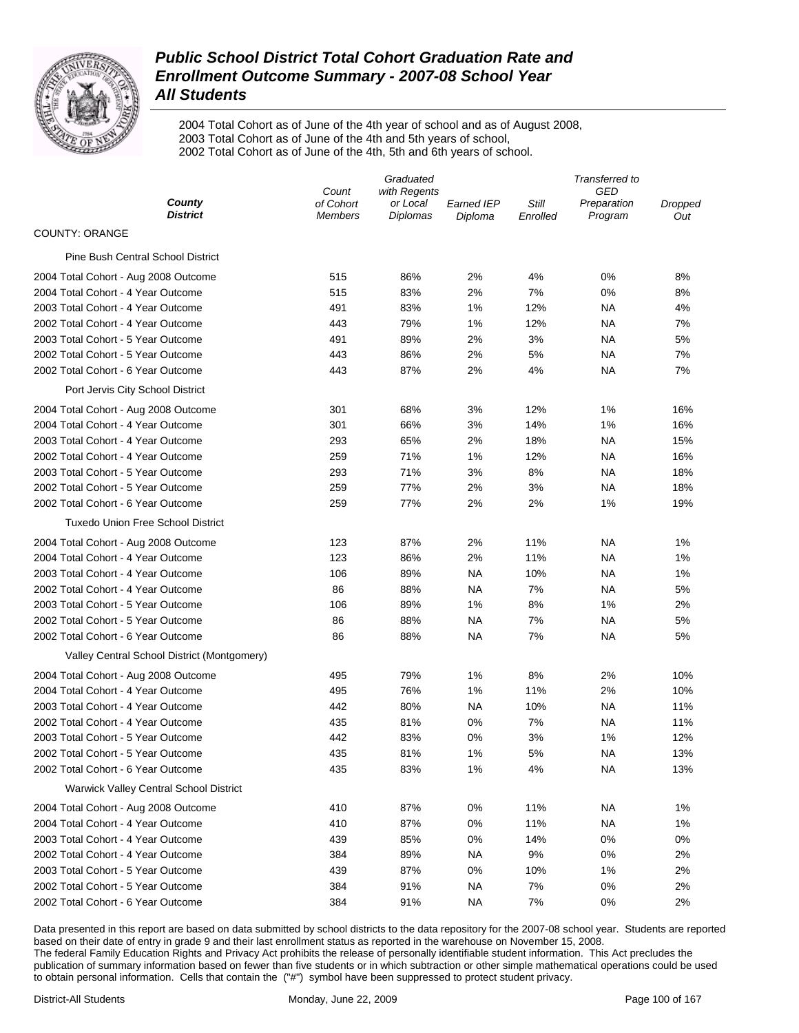# Public School District Total Cohort Graduation Rate and Enrollment Outcome Summary - 2007-08 School Year
## All Students

2004 Total Cohort as of June of the 4th year of school and as of August 2008,
2003 Total Cohort as of June of the 4th and 5th years of school,
2002 Total Cohort as of June of the 4th, 5th and 6th years of school.

| County / District | Count of Cohort Members | Graduated with Regents or Local Diplomas | Earned IEP Diploma | Still Enrolled | Transferred to GED Preparation Program | Dropped Out |
|---|---|---|---|---|---|---|
| COUNTY: ORANGE | | | | | | |
| Pine Bush Central School District | | | | | | |
| 2004 Total Cohort - Aug 2008 Outcome | 515 | 86% | 2% | 4% | 0% | 8% |
| 2004 Total Cohort - 4 Year Outcome | 515 | 83% | 2% | 7% | 0% | 8% |
| 2003 Total Cohort - 4 Year Outcome | 491 | 83% | 1% | 12% | NA | 4% |
| 2002 Total Cohort - 4 Year Outcome | 443 | 79% | 1% | 12% | NA | 7% |
| 2003 Total Cohort - 5 Year Outcome | 491 | 89% | 2% | 3% | NA | 5% |
| 2002 Total Cohort - 5 Year Outcome | 443 | 86% | 2% | 5% | NA | 7% |
| 2002 Total Cohort - 6 Year Outcome | 443 | 87% | 2% | 4% | NA | 7% |
| Port Jervis City School District | | | | | | |
| 2004 Total Cohort - Aug 2008 Outcome | 301 | 68% | 3% | 12% | 1% | 16% |
| 2004 Total Cohort - 4 Year Outcome | 301 | 66% | 3% | 14% | 1% | 16% |
| 2003 Total Cohort - 4 Year Outcome | 293 | 65% | 2% | 18% | NA | 15% |
| 2002 Total Cohort - 4 Year Outcome | 259 | 71% | 1% | 12% | NA | 16% |
| 2003 Total Cohort - 5 Year Outcome | 293 | 71% | 3% | 8% | NA | 18% |
| 2002 Total Cohort - 5 Year Outcome | 259 | 77% | 2% | 3% | NA | 18% |
| 2002 Total Cohort - 6 Year Outcome | 259 | 77% | 2% | 2% | 1% | 19% |
| Tuxedo Union Free School District | | | | | | |
| 2004 Total Cohort - Aug 2008 Outcome | 123 | 87% | 2% | 11% | NA | 1% |
| 2004 Total Cohort - 4 Year Outcome | 123 | 86% | 2% | 11% | NA | 1% |
| 2003 Total Cohort - 4 Year Outcome | 106 | 89% | NA | 10% | NA | 1% |
| 2002 Total Cohort - 4 Year Outcome | 86 | 88% | NA | 7% | NA | 5% |
| 2003 Total Cohort - 5 Year Outcome | 106 | 89% | 1% | 8% | 1% | 2% |
| 2002 Total Cohort - 5 Year Outcome | 86 | 88% | NA | 7% | NA | 5% |
| 2002 Total Cohort - 6 Year Outcome | 86 | 88% | NA | 7% | NA | 5% |
| Valley Central School District (Montgomery) | | | | | | |
| 2004 Total Cohort - Aug 2008 Outcome | 495 | 79% | 1% | 8% | 2% | 10% |
| 2004 Total Cohort - 4 Year Outcome | 495 | 76% | 1% | 11% | 2% | 10% |
| 2003 Total Cohort - 4 Year Outcome | 442 | 80% | NA | 10% | NA | 11% |
| 2002 Total Cohort - 4 Year Outcome | 435 | 81% | 0% | 7% | NA | 11% |
| 2003 Total Cohort - 5 Year Outcome | 442 | 83% | 0% | 3% | 1% | 12% |
| 2002 Total Cohort - 5 Year Outcome | 435 | 81% | 1% | 5% | NA | 13% |
| 2002 Total Cohort - 6 Year Outcome | 435 | 83% | 1% | 4% | NA | 13% |
| Warwick Valley Central School District | | | | | | |
| 2004 Total Cohort - Aug 2008 Outcome | 410 | 87% | 0% | 11% | NA | 1% |
| 2004 Total Cohort - 4 Year Outcome | 410 | 87% | 0% | 11% | NA | 1% |
| 2003 Total Cohort - 4 Year Outcome | 439 | 85% | 0% | 14% | 0% | 0% |
| 2002 Total Cohort - 4 Year Outcome | 384 | 89% | NA | 9% | 0% | 2% |
| 2003 Total Cohort - 5 Year Outcome | 439 | 87% | 0% | 10% | 1% | 2% |
| 2002 Total Cohort - 5 Year Outcome | 384 | 91% | NA | 7% | 0% | 2% |
| 2002 Total Cohort - 6 Year Outcome | 384 | 91% | NA | 7% | 0% | 2% |

Data presented in this report are based on data submitted by school districts to the data repository for the 2007-08 school year. Students are reported based on their date of entry in grade 9 and their last enrollment status as reported in the warehouse on November 15, 2008.
The federal Family Education Rights and Privacy Act prohibits the release of personally identifiable student information. This Act precludes the publication of summary information based on fewer than five students or in which subtraction or other simple mathematical operations could be used to obtain personal information. Cells that contain the ("#") symbol have been suppressed to protect student privacy.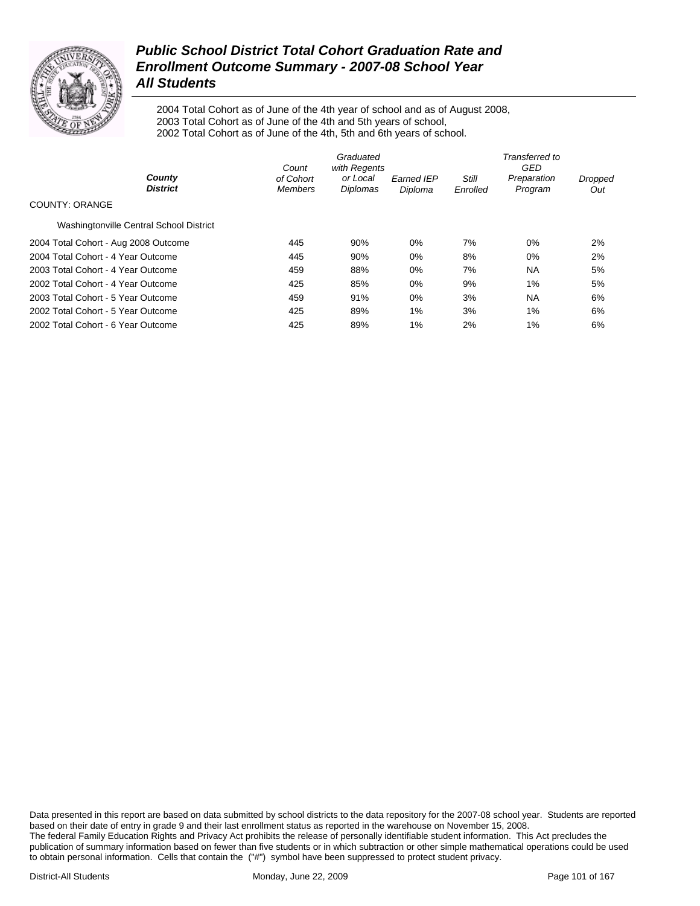# Public School District Total Cohort Graduation Rate and Enrollment Outcome Summary - 2007-08 School Year

## All Students

2004 Total Cohort as of June of the 4th year of school and as of August 2008,
2003 Total Cohort as of June of the 4th and 5th years of school,
2002 Total Cohort as of June of the 4th, 5th and 6th years of school.

| County District | Count of Cohort Members | Graduated with Regents or Local Diplomas | Earned IEP Diploma | Still Enrolled | Transferred to GED Preparation Program | Dropped Out |
|---|---|---|---|---|---|---|
| COUNTY: ORANGE | | | | | | |
| Washingtonville Central School District | | | | | | |
| 2004 Total Cohort - Aug 2008 Outcome | 445 | 90% | 0% | 7% | 0% | 2% |
| 2004 Total Cohort - 4 Year Outcome | 445 | 90% | 0% | 8% | 0% | 2% |
| 2003 Total Cohort - 4 Year Outcome | 459 | 88% | 0% | 7% | NA | 5% |
| 2002 Total Cohort - 4 Year Outcome | 425 | 85% | 0% | 9% | 1% | 5% |
| 2003 Total Cohort - 5 Year Outcome | 459 | 91% | 0% | 3% | NA | 6% |
| 2002 Total Cohort - 5 Year Outcome | 425 | 89% | 1% | 3% | 1% | 6% |
| 2002 Total Cohort - 6 Year Outcome | 425 | 89% | 1% | 2% | 1% | 6% |

Data presented in this report are based on data submitted by school districts to the data repository for the 2007-08 school year. Students are reported based on their date of entry in grade 9 and their last enrollment status as reported in the warehouse on November 15, 2008.
The federal Family Education Rights and Privacy Act prohibits the release of personally identifiable student information. This Act precludes the publication of summary information based on fewer than five students or in which subtraction or other simple mathematical operations could be used to obtain personal information. Cells that contain the ("#") symbol have been suppressed to protect student privacy.

District-All Students Monday, June 22, 2009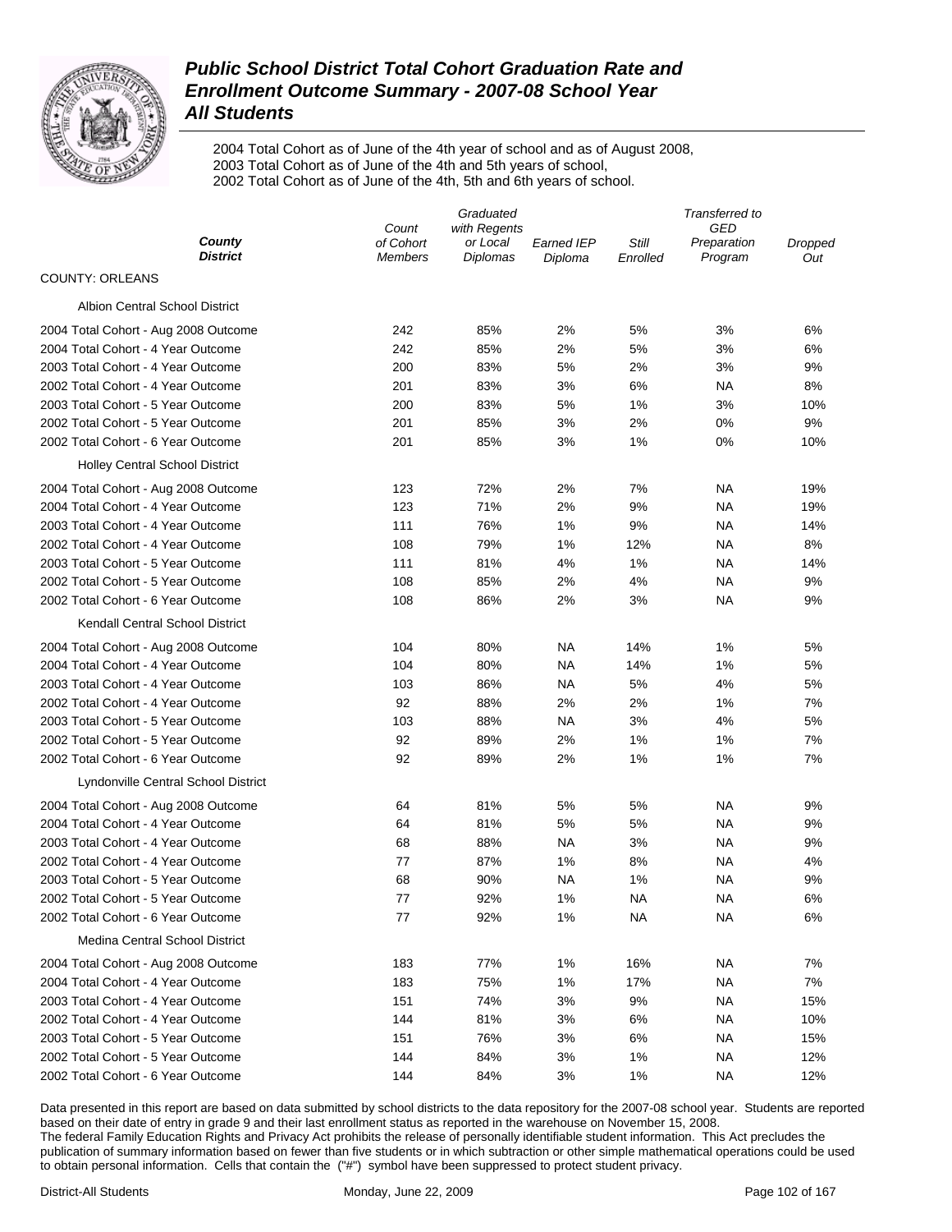# Public School District Total Cohort Graduation Rate and Enrollment Outcome Summary - 2007-08 School Year
## All Students

2004 Total Cohort as of June of the 4th year of school and as of August 2008,
2003 Total Cohort as of June of the 4th and 5th years of school,
2002 Total Cohort as of June of the 4th, 5th and 6th years of school.

| County / District | Count of Cohort Members | Graduated with Regents or Local Diplomas | Earned IEP Diploma | Still Enrolled | Transferred to GED Preparation Program | Dropped Out |
|---|---|---|---|---|---|---|
| COUNTY: ORLEANS | | | | | | |
| Albion Central School District | | | | | | |
| 2004 Total Cohort - Aug 2008 Outcome | 242 | 85% | 2% | 5% | 3% | 6% |
| 2004 Total Cohort - 4 Year Outcome | 242 | 85% | 2% | 5% | 3% | 6% |
| 2003 Total Cohort - 4 Year Outcome | 200 | 83% | 5% | 2% | 3% | 9% |
| 2002 Total Cohort - 4 Year Outcome | 201 | 83% | 3% | 6% | NA | 8% |
| 2003 Total Cohort - 5 Year Outcome | 200 | 83% | 5% | 1% | 3% | 10% |
| 2002 Total Cohort - 5 Year Outcome | 201 | 85% | 3% | 2% | 0% | 9% |
| 2002 Total Cohort - 6 Year Outcome | 201 | 85% | 3% | 1% | 0% | 10% |
| Holley Central School District | | | | | | |
| 2004 Total Cohort - Aug 2008 Outcome | 123 | 72% | 2% | 7% | NA | 19% |
| 2004 Total Cohort - 4 Year Outcome | 123 | 71% | 2% | 9% | NA | 19% |
| 2003 Total Cohort - 4 Year Outcome | 111 | 76% | 1% | 9% | NA | 14% |
| 2002 Total Cohort - 4 Year Outcome | 108 | 79% | 1% | 12% | NA | 8% |
| 2003 Total Cohort - 5 Year Outcome | 111 | 81% | 4% | 1% | NA | 14% |
| 2002 Total Cohort - 5 Year Outcome | 108 | 85% | 2% | 4% | NA | 9% |
| 2002 Total Cohort - 6 Year Outcome | 108 | 86% | 2% | 3% | NA | 9% |
| Kendall Central School District | | | | | | |
| 2004 Total Cohort - Aug 2008 Outcome | 104 | 80% | NA | 14% | 1% | 5% |
| 2004 Total Cohort - 4 Year Outcome | 104 | 80% | NA | 14% | 1% | 5% |
| 2003 Total Cohort - 4 Year Outcome | 103 | 86% | NA | 5% | 4% | 5% |
| 2002 Total Cohort - 4 Year Outcome | 92 | 88% | 2% | 2% | 1% | 7% |
| 2003 Total Cohort - 5 Year Outcome | 103 | 88% | NA | 3% | 4% | 5% |
| 2002 Total Cohort - 5 Year Outcome | 92 | 89% | 2% | 1% | 1% | 7% |
| 2002 Total Cohort - 6 Year Outcome | 92 | 89% | 2% | 1% | 1% | 7% |
| Lyndonville Central School District | | | | | | |
| 2004 Total Cohort - Aug 2008 Outcome | 64 | 81% | 5% | 5% | NA | 9% |
| 2004 Total Cohort - 4 Year Outcome | 64 | 81% | 5% | 5% | NA | 9% |
| 2003 Total Cohort - 4 Year Outcome | 68 | 88% | NA | 3% | NA | 9% |
| 2002 Total Cohort - 4 Year Outcome | 77 | 87% | 1% | 8% | NA | 4% |
| 2003 Total Cohort - 5 Year Outcome | 68 | 90% | NA | 1% | NA | 9% |
| 2002 Total Cohort - 5 Year Outcome | 77 | 92% | 1% | NA | NA | 6% |
| 2002 Total Cohort - 6 Year Outcome | 77 | 92% | 1% | NA | NA | 6% |
| Medina Central School District | | | | | | |
| 2004 Total Cohort - Aug 2008 Outcome | 183 | 77% | 1% | 16% | NA | 7% |
| 2004 Total Cohort - 4 Year Outcome | 183 | 75% | 1% | 17% | NA | 7% |
| 2003 Total Cohort - 4 Year Outcome | 151 | 74% | 3% | 9% | NA | 15% |
| 2002 Total Cohort - 4 Year Outcome | 144 | 81% | 3% | 6% | NA | 10% |
| 2003 Total Cohort - 5 Year Outcome | 151 | 76% | 3% | 6% | NA | 15% |
| 2002 Total Cohort - 5 Year Outcome | 144 | 84% | 3% | 1% | NA | 12% |
| 2002 Total Cohort - 6 Year Outcome | 144 | 84% | 3% | 1% | NA | 12% |

Data presented in this report are based on data submitted by school districts to the data repository for the 2007-08 school year. Students are reported based on their date of entry in grade 9 and their last enrollment status as reported in the warehouse on November 15, 2008.
The federal Family Education Rights and Privacy Act prohibits the release of personally identifiable student information. This Act precludes the publication of summary information based on fewer than five students or in which subtraction or other simple mathematical operations could be used to obtain personal information. Cells that contain the ("#") symbol have been suppressed to protect student privacy.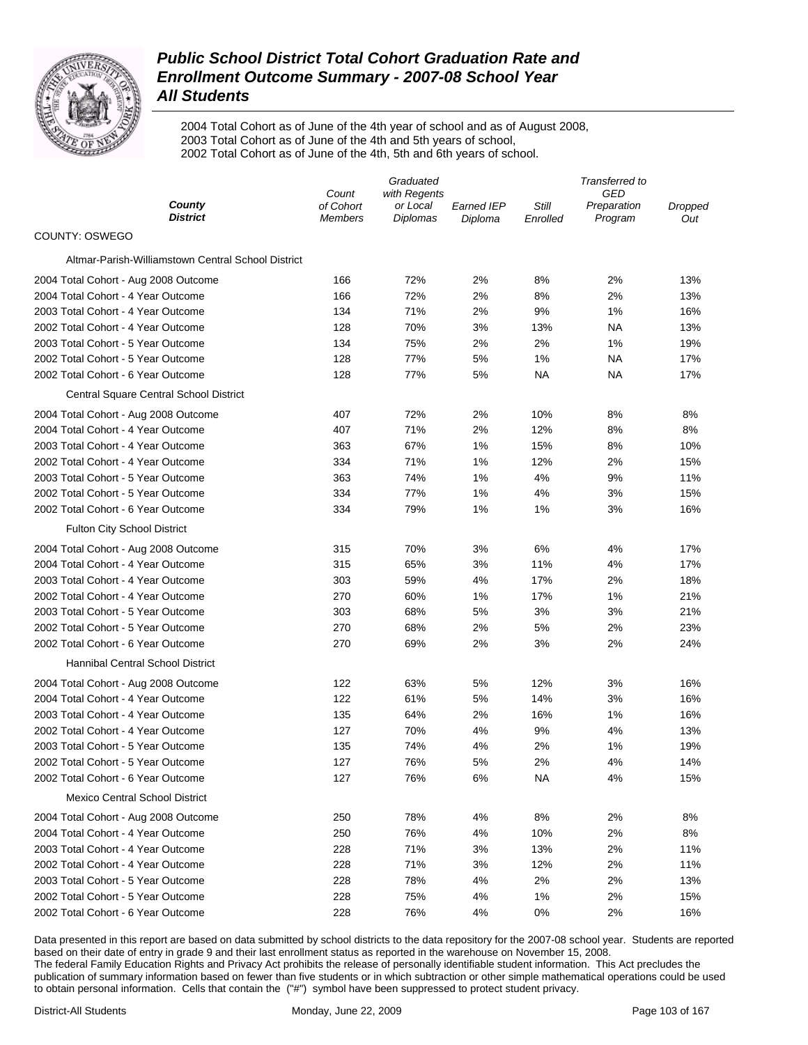# Public School District Total Cohort Graduation Rate and Enrollment Outcome Summary - 2007-08 School Year
## All Students

2004 Total Cohort as of June of the 4th year of school and as of August 2008,
2003 Total Cohort as of June of the 4th and 5th years of school,
2002 Total Cohort as of June of the 4th, 5th and 6th years of school.

| *County District* | *Count of Cohort Members* | *Graduated with Regents or Local Diplomas* | *Earned IEP Diploma* | *Still Enrolled* | *Transferred to GED Preparation Program* | *Dropped Out* |
|---|---|---|---|---|---|---|
| COUNTY: OSWEGO | | | | | | |
| Altmar-Parish-Williamstown Central School District | | | | | | |
| 2004 Total Cohort - Aug 2008 Outcome | 166 | 72% | 2% | 8% | 2% | 13% |
| 2004 Total Cohort - 4 Year Outcome | 166 | 72% | 2% | 8% | 2% | 13% |
| 2003 Total Cohort - 4 Year Outcome | 134 | 71% | 2% | 9% | 1% | 16% |
| 2002 Total Cohort - 4 Year Outcome | 128 | 70% | 3% | 13% | NA | 13% |
| 2003 Total Cohort - 5 Year Outcome | 134 | 75% | 2% | 2% | 1% | 19% |
| 2002 Total Cohort - 5 Year Outcome | 128 | 77% | 5% | 1% | NA | 17% |
| 2002 Total Cohort - 6 Year Outcome | 128 | 77% | 5% | NA | NA | 17% |
| Central Square Central School District | | | | | | |
| 2004 Total Cohort - Aug 2008 Outcome | 407 | 72% | 2% | 10% | 8% | 8% |
| 2004 Total Cohort - 4 Year Outcome | 407 | 71% | 2% | 12% | 8% | 8% |
| 2003 Total Cohort - 4 Year Outcome | 363 | 67% | 1% | 15% | 8% | 10% |
| 2002 Total Cohort - 4 Year Outcome | 334 | 71% | 1% | 12% | 2% | 15% |
| 2003 Total Cohort - 5 Year Outcome | 363 | 74% | 1% | 4% | 9% | 11% |
| 2002 Total Cohort - 5 Year Outcome | 334 | 77% | 1% | 4% | 3% | 15% |
| 2002 Total Cohort - 6 Year Outcome | 334 | 79% | 1% | 1% | 3% | 16% |
| Fulton City School District | | | | | | |
| 2004 Total Cohort - Aug 2008 Outcome | 315 | 70% | 3% | 6% | 4% | 17% |
| 2004 Total Cohort - 4 Year Outcome | 315 | 65% | 3% | 11% | 4% | 17% |
| 2003 Total Cohort - 4 Year Outcome | 303 | 59% | 4% | 17% | 2% | 18% |
| 2002 Total Cohort - 4 Year Outcome | 270 | 60% | 1% | 17% | 1% | 21% |
| 2003 Total Cohort - 5 Year Outcome | 303 | 68% | 5% | 3% | 3% | 21% |
| 2002 Total Cohort - 5 Year Outcome | 270 | 68% | 2% | 5% | 2% | 23% |
| 2002 Total Cohort - 6 Year Outcome | 270 | 69% | 2% | 3% | 2% | 24% |
| Hannibal Central School District | | | | | | |
| 2004 Total Cohort - Aug 2008 Outcome | 122 | 63% | 5% | 12% | 3% | 16% |
| 2004 Total Cohort - 4 Year Outcome | 122 | 61% | 5% | 14% | 3% | 16% |
| 2003 Total Cohort - 4 Year Outcome | 135 | 64% | 2% | 16% | 1% | 16% |
| 2002 Total Cohort - 4 Year Outcome | 127 | 70% | 4% | 9% | 4% | 13% |
| 2003 Total Cohort - 5 Year Outcome | 135 | 74% | 4% | 2% | 1% | 19% |
| 2002 Total Cohort - 5 Year Outcome | 127 | 76% | 5% | 2% | 4% | 14% |
| 2002 Total Cohort - 6 Year Outcome | 127 | 76% | 6% | NA | 4% | 15% |
| Mexico Central School District | | | | | | |
| 2004 Total Cohort - Aug 2008 Outcome | 250 | 78% | 4% | 8% | 2% | 8% |
| 2004 Total Cohort - 4 Year Outcome | 250 | 76% | 4% | 10% | 2% | 8% |
| 2003 Total Cohort - 4 Year Outcome | 228 | 71% | 3% | 13% | 2% | 11% |
| 2002 Total Cohort - 4 Year Outcome | 228 | 71% | 3% | 12% | 2% | 11% |
| 2003 Total Cohort - 5 Year Outcome | 228 | 78% | 4% | 2% | 2% | 13% |
| 2002 Total Cohort - 5 Year Outcome | 228 | 75% | 4% | 1% | 2% | 15% |
| 2002 Total Cohort - 6 Year Outcome | 228 | 76% | 4% | 0% | 2% | 16% |

Data presented in this report are based on data submitted by school districts to the data repository for the 2007-08 school year. Students are reported based on their date of entry in grade 9 and their last enrollment status as reported in the warehouse on November 15, 2008.
The federal Family Education Rights and Privacy Act prohibits the release of personally identifiable student information. This Act precludes the publication of summary information based on fewer than five students or in which subtraction or other simple mathematical operations could be used to obtain personal information. Cells that contain the ("#") symbol have been suppressed to protect student privacy.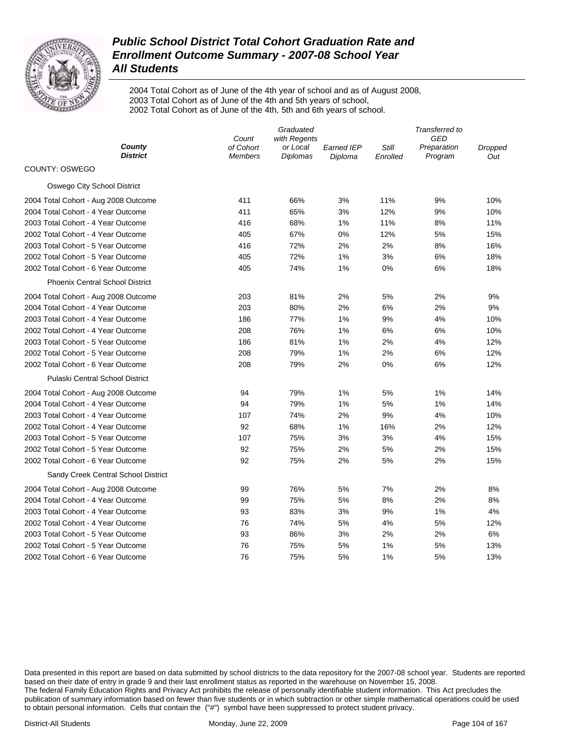# Public School District Total Cohort Graduation Rate and Enrollment Outcome Summary - 2007-08 School Year
## All Students

2004 Total Cohort as of June of the 4th year of school and as of August 2008,
2003 Total Cohort as of June of the 4th and 5th years of school,
2002 Total Cohort as of June of the 4th, 5th and 6th years of school.

| County / District | Count of Cohort Members | Graduated with Regents or Local Diplomas | Earned IEP Diploma | Still Enrolled | Transferred to GED Preparation Program | Dropped Out |
|---|---|---|---|---|---|---|
| **COUNTY: OSWEGO** | | | | | | |
| Oswego City School District | | | | | | |
| 2004 Total Cohort - Aug 2008 Outcome | 411 | 66% | 3% | 11% | 9% | 10% |
| 2004 Total Cohort - 4 Year Outcome | 411 | 65% | 3% | 12% | 9% | 10% |
| 2003 Total Cohort - 4 Year Outcome | 416 | 68% | 1% | 11% | 8% | 11% |
| 2002 Total Cohort - 4 Year Outcome | 405 | 67% | 0% | 12% | 5% | 15% |
| 2003 Total Cohort - 5 Year Outcome | 416 | 72% | 2% | 2% | 8% | 16% |
| 2002 Total Cohort - 5 Year Outcome | 405 | 72% | 1% | 3% | 6% | 18% |
| 2002 Total Cohort - 6 Year Outcome | 405 | 74% | 1% | 0% | 6% | 18% |
| Phoenix Central School District | | | | | | |
| 2004 Total Cohort - Aug 2008 Outcome | 203 | 81% | 2% | 5% | 2% | 9% |
| 2004 Total Cohort - 4 Year Outcome | 203 | 80% | 2% | 6% | 2% | 9% |
| 2003 Total Cohort - 4 Year Outcome | 186 | 77% | 1% | 9% | 4% | 10% |
| 2002 Total Cohort - 4 Year Outcome | 208 | 76% | 1% | 6% | 6% | 10% |
| 2003 Total Cohort - 5 Year Outcome | 186 | 81% | 1% | 2% | 4% | 12% |
| 2002 Total Cohort - 5 Year Outcome | 208 | 79% | 1% | 2% | 6% | 12% |
| 2002 Total Cohort - 6 Year Outcome | 208 | 79% | 2% | 0% | 6% | 12% |
| Pulaski Central School District | | | | | | |
| 2004 Total Cohort - Aug 2008 Outcome | 94 | 79% | 1% | 5% | 1% | 14% |
| 2004 Total Cohort - 4 Year Outcome | 94 | 79% | 1% | 5% | 1% | 14% |
| 2003 Total Cohort - 4 Year Outcome | 107 | 74% | 2% | 9% | 4% | 10% |
| 2002 Total Cohort - 4 Year Outcome | 92 | 68% | 1% | 16% | 2% | 12% |
| 2003 Total Cohort - 5 Year Outcome | 107 | 75% | 3% | 3% | 4% | 15% |
| 2002 Total Cohort - 5 Year Outcome | 92 | 75% | 2% | 5% | 2% | 15% |
| 2002 Total Cohort - 6 Year Outcome | 92 | 75% | 2% | 5% | 2% | 15% |
| Sandy Creek Central School District | | | | | | |
| 2004 Total Cohort - Aug 2008 Outcome | 99 | 76% | 5% | 7% | 2% | 8% |
| 2004 Total Cohort - 4 Year Outcome | 99 | 75% | 5% | 8% | 2% | 8% |
| 2003 Total Cohort - 4 Year Outcome | 93 | 83% | 3% | 9% | 1% | 4% |
| 2002 Total Cohort - 4 Year Outcome | 76 | 74% | 5% | 4% | 5% | 12% |
| 2003 Total Cohort - 5 Year Outcome | 93 | 86% | 3% | 2% | 2% | 6% |
| 2002 Total Cohort - 5 Year Outcome | 76 | 75% | 5% | 1% | 5% | 13% |
| 2002 Total Cohort - 6 Year Outcome | 76 | 75% | 5% | 1% | 5% | 13% |

Data presented in this report are based on data submitted by school districts to the data repository for the 2007-08 school year. Students are reported based on their date of entry in grade 9 and their last enrollment status as reported in the warehouse on November 15, 2008. The federal Family Education Rights and Privacy Act prohibits the release of personally identifiable student information. This Act precludes the publication of summary information based on fewer than five students or in which subtraction or other simple mathematical operations could be used to obtain personal information. Cells that contain the ("#") symbol have been suppressed to protect student privacy.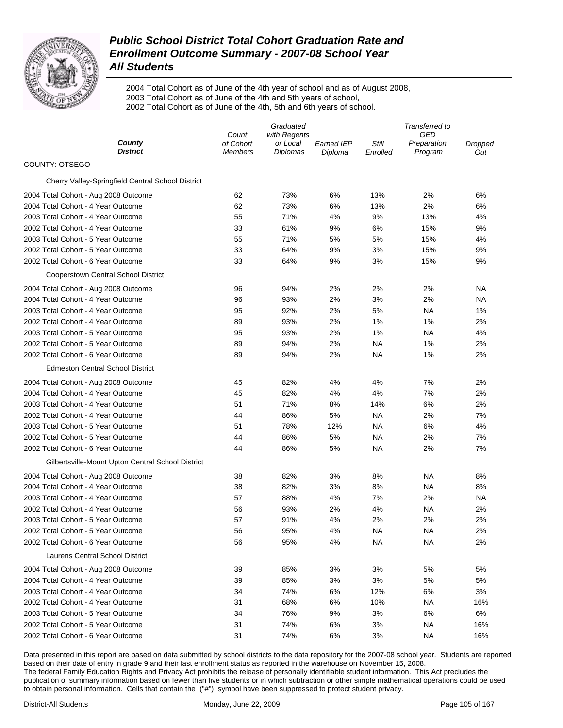# *Public School District Total Cohort Graduation Rate and Enrollment Outcome Summary - 2007-08 School Year*
## *All Students*

2004 Total Cohort as of June of the 4th year of school and as of August 2008,
2003 Total Cohort as of June of the 4th and 5th years of school,
2002 Total Cohort as of June of the 4th, 5th and 6th years of school.

| County / District | Count of Cohort Members | Graduated with Regents or Local Diplomas | Earned IEP Diploma | Still Enrolled | Transferred to GED Preparation Program | Dropped Out |
|---|---|---|---|---|---|---|
| COUNTY: OTSEGO | | | | | | |
| Cherry Valley-Springfield Central School District | | | | | | |
| 2004 Total Cohort - Aug 2008 Outcome | 62 | 73% | 6% | 13% | 2% | 6% |
| 2004 Total Cohort - 4 Year Outcome | 62 | 73% | 6% | 13% | 2% | 6% |
| 2003 Total Cohort - 4 Year Outcome | 55 | 71% | 4% | 9% | 13% | 4% |
| 2002 Total Cohort - 4 Year Outcome | 33 | 61% | 9% | 6% | 15% | 9% |
| 2003 Total Cohort - 5 Year Outcome | 55 | 71% | 5% | 5% | 15% | 4% |
| 2002 Total Cohort - 5 Year Outcome | 33 | 64% | 9% | 3% | 15% | 9% |
| 2002 Total Cohort - 6 Year Outcome | 33 | 64% | 9% | 3% | 15% | 9% |
| Cooperstown Central School District | | | | | | |
| 2004 Total Cohort - Aug 2008 Outcome | 96 | 94% | 2% | 2% | 2% | NA |
| 2004 Total Cohort - 4 Year Outcome | 96 | 93% | 2% | 3% | 2% | NA |
| 2003 Total Cohort - 4 Year Outcome | 95 | 92% | 2% | 5% | NA | 1% |
| 2002 Total Cohort - 4 Year Outcome | 89 | 93% | 2% | 1% | 1% | 2% |
| 2003 Total Cohort - 5 Year Outcome | 95 | 93% | 2% | 1% | NA | 4% |
| 2002 Total Cohort - 5 Year Outcome | 89 | 94% | 2% | NA | 1% | 2% |
| 2002 Total Cohort - 6 Year Outcome | 89 | 94% | 2% | NA | 1% | 2% |
| Edmeston Central School District | | | | | | |
| 2004 Total Cohort - Aug 2008 Outcome | 45 | 82% | 4% | 4% | 7% | 2% |
| 2004 Total Cohort - 4 Year Outcome | 45 | 82% | 4% | 4% | 7% | 2% |
| 2003 Total Cohort - 4 Year Outcome | 51 | 71% | 8% | 14% | 6% | 2% |
| 2002 Total Cohort - 4 Year Outcome | 44 | 86% | 5% | NA | 2% | 7% |
| 2003 Total Cohort - 5 Year Outcome | 51 | 78% | 12% | NA | 6% | 4% |
| 2002 Total Cohort - 5 Year Outcome | 44 | 86% | 5% | NA | 2% | 7% |
| 2002 Total Cohort - 6 Year Outcome | 44 | 86% | 5% | NA | 2% | 7% |
| Gilbertsville-Mount Upton Central School District | | | | | | |
| 2004 Total Cohort - Aug 2008 Outcome | 38 | 82% | 3% | 8% | NA | 8% |
| 2004 Total Cohort - 4 Year Outcome | 38 | 82% | 3% | 8% | NA | 8% |
| 2003 Total Cohort - 4 Year Outcome | 57 | 88% | 4% | 7% | 2% | NA |
| 2002 Total Cohort - 4 Year Outcome | 56 | 93% | 2% | 4% | NA | 2% |
| 2003 Total Cohort - 5 Year Outcome | 57 | 91% | 4% | 2% | 2% | 2% |
| 2002 Total Cohort - 5 Year Outcome | 56 | 95% | 4% | NA | NA | 2% |
| 2002 Total Cohort - 6 Year Outcome | 56 | 95% | 4% | NA | NA | 2% |
| Laurens Central School District | | | | | | |
| 2004 Total Cohort - Aug 2008 Outcome | 39 | 85% | 3% | 3% | 5% | 5% |
| 2004 Total Cohort - 4 Year Outcome | 39 | 85% | 3% | 3% | 5% | 5% |
| 2003 Total Cohort - 4 Year Outcome | 34 | 74% | 6% | 12% | 6% | 3% |
| 2002 Total Cohort - 4 Year Outcome | 31 | 68% | 6% | 10% | NA | 16% |
| 2003 Total Cohort - 5 Year Outcome | 34 | 76% | 9% | 3% | 6% | 6% |
| 2002 Total Cohort - 5 Year Outcome | 31 | 74% | 6% | 3% | NA | 16% |
| 2002 Total Cohort - 6 Year Outcome | 31 | 74% | 6% | 3% | NA | 16% |

Data presented in this report are based on data submitted by school districts to the data repository for the 2007-08 school year. Students are reported based on their date of entry in grade 9 and their last enrollment status as reported in the warehouse on November 15, 2008.
The federal Family Education Rights and Privacy Act prohibits the release of personally identifiable student information. This Act precludes the publication of summary information based on fewer than five students or in which subtraction or other simple mathematical operations could be used to obtain personal information. Cells that contain the ("#") symbol have been suppressed to protect student privacy.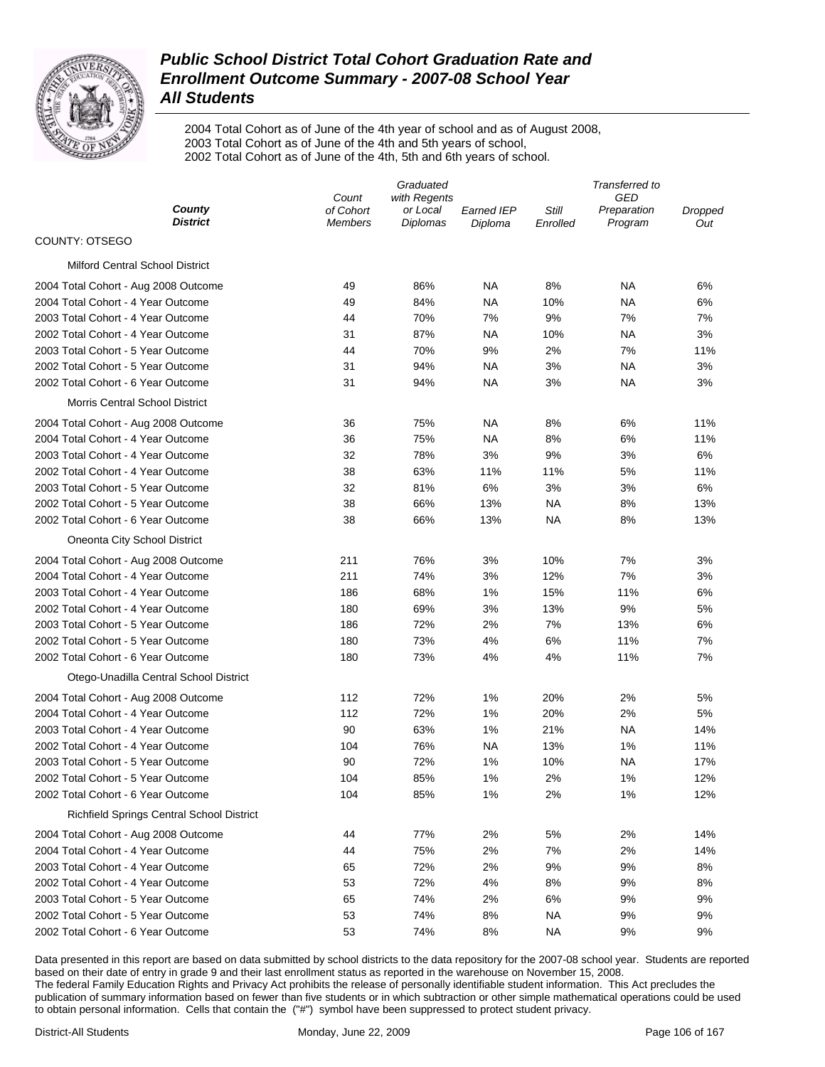# *Public School District Total Cohort Graduation Rate and Enrollment Outcome Summary - 2007-08 School Year*
## *All Students*

2004 Total Cohort as of June of the 4th year of school and as of August 2008,
2003 Total Cohort as of June of the 4th and 5th years of school,
2002 Total Cohort as of June of the 4th, 5th and 6th years of school.

| *County District* | *Count of Cohort Members* | *Graduated with Regents or Local Diplomas* | *Earned IEP Diploma* | *Still Enrolled* | *Transferred to GED Preparation Program* | *Dropped Out* |
|---|---|---|---|---|---|---|
| COUNTY: OTSEGO | | | | | | |
| Milford Central School District | | | | | | |
| 2004 Total Cohort - Aug 2008 Outcome | 49 | 86% | NA | 8% | NA | 6% |
| 2004 Total Cohort - 4 Year Outcome | 49 | 84% | NA | 10% | NA | 6% |
| 2003 Total Cohort - 4 Year Outcome | 44 | 70% | 7% | 9% | 7% | 7% |
| 2002 Total Cohort - 4 Year Outcome | 31 | 87% | NA | 10% | NA | 3% |
| 2003 Total Cohort - 5 Year Outcome | 44 | 70% | 9% | 2% | 7% | 11% |
| 2002 Total Cohort - 5 Year Outcome | 31 | 94% | NA | 3% | NA | 3% |
| 2002 Total Cohort - 6 Year Outcome | 31 | 94% | NA | 3% | NA | 3% |
| Morris Central School District | | | | | | |
| 2004 Total Cohort - Aug 2008 Outcome | 36 | 75% | NA | 8% | 6% | 11% |
| 2004 Total Cohort - 4 Year Outcome | 36 | 75% | NA | 8% | 6% | 11% |
| 2003 Total Cohort - 4 Year Outcome | 32 | 78% | 3% | 9% | 3% | 6% |
| 2002 Total Cohort - 4 Year Outcome | 38 | 63% | 11% | 11% | 5% | 11% |
| 2003 Total Cohort - 5 Year Outcome | 32 | 81% | 6% | 3% | 3% | 6% |
| 2002 Total Cohort - 5 Year Outcome | 38 | 66% | 13% | NA | 8% | 13% |
| 2002 Total Cohort - 6 Year Outcome | 38 | 66% | 13% | NA | 8% | 13% |
| Oneonta City School District | | | | | | |
| 2004 Total Cohort - Aug 2008 Outcome | 211 | 76% | 3% | 10% | 7% | 3% |
| 2004 Total Cohort - 4 Year Outcome | 211 | 74% | 3% | 12% | 7% | 3% |
| 2003 Total Cohort - 4 Year Outcome | 186 | 68% | 1% | 15% | 11% | 6% |
| 2002 Total Cohort - 4 Year Outcome | 180 | 69% | 3% | 13% | 9% | 5% |
| 2003 Total Cohort - 5 Year Outcome | 186 | 72% | 2% | 7% | 13% | 6% |
| 2002 Total Cohort - 5 Year Outcome | 180 | 73% | 4% | 6% | 11% | 7% |
| 2002 Total Cohort - 6 Year Outcome | 180 | 73% | 4% | 4% | 11% | 7% |
| Otego-Unadilla Central School District | | | | | | |
| 2004 Total Cohort - Aug 2008 Outcome | 112 | 72% | 1% | 20% | 2% | 5% |
| 2004 Total Cohort - 4 Year Outcome | 112 | 72% | 1% | 20% | 2% | 5% |
| 2003 Total Cohort - 4 Year Outcome | 90 | 63% | 1% | 21% | NA | 14% |
| 2002 Total Cohort - 4 Year Outcome | 104 | 76% | NA | 13% | 1% | 11% |
| 2003 Total Cohort - 5 Year Outcome | 90 | 72% | 1% | 10% | NA | 17% |
| 2002 Total Cohort - 5 Year Outcome | 104 | 85% | 1% | 2% | 1% | 12% |
| 2002 Total Cohort - 6 Year Outcome | 104 | 85% | 1% | 2% | 1% | 12% |
| Richfield Springs Central School District | | | | | | |
| 2004 Total Cohort - Aug 2008 Outcome | 44 | 77% | 2% | 5% | 2% | 14% |
| 2004 Total Cohort - 4 Year Outcome | 44 | 75% | 2% | 7% | 2% | 14% |
| 2003 Total Cohort - 4 Year Outcome | 65 | 72% | 2% | 9% | 9% | 8% |
| 2002 Total Cohort - 4 Year Outcome | 53 | 72% | 4% | 8% | 9% | 8% |
| 2003 Total Cohort - 5 Year Outcome | 65 | 74% | 2% | 6% | 9% | 9% |
| 2002 Total Cohort - 5 Year Outcome | 53 | 74% | 8% | NA | 9% | 9% |
| 2002 Total Cohort - 6 Year Outcome | 53 | 74% | 8% | NA | 9% | 9% |

Data presented in this report are based on data submitted by school districts to the data repository for the 2007-08 school year. Students are reported based on their date of entry in grade 9 and their last enrollment status as reported in the warehouse on November 15, 2008.
The federal Family Education Rights and Privacy Act prohibits the release of personally identifiable student information. This Act precludes the publication of summary information based on fewer than five students or in which subtraction or other simple mathematical operations could be used to obtain personal information. Cells that contain the ("#") symbol have been suppressed to protect student privacy.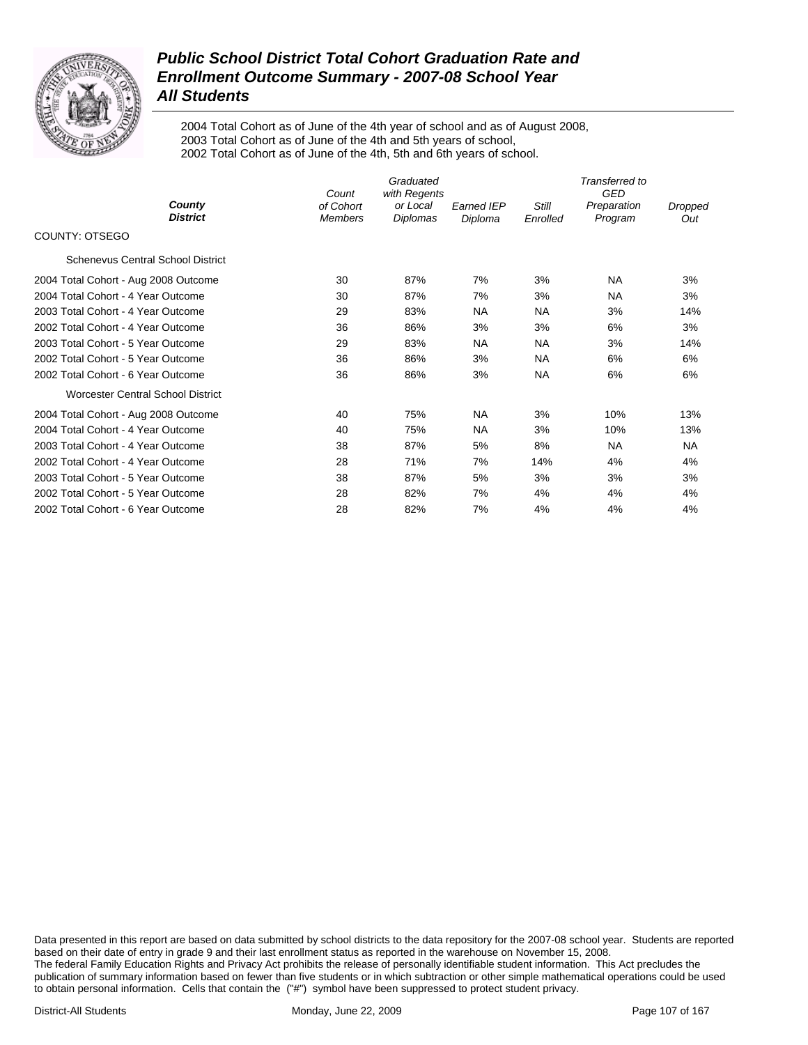# *Public School District Total Cohort Graduation Rate and Enrollment Outcome Summary - 2007-08 School Year*
# *All Students*

2004 Total Cohort as of June of the 4th year of school and as of August 2008,
2003 Total Cohort as of June of the 4th and 5th years of school,
2002 Total Cohort as of June of the 4th, 5th and 6th years of school.

| ***County*** / ***District*** | *Count of Cohort Members* | *Graduated with Regents or Local Diplomas* | *Earned IEP Diploma* | *Still Enrolled* | *Transferred to GED Preparation Program* | *Dropped Out* |
|---|---|---|---|---|---|---|
| COUNTY: OTSEGO | | | | | | |
| Schenevus Central School District | | | | | | |
| 2004 Total Cohort - Aug 2008 Outcome | 30 | 87% | 7% | 3% | NA | 3% |
| 2004 Total Cohort - 4 Year Outcome | 30 | 87% | 7% | 3% | NA | 3% |
| 2003 Total Cohort - 4 Year Outcome | 29 | 83% | NA | NA | 3% | 14% |
| 2002 Total Cohort - 4 Year Outcome | 36 | 86% | 3% | 3% | 6% | 3% |
| 2003 Total Cohort - 5 Year Outcome | 29 | 83% | NA | NA | 3% | 14% |
| 2002 Total Cohort - 5 Year Outcome | 36 | 86% | 3% | NA | 6% | 6% |
| 2002 Total Cohort - 6 Year Outcome | 36 | 86% | 3% | NA | 6% | 6% |
| Worcester Central School District | | | | | | |
| 2004 Total Cohort - Aug 2008 Outcome | 40 | 75% | NA | 3% | 10% | 13% |
| 2004 Total Cohort - 4 Year Outcome | 40 | 75% | NA | 3% | 10% | 13% |
| 2003 Total Cohort - 4 Year Outcome | 38 | 87% | 5% | 8% | NA | NA |
| 2002 Total Cohort - 4 Year Outcome | 28 | 71% | 7% | 14% | 4% | 4% |
| 2003 Total Cohort - 5 Year Outcome | 38 | 87% | 5% | 3% | 3% | 3% |
| 2002 Total Cohort - 5 Year Outcome | 28 | 82% | 7% | 4% | 4% | 4% |
| 2002 Total Cohort - 6 Year Outcome | 28 | 82% | 7% | 4% | 4% | 4% |

Data presented in this report are based on data submitted by school districts to the data repository for the 2007-08 school year. Students are reported based on their date of entry in grade 9 and their last enrollment status as reported in the warehouse on November 15, 2008.
The federal Family Education Rights and Privacy Act prohibits the release of personally identifiable student information. This Act precludes the publication of summary information based on fewer than five students or in which subtraction or other simple mathematical operations could be used to obtain personal information. Cells that contain the ("#") symbol have been suppressed to protect student privacy.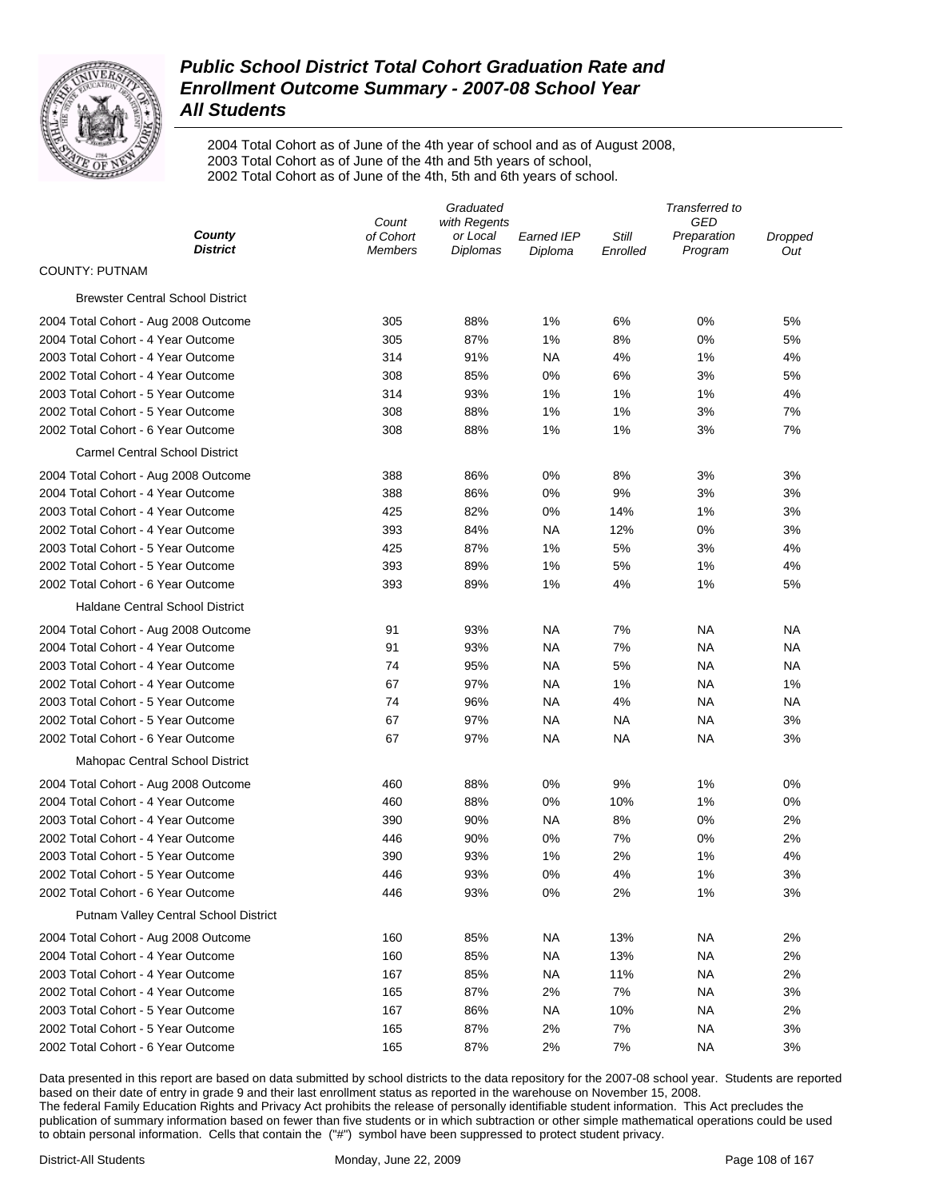# Public School District Total Cohort Graduation Rate and Enrollment Outcome Summary - 2007-08 School Year
## All Students

2004 Total Cohort as of June of the 4th year of school and as of August 2008,
2003 Total Cohort as of June of the 4th and 5th years of school,
2002 Total Cohort as of June of the 4th, 5th and 6th years of school.

| *County* *District* | *Count of Cohort Members* | *Graduated with Regents or Local Diplomas* | *Earned IEP Diploma* | *Still Enrolled* | *Transferred to GED Preparation Program* | *Dropped Out* |
|---|---|---|---|---|---|---|
| COUNTY: PUTNAM | | | | | | |
| Brewster Central School District | | | | | | |
| 2004 Total Cohort - Aug 2008 Outcome | 305 | 88% | 1% | 6% | 0% | 5% |
| 2004 Total Cohort - 4 Year Outcome | 305 | 87% | 1% | 8% | 0% | 5% |
| 2003 Total Cohort - 4 Year Outcome | 314 | 91% | NA | 4% | 1% | 4% |
| 2002 Total Cohort - 4 Year Outcome | 308 | 85% | 0% | 6% | 3% | 5% |
| 2003 Total Cohort - 5 Year Outcome | 314 | 93% | 1% | 1% | 1% | 4% |
| 2002 Total Cohort - 5 Year Outcome | 308 | 88% | 1% | 1% | 3% | 7% |
| 2002 Total Cohort - 6 Year Outcome | 308 | 88% | 1% | 1% | 3% | 7% |
| Carmel Central School District | | | | | | |
| 2004 Total Cohort - Aug 2008 Outcome | 388 | 86% | 0% | 8% | 3% | 3% |
| 2004 Total Cohort - 4 Year Outcome | 388 | 86% | 0% | 9% | 3% | 3% |
| 2003 Total Cohort - 4 Year Outcome | 425 | 82% | 0% | 14% | 1% | 3% |
| 2002 Total Cohort - 4 Year Outcome | 393 | 84% | NA | 12% | 0% | 3% |
| 2003 Total Cohort - 5 Year Outcome | 425 | 87% | 1% | 5% | 3% | 4% |
| 2002 Total Cohort - 5 Year Outcome | 393 | 89% | 1% | 5% | 1% | 4% |
| 2002 Total Cohort - 6 Year Outcome | 393 | 89% | 1% | 4% | 1% | 5% |
| Haldane Central School District | | | | | | |
| 2004 Total Cohort - Aug 2008 Outcome | 91 | 93% | NA | 7% | NA | NA |
| 2004 Total Cohort - 4 Year Outcome | 91 | 93% | NA | 7% | NA | NA |
| 2003 Total Cohort - 4 Year Outcome | 74 | 95% | NA | 5% | NA | NA |
| 2002 Total Cohort - 4 Year Outcome | 67 | 97% | NA | 1% | NA | 1% |
| 2003 Total Cohort - 5 Year Outcome | 74 | 96% | NA | 4% | NA | NA |
| 2002 Total Cohort - 5 Year Outcome | 67 | 97% | NA | NA | NA | 3% |
| 2002 Total Cohort - 6 Year Outcome | 67 | 97% | NA | NA | NA | 3% |
| Mahopac Central School District | | | | | | |
| 2004 Total Cohort - Aug 2008 Outcome | 460 | 88% | 0% | 9% | 1% | 0% |
| 2004 Total Cohort - 4 Year Outcome | 460 | 88% | 0% | 10% | 1% | 0% |
| 2003 Total Cohort - 4 Year Outcome | 390 | 90% | NA | 8% | 0% | 2% |
| 2002 Total Cohort - 4 Year Outcome | 446 | 90% | 0% | 7% | 0% | 2% |
| 2003 Total Cohort - 5 Year Outcome | 390 | 93% | 1% | 2% | 1% | 4% |
| 2002 Total Cohort - 5 Year Outcome | 446 | 93% | 0% | 4% | 1% | 3% |
| 2002 Total Cohort - 6 Year Outcome | 446 | 93% | 0% | 2% | 1% | 3% |
| Putnam Valley Central School District | | | | | | |
| 2004 Total Cohort - Aug 2008 Outcome | 160 | 85% | NA | 13% | NA | 2% |
| 2004 Total Cohort - 4 Year Outcome | 160 | 85% | NA | 13% | NA | 2% |
| 2003 Total Cohort - 4 Year Outcome | 167 | 85% | NA | 11% | NA | 2% |
| 2002 Total Cohort - 4 Year Outcome | 165 | 87% | 2% | 7% | NA | 3% |
| 2003 Total Cohort - 5 Year Outcome | 167 | 86% | NA | 10% | NA | 2% |
| 2002 Total Cohort - 5 Year Outcome | 165 | 87% | 2% | 7% | NA | 3% |
| 2002 Total Cohort - 6 Year Outcome | 165 | 87% | 2% | 7% | NA | 3% |

Data presented in this report are based on data submitted by school districts to the data repository for the 2007-08 school year. Students are reported based on their date of entry in grade 9 and their last enrollment status as reported in the warehouse on November 15, 2008.
The federal Family Education Rights and Privacy Act prohibits the release of personally identifiable student information. This Act precludes the publication of summary information based on fewer than five students or in which subtraction or other simple mathematical operations could be used to obtain personal information. Cells that contain the ("#") symbol have been suppressed to protect student privacy.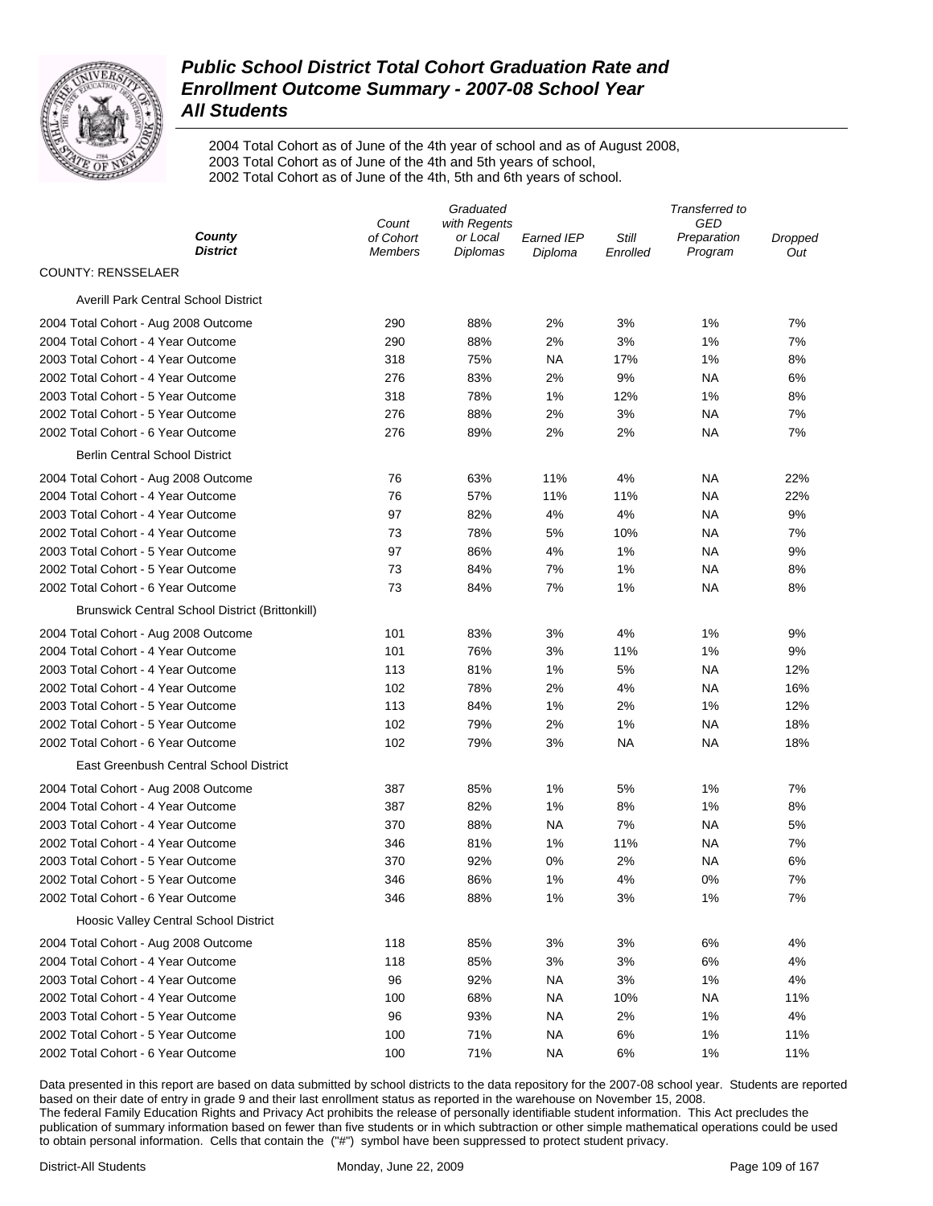# Public School District Total Cohort Graduation Rate and Enrollment Outcome Summary - 2007-08 School Year

## All Students

2004 Total Cohort as of June of the 4th year of school and as of August 2008,
2003 Total Cohort as of June of the 4th and 5th years of school,
2002 Total Cohort as of June of the 4th, 5th and 6th years of school.

| County / District | Count of Cohort Members | Graduated with Regents or Local Diplomas | Earned IEP Diploma | Still Enrolled | Transferred to GED Preparation Program | Dropped Out |
|---|---|---|---|---|---|---|
| **COUNTY: RENSSELAER** | | | | | | |
| Averill Park Central School District | | | | | | |
| 2004 Total Cohort - Aug 2008 Outcome | 290 | 88% | 2% | 3% | 1% | 7% |
| 2004 Total Cohort - 4 Year Outcome | 290 | 88% | 2% | 3% | 1% | 7% |
| 2003 Total Cohort - 4 Year Outcome | 318 | 75% | NA | 17% | 1% | 8% |
| 2002 Total Cohort - 4 Year Outcome | 276 | 83% | 2% | 9% | NA | 6% |
| 2003 Total Cohort - 5 Year Outcome | 318 | 78% | 1% | 12% | 1% | 8% |
| 2002 Total Cohort - 5 Year Outcome | 276 | 88% | 2% | 3% | NA | 7% |
| 2002 Total Cohort - 6 Year Outcome | 276 | 89% | 2% | 2% | NA | 7% |
| Berlin Central School District | | | | | | |
| 2004 Total Cohort - Aug 2008 Outcome | 76 | 63% | 11% | 4% | NA | 22% |
| 2004 Total Cohort - 4 Year Outcome | 76 | 57% | 11% | 11% | NA | 22% |
| 2003 Total Cohort - 4 Year Outcome | 97 | 82% | 4% | 4% | NA | 9% |
| 2002 Total Cohort - 4 Year Outcome | 73 | 78% | 5% | 10% | NA | 7% |
| 2003 Total Cohort - 5 Year Outcome | 97 | 86% | 4% | 1% | NA | 9% |
| 2002 Total Cohort - 5 Year Outcome | 73 | 84% | 7% | 1% | NA | 8% |
| 2002 Total Cohort - 6 Year Outcome | 73 | 84% | 7% | 1% | NA | 8% |
| Brunswick Central School District (Brittonkill) | | | | | | |
| 2004 Total Cohort - Aug 2008 Outcome | 101 | 83% | 3% | 4% | 1% | 9% |
| 2004 Total Cohort - 4 Year Outcome | 101 | 76% | 3% | 11% | 1% | 9% |
| 2003 Total Cohort - 4 Year Outcome | 113 | 81% | 1% | 5% | NA | 12% |
| 2002 Total Cohort - 4 Year Outcome | 102 | 78% | 2% | 4% | NA | 16% |
| 2003 Total Cohort - 5 Year Outcome | 113 | 84% | 1% | 2% | 1% | 12% |
| 2002 Total Cohort - 5 Year Outcome | 102 | 79% | 2% | 1% | NA | 18% |
| 2002 Total Cohort - 6 Year Outcome | 102 | 79% | 3% | NA | NA | 18% |
| East Greenbush Central School District | | | | | | |
| 2004 Total Cohort - Aug 2008 Outcome | 387 | 85% | 1% | 5% | 1% | 7% |
| 2004 Total Cohort - 4 Year Outcome | 387 | 82% | 1% | 8% | 1% | 8% |
| 2003 Total Cohort - 4 Year Outcome | 370 | 88% | NA | 7% | NA | 5% |
| 2002 Total Cohort - 4 Year Outcome | 346 | 81% | 1% | 11% | NA | 7% |
| 2003 Total Cohort - 5 Year Outcome | 370 | 92% | 0% | 2% | NA | 6% |
| 2002 Total Cohort - 5 Year Outcome | 346 | 86% | 1% | 4% | 0% | 7% |
| 2002 Total Cohort - 6 Year Outcome | 346 | 88% | 1% | 3% | 1% | 7% |
| Hoosic Valley Central School District | | | | | | |
| 2004 Total Cohort - Aug 2008 Outcome | 118 | 85% | 3% | 3% | 6% | 4% |
| 2004 Total Cohort - 4 Year Outcome | 118 | 85% | 3% | 3% | 6% | 4% |
| 2003 Total Cohort - 4 Year Outcome | 96 | 92% | NA | 3% | 1% | 4% |
| 2002 Total Cohort - 4 Year Outcome | 100 | 68% | NA | 10% | NA | 11% |
| 2003 Total Cohort - 5 Year Outcome | 96 | 93% | NA | 2% | 1% | 4% |
| 2002 Total Cohort - 5 Year Outcome | 100 | 71% | NA | 6% | 1% | 11% |
| 2002 Total Cohort - 6 Year Outcome | 100 | 71% | NA | 6% | 1% | 11% |

Data presented in this report are based on data submitted by school districts to the data repository for the 2007-08 school year. Students are reported based on their date of entry in grade 9 and their last enrollment status as reported in the warehouse on November 15, 2008.
The federal Family Education Rights and Privacy Act prohibits the release of personally identifiable student information. This Act precludes the publication of summary information based on fewer than five students or in which subtraction or other simple mathematical operations could be used to obtain personal information. Cells that contain the ("#") symbol have been suppressed to protect student privacy.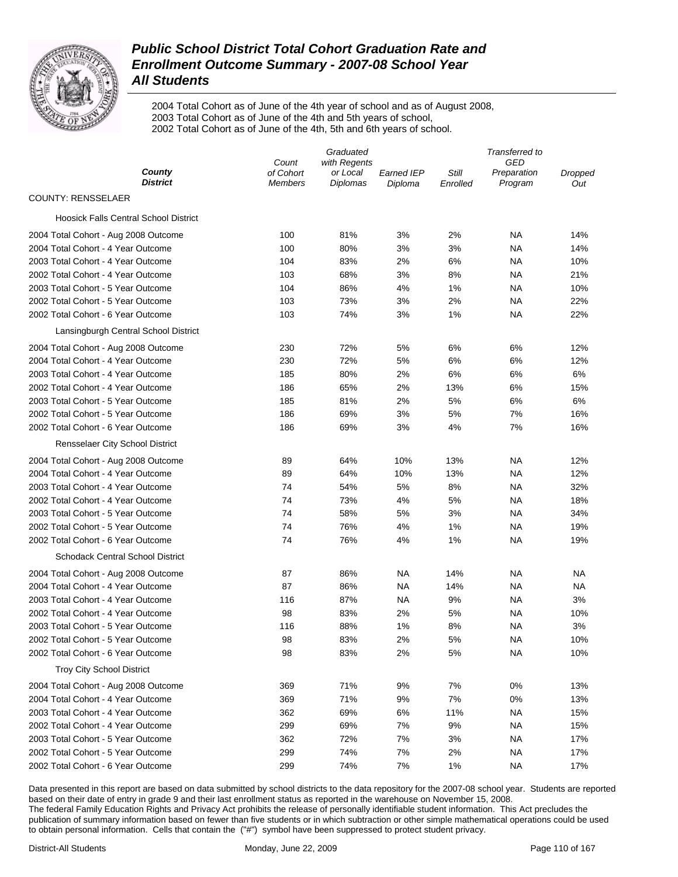# Public School District Total Cohort Graduation Rate and Enrollment Outcome Summary - 2007-08 School Year

## All Students

2004 Total Cohort as of June of the 4th year of school and as of August 2008,
2003 Total Cohort as of June of the 4th and 5th years of school,
2002 Total Cohort as of June of the 4th, 5th and 6th years of school.

| County District | Count of Cohort Members | Graduated with Regents or Local Diplomas | Earned IEP Diploma | Still Enrolled | Transferred to GED Preparation Program | Dropped Out |
|---|---|---|---|---|---|---|
| **COUNTY: RENSSELAER** | | | | | | |
| Hoosick Falls Central School District | | | | | | |
| 2004 Total Cohort - Aug 2008 Outcome | 100 | 81% | 3% | 2% | NA | 14% |
| 2004 Total Cohort - 4 Year Outcome | 100 | 80% | 3% | 3% | NA | 14% |
| 2003 Total Cohort - 4 Year Outcome | 104 | 83% | 2% | 6% | NA | 10% |
| 2002 Total Cohort - 4 Year Outcome | 103 | 68% | 3% | 8% | NA | 21% |
| 2003 Total Cohort - 5 Year Outcome | 104 | 86% | 4% | 1% | NA | 10% |
| 2002 Total Cohort - 5 Year Outcome | 103 | 73% | 3% | 2% | NA | 22% |
| 2002 Total Cohort - 6 Year Outcome | 103 | 74% | 3% | 1% | NA | 22% |
| Lansingburgh Central School District | | | | | | |
| 2004 Total Cohort - Aug 2008 Outcome | 230 | 72% | 5% | 6% | 6% | 12% |
| 2004 Total Cohort - 4 Year Outcome | 230 | 72% | 5% | 6% | 6% | 12% |
| 2003 Total Cohort - 4 Year Outcome | 185 | 80% | 2% | 6% | 6% | 6% |
| 2002 Total Cohort - 4 Year Outcome | 186 | 65% | 2% | 13% | 6% | 15% |
| 2003 Total Cohort - 5 Year Outcome | 185 | 81% | 2% | 5% | 6% | 6% |
| 2002 Total Cohort - 5 Year Outcome | 186 | 69% | 3% | 5% | 7% | 16% |
| 2002 Total Cohort - 6 Year Outcome | 186 | 69% | 3% | 4% | 7% | 16% |
| Rensselaer City School District | | | | | | |
| 2004 Total Cohort - Aug 2008 Outcome | 89 | 64% | 10% | 13% | NA | 12% |
| 2004 Total Cohort - 4 Year Outcome | 89 | 64% | 10% | 13% | NA | 12% |
| 2003 Total Cohort - 4 Year Outcome | 74 | 54% | 5% | 8% | NA | 32% |
| 2002 Total Cohort - 4 Year Outcome | 74 | 73% | 4% | 5% | NA | 18% |
| 2003 Total Cohort - 5 Year Outcome | 74 | 58% | 5% | 3% | NA | 34% |
| 2002 Total Cohort - 5 Year Outcome | 74 | 76% | 4% | 1% | NA | 19% |
| 2002 Total Cohort - 6 Year Outcome | 74 | 76% | 4% | 1% | NA | 19% |
| Schodack Central School District | | | | | | |
| 2004 Total Cohort - Aug 2008 Outcome | 87 | 86% | NA | 14% | NA | NA |
| 2004 Total Cohort - 4 Year Outcome | 87 | 86% | NA | 14% | NA | NA |
| 2003 Total Cohort - 4 Year Outcome | 116 | 87% | NA | 9% | NA | 3% |
| 2002 Total Cohort - 4 Year Outcome | 98 | 83% | 2% | 5% | NA | 10% |
| 2003 Total Cohort - 5 Year Outcome | 116 | 88% | 1% | 8% | NA | 3% |
| 2002 Total Cohort - 5 Year Outcome | 98 | 83% | 2% | 5% | NA | 10% |
| 2002 Total Cohort - 6 Year Outcome | 98 | 83% | 2% | 5% | NA | 10% |
| Troy City School District | | | | | | |
| 2004 Total Cohort - Aug 2008 Outcome | 369 | 71% | 9% | 7% | 0% | 13% |
| 2004 Total Cohort - 4 Year Outcome | 369 | 71% | 9% | 7% | 0% | 13% |
| 2003 Total Cohort - 4 Year Outcome | 362 | 69% | 6% | 11% | NA | 15% |
| 2002 Total Cohort - 4 Year Outcome | 299 | 69% | 7% | 9% | NA | 15% |
| 2003 Total Cohort - 5 Year Outcome | 362 | 72% | 7% | 3% | NA | 17% |
| 2002 Total Cohort - 5 Year Outcome | 299 | 74% | 7% | 2% | NA | 17% |
| 2002 Total Cohort - 6 Year Outcome | 299 | 74% | 7% | 1% | NA | 17% |

Data presented in this report are based on data submitted by school districts to the data repository for the 2007-08 school year. Students are reported based on their date of entry in grade 9 and their last enrollment status as reported in the warehouse on November 15, 2008.
The federal Family Education Rights and Privacy Act prohibits the release of personally identifiable student information. This Act precludes the publication of summary information based on fewer than five students or in which subtraction or other simple mathematical operations could be used to obtain personal information. Cells that contain the ("#") symbol have been suppressed to protect student privacy.

District-All Students Monday, June 22, 2009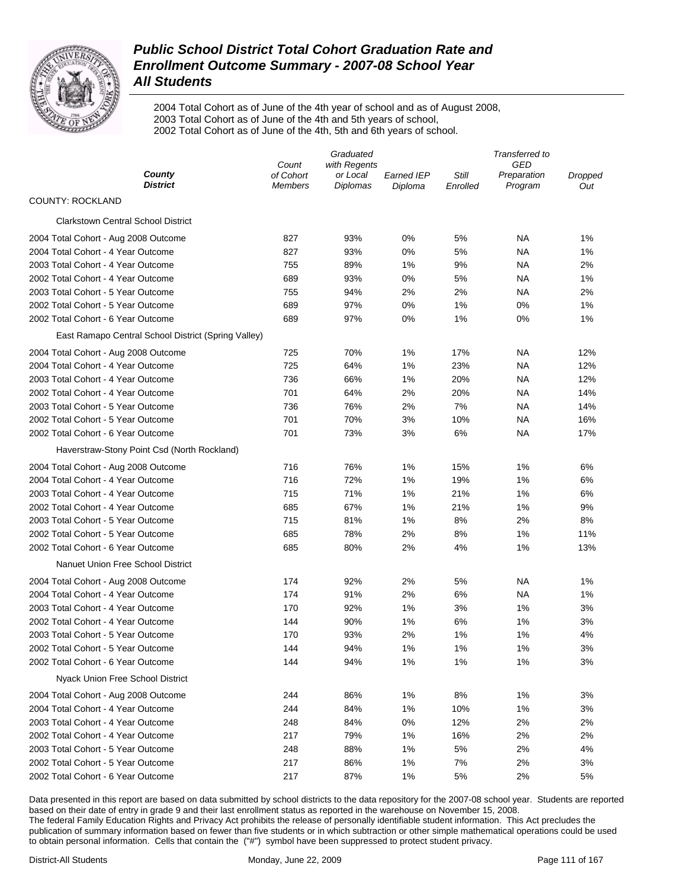# Public School District Total Cohort Graduation Rate and Enrollment Outcome Summary - 2007-08 School Year

## All Students

2004 Total Cohort as of June of the 4th year of school and as of August 2008,
2003 Total Cohort as of June of the 4th and 5th years of school,
2002 Total Cohort as of June of the 4th, 5th and 6th years of school.

| *County District* | *Count of Cohort Members* | *Graduated with Regents or Local Diplomas* | *Earned IEP Diploma* | *Still Enrolled* | *Transferred to GED Preparation Program* | *Dropped Out* |
|---|---|---|---|---|---|---|
| COUNTY: ROCKLAND | | | | | | |
| Clarkstown Central School District | | | | | | |
| 2004 Total Cohort - Aug 2008 Outcome | 827 | 93% | 0% | 5% | NA | 1% |
| 2004 Total Cohort - 4 Year Outcome | 827 | 93% | 0% | 5% | NA | 1% |
| 2003 Total Cohort - 4 Year Outcome | 755 | 89% | 1% | 9% | NA | 2% |
| 2002 Total Cohort - 4 Year Outcome | 689 | 93% | 0% | 5% | NA | 1% |
| 2003 Total Cohort - 5 Year Outcome | 755 | 94% | 2% | 2% | NA | 2% |
| 2002 Total Cohort - 5 Year Outcome | 689 | 97% | 0% | 1% | 0% | 1% |
| 2002 Total Cohort - 6 Year Outcome | 689 | 97% | 0% | 1% | 0% | 1% |
| East Ramapo Central School District (Spring Valley) | | | | | | |
| 2004 Total Cohort - Aug 2008 Outcome | 725 | 70% | 1% | 17% | NA | 12% |
| 2004 Total Cohort - 4 Year Outcome | 725 | 64% | 1% | 23% | NA | 12% |
| 2003 Total Cohort - 4 Year Outcome | 736 | 66% | 1% | 20% | NA | 12% |
| 2002 Total Cohort - 4 Year Outcome | 701 | 64% | 2% | 20% | NA | 14% |
| 2003 Total Cohort - 5 Year Outcome | 736 | 76% | 2% | 7% | NA | 14% |
| 2002 Total Cohort - 5 Year Outcome | 701 | 70% | 3% | 10% | NA | 16% |
| 2002 Total Cohort - 6 Year Outcome | 701 | 73% | 3% | 6% | NA | 17% |
| Haverstraw-Stony Point Csd (North Rockland) | | | | | | |
| 2004 Total Cohort - Aug 2008 Outcome | 716 | 76% | 1% | 15% | 1% | 6% |
| 2004 Total Cohort - 4 Year Outcome | 716 | 72% | 1% | 19% | 1% | 6% |
| 2003 Total Cohort - 4 Year Outcome | 715 | 71% | 1% | 21% | 1% | 6% |
| 2002 Total Cohort - 4 Year Outcome | 685 | 67% | 1% | 21% | 1% | 9% |
| 2003 Total Cohort - 5 Year Outcome | 715 | 81% | 1% | 8% | 2% | 8% |
| 2002 Total Cohort - 5 Year Outcome | 685 | 78% | 2% | 8% | 1% | 11% |
| 2002 Total Cohort - 6 Year Outcome | 685 | 80% | 2% | 4% | 1% | 13% |
| Nanuet Union Free School District | | | | | | |
| 2004 Total Cohort - Aug 2008 Outcome | 174 | 92% | 2% | 5% | NA | 1% |
| 2004 Total Cohort - 4 Year Outcome | 174 | 91% | 2% | 6% | NA | 1% |
| 2003 Total Cohort - 4 Year Outcome | 170 | 92% | 1% | 3% | 1% | 3% |
| 2002 Total Cohort - 4 Year Outcome | 144 | 90% | 1% | 6% | 1% | 3% |
| 2003 Total Cohort - 5 Year Outcome | 170 | 93% | 2% | 1% | 1% | 4% |
| 2002 Total Cohort - 5 Year Outcome | 144 | 94% | 1% | 1% | 1% | 3% |
| 2002 Total Cohort - 6 Year Outcome | 144 | 94% | 1% | 1% | 1% | 3% |
| Nyack Union Free School District | | | | | | |
| 2004 Total Cohort - Aug 2008 Outcome | 244 | 86% | 1% | 8% | 1% | 3% |
| 2004 Total Cohort - 4 Year Outcome | 244 | 84% | 1% | 10% | 1% | 3% |
| 2003 Total Cohort - 4 Year Outcome | 248 | 84% | 0% | 12% | 2% | 2% |
| 2002 Total Cohort - 4 Year Outcome | 217 | 79% | 1% | 16% | 2% | 2% |
| 2003 Total Cohort - 5 Year Outcome | 248 | 88% | 1% | 5% | 2% | 4% |
| 2002 Total Cohort - 5 Year Outcome | 217 | 86% | 1% | 7% | 2% | 3% |
| 2002 Total Cohort - 6 Year Outcome | 217 | 87% | 1% | 5% | 2% | 5% |

Data presented in this report are based on data submitted by school districts to the data repository for the 2007-08 school year. Students are reported based on their date of entry in grade 9 and their last enrollment status as reported in the warehouse on November 15, 2008.
The federal Family Education Rights and Privacy Act prohibits the release of personally identifiable student information. This Act precludes the publication of summary information based on fewer than five students or in which subtraction or other simple mathematical operations could be used to obtain personal information. Cells that contain the ("#") symbol have been suppressed to protect student privacy.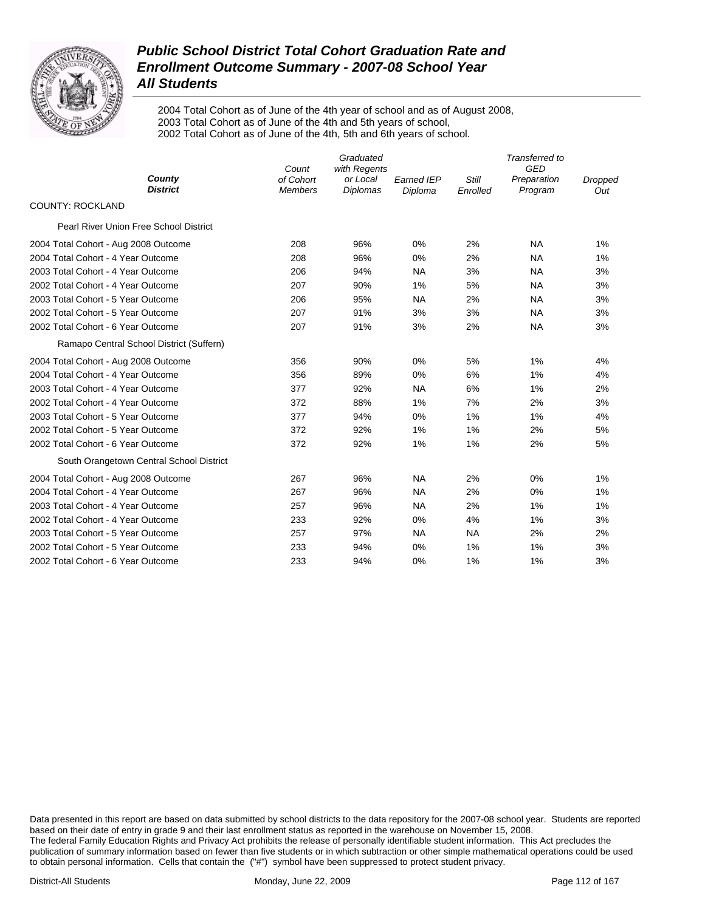# Public School District Total Cohort Graduation Rate and Enrollment Outcome Summary - 2007-08 School Year
## All Students

2004 Total Cohort as of June of the 4th year of school and as of August 2008,
2003 Total Cohort as of June of the 4th and 5th years of school,
2002 Total Cohort as of June of the 4th, 5th and 6th years of school.

| County / District | Count of Cohort Members | Graduated with Regents or Local Diplomas | Earned IEP Diploma | Still Enrolled | Transferred to GED Preparation Program | Dropped Out |
|---|---|---|---|---|---|---|
| **COUNTY: ROCKLAND** | | | | | | |
| Pearl River Union Free School District | | | | | | |
| 2004 Total Cohort - Aug 2008 Outcome | 208 | 96% | 0% | 2% | NA | 1% |
| 2004 Total Cohort - 4 Year Outcome | 208 | 96% | 0% | 2% | NA | 1% |
| 2003 Total Cohort - 4 Year Outcome | 206 | 94% | NA | 3% | NA | 3% |
| 2002 Total Cohort - 4 Year Outcome | 207 | 90% | 1% | 5% | NA | 3% |
| 2003 Total Cohort - 5 Year Outcome | 206 | 95% | NA | 2% | NA | 3% |
| 2002 Total Cohort - 5 Year Outcome | 207 | 91% | 3% | 3% | NA | 3% |
| 2002 Total Cohort - 6 Year Outcome | 207 | 91% | 3% | 2% | NA | 3% |
| Ramapo Central School District (Suffern) | | | | | | |
| 2004 Total Cohort - Aug 2008 Outcome | 356 | 90% | 0% | 5% | 1% | 4% |
| 2004 Total Cohort - 4 Year Outcome | 356 | 89% | 0% | 6% | 1% | 4% |
| 2003 Total Cohort - 4 Year Outcome | 377 | 92% | NA | 6% | 1% | 2% |
| 2002 Total Cohort - 4 Year Outcome | 372 | 88% | 1% | 7% | 2% | 3% |
| 2003 Total Cohort - 5 Year Outcome | 377 | 94% | 0% | 1% | 1% | 4% |
| 2002 Total Cohort - 5 Year Outcome | 372 | 92% | 1% | 1% | 2% | 5% |
| 2002 Total Cohort - 6 Year Outcome | 372 | 92% | 1% | 1% | 2% | 5% |
| South Orangetown Central School District | | | | | | |
| 2004 Total Cohort - Aug 2008 Outcome | 267 | 96% | NA | 2% | 0% | 1% |
| 2004 Total Cohort - 4 Year Outcome | 267 | 96% | NA | 2% | 0% | 1% |
| 2003 Total Cohort - 4 Year Outcome | 257 | 96% | NA | 2% | 1% | 1% |
| 2002 Total Cohort - 4 Year Outcome | 233 | 92% | 0% | 4% | 1% | 3% |
| 2003 Total Cohort - 5 Year Outcome | 257 | 97% | NA | NA | 2% | 2% |
| 2002 Total Cohort - 5 Year Outcome | 233 | 94% | 0% | 1% | 1% | 3% |
| 2002 Total Cohort - 6 Year Outcome | 233 | 94% | 0% | 1% | 1% | 3% |

Data presented in this report are based on data submitted by school districts to the data repository for the 2007-08 school year. Students are reported based on their date of entry in grade 9 and their last enrollment status as reported in the warehouse on November 15, 2008. The federal Family Education Rights and Privacy Act prohibits the release of personally identifiable student information. This Act precludes the publication of summary information based on fewer than five students or in which subtraction or other simple mathematical operations could be used to obtain personal information. Cells that contain the ("#") symbol have been suppressed to protect student privacy.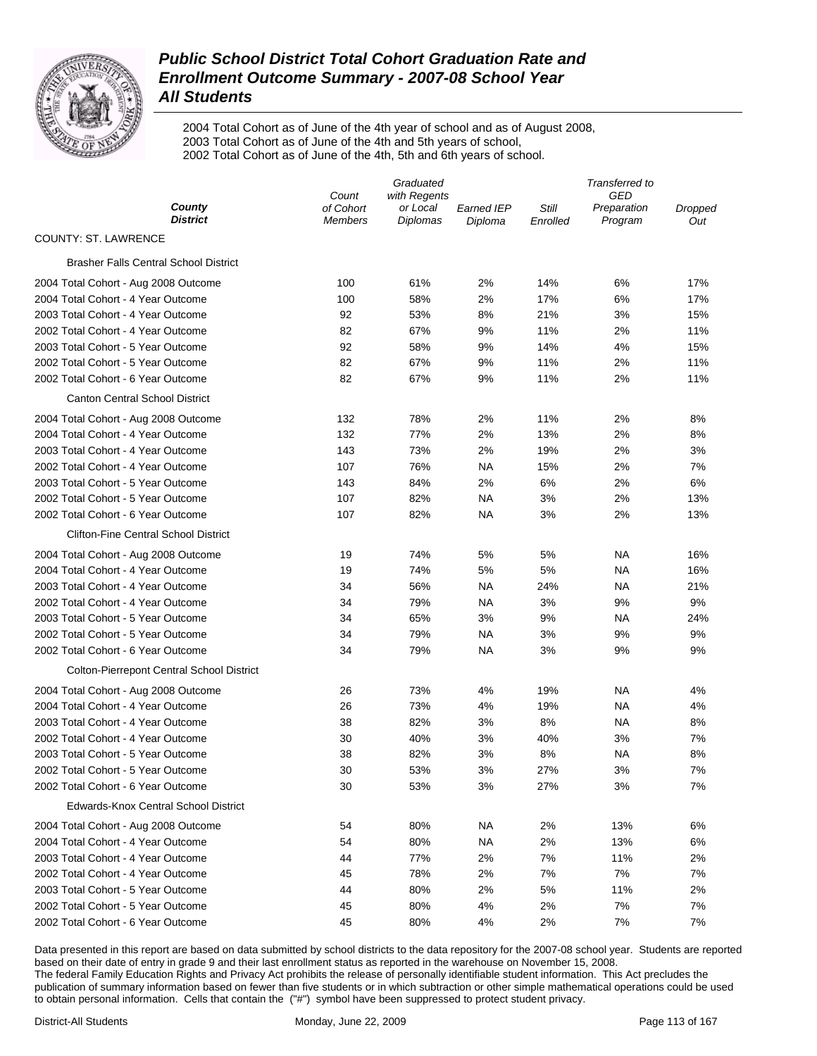# *Public School District Total Cohort Graduation Rate and Enrollment Outcome Summary - 2007-08 School Year*
# *All Students*

2004 Total Cohort as of June of the 4th year of school and as of August 2008,
2003 Total Cohort as of June of the 4th and 5th years of school,
2002 Total Cohort as of June of the 4th, 5th and 6th years of school.

| *County* *District* | *Count of Cohort Members* | *Graduated with Regents or Local Diplomas* | *Earned IEP Diploma* | *Still Enrolled* | *Transferred to GED Preparation Program* | *Dropped Out* |
|---|---|---|---|---|---|---|
| COUNTY: ST. LAWRENCE | | | | | | |
| Brasher Falls Central School District | | | | | | |
| 2004 Total Cohort - Aug 2008 Outcome | 100 | 61% | 2% | 14% | 6% | 17% |
| 2004 Total Cohort - 4 Year Outcome | 100 | 58% | 2% | 17% | 6% | 17% |
| 2003 Total Cohort - 4 Year Outcome | 92 | 53% | 8% | 21% | 3% | 15% |
| 2002 Total Cohort - 4 Year Outcome | 82 | 67% | 9% | 11% | 2% | 11% |
| 2003 Total Cohort - 5 Year Outcome | 92 | 58% | 9% | 14% | 4% | 15% |
| 2002 Total Cohort - 5 Year Outcome | 82 | 67% | 9% | 11% | 2% | 11% |
| 2002 Total Cohort - 6 Year Outcome | 82 | 67% | 9% | 11% | 2% | 11% |
| Canton Central School District | | | | | | |
| 2004 Total Cohort - Aug 2008 Outcome | 132 | 78% | 2% | 11% | 2% | 8% |
| 2004 Total Cohort - 4 Year Outcome | 132 | 77% | 2% | 13% | 2% | 8% |
| 2003 Total Cohort - 4 Year Outcome | 143 | 73% | 2% | 19% | 2% | 3% |
| 2002 Total Cohort - 4 Year Outcome | 107 | 76% | NA | 15% | 2% | 7% |
| 2003 Total Cohort - 5 Year Outcome | 143 | 84% | 2% | 6% | 2% | 6% |
| 2002 Total Cohort - 5 Year Outcome | 107 | 82% | NA | 3% | 2% | 13% |
| 2002 Total Cohort - 6 Year Outcome | 107 | 82% | NA | 3% | 2% | 13% |
| Clifton-Fine Central School District | | | | | | |
| 2004 Total Cohort - Aug 2008 Outcome | 19 | 74% | 5% | 5% | NA | 16% |
| 2004 Total Cohort - 4 Year Outcome | 19 | 74% | 5% | 5% | NA | 16% |
| 2003 Total Cohort - 4 Year Outcome | 34 | 56% | NA | 24% | NA | 21% |
| 2002 Total Cohort - 4 Year Outcome | 34 | 79% | NA | 3% | 9% | 9% |
| 2003 Total Cohort - 5 Year Outcome | 34 | 65% | 3% | 9% | NA | 24% |
| 2002 Total Cohort - 5 Year Outcome | 34 | 79% | NA | 3% | 9% | 9% |
| 2002 Total Cohort - 6 Year Outcome | 34 | 79% | NA | 3% | 9% | 9% |
| Colton-Pierrepont Central School District | | | | | | |
| 2004 Total Cohort - Aug 2008 Outcome | 26 | 73% | 4% | 19% | NA | 4% |
| 2004 Total Cohort - 4 Year Outcome | 26 | 73% | 4% | 19% | NA | 4% |
| 2003 Total Cohort - 4 Year Outcome | 38 | 82% | 3% | 8% | NA | 8% |
| 2002 Total Cohort - 4 Year Outcome | 30 | 40% | 3% | 40% | 3% | 7% |
| 2003 Total Cohort - 5 Year Outcome | 38 | 82% | 3% | 8% | NA | 8% |
| 2002 Total Cohort - 5 Year Outcome | 30 | 53% | 3% | 27% | 3% | 7% |
| 2002 Total Cohort - 6 Year Outcome | 30 | 53% | 3% | 27% | 3% | 7% |
| Edwards-Knox Central School District | | | | | | |
| 2004 Total Cohort - Aug 2008 Outcome | 54 | 80% | NA | 2% | 13% | 6% |
| 2004 Total Cohort - 4 Year Outcome | 54 | 80% | NA | 2% | 13% | 6% |
| 2003 Total Cohort - 4 Year Outcome | 44 | 77% | 2% | 7% | 11% | 2% |
| 2002 Total Cohort - 4 Year Outcome | 45 | 78% | 2% | 7% | 7% | 7% |
| 2003 Total Cohort - 5 Year Outcome | 44 | 80% | 2% | 5% | 11% | 2% |
| 2002 Total Cohort - 5 Year Outcome | 45 | 80% | 4% | 2% | 7% | 7% |
| 2002 Total Cohort - 6 Year Outcome | 45 | 80% | 4% | 2% | 7% | 7% |

Data presented in this report are based on data submitted by school districts to the data repository for the 2007-08 school year. Students are reported based on their date of entry in grade 9 and their last enrollment status as reported in the warehouse on November 15, 2008.
The federal Family Education Rights and Privacy Act prohibits the release of personally identifiable student information. This Act precludes the publication of summary information based on fewer than five students or in which subtraction or other simple mathematical operations could be used to obtain personal information. Cells that contain the ("#") symbol have been suppressed to protect student privacy.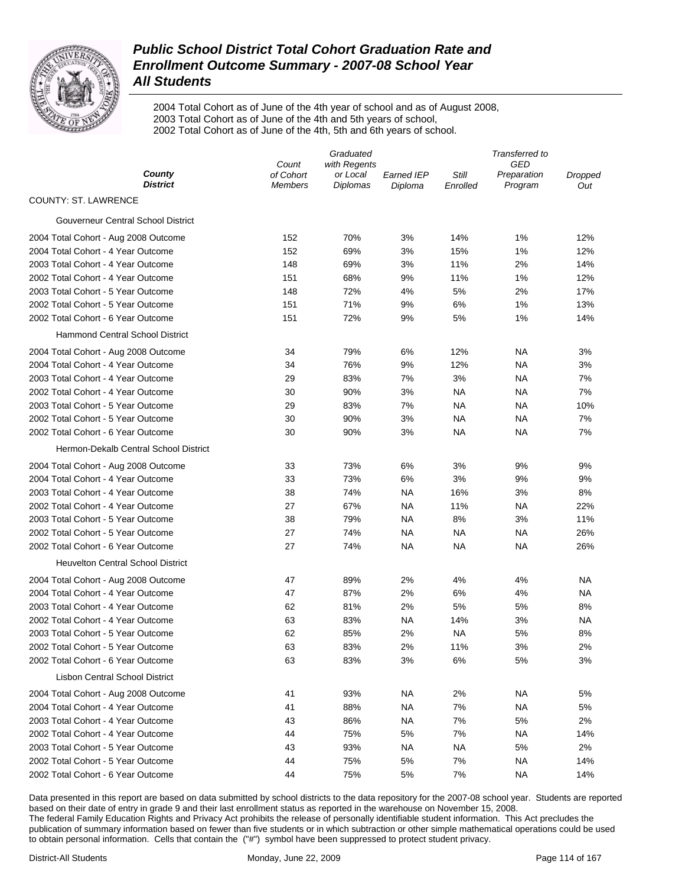# Public School District Total Cohort Graduation Rate and Enrollment Outcome Summary - 2007-08 School Year

## All Students

2004 Total Cohort as of June of the 4th year of school and as of August 2008,
2003 Total Cohort as of June of the 4th and 5th years of school,
2002 Total Cohort as of June of the 4th, 5th and 6th years of school.

| County / District | Count of Cohort Members | Graduated with Regents or Local Diplomas | Earned IEP Diploma | Still Enrolled | Transferred to GED Preparation Program | Dropped Out |
|---|---|---|---|---|---|---|
| COUNTY: ST. LAWRENCE | | | | | | |
| Gouverneur Central School District | | | | | | |
| 2004 Total Cohort - Aug 2008 Outcome | 152 | 70% | 3% | 14% | 1% | 12% |
| 2004 Total Cohort - 4 Year Outcome | 152 | 69% | 3% | 15% | 1% | 12% |
| 2003 Total Cohort - 4 Year Outcome | 148 | 69% | 3% | 11% | 2% | 14% |
| 2002 Total Cohort - 4 Year Outcome | 151 | 68% | 9% | 11% | 1% | 12% |
| 2003 Total Cohort - 5 Year Outcome | 148 | 72% | 4% | 5% | 2% | 17% |
| 2002 Total Cohort - 5 Year Outcome | 151 | 71% | 9% | 6% | 1% | 13% |
| 2002 Total Cohort - 6 Year Outcome | 151 | 72% | 9% | 5% | 1% | 14% |
| Hammond Central School District | | | | | | |
| 2004 Total Cohort - Aug 2008 Outcome | 34 | 79% | 6% | 12% | NA | 3% |
| 2004 Total Cohort - 4 Year Outcome | 34 | 76% | 9% | 12% | NA | 3% |
| 2003 Total Cohort - 4 Year Outcome | 29 | 83% | 7% | 3% | NA | 7% |
| 2002 Total Cohort - 4 Year Outcome | 30 | 90% | 3% | NA | NA | 7% |
| 2003 Total Cohort - 5 Year Outcome | 29 | 83% | 7% | NA | NA | 10% |
| 2002 Total Cohort - 5 Year Outcome | 30 | 90% | 3% | NA | NA | 7% |
| 2002 Total Cohort - 6 Year Outcome | 30 | 90% | 3% | NA | NA | 7% |
| Hermon-Dekalb Central School District | | | | | | |
| 2004 Total Cohort - Aug 2008 Outcome | 33 | 73% | 6% | 3% | 9% | 9% |
| 2004 Total Cohort - 4 Year Outcome | 33 | 73% | 6% | 3% | 9% | 9% |
| 2003 Total Cohort - 4 Year Outcome | 38 | 74% | NA | 16% | 3% | 8% |
| 2002 Total Cohort - 4 Year Outcome | 27 | 67% | NA | 11% | NA | 22% |
| 2003 Total Cohort - 5 Year Outcome | 38 | 79% | NA | 8% | 3% | 11% |
| 2002 Total Cohort - 5 Year Outcome | 27 | 74% | NA | NA | NA | 26% |
| 2002 Total Cohort - 6 Year Outcome | 27 | 74% | NA | NA | NA | 26% |
| Heuvelton Central School District | | | | | | |
| 2004 Total Cohort - Aug 2008 Outcome | 47 | 89% | 2% | 4% | 4% | NA |
| 2004 Total Cohort - 4 Year Outcome | 47 | 87% | 2% | 6% | 4% | NA |
| 2003 Total Cohort - 4 Year Outcome | 62 | 81% | 2% | 5% | 5% | 8% |
| 2002 Total Cohort - 4 Year Outcome | 63 | 83% | NA | 14% | 3% | NA |
| 2003 Total Cohort - 5 Year Outcome | 62 | 85% | 2% | NA | 5% | 8% |
| 2002 Total Cohort - 5 Year Outcome | 63 | 83% | 2% | 11% | 3% | 2% |
| 2002 Total Cohort - 6 Year Outcome | 63 | 83% | 3% | 6% | 5% | 3% |
| Lisbon Central School District | | | | | | |
| 2004 Total Cohort - Aug 2008 Outcome | 41 | 93% | NA | 2% | NA | 5% |
| 2004 Total Cohort - 4 Year Outcome | 41 | 88% | NA | 7% | NA | 5% |
| 2003 Total Cohort - 4 Year Outcome | 43 | 86% | NA | 7% | 5% | 2% |
| 2002 Total Cohort - 4 Year Outcome | 44 | 75% | 5% | 7% | NA | 14% |
| 2003 Total Cohort - 5 Year Outcome | 43 | 93% | NA | NA | 5% | 2% |
| 2002 Total Cohort - 5 Year Outcome | 44 | 75% | 5% | 7% | NA | 14% |
| 2002 Total Cohort - 6 Year Outcome | 44 | 75% | 5% | 7% | NA | 14% |

Data presented in this report are based on data submitted by school districts to the data repository for the 2007-08 school year. Students are reported based on their date of entry in grade 9 and their last enrollment status as reported in the warehouse on November 15, 2008.
The federal Family Education Rights and Privacy Act prohibits the release of personally identifiable student information. This Act precludes the publication of summary information based on fewer than five students or in which subtraction or other simple mathematical operations could be used to obtain personal information. Cells that contain the ("#") symbol have been suppressed to protect student privacy.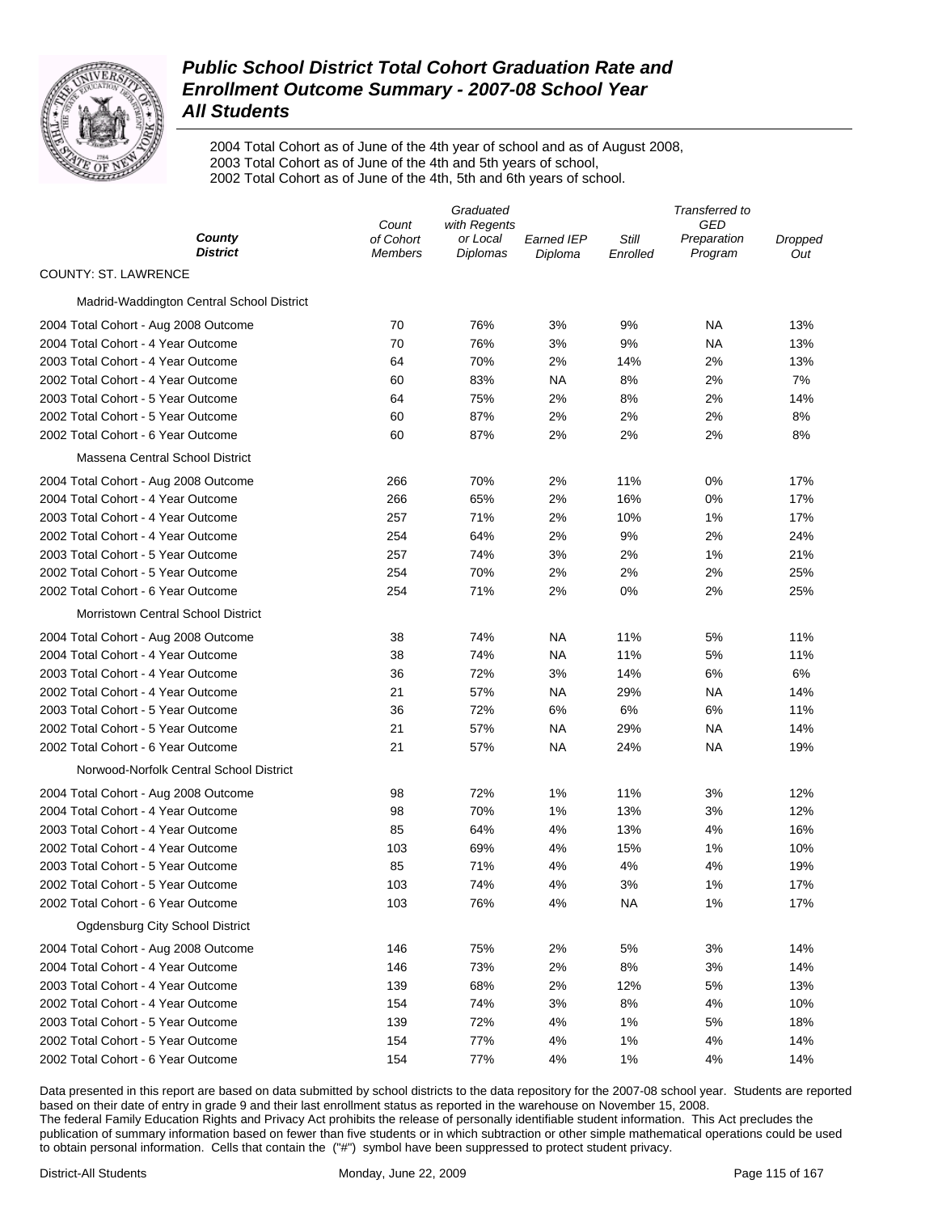# *Public School District Total Cohort Graduation Rate and Enrollment Outcome Summary - 2007-08 School Year All Students*

2004 Total Cohort as of June of the 4th year of school and as of August 2008,
2003 Total Cohort as of June of the 4th and 5th years of school,
2002 Total Cohort as of June of the 4th, 5th and 6th years of school.

| County / District | Count of Cohort Members | Graduated with Regents or Local Diplomas | Earned IEP Diploma | Still Enrolled | Transferred to GED Preparation Program | Dropped Out |
|---|---|---|---|---|---|---|
| COUNTY: ST. LAWRENCE | | | | | | |
| Madrid-Waddington Central School District | | | | | | |
| 2004 Total Cohort - Aug 2008 Outcome | 70 | 76% | 3% | 9% | NA | 13% |
| 2004 Total Cohort - 4 Year Outcome | 70 | 76% | 3% | 9% | NA | 13% |
| 2003 Total Cohort - 4 Year Outcome | 64 | 70% | 2% | 14% | 2% | 13% |
| 2002 Total Cohort - 4 Year Outcome | 60 | 83% | NA | 8% | 2% | 7% |
| 2003 Total Cohort - 5 Year Outcome | 64 | 75% | 2% | 8% | 2% | 14% |
| 2002 Total Cohort - 5 Year Outcome | 60 | 87% | 2% | 2% | 2% | 8% |
| 2002 Total Cohort - 6 Year Outcome | 60 | 87% | 2% | 2% | 2% | 8% |
| Massena Central School District | | | | | | |
| 2004 Total Cohort - Aug 2008 Outcome | 266 | 70% | 2% | 11% | 0% | 17% |
| 2004 Total Cohort - 4 Year Outcome | 266 | 65% | 2% | 16% | 0% | 17% |
| 2003 Total Cohort - 4 Year Outcome | 257 | 71% | 2% | 10% | 1% | 17% |
| 2002 Total Cohort - 4 Year Outcome | 254 | 64% | 2% | 9% | 2% | 24% |
| 2003 Total Cohort - 5 Year Outcome | 257 | 74% | 3% | 2% | 1% | 21% |
| 2002 Total Cohort - 5 Year Outcome | 254 | 70% | 2% | 2% | 2% | 25% |
| 2002 Total Cohort - 6 Year Outcome | 254 | 71% | 2% | 0% | 2% | 25% |
| Morristown Central School District | | | | | | |
| 2004 Total Cohort - Aug 2008 Outcome | 38 | 74% | NA | 11% | 5% | 11% |
| 2004 Total Cohort - 4 Year Outcome | 38 | 74% | NA | 11% | 5% | 11% |
| 2003 Total Cohort - 4 Year Outcome | 36 | 72% | 3% | 14% | 6% | 6% |
| 2002 Total Cohort - 4 Year Outcome | 21 | 57% | NA | 29% | NA | 14% |
| 2003 Total Cohort - 5 Year Outcome | 36 | 72% | 6% | 6% | 6% | 11% |
| 2002 Total Cohort - 5 Year Outcome | 21 | 57% | NA | 29% | NA | 14% |
| 2002 Total Cohort - 6 Year Outcome | 21 | 57% | NA | 24% | NA | 19% |
| Norwood-Norfolk Central School District | | | | | | |
| 2004 Total Cohort - Aug 2008 Outcome | 98 | 72% | 1% | 11% | 3% | 12% |
| 2004 Total Cohort - 4 Year Outcome | 98 | 70% | 1% | 13% | 3% | 12% |
| 2003 Total Cohort - 4 Year Outcome | 85 | 64% | 4% | 13% | 4% | 16% |
| 2002 Total Cohort - 4 Year Outcome | 103 | 69% | 4% | 15% | 1% | 10% |
| 2003 Total Cohort - 5 Year Outcome | 85 | 71% | 4% | 4% | 4% | 19% |
| 2002 Total Cohort - 5 Year Outcome | 103 | 74% | 4% | 3% | 1% | 17% |
| 2002 Total Cohort - 6 Year Outcome | 103 | 76% | 4% | NA | 1% | 17% |
| Ogdensburg City School District | | | | | | |
| 2004 Total Cohort - Aug 2008 Outcome | 146 | 75% | 2% | 5% | 3% | 14% |
| 2004 Total Cohort - 4 Year Outcome | 146 | 73% | 2% | 8% | 3% | 14% |
| 2003 Total Cohort - 4 Year Outcome | 139 | 68% | 2% | 12% | 5% | 13% |
| 2002 Total Cohort - 4 Year Outcome | 154 | 74% | 3% | 8% | 4% | 10% |
| 2003 Total Cohort - 5 Year Outcome | 139 | 72% | 4% | 1% | 5% | 18% |
| 2002 Total Cohort - 5 Year Outcome | 154 | 77% | 4% | 1% | 4% | 14% |
| 2002 Total Cohort - 6 Year Outcome | 154 | 77% | 4% | 1% | 4% | 14% |

Data presented in this report are based on data submitted by school districts to the data repository for the 2007-08 school year. Students are reported based on their date of entry in grade 9 and their last enrollment status as reported in the warehouse on November 15, 2008.
The federal Family Education Rights and Privacy Act prohibits the release of personally identifiable student information. This Act precludes the publication of summary information based on fewer than five students or in which subtraction or other simple mathematical operations could be used to obtain personal information. Cells that contain the ("#") symbol have been suppressed to protect student privacy.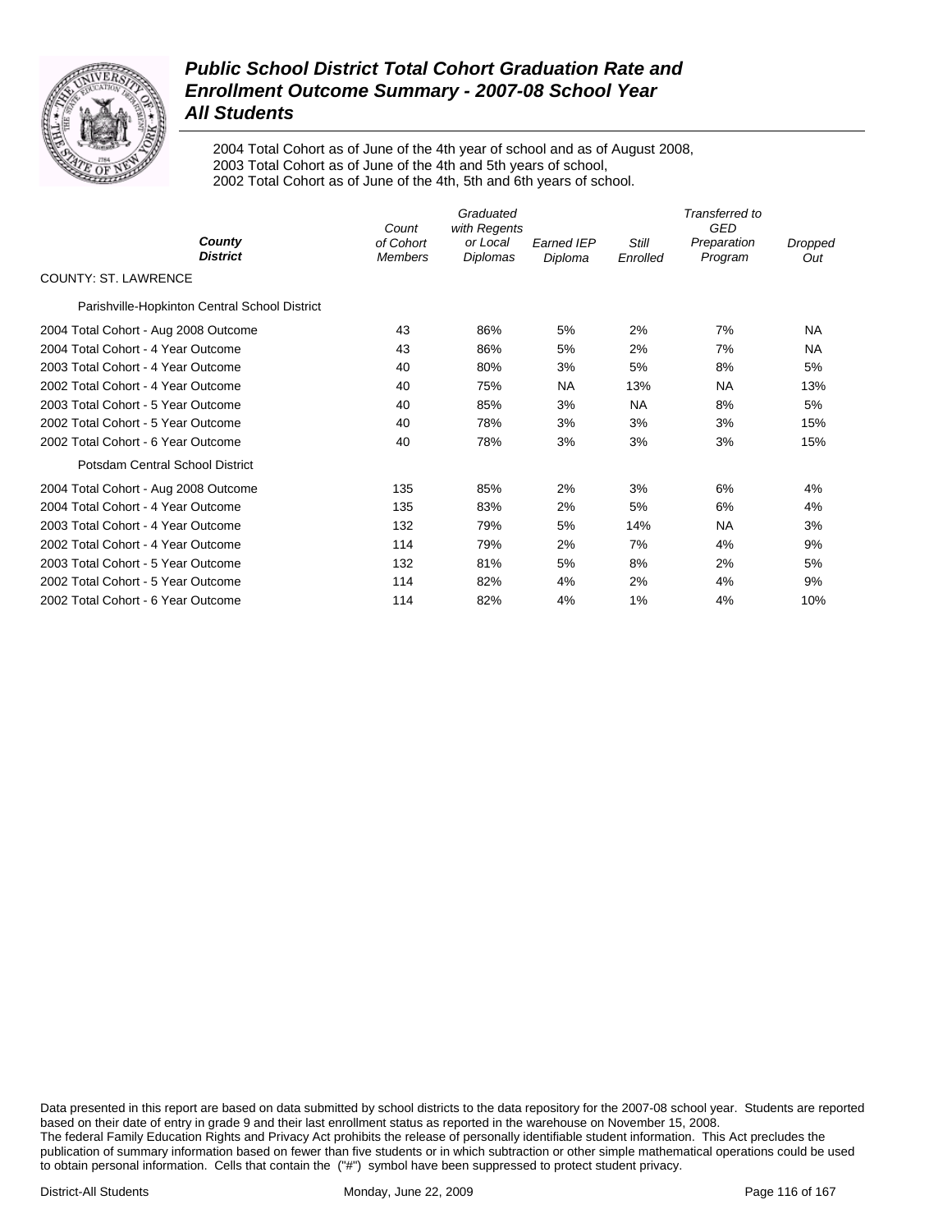# Public School District Total Cohort Graduation Rate and Enrollment Outcome Summary - 2007-08 School Year

## All Students

2004 Total Cohort as of June of the 4th year of school and as of August 2008,
2003 Total Cohort as of June of the 4th and 5th years of school,
2002 Total Cohort as of June of the 4th, 5th and 6th years of school.

| *County* *District* | *Count of Cohort Members* | *Graduated with Regents or Local Diplomas* | *Earned IEP Diploma* | *Still Enrolled* | *Transferred to GED Preparation Program* | *Dropped Out* |
|---|---|---|---|---|---|---|
| COUNTY: ST. LAWRENCE | | | | | | |
| Parishville-Hopkinton Central School District | | | | | | |
| 2004 Total Cohort - Aug 2008 Outcome | 43 | 86% | 5% | 2% | 7% | NA |
| 2004 Total Cohort - 4 Year Outcome | 43 | 86% | 5% | 2% | 7% | NA |
| 2003 Total Cohort - 4 Year Outcome | 40 | 80% | 3% | 5% | 8% | 5% |
| 2002 Total Cohort - 4 Year Outcome | 40 | 75% | NA | 13% | NA | 13% |
| 2003 Total Cohort - 5 Year Outcome | 40 | 85% | 3% | NA | 8% | 5% |
| 2002 Total Cohort - 5 Year Outcome | 40 | 78% | 3% | 3% | 3% | 15% |
| 2002 Total Cohort - 6 Year Outcome | 40 | 78% | 3% | 3% | 3% | 15% |
| Potsdam Central School District | | | | | | |
| 2004 Total Cohort - Aug 2008 Outcome | 135 | 85% | 2% | 3% | 6% | 4% |
| 2004 Total Cohort - 4 Year Outcome | 135 | 83% | 2% | 5% | 6% | 4% |
| 2003 Total Cohort - 4 Year Outcome | 132 | 79% | 5% | 14% | NA | 3% |
| 2002 Total Cohort - 4 Year Outcome | 114 | 79% | 2% | 7% | 4% | 9% |
| 2003 Total Cohort - 5 Year Outcome | 132 | 81% | 5% | 8% | 2% | 5% |
| 2002 Total Cohort - 5 Year Outcome | 114 | 82% | 4% | 2% | 4% | 9% |
| 2002 Total Cohort - 6 Year Outcome | 114 | 82% | 4% | 1% | 4% | 10% |

Data presented in this report are based on data submitted by school districts to the data repository for the 2007-08 school year. Students are reported based on their date of entry in grade 9 and their last enrollment status as reported in the warehouse on November 15, 2008.
The federal Family Education Rights and Privacy Act prohibits the release of personally identifiable student information. This Act precludes the publication of summary information based on fewer than five students or in which subtraction or other simple mathematical operations could be used to obtain personal information. Cells that contain the ("#") symbol have been suppressed to protect student privacy.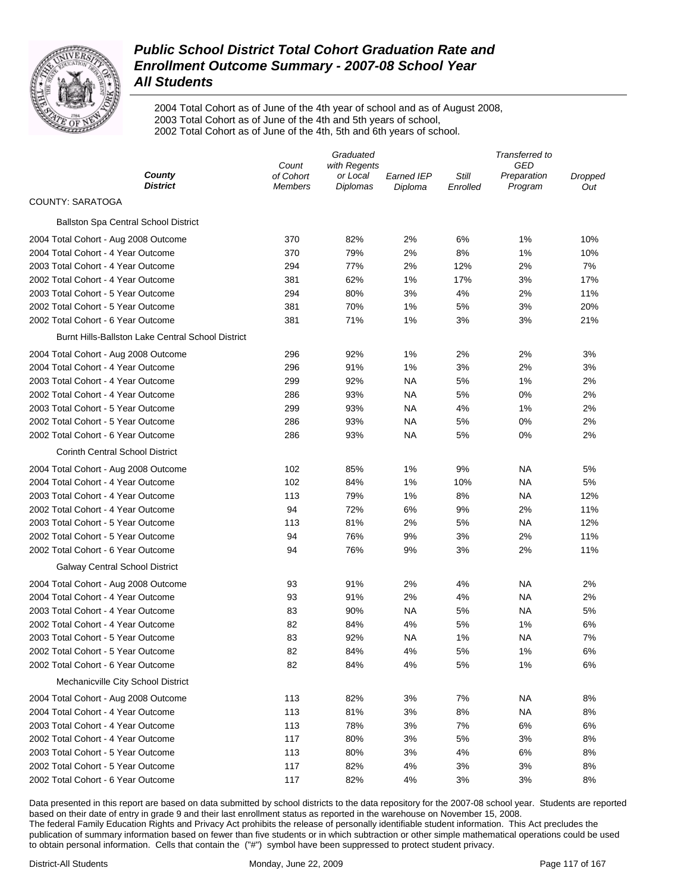# Public School District Total Cohort Graduation Rate and Enrollment Outcome Summary - 2007-08 School Year

## All Students

2004 Total Cohort as of June of the 4th year of school and as of August 2008,
2003 Total Cohort as of June of the 4th and 5th years of school,
2002 Total Cohort as of June of the 4th, 5th and 6th years of school.

| *County District* | *Count of Cohort Members* | *Graduated with Regents or Local Diplomas* | *Earned IEP Diploma* | *Still Enrolled* | *Transferred to GED Preparation Program* | *Dropped Out* |
|---|---|---|---|---|---|---|
| COUNTY: SARATOGA | | | | | | |
| Ballston Spa Central School District | | | | | | |
| 2004 Total Cohort - Aug 2008 Outcome | 370 | 82% | 2% | 6% | 1% | 10% |
| 2004 Total Cohort - 4 Year Outcome | 370 | 79% | 2% | 8% | 1% | 10% |
| 2003 Total Cohort - 4 Year Outcome | 294 | 77% | 2% | 12% | 2% | 7% |
| 2002 Total Cohort - 4 Year Outcome | 381 | 62% | 1% | 17% | 3% | 17% |
| 2003 Total Cohort - 5 Year Outcome | 294 | 80% | 3% | 4% | 2% | 11% |
| 2002 Total Cohort - 5 Year Outcome | 381 | 70% | 1% | 5% | 3% | 20% |
| 2002 Total Cohort - 6 Year Outcome | 381 | 71% | 1% | 3% | 3% | 21% |
| Burnt Hills-Ballston Lake Central School District | | | | | | |
| 2004 Total Cohort - Aug 2008 Outcome | 296 | 92% | 1% | 2% | 2% | 3% |
| 2004 Total Cohort - 4 Year Outcome | 296 | 91% | 1% | 3% | 2% | 3% |
| 2003 Total Cohort - 4 Year Outcome | 299 | 92% | NA | 5% | 1% | 2% |
| 2002 Total Cohort - 4 Year Outcome | 286 | 93% | NA | 5% | 0% | 2% |
| 2003 Total Cohort - 5 Year Outcome | 299 | 93% | NA | 4% | 1% | 2% |
| 2002 Total Cohort - 5 Year Outcome | 286 | 93% | NA | 5% | 0% | 2% |
| 2002 Total Cohort - 6 Year Outcome | 286 | 93% | NA | 5% | 0% | 2% |
| Corinth Central School District | | | | | | |
| 2004 Total Cohort - Aug 2008 Outcome | 102 | 85% | 1% | 9% | NA | 5% |
| 2004 Total Cohort - 4 Year Outcome | 102 | 84% | 1% | 10% | NA | 5% |
| 2003 Total Cohort - 4 Year Outcome | 113 | 79% | 1% | 8% | NA | 12% |
| 2002 Total Cohort - 4 Year Outcome | 94 | 72% | 6% | 9% | 2% | 11% |
| 2003 Total Cohort - 5 Year Outcome | 113 | 81% | 2% | 5% | NA | 12% |
| 2002 Total Cohort - 5 Year Outcome | 94 | 76% | 9% | 3% | 2% | 11% |
| 2002 Total Cohort - 6 Year Outcome | 94 | 76% | 9% | 3% | 2% | 11% |
| Galway Central School District | | | | | | |
| 2004 Total Cohort - Aug 2008 Outcome | 93 | 91% | 2% | 4% | NA | 2% |
| 2004 Total Cohort - 4 Year Outcome | 93 | 91% | 2% | 4% | NA | 2% |
| 2003 Total Cohort - 4 Year Outcome | 83 | 90% | NA | 5% | NA | 5% |
| 2002 Total Cohort - 4 Year Outcome | 82 | 84% | 4% | 5% | 1% | 6% |
| 2003 Total Cohort - 5 Year Outcome | 83 | 92% | NA | 1% | NA | 7% |
| 2002 Total Cohort - 5 Year Outcome | 82 | 84% | 4% | 5% | 1% | 6% |
| 2002 Total Cohort - 6 Year Outcome | 82 | 84% | 4% | 5% | 1% | 6% |
| Mechanicville City School District | | | | | | |
| 2004 Total Cohort - Aug 2008 Outcome | 113 | 82% | 3% | 7% | NA | 8% |
| 2004 Total Cohort - 4 Year Outcome | 113 | 81% | 3% | 8% | NA | 8% |
| 2003 Total Cohort - 4 Year Outcome | 113 | 78% | 3% | 7% | 6% | 6% |
| 2002 Total Cohort - 4 Year Outcome | 117 | 80% | 3% | 5% | 3% | 8% |
| 2003 Total Cohort - 5 Year Outcome | 113 | 80% | 3% | 4% | 6% | 8% |
| 2002 Total Cohort - 5 Year Outcome | 117 | 82% | 4% | 3% | 3% | 8% |
| 2002 Total Cohort - 6 Year Outcome | 117 | 82% | 4% | 3% | 3% | 8% |

Data presented in this report are based on data submitted by school districts to the data repository for the 2007-08 school year. Students are reported based on their date of entry in grade 9 and their last enrollment status as reported in the warehouse on November 15, 2008.
The federal Family Education Rights and Privacy Act prohibits the release of personally identifiable student information. This Act precludes the publication of summary information based on fewer than five students or in which subtraction or other simple mathematical operations could be used to obtain personal information. Cells that contain the ("#") symbol have been suppressed to protect student privacy.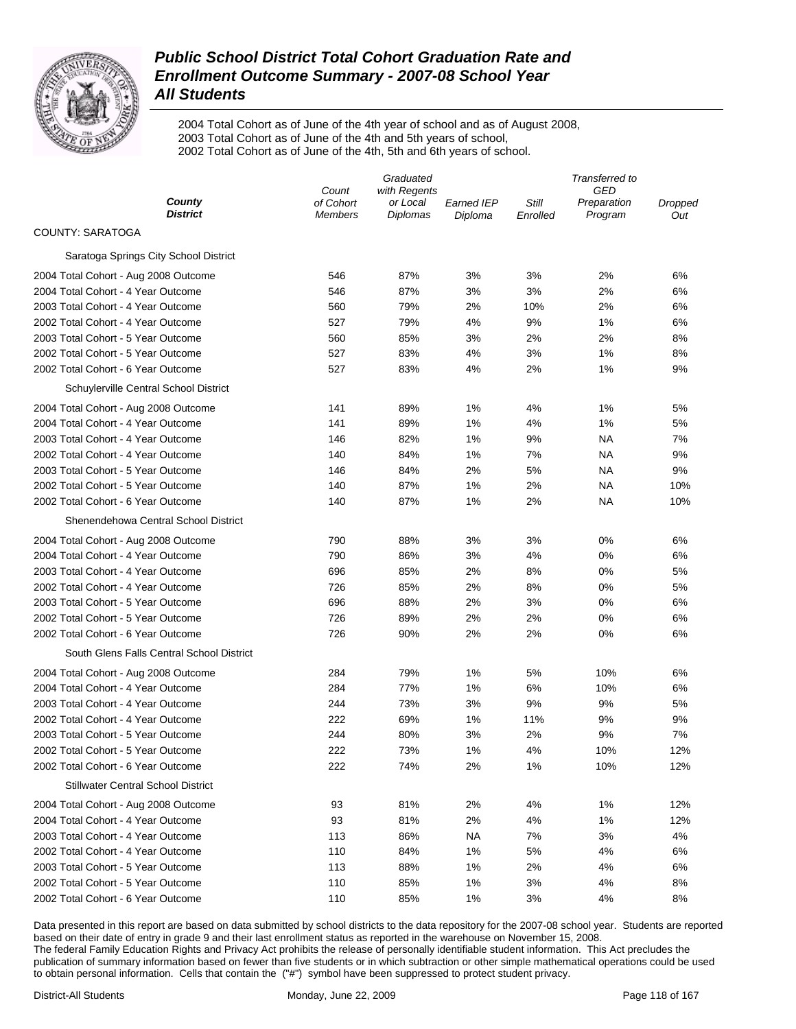# Public School District Total Cohort Graduation Rate and Enrollment Outcome Summary - 2007-08 School Year
## All Students

2004 Total Cohort as of June of the 4th year of school and as of August 2008,
2003 Total Cohort as of June of the 4th and 5th years of school,
2002 Total Cohort as of June of the 4th, 5th and 6th years of school.

| County / District | Count of Cohort Members | Graduated with Regents or Local Diplomas | Earned IEP Diploma | Still Enrolled | Transferred to GED Preparation Program | Dropped Out |
|---|---|---|---|---|---|---|
| **COUNTY: SARATOGA** | | | | | | |
| Saratoga Springs City School District | | | | | | |
| 2004 Total Cohort - Aug 2008 Outcome | 546 | 87% | 3% | 3% | 2% | 6% |
| 2004 Total Cohort - 4 Year Outcome | 546 | 87% | 3% | 3% | 2% | 6% |
| 2003 Total Cohort - 4 Year Outcome | 560 | 79% | 2% | 10% | 2% | 6% |
| 2002 Total Cohort - 4 Year Outcome | 527 | 79% | 4% | 9% | 1% | 6% |
| 2003 Total Cohort - 5 Year Outcome | 560 | 85% | 3% | 2% | 2% | 8% |
| 2002 Total Cohort - 5 Year Outcome | 527 | 83% | 4% | 3% | 1% | 8% |
| 2002 Total Cohort - 6 Year Outcome | 527 | 83% | 4% | 2% | 1% | 9% |
| Schuylerville Central School District | | | | | | |
| 2004 Total Cohort - Aug 2008 Outcome | 141 | 89% | 1% | 4% | 1% | 5% |
| 2004 Total Cohort - 4 Year Outcome | 141 | 89% | 1% | 4% | 1% | 5% |
| 2003 Total Cohort - 4 Year Outcome | 146 | 82% | 1% | 9% | NA | 7% |
| 2002 Total Cohort - 4 Year Outcome | 140 | 84% | 1% | 7% | NA | 9% |
| 2003 Total Cohort - 5 Year Outcome | 146 | 84% | 2% | 5% | NA | 9% |
| 2002 Total Cohort - 5 Year Outcome | 140 | 87% | 1% | 2% | NA | 10% |
| 2002 Total Cohort - 6 Year Outcome | 140 | 87% | 1% | 2% | NA | 10% |
| Shenendehowa Central School District | | | | | | |
| 2004 Total Cohort - Aug 2008 Outcome | 790 | 88% | 3% | 3% | 0% | 6% |
| 2004 Total Cohort - 4 Year Outcome | 790 | 86% | 3% | 4% | 0% | 6% |
| 2003 Total Cohort - 4 Year Outcome | 696 | 85% | 2% | 8% | 0% | 5% |
| 2002 Total Cohort - 4 Year Outcome | 726 | 85% | 2% | 8% | 0% | 5% |
| 2003 Total Cohort - 5 Year Outcome | 696 | 88% | 2% | 3% | 0% | 6% |
| 2002 Total Cohort - 5 Year Outcome | 726 | 89% | 2% | 2% | 0% | 6% |
| 2002 Total Cohort - 6 Year Outcome | 726 | 90% | 2% | 2% | 0% | 6% |
| South Glens Falls Central School District | | | | | | |
| 2004 Total Cohort - Aug 2008 Outcome | 284 | 79% | 1% | 5% | 10% | 6% |
| 2004 Total Cohort - 4 Year Outcome | 284 | 77% | 1% | 6% | 10% | 6% |
| 2003 Total Cohort - 4 Year Outcome | 244 | 73% | 3% | 9% | 9% | 5% |
| 2002 Total Cohort - 4 Year Outcome | 222 | 69% | 1% | 11% | 9% | 9% |
| 2003 Total Cohort - 5 Year Outcome | 244 | 80% | 3% | 2% | 9% | 7% |
| 2002 Total Cohort - 5 Year Outcome | 222 | 73% | 1% | 4% | 10% | 12% |
| 2002 Total Cohort - 6 Year Outcome | 222 | 74% | 2% | 1% | 10% | 12% |
| Stillwater Central School District | | | | | | |
| 2004 Total Cohort - Aug 2008 Outcome | 93 | 81% | 2% | 4% | 1% | 12% |
| 2004 Total Cohort - 4 Year Outcome | 93 | 81% | 2% | 4% | 1% | 12% |
| 2003 Total Cohort - 4 Year Outcome | 113 | 86% | NA | 7% | 3% | 4% |
| 2002 Total Cohort - 4 Year Outcome | 110 | 84% | 1% | 5% | 4% | 6% |
| 2003 Total Cohort - 5 Year Outcome | 113 | 88% | 1% | 2% | 4% | 6% |
| 2002 Total Cohort - 5 Year Outcome | 110 | 85% | 1% | 3% | 4% | 8% |
| 2002 Total Cohort - 6 Year Outcome | 110 | 85% | 1% | 3% | 4% | 8% |

Data presented in this report are based on data submitted by school districts to the data repository for the 2007-08 school year. Students are reported based on their date of entry in grade 9 and their last enrollment status as reported in the warehouse on November 15, 2008.
The federal Family Education Rights and Privacy Act prohibits the release of personally identifiable student information. This Act precludes the publication of summary information based on fewer than five students or in which subtraction or other simple mathematical operations could be used to obtain personal information. Cells that contain the ("#") symbol have been suppressed to protect student privacy.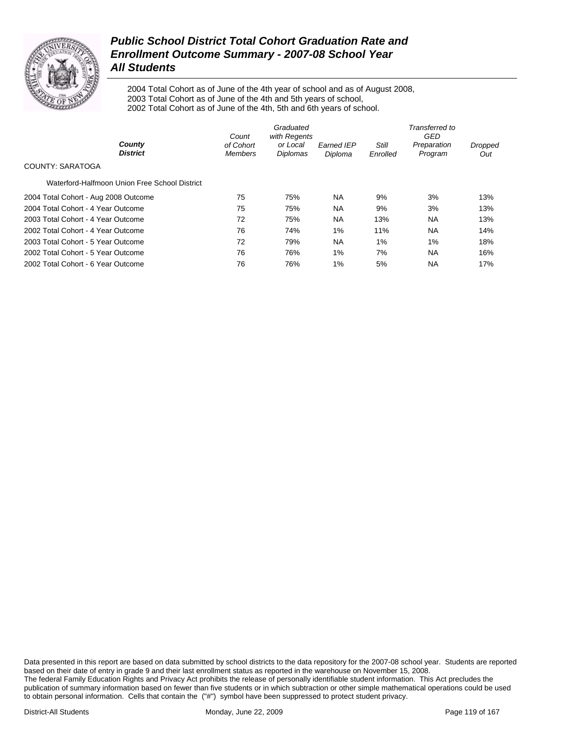# Public School District Total Cohort Graduation Rate and Enrollment Outcome Summary - 2007-08 School Year

## All Students

2004 Total Cohort as of June of the 4th year of school and as of August 2008,
2003 Total Cohort as of June of the 4th and 5th years of school,
2002 Total Cohort as of June of the 4th, 5th and 6th years of school.

| County District | Count of Cohort Members | Graduated with Regents or Local Diplomas | Earned IEP Diploma | Still Enrolled | Transferred to GED Preparation Program | Dropped Out |
|---|---|---|---|---|---|---|
| COUNTY: SARATOGA | | | | | | |
| Waterford-Halfmoon Union Free School District | | | | | | |
| 2004 Total Cohort - Aug 2008 Outcome | 75 | 75% | NA | 9% | 3% | 13% |
| 2004 Total Cohort - 4 Year Outcome | 75 | 75% | NA | 9% | 3% | 13% |
| 2003 Total Cohort - 4 Year Outcome | 72 | 75% | NA | 13% | NA | 13% |
| 2002 Total Cohort - 4 Year Outcome | 76 | 74% | 1% | 11% | NA | 14% |
| 2003 Total Cohort - 5 Year Outcome | 72 | 79% | NA | 1% | 1% | 18% |
| 2002 Total Cohort - 5 Year Outcome | 76 | 76% | 1% | 7% | NA | 16% |
| 2002 Total Cohort - 6 Year Outcome | 76 | 76% | 1% | 5% | NA | 17% |

Data presented in this report are based on data submitted by school districts to the data repository for the 2007-08 school year. Students are reported based on their date of entry in grade 9 and their last enrollment status as reported in the warehouse on November 15, 2008.
The federal Family Education Rights and Privacy Act prohibits the release of personally identifiable student information. This Act precludes the publication of summary information based on fewer than five students or in which subtraction or other simple mathematical operations could be used to obtain personal information. Cells that contain the ("#") symbol have been suppressed to protect student privacy.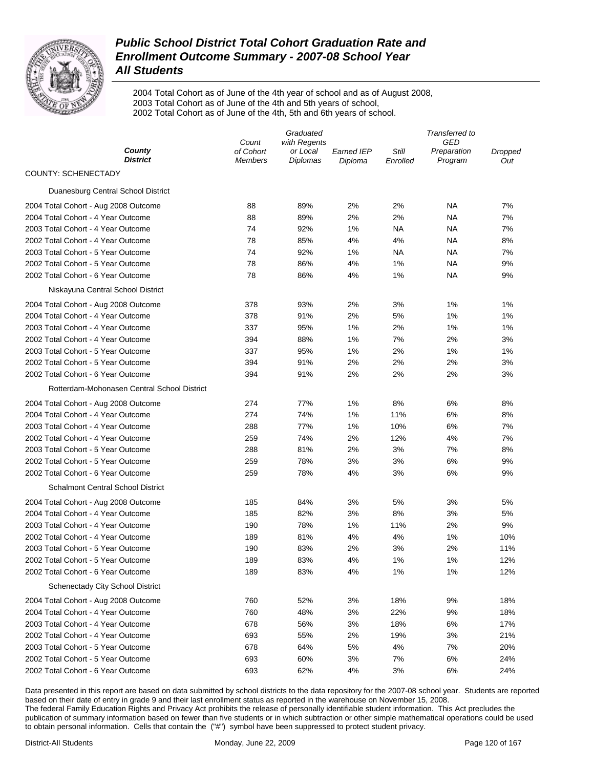# Public School District Total Cohort Graduation Rate and Enrollment Outcome Summary - 2007-08 School Year
## All Students

2004 Total Cohort as of June of the 4th year of school and as of August 2008,
2003 Total Cohort as of June of the 4th and 5th years of school,
2002 Total Cohort as of June of the 4th, 5th and 6th years of school.

| County / District | Count of Cohort Members | Graduated with Regents or Local Diplomas | Earned IEP Diploma | Still Enrolled | Transferred to GED Preparation Program | Dropped Out |
|---|---|---|---|---|---|---|
| **COUNTY: SCHENECTADY** | | | | | | |
| Duanesburg Central School District | | | | | | |
| 2004 Total Cohort - Aug 2008 Outcome | 88 | 89% | 2% | 2% | NA | 7% |
| 2004 Total Cohort - 4 Year Outcome | 88 | 89% | 2% | 2% | NA | 7% |
| 2003 Total Cohort - 4 Year Outcome | 74 | 92% | 1% | NA | NA | 7% |
| 2002 Total Cohort - 4 Year Outcome | 78 | 85% | 4% | 4% | NA | 8% |
| 2003 Total Cohort - 5 Year Outcome | 74 | 92% | 1% | NA | NA | 7% |
| 2002 Total Cohort - 5 Year Outcome | 78 | 86% | 4% | 1% | NA | 9% |
| 2002 Total Cohort - 6 Year Outcome | 78 | 86% | 4% | 1% | NA | 9% |
| Niskayuna Central School District | | | | | | |
| 2004 Total Cohort - Aug 2008 Outcome | 378 | 93% | 2% | 3% | 1% | 1% |
| 2004 Total Cohort - 4 Year Outcome | 378 | 91% | 2% | 5% | 1% | 1% |
| 2003 Total Cohort - 4 Year Outcome | 337 | 95% | 1% | 2% | 1% | 1% |
| 2002 Total Cohort - 4 Year Outcome | 394 | 88% | 1% | 7% | 2% | 3% |
| 2003 Total Cohort - 5 Year Outcome | 337 | 95% | 1% | 2% | 1% | 1% |
| 2002 Total Cohort - 5 Year Outcome | 394 | 91% | 2% | 2% | 2% | 3% |
| 2002 Total Cohort - 6 Year Outcome | 394 | 91% | 2% | 2% | 2% | 3% |
| Rotterdam-Mohonasen Central School District | | | | | | |
| 2004 Total Cohort - Aug 2008 Outcome | 274 | 77% | 1% | 8% | 6% | 8% |
| 2004 Total Cohort - 4 Year Outcome | 274 | 74% | 1% | 11% | 6% | 8% |
| 2003 Total Cohort - 4 Year Outcome | 288 | 77% | 1% | 10% | 6% | 7% |
| 2002 Total Cohort - 4 Year Outcome | 259 | 74% | 2% | 12% | 4% | 7% |
| 2003 Total Cohort - 5 Year Outcome | 288 | 81% | 2% | 3% | 7% | 8% |
| 2002 Total Cohort - 5 Year Outcome | 259 | 78% | 3% | 3% | 6% | 9% |
| 2002 Total Cohort - 6 Year Outcome | 259 | 78% | 4% | 3% | 6% | 9% |
| Schalmont Central School District | | | | | | |
| 2004 Total Cohort - Aug 2008 Outcome | 185 | 84% | 3% | 5% | 3% | 5% |
| 2004 Total Cohort - 4 Year Outcome | 185 | 82% | 3% | 8% | 3% | 5% |
| 2003 Total Cohort - 4 Year Outcome | 190 | 78% | 1% | 11% | 2% | 9% |
| 2002 Total Cohort - 4 Year Outcome | 189 | 81% | 4% | 4% | 1% | 10% |
| 2003 Total Cohort - 5 Year Outcome | 190 | 83% | 2% | 3% | 2% | 11% |
| 2002 Total Cohort - 5 Year Outcome | 189 | 83% | 4% | 1% | 1% | 12% |
| 2002 Total Cohort - 6 Year Outcome | 189 | 83% | 4% | 1% | 1% | 12% |
| Schenectady City School District | | | | | | |
| 2004 Total Cohort - Aug 2008 Outcome | 760 | 52% | 3% | 18% | 9% | 18% |
| 2004 Total Cohort - 4 Year Outcome | 760 | 48% | 3% | 22% | 9% | 18% |
| 2003 Total Cohort - 4 Year Outcome | 678 | 56% | 3% | 18% | 6% | 17% |
| 2002 Total Cohort - 4 Year Outcome | 693 | 55% | 2% | 19% | 3% | 21% |
| 2003 Total Cohort - 5 Year Outcome | 678 | 64% | 5% | 4% | 7% | 20% |
| 2002 Total Cohort - 5 Year Outcome | 693 | 60% | 3% | 7% | 6% | 24% |
| 2002 Total Cohort - 6 Year Outcome | 693 | 62% | 4% | 3% | 6% | 24% |

Data presented in this report are based on data submitted by school districts to the data repository for the 2007-08 school year. Students are reported based on their date of entry in grade 9 and their last enrollment status as reported in the warehouse on November 15, 2008.
The federal Family Education Rights and Privacy Act prohibits the release of personally identifiable student information. This Act precludes the publication of summary information based on fewer than five students or in which subtraction or other simple mathematical operations could be used to obtain personal information. Cells that contain the ("#") symbol have been suppressed to protect student privacy.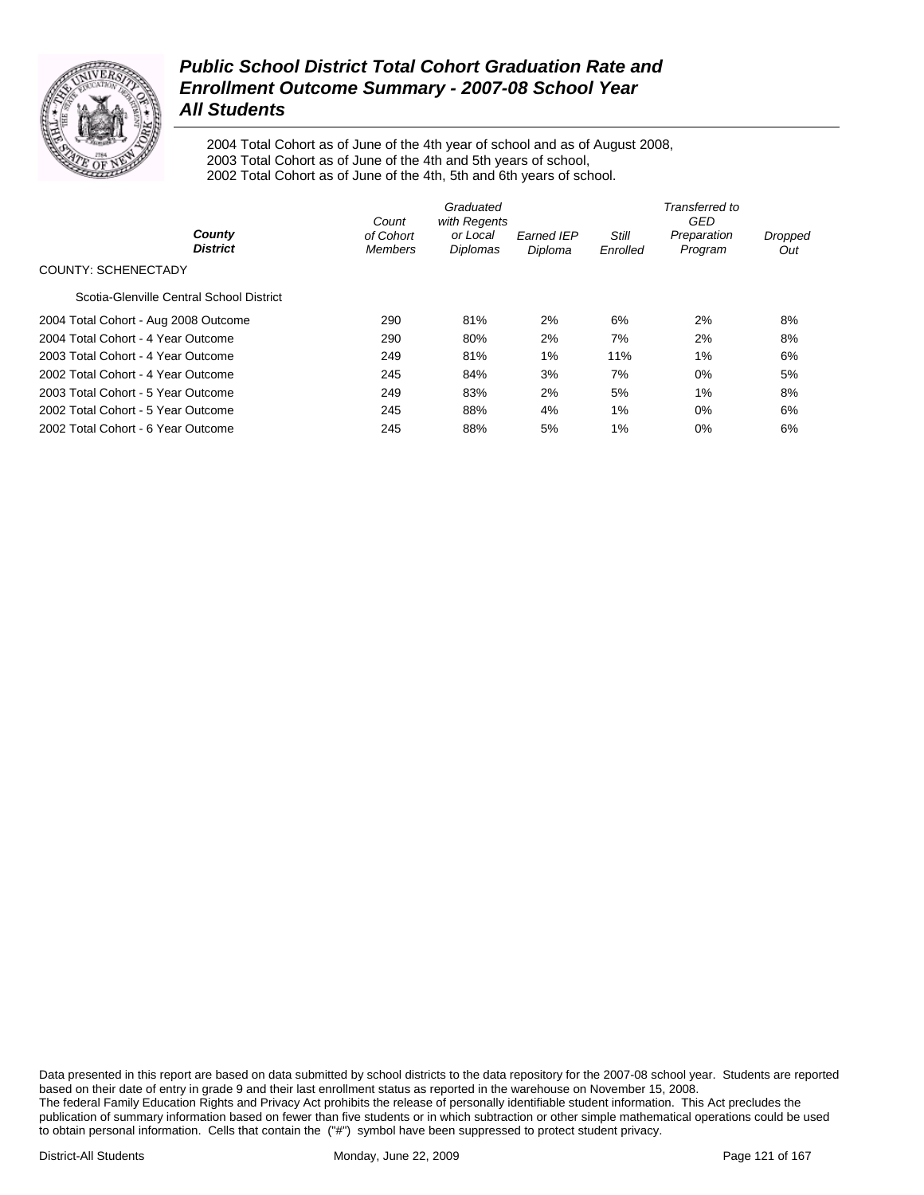# *Public School District Total Cohort Graduation Rate and Enrollment Outcome Summary - 2007-08 School Year All Students*

2004 Total Cohort as of June of the 4th year of school and as of August 2008,
2003 Total Cohort as of June of the 4th and 5th years of school,
2002 Total Cohort as of June of the 4th, 5th and 6th years of school.

| ***County District*** | *Count of Cohort Members* | *Graduated with Regents or Local Diplomas* | *Earned IEP Diploma* | *Still Enrolled* | *Transferred to GED Preparation Program* | *Dropped Out* |
|---|---|---|---|---|---|---|
| COUNTY: SCHENECTADY | | | | | | |
| Scotia-Glenville Central School District | | | | | | |
| 2004 Total Cohort - Aug 2008 Outcome | 290 | 81% | 2% | 6% | 2% | 8% |
| 2004 Total Cohort - 4 Year Outcome | 290 | 80% | 2% | 7% | 2% | 8% |
| 2003 Total Cohort - 4 Year Outcome | 249 | 81% | 1% | 11% | 1% | 6% |
| 2002 Total Cohort - 4 Year Outcome | 245 | 84% | 3% | 7% | 0% | 5% |
| 2003 Total Cohort - 5 Year Outcome | 249 | 83% | 2% | 5% | 1% | 8% |
| 2002 Total Cohort - 5 Year Outcome | 245 | 88% | 4% | 1% | 0% | 6% |
| 2002 Total Cohort - 6 Year Outcome | 245 | 88% | 5% | 1% | 0% | 6% |

Data presented in this report are based on data submitted by school districts to the data repository for the 2007-08 school year. Students are reported based on their date of entry in grade 9 and their last enrollment status as reported in the warehouse on November 15, 2008.
The federal Family Education Rights and Privacy Act prohibits the release of personally identifiable student information. This Act precludes the publication of summary information based on fewer than five students or in which subtraction or other simple mathematical operations could be used to obtain personal information. Cells that contain the ("#") symbol have been suppressed to protect student privacy.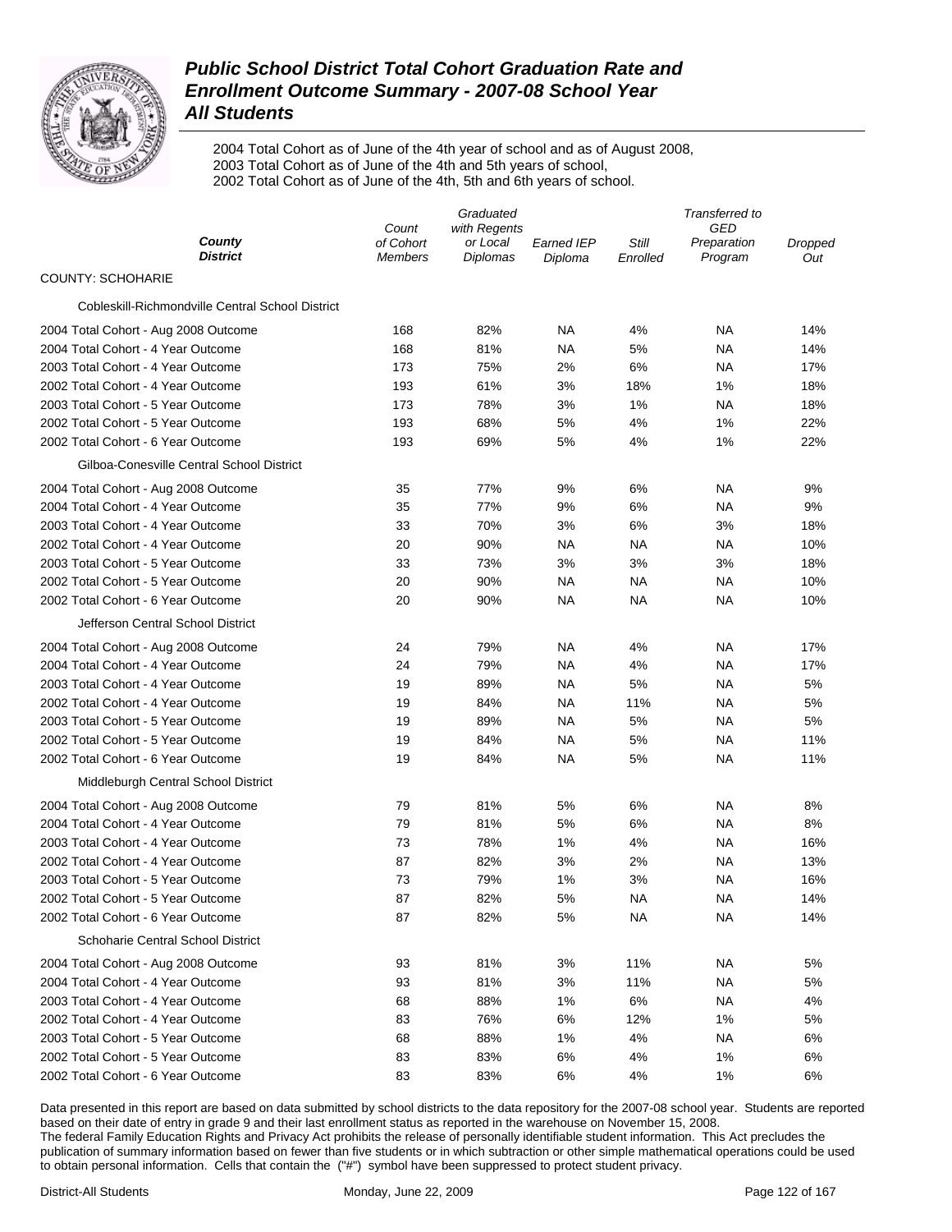# Public School District Total Cohort Graduation Rate and Enrollment Outcome Summary - 2007-08 School Year

## All Students

2004 Total Cohort as of June of the 4th year of school and as of August 2008,
2003 Total Cohort as of June of the 4th and 5th years of school,
2002 Total Cohort as of June of the 4th, 5th and 6th years of school.

| County / District | Count of Cohort Members | Graduated with Regents or Local Diplomas | Earned IEP Diploma | Still Enrolled | Transferred to GED Preparation Program | Dropped Out |
|---|---|---|---|---|---|---|
| **COUNTY: SCHOHARIE** | | | | | | |
| Cobleskill-Richmondville Central School District | | | | | | |
| 2004 Total Cohort - Aug 2008 Outcome | 168 | 82% | NA | 4% | NA | 14% |
| 2004 Total Cohort - 4 Year Outcome | 168 | 81% | NA | 5% | NA | 14% |
| 2003 Total Cohort - 4 Year Outcome | 173 | 75% | 2% | 6% | NA | 17% |
| 2002 Total Cohort - 4 Year Outcome | 193 | 61% | 3% | 18% | 1% | 18% |
| 2003 Total Cohort - 5 Year Outcome | 173 | 78% | 3% | 1% | NA | 18% |
| 2002 Total Cohort - 5 Year Outcome | 193 | 68% | 5% | 4% | 1% | 22% |
| 2002 Total Cohort - 6 Year Outcome | 193 | 69% | 5% | 4% | 1% | 22% |
| Gilboa-Conesville Central School District | | | | | | |
| 2004 Total Cohort - Aug 2008 Outcome | 35 | 77% | 9% | 6% | NA | 9% |
| 2004 Total Cohort - 4 Year Outcome | 35 | 77% | 9% | 6% | NA | 9% |
| 2003 Total Cohort - 4 Year Outcome | 33 | 70% | 3% | 6% | 3% | 18% |
| 2002 Total Cohort - 4 Year Outcome | 20 | 90% | NA | NA | NA | 10% |
| 2003 Total Cohort - 5 Year Outcome | 33 | 73% | 3% | 3% | 3% | 18% |
| 2002 Total Cohort - 5 Year Outcome | 20 | 90% | NA | NA | NA | 10% |
| 2002 Total Cohort - 6 Year Outcome | 20 | 90% | NA | NA | NA | 10% |
| Jefferson Central School District | | | | | | |
| 2004 Total Cohort - Aug 2008 Outcome | 24 | 79% | NA | 4% | NA | 17% |
| 2004 Total Cohort - 4 Year Outcome | 24 | 79% | NA | 4% | NA | 17% |
| 2003 Total Cohort - 4 Year Outcome | 19 | 89% | NA | 5% | NA | 5% |
| 2002 Total Cohort - 4 Year Outcome | 19 | 84% | NA | 11% | NA | 5% |
| 2003 Total Cohort - 5 Year Outcome | 19 | 89% | NA | 5% | NA | 5% |
| 2002 Total Cohort - 5 Year Outcome | 19 | 84% | NA | 5% | NA | 11% |
| 2002 Total Cohort - 6 Year Outcome | 19 | 84% | NA | 5% | NA | 11% |
| Middleburgh Central School District | | | | | | |
| 2004 Total Cohort - Aug 2008 Outcome | 79 | 81% | 5% | 6% | NA | 8% |
| 2004 Total Cohort - 4 Year Outcome | 79 | 81% | 5% | 6% | NA | 8% |
| 2003 Total Cohort - 4 Year Outcome | 73 | 78% | 1% | 4% | NA | 16% |
| 2002 Total Cohort - 4 Year Outcome | 87 | 82% | 3% | 2% | NA | 13% |
| 2003 Total Cohort - 5 Year Outcome | 73 | 79% | 1% | 3% | NA | 16% |
| 2002 Total Cohort - 5 Year Outcome | 87 | 82% | 5% | NA | NA | 14% |
| 2002 Total Cohort - 6 Year Outcome | 87 | 82% | 5% | NA | NA | 14% |
| Schoharie Central School District | | | | | | |
| 2004 Total Cohort - Aug 2008 Outcome | 93 | 81% | 3% | 11% | NA | 5% |
| 2004 Total Cohort - 4 Year Outcome | 93 | 81% | 3% | 11% | NA | 5% |
| 2003 Total Cohort - 4 Year Outcome | 68 | 88% | 1% | 6% | NA | 4% |
| 2002 Total Cohort - 4 Year Outcome | 83 | 76% | 6% | 12% | 1% | 5% |
| 2003 Total Cohort - 5 Year Outcome | 68 | 88% | 1% | 4% | NA | 6% |
| 2002 Total Cohort - 5 Year Outcome | 83 | 83% | 6% | 4% | 1% | 6% |
| 2002 Total Cohort - 6 Year Outcome | 83 | 83% | 6% | 4% | 1% | 6% |

Data presented in this report are based on data submitted by school districts to the data repository for the 2007-08 school year. Students are reported based on their date of entry in grade 9 and their last enrollment status as reported in the warehouse on November 15, 2008.
The federal Family Education Rights and Privacy Act prohibits the release of personally identifiable student information. This Act precludes the publication of summary information based on fewer than five students or in which subtraction or other simple mathematical operations could be used to obtain personal information. Cells that contain the ("#") symbol have been suppressed to protect student privacy.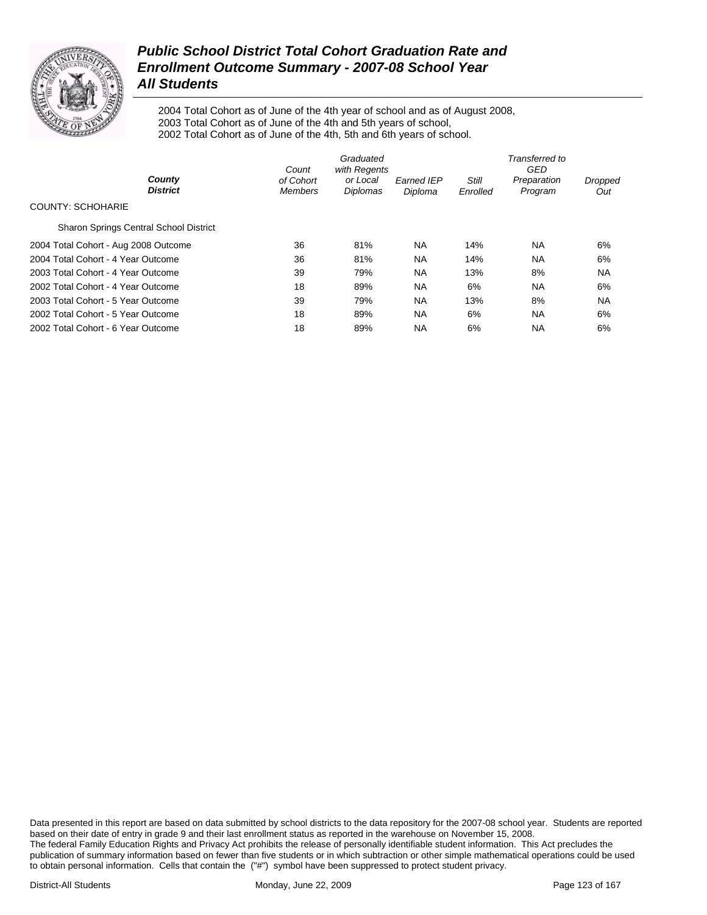# Public School District Total Cohort Graduation Rate and Enrollment Outcome Summary - 2007-08 School Year
## All Students

2004 Total Cohort as of June of the 4th year of school and as of August 2008,
2003 Total Cohort as of June of the 4th and 5th years of school,
2002 Total Cohort as of June of the 4th, 5th and 6th years of school.

| County / District | Count of Cohort Members | Graduated with Regents or Local Diplomas | Earned IEP Diploma | Still Enrolled | Transferred to GED Preparation Program | Dropped Out |
|---|---|---|---|---|---|---|
| COUNTY: SCHOHARIE | | | | | | |
| Sharon Springs Central School District | | | | | | |
| 2004 Total Cohort - Aug 2008 Outcome | 36 | 81% | NA | 14% | NA | 6% |
| 2004 Total Cohort - 4 Year Outcome | 36 | 81% | NA | 14% | NA | 6% |
| 2003 Total Cohort - 4 Year Outcome | 39 | 79% | NA | 13% | 8% | NA |
| 2002 Total Cohort - 4 Year Outcome | 18 | 89% | NA | 6% | NA | 6% |
| 2003 Total Cohort - 5 Year Outcome | 39 | 79% | NA | 13% | 8% | NA |
| 2002 Total Cohort - 5 Year Outcome | 18 | 89% | NA | 6% | NA | 6% |
| 2002 Total Cohort - 6 Year Outcome | 18 | 89% | NA | 6% | NA | 6% |

Data presented in this report are based on data submitted by school districts to the data repository for the 2007-08 school year. Students are reported based on their date of entry in grade 9 and their last enrollment status as reported in the warehouse on November 15, 2008.
The federal Family Education Rights and Privacy Act prohibits the release of personally identifiable student information. This Act precludes the publication of summary information based on fewer than five students or in which subtraction or other simple mathematical operations could be used to obtain personal information. Cells that contain the ("#") symbol have been suppressed to protect student privacy.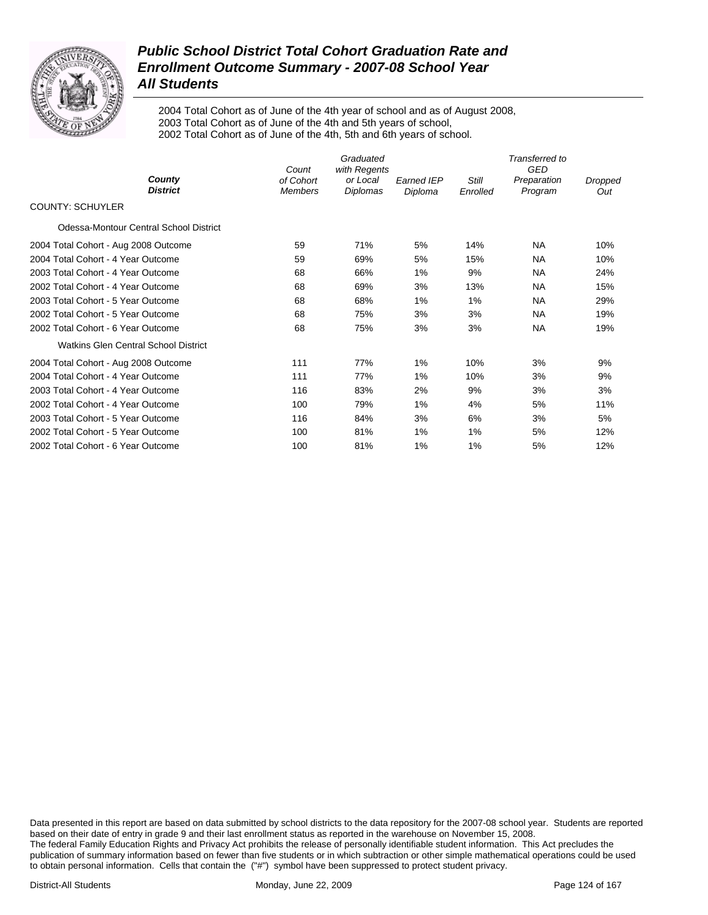# Public School District Total Cohort Graduation Rate and Enrollment Outcome Summary - 2007-08 School Year

## All Students

2004 Total Cohort as of June of the 4th year of school and as of August 2008,
2003 Total Cohort as of June of the 4th and 5th years of school,
2002 Total Cohort as of June of the 4th, 5th and 6th years of school.

| County<br>District | Count of Cohort Members | Graduated with Regents or Local Diplomas | Earned IEP Diploma | Still Enrolled | Transferred to GED Preparation Program | Dropped Out |
|---|---|---|---|---|---|---|
| COUNTY: SCHUYLER | | | | | | |
| Odessa-Montour Central School District | | | | | | |
| 2004 Total Cohort - Aug 2008 Outcome | 59 | 71% | 5% | 14% | NA | 10% |
| 2004 Total Cohort - 4 Year Outcome | 59 | 69% | 5% | 15% | NA | 10% |
| 2003 Total Cohort - 4 Year Outcome | 68 | 66% | 1% | 9% | NA | 24% |
| 2002 Total Cohort - 4 Year Outcome | 68 | 69% | 3% | 13% | NA | 15% |
| 2003 Total Cohort - 5 Year Outcome | 68 | 68% | 1% | 1% | NA | 29% |
| 2002 Total Cohort - 5 Year Outcome | 68 | 75% | 3% | 3% | NA | 19% |
| 2002 Total Cohort - 6 Year Outcome | 68 | 75% | 3% | 3% | NA | 19% |
| Watkins Glen Central School District | | | | | | |
| 2004 Total Cohort - Aug 2008 Outcome | 111 | 77% | 1% | 10% | 3% | 9% |
| 2004 Total Cohort - 4 Year Outcome | 111 | 77% | 1% | 10% | 3% | 9% |
| 2003 Total Cohort - 4 Year Outcome | 116 | 83% | 2% | 9% | 3% | 3% |
| 2002 Total Cohort - 4 Year Outcome | 100 | 79% | 1% | 4% | 5% | 11% |
| 2003 Total Cohort - 5 Year Outcome | 116 | 84% | 3% | 6% | 3% | 5% |
| 2002 Total Cohort - 5 Year Outcome | 100 | 81% | 1% | 1% | 5% | 12% |
| 2002 Total Cohort - 6 Year Outcome | 100 | 81% | 1% | 1% | 5% | 12% |

Data presented in this report are based on data submitted by school districts to the data repository for the 2007-08 school year. Students are reported based on their date of entry in grade 9 and their last enrollment status as reported in the warehouse on November 15, 2008.
The federal Family Education Rights and Privacy Act prohibits the release of personally identifiable student information. This Act precludes the publication of summary information based on fewer than five students or in which subtraction or other simple mathematical operations could be used to obtain personal information. Cells that contain the ("#") symbol have been suppressed to protect student privacy.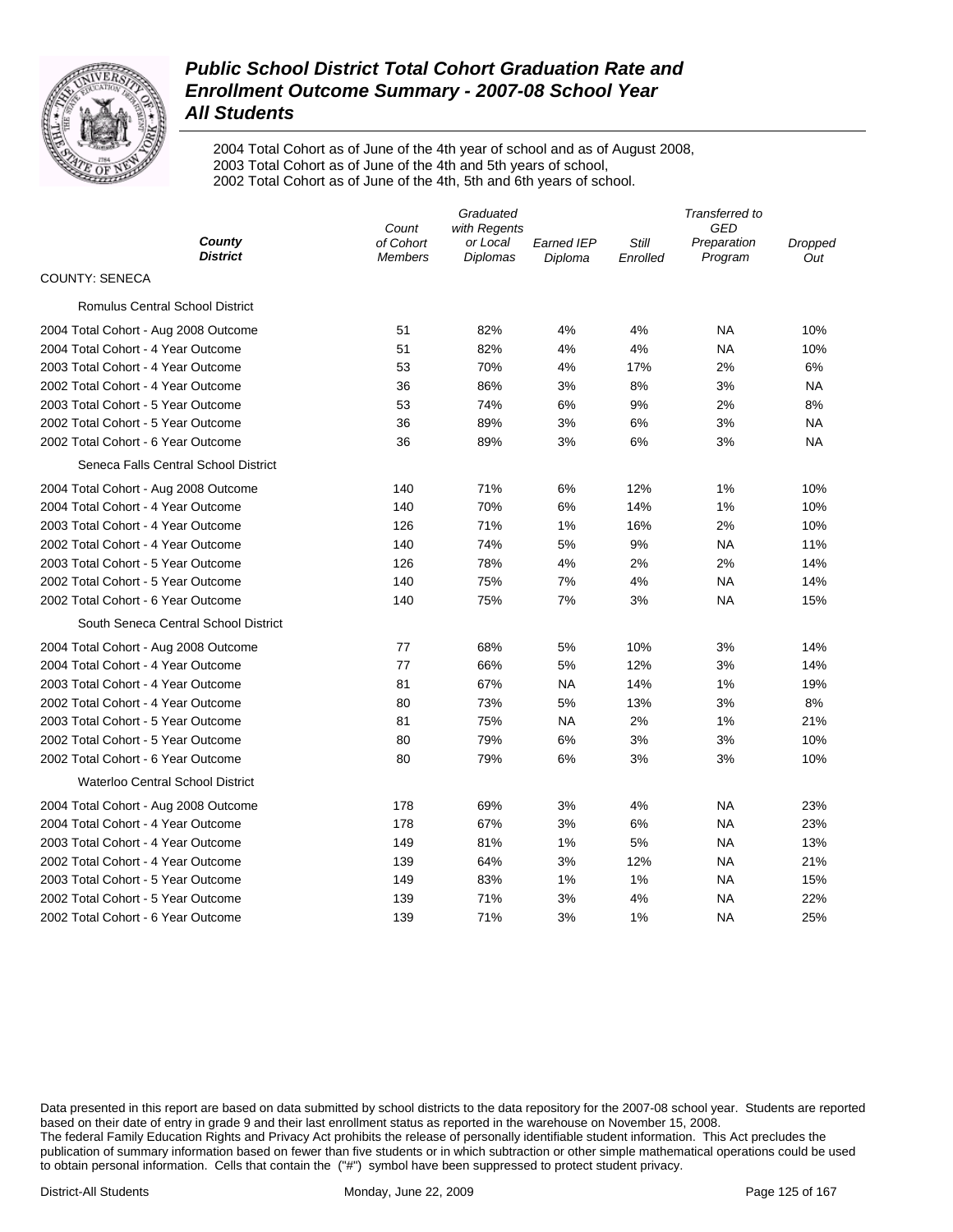# Public School District Total Cohort Graduation Rate and Enrollment Outcome Summary - 2007-08 School Year

## All Students

2004 Total Cohort as of June of the 4th year of school and as of August 2008,
2003 Total Cohort as of June of the 4th and 5th years of school,
2002 Total Cohort as of June of the 4th, 5th and 6th years of school.

| *County District* | *Count of Cohort Members* | *Graduated with Regents or Local Diplomas* | *Earned IEP Diploma* | *Still Enrolled* | *Transferred to GED Preparation Program* | *Dropped Out* |
|---|---|---|---|---|---|---|
| COUNTY: SENECA | | | | | | |
| Romulus Central School District | | | | | | |
| 2004 Total Cohort - Aug 2008 Outcome | 51 | 82% | 4% | 4% | NA | 10% |
| 2004 Total Cohort - 4 Year Outcome | 51 | 82% | 4% | 4% | NA | 10% |
| 2003 Total Cohort - 4 Year Outcome | 53 | 70% | 4% | 17% | 2% | 6% |
| 2002 Total Cohort - 4 Year Outcome | 36 | 86% | 3% | 8% | 3% | NA |
| 2003 Total Cohort - 5 Year Outcome | 53 | 74% | 6% | 9% | 2% | 8% |
| 2002 Total Cohort - 5 Year Outcome | 36 | 89% | 3% | 6% | 3% | NA |
| 2002 Total Cohort - 6 Year Outcome | 36 | 89% | 3% | 6% | 3% | NA |
| Seneca Falls Central School District | | | | | | |
| 2004 Total Cohort - Aug 2008 Outcome | 140 | 71% | 6% | 12% | 1% | 10% |
| 2004 Total Cohort - 4 Year Outcome | 140 | 70% | 6% | 14% | 1% | 10% |
| 2003 Total Cohort - 4 Year Outcome | 126 | 71% | 1% | 16% | 2% | 10% |
| 2002 Total Cohort - 4 Year Outcome | 140 | 74% | 5% | 9% | NA | 11% |
| 2003 Total Cohort - 5 Year Outcome | 126 | 78% | 4% | 2% | 2% | 14% |
| 2002 Total Cohort - 5 Year Outcome | 140 | 75% | 7% | 4% | NA | 14% |
| 2002 Total Cohort - 6 Year Outcome | 140 | 75% | 7% | 3% | NA | 15% |
| South Seneca Central School District | | | | | | |
| 2004 Total Cohort - Aug 2008 Outcome | 77 | 68% | 5% | 10% | 3% | 14% |
| 2004 Total Cohort - 4 Year Outcome | 77 | 66% | 5% | 12% | 3% | 14% |
| 2003 Total Cohort - 4 Year Outcome | 81 | 67% | NA | 14% | 1% | 19% |
| 2002 Total Cohort - 4 Year Outcome | 80 | 73% | 5% | 13% | 3% | 8% |
| 2003 Total Cohort - 5 Year Outcome | 81 | 75% | NA | 2% | 1% | 21% |
| 2002 Total Cohort - 5 Year Outcome | 80 | 79% | 6% | 3% | 3% | 10% |
| 2002 Total Cohort - 6 Year Outcome | 80 | 79% | 6% | 3% | 3% | 10% |
| Waterloo Central School District | | | | | | |
| 2004 Total Cohort - Aug 2008 Outcome | 178 | 69% | 3% | 4% | NA | 23% |
| 2004 Total Cohort - 4 Year Outcome | 178 | 67% | 3% | 6% | NA | 23% |
| 2003 Total Cohort - 4 Year Outcome | 149 | 81% | 1% | 5% | NA | 13% |
| 2002 Total Cohort - 4 Year Outcome | 139 | 64% | 3% | 12% | NA | 21% |
| 2003 Total Cohort - 5 Year Outcome | 149 | 83% | 1% | 1% | NA | 15% |
| 2002 Total Cohort - 5 Year Outcome | 139 | 71% | 3% | 4% | NA | 22% |
| 2002 Total Cohort - 6 Year Outcome | 139 | 71% | 3% | 1% | NA | 25% |

Data presented in this report are based on data submitted by school districts to the data repository for the 2007-08 school year. Students are reported based on their date of entry in grade 9 and their last enrollment status as reported in the warehouse on November 15, 2008.
The federal Family Education Rights and Privacy Act prohibits the release of personally identifiable student information. This Act precludes the publication of summary information based on fewer than five students or in which subtraction or other simple mathematical operations could be used to obtain personal information. Cells that contain the ("#") symbol have been suppressed to protect student privacy.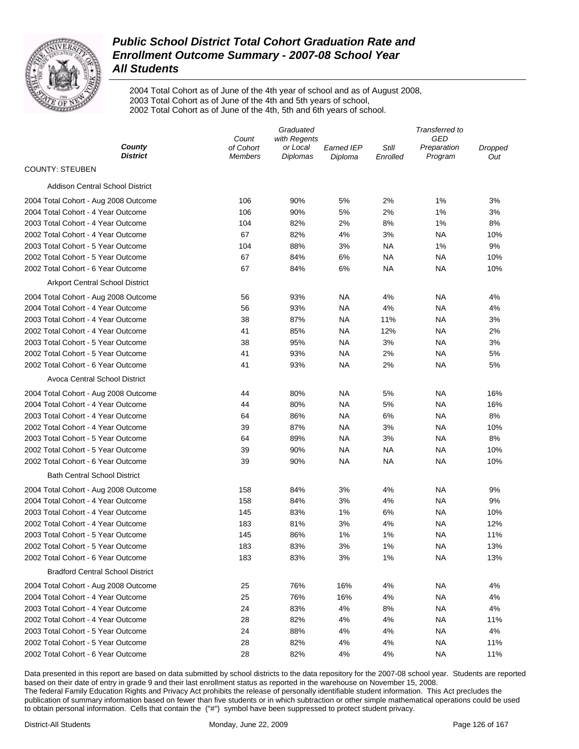# *Public School District Total Cohort Graduation Rate and Enrollment Outcome Summary - 2007-08 School Year*
## *All Students*

2004 Total Cohort as of June of the 4th year of school and as of August 2008,
2003 Total Cohort as of June of the 4th and 5th years of school,
2002 Total Cohort as of June of the 4th, 5th and 6th years of school.

| *County District* | *Count of Cohort Members* | *Graduated with Regents or Local Diplomas* | *Earned IEP Diploma* | *Still Enrolled* | *Transferred to GED Preparation Program* | *Dropped Out* |
|---|---|---|---|---|---|---|
| COUNTY: STEUBEN | | | | | | |
| Addison Central School District | | | | | | |
| 2004 Total Cohort - Aug 2008 Outcome | 106 | 90% | 5% | 2% | 1% | 3% |
| 2004 Total Cohort - 4 Year Outcome | 106 | 90% | 5% | 2% | 1% | 3% |
| 2003 Total Cohort - 4 Year Outcome | 104 | 82% | 2% | 8% | 1% | 8% |
| 2002 Total Cohort - 4 Year Outcome | 67 | 82% | 4% | 3% | NA | 10% |
| 2003 Total Cohort - 5 Year Outcome | 104 | 88% | 3% | NA | 1% | 9% |
| 2002 Total Cohort - 5 Year Outcome | 67 | 84% | 6% | NA | NA | 10% |
| 2002 Total Cohort - 6 Year Outcome | 67 | 84% | 6% | NA | NA | 10% |
| Arkport Central School District | | | | | | |
| 2004 Total Cohort - Aug 2008 Outcome | 56 | 93% | NA | 4% | NA | 4% |
| 2004 Total Cohort - 4 Year Outcome | 56 | 93% | NA | 4% | NA | 4% |
| 2003 Total Cohort - 4 Year Outcome | 38 | 87% | NA | 11% | NA | 3% |
| 2002 Total Cohort - 4 Year Outcome | 41 | 85% | NA | 12% | NA | 2% |
| 2003 Total Cohort - 5 Year Outcome | 38 | 95% | NA | 3% | NA | 3% |
| 2002 Total Cohort - 5 Year Outcome | 41 | 93% | NA | 2% | NA | 5% |
| 2002 Total Cohort - 6 Year Outcome | 41 | 93% | NA | 2% | NA | 5% |
| Avoca Central School District | | | | | | |
| 2004 Total Cohort - Aug 2008 Outcome | 44 | 80% | NA | 5% | NA | 16% |
| 2004 Total Cohort - 4 Year Outcome | 44 | 80% | NA | 5% | NA | 16% |
| 2003 Total Cohort - 4 Year Outcome | 64 | 86% | NA | 6% | NA | 8% |
| 2002 Total Cohort - 4 Year Outcome | 39 | 87% | NA | 3% | NA | 10% |
| 2003 Total Cohort - 5 Year Outcome | 64 | 89% | NA | 3% | NA | 8% |
| 2002 Total Cohort - 5 Year Outcome | 39 | 90% | NA | NA | NA | 10% |
| 2002 Total Cohort - 6 Year Outcome | 39 | 90% | NA | NA | NA | 10% |
| Bath Central School District | | | | | | |
| 2004 Total Cohort - Aug 2008 Outcome | 158 | 84% | 3% | 4% | NA | 9% |
| 2004 Total Cohort - 4 Year Outcome | 158 | 84% | 3% | 4% | NA | 9% |
| 2003 Total Cohort - 4 Year Outcome | 145 | 83% | 1% | 6% | NA | 10% |
| 2002 Total Cohort - 4 Year Outcome | 183 | 81% | 3% | 4% | NA | 12% |
| 2003 Total Cohort - 5 Year Outcome | 145 | 86% | 1% | 1% | NA | 11% |
| 2002 Total Cohort - 5 Year Outcome | 183 | 83% | 3% | 1% | NA | 13% |
| 2002 Total Cohort - 6 Year Outcome | 183 | 83% | 3% | 1% | NA | 13% |
| Bradford Central School District | | | | | | |
| 2004 Total Cohort - Aug 2008 Outcome | 25 | 76% | 16% | 4% | NA | 4% |
| 2004 Total Cohort - 4 Year Outcome | 25 | 76% | 16% | 4% | NA | 4% |
| 2003 Total Cohort - 4 Year Outcome | 24 | 83% | 4% | 8% | NA | 4% |
| 2002 Total Cohort - 4 Year Outcome | 28 | 82% | 4% | 4% | NA | 11% |
| 2003 Total Cohort - 5 Year Outcome | 24 | 88% | 4% | 4% | NA | 4% |
| 2002 Total Cohort - 5 Year Outcome | 28 | 82% | 4% | 4% | NA | 11% |
| 2002 Total Cohort - 6 Year Outcome | 28 | 82% | 4% | 4% | NA | 11% |

Data presented in this report are based on data submitted by school districts to the data repository for the 2007-08 school year. Students are reported based on their date of entry in grade 9 and their last enrollment status as reported in the warehouse on November 15, 2008.
The federal Family Education Rights and Privacy Act prohibits the release of personally identifiable student information. This Act precludes the publication of summary information based on fewer than five students or in which subtraction or other simple mathematical operations could be used to obtain personal information. Cells that contain the ("#") symbol have been suppressed to protect student privacy.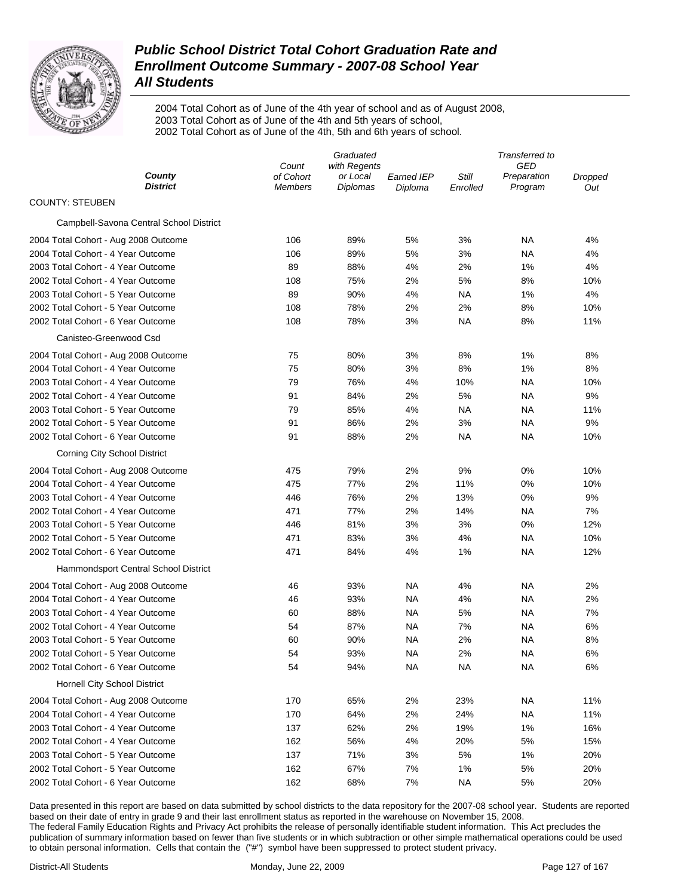# Public School District Total Cohort Graduation Rate and Enrollment Outcome Summary - 2007-08 School Year
## All Students

2004 Total Cohort as of June of the 4th year of school and as of August 2008,
2003 Total Cohort as of June of the 4th and 5th years of school,
2002 Total Cohort as of June of the 4th, 5th and 6th years of school.

| County / District | Count of Cohort Members | Graduated with Regents or Local Diplomas | Earned IEP Diploma | Still Enrolled | Transferred to GED Preparation Program | Dropped Out |
|---|---|---|---|---|---|---|
| **COUNTY: STEUBEN** | | | | | | |
| Campbell-Savona Central School District | | | | | | |
| 2004 Total Cohort - Aug 2008 Outcome | 106 | 89% | 5% | 3% | NA | 4% |
| 2004 Total Cohort - 4 Year Outcome | 106 | 89% | 5% | 3% | NA | 4% |
| 2003 Total Cohort - 4 Year Outcome | 89 | 88% | 4% | 2% | 1% | 4% |
| 2002 Total Cohort - 4 Year Outcome | 108 | 75% | 2% | 5% | 8% | 10% |
| 2003 Total Cohort - 5 Year Outcome | 89 | 90% | 4% | NA | 1% | 4% |
| 2002 Total Cohort - 5 Year Outcome | 108 | 78% | 2% | 2% | 8% | 10% |
| 2002 Total Cohort - 6 Year Outcome | 108 | 78% | 3% | NA | 8% | 11% |
| Canisteo-Greenwood Csd | | | | | | |
| 2004 Total Cohort - Aug 2008 Outcome | 75 | 80% | 3% | 8% | 1% | 8% |
| 2004 Total Cohort - 4 Year Outcome | 75 | 80% | 3% | 8% | 1% | 8% |
| 2003 Total Cohort - 4 Year Outcome | 79 | 76% | 4% | 10% | NA | 10% |
| 2002 Total Cohort - 4 Year Outcome | 91 | 84% | 2% | 5% | NA | 9% |
| 2003 Total Cohort - 5 Year Outcome | 79 | 85% | 4% | NA | NA | 11% |
| 2002 Total Cohort - 5 Year Outcome | 91 | 86% | 2% | 3% | NA | 9% |
| 2002 Total Cohort - 6 Year Outcome | 91 | 88% | 2% | NA | NA | 10% |
| Corning City School District | | | | | | |
| 2004 Total Cohort - Aug 2008 Outcome | 475 | 79% | 2% | 9% | 0% | 10% |
| 2004 Total Cohort - 4 Year Outcome | 475 | 77% | 2% | 11% | 0% | 10% |
| 2003 Total Cohort - 4 Year Outcome | 446 | 76% | 2% | 13% | 0% | 9% |
| 2002 Total Cohort - 4 Year Outcome | 471 | 77% | 2% | 14% | NA | 7% |
| 2003 Total Cohort - 5 Year Outcome | 446 | 81% | 3% | 3% | 0% | 12% |
| 2002 Total Cohort - 5 Year Outcome | 471 | 83% | 3% | 4% | NA | 10% |
| 2002 Total Cohort - 6 Year Outcome | 471 | 84% | 4% | 1% | NA | 12% |
| Hammondsport Central School District | | | | | | |
| 2004 Total Cohort - Aug 2008 Outcome | 46 | 93% | NA | 4% | NA | 2% |
| 2004 Total Cohort - 4 Year Outcome | 46 | 93% | NA | 4% | NA | 2% |
| 2003 Total Cohort - 4 Year Outcome | 60 | 88% | NA | 5% | NA | 7% |
| 2002 Total Cohort - 4 Year Outcome | 54 | 87% | NA | 7% | NA | 6% |
| 2003 Total Cohort - 5 Year Outcome | 60 | 90% | NA | 2% | NA | 8% |
| 2002 Total Cohort - 5 Year Outcome | 54 | 93% | NA | 2% | NA | 6% |
| 2002 Total Cohort - 6 Year Outcome | 54 | 94% | NA | NA | NA | 6% |
| Hornell City School District | | | | | | |
| 2004 Total Cohort - Aug 2008 Outcome | 170 | 65% | 2% | 23% | NA | 11% |
| 2004 Total Cohort - 4 Year Outcome | 170 | 64% | 2% | 24% | NA | 11% |
| 2003 Total Cohort - 4 Year Outcome | 137 | 62% | 2% | 19% | 1% | 16% |
| 2002 Total Cohort - 4 Year Outcome | 162 | 56% | 4% | 20% | 5% | 15% |
| 2003 Total Cohort - 5 Year Outcome | 137 | 71% | 3% | 5% | 1% | 20% |
| 2002 Total Cohort - 5 Year Outcome | 162 | 67% | 7% | 1% | 5% | 20% |
| 2002 Total Cohort - 6 Year Outcome | 162 | 68% | 7% | NA | 5% | 20% |

Data presented in this report are based on data submitted by school districts to the data repository for the 2007-08 school year. Students are reported based on their date of entry in grade 9 and their last enrollment status as reported in the warehouse on November 15, 2008.
The federal Family Education Rights and Privacy Act prohibits the release of personally identifiable student information. This Act precludes the publication of summary information based on fewer than five students or in which subtraction or other simple mathematical operations could be used to obtain personal information. Cells that contain the ("#") symbol have been suppressed to protect student privacy.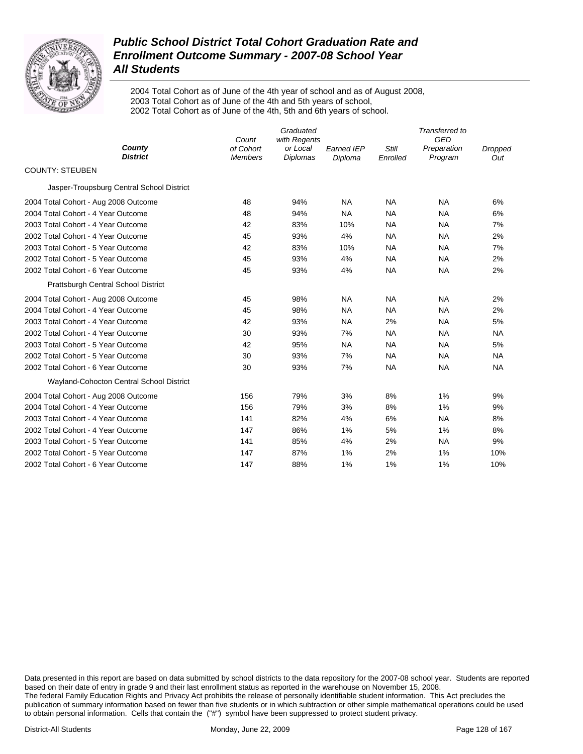# Public School District Total Cohort Graduation Rate and Enrollment Outcome Summary - 2007-08 School Year
## All Students

2004 Total Cohort as of June of the 4th year of school and as of August 2008,
2003 Total Cohort as of June of the 4th and 5th years of school,
2002 Total Cohort as of June of the 4th, 5th and 6th years of school.

| County / District | Count of Cohort Members | Graduated with Regents or Local Diplomas | Earned IEP Diploma | Still Enrolled | Transferred to GED Preparation Program | Dropped Out |
|---|---|---|---|---|---|---|
| COUNTY: STEUBEN | | | | | | |
| Jasper-Troupsburg Central School District | | | | | | |
| 2004 Total Cohort - Aug 2008 Outcome | 48 | 94% | NA | NA | NA | 6% |
| 2004 Total Cohort - 4 Year Outcome | 48 | 94% | NA | NA | NA | 6% |
| 2003 Total Cohort - 4 Year Outcome | 42 | 83% | 10% | NA | NA | 7% |
| 2002 Total Cohort - 4 Year Outcome | 45 | 93% | 4% | NA | NA | 2% |
| 2003 Total Cohort - 5 Year Outcome | 42 | 83% | 10% | NA | NA | 7% |
| 2002 Total Cohort - 5 Year Outcome | 45 | 93% | 4% | NA | NA | 2% |
| 2002 Total Cohort - 6 Year Outcome | 45 | 93% | 4% | NA | NA | 2% |
| Prattsburgh Central School District | | | | | | |
| 2004 Total Cohort - Aug 2008 Outcome | 45 | 98% | NA | NA | NA | 2% |
| 2004 Total Cohort - 4 Year Outcome | 45 | 98% | NA | NA | NA | 2% |
| 2003 Total Cohort - 4 Year Outcome | 42 | 93% | NA | 2% | NA | 5% |
| 2002 Total Cohort - 4 Year Outcome | 30 | 93% | 7% | NA | NA | NA |
| 2003 Total Cohort - 5 Year Outcome | 42 | 95% | NA | NA | NA | 5% |
| 2002 Total Cohort - 5 Year Outcome | 30 | 93% | 7% | NA | NA | NA |
| 2002 Total Cohort - 6 Year Outcome | 30 | 93% | 7% | NA | NA | NA |
| Wayland-Cohocton Central School District | | | | | | |
| 2004 Total Cohort - Aug 2008 Outcome | 156 | 79% | 3% | 8% | 1% | 9% |
| 2004 Total Cohort - 4 Year Outcome | 156 | 79% | 3% | 8% | 1% | 9% |
| 2003 Total Cohort - 4 Year Outcome | 141 | 82% | 4% | 6% | NA | 8% |
| 2002 Total Cohort - 4 Year Outcome | 147 | 86% | 1% | 5% | 1% | 8% |
| 2003 Total Cohort - 5 Year Outcome | 141 | 85% | 4% | 2% | NA | 9% |
| 2002 Total Cohort - 5 Year Outcome | 147 | 87% | 1% | 2% | 1% | 10% |
| 2002 Total Cohort - 6 Year Outcome | 147 | 88% | 1% | 1% | 1% | 10% |

Data presented in this report are based on data submitted by school districts to the data repository for the 2007-08 school year. Students are reported based on their date of entry in grade 9 and their last enrollment status as reported in the warehouse on November 15, 2008. The federal Family Education Rights and Privacy Act prohibits the release of personally identifiable student information. This Act precludes the publication of summary information based on fewer than five students or in which subtraction or other simple mathematical operations could be used to obtain personal information. Cells that contain the ("#") symbol have been suppressed to protect student privacy.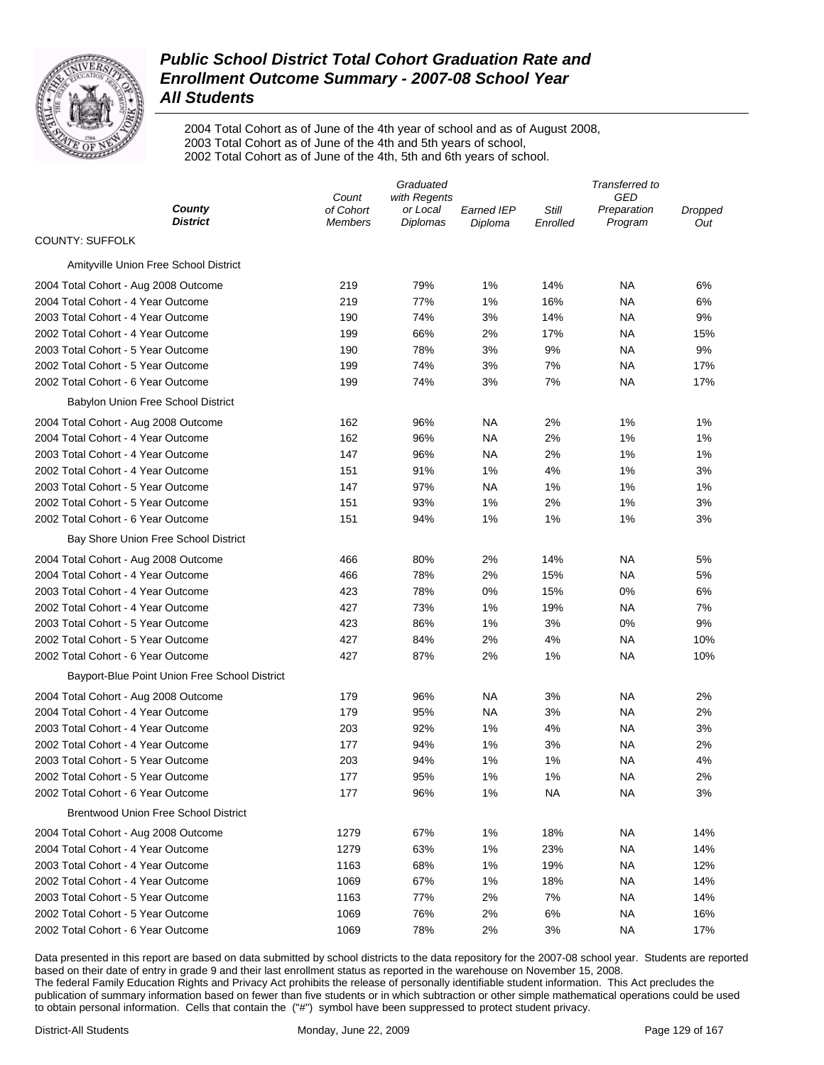# Public School District Total Cohort Graduation Rate and Enrollment Outcome Summary - 2007-08 School Year
## All Students

2004 Total Cohort as of June of the 4th year of school and as of August 2008,
2003 Total Cohort as of June of the 4th and 5th years of school,
2002 Total Cohort as of June of the 4th, 5th and 6th years of school.

| County<br>District | Count of Cohort Members | Graduated with Regents or Local Diplomas | Earned IEP Diploma | Still Enrolled | Transferred to GED Preparation Program | Dropped Out |
|---|---|---|---|---|---|---|
| COUNTY: SUFFOLK | | | | | | |
| Amityville Union Free School District | | | | | | |
| 2004 Total Cohort - Aug 2008 Outcome | 219 | 79% | 1% | 14% | NA | 6% |
| 2004 Total Cohort - 4 Year Outcome | 219 | 77% | 1% | 16% | NA | 6% |
| 2003 Total Cohort - 4 Year Outcome | 190 | 74% | 3% | 14% | NA | 9% |
| 2002 Total Cohort - 4 Year Outcome | 199 | 66% | 2% | 17% | NA | 15% |
| 2003 Total Cohort - 5 Year Outcome | 190 | 78% | 3% | 9% | NA | 9% |
| 2002 Total Cohort - 5 Year Outcome | 199 | 74% | 3% | 7% | NA | 17% |
| 2002 Total Cohort - 6 Year Outcome | 199 | 74% | 3% | 7% | NA | 17% |
| Babylon Union Free School District | | | | | | |
| 2004 Total Cohort - Aug 2008 Outcome | 162 | 96% | NA | 2% | 1% | 1% |
| 2004 Total Cohort - 4 Year Outcome | 162 | 96% | NA | 2% | 1% | 1% |
| 2003 Total Cohort - 4 Year Outcome | 147 | 96% | NA | 2% | 1% | 1% |
| 2002 Total Cohort - 4 Year Outcome | 151 | 91% | 1% | 4% | 1% | 3% |
| 2003 Total Cohort - 5 Year Outcome | 147 | 97% | NA | 1% | 1% | 1% |
| 2002 Total Cohort - 5 Year Outcome | 151 | 93% | 1% | 2% | 1% | 3% |
| 2002 Total Cohort - 6 Year Outcome | 151 | 94% | 1% | 1% | 1% | 3% |
| Bay Shore Union Free School District | | | | | | |
| 2004 Total Cohort - Aug 2008 Outcome | 466 | 80% | 2% | 14% | NA | 5% |
| 2004 Total Cohort - 4 Year Outcome | 466 | 78% | 2% | 15% | NA | 5% |
| 2003 Total Cohort - 4 Year Outcome | 423 | 78% | 0% | 15% | 0% | 6% |
| 2002 Total Cohort - 4 Year Outcome | 427 | 73% | 1% | 19% | NA | 7% |
| 2003 Total Cohort - 5 Year Outcome | 423 | 86% | 1% | 3% | 0% | 9% |
| 2002 Total Cohort - 5 Year Outcome | 427 | 84% | 2% | 4% | NA | 10% |
| 2002 Total Cohort - 6 Year Outcome | 427 | 87% | 2% | 1% | NA | 10% |
| Bayport-Blue Point Union Free School District | | | | | | |
| 2004 Total Cohort - Aug 2008 Outcome | 179 | 96% | NA | 3% | NA | 2% |
| 2004 Total Cohort - 4 Year Outcome | 179 | 95% | NA | 3% | NA | 2% |
| 2003 Total Cohort - 4 Year Outcome | 203 | 92% | 1% | 4% | NA | 3% |
| 2002 Total Cohort - 4 Year Outcome | 177 | 94% | 1% | 3% | NA | 2% |
| 2003 Total Cohort - 5 Year Outcome | 203 | 94% | 1% | 1% | NA | 4% |
| 2002 Total Cohort - 5 Year Outcome | 177 | 95% | 1% | 1% | NA | 2% |
| 2002 Total Cohort - 6 Year Outcome | 177 | 96% | 1% | NA | NA | 3% |
| Brentwood Union Free School District | | | | | | |
| 2004 Total Cohort - Aug 2008 Outcome | 1279 | 67% | 1% | 18% | NA | 14% |
| 2004 Total Cohort - 4 Year Outcome | 1279 | 63% | 1% | 23% | NA | 14% |
| 2003 Total Cohort - 4 Year Outcome | 1163 | 68% | 1% | 19% | NA | 12% |
| 2002 Total Cohort - 4 Year Outcome | 1069 | 67% | 1% | 18% | NA | 14% |
| 2003 Total Cohort - 5 Year Outcome | 1163 | 77% | 2% | 7% | NA | 14% |
| 2002 Total Cohort - 5 Year Outcome | 1069 | 76% | 2% | 6% | NA | 16% |
| 2002 Total Cohort - 6 Year Outcome | 1069 | 78% | 2% | 3% | NA | 17% |

Data presented in this report are based on data submitted by school districts to the data repository for the 2007-08 school year. Students are reported based on their date of entry in grade 9 and their last enrollment status as reported in the warehouse on November 15, 2008.
The federal Family Education Rights and Privacy Act prohibits the release of personally identifiable student information. This Act precludes the publication of summary information based on fewer than five students or in which subtraction or other simple mathematical operations could be used to obtain personal information. Cells that contain the ("#") symbol have been suppressed to protect student privacy.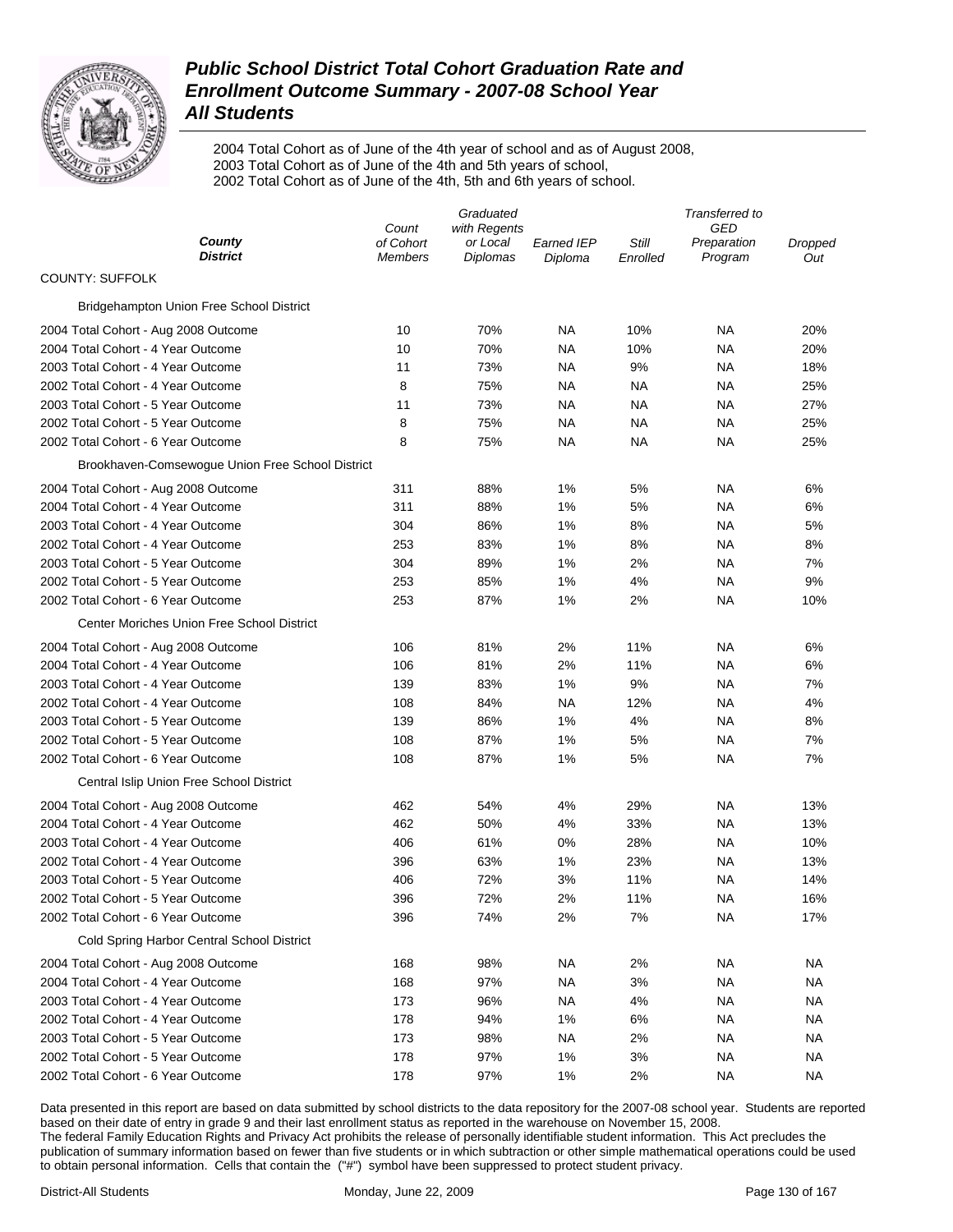# *Public School District Total Cohort Graduation Rate and Enrollment Outcome Summary - 2007-08 School Year*
## *All Students*

2004 Total Cohort as of June of the 4th year of school and as of August 2008,
2003 Total Cohort as of June of the 4th and 5th years of school,
2002 Total Cohort as of June of the 4th, 5th and 6th years of school.

| *County* *District* | *Count of Cohort Members* | *Graduated with Regents or Local Diplomas* | *Earned IEP Diploma* | *Still Enrolled* | *Transferred to GED Preparation Program* | *Dropped Out* |
|---|---|---|---|---|---|---|
| COUNTY: SUFFOLK | | | | | | |
| Bridgehampton Union Free School District | | | | | | |
| 2004 Total Cohort - Aug 2008 Outcome | 10 | 70% | NA | 10% | NA | 20% |
| 2004 Total Cohort - 4 Year Outcome | 10 | 70% | NA | 10% | NA | 20% |
| 2003 Total Cohort - 4 Year Outcome | 11 | 73% | NA | 9% | NA | 18% |
| 2002 Total Cohort - 4 Year Outcome | 8 | 75% | NA | NA | NA | 25% |
| 2003 Total Cohort - 5 Year Outcome | 11 | 73% | NA | NA | NA | 27% |
| 2002 Total Cohort - 5 Year Outcome | 8 | 75% | NA | NA | NA | 25% |
| 2002 Total Cohort - 6 Year Outcome | 8 | 75% | NA | NA | NA | 25% |
| Brookhaven-Comsewogue Union Free School District | | | | | | |
| 2004 Total Cohort - Aug 2008 Outcome | 311 | 88% | 1% | 5% | NA | 6% |
| 2004 Total Cohort - 4 Year Outcome | 311 | 88% | 1% | 5% | NA | 6% |
| 2003 Total Cohort - 4 Year Outcome | 304 | 86% | 1% | 8% | NA | 5% |
| 2002 Total Cohort - 4 Year Outcome | 253 | 83% | 1% | 8% | NA | 8% |
| 2003 Total Cohort - 5 Year Outcome | 304 | 89% | 1% | 2% | NA | 7% |
| 2002 Total Cohort - 5 Year Outcome | 253 | 85% | 1% | 4% | NA | 9% |
| 2002 Total Cohort - 6 Year Outcome | 253 | 87% | 1% | 2% | NA | 10% |
| Center Moriches Union Free School District | | | | | | |
| 2004 Total Cohort - Aug 2008 Outcome | 106 | 81% | 2% | 11% | NA | 6% |
| 2004 Total Cohort - 4 Year Outcome | 106 | 81% | 2% | 11% | NA | 6% |
| 2003 Total Cohort - 4 Year Outcome | 139 | 83% | 1% | 9% | NA | 7% |
| 2002 Total Cohort - 4 Year Outcome | 108 | 84% | NA | 12% | NA | 4% |
| 2003 Total Cohort - 5 Year Outcome | 139 | 86% | 1% | 4% | NA | 8% |
| 2002 Total Cohort - 5 Year Outcome | 108 | 87% | 1% | 5% | NA | 7% |
| 2002 Total Cohort - 6 Year Outcome | 108 | 87% | 1% | 5% | NA | 7% |
| Central Islip Union Free School District | | | | | | |
| 2004 Total Cohort - Aug 2008 Outcome | 462 | 54% | 4% | 29% | NA | 13% |
| 2004 Total Cohort - 4 Year Outcome | 462 | 50% | 4% | 33% | NA | 13% |
| 2003 Total Cohort - 4 Year Outcome | 406 | 61% | 0% | 28% | NA | 10% |
| 2002 Total Cohort - 4 Year Outcome | 396 | 63% | 1% | 23% | NA | 13% |
| 2003 Total Cohort - 5 Year Outcome | 406 | 72% | 3% | 11% | NA | 14% |
| 2002 Total Cohort - 5 Year Outcome | 396 | 72% | 2% | 11% | NA | 16% |
| 2002 Total Cohort - 6 Year Outcome | 396 | 74% | 2% | 7% | NA | 17% |
| Cold Spring Harbor Central School District | | | | | | |
| 2004 Total Cohort - Aug 2008 Outcome | 168 | 98% | NA | 2% | NA | NA |
| 2004 Total Cohort - 4 Year Outcome | 168 | 97% | NA | 3% | NA | NA |
| 2003 Total Cohort - 4 Year Outcome | 173 | 96% | NA | 4% | NA | NA |
| 2002 Total Cohort - 4 Year Outcome | 178 | 94% | 1% | 6% | NA | NA |
| 2003 Total Cohort - 5 Year Outcome | 173 | 98% | NA | 2% | NA | NA |
| 2002 Total Cohort - 5 Year Outcome | 178 | 97% | 1% | 3% | NA | NA |
| 2002 Total Cohort - 6 Year Outcome | 178 | 97% | 1% | 2% | NA | NA |

Data presented in this report are based on data submitted by school districts to the data repository for the 2007-08 school year. Students are reported based on their date of entry in grade 9 and their last enrollment status as reported in the warehouse on November 15, 2008.
The federal Family Education Rights and Privacy Act prohibits the release of personally identifiable student information. This Act precludes the publication of summary information based on fewer than five students or in which subtraction or other simple mathematical operations could be used to obtain personal information. Cells that contain the ("#") symbol have been suppressed to protect student privacy.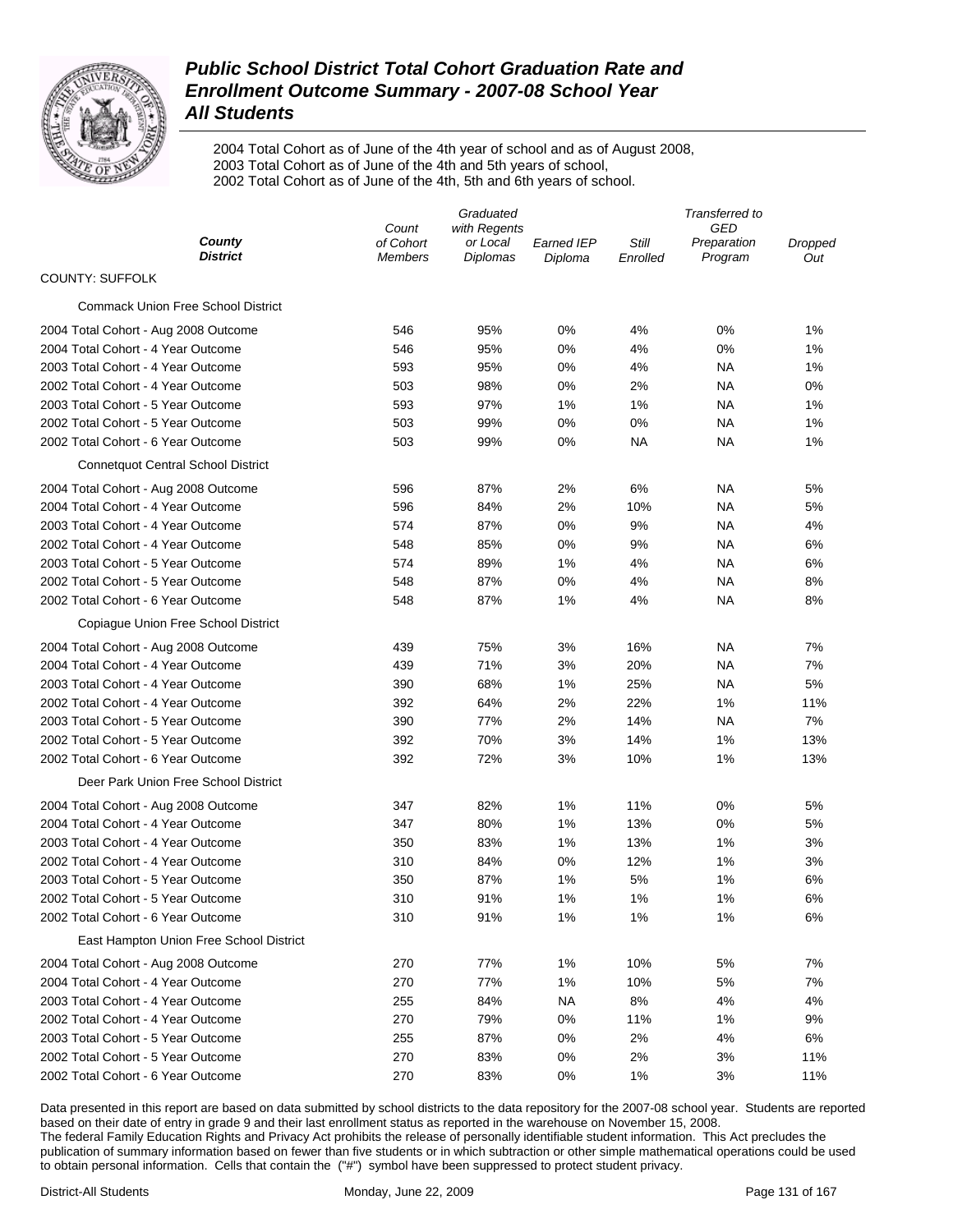# Public School District Total Cohort Graduation Rate and Enrollment Outcome Summary - 2007-08 School Year

## All Students

2004 Total Cohort as of June of the 4th year of school and as of August 2008,
2003 Total Cohort as of June of the 4th and 5th years of school,
2002 Total Cohort as of June of the 4th, 5th and 6th years of school.

| County / District | Count of Cohort Members | Graduated with Regents or Local Diplomas | Earned IEP Diploma | Still Enrolled | Transferred to GED Preparation Program | Dropped Out |
|---|---|---|---|---|---|---|
| COUNTY: SUFFOLK | | | | | | |
| Commack Union Free School District | | | | | | |
| 2004 Total Cohort - Aug 2008 Outcome | 546 | 95% | 0% | 4% | 0% | 1% |
| 2004 Total Cohort - 4 Year Outcome | 546 | 95% | 0% | 4% | 0% | 1% |
| 2003 Total Cohort - 4 Year Outcome | 593 | 95% | 0% | 4% | NA | 1% |
| 2002 Total Cohort - 4 Year Outcome | 503 | 98% | 0% | 2% | NA | 0% |
| 2003 Total Cohort - 5 Year Outcome | 593 | 97% | 1% | 1% | NA | 1% |
| 2002 Total Cohort - 5 Year Outcome | 503 | 99% | 0% | 0% | NA | 1% |
| 2002 Total Cohort - 6 Year Outcome | 503 | 99% | 0% | NA | NA | 1% |
| Connetquot Central School District | | | | | | |
| 2004 Total Cohort - Aug 2008 Outcome | 596 | 87% | 2% | 6% | NA | 5% |
| 2004 Total Cohort - 4 Year Outcome | 596 | 84% | 2% | 10% | NA | 5% |
| 2003 Total Cohort - 4 Year Outcome | 574 | 87% | 0% | 9% | NA | 4% |
| 2002 Total Cohort - 4 Year Outcome | 548 | 85% | 0% | 9% | NA | 6% |
| 2003 Total Cohort - 5 Year Outcome | 574 | 89% | 1% | 4% | NA | 6% |
| 2002 Total Cohort - 5 Year Outcome | 548 | 87% | 0% | 4% | NA | 8% |
| 2002 Total Cohort - 6 Year Outcome | 548 | 87% | 1% | 4% | NA | 8% |
| Copiague Union Free School District | | | | | | |
| 2004 Total Cohort - Aug 2008 Outcome | 439 | 75% | 3% | 16% | NA | 7% |
| 2004 Total Cohort - 4 Year Outcome | 439 | 71% | 3% | 20% | NA | 7% |
| 2003 Total Cohort - 4 Year Outcome | 390 | 68% | 1% | 25% | NA | 5% |
| 2002 Total Cohort - 4 Year Outcome | 392 | 64% | 2% | 22% | 1% | 11% |
| 2003 Total Cohort - 5 Year Outcome | 390 | 77% | 2% | 14% | NA | 7% |
| 2002 Total Cohort - 5 Year Outcome | 392 | 70% | 3% | 14% | 1% | 13% |
| 2002 Total Cohort - 6 Year Outcome | 392 | 72% | 3% | 10% | 1% | 13% |
| Deer Park Union Free School District | | | | | | |
| 2004 Total Cohort - Aug 2008 Outcome | 347 | 82% | 1% | 11% | 0% | 5% |
| 2004 Total Cohort - 4 Year Outcome | 347 | 80% | 1% | 13% | 0% | 5% |
| 2003 Total Cohort - 4 Year Outcome | 350 | 83% | 1% | 13% | 1% | 3% |
| 2002 Total Cohort - 4 Year Outcome | 310 | 84% | 0% | 12% | 1% | 3% |
| 2003 Total Cohort - 5 Year Outcome | 350 | 87% | 1% | 5% | 1% | 6% |
| 2002 Total Cohort - 5 Year Outcome | 310 | 91% | 1% | 1% | 1% | 6% |
| 2002 Total Cohort - 6 Year Outcome | 310 | 91% | 1% | 1% | 1% | 6% |
| East Hampton Union Free School District | | | | | | |
| 2004 Total Cohort - Aug 2008 Outcome | 270 | 77% | 1% | 10% | 5% | 7% |
| 2004 Total Cohort - 4 Year Outcome | 270 | 77% | 1% | 10% | 5% | 7% |
| 2003 Total Cohort - 4 Year Outcome | 255 | 84% | NA | 8% | 4% | 4% |
| 2002 Total Cohort - 4 Year Outcome | 270 | 79% | 0% | 11% | 1% | 9% |
| 2003 Total Cohort - 5 Year Outcome | 255 | 87% | 0% | 2% | 4% | 6% |
| 2002 Total Cohort - 5 Year Outcome | 270 | 83% | 0% | 2% | 3% | 11% |
| 2002 Total Cohort - 6 Year Outcome | 270 | 83% | 0% | 1% | 3% | 11% |

Data presented in this report are based on data submitted by school districts to the data repository for the 2007-08 school year. Students are reported based on their date of entry in grade 9 and their last enrollment status as reported in the warehouse on November 15, 2008.
The federal Family Education Rights and Privacy Act prohibits the release of personally identifiable student information. This Act precludes the publication of summary information based on fewer than five students or in which subtraction or other simple mathematical operations could be used to obtain personal information. Cells that contain the ("#") symbol have been suppressed to protect student privacy.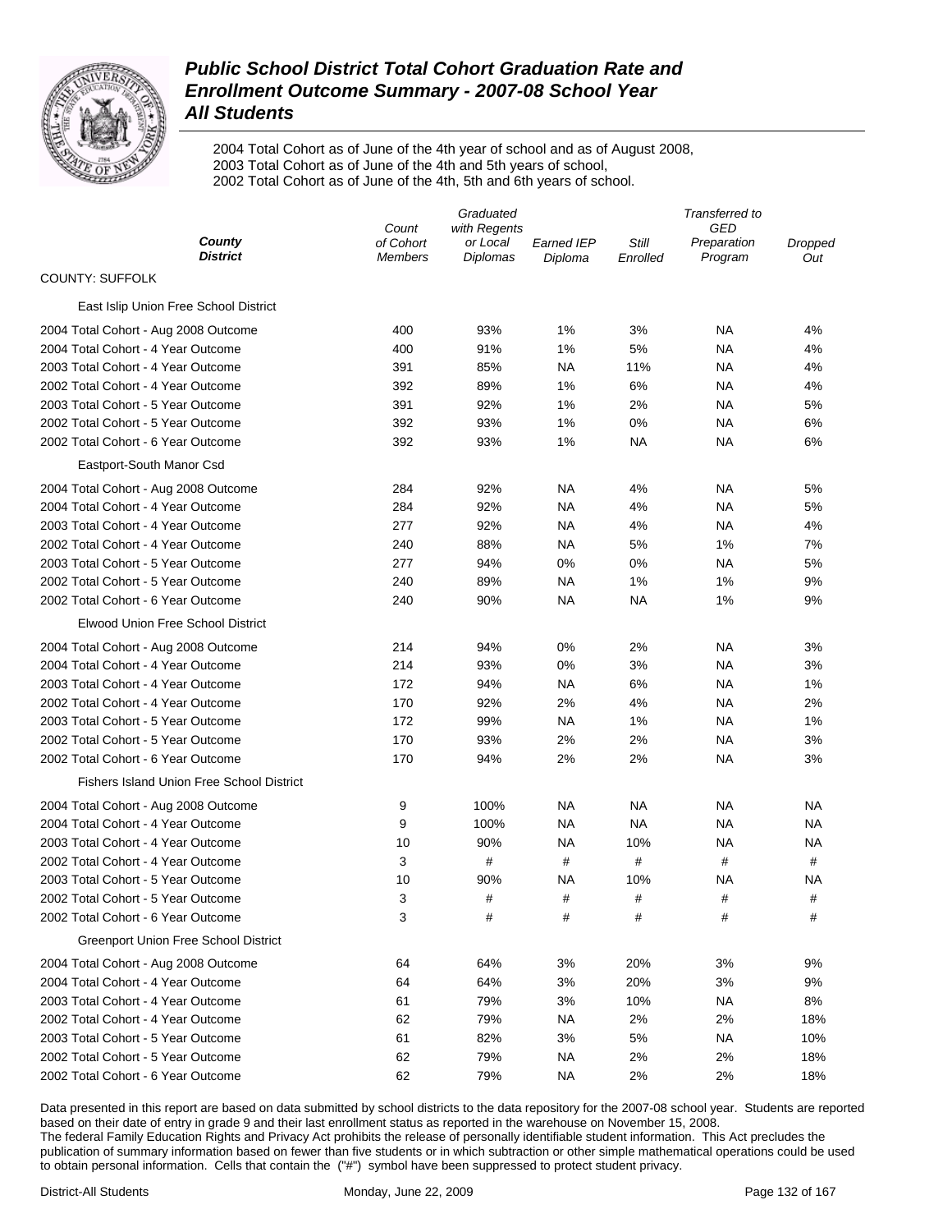# Public School District Total Cohort Graduation Rate and Enrollment Outcome Summary - 2007-08 School Year

## All Students

2004 Total Cohort as of June of the 4th year of school and as of August 2008,
2003 Total Cohort as of June of the 4th and 5th years of school,
2002 Total Cohort as of June of the 4th, 5th and 6th years of school.

| County / District | Count of Cohort Members | Graduated with Regents or Local Diplomas | Earned IEP Diploma | Still Enrolled | Transferred to GED Preparation Program | Dropped Out |
|---|---|---|---|---|---|---|
| COUNTY: SUFFOLK | | | | | | |
| East Islip Union Free School District | | | | | | |
| 2004 Total Cohort - Aug 2008 Outcome | 400 | 93% | 1% | 3% | NA | 4% |
| 2004 Total Cohort - 4 Year Outcome | 400 | 91% | 1% | 5% | NA | 4% |
| 2003 Total Cohort - 4 Year Outcome | 391 | 85% | NA | 11% | NA | 4% |
| 2002 Total Cohort - 4 Year Outcome | 392 | 89% | 1% | 6% | NA | 4% |
| 2003 Total Cohort - 5 Year Outcome | 391 | 92% | 1% | 2% | NA | 5% |
| 2002 Total Cohort - 5 Year Outcome | 392 | 93% | 1% | 0% | NA | 6% |
| 2002 Total Cohort - 6 Year Outcome | 392 | 93% | 1% | NA | NA | 6% |
| Eastport-South Manor Csd | | | | | | |
| 2004 Total Cohort - Aug 2008 Outcome | 284 | 92% | NA | 4% | NA | 5% |
| 2004 Total Cohort - 4 Year Outcome | 284 | 92% | NA | 4% | NA | 5% |
| 2003 Total Cohort - 4 Year Outcome | 277 | 92% | NA | 4% | NA | 4% |
| 2002 Total Cohort - 4 Year Outcome | 240 | 88% | NA | 5% | 1% | 7% |
| 2003 Total Cohort - 5 Year Outcome | 277 | 94% | 0% | 0% | NA | 5% |
| 2002 Total Cohort - 5 Year Outcome | 240 | 89% | NA | 1% | 1% | 9% |
| 2002 Total Cohort - 6 Year Outcome | 240 | 90% | NA | NA | 1% | 9% |
| Elwood Union Free School District | | | | | | |
| 2004 Total Cohort - Aug 2008 Outcome | 214 | 94% | 0% | 2% | NA | 3% |
| 2004 Total Cohort - 4 Year Outcome | 214 | 93% | 0% | 3% | NA | 3% |
| 2003 Total Cohort - 4 Year Outcome | 172 | 94% | NA | 6% | NA | 1% |
| 2002 Total Cohort - 4 Year Outcome | 170 | 92% | 2% | 4% | NA | 2% |
| 2003 Total Cohort - 5 Year Outcome | 172 | 99% | NA | 1% | NA | 1% |
| 2002 Total Cohort - 5 Year Outcome | 170 | 93% | 2% | 2% | NA | 3% |
| 2002 Total Cohort - 6 Year Outcome | 170 | 94% | 2% | 2% | NA | 3% |
| Fishers Island Union Free School District | | | | | | |
| 2004 Total Cohort - Aug 2008 Outcome | 9 | 100% | NA | NA | NA | NA |
| 2004 Total Cohort - 4 Year Outcome | 9 | 100% | NA | NA | NA | NA |
| 2003 Total Cohort - 4 Year Outcome | 10 | 90% | NA | 10% | NA | NA |
| 2002 Total Cohort - 4 Year Outcome | 3 | # | # | # | # | # |
| 2003 Total Cohort - 5 Year Outcome | 10 | 90% | NA | 10% | NA | NA |
| 2002 Total Cohort - 5 Year Outcome | 3 | # | # | # | # | # |
| 2002 Total Cohort - 6 Year Outcome | 3 | # | # | # | # | # |
| Greenport Union Free School District | | | | | | |
| 2004 Total Cohort - Aug 2008 Outcome | 64 | 64% | 3% | 20% | 3% | 9% |
| 2004 Total Cohort - 4 Year Outcome | 64 | 64% | 3% | 20% | 3% | 9% |
| 2003 Total Cohort - 4 Year Outcome | 61 | 79% | 3% | 10% | NA | 8% |
| 2002 Total Cohort - 4 Year Outcome | 62 | 79% | NA | 2% | 2% | 18% |
| 2003 Total Cohort - 5 Year Outcome | 61 | 82% | 3% | 5% | NA | 10% |
| 2002 Total Cohort - 5 Year Outcome | 62 | 79% | NA | 2% | 2% | 18% |
| 2002 Total Cohort - 6 Year Outcome | 62 | 79% | NA | 2% | 2% | 18% |

Data presented in this report are based on data submitted by school districts to the data repository for the 2007-08 school year. Students are reported based on their date of entry in grade 9 and their last enrollment status as reported in the warehouse on November 15, 2008.
The federal Family Education Rights and Privacy Act prohibits the release of personally identifiable student information. This Act precludes the publication of summary information based on fewer than five students or in which subtraction or other simple mathematical operations could be used to obtain personal information. Cells that contain the ("#") symbol have been suppressed to protect student privacy.

District-All Students | Monday, June 22, 2009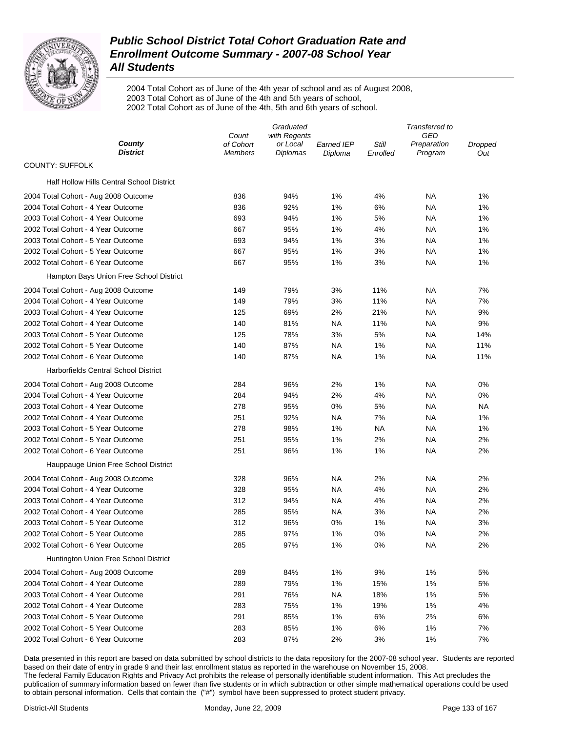# Public School District Total Cohort Graduation Rate and Enrollment Outcome Summary - 2007-08 School Year
## All Students

2004 Total Cohort as of June of the 4th year of school and as of August 2008,
2003 Total Cohort as of June of the 4th and 5th years of school,
2002 Total Cohort as of June of the 4th, 5th and 6th years of school.

| County / District | Count of Cohort Members | Graduated with Regents or Local Diplomas | Earned IEP Diploma | Still Enrolled | Transferred to GED Preparation Program | Dropped Out |
|---|---|---|---|---|---|---|
| **COUNTY: SUFFOLK** | | | | | | |
| **Half Hollow Hills Central School District** | | | | | | |
| 2004 Total Cohort - Aug 2008 Outcome | 836 | 94% | 1% | 4% | NA | 1% |
| 2004 Total Cohort - 4 Year Outcome | 836 | 92% | 1% | 6% | NA | 1% |
| 2003 Total Cohort - 4 Year Outcome | 693 | 94% | 1% | 5% | NA | 1% |
| 2002 Total Cohort - 4 Year Outcome | 667 | 95% | 1% | 4% | NA | 1% |
| 2003 Total Cohort - 5 Year Outcome | 693 | 94% | 1% | 3% | NA | 1% |
| 2002 Total Cohort - 5 Year Outcome | 667 | 95% | 1% | 3% | NA | 1% |
| 2002 Total Cohort - 6 Year Outcome | 667 | 95% | 1% | 3% | NA | 1% |
| **Hampton Bays Union Free School District** | | | | | | |
| 2004 Total Cohort - Aug 2008 Outcome | 149 | 79% | 3% | 11% | NA | 7% |
| 2004 Total Cohort - 4 Year Outcome | 149 | 79% | 3% | 11% | NA | 7% |
| 2003 Total Cohort - 4 Year Outcome | 125 | 69% | 2% | 21% | NA | 9% |
| 2002 Total Cohort - 4 Year Outcome | 140 | 81% | NA | 11% | NA | 9% |
| 2003 Total Cohort - 5 Year Outcome | 125 | 78% | 3% | 5% | NA | 14% |
| 2002 Total Cohort - 5 Year Outcome | 140 | 87% | NA | 1% | NA | 11% |
| 2002 Total Cohort - 6 Year Outcome | 140 | 87% | NA | 1% | NA | 11% |
| **Harborfields Central School District** | | | | | | |
| 2004 Total Cohort - Aug 2008 Outcome | 284 | 96% | 2% | 1% | NA | 0% |
| 2004 Total Cohort - 4 Year Outcome | 284 | 94% | 2% | 4% | NA | 0% |
| 2003 Total Cohort - 4 Year Outcome | 278 | 95% | 0% | 5% | NA | NA |
| 2002 Total Cohort - 4 Year Outcome | 251 | 92% | NA | 7% | NA | 1% |
| 2003 Total Cohort - 5 Year Outcome | 278 | 98% | 1% | NA | NA | 1% |
| 2002 Total Cohort - 5 Year Outcome | 251 | 95% | 1% | 2% | NA | 2% |
| 2002 Total Cohort - 6 Year Outcome | 251 | 96% | 1% | 1% | NA | 2% |
| **Hauppauge Union Free School District** | | | | | | |
| 2004 Total Cohort - Aug 2008 Outcome | 328 | 96% | NA | 2% | NA | 2% |
| 2004 Total Cohort - 4 Year Outcome | 328 | 95% | NA | 4% | NA | 2% |
| 2003 Total Cohort - 4 Year Outcome | 312 | 94% | NA | 4% | NA | 2% |
| 2002 Total Cohort - 4 Year Outcome | 285 | 95% | NA | 3% | NA | 2% |
| 2003 Total Cohort - 5 Year Outcome | 312 | 96% | 0% | 1% | NA | 3% |
| 2002 Total Cohort - 5 Year Outcome | 285 | 97% | 1% | 0% | NA | 2% |
| 2002 Total Cohort - 6 Year Outcome | 285 | 97% | 1% | 0% | NA | 2% |
| **Huntington Union Free School District** | | | | | | |
| 2004 Total Cohort - Aug 2008 Outcome | 289 | 84% | 1% | 9% | 1% | 5% |
| 2004 Total Cohort - 4 Year Outcome | 289 | 79% | 1% | 15% | 1% | 5% |
| 2003 Total Cohort - 4 Year Outcome | 291 | 76% | NA | 18% | 1% | 5% |
| 2002 Total Cohort - 4 Year Outcome | 283 | 75% | 1% | 19% | 1% | 4% |
| 2003 Total Cohort - 5 Year Outcome | 291 | 85% | 1% | 6% | 2% | 6% |
| 2002 Total Cohort - 5 Year Outcome | 283 | 85% | 1% | 6% | 1% | 7% |
| 2002 Total Cohort - 6 Year Outcome | 283 | 87% | 2% | 3% | 1% | 7% |

Data presented in this report are based on data submitted by school districts to the data repository for the 2007-08 school year. Students are reported based on their date of entry in grade 9 and their last enrollment status as reported in the warehouse on November 15, 2008.
The federal Family Education Rights and Privacy Act prohibits the release of personally identifiable student information. This Act precludes the publication of summary information based on fewer than five students or in which subtraction or other simple mathematical operations could be used to obtain personal information. Cells that contain the ("#") symbol have been suppressed to protect student privacy.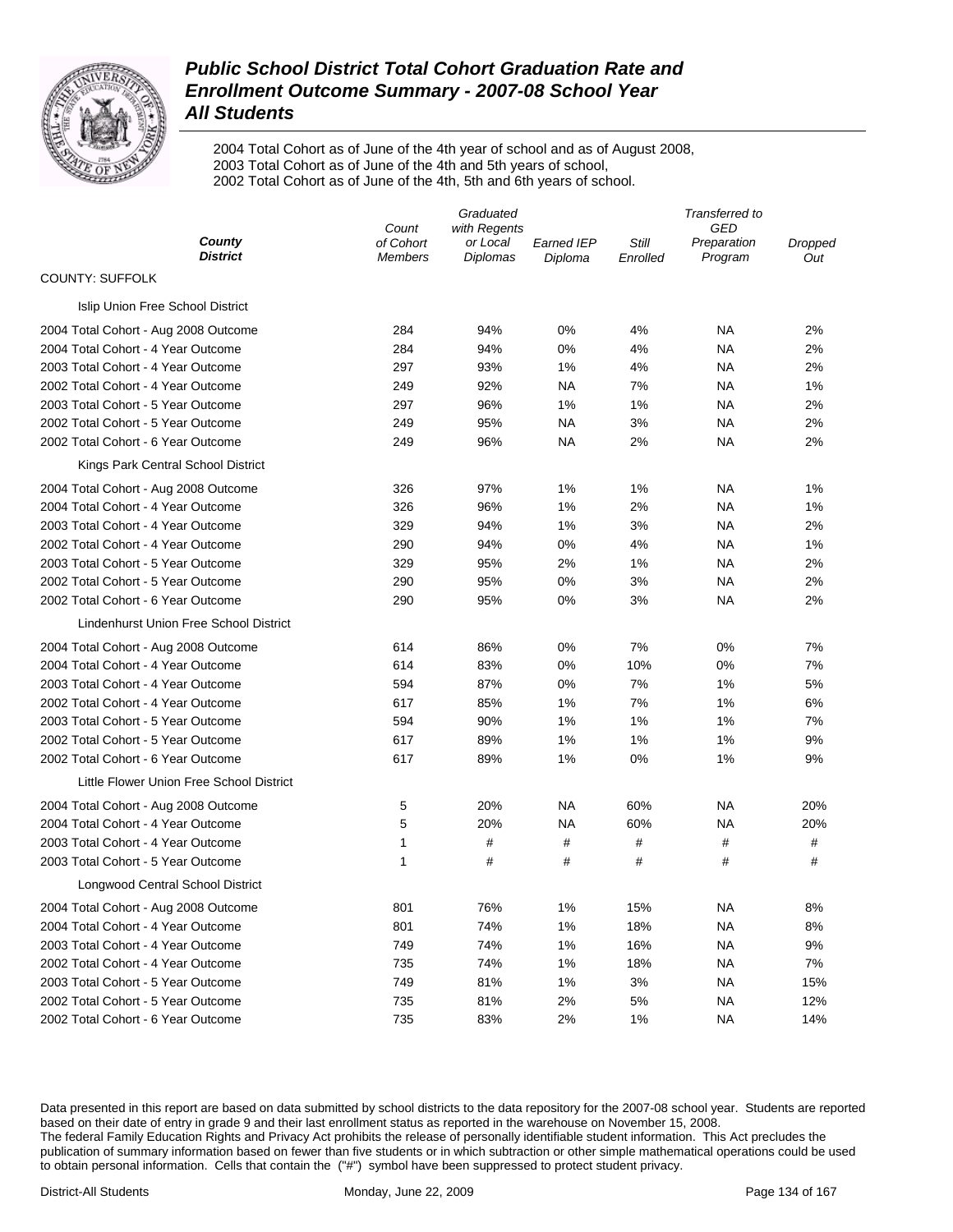# Public School District Total Cohort Graduation Rate and Enrollment Outcome Summary - 2007-08 School Year

## All Students

2004 Total Cohort as of June of the 4th year of school and as of August 2008,
2003 Total Cohort as of June of the 4th and 5th years of school,
2002 Total Cohort as of June of the 4th, 5th and 6th years of school.

| County / District | Count of Cohort Members | Graduated with Regents or Local Diplomas | Earned IEP Diploma | Still Enrolled | Transferred to GED Preparation Program | Dropped Out |
|---|---|---|---|---|---|---|
| COUNTY: SUFFOLK | | | | | | |
| Islip Union Free School District | | | | | | |
| 2004 Total Cohort - Aug 2008 Outcome | 284 | 94% | 0% | 4% | NA | 2% |
| 2004 Total Cohort - 4 Year Outcome | 284 | 94% | 0% | 4% | NA | 2% |
| 2003 Total Cohort - 4 Year Outcome | 297 | 93% | 1% | 4% | NA | 2% |
| 2002 Total Cohort - 4 Year Outcome | 249 | 92% | NA | 7% | NA | 1% |
| 2003 Total Cohort - 5 Year Outcome | 297 | 96% | 1% | 1% | NA | 2% |
| 2002 Total Cohort - 5 Year Outcome | 249 | 95% | NA | 3% | NA | 2% |
| 2002 Total Cohort - 6 Year Outcome | 249 | 96% | NA | 2% | NA | 2% |
| Kings Park Central School District | | | | | | |
| 2004 Total Cohort - Aug 2008 Outcome | 326 | 97% | 1% | 1% | NA | 1% |
| 2004 Total Cohort - 4 Year Outcome | 326 | 96% | 1% | 2% | NA | 1% |
| 2003 Total Cohort - 4 Year Outcome | 329 | 94% | 1% | 3% | NA | 2% |
| 2002 Total Cohort - 4 Year Outcome | 290 | 94% | 0% | 4% | NA | 1% |
| 2003 Total Cohort - 5 Year Outcome | 329 | 95% | 2% | 1% | NA | 2% |
| 2002 Total Cohort - 5 Year Outcome | 290 | 95% | 0% | 3% | NA | 2% |
| 2002 Total Cohort - 6 Year Outcome | 290 | 95% | 0% | 3% | NA | 2% |
| Lindenhurst Union Free School District | | | | | | |
| 2004 Total Cohort - Aug 2008 Outcome | 614 | 86% | 0% | 7% | 0% | 7% |
| 2004 Total Cohort - 4 Year Outcome | 614 | 83% | 0% | 10% | 0% | 7% |
| 2003 Total Cohort - 4 Year Outcome | 594 | 87% | 0% | 7% | 1% | 5% |
| 2002 Total Cohort - 4 Year Outcome | 617 | 85% | 1% | 7% | 1% | 6% |
| 2003 Total Cohort - 5 Year Outcome | 594 | 90% | 1% | 1% | 1% | 7% |
| 2002 Total Cohort - 5 Year Outcome | 617 | 89% | 1% | 1% | 1% | 9% |
| 2002 Total Cohort - 6 Year Outcome | 617 | 89% | 1% | 0% | 1% | 9% |
| Little Flower Union Free School District | | | | | | |
| 2004 Total Cohort - Aug 2008 Outcome | 5 | 20% | NA | 60% | NA | 20% |
| 2004 Total Cohort - 4 Year Outcome | 5 | 20% | NA | 60% | NA | 20% |
| 2003 Total Cohort - 4 Year Outcome | 1 | # | # | # | # | # |
| 2003 Total Cohort - 5 Year Outcome | 1 | # | # | # | # | # |
| Longwood Central School District | | | | | | |
| 2004 Total Cohort - Aug 2008 Outcome | 801 | 76% | 1% | 15% | NA | 8% |
| 2004 Total Cohort - 4 Year Outcome | 801 | 74% | 1% | 18% | NA | 8% |
| 2003 Total Cohort - 4 Year Outcome | 749 | 74% | 1% | 16% | NA | 9% |
| 2002 Total Cohort - 4 Year Outcome | 735 | 74% | 1% | 18% | NA | 7% |
| 2003 Total Cohort - 5 Year Outcome | 749 | 81% | 1% | 3% | NA | 15% |
| 2002 Total Cohort - 5 Year Outcome | 735 | 81% | 2% | 5% | NA | 12% |
| 2002 Total Cohort - 6 Year Outcome | 735 | 83% | 2% | 1% | NA | 14% |

Data presented in this report are based on data submitted by school districts to the data repository for the 2007-08 school year. Students are reported based on their date of entry in grade 9 and their last enrollment status as reported in the warehouse on November 15, 2008.
The federal Family Education Rights and Privacy Act prohibits the release of personally identifiable student information. This Act precludes the publication of summary information based on fewer than five students or in which subtraction or other simple mathematical operations could be used to obtain personal information. Cells that contain the ("#") symbol have been suppressed to protect student privacy.

District-All Students Monday, June 22, 2009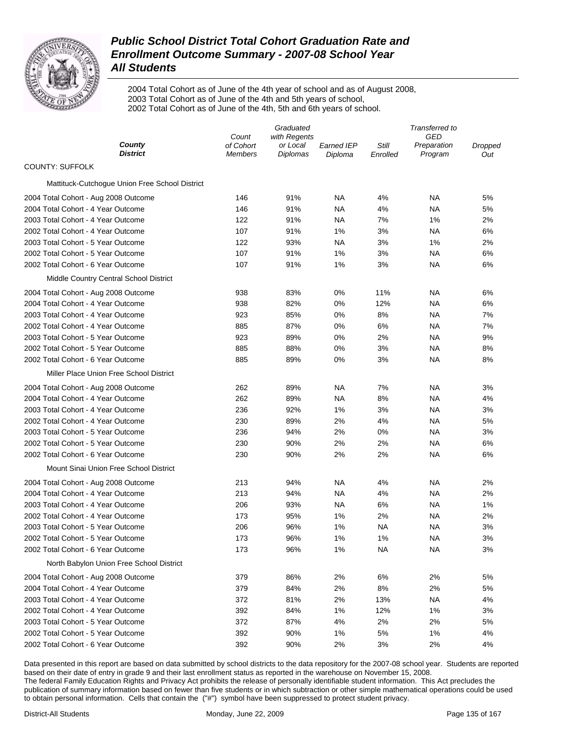# Public School District Total Cohort Graduation Rate and Enrollment Outcome Summary - 2007-08 School Year
## All Students

2004 Total Cohort as of June of the 4th year of school and as of August 2008,
2003 Total Cohort as of June of the 4th and 5th years of school,
2002 Total Cohort as of June of the 4th, 5th and 6th years of school.

| County / District | Count of Cohort Members | Graduated with Regents or Local Diplomas | Earned IEP Diploma | Still Enrolled | Transferred to GED Preparation Program | Dropped Out |
|---|---|---|---|---|---|---|
| **COUNTY: SUFFOLK** | | | | | | |
| Mattituck-Cutchogue Union Free School District | | | | | | |
| 2004 Total Cohort - Aug 2008 Outcome | 146 | 91% | NA | 4% | NA | 5% |
| 2004 Total Cohort - 4 Year Outcome | 146 | 91% | NA | 4% | NA | 5% |
| 2003 Total Cohort - 4 Year Outcome | 122 | 91% | NA | 7% | 1% | 2% |
| 2002 Total Cohort - 4 Year Outcome | 107 | 91% | 1% | 3% | NA | 6% |
| 2003 Total Cohort - 5 Year Outcome | 122 | 93% | NA | 3% | 1% | 2% |
| 2002 Total Cohort - 5 Year Outcome | 107 | 91% | 1% | 3% | NA | 6% |
| 2002 Total Cohort - 6 Year Outcome | 107 | 91% | 1% | 3% | NA | 6% |
| Middle Country Central School District | | | | | | |
| 2004 Total Cohort - Aug 2008 Outcome | 938 | 83% | 0% | 11% | NA | 6% |
| 2004 Total Cohort - 4 Year Outcome | 938 | 82% | 0% | 12% | NA | 6% |
| 2003 Total Cohort - 4 Year Outcome | 923 | 85% | 0% | 8% | NA | 7% |
| 2002 Total Cohort - 4 Year Outcome | 885 | 87% | 0% | 6% | NA | 7% |
| 2003 Total Cohort - 5 Year Outcome | 923 | 89% | 0% | 2% | NA | 9% |
| 2002 Total Cohort - 5 Year Outcome | 885 | 88% | 0% | 3% | NA | 8% |
| 2002 Total Cohort - 6 Year Outcome | 885 | 89% | 0% | 3% | NA | 8% |
| Miller Place Union Free School District | | | | | | |
| 2004 Total Cohort - Aug 2008 Outcome | 262 | 89% | NA | 7% | NA | 3% |
| 2004 Total Cohort - 4 Year Outcome | 262 | 89% | NA | 8% | NA | 4% |
| 2003 Total Cohort - 4 Year Outcome | 236 | 92% | 1% | 3% | NA | 3% |
| 2002 Total Cohort - 4 Year Outcome | 230 | 89% | 2% | 4% | NA | 5% |
| 2003 Total Cohort - 5 Year Outcome | 236 | 94% | 2% | 0% | NA | 3% |
| 2002 Total Cohort - 5 Year Outcome | 230 | 90% | 2% | 2% | NA | 6% |
| 2002 Total Cohort - 6 Year Outcome | 230 | 90% | 2% | 2% | NA | 6% |
| Mount Sinai Union Free School District | | | | | | |
| 2004 Total Cohort - Aug 2008 Outcome | 213 | 94% | NA | 4% | NA | 2% |
| 2004 Total Cohort - 4 Year Outcome | 213 | 94% | NA | 4% | NA | 2% |
| 2003 Total Cohort - 4 Year Outcome | 206 | 93% | NA | 6% | NA | 1% |
| 2002 Total Cohort - 4 Year Outcome | 173 | 95% | 1% | 2% | NA | 2% |
| 2003 Total Cohort - 5 Year Outcome | 206 | 96% | 1% | NA | NA | 3% |
| 2002 Total Cohort - 5 Year Outcome | 173 | 96% | 1% | 1% | NA | 3% |
| 2002 Total Cohort - 6 Year Outcome | 173 | 96% | 1% | NA | NA | 3% |
| North Babylon Union Free School District | | | | | | |
| 2004 Total Cohort - Aug 2008 Outcome | 379 | 86% | 2% | 6% | 2% | 5% |
| 2004 Total Cohort - 4 Year Outcome | 379 | 84% | 2% | 8% | 2% | 5% |
| 2003 Total Cohort - 4 Year Outcome | 372 | 81% | 2% | 13% | NA | 4% |
| 2002 Total Cohort - 4 Year Outcome | 392 | 84% | 1% | 12% | 1% | 3% |
| 2003 Total Cohort - 5 Year Outcome | 372 | 87% | 4% | 2% | 2% | 5% |
| 2002 Total Cohort - 5 Year Outcome | 392 | 90% | 1% | 5% | 1% | 4% |
| 2002 Total Cohort - 6 Year Outcome | 392 | 90% | 2% | 3% | 2% | 4% |

Data presented in this report are based on data submitted by school districts to the data repository for the 2007-08 school year. Students are reported based on their date of entry in grade 9 and their last enrollment status as reported in the warehouse on November 15, 2008.
The federal Family Education Rights and Privacy Act prohibits the release of personally identifiable student information. This Act precludes the publication of summary information based on fewer than five students or in which subtraction or other simple mathematical operations could be used to obtain personal information. Cells that contain the ("#") symbol have been suppressed to protect student privacy.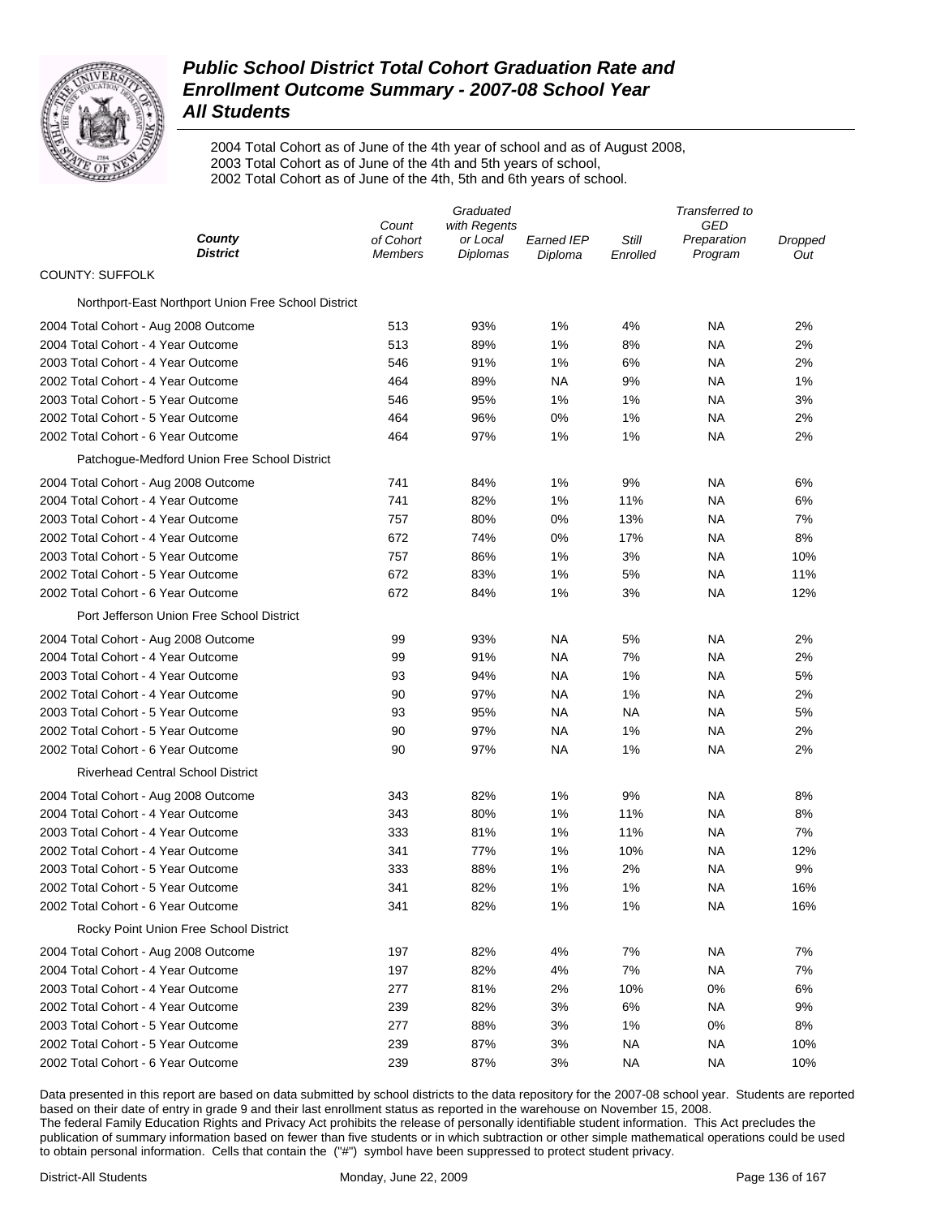# Public School District Total Cohort Graduation Rate and Enrollment Outcome Summary - 2007-08 School Year
## All Students

2004 Total Cohort as of June of the 4th year of school and as of August 2008,
2003 Total Cohort as of June of the 4th and 5th years of school,
2002 Total Cohort as of June of the 4th, 5th and 6th years of school.

| County<br>District | Count of Cohort Members | Graduated with Regents or Local Diplomas | Earned IEP Diploma | Still Enrolled | Transferred to GED Preparation Program | Dropped Out |
|---|---|---|---|---|---|---|
| COUNTY: SUFFOLK | | | | | | |
| Northport-East Northport Union Free School District | | | | | | |
| 2004 Total Cohort - Aug 2008 Outcome | 513 | 93% | 1% | 4% | NA | 2% |
| 2004 Total Cohort - 4 Year Outcome | 513 | 89% | 1% | 8% | NA | 2% |
| 2003 Total Cohort - 4 Year Outcome | 546 | 91% | 1% | 6% | NA | 2% |
| 2002 Total Cohort - 4 Year Outcome | 464 | 89% | NA | 9% | NA | 1% |
| 2003 Total Cohort - 5 Year Outcome | 546 | 95% | 1% | 1% | NA | 3% |
| 2002 Total Cohort - 5 Year Outcome | 464 | 96% | 0% | 1% | NA | 2% |
| 2002 Total Cohort - 6 Year Outcome | 464 | 97% | 1% | 1% | NA | 2% |
| Patchogue-Medford Union Free School District | | | | | | |
| 2004 Total Cohort - Aug 2008 Outcome | 741 | 84% | 1% | 9% | NA | 6% |
| 2004 Total Cohort - 4 Year Outcome | 741 | 82% | 1% | 11% | NA | 6% |
| 2003 Total Cohort - 4 Year Outcome | 757 | 80% | 0% | 13% | NA | 7% |
| 2002 Total Cohort - 4 Year Outcome | 672 | 74% | 0% | 17% | NA | 8% |
| 2003 Total Cohort - 5 Year Outcome | 757 | 86% | 1% | 3% | NA | 10% |
| 2002 Total Cohort - 5 Year Outcome | 672 | 83% | 1% | 5% | NA | 11% |
| 2002 Total Cohort - 6 Year Outcome | 672 | 84% | 1% | 3% | NA | 12% |
| Port Jefferson Union Free School District | | | | | | |
| 2004 Total Cohort - Aug 2008 Outcome | 99 | 93% | NA | 5% | NA | 2% |
| 2004 Total Cohort - 4 Year Outcome | 99 | 91% | NA | 7% | NA | 2% |
| 2003 Total Cohort - 4 Year Outcome | 93 | 94% | NA | 1% | NA | 5% |
| 2002 Total Cohort - 4 Year Outcome | 90 | 97% | NA | 1% | NA | 2% |
| 2003 Total Cohort - 5 Year Outcome | 93 | 95% | NA | NA | NA | 5% |
| 2002 Total Cohort - 5 Year Outcome | 90 | 97% | NA | 1% | NA | 2% |
| 2002 Total Cohort - 6 Year Outcome | 90 | 97% | NA | 1% | NA | 2% |
| Riverhead Central School District | | | | | | |
| 2004 Total Cohort - Aug 2008 Outcome | 343 | 82% | 1% | 9% | NA | 8% |
| 2004 Total Cohort - 4 Year Outcome | 343 | 80% | 1% | 11% | NA | 8% |
| 2003 Total Cohort - 4 Year Outcome | 333 | 81% | 1% | 11% | NA | 7% |
| 2002 Total Cohort - 4 Year Outcome | 341 | 77% | 1% | 10% | NA | 12% |
| 2003 Total Cohort - 5 Year Outcome | 333 | 88% | 1% | 2% | NA | 9% |
| 2002 Total Cohort - 5 Year Outcome | 341 | 82% | 1% | 1% | NA | 16% |
| 2002 Total Cohort - 6 Year Outcome | 341 | 82% | 1% | 1% | NA | 16% |
| Rocky Point Union Free School District | | | | | | |
| 2004 Total Cohort - Aug 2008 Outcome | 197 | 82% | 4% | 7% | NA | 7% |
| 2004 Total Cohort - 4 Year Outcome | 197 | 82% | 4% | 7% | NA | 7% |
| 2003 Total Cohort - 4 Year Outcome | 277 | 81% | 2% | 10% | 0% | 6% |
| 2002 Total Cohort - 4 Year Outcome | 239 | 82% | 3% | 6% | NA | 9% |
| 2003 Total Cohort - 5 Year Outcome | 277 | 88% | 3% | 1% | 0% | 8% |
| 2002 Total Cohort - 5 Year Outcome | 239 | 87% | 3% | NA | NA | 10% |
| 2002 Total Cohort - 6 Year Outcome | 239 | 87% | 3% | NA | NA | 10% |

Data presented in this report are based on data submitted by school districts to the data repository for the 2007-08 school year. Students are reported based on their date of entry in grade 9 and their last enrollment status as reported in the warehouse on November 15, 2008.
The federal Family Education Rights and Privacy Act prohibits the release of personally identifiable student information. This Act precludes the publication of summary information based on fewer than five students or in which subtraction or other simple mathematical operations could be used to obtain personal information. Cells that contain the ("#") symbol have been suppressed to protect student privacy.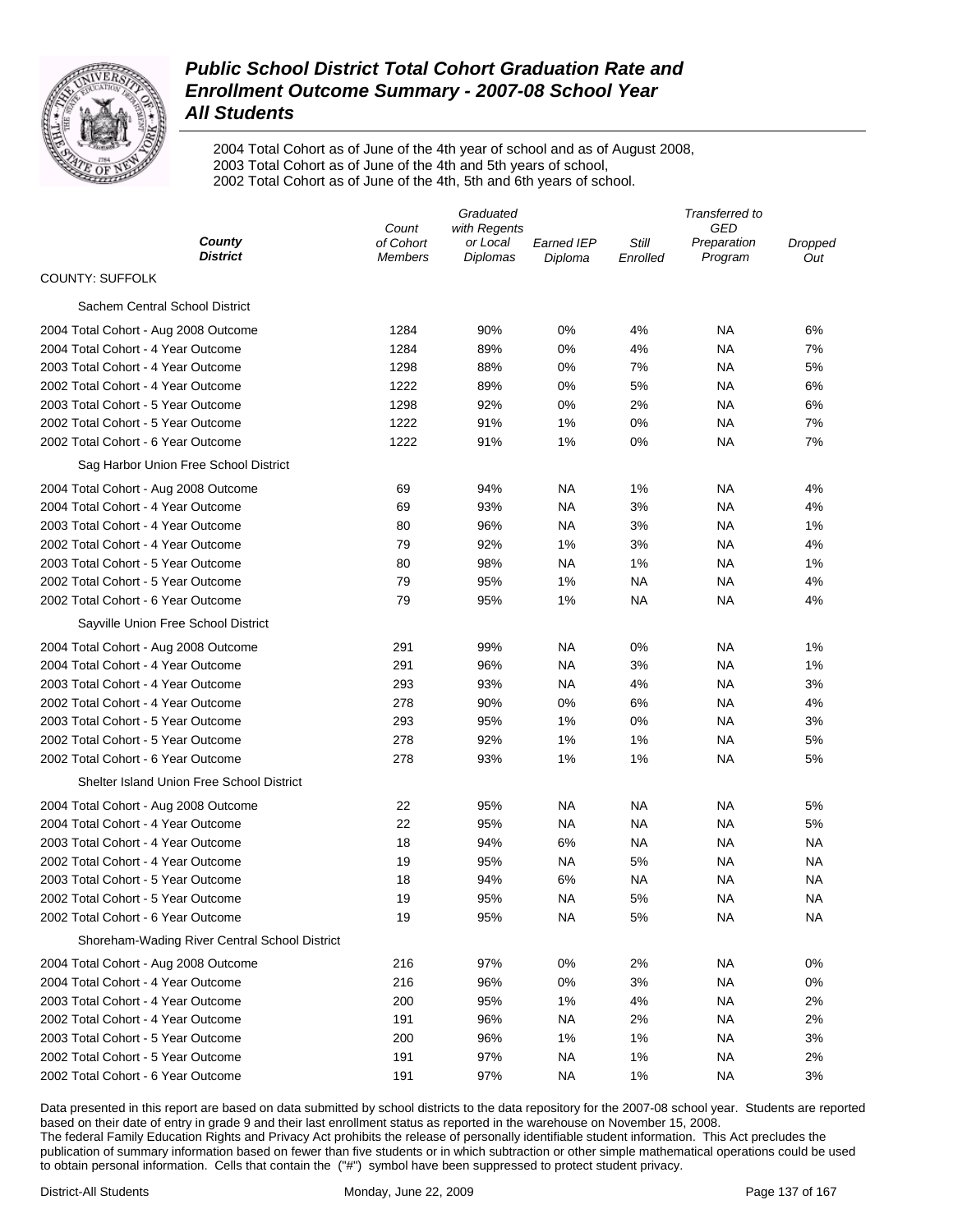# Public School District Total Cohort Graduation Rate and Enrollment Outcome Summary - 2007-08 School Year
## All Students

2004 Total Cohort as of June of the 4th year of school and as of August 2008,
2003 Total Cohort as of June of the 4th and 5th years of school,
2002 Total Cohort as of June of the 4th, 5th and 6th years of school.

| County District | Count of Cohort Members | Graduated with Regents or Local Diplomas | Earned IEP Diploma | Still Enrolled | Transferred to GED Preparation Program | Dropped Out |
|---|---|---|---|---|---|---|
| COUNTY: SUFFOLK | | | | | | |
| Sachem Central School District | | | | | | |
| 2004 Total Cohort - Aug 2008 Outcome | 1284 | 90% | 0% | 4% | NA | 6% |
| 2004 Total Cohort - 4 Year Outcome | 1284 | 89% | 0% | 4% | NA | 7% |
| 2003 Total Cohort - 4 Year Outcome | 1298 | 88% | 0% | 7% | NA | 5% |
| 2002 Total Cohort - 4 Year Outcome | 1222 | 89% | 0% | 5% | NA | 6% |
| 2003 Total Cohort - 5 Year Outcome | 1298 | 92% | 0% | 2% | NA | 6% |
| 2002 Total Cohort - 5 Year Outcome | 1222 | 91% | 1% | 0% | NA | 7% |
| 2002 Total Cohort - 6 Year Outcome | 1222 | 91% | 1% | 0% | NA | 7% |
| Sag Harbor Union Free School District | | | | | | |
| 2004 Total Cohort - Aug 2008 Outcome | 69 | 94% | NA | 1% | NA | 4% |
| 2004 Total Cohort - 4 Year Outcome | 69 | 93% | NA | 3% | NA | 4% |
| 2003 Total Cohort - 4 Year Outcome | 80 | 96% | NA | 3% | NA | 1% |
| 2002 Total Cohort - 4 Year Outcome | 79 | 92% | 1% | 3% | NA | 4% |
| 2003 Total Cohort - 5 Year Outcome | 80 | 98% | NA | 1% | NA | 1% |
| 2002 Total Cohort - 5 Year Outcome | 79 | 95% | 1% | NA | NA | 4% |
| 2002 Total Cohort - 6 Year Outcome | 79 | 95% | 1% | NA | NA | 4% |
| Sayville Union Free School District | | | | | | |
| 2004 Total Cohort - Aug 2008 Outcome | 291 | 99% | NA | 0% | NA | 1% |
| 2004 Total Cohort - 4 Year Outcome | 291 | 96% | NA | 3% | NA | 1% |
| 2003 Total Cohort - 4 Year Outcome | 293 | 93% | NA | 4% | NA | 3% |
| 2002 Total Cohort - 4 Year Outcome | 278 | 90% | 0% | 6% | NA | 4% |
| 2003 Total Cohort - 5 Year Outcome | 293 | 95% | 1% | 0% | NA | 3% |
| 2002 Total Cohort - 5 Year Outcome | 278 | 92% | 1% | 1% | NA | 5% |
| 2002 Total Cohort - 6 Year Outcome | 278 | 93% | 1% | 1% | NA | 5% |
| Shelter Island Union Free School District | | | | | | |
| 2004 Total Cohort - Aug 2008 Outcome | 22 | 95% | NA | NA | NA | 5% |
| 2004 Total Cohort - 4 Year Outcome | 22 | 95% | NA | NA | NA | 5% |
| 2003 Total Cohort - 4 Year Outcome | 18 | 94% | 6% | NA | NA | NA |
| 2002 Total Cohort - 4 Year Outcome | 19 | 95% | NA | 5% | NA | NA |
| 2003 Total Cohort - 5 Year Outcome | 18 | 94% | 6% | NA | NA | NA |
| 2002 Total Cohort - 5 Year Outcome | 19 | 95% | NA | 5% | NA | NA |
| 2002 Total Cohort - 6 Year Outcome | 19 | 95% | NA | 5% | NA | NA |
| Shoreham-Wading River Central School District | | | | | | |
| 2004 Total Cohort - Aug 2008 Outcome | 216 | 97% | 0% | 2% | NA | 0% |
| 2004 Total Cohort - 4 Year Outcome | 216 | 96% | 0% | 3% | NA | 0% |
| 2003 Total Cohort - 4 Year Outcome | 200 | 95% | 1% | 4% | NA | 2% |
| 2002 Total Cohort - 4 Year Outcome | 191 | 96% | NA | 2% | NA | 2% |
| 2003 Total Cohort - 5 Year Outcome | 200 | 96% | 1% | 1% | NA | 3% |
| 2002 Total Cohort - 5 Year Outcome | 191 | 97% | NA | 1% | NA | 2% |
| 2002 Total Cohort - 6 Year Outcome | 191 | 97% | NA | 1% | NA | 3% |

Data presented in this report are based on data submitted by school districts to the data repository for the 2007-08 school year. Students are reported based on their date of entry in grade 9 and their last enrollment status as reported in the warehouse on November 15, 2008.
The federal Family Education Rights and Privacy Act prohibits the release of personally identifiable student information. This Act precludes the publication of summary information based on fewer than five students or in which subtraction or other simple mathematical operations could be used to obtain personal information. Cells that contain the ("#") symbol have been suppressed to protect student privacy.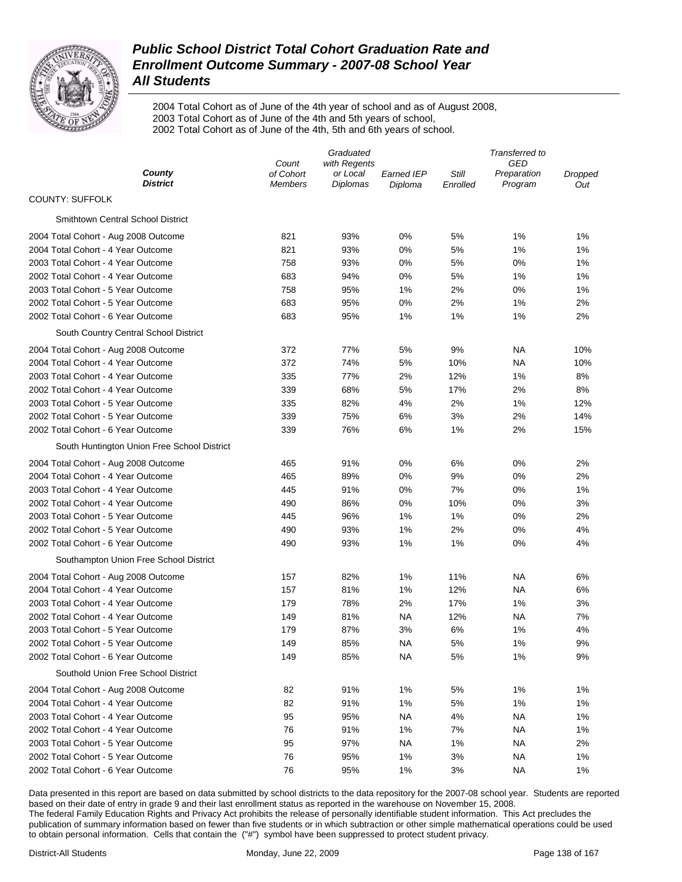# Public School District Total Cohort Graduation Rate and Enrollment Outcome Summary - 2007-08 School Year

## All Students

2004 Total Cohort as of June of the 4th year of school and as of August 2008,
2003 Total Cohort as of June of the 4th and 5th years of school,
2002 Total Cohort as of June of the 4th, 5th and 6th years of school.

| *County District* | *Count of Cohort Members* | *Graduated with Regents or Local Diplomas* | *Earned IEP Diploma* | *Still Enrolled* | *Transferred to GED Preparation Program* | *Dropped Out* |
|---|---|---|---|---|---|---|
| COUNTY: SUFFOLK | | | | | | |
| Smithtown Central School District | | | | | | |
| 2004 Total Cohort - Aug 2008 Outcome | 821 | 93% | 0% | 5% | 1% | 1% |
| 2004 Total Cohort - 4 Year Outcome | 821 | 93% | 0% | 5% | 1% | 1% |
| 2003 Total Cohort - 4 Year Outcome | 758 | 93% | 0% | 5% | 0% | 1% |
| 2002 Total Cohort - 4 Year Outcome | 683 | 94% | 0% | 5% | 1% | 1% |
| 2003 Total Cohort - 5 Year Outcome | 758 | 95% | 1% | 2% | 0% | 1% |
| 2002 Total Cohort - 5 Year Outcome | 683 | 95% | 0% | 2% | 1% | 2% |
| 2002 Total Cohort - 6 Year Outcome | 683 | 95% | 1% | 1% | 1% | 2% |
| South Country Central School District | | | | | | |
| 2004 Total Cohort - Aug 2008 Outcome | 372 | 77% | 5% | 9% | NA | 10% |
| 2004 Total Cohort - 4 Year Outcome | 372 | 74% | 5% | 10% | NA | 10% |
| 2003 Total Cohort - 4 Year Outcome | 335 | 77% | 2% | 12% | 1% | 8% |
| 2002 Total Cohort - 4 Year Outcome | 339 | 68% | 5% | 17% | 2% | 8% |
| 2003 Total Cohort - 5 Year Outcome | 335 | 82% | 4% | 2% | 1% | 12% |
| 2002 Total Cohort - 5 Year Outcome | 339 | 75% | 6% | 3% | 2% | 14% |
| 2002 Total Cohort - 6 Year Outcome | 339 | 76% | 6% | 1% | 2% | 15% |
| South Huntington Union Free School District | | | | | | |
| 2004 Total Cohort - Aug 2008 Outcome | 465 | 91% | 0% | 6% | 0% | 2% |
| 2004 Total Cohort - 4 Year Outcome | 465 | 89% | 0% | 9% | 0% | 2% |
| 2003 Total Cohort - 4 Year Outcome | 445 | 91% | 0% | 7% | 0% | 1% |
| 2002 Total Cohort - 4 Year Outcome | 490 | 86% | 0% | 10% | 0% | 3% |
| 2003 Total Cohort - 5 Year Outcome | 445 | 96% | 1% | 1% | 0% | 2% |
| 2002 Total Cohort - 5 Year Outcome | 490 | 93% | 1% | 2% | 0% | 4% |
| 2002 Total Cohort - 6 Year Outcome | 490 | 93% | 1% | 1% | 0% | 4% |
| Southampton Union Free School District | | | | | | |
| 2004 Total Cohort - Aug 2008 Outcome | 157 | 82% | 1% | 11% | NA | 6% |
| 2004 Total Cohort - 4 Year Outcome | 157 | 81% | 1% | 12% | NA | 6% |
| 2003 Total Cohort - 4 Year Outcome | 179 | 78% | 2% | 17% | 1% | 3% |
| 2002 Total Cohort - 4 Year Outcome | 149 | 81% | NA | 12% | NA | 7% |
| 2003 Total Cohort - 5 Year Outcome | 179 | 87% | 3% | 6% | 1% | 4% |
| 2002 Total Cohort - 5 Year Outcome | 149 | 85% | NA | 5% | 1% | 9% |
| 2002 Total Cohort - 6 Year Outcome | 149 | 85% | NA | 5% | 1% | 9% |
| Southold Union Free School District | | | | | | |
| 2004 Total Cohort - Aug 2008 Outcome | 82 | 91% | 1% | 5% | 1% | 1% |
| 2004 Total Cohort - 4 Year Outcome | 82 | 91% | 1% | 5% | 1% | 1% |
| 2003 Total Cohort - 4 Year Outcome | 95 | 95% | NA | 4% | NA | 1% |
| 2002 Total Cohort - 4 Year Outcome | 76 | 91% | 1% | 7% | NA | 1% |
| 2003 Total Cohort - 5 Year Outcome | 95 | 97% | NA | 1% | NA | 2% |
| 2002 Total Cohort - 5 Year Outcome | 76 | 95% | 1% | 3% | NA | 1% |
| 2002 Total Cohort - 6 Year Outcome | 76 | 95% | 1% | 3% | NA | 1% |

Data presented in this report are based on data submitted by school districts to the data repository for the 2007-08 school year. Students are reported based on their date of entry in grade 9 and their last enrollment status as reported in the warehouse on November 15, 2008.
The federal Family Education Rights and Privacy Act prohibits the release of personally identifiable student information. This Act precludes the publication of summary information based on fewer than five students or in which subtraction or other simple mathematical operations could be used to obtain personal information. Cells that contain the ("#") symbol have been suppressed to protect student privacy.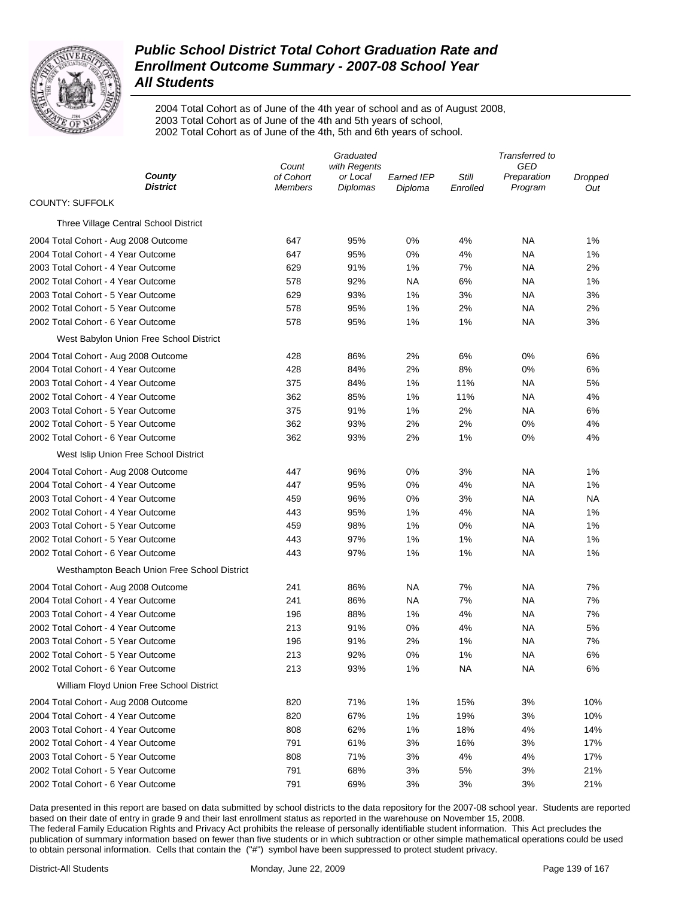# Public School District Total Cohort Graduation Rate and Enrollment Outcome Summary - 2007-08 School Year
## All Students

2004 Total Cohort as of June of the 4th year of school and as of August 2008,
2003 Total Cohort as of June of the 4th and 5th years of school,
2002 Total Cohort as of June of the 4th, 5th and 6th years of school.

| County / District | Count of Cohort Members | Graduated with Regents or Local Diplomas | Earned IEP Diploma | Still Enrolled | Transferred to GED Preparation Program | Dropped Out |
|---|---|---|---|---|---|---|
| **COUNTY: SUFFOLK** | | | | | | |
| **Three Village Central School District** | | | | | | |
| 2004 Total Cohort - Aug 2008 Outcome | 647 | 95% | 0% | 4% | NA | 1% |
| 2004 Total Cohort - 4 Year Outcome | 647 | 95% | 0% | 4% | NA | 1% |
| 2003 Total Cohort - 4 Year Outcome | 629 | 91% | 1% | 7% | NA | 2% |
| 2002 Total Cohort - 4 Year Outcome | 578 | 92% | NA | 6% | NA | 1% |
| 2003 Total Cohort - 5 Year Outcome | 629 | 93% | 1% | 3% | NA | 3% |
| 2002 Total Cohort - 5 Year Outcome | 578 | 95% | 1% | 2% | NA | 2% |
| 2002 Total Cohort - 6 Year Outcome | 578 | 95% | 1% | 1% | NA | 3% |
| **West Babylon Union Free School District** | | | | | | |
| 2004 Total Cohort - Aug 2008 Outcome | 428 | 86% | 2% | 6% | 0% | 6% |
| 2004 Total Cohort - 4 Year Outcome | 428 | 84% | 2% | 8% | 0% | 6% |
| 2003 Total Cohort - 4 Year Outcome | 375 | 84% | 1% | 11% | NA | 5% |
| 2002 Total Cohort - 4 Year Outcome | 362 | 85% | 1% | 11% | NA | 4% |
| 2003 Total Cohort - 5 Year Outcome | 375 | 91% | 1% | 2% | NA | 6% |
| 2002 Total Cohort - 5 Year Outcome | 362 | 93% | 2% | 2% | 0% | 4% |
| 2002 Total Cohort - 6 Year Outcome | 362 | 93% | 2% | 1% | 0% | 4% |
| **West Islip Union Free School District** | | | | | | |
| 2004 Total Cohort - Aug 2008 Outcome | 447 | 96% | 0% | 3% | NA | 1% |
| 2004 Total Cohort - 4 Year Outcome | 447 | 95% | 0% | 4% | NA | 1% |
| 2003 Total Cohort - 4 Year Outcome | 459 | 96% | 0% | 3% | NA | NA |
| 2002 Total Cohort - 4 Year Outcome | 443 | 95% | 1% | 4% | NA | 1% |
| 2003 Total Cohort - 5 Year Outcome | 459 | 98% | 1% | 0% | NA | 1% |
| 2002 Total Cohort - 5 Year Outcome | 443 | 97% | 1% | 1% | NA | 1% |
| 2002 Total Cohort - 6 Year Outcome | 443 | 97% | 1% | 1% | NA | 1% |
| **Westhampton Beach Union Free School District** | | | | | | |
| 2004 Total Cohort - Aug 2008 Outcome | 241 | 86% | NA | 7% | NA | 7% |
| 2004 Total Cohort - 4 Year Outcome | 241 | 86% | NA | 7% | NA | 7% |
| 2003 Total Cohort - 4 Year Outcome | 196 | 88% | 1% | 4% | NA | 7% |
| 2002 Total Cohort - 4 Year Outcome | 213 | 91% | 0% | 4% | NA | 5% |
| 2003 Total Cohort - 5 Year Outcome | 196 | 91% | 2% | 1% | NA | 7% |
| 2002 Total Cohort - 5 Year Outcome | 213 | 92% | 0% | 1% | NA | 6% |
| 2002 Total Cohort - 6 Year Outcome | 213 | 93% | 1% | NA | NA | 6% |
| **William Floyd Union Free School District** | | | | | | |
| 2004 Total Cohort - Aug 2008 Outcome | 820 | 71% | 1% | 15% | 3% | 10% |
| 2004 Total Cohort - 4 Year Outcome | 820 | 67% | 1% | 19% | 3% | 10% |
| 2003 Total Cohort - 4 Year Outcome | 808 | 62% | 1% | 18% | 4% | 14% |
| 2002 Total Cohort - 4 Year Outcome | 791 | 61% | 3% | 16% | 3% | 17% |
| 2003 Total Cohort - 5 Year Outcome | 808 | 71% | 3% | 4% | 4% | 17% |
| 2002 Total Cohort - 5 Year Outcome | 791 | 68% | 3% | 5% | 3% | 21% |
| 2002 Total Cohort - 6 Year Outcome | 791 | 69% | 3% | 3% | 3% | 21% |

Data presented in this report are based on data submitted by school districts to the data repository for the 2007-08 school year. Students are reported based on their date of entry in grade 9 and their last enrollment status as reported in the warehouse on November 15, 2008.
The federal Family Education Rights and Privacy Act prohibits the release of personally identifiable student information. This Act precludes the publication of summary information based on fewer than five students or in which subtraction or other simple mathematical operations could be used to obtain personal information. Cells that contain the ("#") symbol have been suppressed to protect student privacy.

District-All Students    Monday, June 22, 2009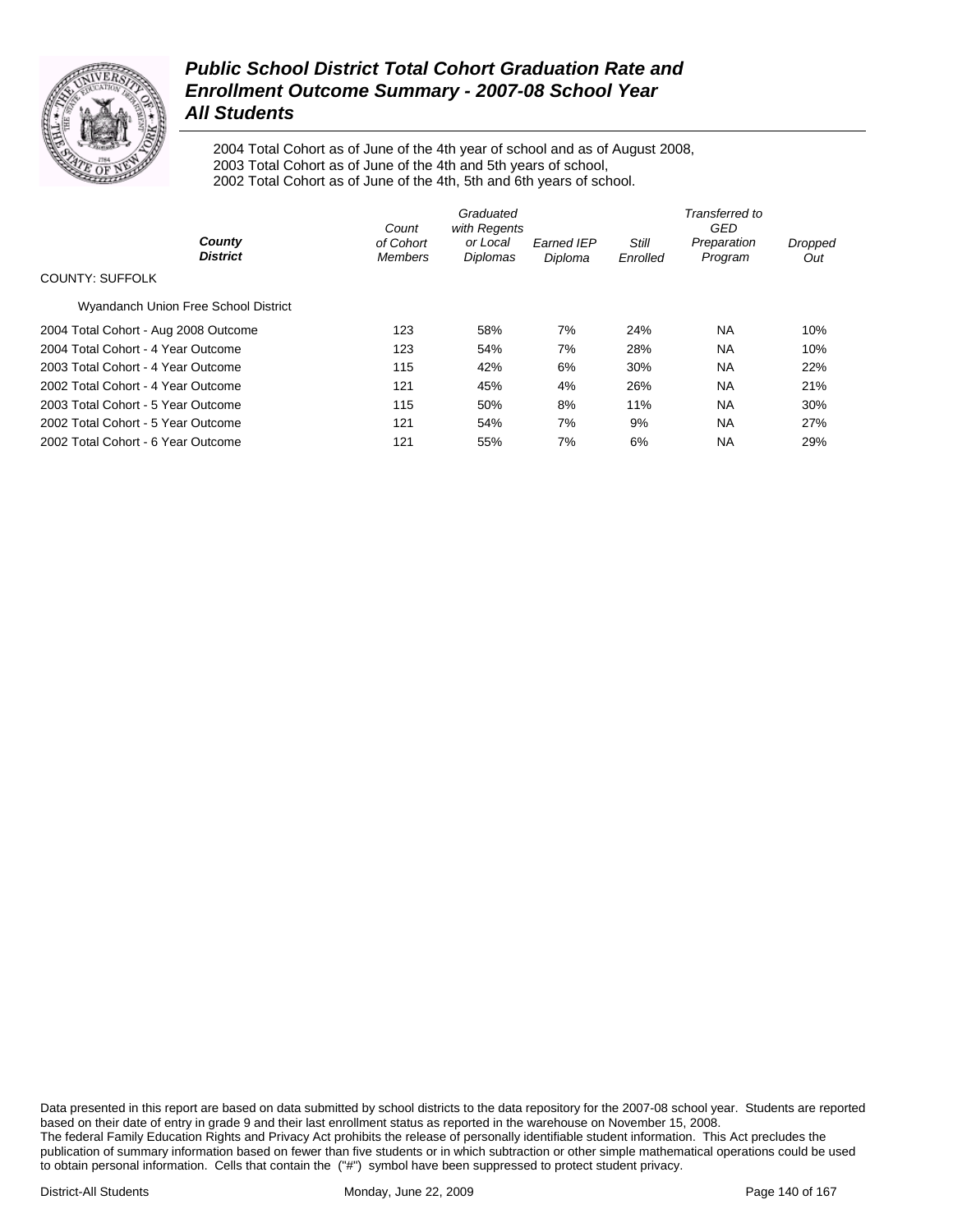# Public School District Total Cohort Graduation Rate and Enrollment Outcome Summary - 2007-08 School Year
## All Students

2004 Total Cohort as of June of the 4th year of school and as of August 2008,
2003 Total Cohort as of June of the 4th and 5th years of school,
2002 Total Cohort as of June of the 4th, 5th and 6th years of school.

| County / District | Count of Cohort Members | Graduated with Regents or Local Diplomas | Earned IEP Diploma | Still Enrolled | Transferred to GED Preparation Program | Dropped Out |
|---|---|---|---|---|---|---|
| COUNTY: SUFFOLK | | | | | | |
| Wyandanch Union Free School District | | | | | | |
| 2004 Total Cohort - Aug 2008 Outcome | 123 | 58% | 7% | 24% | NA | 10% |
| 2004 Total Cohort - 4 Year Outcome | 123 | 54% | 7% | 28% | NA | 10% |
| 2003 Total Cohort - 4 Year Outcome | 115 | 42% | 6% | 30% | NA | 22% |
| 2002 Total Cohort - 4 Year Outcome | 121 | 45% | 4% | 26% | NA | 21% |
| 2003 Total Cohort - 5 Year Outcome | 115 | 50% | 8% | 11% | NA | 30% |
| 2002 Total Cohort - 5 Year Outcome | 121 | 54% | 7% | 9% | NA | 27% |
| 2002 Total Cohort - 6 Year Outcome | 121 | 55% | 7% | 6% | NA | 29% |

Data presented in this report are based on data submitted by school districts to the data repository for the 2007-08 school year. Students are reported based on their date of entry in grade 9 and their last enrollment status as reported in the warehouse on November 15, 2008.
The federal Family Education Rights and Privacy Act prohibits the release of personally identifiable student information. This Act precludes the publication of summary information based on fewer than five students or in which subtraction or other simple mathematical operations could be used to obtain personal information. Cells that contain the ("#") symbol have been suppressed to protect student privacy.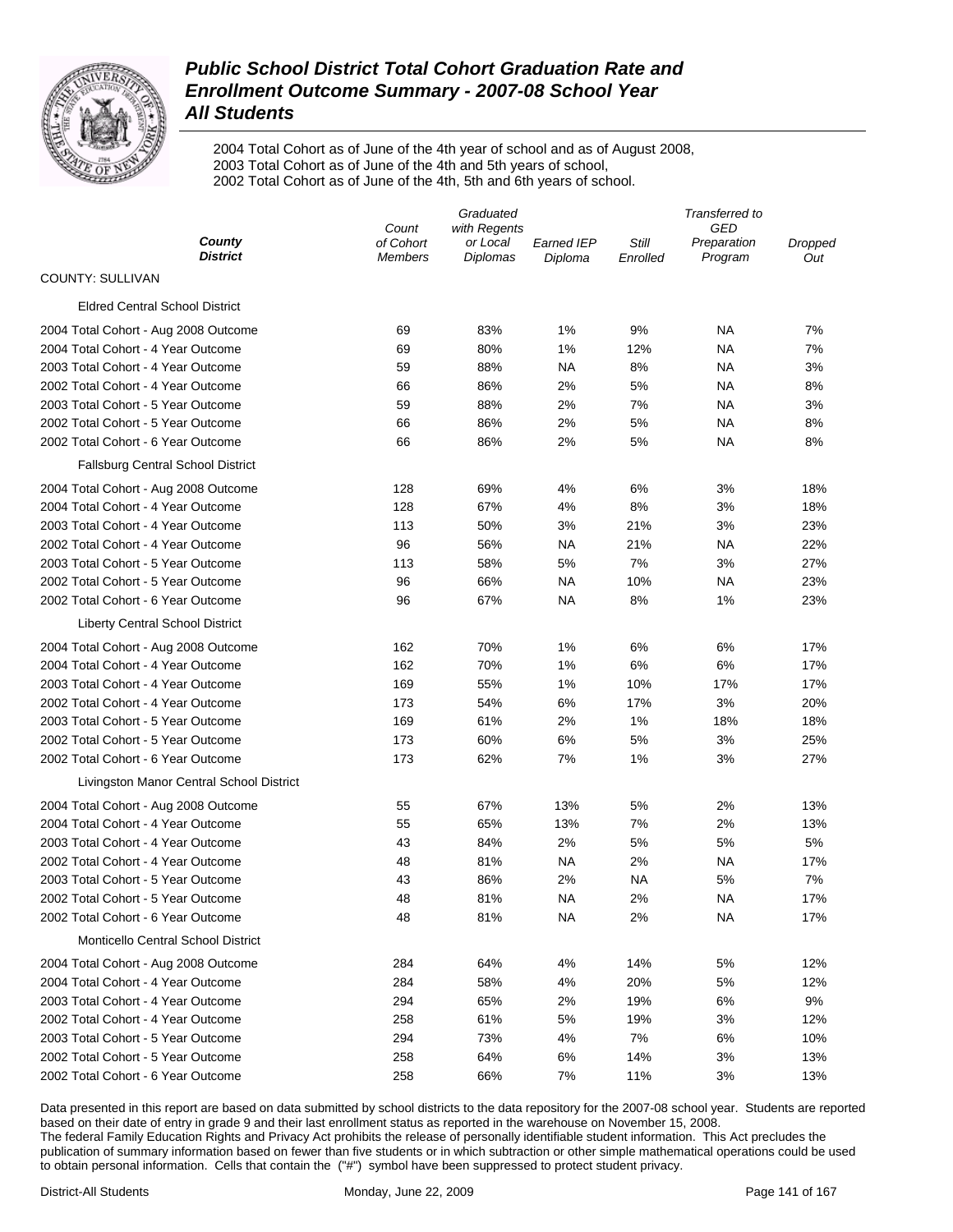# Public School District Total Cohort Graduation Rate and Enrollment Outcome Summary - 2007-08 School Year

## All Students

2004 Total Cohort as of June of the 4th year of school and as of August 2008,
2003 Total Cohort as of June of the 4th and 5th years of school,
2002 Total Cohort as of June of the 4th, 5th and 6th years of school.

| County District | Count of Cohort Members | Graduated with Regents or Local Diplomas | Earned IEP Diploma | Still Enrolled | Transferred to GED Preparation Program | Dropped Out |
|---|---|---|---|---|---|---|
| COUNTY: SULLIVAN | | | | | | |
| Eldred Central School District | | | | | | |
| 2004 Total Cohort - Aug 2008 Outcome | 69 | 83% | 1% | 9% | NA | 7% |
| 2004 Total Cohort - 4 Year Outcome | 69 | 80% | 1% | 12% | NA | 7% |
| 2003 Total Cohort - 4 Year Outcome | 59 | 88% | NA | 8% | NA | 3% |
| 2002 Total Cohort - 4 Year Outcome | 66 | 86% | 2% | 5% | NA | 8% |
| 2003 Total Cohort - 5 Year Outcome | 59 | 88% | 2% | 7% | NA | 3% |
| 2002 Total Cohort - 5 Year Outcome | 66 | 86% | 2% | 5% | NA | 8% |
| 2002 Total Cohort - 6 Year Outcome | 66 | 86% | 2% | 5% | NA | 8% |
| Fallsburg Central School District | | | | | | |
| 2004 Total Cohort - Aug 2008 Outcome | 128 | 69% | 4% | 6% | 3% | 18% |
| 2004 Total Cohort - 4 Year Outcome | 128 | 67% | 4% | 8% | 3% | 18% |
| 2003 Total Cohort - 4 Year Outcome | 113 | 50% | 3% | 21% | 3% | 23% |
| 2002 Total Cohort - 4 Year Outcome | 96 | 56% | NA | 21% | NA | 22% |
| 2003 Total Cohort - 5 Year Outcome | 113 | 58% | 5% | 7% | 3% | 27% |
| 2002 Total Cohort - 5 Year Outcome | 96 | 66% | NA | 10% | NA | 23% |
| 2002 Total Cohort - 6 Year Outcome | 96 | 67% | NA | 8% | 1% | 23% |
| Liberty Central School District | | | | | | |
| 2004 Total Cohort - Aug 2008 Outcome | 162 | 70% | 1% | 6% | 6% | 17% |
| 2004 Total Cohort - 4 Year Outcome | 162 | 70% | 1% | 6% | 6% | 17% |
| 2003 Total Cohort - 4 Year Outcome | 169 | 55% | 1% | 10% | 17% | 17% |
| 2002 Total Cohort - 4 Year Outcome | 173 | 54% | 6% | 17% | 3% | 20% |
| 2003 Total Cohort - 5 Year Outcome | 169 | 61% | 2% | 1% | 18% | 18% |
| 2002 Total Cohort - 5 Year Outcome | 173 | 60% | 6% | 5% | 3% | 25% |
| 2002 Total Cohort - 6 Year Outcome | 173 | 62% | 7% | 1% | 3% | 27% |
| Livingston Manor Central School District | | | | | | |
| 2004 Total Cohort - Aug 2008 Outcome | 55 | 67% | 13% | 5% | 2% | 13% |
| 2004 Total Cohort - 4 Year Outcome | 55 | 65% | 13% | 7% | 2% | 13% |
| 2003 Total Cohort - 4 Year Outcome | 43 | 84% | 2% | 5% | 5% | 5% |
| 2002 Total Cohort - 4 Year Outcome | 48 | 81% | NA | 2% | NA | 17% |
| 2003 Total Cohort - 5 Year Outcome | 43 | 86% | 2% | NA | 5% | 7% |
| 2002 Total Cohort - 5 Year Outcome | 48 | 81% | NA | 2% | NA | 17% |
| 2002 Total Cohort - 6 Year Outcome | 48 | 81% | NA | 2% | NA | 17% |
| Monticello Central School District | | | | | | |
| 2004 Total Cohort - Aug 2008 Outcome | 284 | 64% | 4% | 14% | 5% | 12% |
| 2004 Total Cohort - 4 Year Outcome | 284 | 58% | 4% | 20% | 5% | 12% |
| 2003 Total Cohort - 4 Year Outcome | 294 | 65% | 2% | 19% | 6% | 9% |
| 2002 Total Cohort - 4 Year Outcome | 258 | 61% | 5% | 19% | 3% | 12% |
| 2003 Total Cohort - 5 Year Outcome | 294 | 73% | 4% | 7% | 6% | 10% |
| 2002 Total Cohort - 5 Year Outcome | 258 | 64% | 6% | 14% | 3% | 13% |
| 2002 Total Cohort - 6 Year Outcome | 258 | 66% | 7% | 11% | 3% | 13% |

Data presented in this report are based on data submitted by school districts to the data repository for the 2007-08 school year. Students are reported based on their date of entry in grade 9 and their last enrollment status as reported in the warehouse on November 15, 2008.
The federal Family Education Rights and Privacy Act prohibits the release of personally identifiable student information. This Act precludes the publication of summary information based on fewer than five students or in which subtraction or other simple mathematical operations could be used to obtain personal information. Cells that contain the ("#") symbol have been suppressed to protect student privacy.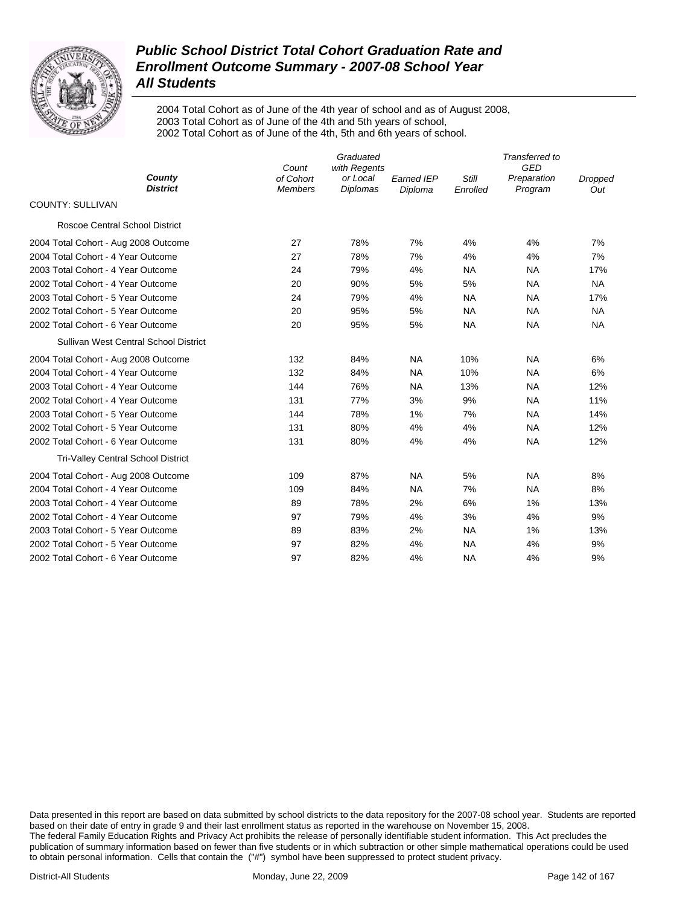# Public School District Total Cohort Graduation Rate and Enrollment Outcome Summary - 2007-08 School Year
## All Students

2004 Total Cohort as of June of the 4th year of school and as of August 2008,
2003 Total Cohort as of June of the 4th and 5th years of school,
2002 Total Cohort as of June of the 4th, 5th and 6th years of school.

| County / District | Count of Cohort Members | Graduated with Regents or Local Diplomas | Earned IEP Diploma | Still Enrolled | Transferred to GED Preparation Program | Dropped Out |
|---|---|---|---|---|---|---|
| **COUNTY: SULLIVAN** | | | | | | |
| Roscoe Central School District | | | | | | |
| 2004 Total Cohort - Aug 2008 Outcome | 27 | 78% | 7% | 4% | 4% | 7% |
| 2004 Total Cohort - 4 Year Outcome | 27 | 78% | 7% | 4% | 4% | 7% |
| 2003 Total Cohort - 4 Year Outcome | 24 | 79% | 4% | NA | NA | 17% |
| 2002 Total Cohort - 4 Year Outcome | 20 | 90% | 5% | 5% | NA | NA |
| 2003 Total Cohort - 5 Year Outcome | 24 | 79% | 4% | NA | NA | 17% |
| 2002 Total Cohort - 5 Year Outcome | 20 | 95% | 5% | NA | NA | NA |
| 2002 Total Cohort - 6 Year Outcome | 20 | 95% | 5% | NA | NA | NA |
| Sullivan West Central School District | | | | | | |
| 2004 Total Cohort - Aug 2008 Outcome | 132 | 84% | NA | 10% | NA | 6% |
| 2004 Total Cohort - 4 Year Outcome | 132 | 84% | NA | 10% | NA | 6% |
| 2003 Total Cohort - 4 Year Outcome | 144 | 76% | NA | 13% | NA | 12% |
| 2002 Total Cohort - 4 Year Outcome | 131 | 77% | 3% | 9% | NA | 11% |
| 2003 Total Cohort - 5 Year Outcome | 144 | 78% | 1% | 7% | NA | 14% |
| 2002 Total Cohort - 5 Year Outcome | 131 | 80% | 4% | 4% | NA | 12% |
| 2002 Total Cohort - 6 Year Outcome | 131 | 80% | 4% | 4% | NA | 12% |
| Tri-Valley Central School District | | | | | | |
| 2004 Total Cohort - Aug 2008 Outcome | 109 | 87% | NA | 5% | NA | 8% |
| 2004 Total Cohort - 4 Year Outcome | 109 | 84% | NA | 7% | NA | 8% |
| 2003 Total Cohort - 4 Year Outcome | 89 | 78% | 2% | 6% | 1% | 13% |
| 2002 Total Cohort - 4 Year Outcome | 97 | 79% | 4% | 3% | 4% | 9% |
| 2003 Total Cohort - 5 Year Outcome | 89 | 83% | 2% | NA | 1% | 13% |
| 2002 Total Cohort - 5 Year Outcome | 97 | 82% | 4% | NA | 4% | 9% |
| 2002 Total Cohort - 6 Year Outcome | 97 | 82% | 4% | NA | 4% | 9% |

Data presented in this report are based on data submitted by school districts to the data repository for the 2007-08 school year. Students are reported based on their date of entry in grade 9 and their last enrollment status as reported in the warehouse on November 15, 2008. The federal Family Education Rights and Privacy Act prohibits the release of personally identifiable student information. This Act precludes the publication of summary information based on fewer than five students or in which subtraction or other simple mathematical operations could be used to obtain personal information. Cells that contain the ("#") symbol have been suppressed to protect student privacy.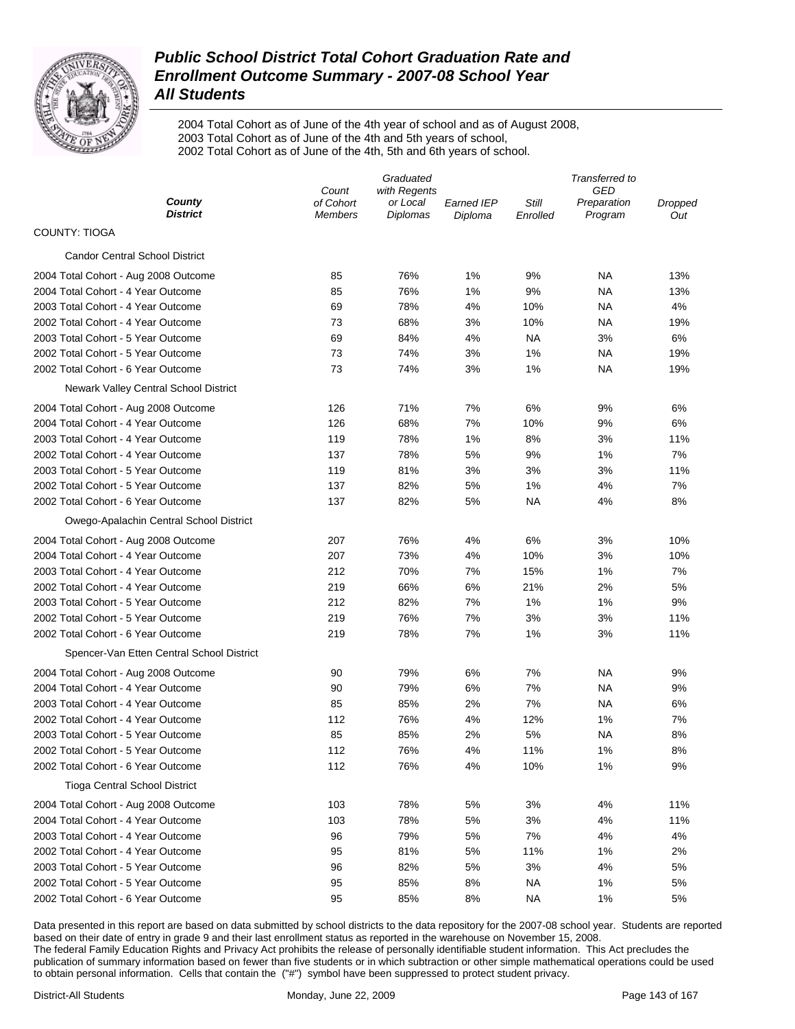# Public School District Total Cohort Graduation Rate and Enrollment Outcome Summary - 2007-08 School Year

## All Students

2004 Total Cohort as of June of the 4th year of school and as of August 2008,
2003 Total Cohort as of June of the 4th and 5th years of school,
2002 Total Cohort as of June of the 4th, 5th and 6th years of school.

| County / District | Count of Cohort Members | Graduated with Regents or Local Diplomas | Earned IEP Diploma | Still Enrolled | Transferred to GED Preparation Program | Dropped Out |
|---|---|---|---|---|---|---|
| **COUNTY: TIOGA** | | | | | | |
| **Candor Central School District** | | | | | | |
| 2004 Total Cohort - Aug 2008 Outcome | 85 | 76% | 1% | 9% | NA | 13% |
| 2004 Total Cohort - 4 Year Outcome | 85 | 76% | 1% | 9% | NA | 13% |
| 2003 Total Cohort - 4 Year Outcome | 69 | 78% | 4% | 10% | NA | 4% |
| 2002 Total Cohort - 4 Year Outcome | 73 | 68% | 3% | 10% | NA | 19% |
| 2003 Total Cohort - 5 Year Outcome | 69 | 84% | 4% | NA | 3% | 6% |
| 2002 Total Cohort - 5 Year Outcome | 73 | 74% | 3% | 1% | NA | 19% |
| 2002 Total Cohort - 6 Year Outcome | 73 | 74% | 3% | 1% | NA | 19% |
| **Newark Valley Central School District** | | | | | | |
| 2004 Total Cohort - Aug 2008 Outcome | 126 | 71% | 7% | 6% | 9% | 6% |
| 2004 Total Cohort - 4 Year Outcome | 126 | 68% | 7% | 10% | 9% | 6% |
| 2003 Total Cohort - 4 Year Outcome | 119 | 78% | 1% | 8% | 3% | 11% |
| 2002 Total Cohort - 4 Year Outcome | 137 | 78% | 5% | 9% | 1% | 7% |
| 2003 Total Cohort - 5 Year Outcome | 119 | 81% | 3% | 3% | 3% | 11% |
| 2002 Total Cohort - 5 Year Outcome | 137 | 82% | 5% | 1% | 4% | 7% |
| 2002 Total Cohort - 6 Year Outcome | 137 | 82% | 5% | NA | 4% | 8% |
| **Owego-Apalachin Central School District** | | | | | | |
| 2004 Total Cohort - Aug 2008 Outcome | 207 | 76% | 4% | 6% | 3% | 10% |
| 2004 Total Cohort - 4 Year Outcome | 207 | 73% | 4% | 10% | 3% | 10% |
| 2003 Total Cohort - 4 Year Outcome | 212 | 70% | 7% | 15% | 1% | 7% |
| 2002 Total Cohort - 4 Year Outcome | 219 | 66% | 6% | 21% | 2% | 5% |
| 2003 Total Cohort - 5 Year Outcome | 212 | 82% | 7% | 1% | 1% | 9% |
| 2002 Total Cohort - 5 Year Outcome | 219 | 76% | 7% | 3% | 3% | 11% |
| 2002 Total Cohort - 6 Year Outcome | 219 | 78% | 7% | 1% | 3% | 11% |
| **Spencer-Van Etten Central School District** | | | | | | |
| 2004 Total Cohort - Aug 2008 Outcome | 90 | 79% | 6% | 7% | NA | 9% |
| 2004 Total Cohort - 4 Year Outcome | 90 | 79% | 6% | 7% | NA | 9% |
| 2003 Total Cohort - 4 Year Outcome | 85 | 85% | 2% | 7% | NA | 6% |
| 2002 Total Cohort - 4 Year Outcome | 112 | 76% | 4% | 12% | 1% | 7% |
| 2003 Total Cohort - 5 Year Outcome | 85 | 85% | 2% | 5% | NA | 8% |
| 2002 Total Cohort - 5 Year Outcome | 112 | 76% | 4% | 11% | 1% | 8% |
| 2002 Total Cohort - 6 Year Outcome | 112 | 76% | 4% | 10% | 1% | 9% |
| **Tioga Central School District** | | | | | | |
| 2004 Total Cohort - Aug 2008 Outcome | 103 | 78% | 5% | 3% | 4% | 11% |
| 2004 Total Cohort - 4 Year Outcome | 103 | 78% | 5% | 3% | 4% | 11% |
| 2003 Total Cohort - 4 Year Outcome | 96 | 79% | 5% | 7% | 4% | 4% |
| 2002 Total Cohort - 4 Year Outcome | 95 | 81% | 5% | 11% | 1% | 2% |
| 2003 Total Cohort - 5 Year Outcome | 96 | 82% | 5% | 3% | 4% | 5% |
| 2002 Total Cohort - 5 Year Outcome | 95 | 85% | 8% | NA | 1% | 5% |
| 2002 Total Cohort - 6 Year Outcome | 95 | 85% | 8% | NA | 1% | 5% |

Data presented in this report are based on data submitted by school districts to the data repository for the 2007-08 school year. Students are reported based on their date of entry in grade 9 and their last enrollment status as reported in the warehouse on November 15, 2008.
The federal Family Education Rights and Privacy Act prohibits the release of personally identifiable student information. This Act precludes the publication of summary information based on fewer than five students or in which subtraction or other simple mathematical operations could be used to obtain personal information. Cells that contain the ("#") symbol have been suppressed to protect student privacy.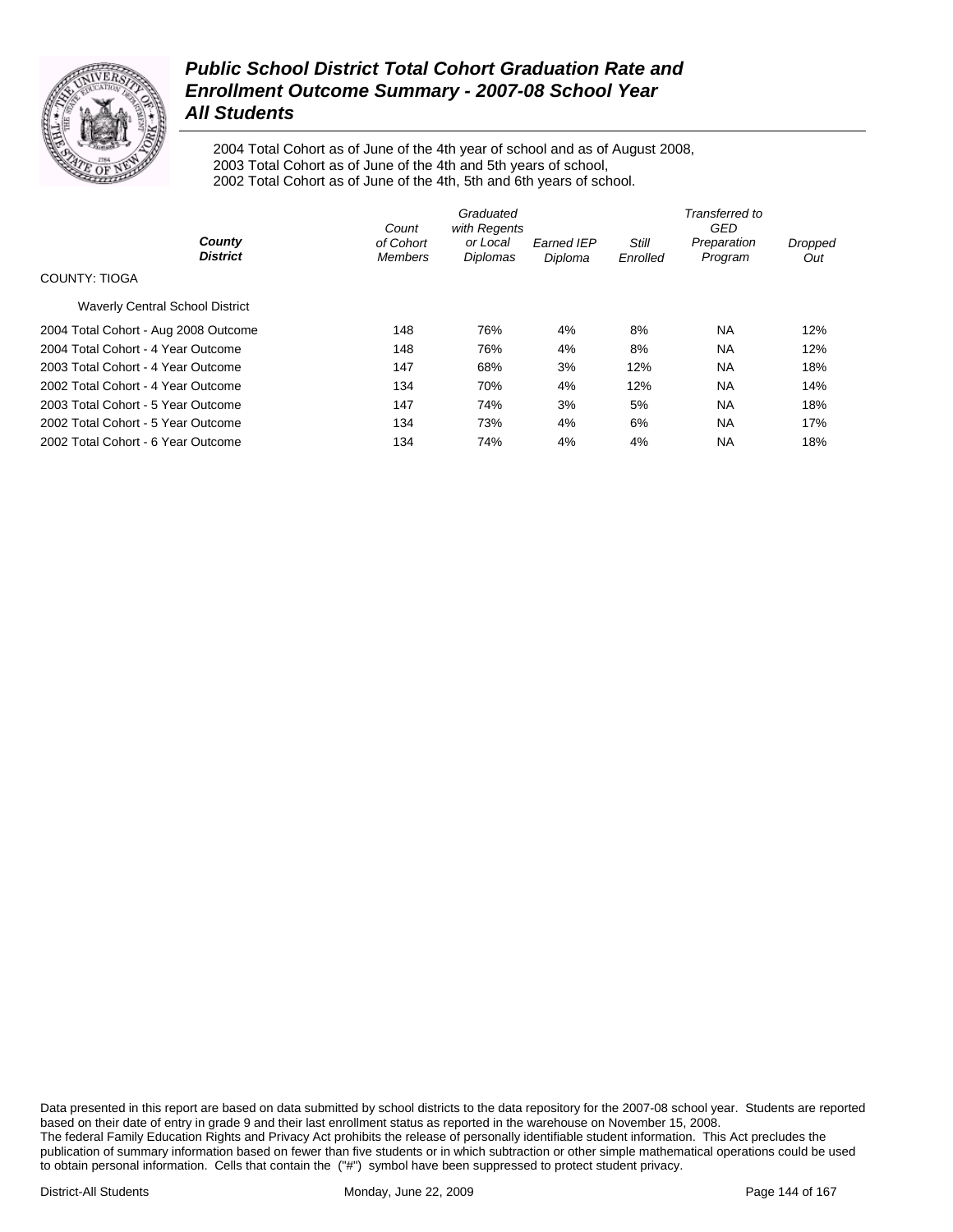# Public School District Total Cohort Graduation Rate and Enrollment Outcome Summary - 2007-08 School Year
## All Students

2004 Total Cohort as of June of the 4th year of school and as of August 2008,
2003 Total Cohort as of June of the 4th and 5th years of school,
2002 Total Cohort as of June of the 4th, 5th and 6th years of school.

| County<br>District | Count of Cohort Members | Graduated with Regents or Local Diplomas | Earned IEP Diploma | Still Enrolled | Transferred to GED Preparation Program | Dropped Out |
|---|---|---|---|---|---|---|
| COUNTY: TIOGA | | | | | | |
| Waverly Central School District | | | | | | |
| 2004 Total Cohort - Aug 2008 Outcome | 148 | 76% | 4% | 8% | NA | 12% |
| 2004 Total Cohort - 4 Year Outcome | 148 | 76% | 4% | 8% | NA | 12% |
| 2003 Total Cohort - 4 Year Outcome | 147 | 68% | 3% | 12% | NA | 18% |
| 2002 Total Cohort - 4 Year Outcome | 134 | 70% | 4% | 12% | NA | 14% |
| 2003 Total Cohort - 5 Year Outcome | 147 | 74% | 3% | 5% | NA | 18% |
| 2002 Total Cohort - 5 Year Outcome | 134 | 73% | 4% | 6% | NA | 17% |
| 2002 Total Cohort - 6 Year Outcome | 134 | 74% | 4% | 4% | NA | 18% |

Data presented in this report are based on data submitted by school districts to the data repository for the 2007-08 school year. Students are reported based on their date of entry in grade 9 and their last enrollment status as reported in the warehouse on November 15, 2008.
The federal Family Education Rights and Privacy Act prohibits the release of personally identifiable student information. This Act precludes the publication of summary information based on fewer than five students or in which subtraction or other simple mathematical operations could be used to obtain personal information. Cells that contain the ("#") symbol have been suppressed to protect student privacy.

District-All Students    Monday, June 22, 2009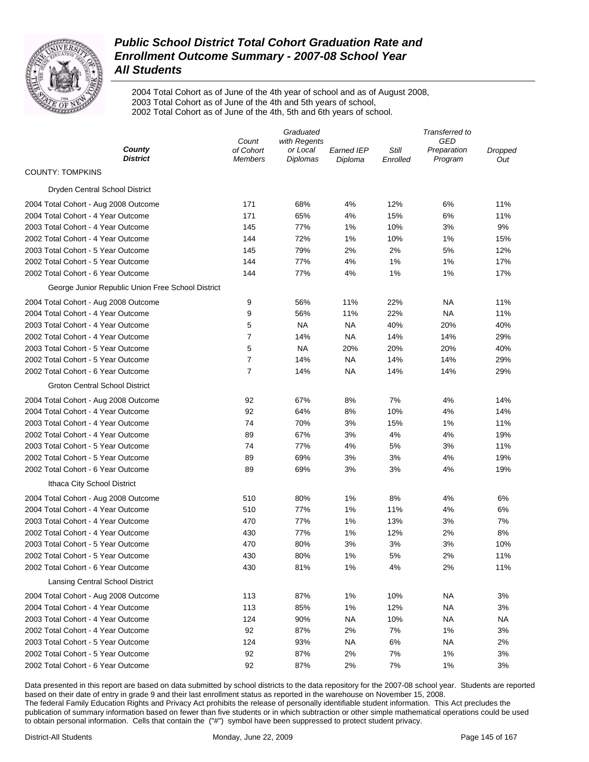# Public School District Total Cohort Graduation Rate and Enrollment Outcome Summary - 2007-08 School Year
## All Students

2004 Total Cohort as of June of the 4th year of school and as of August 2008,
2003 Total Cohort as of June of the 4th and 5th years of school,
2002 Total Cohort as of June of the 4th, 5th and 6th years of school.

| *County* *District* | *Count of Cohort Members* | *Graduated with Regents or Local Diplomas* | *Earned IEP Diploma* | *Still Enrolled* | *Transferred to GED Preparation Program* | *Dropped Out* |
|---|---|---|---|---|---|---|
| COUNTY: TOMPKINS | | | | | | |
| Dryden Central School District | | | | | | |
| 2004 Total Cohort - Aug 2008 Outcome | 171 | 68% | 4% | 12% | 6% | 11% |
| 2004 Total Cohort - 4 Year Outcome | 171 | 65% | 4% | 15% | 6% | 11% |
| 2003 Total Cohort - 4 Year Outcome | 145 | 77% | 1% | 10% | 3% | 9% |
| 2002 Total Cohort - 4 Year Outcome | 144 | 72% | 1% | 10% | 1% | 15% |
| 2003 Total Cohort - 5 Year Outcome | 145 | 79% | 2% | 2% | 5% | 12% |
| 2002 Total Cohort - 5 Year Outcome | 144 | 77% | 4% | 1% | 1% | 17% |
| 2002 Total Cohort - 6 Year Outcome | 144 | 77% | 4% | 1% | 1% | 17% |
| George Junior Republic Union Free School District | | | | | | |
| 2004 Total Cohort - Aug 2008 Outcome | 9 | 56% | 11% | 22% | NA | 11% |
| 2004 Total Cohort - 4 Year Outcome | 9 | 56% | 11% | 22% | NA | 11% |
| 2003 Total Cohort - 4 Year Outcome | 5 | NA | NA | 40% | 20% | 40% |
| 2002 Total Cohort - 4 Year Outcome | 7 | 14% | NA | 14% | 14% | 29% |
| 2003 Total Cohort - 5 Year Outcome | 5 | NA | 20% | 20% | 20% | 40% |
| 2002 Total Cohort - 5 Year Outcome | 7 | 14% | NA | 14% | 14% | 29% |
| 2002 Total Cohort - 6 Year Outcome | 7 | 14% | NA | 14% | 14% | 29% |
| Groton Central School District | | | | | | |
| 2004 Total Cohort - Aug 2008 Outcome | 92 | 67% | 8% | 7% | 4% | 14% |
| 2004 Total Cohort - 4 Year Outcome | 92 | 64% | 8% | 10% | 4% | 14% |
| 2003 Total Cohort - 4 Year Outcome | 74 | 70% | 3% | 15% | 1% | 11% |
| 2002 Total Cohort - 4 Year Outcome | 89 | 67% | 3% | 4% | 4% | 19% |
| 2003 Total Cohort - 5 Year Outcome | 74 | 77% | 4% | 5% | 3% | 11% |
| 2002 Total Cohort - 5 Year Outcome | 89 | 69% | 3% | 3% | 4% | 19% |
| 2002 Total Cohort - 6 Year Outcome | 89 | 69% | 3% | 3% | 4% | 19% |
| Ithaca City School District | | | | | | |
| 2004 Total Cohort - Aug 2008 Outcome | 510 | 80% | 1% | 8% | 4% | 6% |
| 2004 Total Cohort - 4 Year Outcome | 510 | 77% | 1% | 11% | 4% | 6% |
| 2003 Total Cohort - 4 Year Outcome | 470 | 77% | 1% | 13% | 3% | 7% |
| 2002 Total Cohort - 4 Year Outcome | 430 | 77% | 1% | 12% | 2% | 8% |
| 2003 Total Cohort - 5 Year Outcome | 470 | 80% | 3% | 3% | 3% | 10% |
| 2002 Total Cohort - 5 Year Outcome | 430 | 80% | 1% | 5% | 2% | 11% |
| 2002 Total Cohort - 6 Year Outcome | 430 | 81% | 1% | 4% | 2% | 11% |
| Lansing Central School District | | | | | | |
| 2004 Total Cohort - Aug 2008 Outcome | 113 | 87% | 1% | 10% | NA | 3% |
| 2004 Total Cohort - 4 Year Outcome | 113 | 85% | 1% | 12% | NA | 3% |
| 2003 Total Cohort - 4 Year Outcome | 124 | 90% | NA | 10% | NA | NA |
| 2002 Total Cohort - 4 Year Outcome | 92 | 87% | 2% | 7% | 1% | 3% |
| 2003 Total Cohort - 5 Year Outcome | 124 | 93% | NA | 6% | NA | 2% |
| 2002 Total Cohort - 5 Year Outcome | 92 | 87% | 2% | 7% | 1% | 3% |
| 2002 Total Cohort - 6 Year Outcome | 92 | 87% | 2% | 7% | 1% | 3% |

Data presented in this report are based on data submitted by school districts to the data repository for the 2007-08 school year. Students are reported based on their date of entry in grade 9 and their last enrollment status as reported in the warehouse on November 15, 2008.
The federal Family Education Rights and Privacy Act prohibits the release of personally identifiable student information. This Act precludes the publication of summary information based on fewer than five students or in which subtraction or other simple mathematical operations could be used to obtain personal information. Cells that contain the ("#") symbol have been suppressed to protect student privacy.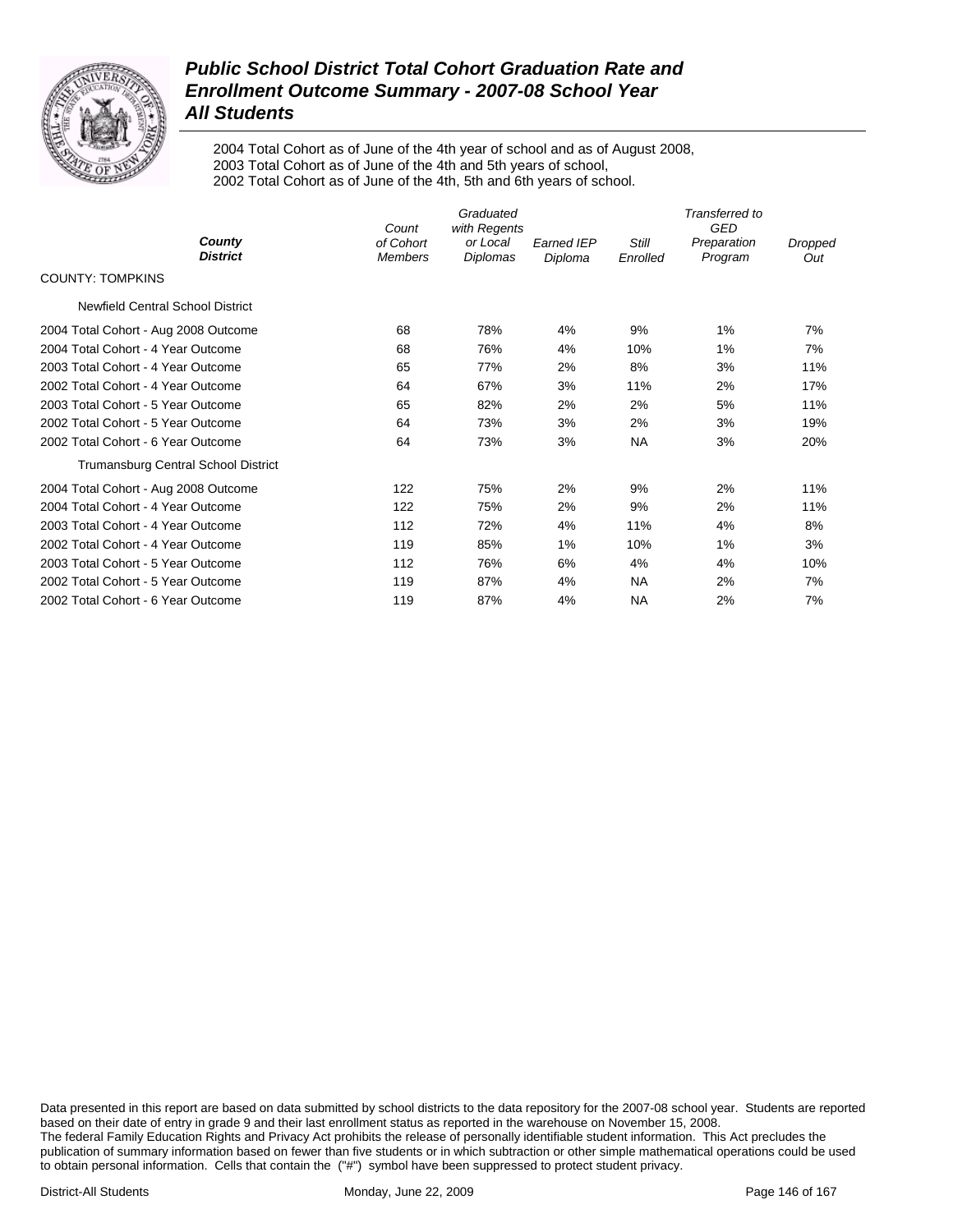# Public School District Total Cohort Graduation Rate and Enrollment Outcome Summary - 2007-08 School Year

## All Students

2004 Total Cohort as of June of the 4th year of school and as of August 2008,
2003 Total Cohort as of June of the 4th and 5th years of school,
2002 Total Cohort as of June of the 4th, 5th and 6th years of school.

| County / District | Count of Cohort Members | Graduated with Regents or Local Diplomas | Earned IEP Diploma | Still Enrolled | Transferred to GED Preparation Program | Dropped Out |
|---|---|---|---|---|---|---|
| **COUNTY: TOMPKINS** | | | | | | |
| Newfield Central School District | | | | | | |
| 2004 Total Cohort - Aug 2008 Outcome | 68 | 78% | 4% | 9% | 1% | 7% |
| 2004 Total Cohort - 4 Year Outcome | 68 | 76% | 4% | 10% | 1% | 7% |
| 2003 Total Cohort - 4 Year Outcome | 65 | 77% | 2% | 8% | 3% | 11% |
| 2002 Total Cohort - 4 Year Outcome | 64 | 67% | 3% | 11% | 2% | 17% |
| 2003 Total Cohort - 5 Year Outcome | 65 | 82% | 2% | 2% | 5% | 11% |
| 2002 Total Cohort - 5 Year Outcome | 64 | 73% | 3% | 2% | 3% | 19% |
| 2002 Total Cohort - 6 Year Outcome | 64 | 73% | 3% | NA | 3% | 20% |
| Trumansburg Central School District | | | | | | |
| 2004 Total Cohort - Aug 2008 Outcome | 122 | 75% | 2% | 9% | 2% | 11% |
| 2004 Total Cohort - 4 Year Outcome | 122 | 75% | 2% | 9% | 2% | 11% |
| 2003 Total Cohort - 4 Year Outcome | 112 | 72% | 4% | 11% | 4% | 8% |
| 2002 Total Cohort - 4 Year Outcome | 119 | 85% | 1% | 10% | 1% | 3% |
| 2003 Total Cohort - 5 Year Outcome | 112 | 76% | 6% | 4% | 4% | 10% |
| 2002 Total Cohort - 5 Year Outcome | 119 | 87% | 4% | NA | 2% | 7% |
| 2002 Total Cohort - 6 Year Outcome | 119 | 87% | 4% | NA | 2% | 7% |

Data presented in this report are based on data submitted by school districts to the data repository for the 2007-08 school year. Students are reported based on their date of entry in grade 9 and their last enrollment status as reported in the warehouse on November 15, 2008.
The federal Family Education Rights and Privacy Act prohibits the release of personally identifiable student information. This Act precludes the publication of summary information based on fewer than five students or in which subtraction or other simple mathematical operations could be used to obtain personal information. Cells that contain the ("#") symbol have been suppressed to protect student privacy.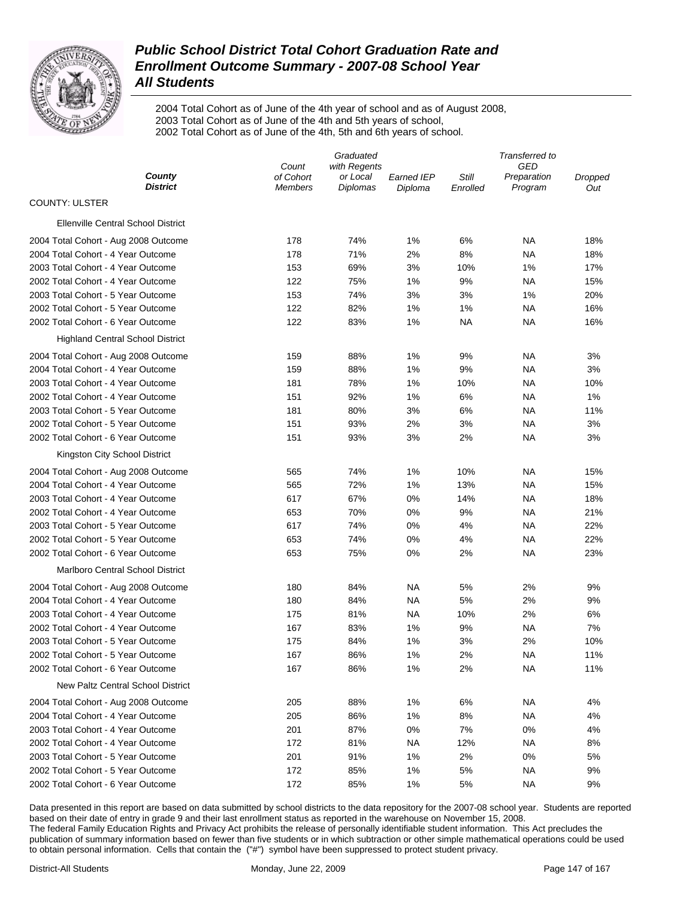# Public School District Total Cohort Graduation Rate and Enrollment Outcome Summary - 2007-08 School Year

## All Students

2004 Total Cohort as of June of the 4th year of school and as of August 2008,
2003 Total Cohort as of June of the 4th and 5th years of school,
2002 Total Cohort as of June of the 4th, 5th and 6th years of school.

| County / District | Count of Cohort Members | Graduated with Regents or Local Diplomas | Earned IEP Diploma | Still Enrolled | Transferred to GED Preparation Program | Dropped Out |
|---|---|---|---|---|---|---|
| COUNTY: ULSTER | | | | | | |
| Ellenville Central School District | | | | | | |
| 2004 Total Cohort - Aug 2008 Outcome | 178 | 74% | 1% | 6% | NA | 18% |
| 2004 Total Cohort - 4 Year Outcome | 178 | 71% | 2% | 8% | NA | 18% |
| 2003 Total Cohort - 4 Year Outcome | 153 | 69% | 3% | 10% | 1% | 17% |
| 2002 Total Cohort - 4 Year Outcome | 122 | 75% | 1% | 9% | NA | 15% |
| 2003 Total Cohort - 5 Year Outcome | 153 | 74% | 3% | 3% | 1% | 20% |
| 2002 Total Cohort - 5 Year Outcome | 122 | 82% | 1% | 1% | NA | 16% |
| 2002 Total Cohort - 6 Year Outcome | 122 | 83% | 1% | NA | NA | 16% |
| Highland Central School District | | | | | | |
| 2004 Total Cohort - Aug 2008 Outcome | 159 | 88% | 1% | 9% | NA | 3% |
| 2004 Total Cohort - 4 Year Outcome | 159 | 88% | 1% | 9% | NA | 3% |
| 2003 Total Cohort - 4 Year Outcome | 181 | 78% | 1% | 10% | NA | 10% |
| 2002 Total Cohort - 4 Year Outcome | 151 | 92% | 1% | 6% | NA | 1% |
| 2003 Total Cohort - 5 Year Outcome | 181 | 80% | 3% | 6% | NA | 11% |
| 2002 Total Cohort - 5 Year Outcome | 151 | 93% | 2% | 3% | NA | 3% |
| 2002 Total Cohort - 6 Year Outcome | 151 | 93% | 3% | 2% | NA | 3% |
| Kingston City School District | | | | | | |
| 2004 Total Cohort - Aug 2008 Outcome | 565 | 74% | 1% | 10% | NA | 15% |
| 2004 Total Cohort - 4 Year Outcome | 565 | 72% | 1% | 13% | NA | 15% |
| 2003 Total Cohort - 4 Year Outcome | 617 | 67% | 0% | 14% | NA | 18% |
| 2002 Total Cohort - 4 Year Outcome | 653 | 70% | 0% | 9% | NA | 21% |
| 2003 Total Cohort - 5 Year Outcome | 617 | 74% | 0% | 4% | NA | 22% |
| 2002 Total Cohort - 5 Year Outcome | 653 | 74% | 0% | 4% | NA | 22% |
| 2002 Total Cohort - 6 Year Outcome | 653 | 75% | 0% | 2% | NA | 23% |
| Marlboro Central School District | | | | | | |
| 2004 Total Cohort - Aug 2008 Outcome | 180 | 84% | NA | 5% | 2% | 9% |
| 2004 Total Cohort - 4 Year Outcome | 180 | 84% | NA | 5% | 2% | 9% |
| 2003 Total Cohort - 4 Year Outcome | 175 | 81% | NA | 10% | 2% | 6% |
| 2002 Total Cohort - 4 Year Outcome | 167 | 83% | 1% | 9% | NA | 7% |
| 2003 Total Cohort - 5 Year Outcome | 175 | 84% | 1% | 3% | 2% | 10% |
| 2002 Total Cohort - 5 Year Outcome | 167 | 86% | 1% | 2% | NA | 11% |
| 2002 Total Cohort - 6 Year Outcome | 167 | 86% | 1% | 2% | NA | 11% |
| New Paltz Central School District | | | | | | |
| 2004 Total Cohort - Aug 2008 Outcome | 205 | 88% | 1% | 6% | NA | 4% |
| 2004 Total Cohort - 4 Year Outcome | 205 | 86% | 1% | 8% | NA | 4% |
| 2003 Total Cohort - 4 Year Outcome | 201 | 87% | 0% | 7% | 0% | 4% |
| 2002 Total Cohort - 4 Year Outcome | 172 | 81% | NA | 12% | NA | 8% |
| 2003 Total Cohort - 5 Year Outcome | 201 | 91% | 1% | 2% | 0% | 5% |
| 2002 Total Cohort - 5 Year Outcome | 172 | 85% | 1% | 5% | NA | 9% |
| 2002 Total Cohort - 6 Year Outcome | 172 | 85% | 1% | 5% | NA | 9% |

Data presented in this report are based on data submitted by school districts to the data repository for the 2007-08 school year. Students are reported based on their date of entry in grade 9 and their last enrollment status as reported in the warehouse on November 15, 2008.
The federal Family Education Rights and Privacy Act prohibits the release of personally identifiable student information. This Act precludes the publication of summary information based on fewer than five students or in which subtraction or other simple mathematical operations could be used to obtain personal information. Cells that contain the ("#") symbol have been suppressed to protect student privacy.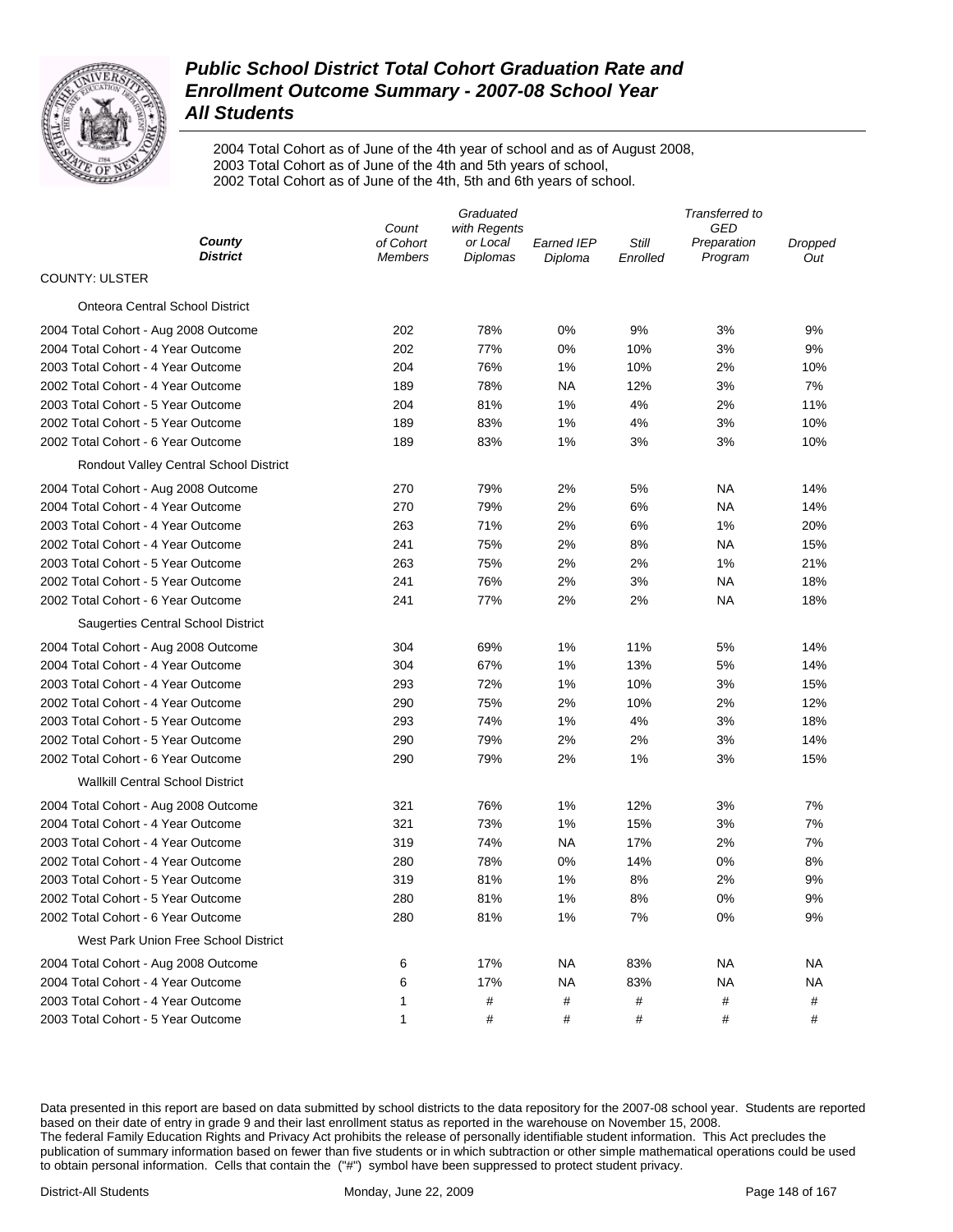# *Public School District Total Cohort Graduation Rate and Enrollment Outcome Summary - 2007-08 School Year*
# *All Students*

2004 Total Cohort as of June of the 4th year of school and as of August 2008,
2003 Total Cohort as of June of the 4th and 5th years of school,
2002 Total Cohort as of June of the 4th, 5th and 6th years of school.

| County / District | Count of Cohort Members | Graduated with Regents or Local Diplomas | Earned IEP Diploma | Still Enrolled | Transferred to GED Preparation Program | Dropped Out |
|---|---|---|---|---|---|---|
| COUNTY: ULSTER | | | | | | |
| Onteora Central School District | | | | | | |
| 2004 Total Cohort - Aug 2008 Outcome | 202 | 78% | 0% | 9% | 3% | 9% |
| 2004 Total Cohort - 4 Year Outcome | 202 | 77% | 0% | 10% | 3% | 9% |
| 2003 Total Cohort - 4 Year Outcome | 204 | 76% | 1% | 10% | 2% | 10% |
| 2002 Total Cohort - 4 Year Outcome | 189 | 78% | NA | 12% | 3% | 7% |
| 2003 Total Cohort - 5 Year Outcome | 204 | 81% | 1% | 4% | 2% | 11% |
| 2002 Total Cohort - 5 Year Outcome | 189 | 83% | 1% | 4% | 3% | 10% |
| 2002 Total Cohort - 6 Year Outcome | 189 | 83% | 1% | 3% | 3% | 10% |
| Rondout Valley Central School District | | | | | | |
| 2004 Total Cohort - Aug 2008 Outcome | 270 | 79% | 2% | 5% | NA | 14% |
| 2004 Total Cohort - 4 Year Outcome | 270 | 79% | 2% | 6% | NA | 14% |
| 2003 Total Cohort - 4 Year Outcome | 263 | 71% | 2% | 6% | 1% | 20% |
| 2002 Total Cohort - 4 Year Outcome | 241 | 75% | 2% | 8% | NA | 15% |
| 2003 Total Cohort - 5 Year Outcome | 263 | 75% | 2% | 2% | 1% | 21% |
| 2002 Total Cohort - 5 Year Outcome | 241 | 76% | 2% | 3% | NA | 18% |
| 2002 Total Cohort - 6 Year Outcome | 241 | 77% | 2% | 2% | NA | 18% |
| Saugerties Central School District | | | | | | |
| 2004 Total Cohort - Aug 2008 Outcome | 304 | 69% | 1% | 11% | 5% | 14% |
| 2004 Total Cohort - 4 Year Outcome | 304 | 67% | 1% | 13% | 5% | 14% |
| 2003 Total Cohort - 4 Year Outcome | 293 | 72% | 1% | 10% | 3% | 15% |
| 2002 Total Cohort - 4 Year Outcome | 290 | 75% | 2% | 10% | 2% | 12% |
| 2003 Total Cohort - 5 Year Outcome | 293 | 74% | 1% | 4% | 3% | 18% |
| 2002 Total Cohort - 5 Year Outcome | 290 | 79% | 2% | 2% | 3% | 14% |
| 2002 Total Cohort - 6 Year Outcome | 290 | 79% | 2% | 1% | 3% | 15% |
| Wallkill Central School District | | | | | | |
| 2004 Total Cohort - Aug 2008 Outcome | 321 | 76% | 1% | 12% | 3% | 7% |
| 2004 Total Cohort - 4 Year Outcome | 321 | 73% | 1% | 15% | 3% | 7% |
| 2003 Total Cohort - 4 Year Outcome | 319 | 74% | NA | 17% | 2% | 7% |
| 2002 Total Cohort - 4 Year Outcome | 280 | 78% | 0% | 14% | 0% | 8% |
| 2003 Total Cohort - 5 Year Outcome | 319 | 81% | 1% | 8% | 2% | 9% |
| 2002 Total Cohort - 5 Year Outcome | 280 | 81% | 1% | 8% | 0% | 9% |
| 2002 Total Cohort - 6 Year Outcome | 280 | 81% | 1% | 7% | 0% | 9% |
| West Park Union Free School District | | | | | | |
| 2004 Total Cohort - Aug 2008 Outcome | 6 | 17% | NA | 83% | NA | NA |
| 2004 Total Cohort - 4 Year Outcome | 6 | 17% | NA | 83% | NA | NA |
| 2003 Total Cohort - 4 Year Outcome | 1 | # | # | # | # | # |
| 2003 Total Cohort - 5 Year Outcome | 1 | # | # | # | # | # |

Data presented in this report are based on data submitted by school districts to the data repository for the 2007-08 school year. Students are reported based on their date of entry in grade 9 and their last enrollment status as reported in the warehouse on November 15, 2008.
The federal Family Education Rights and Privacy Act prohibits the release of personally identifiable student information. This Act precludes the publication of summary information based on fewer than five students or in which subtraction or other simple mathematical operations could be used to obtain personal information. Cells that contain the ("#") symbol have been suppressed to protect student privacy.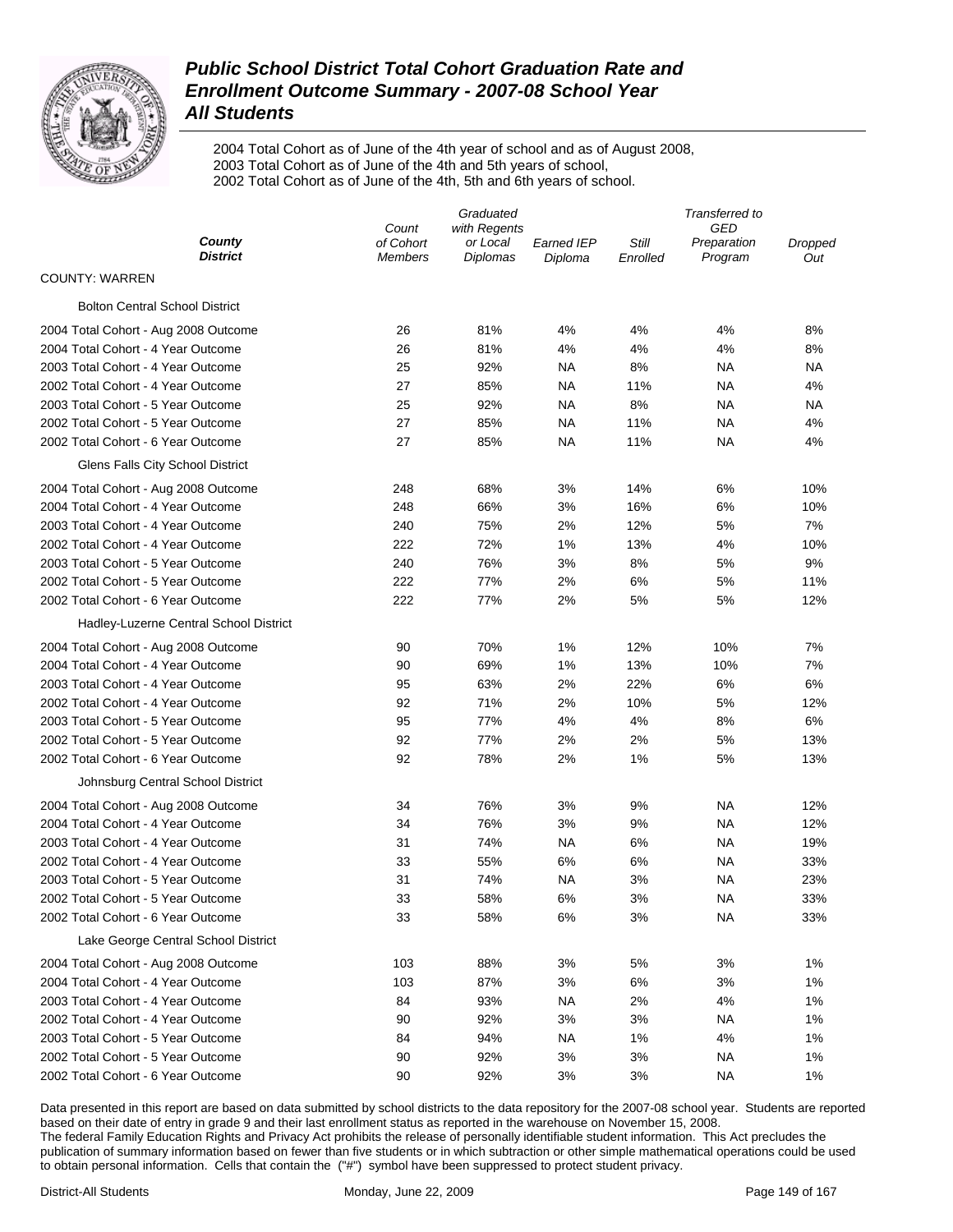# Public School District Total Cohort Graduation Rate and Enrollment Outcome Summary - 2007-08 School Year
## All Students

2004 Total Cohort as of June of the 4th year of school and as of August 2008,
2003 Total Cohort as of June of the 4th and 5th years of school,
2002 Total Cohort as of June of the 4th, 5th and 6th years of school.

| County / District | Count of Cohort Members | Graduated with Regents or Local Diplomas | Earned IEP Diploma | Still Enrolled | Transferred to GED Preparation Program | Dropped Out |
|---|---|---|---|---|---|---|
| **COUNTY: WARREN** | | | | | | |
| Bolton Central School District | | | | | | |
| 2004 Total Cohort - Aug 2008 Outcome | 26 | 81% | 4% | 4% | 4% | 8% |
| 2004 Total Cohort - 4 Year Outcome | 26 | 81% | 4% | 4% | 4% | 8% |
| 2003 Total Cohort - 4 Year Outcome | 25 | 92% | NA | 8% | NA | NA |
| 2002 Total Cohort - 4 Year Outcome | 27 | 85% | NA | 11% | NA | 4% |
| 2003 Total Cohort - 5 Year Outcome | 25 | 92% | NA | 8% | NA | NA |
| 2002 Total Cohort - 5 Year Outcome | 27 | 85% | NA | 11% | NA | 4% |
| 2002 Total Cohort - 6 Year Outcome | 27 | 85% | NA | 11% | NA | 4% |
| Glens Falls City School District | | | | | | |
| 2004 Total Cohort - Aug 2008 Outcome | 248 | 68% | 3% | 14% | 6% | 10% |
| 2004 Total Cohort - 4 Year Outcome | 248 | 66% | 3% | 16% | 6% | 10% |
| 2003 Total Cohort - 4 Year Outcome | 240 | 75% | 2% | 12% | 5% | 7% |
| 2002 Total Cohort - 4 Year Outcome | 222 | 72% | 1% | 13% | 4% | 10% |
| 2003 Total Cohort - 5 Year Outcome | 240 | 76% | 3% | 8% | 5% | 9% |
| 2002 Total Cohort - 5 Year Outcome | 222 | 77% | 2% | 6% | 5% | 11% |
| 2002 Total Cohort - 6 Year Outcome | 222 | 77% | 2% | 5% | 5% | 12% |
| Hadley-Luzerne Central School District | | | | | | |
| 2004 Total Cohort - Aug 2008 Outcome | 90 | 70% | 1% | 12% | 10% | 7% |
| 2004 Total Cohort - 4 Year Outcome | 90 | 69% | 1% | 13% | 10% | 7% |
| 2003 Total Cohort - 4 Year Outcome | 95 | 63% | 2% | 22% | 6% | 6% |
| 2002 Total Cohort - 4 Year Outcome | 92 | 71% | 2% | 10% | 5% | 12% |
| 2003 Total Cohort - 5 Year Outcome | 95 | 77% | 4% | 4% | 8% | 6% |
| 2002 Total Cohort - 5 Year Outcome | 92 | 77% | 2% | 2% | 5% | 13% |
| 2002 Total Cohort - 6 Year Outcome | 92 | 78% | 2% | 1% | 5% | 13% |
| Johnsburg Central School District | | | | | | |
| 2004 Total Cohort - Aug 2008 Outcome | 34 | 76% | 3% | 9% | NA | 12% |
| 2004 Total Cohort - 4 Year Outcome | 34 | 76% | 3% | 9% | NA | 12% |
| 2003 Total Cohort - 4 Year Outcome | 31 | 74% | NA | 6% | NA | 19% |
| 2002 Total Cohort - 4 Year Outcome | 33 | 55% | 6% | 6% | NA | 33% |
| 2003 Total Cohort - 5 Year Outcome | 31 | 74% | NA | 3% | NA | 23% |
| 2002 Total Cohort - 5 Year Outcome | 33 | 58% | 6% | 3% | NA | 33% |
| 2002 Total Cohort - 6 Year Outcome | 33 | 58% | 6% | 3% | NA | 33% |
| Lake George Central School District | | | | | | |
| 2004 Total Cohort - Aug 2008 Outcome | 103 | 88% | 3% | 5% | 3% | 1% |
| 2004 Total Cohort - 4 Year Outcome | 103 | 87% | 3% | 6% | 3% | 1% |
| 2003 Total Cohort - 4 Year Outcome | 84 | 93% | NA | 2% | 4% | 1% |
| 2002 Total Cohort - 4 Year Outcome | 90 | 92% | 3% | 3% | NA | 1% |
| 2003 Total Cohort - 5 Year Outcome | 84 | 94% | NA | 1% | 4% | 1% |
| 2002 Total Cohort - 5 Year Outcome | 90 | 92% | 3% | 3% | NA | 1% |
| 2002 Total Cohort - 6 Year Outcome | 90 | 92% | 3% | 3% | NA | 1% |

Data presented in this report are based on data submitted by school districts to the data repository for the 2007-08 school year. Students are reported based on their date of entry in grade 9 and their last enrollment status as reported in the warehouse on November 15, 2008.
The federal Family Education Rights and Privacy Act prohibits the release of personally identifiable student information. This Act precludes the publication of summary information based on fewer than five students or in which subtraction or other simple mathematical operations could be used to obtain personal information. Cells that contain the ("#") symbol have been suppressed to protect student privacy.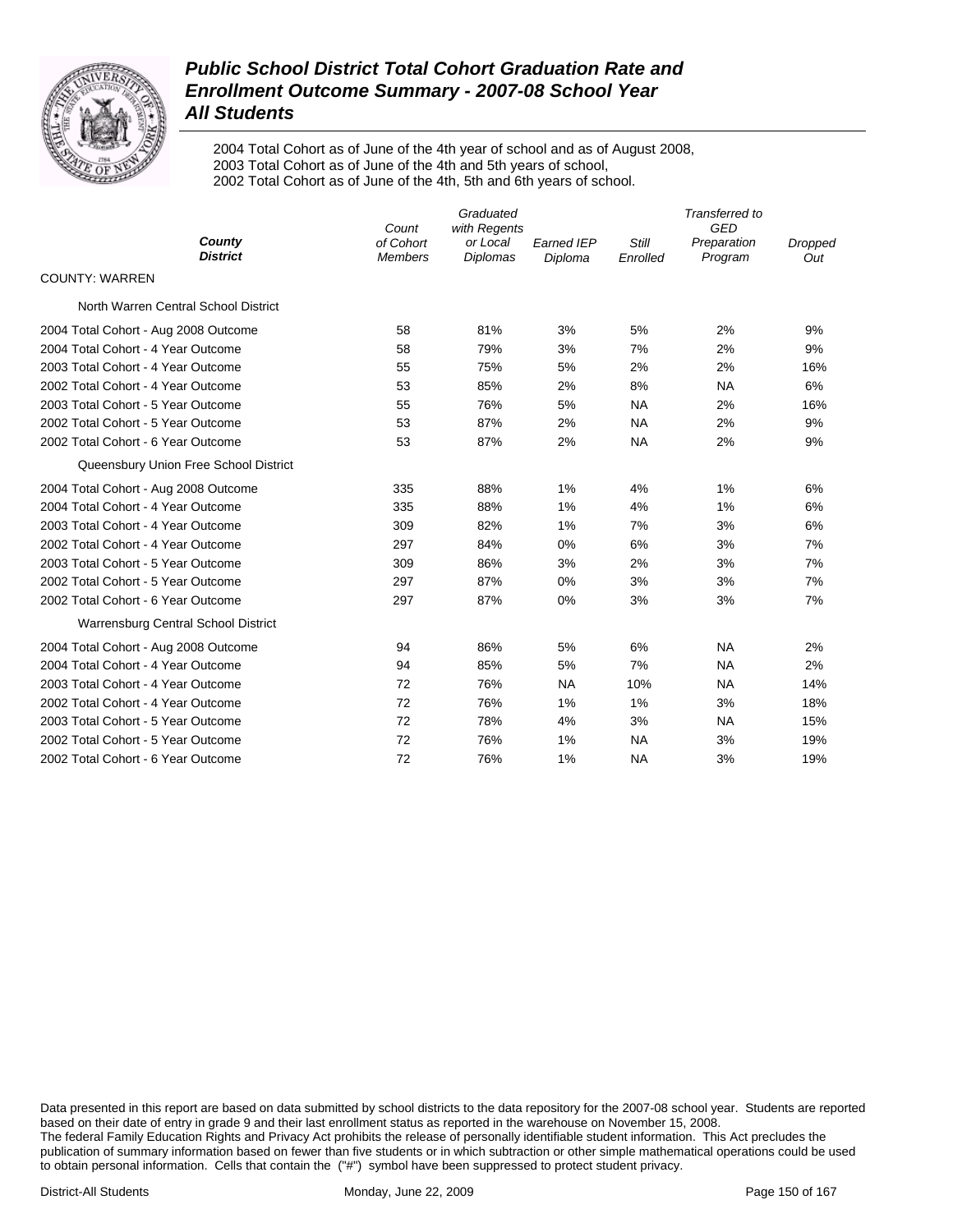# *Public School District Total Cohort Graduation Rate and Enrollment Outcome Summary - 2007-08 School Year*
# *All Students*

2004 Total Cohort as of June of the 4th year of school and as of August 2008,
2003 Total Cohort as of June of the 4th and 5th years of school,
2002 Total Cohort as of June of the 4th, 5th and 6th years of school.

| County<br>District | Count of Cohort Members | Graduated with Regents or Local Diplomas | Earned IEP Diploma | Still Enrolled | Transferred to GED Preparation Program | Dropped Out |
|---|---|---|---|---|---|---|
| COUNTY: WARREN | | | | | | |
| North Warren Central School District | | | | | | |
| 2004 Total Cohort - Aug 2008 Outcome | 58 | 81% | 3% | 5% | 2% | 9% |
| 2004 Total Cohort - 4 Year Outcome | 58 | 79% | 3% | 7% | 2% | 9% |
| 2003 Total Cohort - 4 Year Outcome | 55 | 75% | 5% | 2% | 2% | 16% |
| 2002 Total Cohort - 4 Year Outcome | 53 | 85% | 2% | 8% | NA | 6% |
| 2003 Total Cohort - 5 Year Outcome | 55 | 76% | 5% | NA | 2% | 16% |
| 2002 Total Cohort - 5 Year Outcome | 53 | 87% | 2% | NA | 2% | 9% |
| 2002 Total Cohort - 6 Year Outcome | 53 | 87% | 2% | NA | 2% | 9% |
| Queensbury Union Free School District | | | | | | |
| 2004 Total Cohort - Aug 2008 Outcome | 335 | 88% | 1% | 4% | 1% | 6% |
| 2004 Total Cohort - 4 Year Outcome | 335 | 88% | 1% | 4% | 1% | 6% |
| 2003 Total Cohort - 4 Year Outcome | 309 | 82% | 1% | 7% | 3% | 6% |
| 2002 Total Cohort - 4 Year Outcome | 297 | 84% | 0% | 6% | 3% | 7% |
| 2003 Total Cohort - 5 Year Outcome | 309 | 86% | 3% | 2% | 3% | 7% |
| 2002 Total Cohort - 5 Year Outcome | 297 | 87% | 0% | 3% | 3% | 7% |
| 2002 Total Cohort - 6 Year Outcome | 297 | 87% | 0% | 3% | 3% | 7% |
| Warrensburg Central School District | | | | | | |
| 2004 Total Cohort - Aug 2008 Outcome | 94 | 86% | 5% | 6% | NA | 2% |
| 2004 Total Cohort - 4 Year Outcome | 94 | 85% | 5% | 7% | NA | 2% |
| 2003 Total Cohort - 4 Year Outcome | 72 | 76% | NA | 10% | NA | 14% |
| 2002 Total Cohort - 4 Year Outcome | 72 | 76% | 1% | 1% | 3% | 18% |
| 2003 Total Cohort - 5 Year Outcome | 72 | 78% | 4% | 3% | NA | 15% |
| 2002 Total Cohort - 5 Year Outcome | 72 | 76% | 1% | NA | 3% | 19% |
| 2002 Total Cohort - 6 Year Outcome | 72 | 76% | 1% | NA | 3% | 19% |

Data presented in this report are based on data submitted by school districts to the data repository for the 2007-08 school year. Students are reported based on their date of entry in grade 9 and their last enrollment status as reported in the warehouse on November 15, 2008.
The federal Family Education Rights and Privacy Act prohibits the release of personally identifiable student information. This Act precludes the publication of summary information based on fewer than five students or in which subtraction or other simple mathematical operations could be used to obtain personal information. Cells that contain the ("#") symbol have been suppressed to protect student privacy.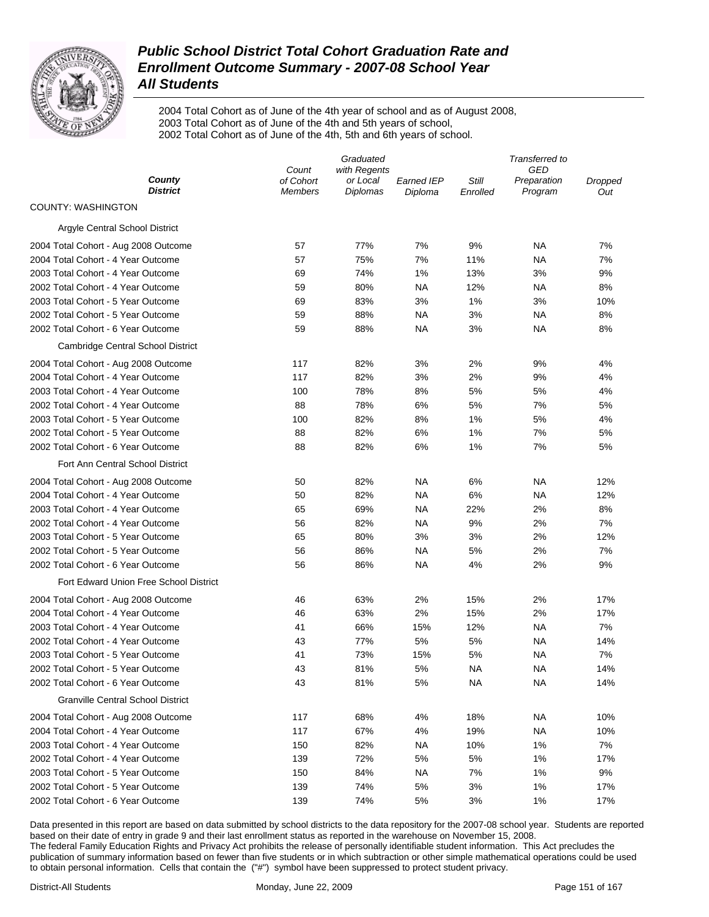# Public School District Total Cohort Graduation Rate and Enrollment Outcome Summary - 2007-08 School Year

## All Students

2004 Total Cohort as of June of the 4th year of school and as of August 2008,
2003 Total Cohort as of June of the 4th and 5th years of school,
2002 Total Cohort as of June of the 4th, 5th and 6th years of school.

| *County* / *District* | *Count of Cohort Members* | *Graduated with Regents or Local Diplomas* | *Earned IEP Diploma* | *Still Enrolled* | *Transferred to GED Preparation Program* | *Dropped Out* |
|---|---|---|---|---|---|---|
| COUNTY: WASHINGTON | | | | | | |
| Argyle Central School District | | | | | | |
| 2004 Total Cohort - Aug 2008 Outcome | 57 | 77% | 7% | 9% | NA | 7% |
| 2004 Total Cohort - 4 Year Outcome | 57 | 75% | 7% | 11% | NA | 7% |
| 2003 Total Cohort - 4 Year Outcome | 69 | 74% | 1% | 13% | 3% | 9% |
| 2002 Total Cohort - 4 Year Outcome | 59 | 80% | NA | 12% | NA | 8% |
| 2003 Total Cohort - 5 Year Outcome | 69 | 83% | 3% | 1% | 3% | 10% |
| 2002 Total Cohort - 5 Year Outcome | 59 | 88% | NA | 3% | NA | 8% |
| 2002 Total Cohort - 6 Year Outcome | 59 | 88% | NA | 3% | NA | 8% |
| Cambridge Central School District | | | | | | |
| 2004 Total Cohort - Aug 2008 Outcome | 117 | 82% | 3% | 2% | 9% | 4% |
| 2004 Total Cohort - 4 Year Outcome | 117 | 82% | 3% | 2% | 9% | 4% |
| 2003 Total Cohort - 4 Year Outcome | 100 | 78% | 8% | 5% | 5% | 4% |
| 2002 Total Cohort - 4 Year Outcome | 88 | 78% | 6% | 5% | 7% | 5% |
| 2003 Total Cohort - 5 Year Outcome | 100 | 82% | 8% | 1% | 5% | 4% |
| 2002 Total Cohort - 5 Year Outcome | 88 | 82% | 6% | 1% | 7% | 5% |
| 2002 Total Cohort - 6 Year Outcome | 88 | 82% | 6% | 1% | 7% | 5% |
| Fort Ann Central School District | | | | | | |
| 2004 Total Cohort - Aug 2008 Outcome | 50 | 82% | NA | 6% | NA | 12% |
| 2004 Total Cohort - 4 Year Outcome | 50 | 82% | NA | 6% | NA | 12% |
| 2003 Total Cohort - 4 Year Outcome | 65 | 69% | NA | 22% | 2% | 8% |
| 2002 Total Cohort - 4 Year Outcome | 56 | 82% | NA | 9% | 2% | 7% |
| 2003 Total Cohort - 5 Year Outcome | 65 | 80% | 3% | 3% | 2% | 12% |
| 2002 Total Cohort - 5 Year Outcome | 56 | 86% | NA | 5% | 2% | 7% |
| 2002 Total Cohort - 6 Year Outcome | 56 | 86% | NA | 4% | 2% | 9% |
| Fort Edward Union Free School District | | | | | | |
| 2004 Total Cohort - Aug 2008 Outcome | 46 | 63% | 2% | 15% | 2% | 17% |
| 2004 Total Cohort - 4 Year Outcome | 46 | 63% | 2% | 15% | 2% | 17% |
| 2003 Total Cohort - 4 Year Outcome | 41 | 66% | 15% | 12% | NA | 7% |
| 2002 Total Cohort - 4 Year Outcome | 43 | 77% | 5% | 5% | NA | 14% |
| 2003 Total Cohort - 5 Year Outcome | 41 | 73% | 15% | 5% | NA | 7% |
| 2002 Total Cohort - 5 Year Outcome | 43 | 81% | 5% | NA | NA | 14% |
| 2002 Total Cohort - 6 Year Outcome | 43 | 81% | 5% | NA | NA | 14% |
| Granville Central School District | | | | | | |
| 2004 Total Cohort - Aug 2008 Outcome | 117 | 68% | 4% | 18% | NA | 10% |
| 2004 Total Cohort - 4 Year Outcome | 117 | 67% | 4% | 19% | NA | 10% |
| 2003 Total Cohort - 4 Year Outcome | 150 | 82% | NA | 10% | 1% | 7% |
| 2002 Total Cohort - 4 Year Outcome | 139 | 72% | 5% | 5% | 1% | 17% |
| 2003 Total Cohort - 5 Year Outcome | 150 | 84% | NA | 7% | 1% | 9% |
| 2002 Total Cohort - 5 Year Outcome | 139 | 74% | 5% | 3% | 1% | 17% |
| 2002 Total Cohort - 6 Year Outcome | 139 | 74% | 5% | 3% | 1% | 17% |

Data presented in this report are based on data submitted by school districts to the data repository for the 2007-08 school year. Students are reported based on their date of entry in grade 9 and their last enrollment status as reported in the warehouse on November 15, 2008.
The federal Family Education Rights and Privacy Act prohibits the release of personally identifiable student information. This Act precludes the publication of summary information based on fewer than five students or in which subtraction or other simple mathematical operations could be used to obtain personal information. Cells that contain the ("#") symbol have been suppressed to protect student privacy.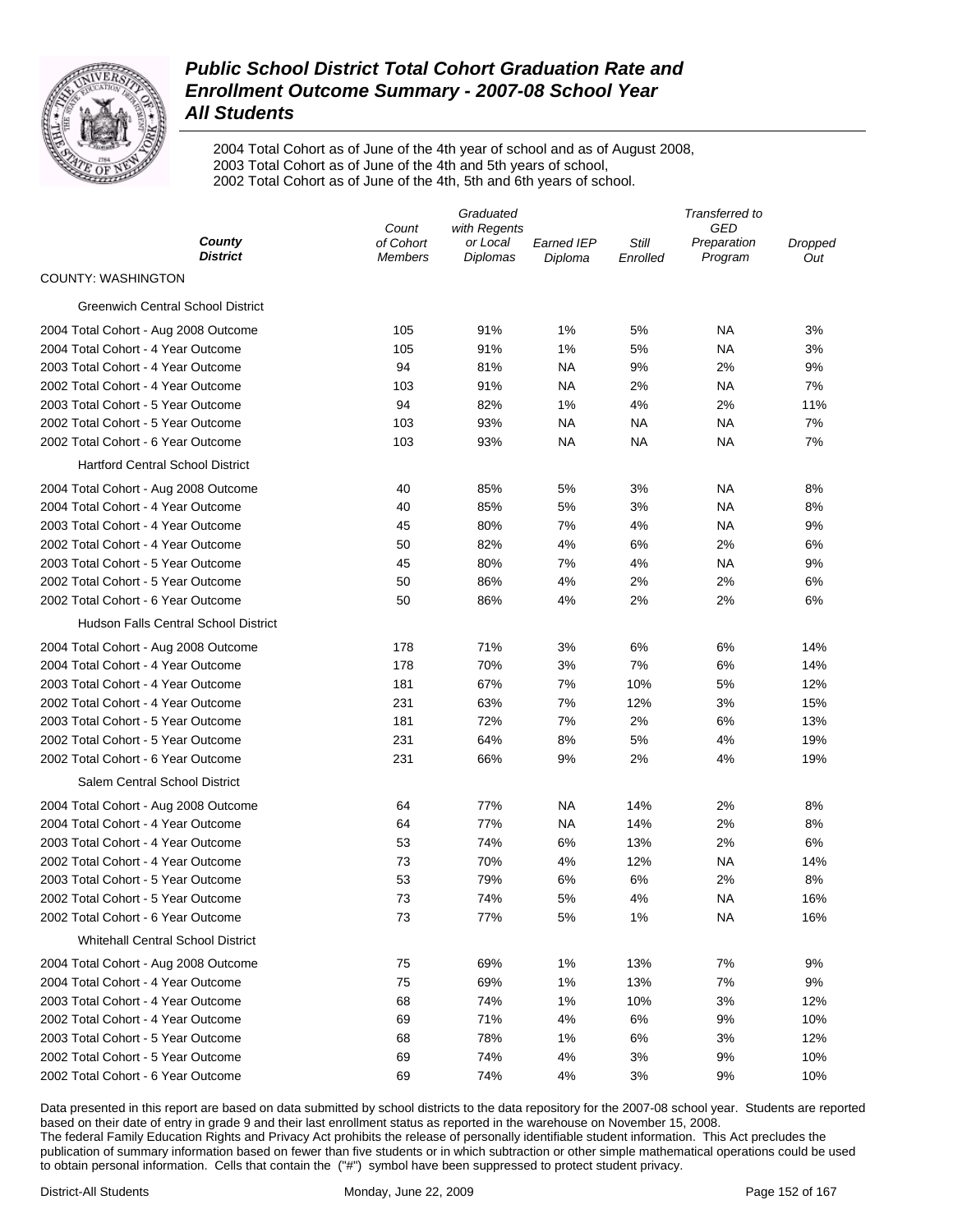# Public School District Total Cohort Graduation Rate and Enrollment Outcome Summary - 2007-08 School Year
## All Students

2004 Total Cohort as of June of the 4th year of school and as of August 2008,
2003 Total Cohort as of June of the 4th and 5th years of school,
2002 Total Cohort as of June of the 4th, 5th and 6th years of school.

| County / District | Count of Cohort Members | Graduated with Regents or Local Diplomas | Earned IEP Diploma | Still Enrolled | Transferred to GED Preparation Program | Dropped Out |
|---|---|---|---|---|---|---|
| **COUNTY: WASHINGTON** | | | | | | |
| Greenwich Central School District | | | | | | |
| 2004 Total Cohort - Aug 2008 Outcome | 105 | 91% | 1% | 5% | NA | 3% |
| 2004 Total Cohort - 4 Year Outcome | 105 | 91% | 1% | 5% | NA | 3% |
| 2003 Total Cohort - 4 Year Outcome | 94 | 81% | NA | 9% | 2% | 9% |
| 2002 Total Cohort - 4 Year Outcome | 103 | 91% | NA | 2% | NA | 7% |
| 2003 Total Cohort - 5 Year Outcome | 94 | 82% | 1% | 4% | 2% | 11% |
| 2002 Total Cohort - 5 Year Outcome | 103 | 93% | NA | NA | NA | 7% |
| 2002 Total Cohort - 6 Year Outcome | 103 | 93% | NA | NA | NA | 7% |
| Hartford Central School District | | | | | | |
| 2004 Total Cohort - Aug 2008 Outcome | 40 | 85% | 5% | 3% | NA | 8% |
| 2004 Total Cohort - 4 Year Outcome | 40 | 85% | 5% | 3% | NA | 8% |
| 2003 Total Cohort - 4 Year Outcome | 45 | 80% | 7% | 4% | NA | 9% |
| 2002 Total Cohort - 4 Year Outcome | 50 | 82% | 4% | 6% | 2% | 6% |
| 2003 Total Cohort - 5 Year Outcome | 45 | 80% | 7% | 4% | NA | 9% |
| 2002 Total Cohort - 5 Year Outcome | 50 | 86% | 4% | 2% | 2% | 6% |
| 2002 Total Cohort - 6 Year Outcome | 50 | 86% | 4% | 2% | 2% | 6% |
| Hudson Falls Central School District | | | | | | |
| 2004 Total Cohort - Aug 2008 Outcome | 178 | 71% | 3% | 6% | 6% | 14% |
| 2004 Total Cohort - 4 Year Outcome | 178 | 70% | 3% | 7% | 6% | 14% |
| 2003 Total Cohort - 4 Year Outcome | 181 | 67% | 7% | 10% | 5% | 12% |
| 2002 Total Cohort - 4 Year Outcome | 231 | 63% | 7% | 12% | 3% | 15% |
| 2003 Total Cohort - 5 Year Outcome | 181 | 72% | 7% | 2% | 6% | 13% |
| 2002 Total Cohort - 5 Year Outcome | 231 | 64% | 8% | 5% | 4% | 19% |
| 2002 Total Cohort - 6 Year Outcome | 231 | 66% | 9% | 2% | 4% | 19% |
| Salem Central School District | | | | | | |
| 2004 Total Cohort - Aug 2008 Outcome | 64 | 77% | NA | 14% | 2% | 8% |
| 2004 Total Cohort - 4 Year Outcome | 64 | 77% | NA | 14% | 2% | 8% |
| 2003 Total Cohort - 4 Year Outcome | 53 | 74% | 6% | 13% | 2% | 6% |
| 2002 Total Cohort - 4 Year Outcome | 73 | 70% | 4% | 12% | NA | 14% |
| 2003 Total Cohort - 5 Year Outcome | 53 | 79% | 6% | 6% | 2% | 8% |
| 2002 Total Cohort - 5 Year Outcome | 73 | 74% | 5% | 4% | NA | 16% |
| 2002 Total Cohort - 6 Year Outcome | 73 | 77% | 5% | 1% | NA | 16% |
| Whitehall Central School District | | | | | | |
| 2004 Total Cohort - Aug 2008 Outcome | 75 | 69% | 1% | 13% | 7% | 9% |
| 2004 Total Cohort - 4 Year Outcome | 75 | 69% | 1% | 13% | 7% | 9% |
| 2003 Total Cohort - 4 Year Outcome | 68 | 74% | 1% | 10% | 3% | 12% |
| 2002 Total Cohort - 4 Year Outcome | 69 | 71% | 4% | 6% | 9% | 10% |
| 2003 Total Cohort - 5 Year Outcome | 68 | 78% | 1% | 6% | 3% | 12% |
| 2002 Total Cohort - 5 Year Outcome | 69 | 74% | 4% | 3% | 9% | 10% |
| 2002 Total Cohort - 6 Year Outcome | 69 | 74% | 4% | 3% | 9% | 10% |

Data presented in this report are based on data submitted by school districts to the data repository for the 2007-08 school year. Students are reported based on their date of entry in grade 9 and their last enrollment status as reported in the warehouse on November 15, 2008.
The federal Family Education Rights and Privacy Act prohibits the release of personally identifiable student information. This Act precludes the publication of summary information based on fewer than five students or in which subtraction or other simple mathematical operations could be used to obtain personal information. Cells that contain the ("#") symbol have been suppressed to protect student privacy.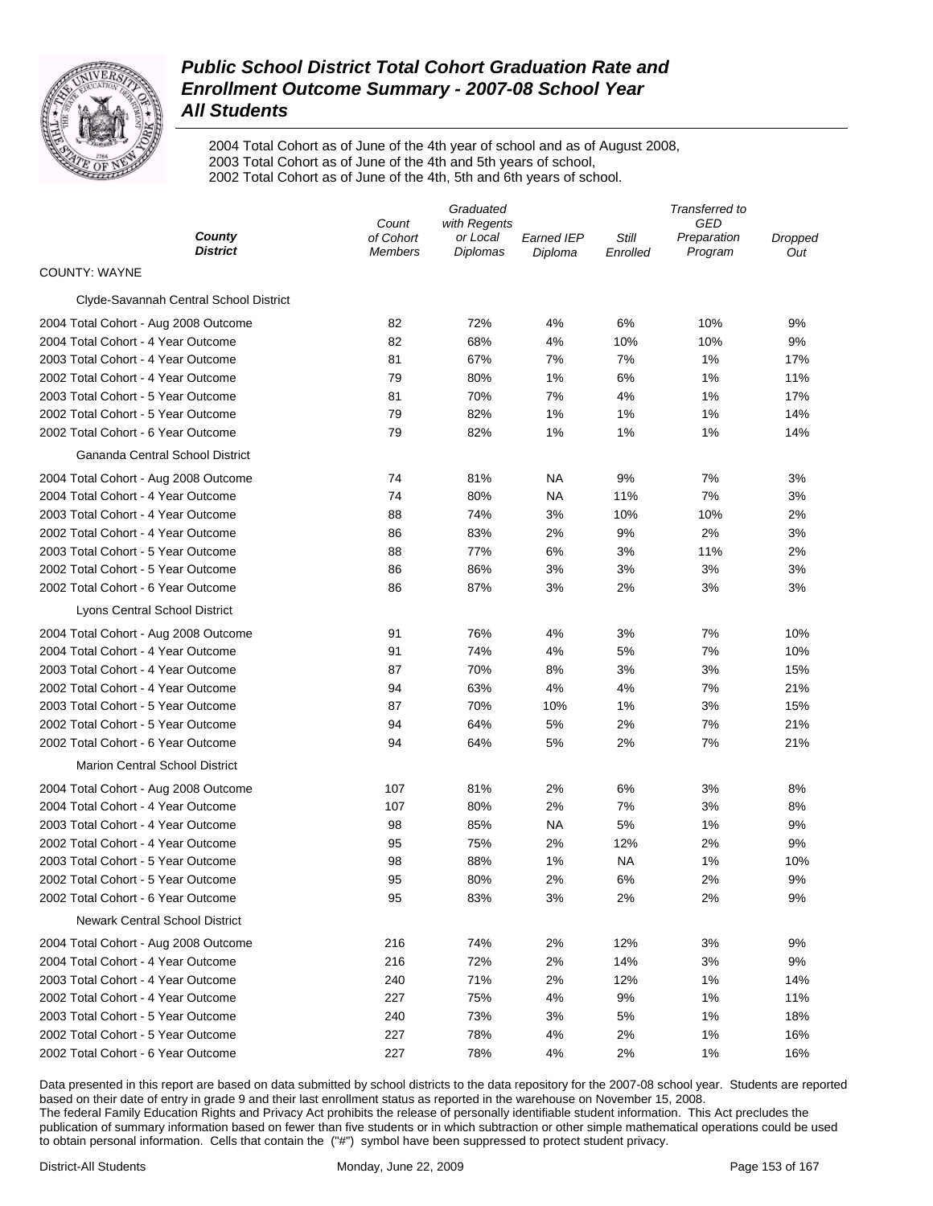# Public School District Total Cohort Graduation Rate and Enrollment Outcome Summary - 2007-08 School Year
## All Students

2004 Total Cohort as of June of the 4th year of school and as of August 2008,
2003 Total Cohort as of June of the 4th and 5th years of school,
2002 Total Cohort as of June of the 4th, 5th and 6th years of school.

| *County* *District* | *Count of Cohort Members* | *Graduated with Regents or Local Diplomas* | *Earned IEP Diploma* | *Still Enrolled* | *Transferred to GED Preparation Program* | *Dropped Out* |
|---|---|---|---|---|---|---|
| COUNTY: WAYNE | | | | | | |
| Clyde-Savannah Central School District | | | | | | |
| 2004 Total Cohort - Aug 2008 Outcome | 82 | 72% | 4% | 6% | 10% | 9% |
| 2004 Total Cohort - 4 Year Outcome | 82 | 68% | 4% | 10% | 10% | 9% |
| 2003 Total Cohort - 4 Year Outcome | 81 | 67% | 7% | 7% | 1% | 17% |
| 2002 Total Cohort - 4 Year Outcome | 79 | 80% | 1% | 6% | 1% | 11% |
| 2003 Total Cohort - 5 Year Outcome | 81 | 70% | 7% | 4% | 1% | 17% |
| 2002 Total Cohort - 5 Year Outcome | 79 | 82% | 1% | 1% | 1% | 14% |
| 2002 Total Cohort - 6 Year Outcome | 79 | 82% | 1% | 1% | 1% | 14% |
| Gananda Central School District | | | | | | |
| 2004 Total Cohort - Aug 2008 Outcome | 74 | 81% | NA | 9% | 7% | 3% |
| 2004 Total Cohort - 4 Year Outcome | 74 | 80% | NA | 11% | 7% | 3% |
| 2003 Total Cohort - 4 Year Outcome | 88 | 74% | 3% | 10% | 10% | 2% |
| 2002 Total Cohort - 4 Year Outcome | 86 | 83% | 2% | 9% | 2% | 3% |
| 2003 Total Cohort - 5 Year Outcome | 88 | 77% | 6% | 3% | 11% | 2% |
| 2002 Total Cohort - 5 Year Outcome | 86 | 86% | 3% | 3% | 3% | 3% |
| 2002 Total Cohort - 6 Year Outcome | 86 | 87% | 3% | 2% | 3% | 3% |
| Lyons Central School District | | | | | | |
| 2004 Total Cohort - Aug 2008 Outcome | 91 | 76% | 4% | 3% | 7% | 10% |
| 2004 Total Cohort - 4 Year Outcome | 91 | 74% | 4% | 5% | 7% | 10% |
| 2003 Total Cohort - 4 Year Outcome | 87 | 70% | 8% | 3% | 3% | 15% |
| 2002 Total Cohort - 4 Year Outcome | 94 | 63% | 4% | 4% | 7% | 21% |
| 2003 Total Cohort - 5 Year Outcome | 87 | 70% | 10% | 1% | 3% | 15% |
| 2002 Total Cohort - 5 Year Outcome | 94 | 64% | 5% | 2% | 7% | 21% |
| 2002 Total Cohort - 6 Year Outcome | 94 | 64% | 5% | 2% | 7% | 21% |
| Marion Central School District | | | | | | |
| 2004 Total Cohort - Aug 2008 Outcome | 107 | 81% | 2% | 6% | 3% | 8% |
| 2004 Total Cohort - 4 Year Outcome | 107 | 80% | 2% | 7% | 3% | 8% |
| 2003 Total Cohort - 4 Year Outcome | 98 | 85% | NA | 5% | 1% | 9% |
| 2002 Total Cohort - 4 Year Outcome | 95 | 75% | 2% | 12% | 2% | 9% |
| 2003 Total Cohort - 5 Year Outcome | 98 | 88% | 1% | NA | 1% | 10% |
| 2002 Total Cohort - 5 Year Outcome | 95 | 80% | 2% | 6% | 2% | 9% |
| 2002 Total Cohort - 6 Year Outcome | 95 | 83% | 3% | 2% | 2% | 9% |
| Newark Central School District | | | | | | |
| 2004 Total Cohort - Aug 2008 Outcome | 216 | 74% | 2% | 12% | 3% | 9% |
| 2004 Total Cohort - 4 Year Outcome | 216 | 72% | 2% | 14% | 3% | 9% |
| 2003 Total Cohort - 4 Year Outcome | 240 | 71% | 2% | 12% | 1% | 14% |
| 2002 Total Cohort - 4 Year Outcome | 227 | 75% | 4% | 9% | 1% | 11% |
| 2003 Total Cohort - 5 Year Outcome | 240 | 73% | 3% | 5% | 1% | 18% |
| 2002 Total Cohort - 5 Year Outcome | 227 | 78% | 4% | 2% | 1% | 16% |
| 2002 Total Cohort - 6 Year Outcome | 227 | 78% | 4% | 2% | 1% | 16% |

Data presented in this report are based on data submitted by school districts to the data repository for the 2007-08 school year. Students are reported based on their date of entry in grade 9 and their last enrollment status as reported in the warehouse on November 15, 2008.
The federal Family Education Rights and Privacy Act prohibits the release of personally identifiable student information. This Act precludes the publication of summary information based on fewer than five students or in which subtraction or other simple mathematical operations could be used to obtain personal information. Cells that contain the ("#") symbol have been suppressed to protect student privacy.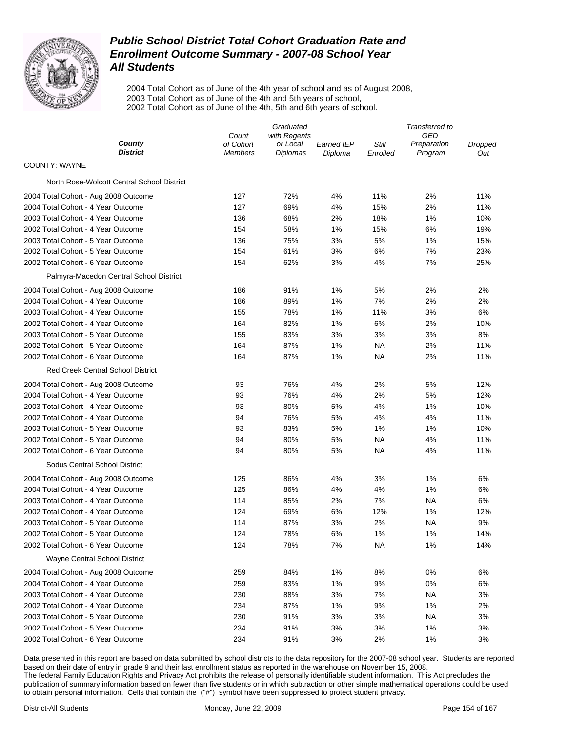# Public School District Total Cohort Graduation Rate and Enrollment Outcome Summary - 2007-08 School Year

## All Students

2004 Total Cohort as of June of the 4th year of school and as of August 2008,
2003 Total Cohort as of June of the 4th and 5th years of school,
2002 Total Cohort as of June of the 4th, 5th and 6th years of school.

| *County District* | *Count of Cohort Members* | *Graduated with Regents or Local Diplomas* | *Earned IEP Diploma* | *Still Enrolled* | *Transferred to GED Preparation Program* | *Dropped Out* |
|---|---|---|---|---|---|---|
| COUNTY: WAYNE | | | | | | |
| North Rose-Wolcott Central School District | | | | | | |
| 2004 Total Cohort - Aug 2008 Outcome | 127 | 72% | 4% | 11% | 2% | 11% |
| 2004 Total Cohort - 4 Year Outcome | 127 | 69% | 4% | 15% | 2% | 11% |
| 2003 Total Cohort - 4 Year Outcome | 136 | 68% | 2% | 18% | 1% | 10% |
| 2002 Total Cohort - 4 Year Outcome | 154 | 58% | 1% | 15% | 6% | 19% |
| 2003 Total Cohort - 5 Year Outcome | 136 | 75% | 3% | 5% | 1% | 15% |
| 2002 Total Cohort - 5 Year Outcome | 154 | 61% | 3% | 6% | 7% | 23% |
| 2002 Total Cohort - 6 Year Outcome | 154 | 62% | 3% | 4% | 7% | 25% |
| Palmyra-Macedon Central School District | | | | | | |
| 2004 Total Cohort - Aug 2008 Outcome | 186 | 91% | 1% | 5% | 2% | 2% |
| 2004 Total Cohort - 4 Year Outcome | 186 | 89% | 1% | 7% | 2% | 2% |
| 2003 Total Cohort - 4 Year Outcome | 155 | 78% | 1% | 11% | 3% | 6% |
| 2002 Total Cohort - 4 Year Outcome | 164 | 82% | 1% | 6% | 2% | 10% |
| 2003 Total Cohort - 5 Year Outcome | 155 | 83% | 3% | 3% | 3% | 8% |
| 2002 Total Cohort - 5 Year Outcome | 164 | 87% | 1% | NA | 2% | 11% |
| 2002 Total Cohort - 6 Year Outcome | 164 | 87% | 1% | NA | 2% | 11% |
| Red Creek Central School District | | | | | | |
| 2004 Total Cohort - Aug 2008 Outcome | 93 | 76% | 4% | 2% | 5% | 12% |
| 2004 Total Cohort - 4 Year Outcome | 93 | 76% | 4% | 2% | 5% | 12% |
| 2003 Total Cohort - 4 Year Outcome | 93 | 80% | 5% | 4% | 1% | 10% |
| 2002 Total Cohort - 4 Year Outcome | 94 | 76% | 5% | 4% | 4% | 11% |
| 2003 Total Cohort - 5 Year Outcome | 93 | 83% | 5% | 1% | 1% | 10% |
| 2002 Total Cohort - 5 Year Outcome | 94 | 80% | 5% | NA | 4% | 11% |
| 2002 Total Cohort - 6 Year Outcome | 94 | 80% | 5% | NA | 4% | 11% |
| Sodus Central School District | | | | | | |
| 2004 Total Cohort - Aug 2008 Outcome | 125 | 86% | 4% | 3% | 1% | 6% |
| 2004 Total Cohort - 4 Year Outcome | 125 | 86% | 4% | 4% | 1% | 6% |
| 2003 Total Cohort - 4 Year Outcome | 114 | 85% | 2% | 7% | NA | 6% |
| 2002 Total Cohort - 4 Year Outcome | 124 | 69% | 6% | 12% | 1% | 12% |
| 2003 Total Cohort - 5 Year Outcome | 114 | 87% | 3% | 2% | NA | 9% |
| 2002 Total Cohort - 5 Year Outcome | 124 | 78% | 6% | 1% | 1% | 14% |
| 2002 Total Cohort - 6 Year Outcome | 124 | 78% | 7% | NA | 1% | 14% |
| Wayne Central School District | | | | | | |
| 2004 Total Cohort - Aug 2008 Outcome | 259 | 84% | 1% | 8% | 0% | 6% |
| 2004 Total Cohort - 4 Year Outcome | 259 | 83% | 1% | 9% | 0% | 6% |
| 2003 Total Cohort - 4 Year Outcome | 230 | 88% | 3% | 7% | NA | 3% |
| 2002 Total Cohort - 4 Year Outcome | 234 | 87% | 1% | 9% | 1% | 2% |
| 2003 Total Cohort - 5 Year Outcome | 230 | 91% | 3% | 3% | NA | 3% |
| 2002 Total Cohort - 5 Year Outcome | 234 | 91% | 3% | 3% | 1% | 3% |
| 2002 Total Cohort - 6 Year Outcome | 234 | 91% | 3% | 2% | 1% | 3% |

Data presented in this report are based on data submitted by school districts to the data repository for the 2007-08 school year. Students are reported based on their date of entry in grade 9 and their last enrollment status as reported in the warehouse on November 15, 2008.
The federal Family Education Rights and Privacy Act prohibits the release of personally identifiable student information. This Act precludes the publication of summary information based on fewer than five students or in which subtraction or other simple mathematical operations could be used to obtain personal information. Cells that contain the ("#") symbol have been suppressed to protect student privacy.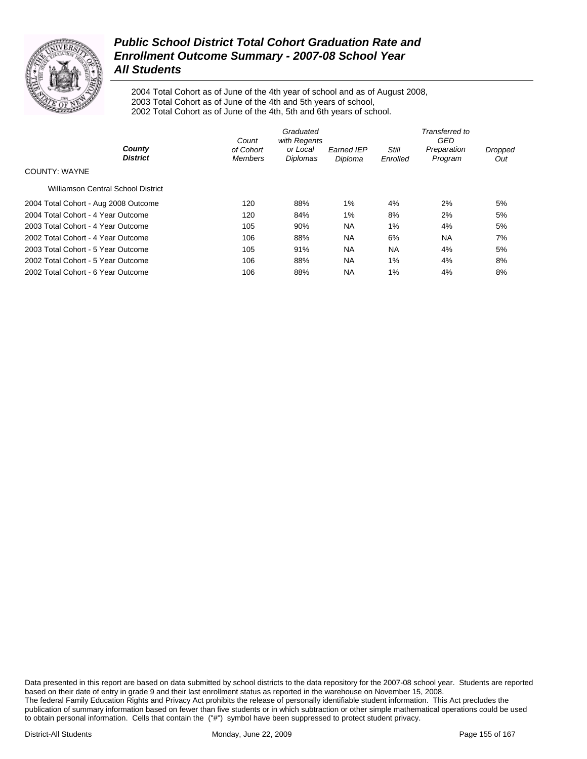# *Public School District Total Cohort Graduation Rate and Enrollment Outcome Summary - 2007-08 School Year All Students*

2004 Total Cohort as of June of the 4th year of school and as of August 2008,
2003 Total Cohort as of June of the 4th and 5th years of school,
2002 Total Cohort as of June of the 4th, 5th and 6th years of school.

| *County* *District* | *Count of Cohort Members* | *Graduated with Regents or Local Diplomas* | *Earned IEP Diploma* | *Still Enrolled* | *Transferred to GED Preparation Program* | *Dropped Out* |
|---|---|---|---|---|---|---|
| COUNTY: WAYNE | | | | | | |
| Williamson Central School District | | | | | | |
| 2004 Total Cohort - Aug 2008 Outcome | 120 | 88% | 1% | 4% | 2% | 5% |
| 2004 Total Cohort - 4 Year Outcome | 120 | 84% | 1% | 8% | 2% | 5% |
| 2003 Total Cohort - 4 Year Outcome | 105 | 90% | NA | 1% | 4% | 5% |
| 2002 Total Cohort - 4 Year Outcome | 106 | 88% | NA | 6% | NA | 7% |
| 2003 Total Cohort - 5 Year Outcome | 105 | 91% | NA | NA | 4% | 5% |
| 2002 Total Cohort - 5 Year Outcome | 106 | 88% | NA | 1% | 4% | 8% |
| 2002 Total Cohort - 6 Year Outcome | 106 | 88% | NA | 1% | 4% | 8% |

Data presented in this report are based on data submitted by school districts to the data repository for the 2007-08 school year. Students are reported based on their date of entry in grade 9 and their last enrollment status as reported in the warehouse on November 15, 2008.
The federal Family Education Rights and Privacy Act prohibits the release of personally identifiable student information. This Act precludes the publication of summary information based on fewer than five students or in which subtraction or other simple mathematical operations could be used to obtain personal information. Cells that contain the ("#") symbol have been suppressed to protect student privacy.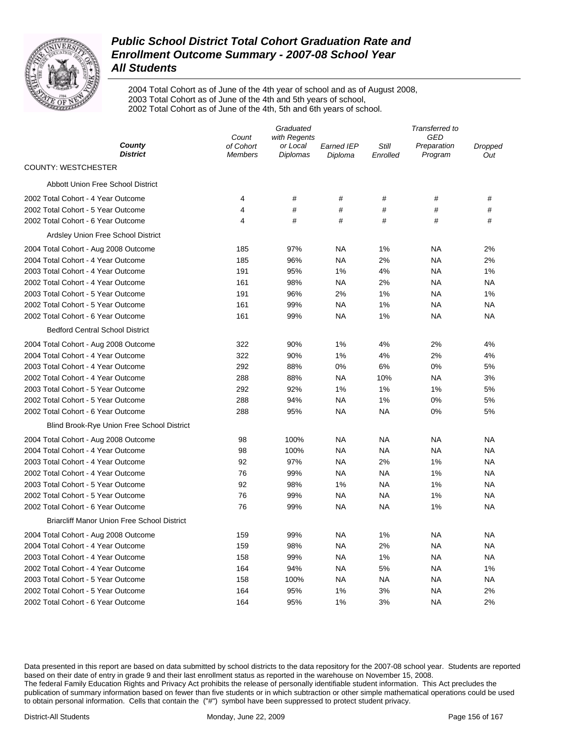# Public School District Total Cohort Graduation Rate and Enrollment Outcome Summary - 2007-08 School Year

## All Students

2004 Total Cohort as of June of the 4th year of school and as of August 2008,
2003 Total Cohort as of June of the 4th and 5th years of school,
2002 Total Cohort as of June of the 4th, 5th and 6th years of school.

| *County / District* | *Count of Cohort Members* | *Graduated with Regents or Local Diplomas* | *Earned IEP Diploma* | *Still Enrolled* | *Transferred to GED Preparation Program* | *Dropped Out* |
|---|---|---|---|---|---|---|
| COUNTY: WESTCHESTER | | | | | | |
| Abbott Union Free School District | | | | | | |
| 2002 Total Cohort - 4 Year Outcome | 4 | # | # | # | # | # |
| 2002 Total Cohort - 5 Year Outcome | 4 | # | # | # | # | # |
| 2002 Total Cohort - 6 Year Outcome | 4 | # | # | # | # | # |
| Ardsley Union Free School District | | | | | | |
| 2004 Total Cohort - Aug 2008 Outcome | 185 | 97% | NA | 1% | NA | 2% |
| 2004 Total Cohort - 4 Year Outcome | 185 | 96% | NA | 2% | NA | 2% |
| 2003 Total Cohort - 4 Year Outcome | 191 | 95% | 1% | 4% | NA | 1% |
| 2002 Total Cohort - 4 Year Outcome | 161 | 98% | NA | 2% | NA | NA |
| 2003 Total Cohort - 5 Year Outcome | 191 | 96% | 2% | 1% | NA | 1% |
| 2002 Total Cohort - 5 Year Outcome | 161 | 99% | NA | 1% | NA | NA |
| 2002 Total Cohort - 6 Year Outcome | 161 | 99% | NA | 1% | NA | NA |
| Bedford Central School District | | | | | | |
| 2004 Total Cohort - Aug 2008 Outcome | 322 | 90% | 1% | 4% | 2% | 4% |
| 2004 Total Cohort - 4 Year Outcome | 322 | 90% | 1% | 4% | 2% | 4% |
| 2003 Total Cohort - 4 Year Outcome | 292 | 88% | 0% | 6% | 0% | 5% |
| 2002 Total Cohort - 4 Year Outcome | 288 | 88% | NA | 10% | NA | 3% |
| 2003 Total Cohort - 5 Year Outcome | 292 | 92% | 1% | 1% | 1% | 5% |
| 2002 Total Cohort - 5 Year Outcome | 288 | 94% | NA | 1% | 0% | 5% |
| 2002 Total Cohort - 6 Year Outcome | 288 | 95% | NA | NA | 0% | 5% |
| Blind Brook-Rye Union Free School District | | | | | | |
| 2004 Total Cohort - Aug 2008 Outcome | 98 | 100% | NA | NA | NA | NA |
| 2004 Total Cohort - 4 Year Outcome | 98 | 100% | NA | NA | NA | NA |
| 2003 Total Cohort - 4 Year Outcome | 92 | 97% | NA | 2% | 1% | NA |
| 2002 Total Cohort - 4 Year Outcome | 76 | 99% | NA | NA | 1% | NA |
| 2003 Total Cohort - 5 Year Outcome | 92 | 98% | 1% | NA | 1% | NA |
| 2002 Total Cohort - 5 Year Outcome | 76 | 99% | NA | NA | 1% | NA |
| 2002 Total Cohort - 6 Year Outcome | 76 | 99% | NA | NA | 1% | NA |
| Briarcliff Manor Union Free School District | | | | | | |
| 2004 Total Cohort - Aug 2008 Outcome | 159 | 99% | NA | 1% | NA | NA |
| 2004 Total Cohort - 4 Year Outcome | 159 | 98% | NA | 2% | NA | NA |
| 2003 Total Cohort - 4 Year Outcome | 158 | 99% | NA | 1% | NA | NA |
| 2002 Total Cohort - 4 Year Outcome | 164 | 94% | NA | 5% | NA | 1% |
| 2003 Total Cohort - 5 Year Outcome | 158 | 100% | NA | NA | NA | NA |
| 2002 Total Cohort - 5 Year Outcome | 164 | 95% | 1% | 3% | NA | 2% |
| 2002 Total Cohort - 6 Year Outcome | 164 | 95% | 1% | 3% | NA | 2% |

Data presented in this report are based on data submitted by school districts to the data repository for the 2007-08 school year. Students are reported based on their date of entry in grade 9 and their last enrollment status as reported in the warehouse on November 15, 2008.
The federal Family Education Rights and Privacy Act prohibits the release of personally identifiable student information. This Act precludes the publication of summary information based on fewer than five students or in which subtraction or other simple mathematical operations could be used to obtain personal information. Cells that contain the ("#") symbol have been suppressed to protect student privacy.

District-All Students | Monday, June 22, 2009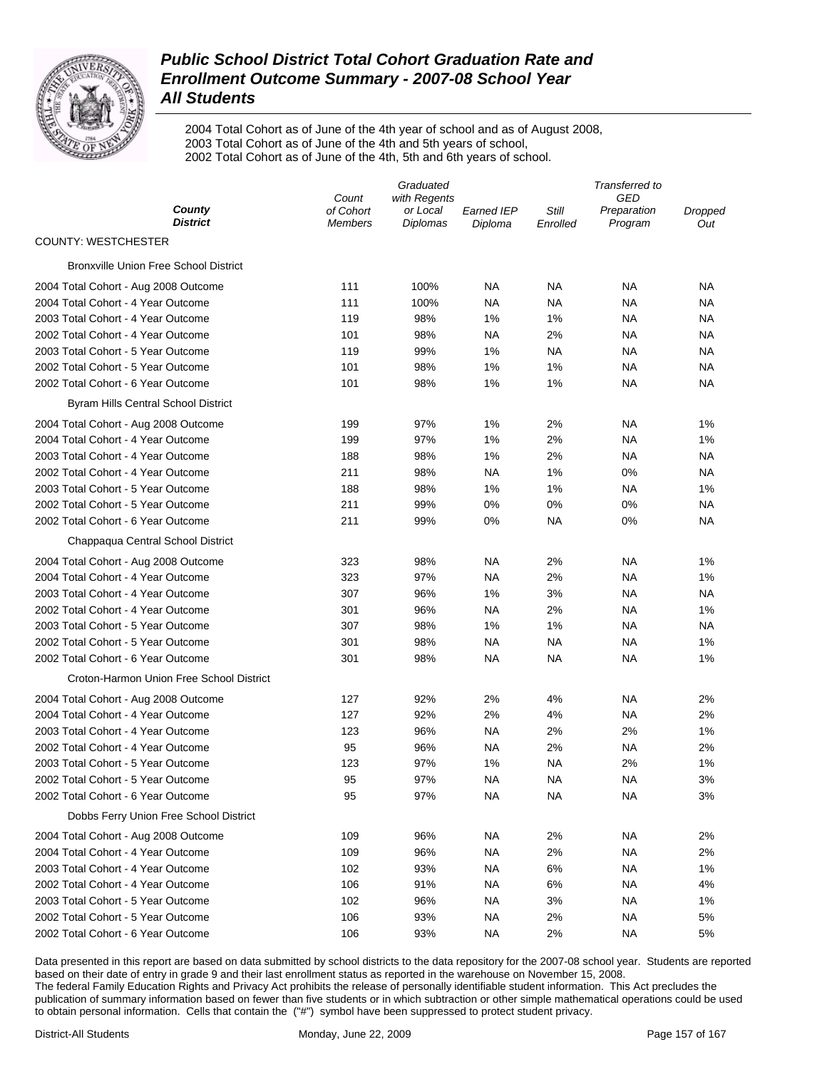# Public School District Total Cohort Graduation Rate and Enrollment Outcome Summary - 2007-08 School Year
## All Students

2004 Total Cohort as of June of the 4th year of school and as of August 2008,
2003 Total Cohort as of June of the 4th and 5th years of school,
2002 Total Cohort as of June of the 4th, 5th and 6th years of school.

| County / District | Count of Cohort Members | Graduated with Regents or Local Diplomas | Earned IEP Diploma | Still Enrolled | Transferred to GED Preparation Program | Dropped Out |
|---|---|---|---|---|---|---|
| **COUNTY: WESTCHESTER** | | | | | | |
| Bronxville Union Free School District | | | | | | |
| 2004 Total Cohort - Aug 2008 Outcome | 111 | 100% | NA | NA | NA | NA |
| 2004 Total Cohort - 4 Year Outcome | 111 | 100% | NA | NA | NA | NA |
| 2003 Total Cohort - 4 Year Outcome | 119 | 98% | 1% | 1% | NA | NA |
| 2002 Total Cohort - 4 Year Outcome | 101 | 98% | NA | 2% | NA | NA |
| 2003 Total Cohort - 5 Year Outcome | 119 | 99% | 1% | NA | NA | NA |
| 2002 Total Cohort - 5 Year Outcome | 101 | 98% | 1% | 1% | NA | NA |
| 2002 Total Cohort - 6 Year Outcome | 101 | 98% | 1% | 1% | NA | NA |
| Byram Hills Central School District | | | | | | |
| 2004 Total Cohort - Aug 2008 Outcome | 199 | 97% | 1% | 2% | NA | 1% |
| 2004 Total Cohort - 4 Year Outcome | 199 | 97% | 1% | 2% | NA | 1% |
| 2003 Total Cohort - 4 Year Outcome | 188 | 98% | 1% | 2% | NA | NA |
| 2002 Total Cohort - 4 Year Outcome | 211 | 98% | NA | 1% | 0% | NA |
| 2003 Total Cohort - 5 Year Outcome | 188 | 98% | 1% | 1% | NA | 1% |
| 2002 Total Cohort - 5 Year Outcome | 211 | 99% | 0% | 0% | 0% | NA |
| 2002 Total Cohort - 6 Year Outcome | 211 | 99% | 0% | NA | 0% | NA |
| Chappaqua Central School District | | | | | | |
| 2004 Total Cohort - Aug 2008 Outcome | 323 | 98% | NA | 2% | NA | 1% |
| 2004 Total Cohort - 4 Year Outcome | 323 | 97% | NA | 2% | NA | 1% |
| 2003 Total Cohort - 4 Year Outcome | 307 | 96% | 1% | 3% | NA | NA |
| 2002 Total Cohort - 4 Year Outcome | 301 | 96% | NA | 2% | NA | 1% |
| 2003 Total Cohort - 5 Year Outcome | 307 | 98% | 1% | 1% | NA | NA |
| 2002 Total Cohort - 5 Year Outcome | 301 | 98% | NA | NA | NA | 1% |
| 2002 Total Cohort - 6 Year Outcome | 301 | 98% | NA | NA | NA | 1% |
| Croton-Harmon Union Free School District | | | | | | |
| 2004 Total Cohort - Aug 2008 Outcome | 127 | 92% | 2% | 4% | NA | 2% |
| 2004 Total Cohort - 4 Year Outcome | 127 | 92% | 2% | 4% | NA | 2% |
| 2003 Total Cohort - 4 Year Outcome | 123 | 96% | NA | 2% | 2% | 1% |
| 2002 Total Cohort - 4 Year Outcome | 95 | 96% | NA | 2% | NA | 2% |
| 2003 Total Cohort - 5 Year Outcome | 123 | 97% | 1% | NA | 2% | 1% |
| 2002 Total Cohort - 5 Year Outcome | 95 | 97% | NA | NA | NA | 3% |
| 2002 Total Cohort - 6 Year Outcome | 95 | 97% | NA | NA | NA | 3% |
| Dobbs Ferry Union Free School District | | | | | | |
| 2004 Total Cohort - Aug 2008 Outcome | 109 | 96% | NA | 2% | NA | 2% |
| 2004 Total Cohort - 4 Year Outcome | 109 | 96% | NA | 2% | NA | 2% |
| 2003 Total Cohort - 4 Year Outcome | 102 | 93% | NA | 6% | NA | 1% |
| 2002 Total Cohort - 4 Year Outcome | 106 | 91% | NA | 6% | NA | 4% |
| 2003 Total Cohort - 5 Year Outcome | 102 | 96% | NA | 3% | NA | 1% |
| 2002 Total Cohort - 5 Year Outcome | 106 | 93% | NA | 2% | NA | 5% |
| 2002 Total Cohort - 6 Year Outcome | 106 | 93% | NA | 2% | NA | 5% |

Data presented in this report are based on data submitted by school districts to the data repository for the 2007-08 school year. Students are reported based on their date of entry in grade 9 and their last enrollment status as reported in the warehouse on November 15, 2008.
The federal Family Education Rights and Privacy Act prohibits the release of personally identifiable student information. This Act precludes the publication of summary information based on fewer than five students or in which subtraction or other simple mathematical operations could be used to obtain personal information. Cells that contain the ("#") symbol have been suppressed to protect student privacy.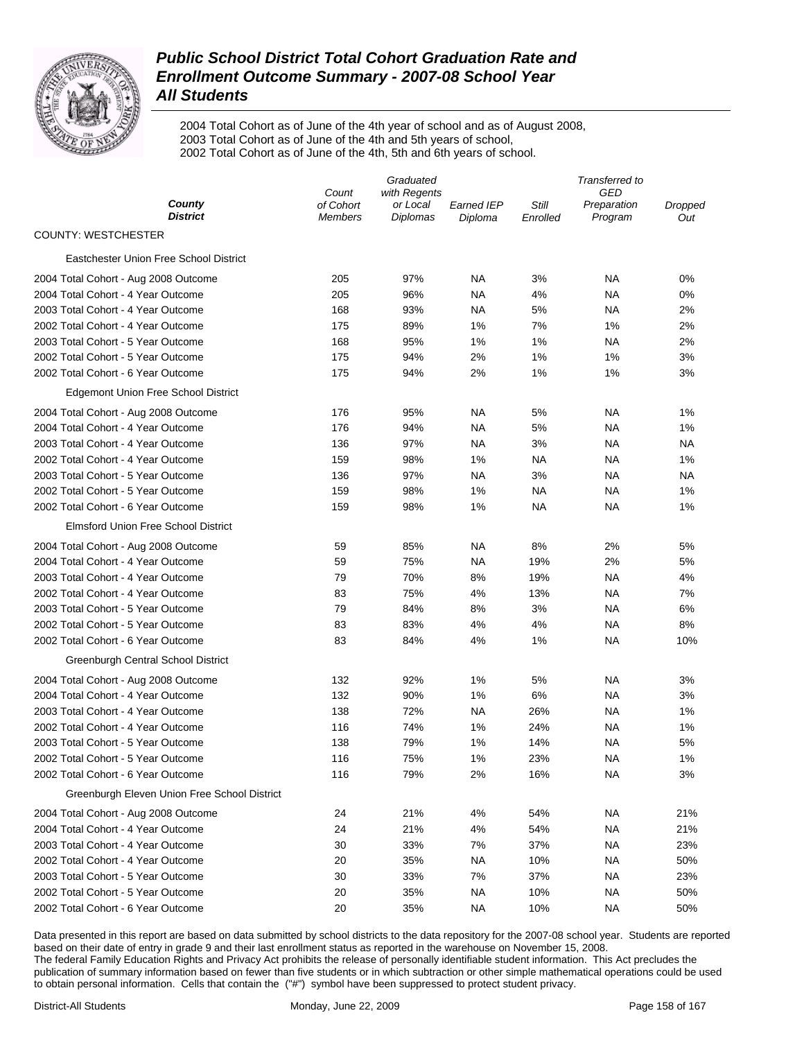# Public School District Total Cohort Graduation Rate and Enrollment Outcome Summary - 2007-08 School Year

## All Students

2004 Total Cohort as of June of the 4th year of school and as of August 2008,
2003 Total Cohort as of June of the 4th and 5th years of school,
2002 Total Cohort as of June of the 4th, 5th and 6th years of school.

| County / District | Count of Cohort Members | Graduated with Regents or Local Diplomas | Earned IEP Diploma | Still Enrolled | Transferred to GED Preparation Program | Dropped Out |
|---|---|---|---|---|---|---|
| COUNTY: WESTCHESTER | | | | | | |
| Eastchester Union Free School District | | | | | | |
| 2004 Total Cohort - Aug 2008 Outcome | 205 | 97% | NA | 3% | NA | 0% |
| 2004 Total Cohort - 4 Year Outcome | 205 | 96% | NA | 4% | NA | 0% |
| 2003 Total Cohort - 4 Year Outcome | 168 | 93% | NA | 5% | NA | 2% |
| 2002 Total Cohort - 4 Year Outcome | 175 | 89% | 1% | 7% | 1% | 2% |
| 2003 Total Cohort - 5 Year Outcome | 168 | 95% | 1% | 1% | NA | 2% |
| 2002 Total Cohort - 5 Year Outcome | 175 | 94% | 2% | 1% | 1% | 3% |
| 2002 Total Cohort - 6 Year Outcome | 175 | 94% | 2% | 1% | 1% | 3% |
| Edgemont Union Free School District | | | | | | |
| 2004 Total Cohort - Aug 2008 Outcome | 176 | 95% | NA | 5% | NA | 1% |
| 2004 Total Cohort - 4 Year Outcome | 176 | 94% | NA | 5% | NA | 1% |
| 2003 Total Cohort - 4 Year Outcome | 136 | 97% | NA | 3% | NA | NA |
| 2002 Total Cohort - 4 Year Outcome | 159 | 98% | 1% | NA | NA | 1% |
| 2003 Total Cohort - 5 Year Outcome | 136 | 97% | NA | 3% | NA | NA |
| 2002 Total Cohort - 5 Year Outcome | 159 | 98% | 1% | NA | NA | 1% |
| 2002 Total Cohort - 6 Year Outcome | 159 | 98% | 1% | NA | NA | 1% |
| Elmsford Union Free School District | | | | | | |
| 2004 Total Cohort - Aug 2008 Outcome | 59 | 85% | NA | 8% | 2% | 5% |
| 2004 Total Cohort - 4 Year Outcome | 59 | 75% | NA | 19% | 2% | 5% |
| 2003 Total Cohort - 4 Year Outcome | 79 | 70% | 8% | 19% | NA | 4% |
| 2002 Total Cohort - 4 Year Outcome | 83 | 75% | 4% | 13% | NA | 7% |
| 2003 Total Cohort - 5 Year Outcome | 79 | 84% | 8% | 3% | NA | 6% |
| 2002 Total Cohort - 5 Year Outcome | 83 | 83% | 4% | 4% | NA | 8% |
| 2002 Total Cohort - 6 Year Outcome | 83 | 84% | 4% | 1% | NA | 10% |
| Greenburgh Central School District | | | | | | |
| 2004 Total Cohort - Aug 2008 Outcome | 132 | 92% | 1% | 5% | NA | 3% |
| 2004 Total Cohort - 4 Year Outcome | 132 | 90% | 1% | 6% | NA | 3% |
| 2003 Total Cohort - 4 Year Outcome | 138 | 72% | NA | 26% | NA | 1% |
| 2002 Total Cohort - 4 Year Outcome | 116 | 74% | 1% | 24% | NA | 1% |
| 2003 Total Cohort - 5 Year Outcome | 138 | 79% | 1% | 14% | NA | 5% |
| 2002 Total Cohort - 5 Year Outcome | 116 | 75% | 1% | 23% | NA | 1% |
| 2002 Total Cohort - 6 Year Outcome | 116 | 79% | 2% | 16% | NA | 3% |
| Greenburgh Eleven Union Free School District | | | | | | |
| 2004 Total Cohort - Aug 2008 Outcome | 24 | 21% | 4% | 54% | NA | 21% |
| 2004 Total Cohort - 4 Year Outcome | 24 | 21% | 4% | 54% | NA | 21% |
| 2003 Total Cohort - 4 Year Outcome | 30 | 33% | 7% | 37% | NA | 23% |
| 2002 Total Cohort - 4 Year Outcome | 20 | 35% | NA | 10% | NA | 50% |
| 2003 Total Cohort - 5 Year Outcome | 30 | 33% | 7% | 37% | NA | 23% |
| 2002 Total Cohort - 5 Year Outcome | 20 | 35% | NA | 10% | NA | 50% |
| 2002 Total Cohort - 6 Year Outcome | 20 | 35% | NA | 10% | NA | 50% |

Data presented in this report are based on data submitted by school districts to the data repository for the 2007-08 school year. Students are reported based on their date of entry in grade 9 and their last enrollment status as reported in the warehouse on November 15, 2008.
The federal Family Education Rights and Privacy Act prohibits the release of personally identifiable student information. This Act precludes the publication of summary information based on fewer than five students or in which subtraction or other simple mathematical operations could be used to obtain personal information. Cells that contain the ("#") symbol have been suppressed to protect student privacy.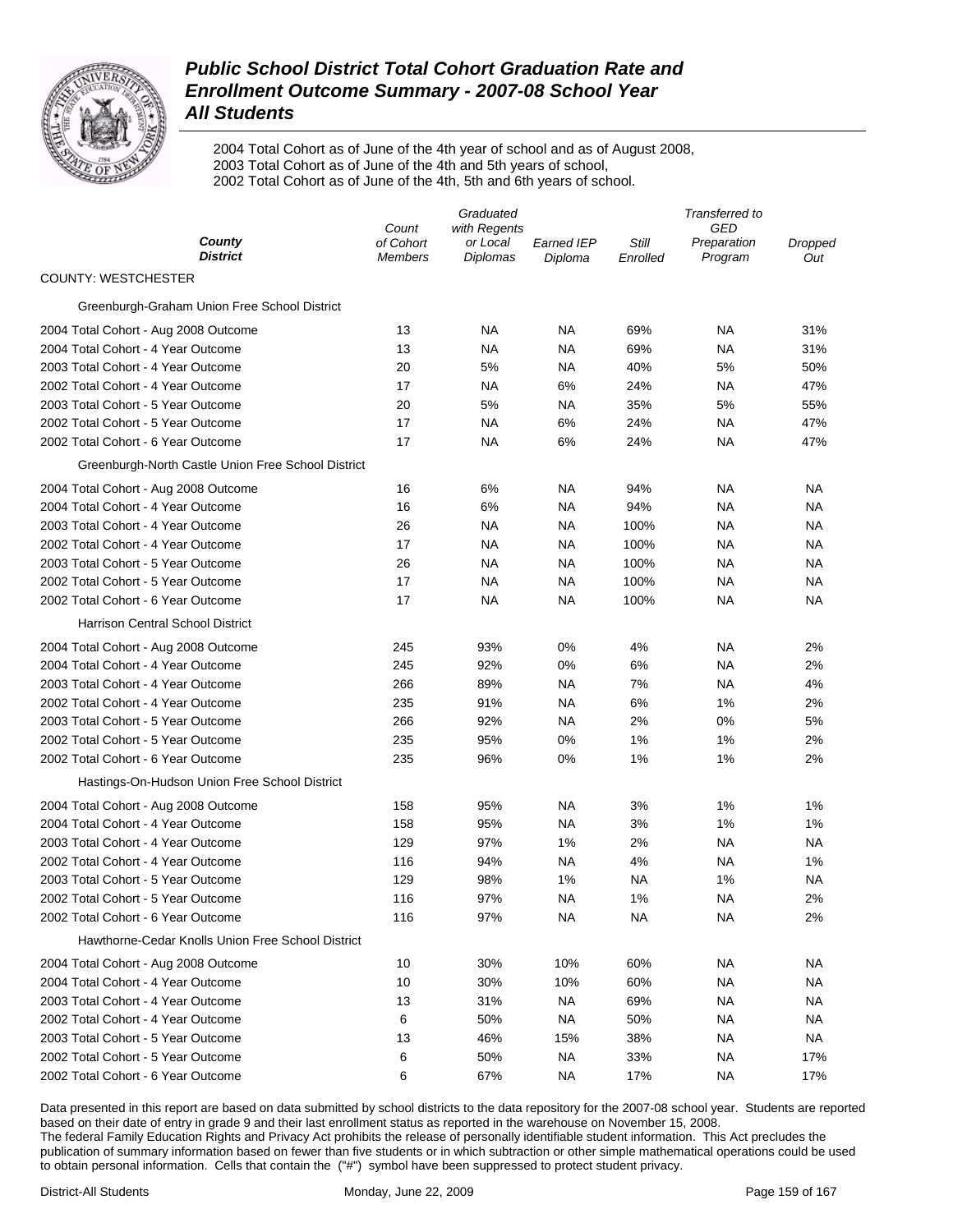# Public School District Total Cohort Graduation Rate and Enrollment Outcome Summary - 2007-08 School Year
## All Students

2004 Total Cohort as of June of the 4th year of school and as of August 2008,
2003 Total Cohort as of June of the 4th and 5th years of school,
2002 Total Cohort as of June of the 4th, 5th and 6th years of school.

| County / District | Count of Cohort Members | Graduated with Regents or Local Diplomas | Earned IEP Diploma | Still Enrolled | Transferred to GED Preparation Program | Dropped Out |
|---|---|---|---|---|---|---|
| COUNTY: WESTCHESTER | | | | | | |
| Greenburgh-Graham Union Free School District | | | | | | |
| 2004 Total Cohort - Aug 2008 Outcome | 13 | NA | NA | 69% | NA | 31% |
| 2004 Total Cohort - 4 Year Outcome | 13 | NA | NA | 69% | NA | 31% |
| 2003 Total Cohort - 4 Year Outcome | 20 | 5% | NA | 40% | 5% | 50% |
| 2002 Total Cohort - 4 Year Outcome | 17 | NA | 6% | 24% | NA | 47% |
| 2003 Total Cohort - 5 Year Outcome | 20 | 5% | NA | 35% | 5% | 55% |
| 2002 Total Cohort - 5 Year Outcome | 17 | NA | 6% | 24% | NA | 47% |
| 2002 Total Cohort - 6 Year Outcome | 17 | NA | 6% | 24% | NA | 47% |
| Greenburgh-North Castle Union Free School District | | | | | | |
| 2004 Total Cohort - Aug 2008 Outcome | 16 | 6% | NA | 94% | NA | NA |
| 2004 Total Cohort - 4 Year Outcome | 16 | 6% | NA | 94% | NA | NA |
| 2003 Total Cohort - 4 Year Outcome | 26 | NA | NA | 100% | NA | NA |
| 2002 Total Cohort - 4 Year Outcome | 17 | NA | NA | 100% | NA | NA |
| 2003 Total Cohort - 5 Year Outcome | 26 | NA | NA | 100% | NA | NA |
| 2002 Total Cohort - 5 Year Outcome | 17 | NA | NA | 100% | NA | NA |
| 2002 Total Cohort - 6 Year Outcome | 17 | NA | NA | 100% | NA | NA |
| Harrison Central School District | | | | | | |
| 2004 Total Cohort - Aug 2008 Outcome | 245 | 93% | 0% | 4% | NA | 2% |
| 2004 Total Cohort - 4 Year Outcome | 245 | 92% | 0% | 6% | NA | 2% |
| 2003 Total Cohort - 4 Year Outcome | 266 | 89% | NA | 7% | NA | 4% |
| 2002 Total Cohort - 4 Year Outcome | 235 | 91% | NA | 6% | 1% | 2% |
| 2003 Total Cohort - 5 Year Outcome | 266 | 92% | NA | 2% | 0% | 5% |
| 2002 Total Cohort - 5 Year Outcome | 235 | 95% | 0% | 1% | 1% | 2% |
| 2002 Total Cohort - 6 Year Outcome | 235 | 96% | 0% | 1% | 1% | 2% |
| Hastings-On-Hudson Union Free School District | | | | | | |
| 2004 Total Cohort - Aug 2008 Outcome | 158 | 95% | NA | 3% | 1% | 1% |
| 2004 Total Cohort - 4 Year Outcome | 158 | 95% | NA | 3% | 1% | 1% |
| 2003 Total Cohort - 4 Year Outcome | 129 | 97% | 1% | 2% | NA | NA |
| 2002 Total Cohort - 4 Year Outcome | 116 | 94% | NA | 4% | NA | 1% |
| 2003 Total Cohort - 5 Year Outcome | 129 | 98% | 1% | NA | 1% | NA |
| 2002 Total Cohort - 5 Year Outcome | 116 | 97% | NA | 1% | NA | 2% |
| 2002 Total Cohort - 6 Year Outcome | 116 | 97% | NA | NA | NA | 2% |
| Hawthorne-Cedar Knolls Union Free School District | | | | | | |
| 2004 Total Cohort - Aug 2008 Outcome | 10 | 30% | 10% | 60% | NA | NA |
| 2004 Total Cohort - 4 Year Outcome | 10 | 30% | 10% | 60% | NA | NA |
| 2003 Total Cohort - 4 Year Outcome | 13 | 31% | NA | 69% | NA | NA |
| 2002 Total Cohort - 4 Year Outcome | 6 | 50% | NA | 50% | NA | NA |
| 2003 Total Cohort - 5 Year Outcome | 13 | 46% | 15% | 38% | NA | NA |
| 2002 Total Cohort - 5 Year Outcome | 6 | 50% | NA | 33% | NA | 17% |
| 2002 Total Cohort - 6 Year Outcome | 6 | 67% | NA | 17% | NA | 17% |

Data presented in this report are based on data submitted by school districts to the data repository for the 2007-08 school year. Students are reported based on their date of entry in grade 9 and their last enrollment status as reported in the warehouse on November 15, 2008.
The federal Family Education Rights and Privacy Act prohibits the release of personally identifiable student information. This Act precludes the publication of summary information based on fewer than five students or in which subtraction or other simple mathematical operations could be used to obtain personal information. Cells that contain the ("#") symbol have been suppressed to protect student privacy.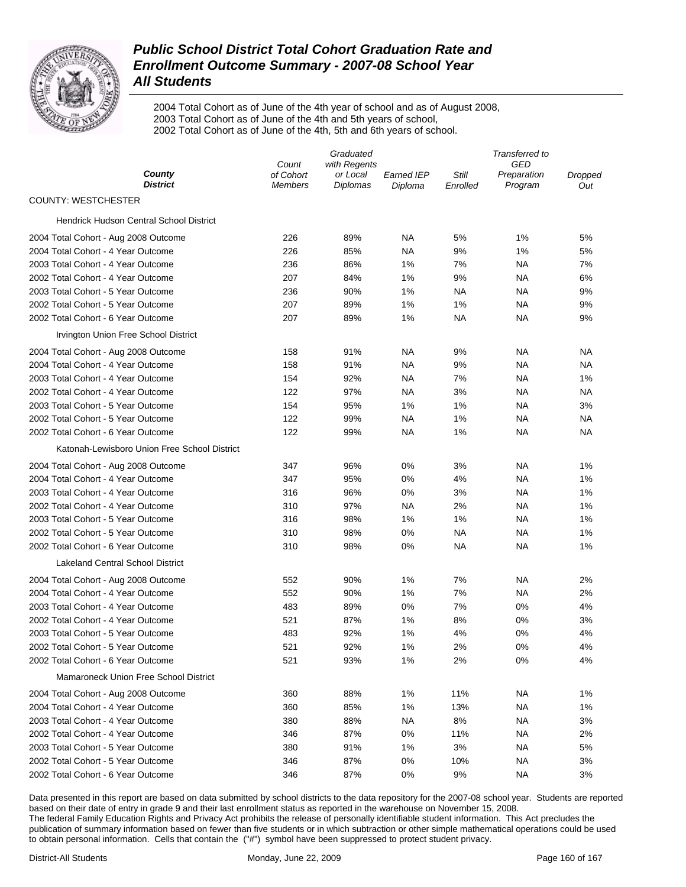# Public School District Total Cohort Graduation Rate and Enrollment Outcome Summary - 2007-08 School Year
## All Students

2004 Total Cohort as of June of the 4th year of school and as of August 2008,
2003 Total Cohort as of June of the 4th and 5th years of school,
2002 Total Cohort as of June of the 4th, 5th and 6th years of school.

| *County* / *District* | *Count of Cohort Members* | *Graduated with Regents or Local Diplomas* | *Earned IEP Diploma* | *Still Enrolled* | *Transferred to GED Preparation Program* | *Dropped Out* |
|---|---|---|---|---|---|---|
| COUNTY: WESTCHESTER | | | | | | |
| Hendrick Hudson Central School District | | | | | | |
| 2004 Total Cohort - Aug 2008 Outcome | 226 | 89% | NA | 5% | 1% | 5% |
| 2004 Total Cohort - 4 Year Outcome | 226 | 85% | NA | 9% | 1% | 5% |
| 2003 Total Cohort - 4 Year Outcome | 236 | 86% | 1% | 7% | NA | 7% |
| 2002 Total Cohort - 4 Year Outcome | 207 | 84% | 1% | 9% | NA | 6% |
| 2003 Total Cohort - 5 Year Outcome | 236 | 90% | 1% | NA | NA | 9% |
| 2002 Total Cohort - 5 Year Outcome | 207 | 89% | 1% | 1% | NA | 9% |
| 2002 Total Cohort - 6 Year Outcome | 207 | 89% | 1% | NA | NA | 9% |
| Irvington Union Free School District | | | | | | |
| 2004 Total Cohort - Aug 2008 Outcome | 158 | 91% | NA | 9% | NA | NA |
| 2004 Total Cohort - 4 Year Outcome | 158 | 91% | NA | 9% | NA | NA |
| 2003 Total Cohort - 4 Year Outcome | 154 | 92% | NA | 7% | NA | 1% |
| 2002 Total Cohort - 4 Year Outcome | 122 | 97% | NA | 3% | NA | NA |
| 2003 Total Cohort - 5 Year Outcome | 154 | 95% | 1% | 1% | NA | 3% |
| 2002 Total Cohort - 5 Year Outcome | 122 | 99% | NA | 1% | NA | NA |
| 2002 Total Cohort - 6 Year Outcome | 122 | 99% | NA | 1% | NA | NA |
| Katonah-Lewisboro Union Free School District | | | | | | |
| 2004 Total Cohort - Aug 2008 Outcome | 347 | 96% | 0% | 3% | NA | 1% |
| 2004 Total Cohort - 4 Year Outcome | 347 | 95% | 0% | 4% | NA | 1% |
| 2003 Total Cohort - 4 Year Outcome | 316 | 96% | 0% | 3% | NA | 1% |
| 2002 Total Cohort - 4 Year Outcome | 310 | 97% | NA | 2% | NA | 1% |
| 2003 Total Cohort - 5 Year Outcome | 316 | 98% | 1% | 1% | NA | 1% |
| 2002 Total Cohort - 5 Year Outcome | 310 | 98% | 0% | NA | NA | 1% |
| 2002 Total Cohort - 6 Year Outcome | 310 | 98% | 0% | NA | NA | 1% |
| Lakeland Central School District | | | | | | |
| 2004 Total Cohort - Aug 2008 Outcome | 552 | 90% | 1% | 7% | NA | 2% |
| 2004 Total Cohort - 4 Year Outcome | 552 | 90% | 1% | 7% | NA | 2% |
| 2003 Total Cohort - 4 Year Outcome | 483 | 89% | 0% | 7% | 0% | 4% |
| 2002 Total Cohort - 4 Year Outcome | 521 | 87% | 1% | 8% | 0% | 3% |
| 2003 Total Cohort - 5 Year Outcome | 483 | 92% | 1% | 4% | 0% | 4% |
| 2002 Total Cohort - 5 Year Outcome | 521 | 92% | 1% | 2% | 0% | 4% |
| 2002 Total Cohort - 6 Year Outcome | 521 | 93% | 1% | 2% | 0% | 4% |
| Mamaroneck Union Free School District | | | | | | |
| 2004 Total Cohort - Aug 2008 Outcome | 360 | 88% | 1% | 11% | NA | 1% |
| 2004 Total Cohort - 4 Year Outcome | 360 | 85% | 1% | 13% | NA | 1% |
| 2003 Total Cohort - 4 Year Outcome | 380 | 88% | NA | 8% | NA | 3% |
| 2002 Total Cohort - 4 Year Outcome | 346 | 87% | 0% | 11% | NA | 2% |
| 2003 Total Cohort - 5 Year Outcome | 380 | 91% | 1% | 3% | NA | 5% |
| 2002 Total Cohort - 5 Year Outcome | 346 | 87% | 0% | 10% | NA | 3% |
| 2002 Total Cohort - 6 Year Outcome | 346 | 87% | 0% | 9% | NA | 3% |

Data presented in this report are based on data submitted by school districts to the data repository for the 2007-08 school year. Students are reported based on their date of entry in grade 9 and their last enrollment status as reported in the warehouse on November 15, 2008.
The federal Family Education Rights and Privacy Act prohibits the release of personally identifiable student information. This Act precludes the publication of summary information based on fewer than five students or in which subtraction or other simple mathematical operations could be used to obtain personal information. Cells that contain the ("#") symbol have been suppressed to protect student privacy.

District-All Students Monday, June 22, 2009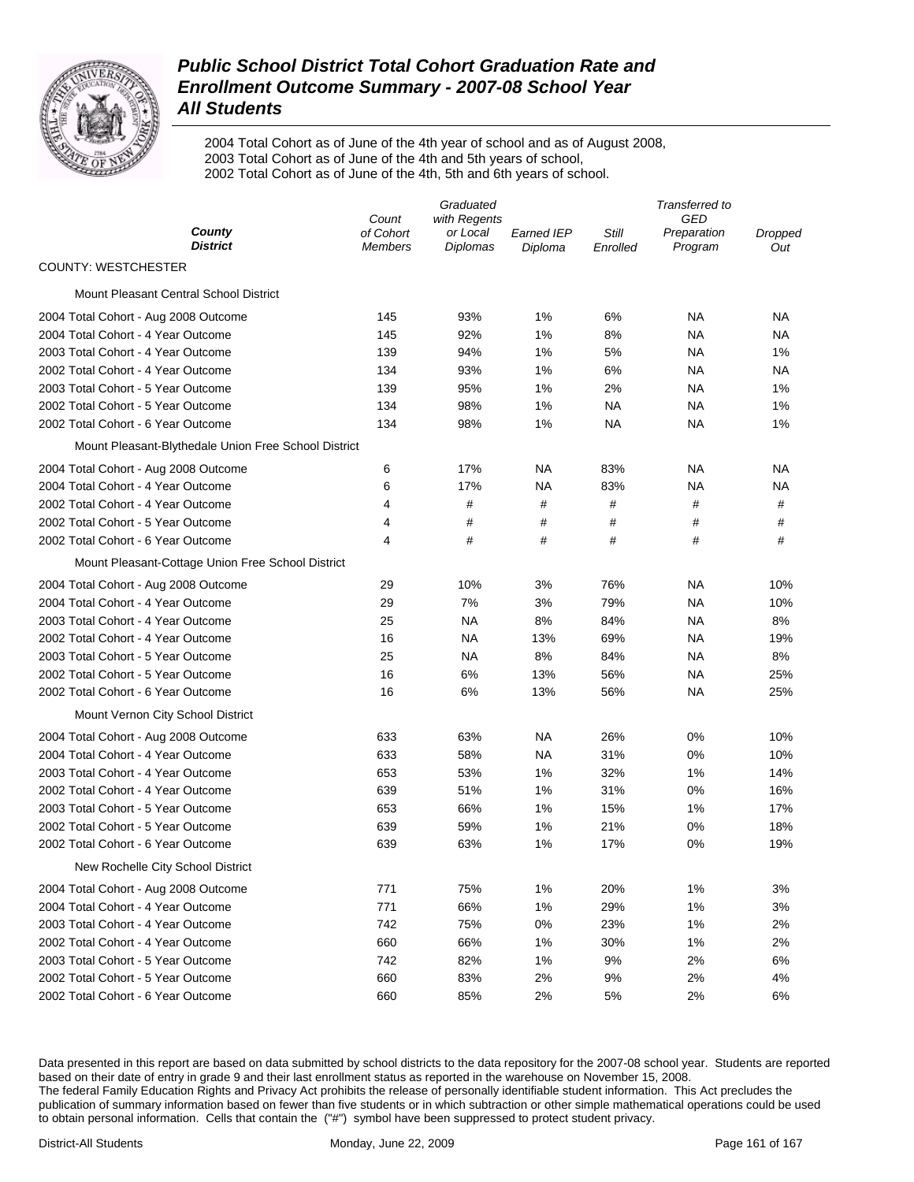# Public School District Total Cohort Graduation Rate and Enrollment Outcome Summary - 2007-08 School Year

## All Students

2004 Total Cohort as of June of the 4th year of school and as of August 2008,
2003 Total Cohort as of June of the 4th and 5th years of school,
2002 Total Cohort as of June of the 4th, 5th and 6th years of school.

| County<br>District | Count of Cohort Members | Graduated with Regents or Local Diplomas | Earned IEP Diploma | Still Enrolled | Transferred to GED Preparation Program | Dropped Out |
|---|---|---|---|---|---|---|
| COUNTY: WESTCHESTER | | | | | | |
| Mount Pleasant Central School District | | | | | | |
| 2004 Total Cohort - Aug 2008 Outcome | 145 | 93% | 1% | 6% | NA | NA |
| 2004 Total Cohort - 4 Year Outcome | 145 | 92% | 1% | 8% | NA | NA |
| 2003 Total Cohort - 4 Year Outcome | 139 | 94% | 1% | 5% | NA | 1% |
| 2002 Total Cohort - 4 Year Outcome | 134 | 93% | 1% | 6% | NA | NA |
| 2003 Total Cohort - 5 Year Outcome | 139 | 95% | 1% | 2% | NA | 1% |
| 2002 Total Cohort - 5 Year Outcome | 134 | 98% | 1% | NA | NA | 1% |
| 2002 Total Cohort - 6 Year Outcome | 134 | 98% | 1% | NA | NA | 1% |
| Mount Pleasant-Blythedale Union Free School District | | | | | | |
| 2004 Total Cohort - Aug 2008 Outcome | 6 | 17% | NA | 83% | NA | NA |
| 2004 Total Cohort - 4 Year Outcome | 6 | 17% | NA | 83% | NA | NA |
| 2002 Total Cohort - 4 Year Outcome | 4 | # | # | # | # | # |
| 2002 Total Cohort - 5 Year Outcome | 4 | # | # | # | # | # |
| 2002 Total Cohort - 6 Year Outcome | 4 | # | # | # | # | # |
| Mount Pleasant-Cottage Union Free School District | | | | | | |
| 2004 Total Cohort - Aug 2008 Outcome | 29 | 10% | 3% | 76% | NA | 10% |
| 2004 Total Cohort - 4 Year Outcome | 29 | 7% | 3% | 79% | NA | 10% |
| 2003 Total Cohort - 4 Year Outcome | 25 | NA | 8% | 84% | NA | 8% |
| 2002 Total Cohort - 4 Year Outcome | 16 | NA | 13% | 69% | NA | 19% |
| 2003 Total Cohort - 5 Year Outcome | 25 | NA | 8% | 84% | NA | 8% |
| 2002 Total Cohort - 5 Year Outcome | 16 | 6% | 13% | 56% | NA | 25% |
| 2002 Total Cohort - 6 Year Outcome | 16 | 6% | 13% | 56% | NA | 25% |
| Mount Vernon City School District | | | | | | |
| 2004 Total Cohort - Aug 2008 Outcome | 633 | 63% | NA | 26% | 0% | 10% |
| 2004 Total Cohort - 4 Year Outcome | 633 | 58% | NA | 31% | 0% | 10% |
| 2003 Total Cohort - 4 Year Outcome | 653 | 53% | 1% | 32% | 1% | 14% |
| 2002 Total Cohort - 4 Year Outcome | 639 | 51% | 1% | 31% | 0% | 16% |
| 2003 Total Cohort - 5 Year Outcome | 653 | 66% | 1% | 15% | 1% | 17% |
| 2002 Total Cohort - 5 Year Outcome | 639 | 59% | 1% | 21% | 0% | 18% |
| 2002 Total Cohort - 6 Year Outcome | 639 | 63% | 1% | 17% | 0% | 19% |
| New Rochelle City School District | | | | | | |
| 2004 Total Cohort - Aug 2008 Outcome | 771 | 75% | 1% | 20% | 1% | 3% |
| 2004 Total Cohort - 4 Year Outcome | 771 | 66% | 1% | 29% | 1% | 3% |
| 2003 Total Cohort - 4 Year Outcome | 742 | 75% | 0% | 23% | 1% | 2% |
| 2002 Total Cohort - 4 Year Outcome | 660 | 66% | 1% | 30% | 1% | 2% |
| 2003 Total Cohort - 5 Year Outcome | 742 | 82% | 1% | 9% | 2% | 6% |
| 2002 Total Cohort - 5 Year Outcome | 660 | 83% | 2% | 9% | 2% | 4% |
| 2002 Total Cohort - 6 Year Outcome | 660 | 85% | 2% | 5% | 2% | 6% |

Data presented in this report are based on data submitted by school districts to the data repository for the 2007-08 school year. Students are reported based on their date of entry in grade 9 and their last enrollment status as reported in the warehouse on November 15, 2008.
The federal Family Education Rights and Privacy Act prohibits the release of personally identifiable student information. This Act precludes the publication of summary information based on fewer than five students or in which subtraction or other simple mathematical operations could be used to obtain personal information. Cells that contain the ("#") symbol have been suppressed to protect student privacy.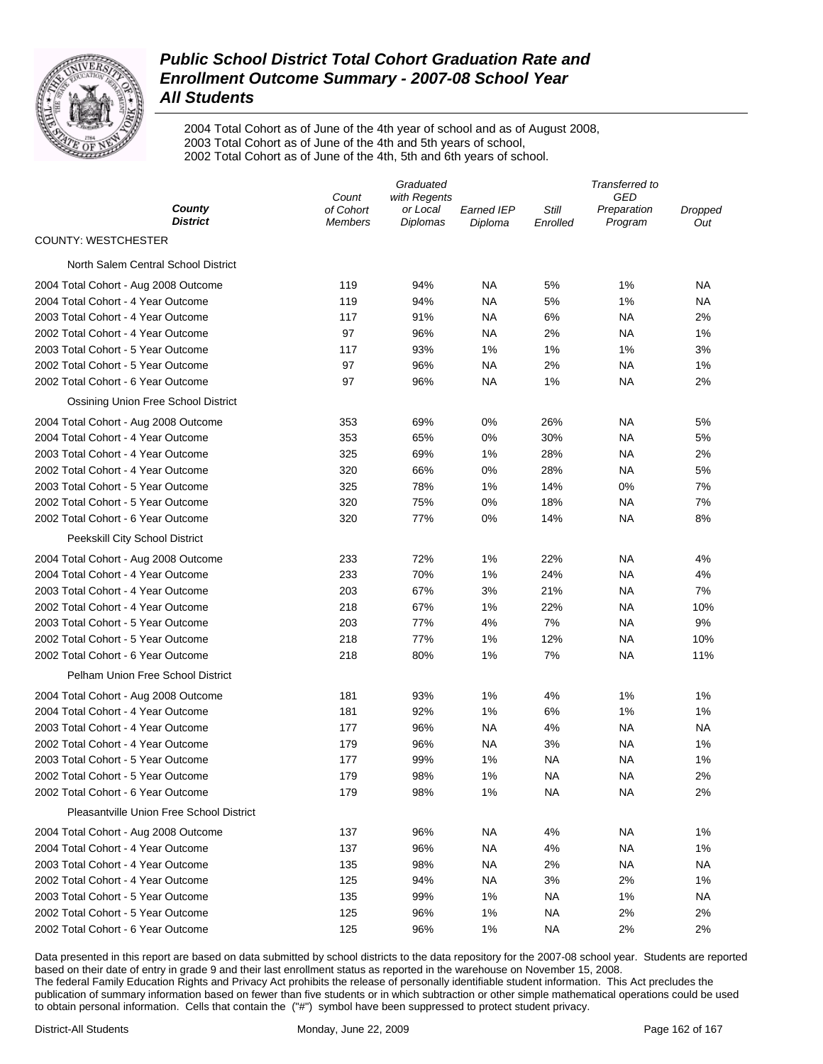# Public School District Total Cohort Graduation Rate and Enrollment Outcome Summary - 2007-08 School Year

## All Students

2004 Total Cohort as of June of the 4th year of school and as of August 2008,
2003 Total Cohort as of June of the 4th and 5th years of school,
2002 Total Cohort as of June of the 4th, 5th and 6th years of school.

| County / District | Count of Cohort Members | Graduated with Regents or Local Diplomas | Earned IEP Diploma | Still Enrolled | Transferred to GED Preparation Program | Dropped Out |
|---|---|---|---|---|---|---|
| **COUNTY: WESTCHESTER** | | | | | | |
| North Salem Central School District | | | | | | |
| 2004 Total Cohort - Aug 2008 Outcome | 119 | 94% | NA | 5% | 1% | NA |
| 2004 Total Cohort - 4 Year Outcome | 119 | 94% | NA | 5% | 1% | NA |
| 2003 Total Cohort - 4 Year Outcome | 117 | 91% | NA | 6% | NA | 2% |
| 2002 Total Cohort - 4 Year Outcome | 97 | 96% | NA | 2% | NA | 1% |
| 2003 Total Cohort - 5 Year Outcome | 117 | 93% | 1% | 1% | 1% | 3% |
| 2002 Total Cohort - 5 Year Outcome | 97 | 96% | NA | 2% | NA | 1% |
| 2002 Total Cohort - 6 Year Outcome | 97 | 96% | NA | 1% | NA | 2% |
| Ossining Union Free School District | | | | | | |
| 2004 Total Cohort - Aug 2008 Outcome | 353 | 69% | 0% | 26% | NA | 5% |
| 2004 Total Cohort - 4 Year Outcome | 353 | 65% | 0% | 30% | NA | 5% |
| 2003 Total Cohort - 4 Year Outcome | 325 | 69% | 1% | 28% | NA | 2% |
| 2002 Total Cohort - 4 Year Outcome | 320 | 66% | 0% | 28% | NA | 5% |
| 2003 Total Cohort - 5 Year Outcome | 325 | 78% | 1% | 14% | 0% | 7% |
| 2002 Total Cohort - 5 Year Outcome | 320 | 75% | 0% | 18% | NA | 7% |
| 2002 Total Cohort - 6 Year Outcome | 320 | 77% | 0% | 14% | NA | 8% |
| Peekskill City School District | | | | | | |
| 2004 Total Cohort - Aug 2008 Outcome | 233 | 72% | 1% | 22% | NA | 4% |
| 2004 Total Cohort - 4 Year Outcome | 233 | 70% | 1% | 24% | NA | 4% |
| 2003 Total Cohort - 4 Year Outcome | 203 | 67% | 3% | 21% | NA | 7% |
| 2002 Total Cohort - 4 Year Outcome | 218 | 67% | 1% | 22% | NA | 10% |
| 2003 Total Cohort - 5 Year Outcome | 203 | 77% | 4% | 7% | NA | 9% |
| 2002 Total Cohort - 5 Year Outcome | 218 | 77% | 1% | 12% | NA | 10% |
| 2002 Total Cohort - 6 Year Outcome | 218 | 80% | 1% | 7% | NA | 11% |
| Pelham Union Free School District | | | | | | |
| 2004 Total Cohort - Aug 2008 Outcome | 181 | 93% | 1% | 4% | 1% | 1% |
| 2004 Total Cohort - 4 Year Outcome | 181 | 92% | 1% | 6% | 1% | 1% |
| 2003 Total Cohort - 4 Year Outcome | 177 | 96% | NA | 4% | NA | NA |
| 2002 Total Cohort - 4 Year Outcome | 179 | 96% | NA | 3% | NA | 1% |
| 2003 Total Cohort - 5 Year Outcome | 177 | 99% | 1% | NA | NA | 1% |
| 2002 Total Cohort - 5 Year Outcome | 179 | 98% | 1% | NA | NA | 2% |
| 2002 Total Cohort - 6 Year Outcome | 179 | 98% | 1% | NA | NA | 2% |
| Pleasantville Union Free School District | | | | | | |
| 2004 Total Cohort - Aug 2008 Outcome | 137 | 96% | NA | 4% | NA | 1% |
| 2004 Total Cohort - 4 Year Outcome | 137 | 96% | NA | 4% | NA | 1% |
| 2003 Total Cohort - 4 Year Outcome | 135 | 98% | NA | 2% | NA | NA |
| 2002 Total Cohort - 4 Year Outcome | 125 | 94% | NA | 3% | 2% | 1% |
| 2003 Total Cohort - 5 Year Outcome | 135 | 99% | 1% | NA | 1% | NA |
| 2002 Total Cohort - 5 Year Outcome | 125 | 96% | 1% | NA | 2% | 2% |
| 2002 Total Cohort - 6 Year Outcome | 125 | 96% | 1% | NA | 2% | 2% |

Data presented in this report are based on data submitted by school districts to the data repository for the 2007-08 school year. Students are reported based on their date of entry in grade 9 and their last enrollment status as reported in the warehouse on November 15, 2008.
The federal Family Education Rights and Privacy Act prohibits the release of personally identifiable student information. This Act precludes the publication of summary information based on fewer than five students or in which subtraction or other simple mathematical operations could be used to obtain personal information. Cells that contain the ("#") symbol have been suppressed to protect student privacy.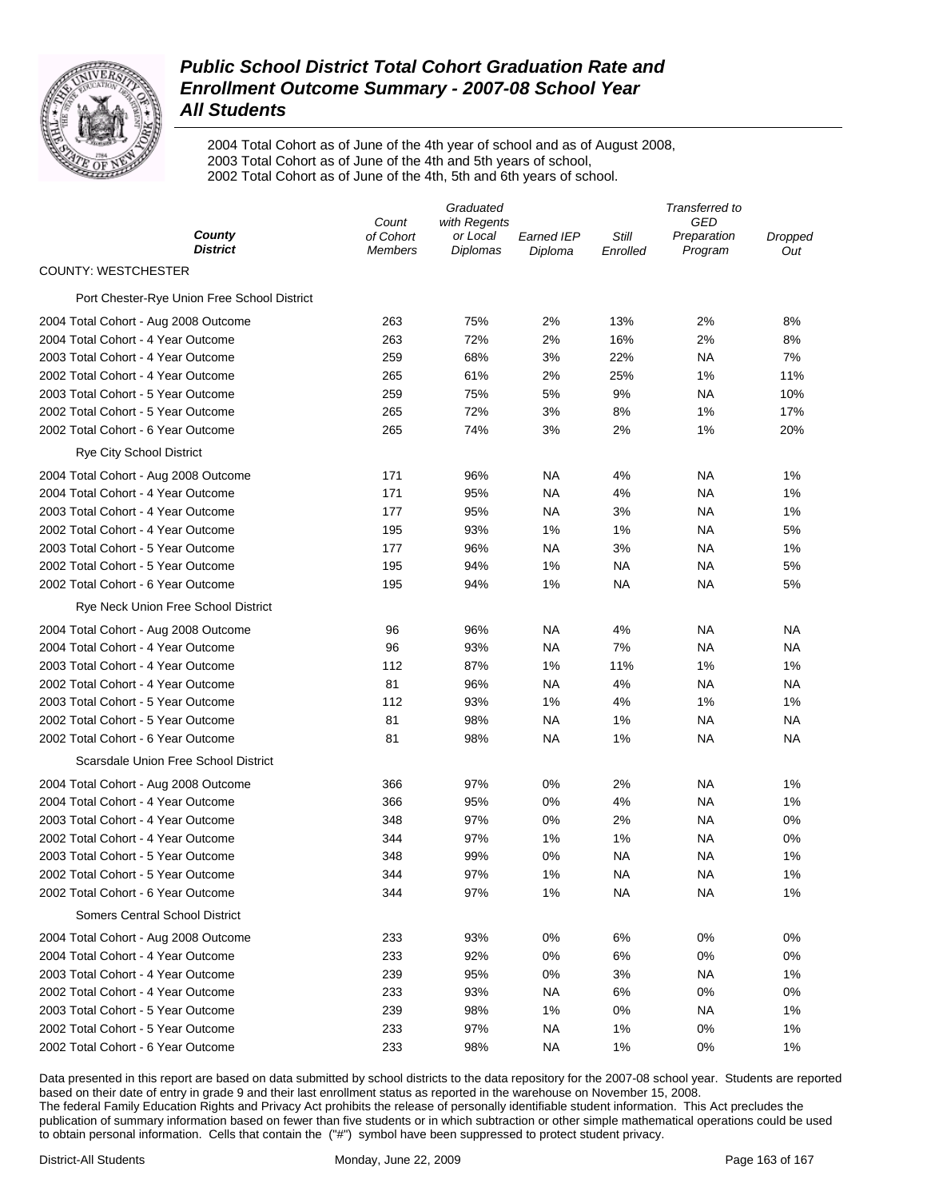# Public School District Total Cohort Graduation Rate and Enrollment Outcome Summary - 2007-08 School Year

## All Students

2004 Total Cohort as of June of the 4th year of school and as of August 2008,
2003 Total Cohort as of June of the 4th and 5th years of school,
2002 Total Cohort as of June of the 4th, 5th and 6th years of school.

| County / District | Count of Cohort Members | Graduated with Regents or Local Diplomas | Earned IEP Diploma | Still Enrolled | Transferred to GED Preparation Program | Dropped Out |
|---|---|---|---|---|---|---|
| **COUNTY: WESTCHESTER** | | | | | | |
| Port Chester-Rye Union Free School District | | | | | | |
| 2004 Total Cohort - Aug 2008 Outcome | 263 | 75% | 2% | 13% | 2% | 8% |
| 2004 Total Cohort - 4 Year Outcome | 263 | 72% | 2% | 16% | 2% | 8% |
| 2003 Total Cohort - 4 Year Outcome | 259 | 68% | 3% | 22% | NA | 7% |
| 2002 Total Cohort - 4 Year Outcome | 265 | 61% | 2% | 25% | 1% | 11% |
| 2003 Total Cohort - 5 Year Outcome | 259 | 75% | 5% | 9% | NA | 10% |
| 2002 Total Cohort - 5 Year Outcome | 265 | 72% | 3% | 8% | 1% | 17% |
| 2002 Total Cohort - 6 Year Outcome | 265 | 74% | 3% | 2% | 1% | 20% |
| Rye City School District | | | | | | |
| 2004 Total Cohort - Aug 2008 Outcome | 171 | 96% | NA | 4% | NA | 1% |
| 2004 Total Cohort - 4 Year Outcome | 171 | 95% | NA | 4% | NA | 1% |
| 2003 Total Cohort - 4 Year Outcome | 177 | 95% | NA | 3% | NA | 1% |
| 2002 Total Cohort - 4 Year Outcome | 195 | 93% | 1% | 1% | NA | 5% |
| 2003 Total Cohort - 5 Year Outcome | 177 | 96% | NA | 3% | NA | 1% |
| 2002 Total Cohort - 5 Year Outcome | 195 | 94% | 1% | NA | NA | 5% |
| 2002 Total Cohort - 6 Year Outcome | 195 | 94% | 1% | NA | NA | 5% |
| Rye Neck Union Free School District | | | | | | |
| 2004 Total Cohort - Aug 2008 Outcome | 96 | 96% | NA | 4% | NA | NA |
| 2004 Total Cohort - 4 Year Outcome | 96 | 93% | NA | 7% | NA | NA |
| 2003 Total Cohort - 4 Year Outcome | 112 | 87% | 1% | 11% | 1% | 1% |
| 2002 Total Cohort - 4 Year Outcome | 81 | 96% | NA | 4% | NA | NA |
| 2003 Total Cohort - 5 Year Outcome | 112 | 93% | 1% | 4% | 1% | 1% |
| 2002 Total Cohort - 5 Year Outcome | 81 | 98% | NA | 1% | NA | NA |
| 2002 Total Cohort - 6 Year Outcome | 81 | 98% | NA | 1% | NA | NA |
| Scarsdale Union Free School District | | | | | | |
| 2004 Total Cohort - Aug 2008 Outcome | 366 | 97% | 0% | 2% | NA | 1% |
| 2004 Total Cohort - 4 Year Outcome | 366 | 95% | 0% | 4% | NA | 1% |
| 2003 Total Cohort - 4 Year Outcome | 348 | 97% | 0% | 2% | NA | 0% |
| 2002 Total Cohort - 4 Year Outcome | 344 | 97% | 1% | 1% | NA | 0% |
| 2003 Total Cohort - 5 Year Outcome | 348 | 99% | 0% | NA | NA | 1% |
| 2002 Total Cohort - 5 Year Outcome | 344 | 97% | 1% | NA | NA | 1% |
| 2002 Total Cohort - 6 Year Outcome | 344 | 97% | 1% | NA | NA | 1% |
| Somers Central School District | | | | | | |
| 2004 Total Cohort - Aug 2008 Outcome | 233 | 93% | 0% | 6% | 0% | 0% |
| 2004 Total Cohort - 4 Year Outcome | 233 | 92% | 0% | 6% | 0% | 0% |
| 2003 Total Cohort - 4 Year Outcome | 239 | 95% | 0% | 3% | NA | 1% |
| 2002 Total Cohort - 4 Year Outcome | 233 | 93% | NA | 6% | 0% | 0% |
| 2003 Total Cohort - 5 Year Outcome | 239 | 98% | 1% | 0% | NA | 1% |
| 2002 Total Cohort - 5 Year Outcome | 233 | 97% | NA | 1% | 0% | 1% |
| 2002 Total Cohort - 6 Year Outcome | 233 | 98% | NA | 1% | 0% | 1% |

Data presented in this report are based on data submitted by school districts to the data repository for the 2007-08 school year. Students are reported based on their date of entry in grade 9 and their last enrollment status as reported in the warehouse on November 15, 2008.
The federal Family Education Rights and Privacy Act prohibits the release of personally identifiable student information. This Act precludes the publication of summary information based on fewer than five students or in which subtraction or other simple mathematical operations could be used to obtain personal information. Cells that contain the ("#") symbol have been suppressed to protect student privacy.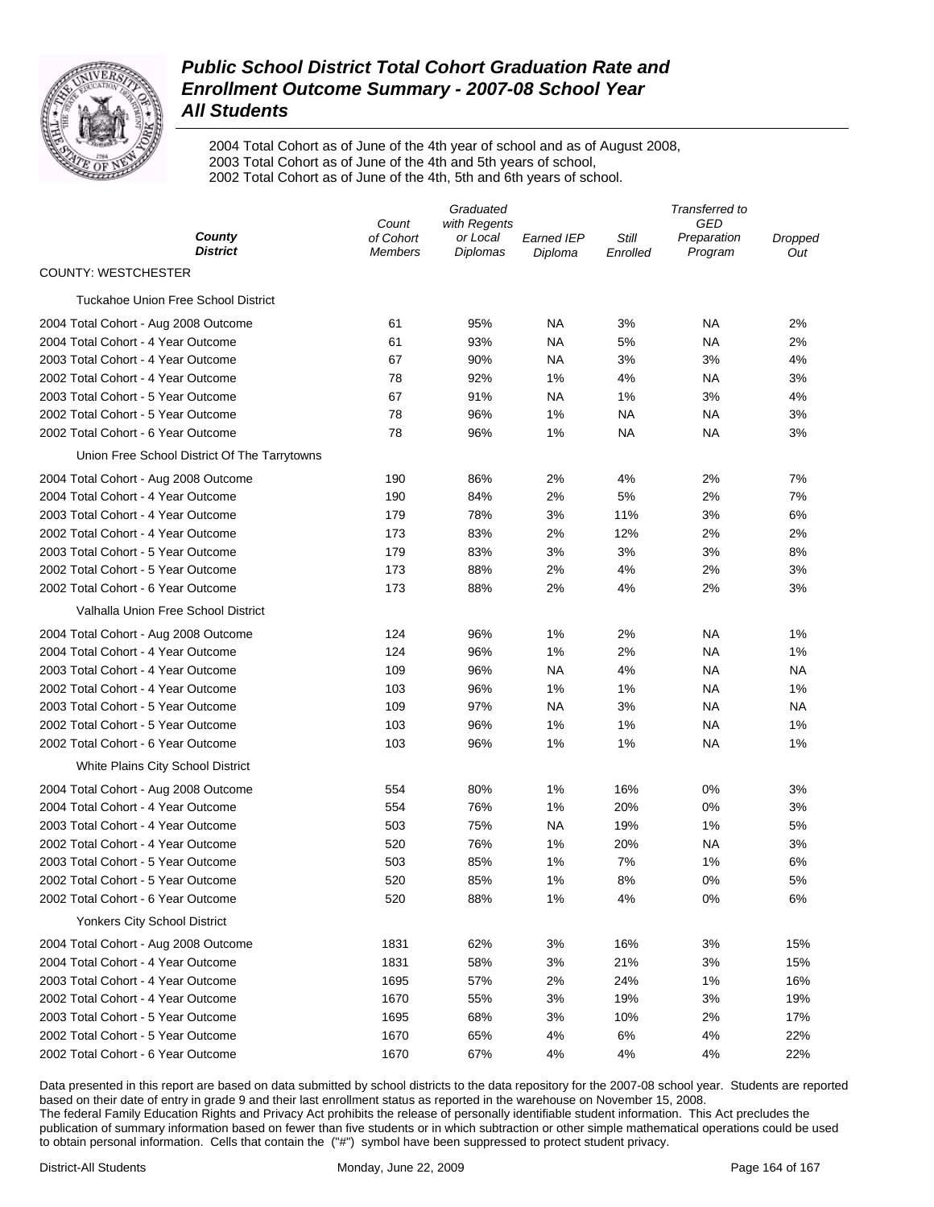# Public School District Total Cohort Graduation Rate and Enrollment Outcome Summary - 2007-08 School Year
## All Students

2004 Total Cohort as of June of the 4th year of school and as of August 2008,
2003 Total Cohort as of June of the 4th and 5th years of school,
2002 Total Cohort as of June of the 4th, 5th and 6th years of school.

| County / District | Count of Cohort Members | Graduated with Regents or Local Diplomas | Earned IEP Diploma | Still Enrolled | Transferred to GED Preparation Program | Dropped Out |
|---|---|---|---|---|---|---|
| COUNTY: WESTCHESTER | | | | | | |
| Tuckahoe Union Free School District | | | | | | |
| 2004 Total Cohort - Aug 2008 Outcome | 61 | 95% | NA | 3% | NA | 2% |
| 2004 Total Cohort - 4 Year Outcome | 61 | 93% | NA | 5% | NA | 2% |
| 2003 Total Cohort - 4 Year Outcome | 67 | 90% | NA | 3% | 3% | 4% |
| 2002 Total Cohort - 4 Year Outcome | 78 | 92% | 1% | 4% | NA | 3% |
| 2003 Total Cohort - 5 Year Outcome | 67 | 91% | NA | 1% | 3% | 4% |
| 2002 Total Cohort - 5 Year Outcome | 78 | 96% | 1% | NA | NA | 3% |
| 2002 Total Cohort - 6 Year Outcome | 78 | 96% | 1% | NA | NA | 3% |
| Union Free School District Of The Tarrytowns | | | | | | |
| 2004 Total Cohort - Aug 2008 Outcome | 190 | 86% | 2% | 4% | 2% | 7% |
| 2004 Total Cohort - 4 Year Outcome | 190 | 84% | 2% | 5% | 2% | 7% |
| 2003 Total Cohort - 4 Year Outcome | 179 | 78% | 3% | 11% | 3% | 6% |
| 2002 Total Cohort - 4 Year Outcome | 173 | 83% | 2% | 12% | 2% | 2% |
| 2003 Total Cohort - 5 Year Outcome | 179 | 83% | 3% | 3% | 3% | 8% |
| 2002 Total Cohort - 5 Year Outcome | 173 | 88% | 2% | 4% | 2% | 3% |
| 2002 Total Cohort - 6 Year Outcome | 173 | 88% | 2% | 4% | 2% | 3% |
| Valhalla Union Free School District | | | | | | |
| 2004 Total Cohort - Aug 2008 Outcome | 124 | 96% | 1% | 2% | NA | 1% |
| 2004 Total Cohort - 4 Year Outcome | 124 | 96% | 1% | 2% | NA | 1% |
| 2003 Total Cohort - 4 Year Outcome | 109 | 96% | NA | 4% | NA | NA |
| 2002 Total Cohort - 4 Year Outcome | 103 | 96% | 1% | 1% | NA | 1% |
| 2003 Total Cohort - 5 Year Outcome | 109 | 97% | NA | 3% | NA | NA |
| 2002 Total Cohort - 5 Year Outcome | 103 | 96% | 1% | 1% | NA | 1% |
| 2002 Total Cohort - 6 Year Outcome | 103 | 96% | 1% | 1% | NA | 1% |
| White Plains City School District | | | | | | |
| 2004 Total Cohort - Aug 2008 Outcome | 554 | 80% | 1% | 16% | 0% | 3% |
| 2004 Total Cohort - 4 Year Outcome | 554 | 76% | 1% | 20% | 0% | 3% |
| 2003 Total Cohort - 4 Year Outcome | 503 | 75% | NA | 19% | 1% | 5% |
| 2002 Total Cohort - 4 Year Outcome | 520 | 76% | 1% | 20% | NA | 3% |
| 2003 Total Cohort - 5 Year Outcome | 503 | 85% | 1% | 7% | 1% | 6% |
| 2002 Total Cohort - 5 Year Outcome | 520 | 85% | 1% | 8% | 0% | 5% |
| 2002 Total Cohort - 6 Year Outcome | 520 | 88% | 1% | 4% | 0% | 6% |
| Yonkers City School District | | | | | | |
| 2004 Total Cohort - Aug 2008 Outcome | 1831 | 62% | 3% | 16% | 3% | 15% |
| 2004 Total Cohort - 4 Year Outcome | 1831 | 58% | 3% | 21% | 3% | 15% |
| 2003 Total Cohort - 4 Year Outcome | 1695 | 57% | 2% | 24% | 1% | 16% |
| 2002 Total Cohort - 4 Year Outcome | 1670 | 55% | 3% | 19% | 3% | 19% |
| 2003 Total Cohort - 5 Year Outcome | 1695 | 68% | 3% | 10% | 2% | 17% |
| 2002 Total Cohort - 5 Year Outcome | 1670 | 65% | 4% | 6% | 4% | 22% |
| 2002 Total Cohort - 6 Year Outcome | 1670 | 67% | 4% | 4% | 4% | 22% |

Data presented in this report are based on data submitted by school districts to the data repository for the 2007-08 school year. Students are reported based on their date of entry in grade 9 and their last enrollment status as reported in the warehouse on November 15, 2008.
The federal Family Education Rights and Privacy Act prohibits the release of personally identifiable student information. This Act precludes the publication of summary information based on fewer than five students or in which subtraction or other simple mathematical operations could be used to obtain personal information. Cells that contain the ("#") symbol have been suppressed to protect student privacy.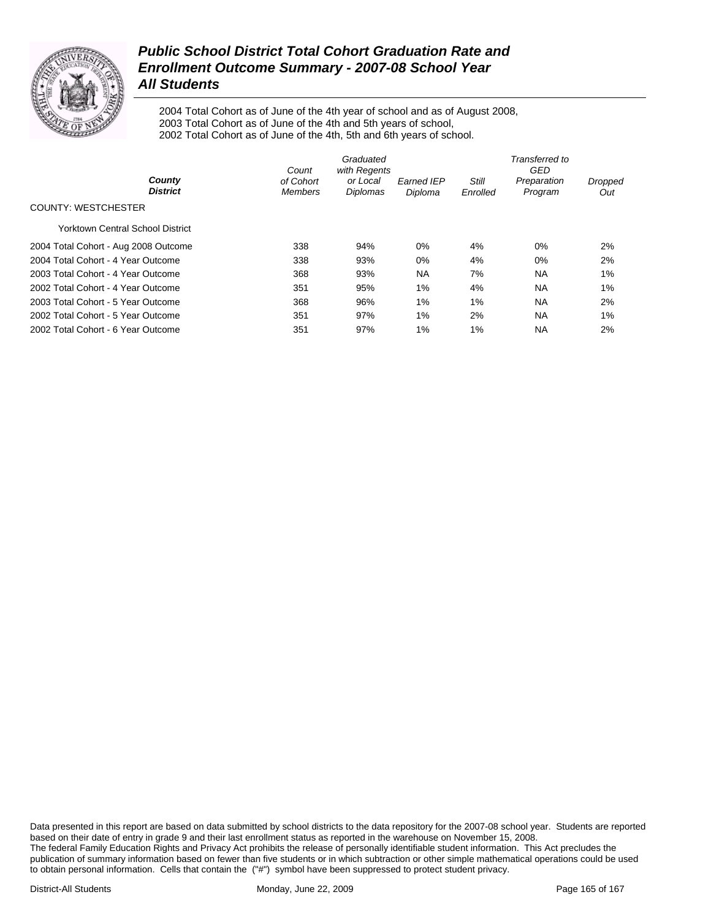# Public School District Total Cohort Graduation Rate and Enrollment Outcome Summary - 2007-08 School Year
## All Students

2004 Total Cohort as of June of the 4th year of school and as of August 2008,
2003 Total Cohort as of June of the 4th and 5th years of school,
2002 Total Cohort as of June of the 4th, 5th and 6th years of school.

| *County* *District* | *Count of Cohort Members* | *Graduated with Regents or Local Diplomas* | *Earned IEP Diploma* | *Still Enrolled* | *Transferred to GED Preparation Program* | *Dropped Out* |
|---|---|---|---|---|---|---|
| COUNTY: WESTCHESTER | | | | | | |
| Yorktown Central School District | | | | | | |
| 2004 Total Cohort - Aug 2008 Outcome | 338 | 94% | 0% | 4% | 0% | 2% |
| 2004 Total Cohort - 4 Year Outcome | 338 | 93% | 0% | 4% | 0% | 2% |
| 2003 Total Cohort - 4 Year Outcome | 368 | 93% | NA | 7% | NA | 1% |
| 2002 Total Cohort - 4 Year Outcome | 351 | 95% | 1% | 4% | NA | 1% |
| 2003 Total Cohort - 5 Year Outcome | 368 | 96% | 1% | 1% | NA | 2% |
| 2002 Total Cohort - 5 Year Outcome | 351 | 97% | 1% | 2% | NA | 1% |
| 2002 Total Cohort - 6 Year Outcome | 351 | 97% | 1% | 1% | NA | 2% |

Data presented in this report are based on data submitted by school districts to the data repository for the 2007-08 school year. Students are reported based on their date of entry in grade 9 and their last enrollment status as reported in the warehouse on November 15, 2008.
The federal Family Education Rights and Privacy Act prohibits the release of personally identifiable student information. This Act precludes the publication of summary information based on fewer than five students or in which subtraction or other simple mathematical operations could be used to obtain personal information. Cells that contain the ("#") symbol have been suppressed to protect student privacy.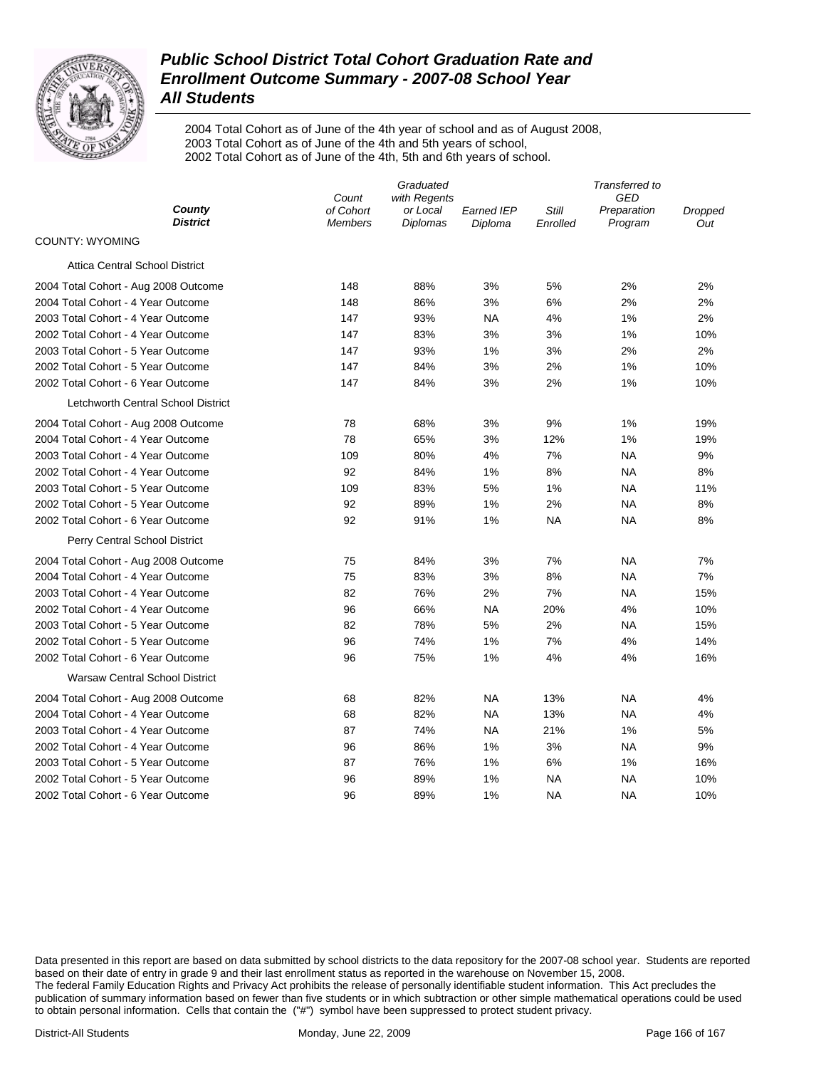# Public School District Total Cohort Graduation Rate and Enrollment Outcome Summary - 2007-08 School Year
## All Students

2004 Total Cohort as of June of the 4th year of school and as of August 2008,
2003 Total Cohort as of June of the 4th and 5th years of school,
2002 Total Cohort as of June of the 4th, 5th and 6th years of school.

| County / District | Count of Cohort Members | Graduated with Regents or Local Diplomas | Earned IEP Diploma | Still Enrolled | Transferred to GED Preparation Program | Dropped Out |
|---|---|---|---|---|---|---|
| COUNTY: WYOMING | | | | | | |
| Attica Central School District | | | | | | |
| 2004 Total Cohort - Aug 2008 Outcome | 148 | 88% | 3% | 5% | 2% | 2% |
| 2004 Total Cohort - 4 Year Outcome | 148 | 86% | 3% | 6% | 2% | 2% |
| 2003 Total Cohort - 4 Year Outcome | 147 | 93% | NA | 4% | 1% | 2% |
| 2002 Total Cohort - 4 Year Outcome | 147 | 83% | 3% | 3% | 1% | 10% |
| 2003 Total Cohort - 5 Year Outcome | 147 | 93% | 1% | 3% | 2% | 2% |
| 2002 Total Cohort - 5 Year Outcome | 147 | 84% | 3% | 2% | 1% | 10% |
| 2002 Total Cohort - 6 Year Outcome | 147 | 84% | 3% | 2% | 1% | 10% |
| Letchworth Central School District | | | | | | |
| 2004 Total Cohort - Aug 2008 Outcome | 78 | 68% | 3% | 9% | 1% | 19% |
| 2004 Total Cohort - 4 Year Outcome | 78 | 65% | 3% | 12% | 1% | 19% |
| 2003 Total Cohort - 4 Year Outcome | 109 | 80% | 4% | 7% | NA | 9% |
| 2002 Total Cohort - 4 Year Outcome | 92 | 84% | 1% | 8% | NA | 8% |
| 2003 Total Cohort - 5 Year Outcome | 109 | 83% | 5% | 1% | NA | 11% |
| 2002 Total Cohort - 5 Year Outcome | 92 | 89% | 1% | 2% | NA | 8% |
| 2002 Total Cohort - 6 Year Outcome | 92 | 91% | 1% | NA | NA | 8% |
| Perry Central School District | | | | | | |
| 2004 Total Cohort - Aug 2008 Outcome | 75 | 84% | 3% | 7% | NA | 7% |
| 2004 Total Cohort - 4 Year Outcome | 75 | 83% | 3% | 8% | NA | 7% |
| 2003 Total Cohort - 4 Year Outcome | 82 | 76% | 2% | 7% | NA | 15% |
| 2002 Total Cohort - 4 Year Outcome | 96 | 66% | NA | 20% | 4% | 10% |
| 2003 Total Cohort - 5 Year Outcome | 82 | 78% | 5% | 2% | NA | 15% |
| 2002 Total Cohort - 5 Year Outcome | 96 | 74% | 1% | 7% | 4% | 14% |
| 2002 Total Cohort - 6 Year Outcome | 96 | 75% | 1% | 4% | 4% | 16% |
| Warsaw Central School District | | | | | | |
| 2004 Total Cohort - Aug 2008 Outcome | 68 | 82% | NA | 13% | NA | 4% |
| 2004 Total Cohort - 4 Year Outcome | 68 | 82% | NA | 13% | NA | 4% |
| 2003 Total Cohort - 4 Year Outcome | 87 | 74% | NA | 21% | 1% | 5% |
| 2002 Total Cohort - 4 Year Outcome | 96 | 86% | 1% | 3% | NA | 9% |
| 2003 Total Cohort - 5 Year Outcome | 87 | 76% | 1% | 6% | 1% | 16% |
| 2002 Total Cohort - 5 Year Outcome | 96 | 89% | 1% | NA | NA | 10% |
| 2002 Total Cohort - 6 Year Outcome | 96 | 89% | 1% | NA | NA | 10% |

Data presented in this report are based on data submitted by school districts to the data repository for the 2007-08 school year. Students are reported based on their date of entry in grade 9 and their last enrollment status as reported in the warehouse on November 15, 2008.
The federal Family Education Rights and Privacy Act prohibits the release of personally identifiable student information. This Act precludes the publication of summary information based on fewer than five students or in which subtraction or other simple mathematical operations could be used to obtain personal information. Cells that contain the ("#") symbol have been suppressed to protect student privacy.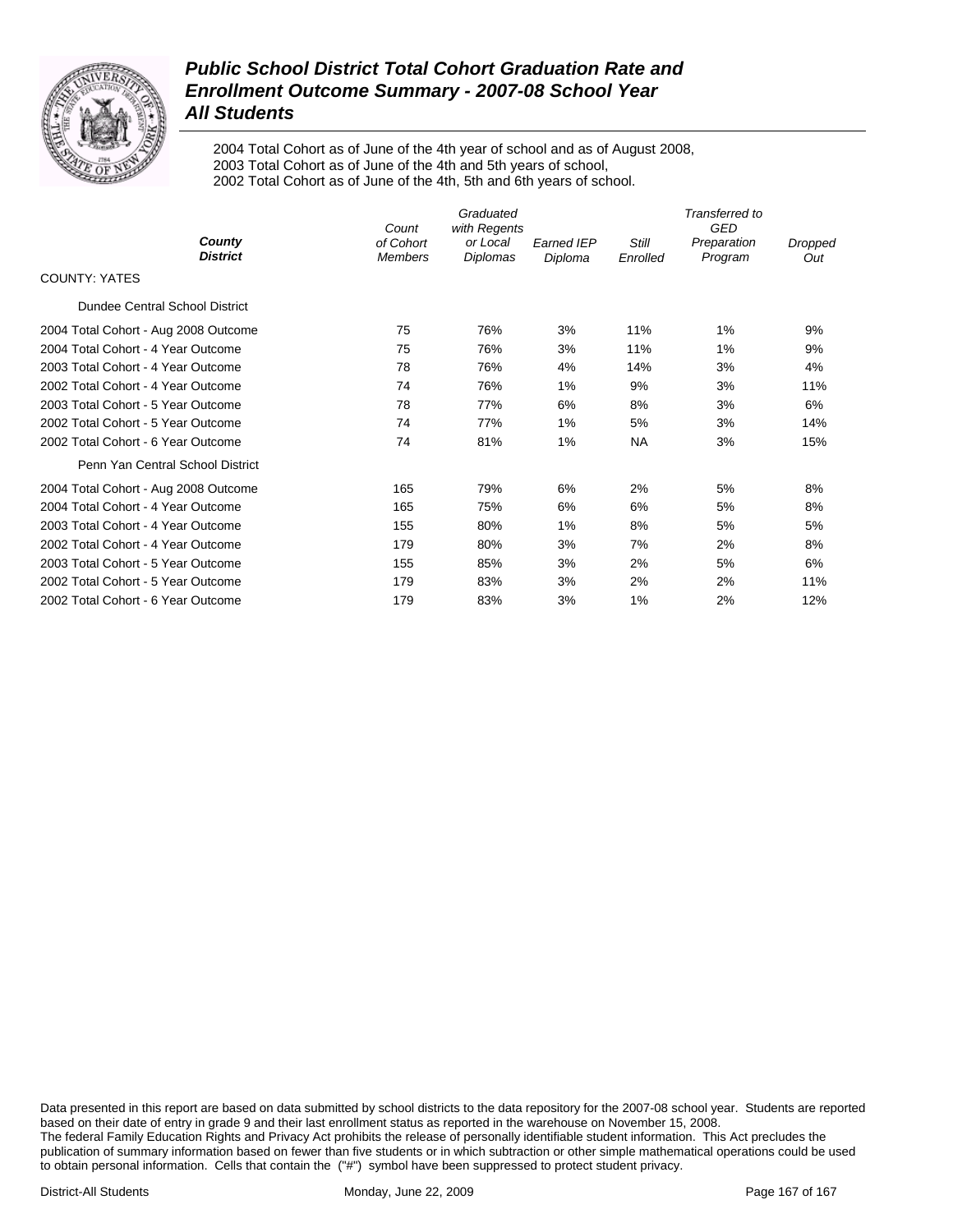# Public School District Total Cohort Graduation Rate and Enrollment Outcome Summary - 2007-08 School Year
## All Students

2004 Total Cohort as of June of the 4th year of school and as of August 2008,
2003 Total Cohort as of June of the 4th and 5th years of school,
2002 Total Cohort as of June of the 4th, 5th and 6th years of school.

| County / District | Count of Cohort Members | Graduated with Regents or Local Diplomas | Earned IEP Diploma | Still Enrolled | Transferred to GED Preparation Program | Dropped Out |
|---|---|---|---|---|---|---|
| COUNTY: YATES | | | | | | |
| Dundee Central School District | | | | | | |
| 2004 Total Cohort - Aug 2008 Outcome | 75 | 76% | 3% | 11% | 1% | 9% |
| 2004 Total Cohort - 4 Year Outcome | 75 | 76% | 3% | 11% | 1% | 9% |
| 2003 Total Cohort - 4 Year Outcome | 78 | 76% | 4% | 14% | 3% | 4% |
| 2002 Total Cohort - 4 Year Outcome | 74 | 76% | 1% | 9% | 3% | 11% |
| 2003 Total Cohort - 5 Year Outcome | 78 | 77% | 6% | 8% | 3% | 6% |
| 2002 Total Cohort - 5 Year Outcome | 74 | 77% | 1% | 5% | 3% | 14% |
| 2002 Total Cohort - 6 Year Outcome | 74 | 81% | 1% | NA | 3% | 15% |
| Penn Yan Central School District | | | | | | |
| 2004 Total Cohort - Aug 2008 Outcome | 165 | 79% | 6% | 2% | 5% | 8% |
| 2004 Total Cohort - 4 Year Outcome | 165 | 75% | 6% | 6% | 5% | 8% |
| 2003 Total Cohort - 4 Year Outcome | 155 | 80% | 1% | 8% | 5% | 5% |
| 2002 Total Cohort - 4 Year Outcome | 179 | 80% | 3% | 7% | 2% | 8% |
| 2003 Total Cohort - 5 Year Outcome | 155 | 85% | 3% | 2% | 5% | 6% |
| 2002 Total Cohort - 5 Year Outcome | 179 | 83% | 3% | 2% | 2% | 11% |
| 2002 Total Cohort - 6 Year Outcome | 179 | 83% | 3% | 1% | 2% | 12% |

Data presented in this report are based on data submitted by school districts to the data repository for the 2007-08 school year. Students are reported based on their date of entry in grade 9 and their last enrollment status as reported in the warehouse on November 15, 2008.
The federal Family Education Rights and Privacy Act prohibits the release of personally identifiable student information. This Act precludes the publication of summary information based on fewer than five students or in which subtraction or other simple mathematical operations could be used to obtain personal information. Cells that contain the ("#") symbol have been suppressed to protect student privacy.

District-All Students    Monday, June 22, 2009